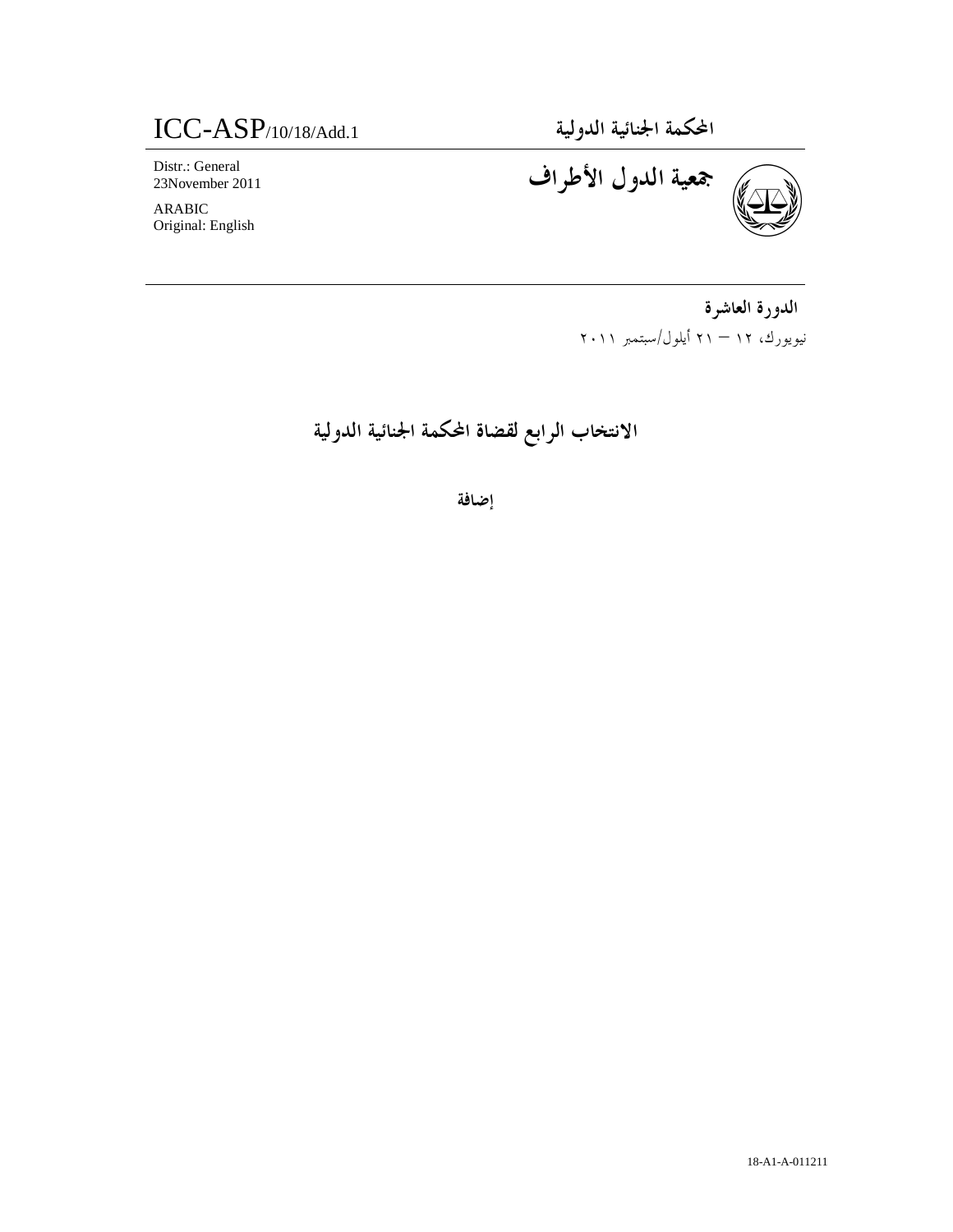ICC-ASP/10/18/Add.1

المحكمة الجنائية الدولية

Distr.: General
23November 2011

ARABIC
Original: English

# جمعية الدول الأطراف

**الدورة العاشرة**

نيويورك، ١٢ – ٢١ أيلول/سبتمبر ٢٠١١

## الانتخاب الرابع لقضاة المحكمة الجنائية الدولية

**إضافة**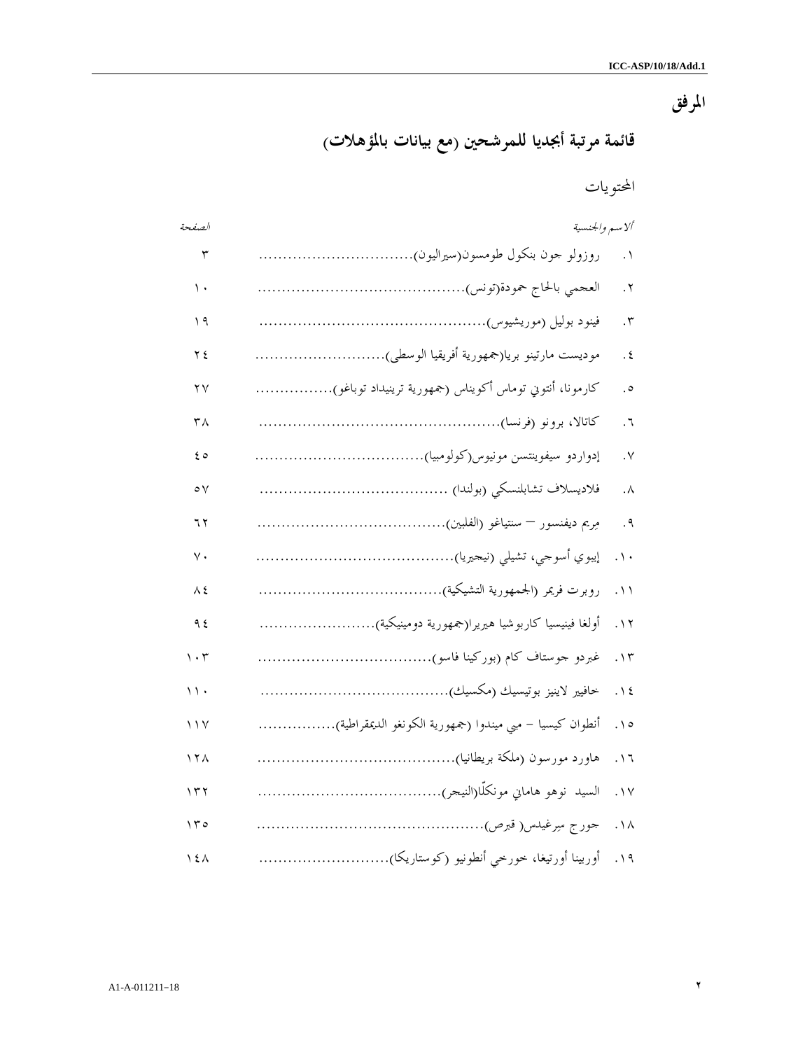# المرفق

## قائمة مرتبة أبجديا للمرشحين (مع بيانات بالمؤهلات)

### المحتويات

| *الاسم والجنسية* | *الصفحة* |
|---|---|
| ١. روزولو جون بنكول طومسون(سيراليون) | ٣ |
| ٢. العجمي بالحاج حمودة(تونس) | ١٠ |
| ٣. فينود بوليل (موريشيوس) | ١٩ |
| ٤. موديست مارتينو بريا(جمهورية أفريقيا الوسطى) | ٢٤ |
| ٥. كارمونا، أنتوني توماس أكويناس (جمهورية ترينيداد توباغو) | ٢٧ |
| ٦. كاتالا، برونو (فرنسا) | ٣٨ |
| ٧. إدواردو سيفوينتسن مونيوس(كولومبيا) | ٤٥ |
| ٨. فلاديسلاف تشابلنسكي (بولندا) | ٥٧ |
| ٩. مريم ديفنسور – سنتياغو (الفلبين) | ٦٢ |
| ١٠. إيبوي أسوجي، تشيلي (نيجيريا) | ٧٠ |
| ١١. روبرت فريمر (الجمهورية التشيكية) | ٨٤ |
| ١٢. أولغا فينيسيا كاربوشيا هيريرا(جمهورية دومينيكية) | ٩٤ |
| ١٣. غبردو جوستاف كام (بوركينا فاسو) | ١٠٣ |
| ١٤. خافيير لاينيز بوتيسيك (مكسيك) | ١١٠ |
| ١٥. أنطوان كيسيا – مبي ميندوا (جمهورية الكونغو الديمقراطية) | ١١٧ |
| ١٦. هاورد مورسون (ملكة بريطانيا) | ١٢٨ |
| ١٧. السيد نوهو هاماني مونكّلا(النيجر) | ١٣٢ |
| ١٨. جورج سيرغيدس( قبرص) | ١٣٥ |
| ١٩. أوربينا أورتيغا، خورخي أنطونيو (كوستاريكا) | ١٤٨ |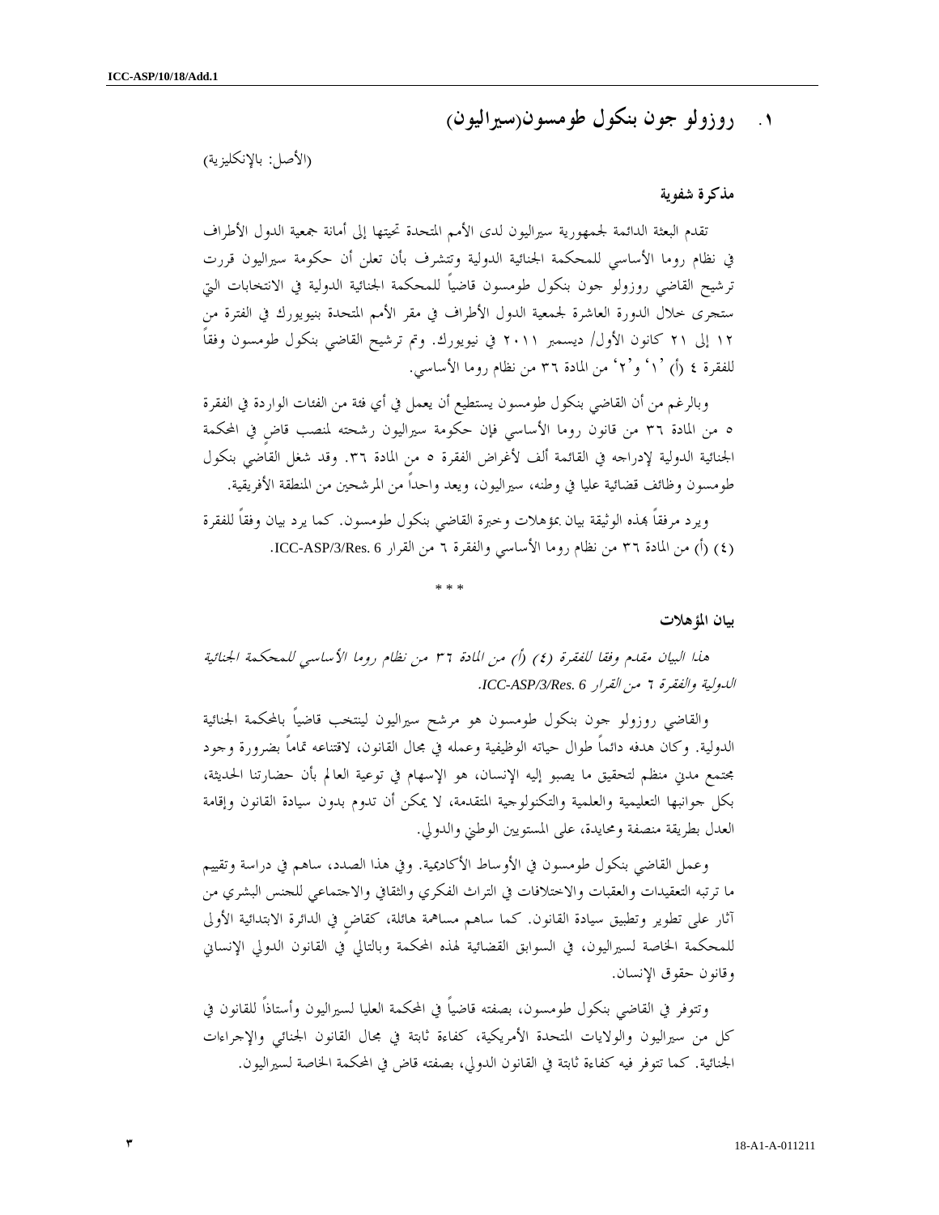## ١. روزولو جون بنكول طومسون(سيراليون)

(الأصل: بالإنكليزية)

**مذكرة شفوية**

تقدم البعثة الدائمة لجمهورية سيراليون لدى الأمم المتحدة تحيتها إلى أمانة جمعية الدول الأطراف في نظام روما الأساسي للمحكمة الجنائية الدولية وتتشرف بأن تعلن أن حكومة سيراليون قررت ترشيح القاضي روزولو جون بنكول طومسون قاضياً للمحكمة الجنائية الدولية في الانتخابات التي ستجرى خلال الدورة العاشرة لجمعية الدول الأطراف في مقر الأمم المتحدة بنيويورك في الفترة من ١٢ إلى ٢١ كانون الأول/ ديسمبر ٢٠١١ في نيويورك. وتم ترشيح القاضي بنكول طومسون وفقاً للفقرة ٤ (أ) '١' و'٢' من المادة ٣٦ من نظام روما الأساسي.

وبالرغم من أن القاضي بنكول طومسون يستطيع أن يعمل في أي فئة من الفئات الواردة في الفقرة ٥ من المادة ٣٦ من قانون روما الأساسي فإن حكومة سيراليون رشحته لمنصب قاضٍ في المحكمة الجنائية الدولية لإدراجه في القائمة ألف لأغراض الفقرة ٥ من المادة ٣٦. وقد شغل القاضي بنكول طومسون وظائف قضائية عليا في وطنه، سيراليون، ويعد واحداً من المرشحين من المنطقة الأفريقية.

ويرد مرفقاً بهذه الوثيقة بيان بمؤهلات وخبرة القاضي بنكول طومسون. كما يرد بيان وفقاً للفقرة (٤) (أ) من المادة ٣٦ من نظام روما الأساسي والفقرة ٦ من القرار ICC-ASP/3/Res. 6.

\* \* \*

**بيان المؤهلات**

*هذا البيان مقدم وفقا للفقرة (٤) (أ) من المادة ٣٦ من نظام روما الأساسي للمحكمة الجنائية الدولية والفقرة ٦ من القرار ICC-ASP/3/Res. 6.*

والقاضي روزولو جون بنكول طومسون هو مرشح سيراليون لينتخب قاضياً بالمحكمة الجنائية الدولية. وكان هدفه دائماً طوال حياته الوظيفية وعمله في مجال القانون، لاقتناعه تماماً بضرورة وجود مجتمع مدني منظم لتحقيق ما يصبو إليه الإنسان، هو الإسهام في توعية العالم بأن حضارتنا الحديثة، بكل جوانبها التعليمية والعلمية والتكنولوجية المتقدمة، لا يمكن أن تدوم بدون سيادة القانون وإقامة العدل بطريقة منصفة ومحايدة، على المستويين الوطني والدولي.

وعمل القاضي بنكول طومسون في الأوساط الأكاديمية. وفي هذا الصدد، ساهم في دراسة وتقييم ما ترتبه التعقيدات والعقبات والاختلافات في التراث الفكري والثقافي والاجتماعي للجنس البشري من آثار على تطوير وتطبيق سيادة القانون. كما ساهم مساهمة هائلة، كقاضٍ في الدائرة الابتدائية الأولى للمحكمة الخاصة لسيراليون، في السوابق القضائية لهذه المحكمة وبالتالي في القانون الدولي الإنساني وقانون حقوق الإنسان.

وتتوفر في القاضي بنكول طومسون، بصفته قاضياً في المحكمة العليا لسيراليون وأستاذاً للقانون في كل من سيراليون والولايات المتحدة الأمريكية، كفاءة ثابتة في مجال القانون الجنائي والإجراءات الجنائية. كما تتوفر فيه كفاءة ثابتة في القانون الدولي، بصفته قاضٍ في المحكمة الخاصة لسيراليون.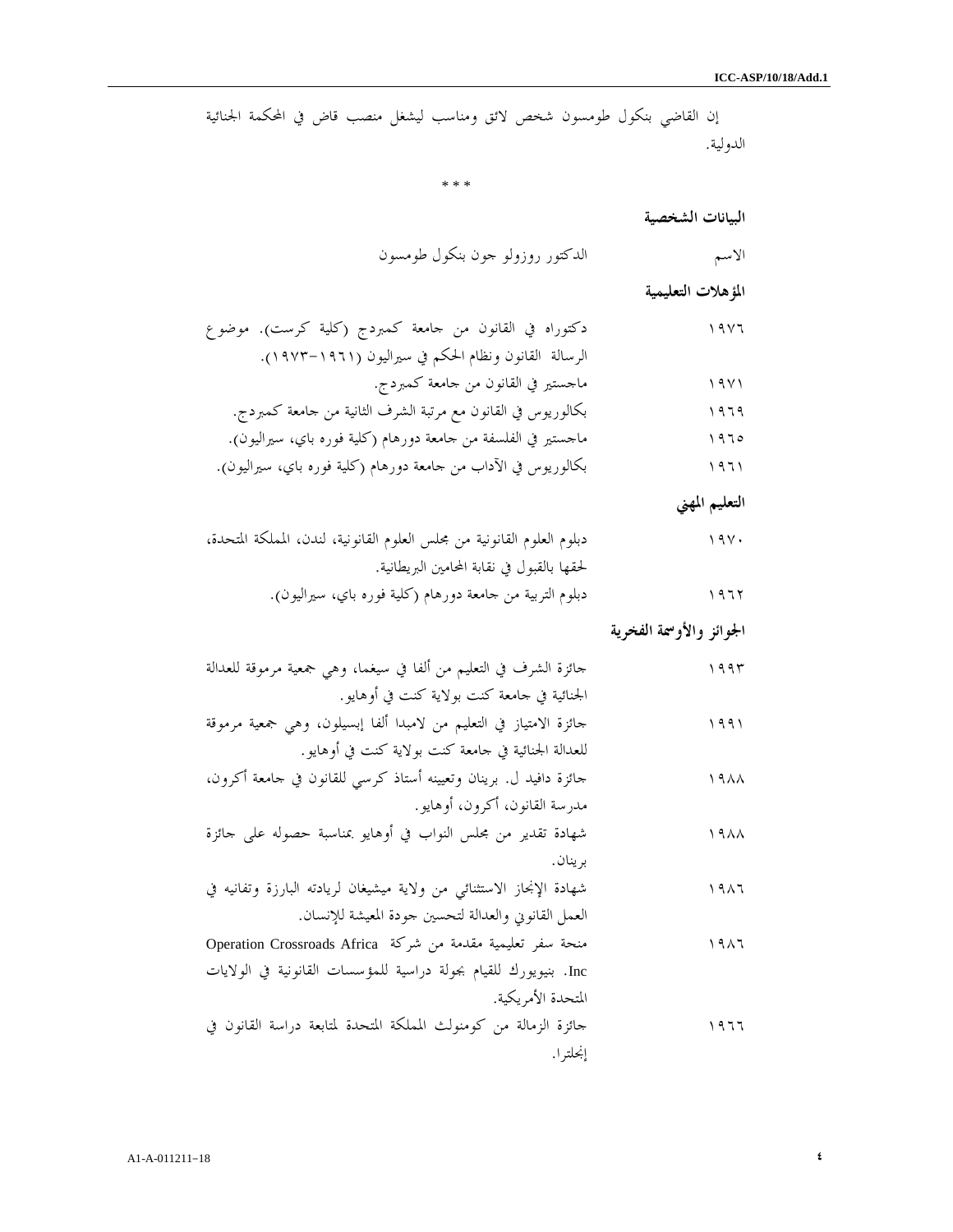إن القاضي بنكول طومسون شخص لائق ومناسب ليشغل منصب قاض في المحكمة الجنائية الدولية.

\* \* \*

**البيانات الشخصية**

| | |
|---|---|
| الاسم | الدكتور روزولو جون بنكول طومسون |

**المؤهلات التعليمية**

| | |
|---|---|
| ١٩٧٦ | دكتوراه في القانون من جامعة كمبردج (كلية كرست). موضوع الرسالة القانون ونظام الحكم في سيراليون (١٩٦١-١٩٧٣). |
| ١٩٧١ | ماجستير في القانون من جامعة كمبردج. |
| ١٩٦٩ | بكالوريوس في القانون مع مرتبة الشرف الثانية من جامعة كمبردج. |
| ١٩٦٥ | ماجستير في الفلسفة من جامعة دورهام (كلية فوره باي، سيراليون). |
| ١٩٦١ | بكالوريوس في الآداب من جامعة دورهام (كلية فوره باي، سيراليون). |

**التعليم المهني**

| | |
|---|---|
| ١٩٧٠ | دبلوم العلوم القانونية من مجلس العلوم القانونية، لندن، المملكة المتحدة، لحقها بالقبول في نقابة المحامين البريطانية. |
| ١٩٦٢ | دبلوم التربية من جامعة دورهام (كلية فوره باي، سيراليون). |

**الجوائز والأوسمة الفخرية**

| | |
|---|---|
| ١٩٩٣ | جائزة الشرف في التعليم من ألفا في سيغما، وهي جمعية مرموقة للعدالة الجنائية في جامعة كنت بولاية كنت في أوهايو. |
| ١٩٩١ | جائزة الامتياز في التعليم من لامبدا ألفا إبسيلون، وهي جمعية مرموقة للعدالة الجنائية في جامعة كنت بولاية كنت في أوهايو. |
| ١٩٨٨ | جائزة دافيد ل. برينان وتعيينه أستاذ كرسي للقانون في جامعة أكرون، مدرسة القانون، أكرون، أوهايو. |
| ١٩٨٨ | شهادة تقدير من مجلس النواب في أوهايو بمناسبة حصوله على جائزة برينان. |
| ١٩٨٦ | شهادة الإنجاز الاستثنائي من ولاية ميشيغان لريادته البارزة وتفانيه في العمل القانوني والعدالة لتحسين جودة المعيشة للإنسان. |
| ١٩٨٦ | منحة سفر تعليمية مقدمة من شركة Operation Crossroads Africa Inc. بنيويورك للقيام بجولة دراسية للمؤسسات القانونية في الولايات المتحدة الأمريكية. |
| ١٩٦٦ | جائزة الزمالة من كومنولث المملكة المتحدة لمتابعة دراسة القانون في إنجلترا. |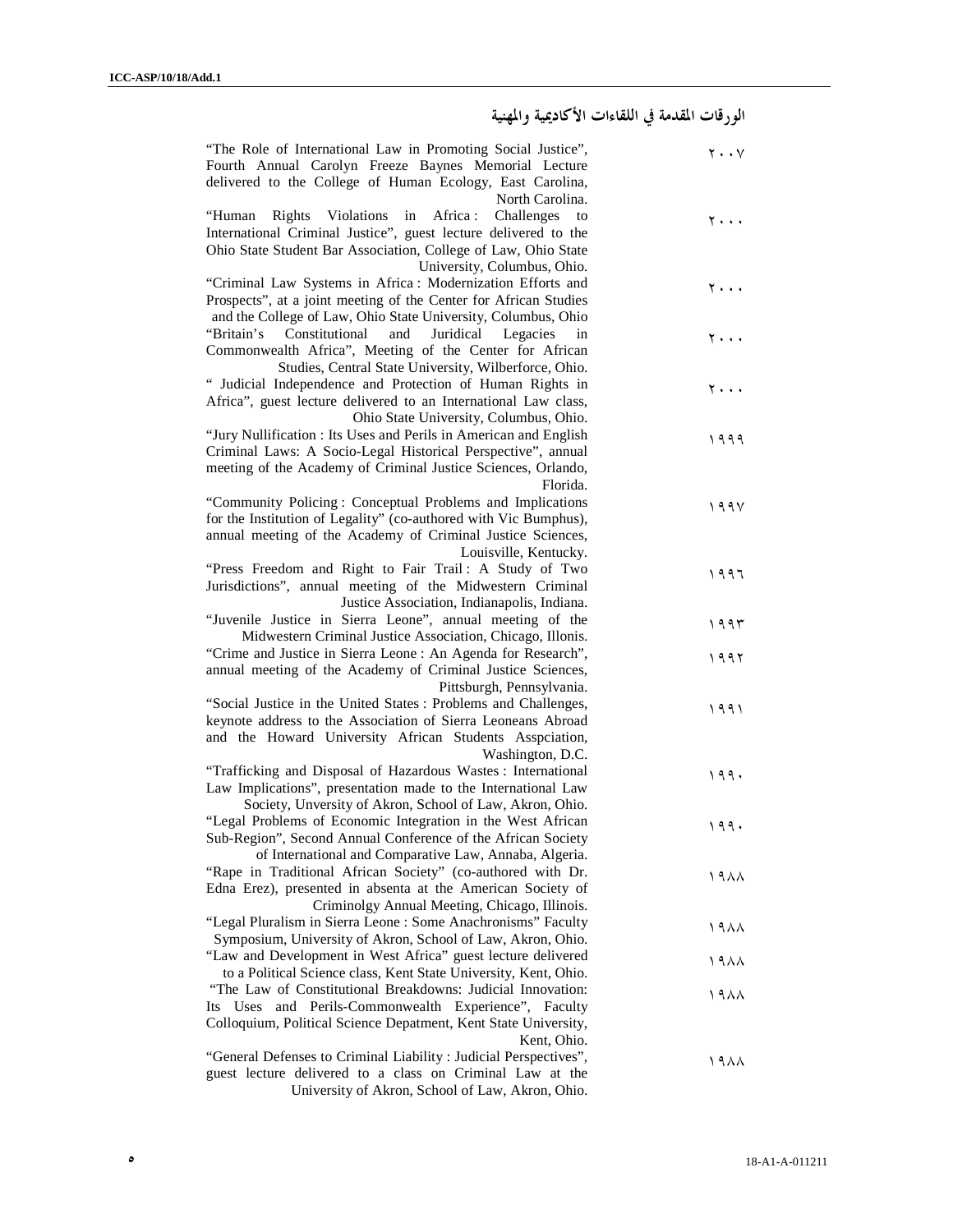## الورقات المقدمة في اللقاءات الأكاديمية والمهنية

| | |
|---|---|
| ٢٠٠٧ | "The Role of International Law in Promoting Social Justice", Fourth Annual Carolyn Freeze Baynes Memorial Lecture delivered to the College of Human Ecology, East Carolina, North Carolina. |
| ٢٠٠٠ | "Human Rights Violations in Africa : Challenges to International Criminal Justice", guest lecture delivered to the Ohio State Student Bar Association, College of Law, Ohio State University, Columbus, Ohio. |
| ٢٠٠٠ | "Criminal Law Systems in Africa : Modernization Efforts and Prospects", at a joint meeting of the Center for African Studies and the College of Law, Ohio State University, Columbus, Ohio |
| ٢٠٠٠ | "Britain's Constitutional and Juridical Legacies in Commonwealth Africa", Meeting of the Center for African Studies, Central State University, Wilberforce, Ohio. |
| ٢٠٠٠ | " Judicial Independence and Protection of Human Rights in Africa", guest lecture delivered to an International Law class, Ohio State University, Columbus, Ohio. |
| ١٩٩٩ | "Jury Nullification : Its Uses and Perils in American and English Criminal Laws: A Socio-Legal Historical Perspective", annual meeting of the Academy of Criminal Justice Sciences, Orlando, Florida. |
| ١٩٩٧ | "Community Policing : Conceptual Problems and Implications for the Institution of Legality" (co-authored with Vic Bumphus), annual meeting of the Academy of Criminal Justice Sciences, Louisville, Kentucky. |
| ١٩٩٦ | "Press Freedom and Right to Fair Trail : A Study of Two Jurisdictions", annual meeting of the Midwestern Criminal Justice Association, Indianapolis, Indiana. |
| ١٩٩٣ | "Juvenile Justice in Sierra Leone", annual meeting of the Midwestern Criminal Justice Association, Chicago, Illonis. |
| ١٩٩٢ | "Crime and Justice in Sierra Leone : An Agenda for Research", annual meeting of the Academy of Criminal Justice Sciences, Pittsburgh, Pennsylvania. |
| ١٩٩١ | "Social Justice in the United States : Problems and Challenges, keynote address to the Association of Sierra Leoneans Abroad and the Howard University African Students Asspciation, Washington, D.C. |
| ١٩٩٠ | "Trafficking and Disposal of Hazardous Wastes : International Law Implications", presentation made to the International Law Society, Unversity of Akron, School of Law, Akron, Ohio. |
| ١٩٩٠ | "Legal Problems of Economic Integration in the West African Sub-Region", Second Annual Conference of the African Society of International and Comparative Law, Annaba, Algeria. |
| ١٩٨٨ | "Rape in Traditional African Society" (co-authored with Dr. Edna Erez), presented in absenta at the American Society of Criminolgy Annual Meeting, Chicago, Illinois. |
| ١٩٨٨ | "Legal Pluralism in Sierra Leone : Some Anachronisms" Faculty Symposium, University of Akron, School of Law, Akron, Ohio. |
| ١٩٨٨ | "Law and Development in West Africa" guest lecture delivered to a Political Science class, Kent State University, Kent, Ohio. |
| ١٩٨٨ | "The Law of Constitutional Breakdowns: Judicial Innovation: Its Uses and Perils-Commonwealth Experience", Faculty Colloquium, Political Science Depatment, Kent State University, Kent, Ohio. |
| ١٩٨٨ | "General Defenses to Criminal Liability : Judicial Perspectives", guest lecture delivered to a class on Criminal Law at the University of Akron, School of Law, Akron, Ohio. |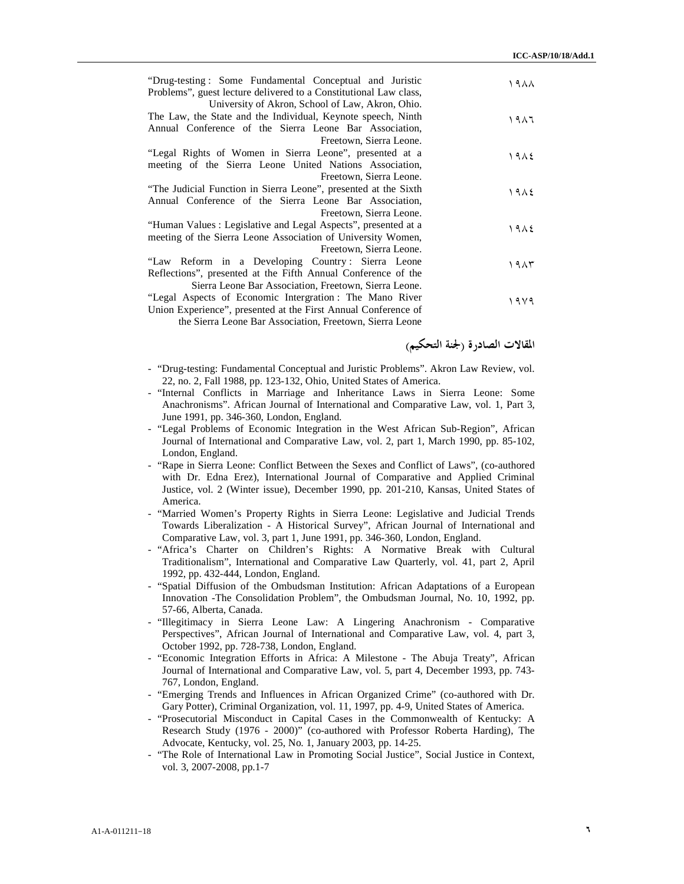| | |
|---|---|
| "Drug-testing : Some Fundamental Conceptual and Juristic Problems", guest lecture delivered to a Constitutional Law class, University of Akron, School of Law, Akron, Ohio. | ١٩٨٨ |
| The Law, the State and the Individual, Keynote speech, Ninth Annual Conference of the Sierra Leone Bar Association, Freetown, Sierra Leone. | ١٩٨٦ |
| "Legal Rights of Women in Sierra Leone", presented at a meeting of the Sierra Leone United Nations Association, Freetown, Sierra Leone. | ١٩٨٤ |
| "The Judicial Function in Sierra Leone", presented at the Sixth Annual Conference of the Sierra Leone Bar Association, Freetown, Sierra Leone. | ١٩٨٤ |
| "Human Values : Legislative and Legal Aspects", presented at a meeting of the Sierra Leone Association of University Women, Freetown, Sierra Leone. | ١٩٨٤ |
| "Law Reform in a Developing Country : Sierra Leone Reflections", presented at the Fifth Annual Conference of the Sierra Leone Bar Association, Freetown, Sierra Leone. | ١٩٨٣ |
| "Legal Aspects of Economic Intergration : The Mano River Union Experience", presented at the First Annual Conference of the Sierra Leone Bar Association, Freetown, Sierra Leone | ١٩٧٩ |

## المقالات الصادرة (لجنة التحكيم)

- "Drug-testing: Fundamental Conceptual and Juristic Problems". Akron Law Review, vol. 22, no. 2, Fall 1988, pp. 123-132, Ohio, United States of America.
- "Internal Conflicts in Marriage and Inheritance Laws in Sierra Leone: Some Anachronisms". African Journal of International and Comparative Law, vol. 1, Part 3, June 1991, pp. 346-360, London, England.
- "Legal Problems of Economic Integration in the West African Sub-Region", African Journal of International and Comparative Law, vol. 2, part 1, March 1990, pp. 85-102, London, England.
- "Rape in Sierra Leone: Conflict Between the Sexes and Conflict of Laws", (co-authored with Dr. Edna Erez), International Journal of Comparative and Applied Criminal Justice, vol. 2 (Winter issue), December 1990, pp. 201-210, Kansas, United States of America.
- "Married Women's Property Rights in Sierra Leone: Legislative and Judicial Trends Towards Liberalization - A Historical Survey", African Journal of International and Comparative Law, vol. 3, part 1, June 1991, pp. 346-360, London, England.
- "Africa's Charter on Children's Rights: A Normative Break with Cultural Traditionalism", International and Comparative Law Quarterly, vol. 41, part 2, April 1992, pp. 432-444, London, England.
- "Spatial Diffusion of the Ombudsman Institution: African Adaptations of a European Innovation -The Consolidation Problem", the Ombudsman Journal, No. 10, 1992, pp. 57-66, Alberta, Canada.
- "Illegitimacy in Sierra Leone Law: A Lingering Anachronism - Comparative Perspectives", African Journal of International and Comparative Law, vol. 4, part 3, October 1992, pp. 728-738, London, England.
- "Economic Integration Efforts in Africa: A Milestone - The Abuja Treaty", African Journal of International and Comparative Law, vol. 5, part 4, December 1993, pp. 743-767, London, England.
- "Emerging Trends and Influences in African Organized Crime" (co-authored with Dr. Gary Potter), Criminal Organization, vol. 11, 1997, pp. 4-9, United States of America.
- "Prosecutorial Misconduct in Capital Cases in the Commonwealth of Kentucky: A Research Study (1976 - 2000)" (co-authored with Professor Roberta Harding), The Advocate, Kentucky, vol. 25, No. 1, January 2003, pp. 14-25.
- "The Role of International Law in Promoting Social Justice", Social Justice in Context, vol. 3, 2007-2008, pp.1-7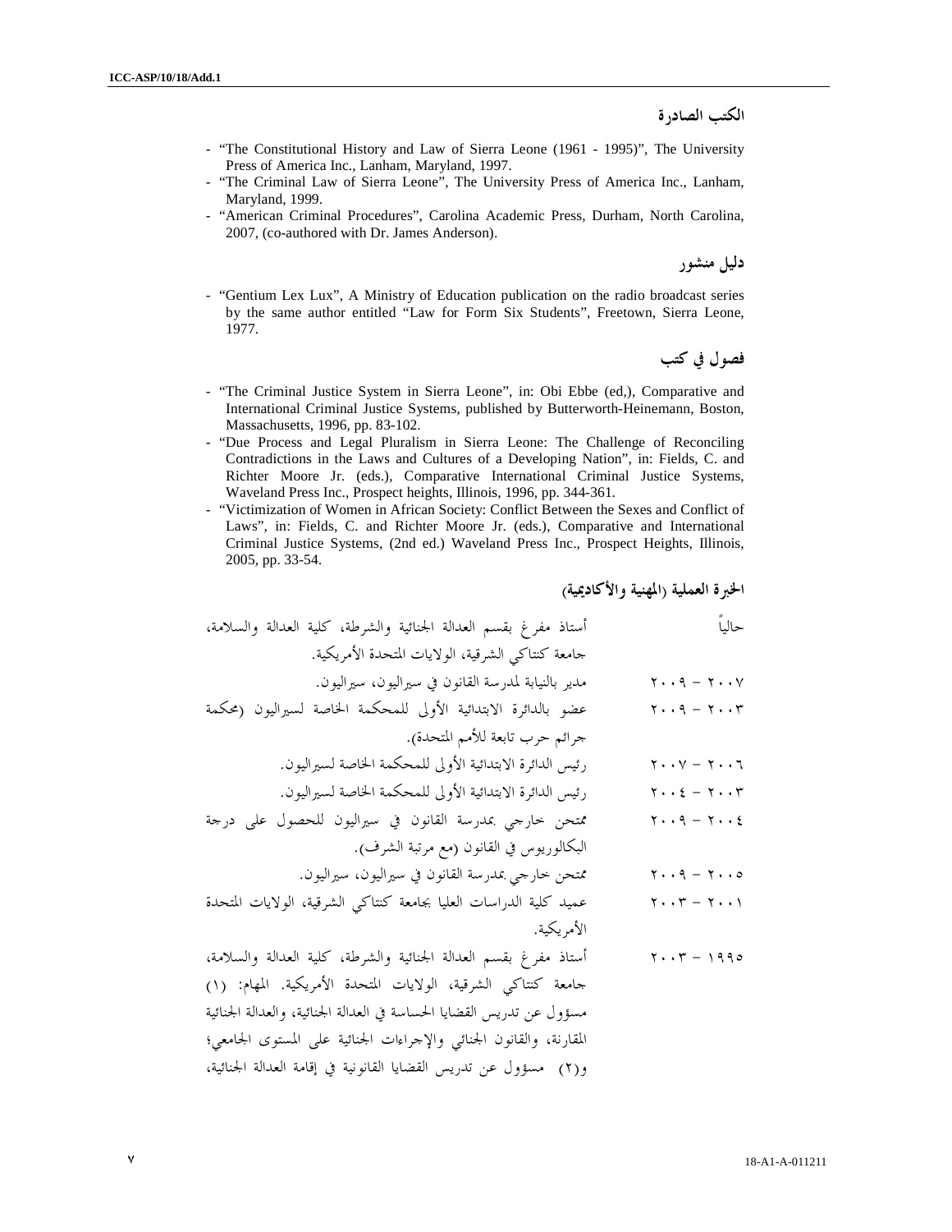### الكتب الصادرة

- "The Constitutional History and Law of Sierra Leone (1961 - 1995)", The University Press of America Inc., Lanham, Maryland, 1997.
- "The Criminal Law of Sierra Leone", The University Press of America Inc., Lanham, Maryland, 1999.
- "American Criminal Procedures", Carolina Academic Press, Durham, North Carolina, 2007, (co-authored with Dr. James Anderson).

### دليل منشور

- "Gentium Lex Lux", A Ministry of Education publication on the radio broadcast series by the same author entitled "Law for Form Six Students", Freetown, Sierra Leone, 1977.

### فصول في كتب

- "The Criminal Justice System in Sierra Leone", in: Obi Ebbe (ed,), Comparative and International Criminal Justice Systems, published by Butterworth-Heinemann, Boston, Massachusetts, 1996, pp. 83-102.
- "Due Process and Legal Pluralism in Sierra Leone: The Challenge of Reconciling Contradictions in the Laws and Cultures of a Developing Nation", in: Fields, C. and Richter Moore Jr. (eds.), Comparative International Criminal Justice Systems, Waveland Press Inc., Prospect heights, Illinois, 1996, pp. 344-361.
- "Victimization of Women in African Society: Conflict Between the Sexes and Conflict of Laws", in: Fields, C. and Richter Moore Jr. (eds.), Comparative and International Criminal Justice Systems, (2nd ed.) Waveland Press Inc., Prospect Heights, Illinois, 2005, pp. 33-54.

### الخبرة العملية (المهنية والأكاديمية)

| | |
|---|---|
| حالياً | أستاذ مفرغ بقسم العدالة الجنائية والشرطة، كلية العدالة والسلامة، جامعة كنتاكي الشرقية، الولايات المتحدة الأمريكية. |
| ٢٠٠٧ – ٢٠٠٩ | مدير بالنيابة لمدرسة القانون في سيراليون، سيراليون. |
| ٢٠٠٣ – ٢٠٠٩ | عضو بالدائرة الابتدائية الأولى للمحكمة الخاصة لسيراليون (محكمة جرائم حرب تابعة للأمم المتحدة). |
| ٢٠٠٦ – ٢٠٠٧ | رئيس الدائرة الابتدائية الأولى للمحكمة الخاصة لسيراليون. |
| ٢٠٠٣ – ٢٠٠٤ | رئيس الدائرة الابتدائية الأولى للمحكمة الخاصة لسيراليون. |
| ٢٠٠٤ – ٢٠٠٩ | ممتحن خارجي بمدرسة القانون في سيراليون للحصول على درجة البكالوريوس في القانون (مع مرتبة الشرف). |
| ٢٠٠٥ – ٢٠٠٩ | ممتحن خارجي بمدرسة القانون في سيراليون، سيراليون. |
| ٢٠٠١ – ٢٠٠٣ | عميد كلية الدراسات العليا بجامعة كنتاكي الشرقية، الولايات المتحدة الأمريكية. |
| ١٩٩٥ – ٢٠٠٣ | أستاذ مفرغ بقسم العدالة الجنائية والشرطة، كلية العدالة والسلامة، جامعة كنتاكي الشرقية، الولايات المتحدة الأمريكية. المهام: (١) مسؤول عن تدريس القضايا الحساسة في العدالة الجنائية، والعدالة الجنائية المقارنة، والقانون الجنائي والإجراءات الجنائية على المستوى الجامعي؛ و(٢) مسؤول عن تدريس القضايا القانونية في إقامة العدالة الجنائية، |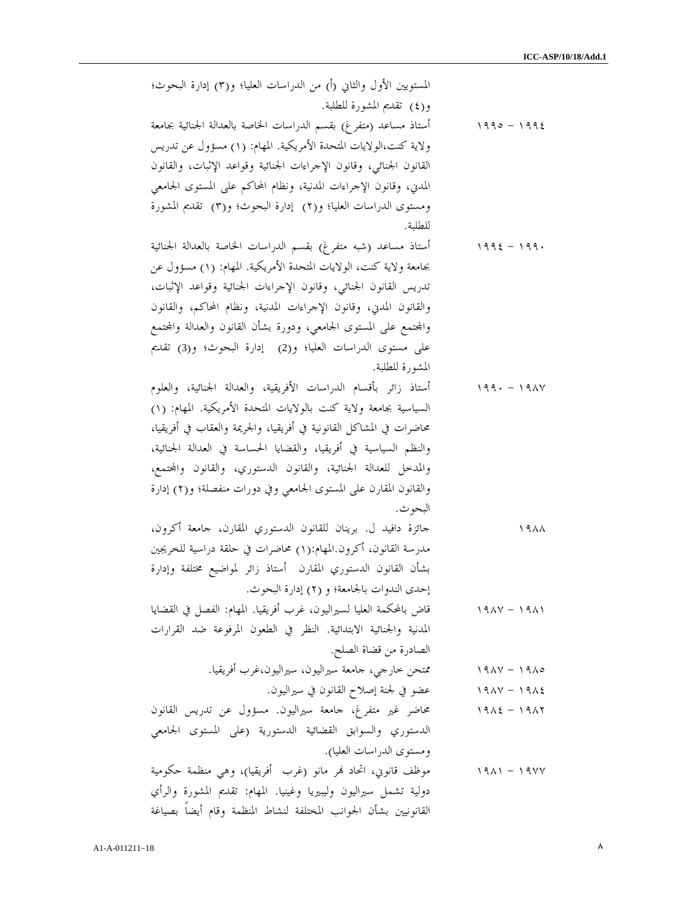المستويين الأول والثاني (أ) من الدراسات العليا؛ و(٣) إدارة البحوث؛ و(٤) تقديم المشورة للطلبة.

| | |
|---|---|
| ١٩٩٤ – ١٩٩٥ | أستاذ مساعد (متفرغ) بقسم الدراسات الخاصة بالعدالة الجنائية بجامعة ولاية كنت،الولايات المتحدة الأمريكية. المهام: (١) مسؤول عن تدريس القانون الجنائي، وقانون الإجراءات الجنائية وقواعد الإثبات، والقانون المدني، وقانون الإجراءات المدنية، ونظام المحاكم على المستوى الجامعي ومستوى الدراسات العليا؛ و(٢) إدارة البحوث؛ و(٣) تقديم المشورة للطلبة. |
| ١٩٩٠ – ١٩٩٤ | أستاذ مساعد (شبه متفرغ) بقسم الدراسات الخاصة بالعدالة الجنائية بجامعة ولاية كنت، الولايات المتحدة الأمريكية. المهام: (١) مسؤول عن تدريس القانون الجنائي، وقانون الإجراءات الجنائية وقواعد الإثبات، والقانون المدني، وقانون الإجراءات المدنية، ونظام المحاكم، والقانون والمجتمع على المستوى الجامعي، ودورة بشأن القانون والعدالة والمجتمع على مستوى الدراسات العليا؛ و(2) إدارة البحوث؛ و(3) تقديم المشورة للطلبة. |
| ١٩٨٧ – ١٩٩٠ | أستاذ زائر بأقسام الدراسات الأفريقية، والعدالة الجنائية، والعلوم السياسية بجامعة ولاية كنت بالولايات المتحدة الأمريكية. المهام: (١) محاضرات في المشاكل القانونية في أفريقيا، والجريمة والعقاب في أفريقيا، والنظم السياسية في أفريقيا، والقضايا الحساسة في العدالة الجنائية، والمدخل للعدالة الجنائية، والقانون الدستوري، والقانون والمجتمع، والقانون المقارن على المستوى الجامعي وفي دورات منفصلة؛ و(٢) إدارة البحوث. |
| ١٩٨٨ | جائزة دافيد ل. برينان للقانون الدستوري المقارن، جامعة أكرون، مدرسة القانون، أكرون.المهام:(١) محاضرات في حلقة دراسية للخريجين بشأن القانون الدستوري المقارن أستاذ زائر لمواضيع مختلفة وإدارة إحدى الندوات بالجامعة؛ و (٢) إدارة البحوث. |
| ١٩٨١ – ١٩٨٧ | قاض بالمحكمة العليا لسيراليون، غرب أفريقيا. المهام: الفصل في القضايا المدنية والجنائية الابتدائية. النظر في الطعون المرفوعة ضد القرارات الصادرة من قضاة الصلح. |
| ١٩٨٥ – ١٩٨٧ | ممتحن خارجي، جامعة سيراليون، سيراليون،غرب أفريقيا. |
| ١٩٨٤ – ١٩٨٧ | عضو في لجنة إصلاح القانون في سيراليون. |
| ١٩٨٢ – ١٩٨٤ | محاضر غير متفرغ، جامعة سيراليون. مسؤول عن تدريس القانون الدستوري والسوابق القضائية الدستورية (على المستوى الجامعي ومستوى الدراسات العليا). |
| ١٩٧٧ – ١٩٨١ | موظف قانوني، اتحاد نهر مانو (غرب أفريقيا)، وهي منظمة حكومية دولية تشمل سيراليون وليبيريا وغينيا. المهام: تقديم المشورة والرأي القانونيين بشأن الجوانب المختلفة لنشاط المنظمة وقام أيضاً بصياغة |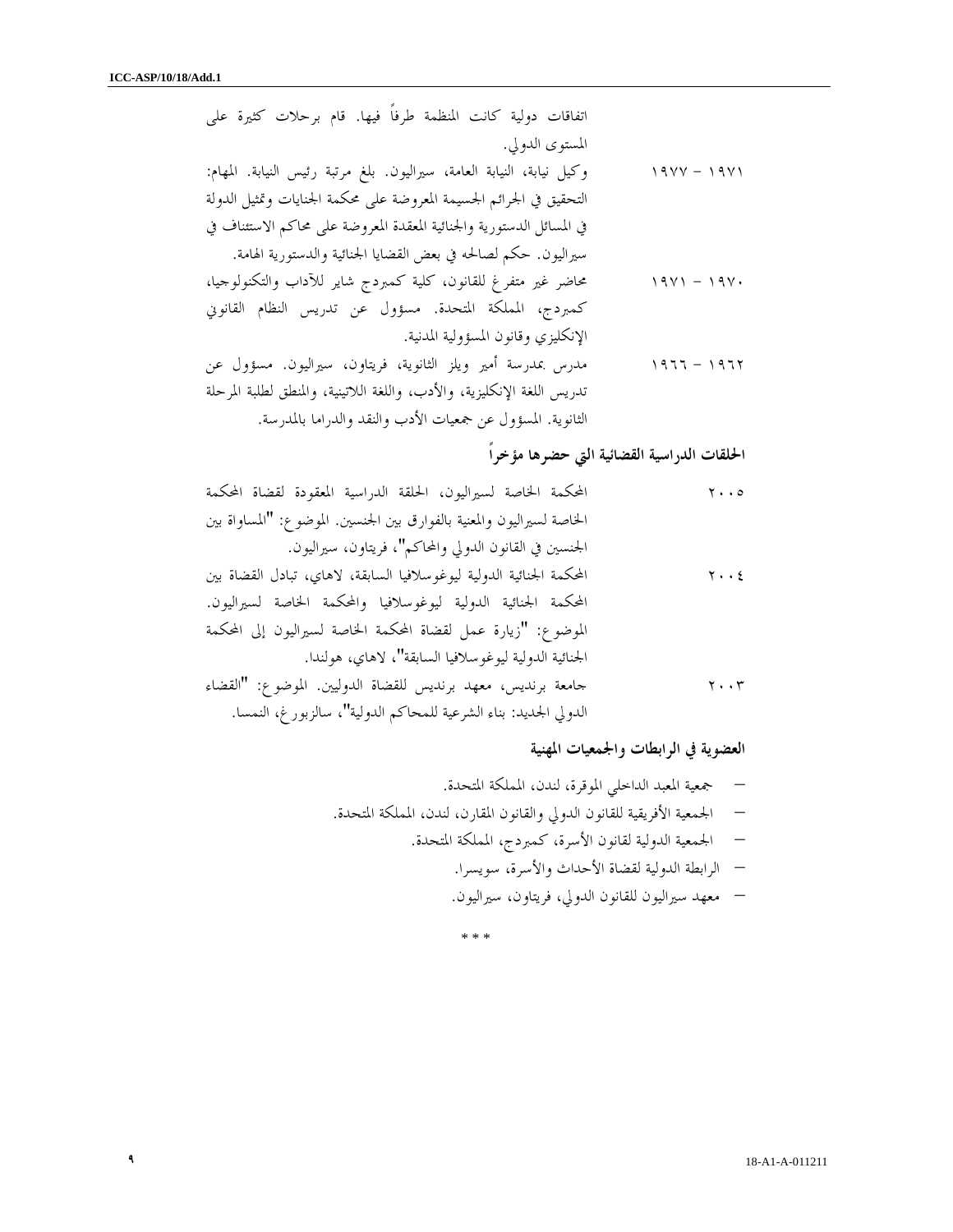| | |
|---|---|
| | اتفاقات دولية كانت المنظمة طرفاً فيها. قام برحلات كثيرة على المستوى الدولي. |
| ١٩٧١ – ١٩٧٧ | وكيل نيابة، النيابة العامة، سيراليون. بلغ مرتبة رئيس النيابة. المهام: التحقيق في الجرائم الجسيمة المعروضة على محكمة الجنايات وتمثيل الدولة في المسائل الدستورية والجنائية المعقدة المعروضة على محاكم الاستئناف في سيراليون. حكم لصالحه في بعض القضايا الجنائية والدستورية الهامة. |
| ١٩٧٠ – ١٩٧١ | محاضر غير متفرغ للقانون، كلية كمبردج شاير للآداب والتكنولوجيا، كمبردج، المملكة المتحدة. مسؤول عن تدريس النظام القانوني الإنكليزي وقانون المسؤولية المدنية. |
| ١٩٦٢ – ١٩٦٦ | مدرس بمدرسة أمير ويلز الثانوية، فريتاون، سيراليون. مسؤول عن تدريس اللغة الإنكليزية، والأدب، واللغة اللاتينية، والمنطق لطلبة المرحلة الثانوية. المسؤول عن جمعيات الأدب والنقد والدراما بالمدرسة. |

## الحلقات الدراسية القضائية التي حضرها مؤخراً

| | |
|---|---|
| ٢٠٠٥ | المحكمة الخاصة لسيراليون، الحلقة الدراسية المعقودة لقضاة المحكمة الخاصة لسيراليون والمعنية بالفوارق بين الجنسين. الموضوع: "المساواة بين الجنسين في القانون الدولي والمحاكم"، فريتاون، سيراليون. |
| ٢٠٠٤ | المحكمة الجنائية الدولية ليوغوسلافيا السابقة، لاهاي، تبادل القضاة بين المحكمة الجنائية الدولية ليوغوسلافيا والمحكمة الخاصة لسيراليون. الموضوع: "زيارة عمل لقضاة المحكمة الخاصة لسيراليون إلى المحكمة الجنائية الدولية ليوغوسلافيا السابقة"، لاهاي، هولندا. |
| ٢٠٠٣ | جامعة برنديس، معهد برنديس للقضاة الدوليين. الموضوع: "القضاء الدولي الجديد: بناء الشرعية للمحاكم الدولية"، سالزبورغ، النمسا. |

## العضوية في الرابطات والجمعيات المهنية

- جمعية المعبد الداخلي الموقرة، لندن، المملكة المتحدة.
- الجمعية الأفريقية للقانون الدولي والقانون المقارن، لندن، المملكة المتحدة.
- الجمعية الدولية لقانون الأسرة، كمبردج، المملكة المتحدة.
- الرابطة الدولية لقضاة الأحداث والأسرة، سويسرا.
- معهد سيراليون للقانون الدولي، فريتاون، سيراليون.

\* \* \*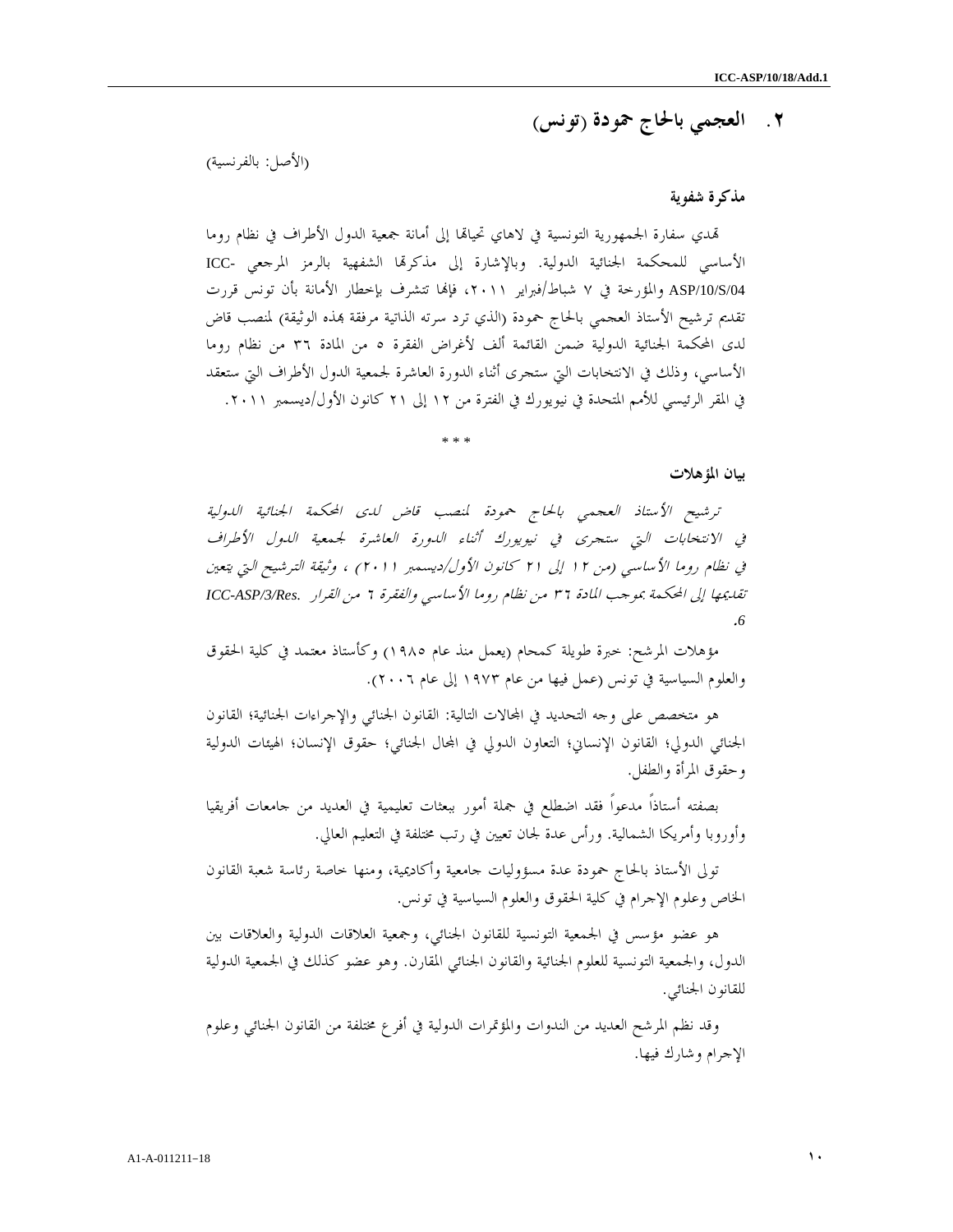## ٢ . العجمي بالحاج حمودة (تونس)

(الأصل: بالفرنسية)

**مذكرة شفوية**

تهدي سفارة الجمهورية التونسية في لاهاي تحياتها إلى أمانة جمعية الدول الأطراف في نظام روما الأساسي للمحكمة الجنائية الدولية. وبالإشارة إلى مذكرتها الشفهية بالرمز المرجعي ICC-ASP/10/S/04 والمؤرخة في ٧ شباط/فبراير ٢٠١١، فإنها تتشرف بإخطار الأمانة بأن تونس قررت تقديم ترشيح الأستاذ العجمي بالحاج حمودة (الذي ترد سرته الذاتية مرفقة بهذه الوثيقة) لمنصب قاض لدى المحكمة الجنائية الدولية ضمن القائمة ألف لأغراض الفقرة ٥ من المادة ٣٦ من نظام روما الأساسي، وذلك في الانتخابات التي ستجرى أثناء الدورة العاشرة لجمعية الدول الأطراف التي ستعقد في المقر الرئيسي للأمم المتحدة في نيويورك في الفترة من ١٢ إلى ٢١ كانون الأول/ديسمبر ٢٠١١.

\* \* \*

**بيان المؤهلات**

*ترشيح الأستاذ العجمي بالحاج حمودة لمنصب قاض لدى المحكمة الجنائية الدولية في الانتخابات التي ستجرى في نيويورك أثناء الدورة العاشرة لجمعية الدول الأطراف في نظام روما الأساسي (من ١٢ إلى ٢١ كانون الأول/ديسمبر ٢٠١١) ، وثيقة الترشيح التي يتعين تقديمها إلى المحكمة بموجب المادة ٣٦ من نظام روما الأساسي والفقرة ٦ من القرار ICC-ASP/3/Res.6.*

مؤهلات المرشح: خبرة طويلة كمحام (يعمل منذ عام ١٩٨٥) وكأستاذ معتمد في كلية الحقوق والعلوم السياسية في تونس (عمل فيها من عام ١٩٧٣ إلى عام ٢٠٠٦).

هو متخصص على وجه التحديد في المجالات التالية: القانون الجنائي والإجراءات الجنائية؛ القانون الجنائي الدولي؛ القانون الإنساني؛ التعاون الدولي في المجال الجنائي؛ حقوق الإنسان؛ الهيئات الدولية وحقوق المرأة والطفل.

بصفته أستاذاً مدعواً فقد اضطلع في جملة أمور ببعثات تعليمية في العديد من جامعات أفريقيا وأوروبا وأمريكا الشمالية. ورأس عدة لجان تعيين في رتب مختلفة في التعليم العالي.

تولى الأستاذ بالحاج حمودة عدة مسؤوليات جامعية وأكاديمية، ومنها خاصة رئاسة شعبة القانون الخاص وعلوم الإجرام في كلية الحقوق والعلوم السياسية في تونس.

هو عضو مؤسس في الجمعية التونسية للقانون الجنائي، وجمعية العلاقات الدولية والعلاقات بين الدول، والجمعية التونسية للعلوم الجنائية والقانون الجنائي المقارن. وهو عضو كذلك في الجمعية الدولية للقانون الجنائي.

وقد نظم المرشح العديد من الندوات والمؤتمرات الدولية في أفرع مختلفة من القانون الجنائي وعلوم الإجرام وشارك فيها.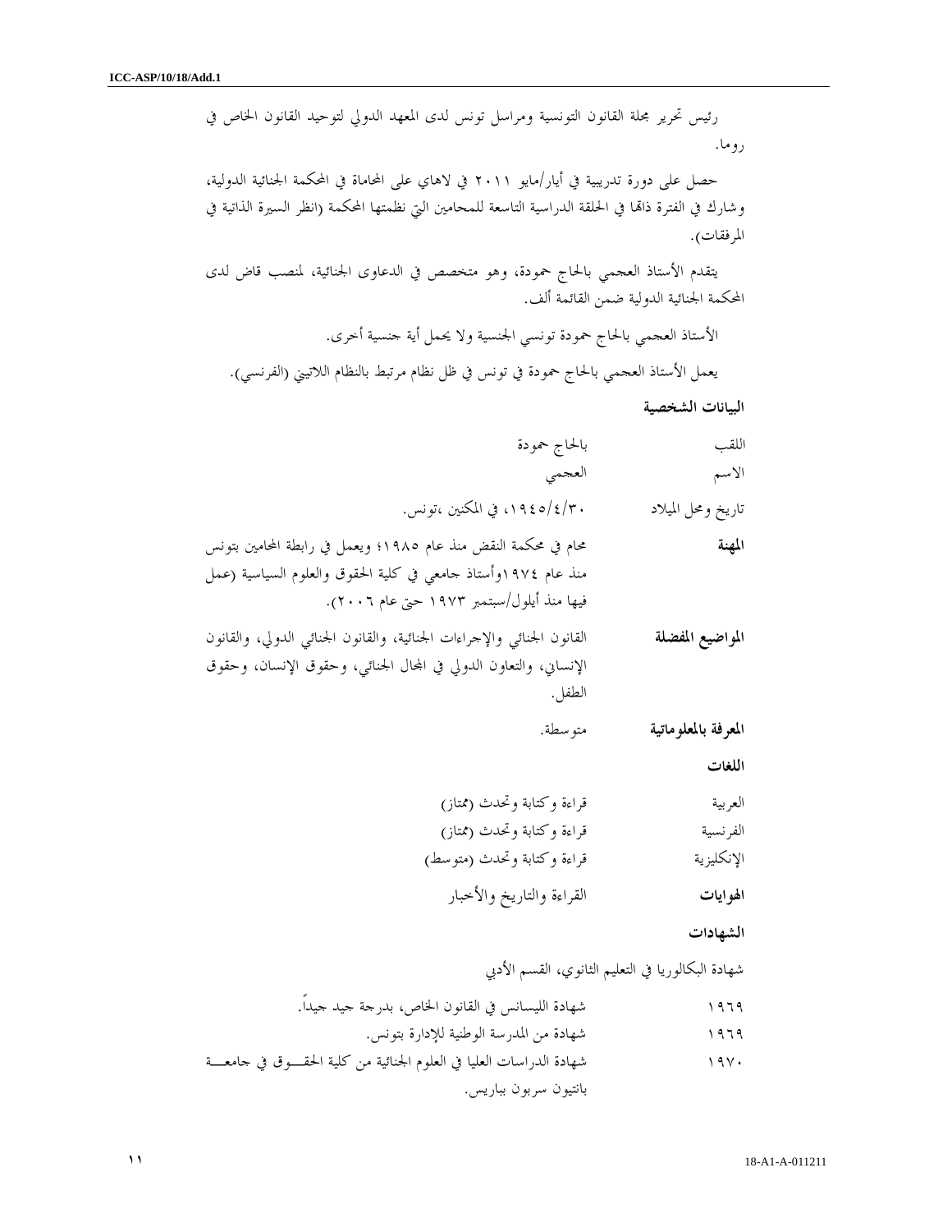رئيس تحرير مجلة القانون التونسية ومراسل تونس لدى المعهد الدولي لتوحيد القانون الخاص في روما.

حصل على دورة تدريبية في أيار/مايو ٢٠١١ في لاهاي على المحاماة في المحكمة الجنائية الدولية، وشارك في الفترة ذاتها في الحلقة الدراسية التاسعة للمحامين التي نظمتها المحكمة (انظر السيرة الذاتية في المرفقات).

يتقدم الأستاذ العجمي بالحاج حمودة، وهو متخصص في الدعاوى الجنائية، لمنصب قاض لدى المحكمة الجنائية الدولية ضمن القائمة ألف.

الأستاذ العجمي بالحاج حمودة تونسي الجنسية ولا يحمل أية جنسية أخرى.

يعمل الأستاذ العجمي بالحاج حمودة في تونس في ظل نظام مرتبط بالنظام اللاتيني (الفرنسي).

**البيانات الشخصية**

| | |
|---|---|
| اللقب | بالحاج حمودة |
| الاسم | العجمي |
| تاريخ ومحل الميلاد | ١٩٤٥/٤/٣٠، في المكنين ،تونس. |
| **المهنة** | محام في محكمة النقض منذ عام ١٩٨٥؛ ويعمل في رابطة المحامين بتونس منذ عام ١٩٧٤وأستاذ جامعي في كلية الحقوق والعلوم السياسية (عمل فيها منذ أيلول/سبتمبر ١٩٧٣ حتى عام ٢٠٠٦). |
| **المواضيع المفضلة** | القانون الجنائي والإجراءات الجنائية، والقانون الجنائي الدولي، والقانون الإنساني، والتعاون الدولي في المجال الجنائي، وحقوق الإنسان، وحقوق الطفل. |
| **المعرفة بالمعلوماتية** | متوسطة. |

**اللغات**

| | |
|---|---|
| العربية | قراءة وكتابة وتحدث (ممتاز) |
| الفرنسية | قراءة وكتابة وتحدث (ممتاز) |
| الإنكليزية | قراءة وكتابة وتحدث (متوسط) |
| **الهوايات** | القراءة والتاريخ والأخبار |

**الشهادات**

شهادة البكالوريا في التعليم الثانوي، القسم الأدبي

| | |
|---|---|
| ١٩٦٩ | شهادة الليسانس في القانون الخاص، بدرجة جيد جيداً. |
| ١٩٦٩ | شهادة من المدرسة الوطنية للإدارة بتونس. |
| ١٩٧٠ | شهادة الدراسات العليا في العلوم الجنائية من كلية الحقوق في جامعة بانتيون سربون بباريس. |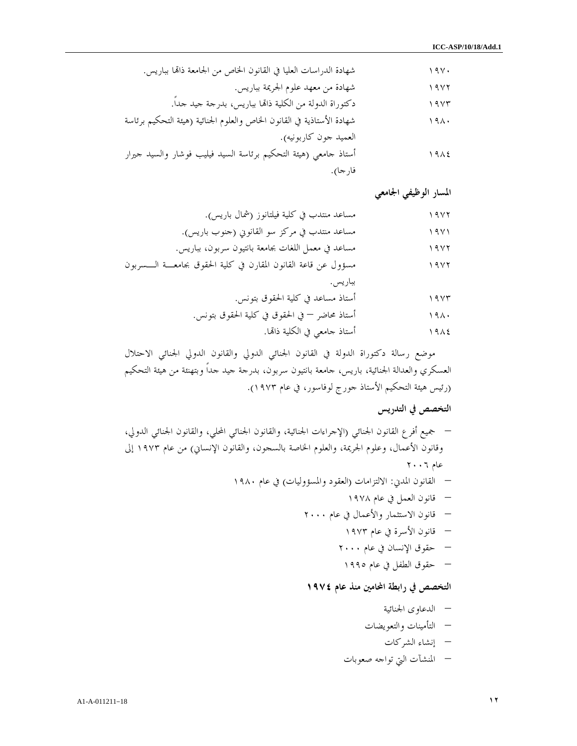| | |
|---|---|
| ١٩٧٠ | شهادة الدراسات العليا في القانون الخاص من الجامعة ذاتها بباريس. |
| ١٩٧٢ | شهادة من معهد علوم الجريمة بباريس. |
| ١٩٧٣ | دكتوراة الدولة من الكلية ذاتها بباريس، بدرجة جيد جداً. |
| ١٩٨٠ | شهادة الأستاذية في القانون الخاص والعلوم الجنائية (هيئة التحكيم برئاسة العميد جون كاربونيه). |
| ١٩٨٤ | أستاذ جامعي (هيئة التحكيم برئاسة السيد فيليب فوشار والسيد جيرار فارجا). |

**المسار الوظيفي الجامعي**

| | |
|---|---|
| ١٩٧٢ | مساعد منتدب في كلية فيلتانوز (شمال باريس). |
| ١٩٧١ | مساعد منتدب في مركز سو القانوني (جنوب باريس). |
| ١٩٧٢ | مساعد في معمل اللغات بجامعة بانتيون سربون، بباريس. |
| ١٩٧٢ | مسؤول عن قاعة القانون المقارن في كلية الحقوق بجامعة السربون بباريس. |
| ١٩٧٣ | أستاذ مساعد في كلية الحقوق بتونس. |
| ١٩٨٠ | أستاذ محاضر – في الحقوق في كلية الحقوق بتونس. |
| ١٩٨٤ | أستاذ جامعي في الكلية ذاتها. |

موضع رسالة دكتوراة الدولة في القانون الجنائي الدولي والقانون الدولي الجنائي الاحتلال العسكري والعدالة الجنائية، باريس، جامعة بانتيون سربون، بدرجة جيد جداً وبتهنئة من هيئة التحكيم (رئيس هيئة التحكيم الأستاذ جورج لوفاسور، في عام ١٩٧٣).

**التخصص في التدريس**

- جميع أفرع القانون الجنائي (الإجراءات الجنائية، والقانون الجنائي المحلي، والقانون الجنائي الدولي، وقانون الأعمال، وعلوم الجريمة، والعلوم الخاصة بالسجون، والقانون الإنساني) من عام ١٩٧٣ إلى عام ٢٠٠٦
- القانون المدني: الالتزامات (العقود والمسؤوليات) في عام ١٩٨٠
- قانون العمل في عام ١٩٧٨
- قانون الاستثمار والأعمال في عام ٢٠٠٠
- قانون الأسرة في عام ١٩٧٣
- حقوق الإنسان في عام ٢٠٠٠
- حقوق الطفل في عام ١٩٩٥

**التخصص في رابطة المحامين منذ عام ١٩٧٤**

- الدعاوى الجنائية
- التأمينات والتعويضات
- إنشاء الشركات
- المنشآت التي تواجه صعوبات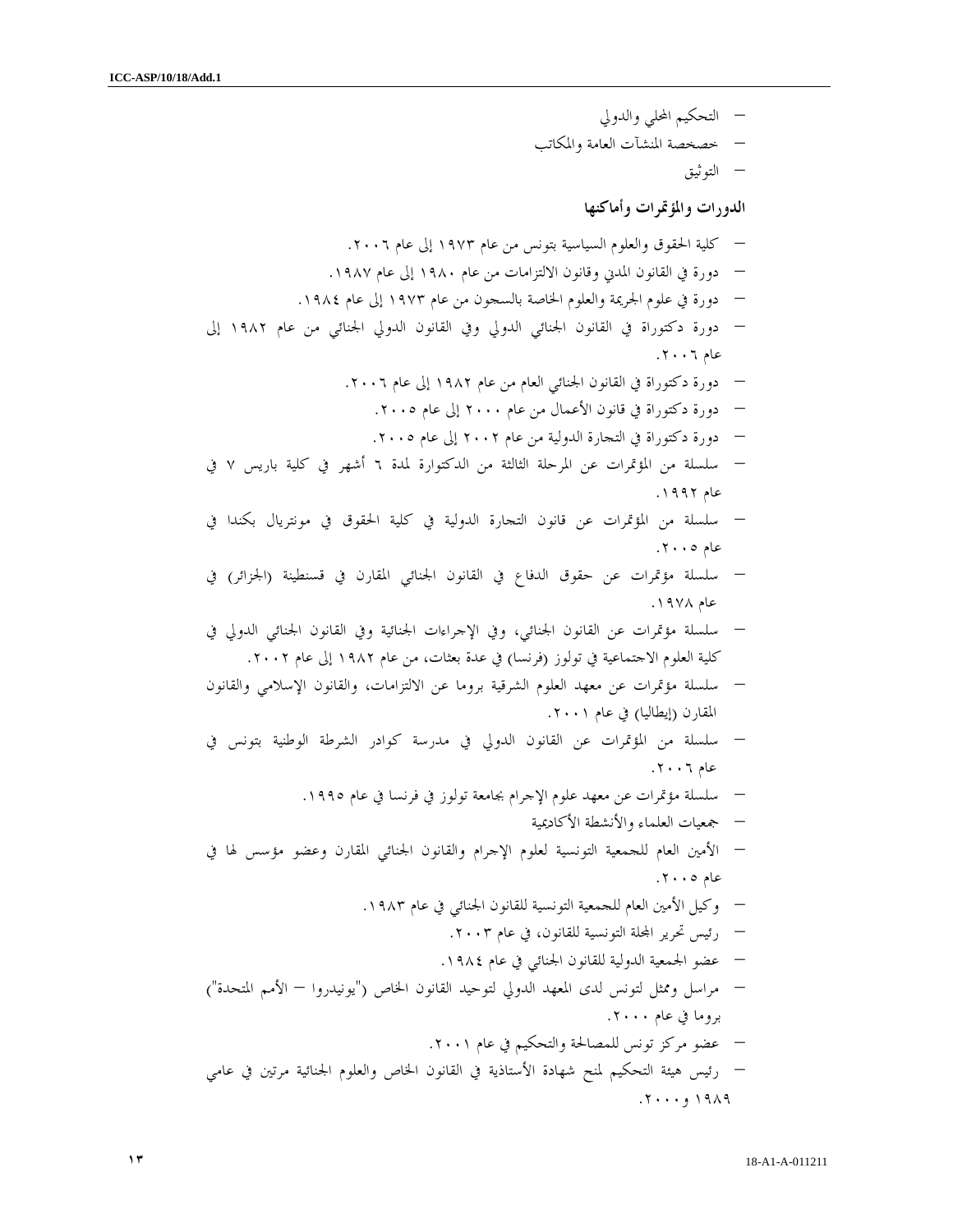- التحكيم المحلي والدولي
- خصخصة المنشآت العامة والمكاتب
- التوثيق

**الدورات والمؤتمرات وأماكنها**

- كلية الحقوق والعلوم السياسية بتونس من عام ١٩٧٣ إلى عام ٢٠٠٦.
- دورة في القانون المدني وقانون الالتزامات من عام ١٩٨٠ إلى عام ١٩٨٧.
- دورة في علوم الجريمة والعلوم الخاصة بالسجون من عام ١٩٧٣ إلى عام ١٩٨٤.
- دورة دكتوراة في القانون الجنائي الدولي وفي القانون الدولي الجنائي من عام ١٩٨٢ إلى عام ٢٠٠٦.
- دورة دكتوراة في القانون الجنائي العام من عام ١٩٨٢ إلى عام ٢٠٠٦.
- دورة دكتوراة في قانون الأعمال من عام ٢٠٠٠ إلى عام ٢٠٠٥.
- دورة دكتوراة في التجارة الدولية من عام ٢٠٠٢ إلى عام ٢٠٠٥.
- سلسلة من المؤتمرات عن المرحلة الثالثة من الدكتوارة لمدة ٦ أشهر في كلية باريس ٧ في عام ١٩٩٢.
- سلسلة من المؤتمرات عن قانون التجارة الدولية في كلية الحقوق في مونتريال بكندا في عام ٢٠٠٥.
- سلسلة مؤتمرات عن حقوق الدفاع في القانون الجنائي المقارن في قسنطينة (الجزائر) في عام ١٩٧٨.
- سلسلة مؤتمرات عن القانون الجنائي، وفي الإجراءات الجنائية وفي القانون الجنائي الدولي في كلية العلوم الاجتماعية في تولوز (فرنسا) في عدة بعثات، من عام ١٩٨٢ إلى عام ٢٠٠٢.
- سلسلة مؤتمرات عن معهد العلوم الشرقية بروما عن الالتزامات، والقانون الإسلامي والقانون المقارن (إيطاليا) في عام ٢٠٠١.
- سلسلة من المؤتمرات عن القانون الدولي في مدرسة كوادر الشرطة الوطنية بتونس في عام ٢٠٠٦.
- سلسلة مؤتمرات عن معهد علوم الإجرام بجامعة تولوز في فرنسا في عام ١٩٩٥.
- جمعيات العلماء والأنشطة الأكاديمية
- الأمين العام للجمعية التونسية لعلوم الإجرام والقانون الجنائي المقارن وعضو مؤسس لها في عام ٢٠٠٥.
- وكيل الأمين العام للجمعية التونسية للقانون الجنائي في عام ١٩٨٣.
- رئيس تحرير المجلة التونسية للقانون، في عام ٢٠٠٣.
- عضو الجمعية الدولية للقانون الجنائي في عام ١٩٨٤.
- مراسل وممثل لتونس لدى المعهد الدولي لتوحيد القانون الخاص ("يونيدروا – الأمم المتحدة") بروما في عام ٢٠٠٠.
- عضو مركز تونس للمصالحة والتحكيم في عام ٢٠٠١.
- رئيس هيئة التحكيم لمنح شهادة الأستاذية في القانون الخاص والعلوم الجنائية مرتين في عامي ١٩٨٩ و٢٠٠٠.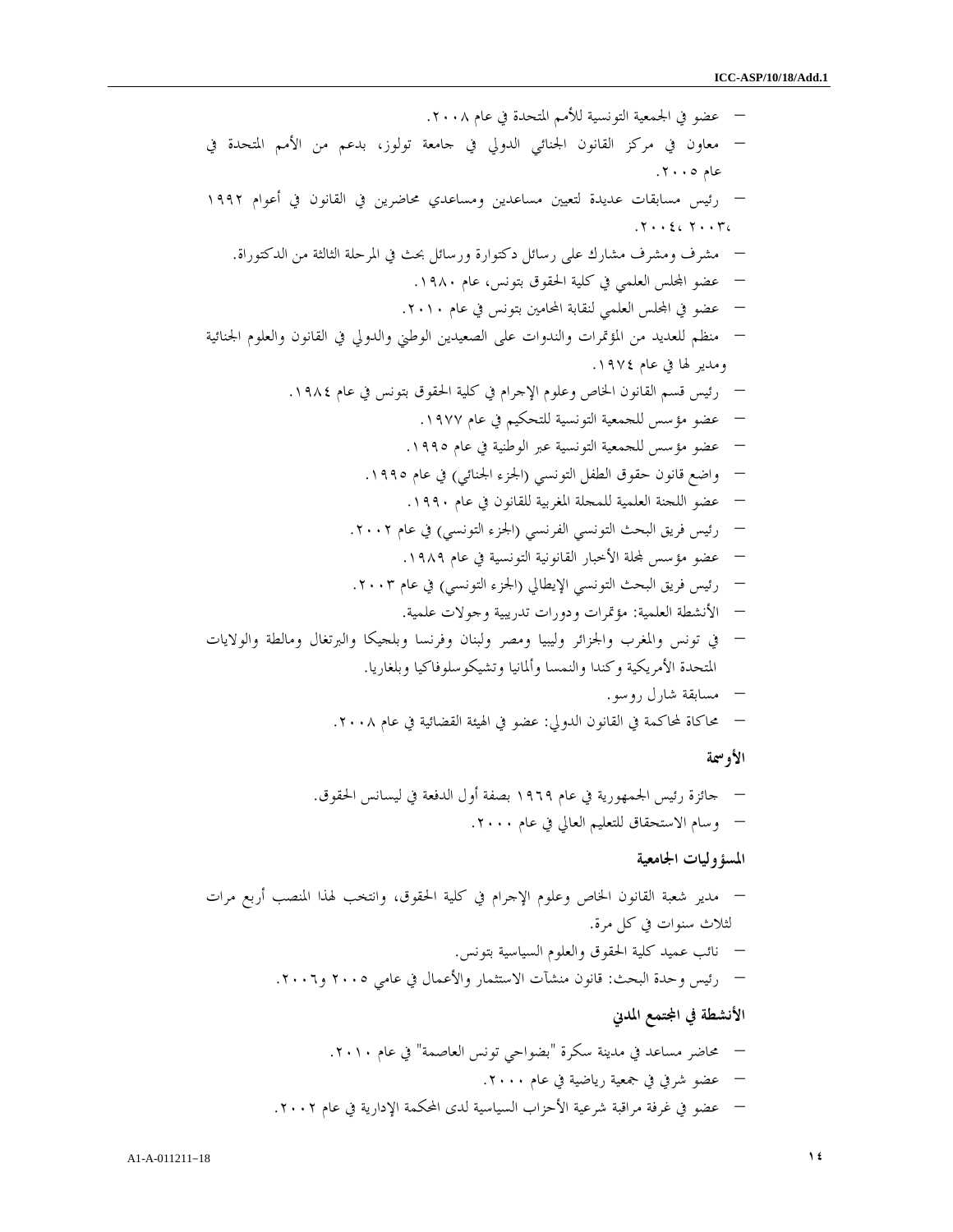- عضو في الجمعية التونسية للأمم المتحدة في عام ٢٠٠٨.
- معاون في مركز القانون الجنائي الدولي في جامعة تولوز، بدعم من الأمم المتحدة في عام ٢٠٠٥.
- رئيس مسابقات عديدة لتعيين مساعدين ومساعدي محاضرين في القانون في أعوام ١٩٩٢، ٢٠٠٣، ٢٠٠٤.
- مشرف ومشرف مشارك على رسائل دكتوارة ورسائل بحث في المرحلة الثالثة من الدكتوراة.
- عضو المجلس العلمي في كلية الحقوق بتونس، عام ١٩٨٠.
- عضو في المجلس العلمي لنقابة المحامين بتونس في عام ٢٠١٠.
- منظم للعديد من المؤتمرات والندوات على الصعيدين الوطني والدولي في القانون والعلوم الجنائية ومدير لها في عام ١٩٧٤.
- رئيس قسم القانون الخاص وعلوم الإجرام في كلية الحقوق بتونس في عام ١٩٨٤.
- عضو مؤسس للجمعية التونسية للتحكيم في عام ١٩٧٧.
- عضو مؤسس للجمعية التونسية عبر الوطنية في عام ١٩٩٥.
- واضع قانون حقوق الطفل التونسي (الجزء الجنائي) في عام ١٩٩٥.
- عضو اللجنة العلمية للمجلة المغربية للقانون في عام ١٩٩٠.
- رئيس فريق البحث التونسي الفرنسي (الجزء التونسي) في عام ٢٠٠٢.
- عضو مؤسس لمجلة الأخبار القانونية التونسية في عام ١٩٨٩.
- رئيس فريق البحث التونسي الإيطالي (الجزء التونسي) في عام ٢٠٠٣.
- الأنشطة العلمية: مؤتمرات ودورات تدريبية وجولات علمية.
- في تونس والمغرب والجزائر وليبيا ومصر ولبنان وفرنسا وبلجيكا والبرتغال ومالطة والولايات المتحدة الأمريكية وكندا والنمسا وألمانيا وتشيكوسلوفاكيا وبلغاريا.
- مسابقة شارل روسو.
- محاكاة لمحاكمة في القانون الدولي: عضو في الهيئة القضائية في عام ٢٠٠٨.

**الأوسمة**

- جائزة رئيس الجمهورية في عام ١٩٦٩ بصفة أول الدفعة في ليسانس الحقوق.
- وسام الاستحقاق للتعليم العالي في عام ٢٠٠٠.

**المسؤوليات الجامعية**

- مدير شعبة القانون الخاص وعلوم الإجرام في كلية الحقوق، وانتخب لهذا المنصب أربع مرات لثلاث سنوات في كل مرة.
- نائب عميد كلية الحقوق والعلوم السياسية بتونس.
- رئيس وحدة البحث: قانون منشآت الاستثمار والأعمال في عامي ٢٠٠٥ و٢٠٠٦.

**الأنشطة في المجتمع المدني**

- محاضر مساعد في مدينة سكرة "بضواحي تونس العاصمة" في عام ٢٠١٠.
- عضو شرفي في جمعية رياضية في عام ٢٠٠٠.
- عضو في غرفة مراقبة شرعية الأحزاب السياسية لدى المحكمة الإدارية في عام ٢٠٠٢.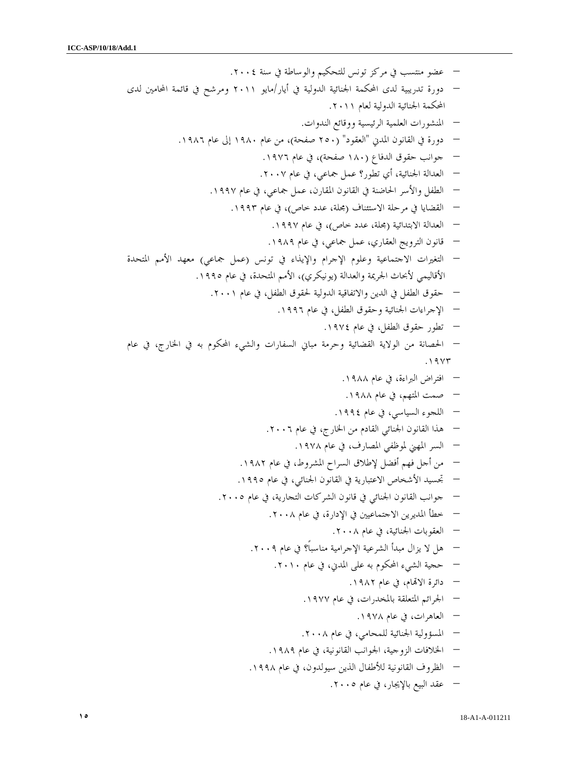- عضو منتسب في مركز تونس للتحكيم والوساطة في سنة ٢٠٠٤.
- دورة تدريبية لدى المحكمة الجنائية الدولية في أيار/مايو ٢٠١١ ومرشح في قائمة المحامين لدى المحكمة الجنائية الدولية لعام ٢٠١١.
- المنشورات العلمية الرئيسية ووقائع الندوات.
- دورة في القانون المدني "العقود" (٢٥٠ صفحة)، من عام ١٩٨٠ إلى عام ١٩٨٦.
- جوانب حقوق الدفاع (١٨٠ صفحة)، في عام ١٩٧٦.
- العدالة الجنائية، أي تطور؟ عمل جماعي، في عام ٢٠٠٧.
- الطفل والأسر الحاضنة في القانون المقارن، عمل جماعي، في عام ١٩٩٧.
- القضايا في مرحلة الاستئناف (مجلة، عدد خاص)، في عام ١٩٩٣.
- العدالة الابتدائية (مجلة، عدد خاص)، في عام ١٩٩٧.
- قانون الترويج العقاري، عمل جماعي، في عام ١٩٨٩.
- التغيرات الاجتماعية وعلوم الإجرام والإيذاء في تونس (عمل جماعي) معهد الأمم المتحدة الأقاليمي لأبحاث الجريمة والعدالة (يونيكري)، الأمم المتحدة، في عام ١٩٩٥.
- حقوق الطفل في الدين والاتفاقية الدولية لحقوق الطفل، في عام ٢٠٠١.
- الإجراءات الجنائية وحقوق الطفل، في عام ١٩٩٦.
- تطور حقوق الطفل، في عام ١٩٧٤.
- الحصانة من الولاية القضائية وحرمة مباني السفارات والشيء المحكوم به في الخارج، في عام ١٩٧٣.
- افتراض البراءة، في عام ١٩٨٨.
- صمت المتهم، في عام ١٩٨٨.
- اللجوء السياسي، في عام ١٩٩٤.
- هذا القانون الجنائي القادم من الخارج، في عام ٢٠٠٦.
- السر المهني لموظفي المصارف، في عام ١٩٧٨.
- من أجل فهم أفضل لإطلاق السراح المشروط، في عام ١٩٨٢.
- تجسيد الأشخاص الاعتبارية في القانون الجنائي، في عام ١٩٩٥.
- جوانب القانون الجنائي في قانون الشركات التجارية، في عام ٢٠٠٥.
- خطأ المديرين الاجتماعيين في الإدارة، في عام ٢٠٠٨.
- العقوبات الجنائية، في عام ٢٠٠٨.
- هل لا يزال مبدأ الشرعية الإجرامية مناسباً؟ في عام ٢٠٠٩.
- حجية الشيء المحكوم به على المدني، في عام ٢٠١٠.
- دائرة الاتهام، في عام ١٩٨٢.
- الجرائم المتعلقة بالمخدرات، في عام ١٩٧٧.
- العاهرات، في عام ١٩٧٨.
- المسؤولية الجنائية للمحامي، في عام ٢٠٠٨.
- الخلافات الزوجية، الجوانب القانونية، في عام ١٩٨٩.
- الظروف القانونية للأطفال الذين سيولدون، في عام ١٩٩٨.
- عقد البيع بالإيجار، في عام ٢٠٠٥.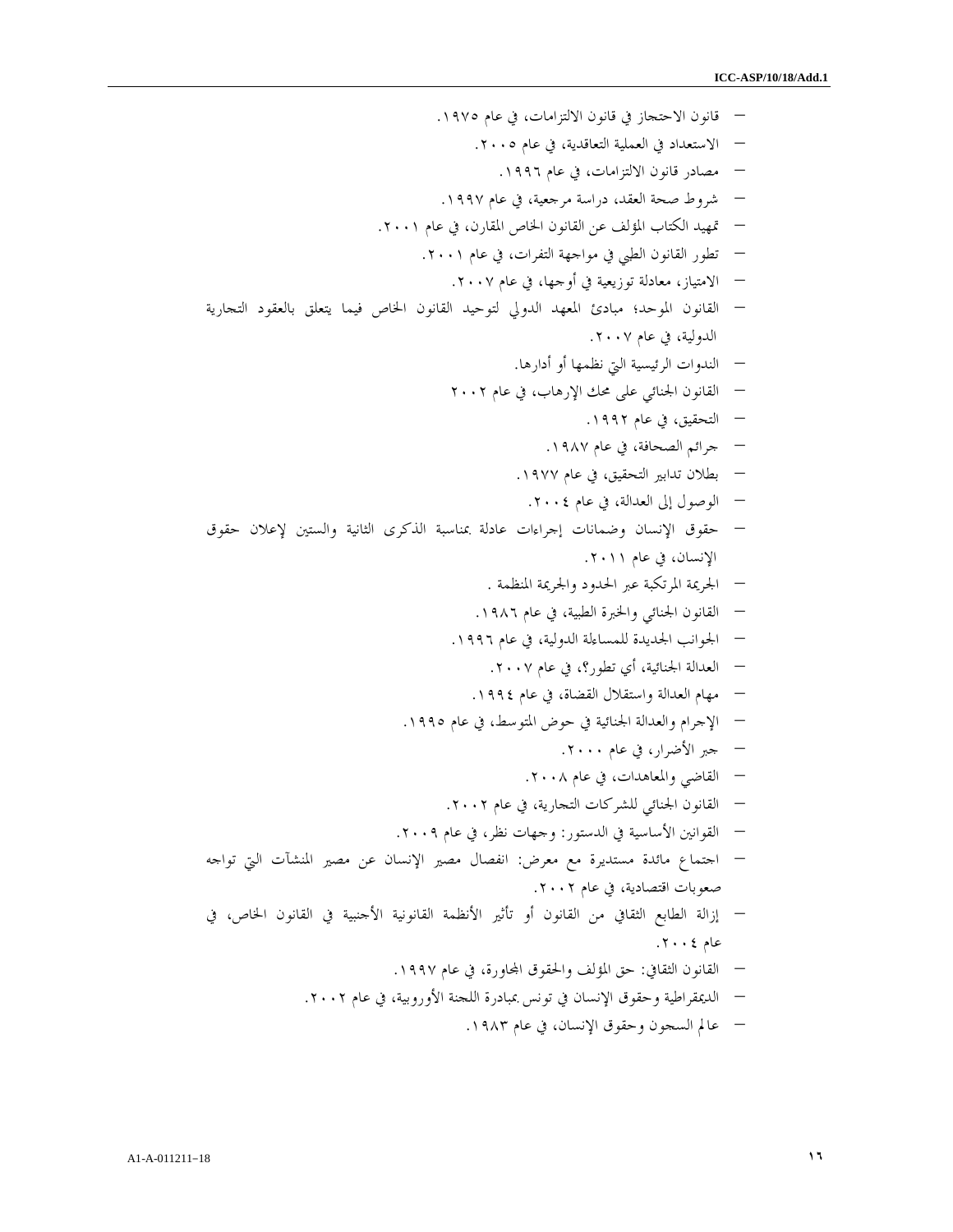- قانون الاحتجاز في قانون الالتزامات، في عام ١٩٧٥.
- الاستعداد في العملية التعاقدية، في عام ٢٠٠٥.
- مصادر قانون الالتزامات، في عام ١٩٩٦.
- شروط صحة العقد، دراسة مرجعية، في عام ١٩٩٧.
- تمهيد الكتاب المؤلف عن القانون الخاص المقارن، في عام ٢٠٠١.
- تطور القانون الطبي في مواجهة التفرات، في عام ٢٠٠١.
- الامتياز، معادلة توزيعية في أوجها، في عام ٢٠٠٧.
- القانون الموحد؛ مبادئ المعهد الدولي لتوحيد القانون الخاص فيما يتعلق بالعقود التجارية الدولية، في عام ٢٠٠٧.
- الندوات الرئيسية التي نظمها أو أدارها.
- القانون الجنائي على محك الإرهاب، في عام ٢٠٠٢
- التحقيق، في عام ١٩٩٢.
- جرائم الصحافة، في عام ١٩٨٧.
- بطلان تدابير التحقيق، في عام ١٩٧٧.
- الوصول إلى العدالة، في عام ٢٠٠٤.
- حقوق الإنسان وضمانات إجراءات عادلة بمناسبة الذكرى الثانية والستين لإعلان حقوق الإنسان، في عام ٢٠١١.
- الجريمة المرتكبة عبر الحدود والجريمة المنظمة .
- القانون الجنائي والخبرة الطبية، في عام ١٩٨٦.
- الجوانب الجديدة للمساءلة الدولية، في عام ١٩٩٦.
- العدالة الجنائية، أي تطور؟، في عام ٢٠٠٧.
- مهام العدالة واستقلال القضاة، في عام ١٩٩٤.
- الإجرام والعدالة الجنائية في حوض المتوسط، في عام ١٩٩٥.
- جبر الأضرار، في عام ٢٠٠٠.
- القاضي والمعاهدات، في عام ٢٠٠٨.
- القانون الجنائي للشركات التجارية، في عام ٢٠٠٢.
- القوانين الأساسية في الدستور: وجهات نظر، في عام ٢٠٠٩.
- اجتماع مائدة مستديرة مع معرض: انفصال مصير الإنسان عن مصير المنشآت التي تواجه صعوبات اقتصادية، في عام ٢٠٠٢.
- إزالة الطابع الثقافي من القانون أو تأثير الأنظمة القانونية الأجنبية في القانون الخاص، في عام ٢٠٠٤.
- القانون الثقافي: حق المؤلف والحقوق المجاورة، في عام ١٩٩٧.
- الديمقراطية وحقوق الإنسان في تونس بمبادرة اللجنة الأوروبية، في عام ٢٠٠٢.
- عالم السجون وحقوق الإنسان، في عام ١٩٨٣.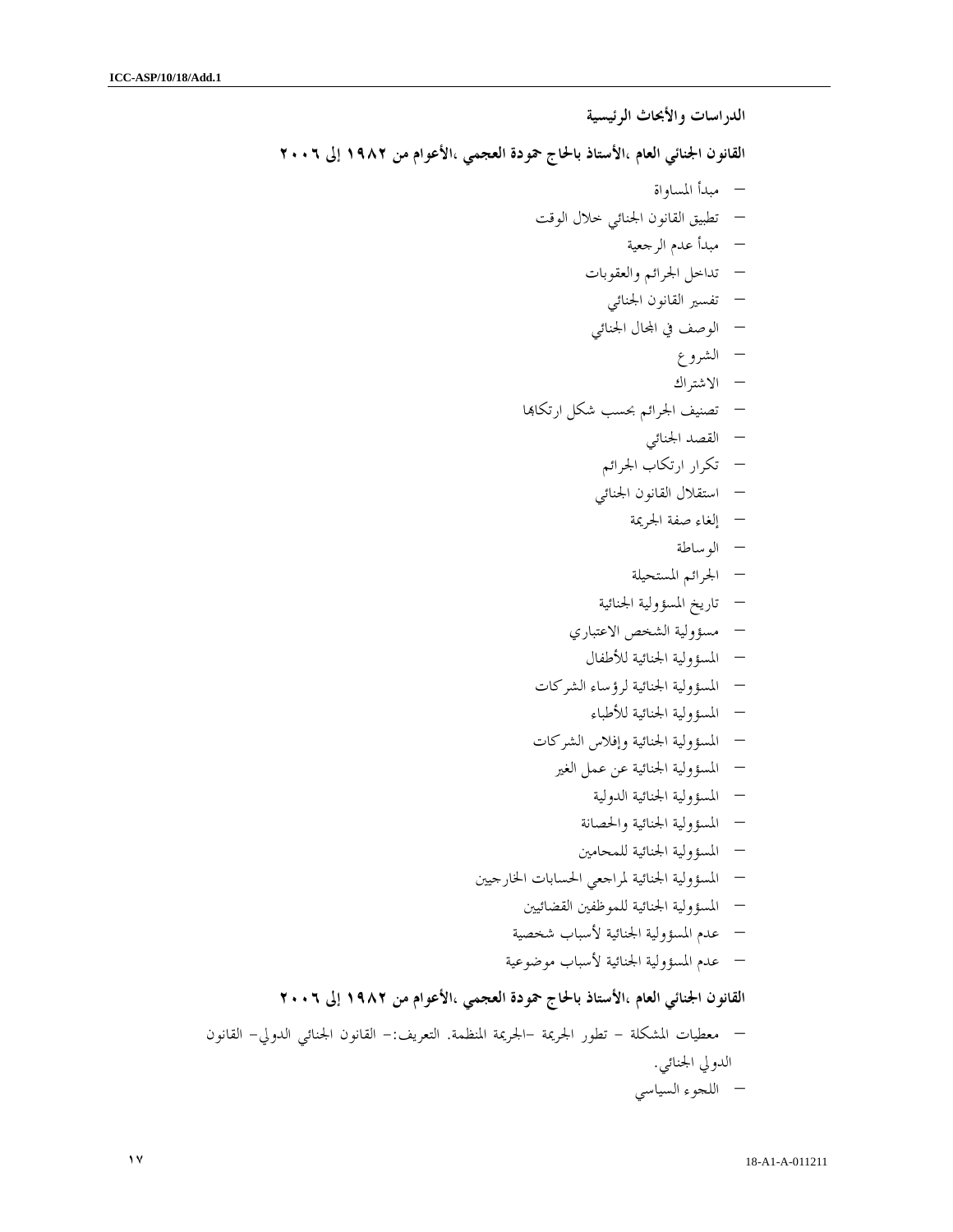**الدراسات والأبحاث الرئيسية**

**القانون الجنائي العام ،الأستاذ بالحاج حمودة العجمي ،الأعوام من ١٩٨٢ إلى ٢٠٠٦**

- مبدأ المساواة
- تطبيق القانون الجنائي خلال الوقت
- مبدأ عدم الرجعية
- تداخل الجرائم والعقوبات
- تفسير القانون الجنائي
- الوصف في المجال الجنائي
- الشروع
- الاشتراك
- تصنيف الجرائم بحسب شكل ارتكابها
- القصد الجنائي
- تكرار ارتكاب الجرائم
- استقلال القانون الجنائي
- إلغاء صفة الجريمة
- الوساطة
- الجرائم المستحيلة
- تاريخ المسؤولية الجنائية
- مسؤولية الشخص الاعتباري
- المسؤولية الجنائية للأطفال
- المسؤولية الجنائية لرؤساء الشركات
- المسؤولية الجنائية للأطباء
- المسؤولية الجنائية وإفلاس الشركات
- المسؤولية الجنائية عن عمل الغير
- المسؤولية الجنائية الدولية
- المسؤولية الجنائية والحصانة
- المسؤولية الجنائية للمحامين
- المسؤولية الجنائية لمراجعي الحسابات الخارجيين
- المسؤولية الجنائية للموظفين القضائيين
- عدم المسؤولية الجنائية لأسباب شخصية
- عدم المسؤولية الجنائية لأسباب موضوعية

**القانون الجنائي العام ،الأستاذ بالحاج حمودة العجمي ،الأعوام من ١٩٨٢ إلى ٢٠٠٦**

- معطيات المشكلة – تطور الجريمة –الجريمة المنظمة. التعريف:– القانون الجنائي الدولي– القانون الدولي الجنائي.
- اللجوء السياسي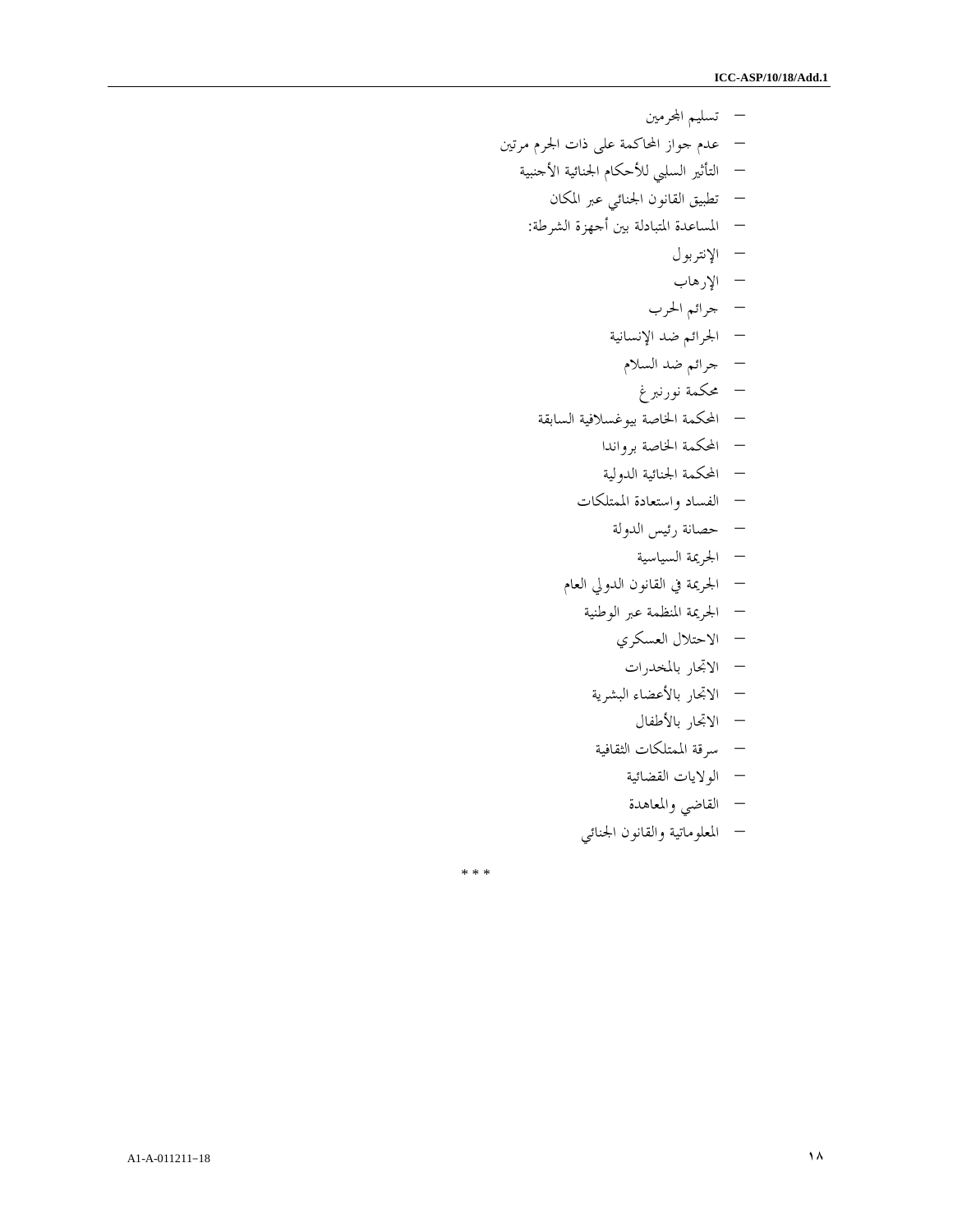- تسليم المجرمين
- عدم جواز المحاكمة على ذات الجرم مرتين
- التأثير السلبي للأحكام الجنائية الأجنبية
- تطبيق القانون الجنائي عبر المكان
- المساعدة المتبادلة بين أجهزة الشرطة:
- الإنتربول
- الإرهاب
- جرائم الحرب
- الجرائم ضد الإنسانية
- جرائم ضد السلام
- محكمة نورنبرغ
- المحكمة الخاصة بيوغسلافية السابقة
- المحكمة الخاصة برواندا
- المحكمة الجنائية الدولية
- الفساد واستعادة الممتلكات
- حصانة رئيس الدولة
- الجريمة السياسية
- الجريمة في القانون الدولي العام
- الجريمة المنظمة عبر الوطنية
- الاحتلال العسكري
- الاتجار بالمخدرات
- الاتجار بالأعضاء البشرية
- الاتجار بالأطفال
- سرقة الممتلكات الثقافية
- الولايات القضائية
- القاضي والمعاهدة
- المعلوماتية والقانون الجنائي

* * *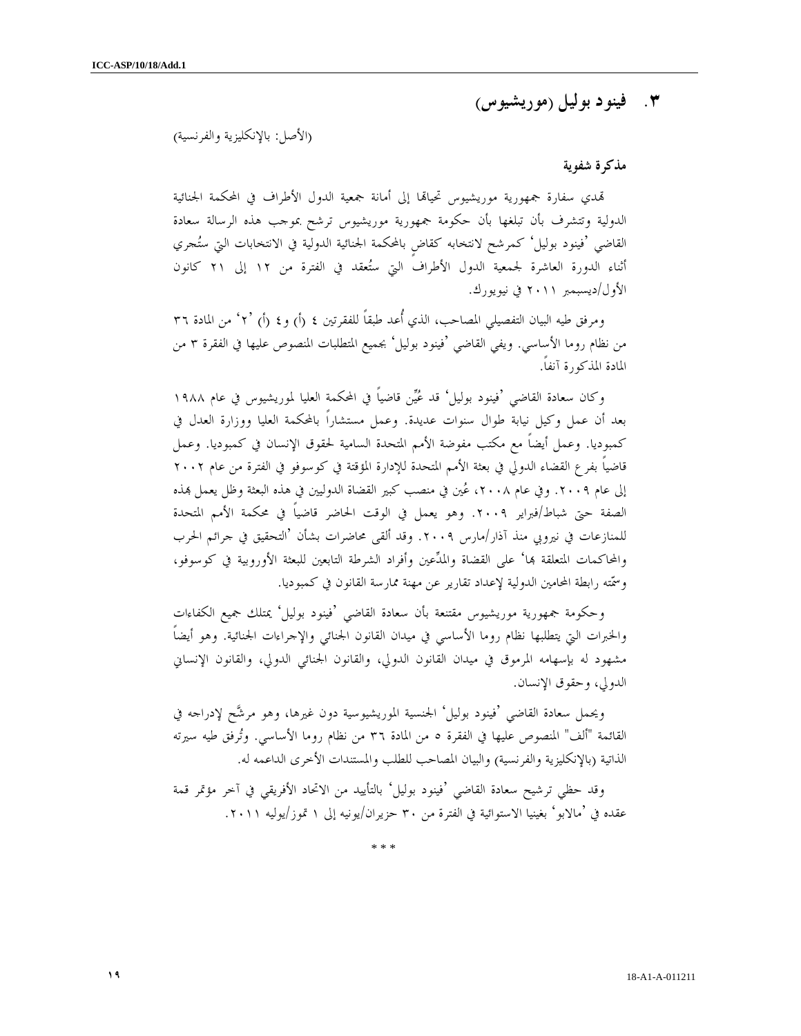## ٣. فينود بوليل (موريشيوس)

(الأصل: بالإنكليزية والفرنسية)

**مذكرة شفوية**

تهدي سفارة جمهورية موريشيوس تحياتها إلى أمانة جمعية الدول الأطراف في المحكمة الجنائية الدولية وتتشرف بأن تبلغها بأن حكومة جمهورية موريشيوس ترشح بموجب هذه الرسالة سعادة القاضي 'فينود بوليل' كمرشح لانتخابه كقاضٍ بالمحكمة الجنائية الدولية في الانتخابات التي ستُجري أثناء الدورة العاشرة لجمعية الدول الأطراف التي ستُعقد في الفترة من ١٢ إلى ٢١ كانون الأول/ديسمبر ٢٠١١ في نيويورك.

ومرفق طيه البيان التفصيلي المصاحب، الذي أُعد طبقاً للفقرتين ٤ (أ) و٤ (أ) '٢' من المادة ٣٦ من نظام روما الأساسي. ويفي القاضي 'فينود بوليل' بجميع المتطلبات المنصوص عليها في الفقرة ٣ من المادة المذكورة آنفاً.

وكان سعادة القاضي 'فينود بوليل' قد عُيِّن قاضياً في المحكمة العليا لموريشيوس في عام ١٩٨٨ بعد أن عمل وكيل نيابة طوال سنوات عديدة. وعمل مستشاراً بالمحكمة العليا ووزارة العدل في كمبوديا. وعمل أيضاً مع مكتب مفوضة الأمم المتحدة السامية لحقوق الإنسان في كمبوديا. وعمل قاضياً بفرع القضاء الدولي في بعثة الأمم المتحدة للإدارة المؤقتة في كوسوفو في الفترة من عام ٢٠٠٢ إلى عام ٢٠٠٩. وفي عام ٢٠٠٨، عُين في منصب كبير القضاة الدوليين في هذه البعثة وظل يعمل بهذه الصفة حتى شباط/فبراير ٢٠٠٩. وهو يعمل في الوقت الحاضر قاضياً في محكمة الأمم المتحدة للمنازعات في نيروبي منذ آذار/مارس ٢٠٠٩. وقد ألقى محاضرات بشأن 'التحقيق في جرائم الحرب والمحاكمات المتعلقة بها' على القضاة والمدِّعين وأفراد الشرطة التابعين للبعثة الأوروبية في كوسوفو، وسمّته رابطة المحامين الدولية لإعداد تقارير عن مهنة ممارسة القانون في كمبوديا.

وحكومة جمهورية موريشيوس مقتنعة بأن سعادة القاضي 'فينود بوليل' يمتلك جميع الكفاءات والخبرات التي يتطلبها نظام روما الأساسي في ميدان القانون الجنائي والإجراءات الجنائية. وهو أيضاً مشهود له بإسهامه المرموق في ميدان القانون الدولي، والقانون الجنائي الدولي، والقانون الإنساني الدولي، وحقوق الإنسان.

ويحمل سعادة القاضي 'فينود بوليل' الجنسية الموريشيوسية دون غيرها، وهو مرشَّح لإدراجه في القائمة "ألف" المنصوص عليها في الفقرة ٥ من المادة ٣٦ من نظام روما الأساسي. وتُرفق طيه سيرته الذاتية (بالإنكليزية والفرنسية) والبيان المصاحب للطلب والمستندات الأخرى الداعمه له.

وقد حظي ترشيح سعادة القاضي 'فينود بوليل' بالتأييد من الاتحاد الأفريقي في آخر مؤتمر قمة عقده في 'مالابو' بغينيا الاستوائية في الفترة من ٣٠ حزيران/يونيه إلى ١ تموز/يوليه ٢٠١١.

\* \* \*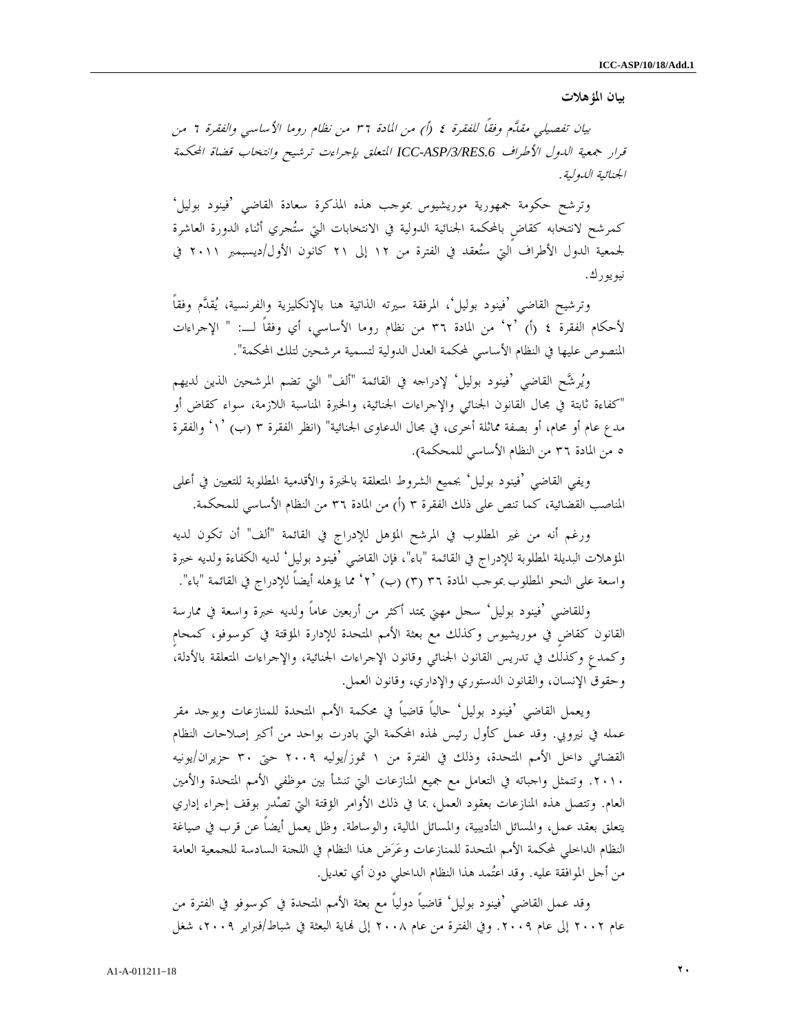**بيان المؤهلات**

*بيان تفصيلي مقدَّم وفقاً للفقرة ٤ (أ) من المادة ٣٦ من نظام روما الأساسي والفقرة ٦ من قرار جمعية الدول الأطراف ICC-ASP/3/RES.6 المتعلق بإجراءات ترشيح وانتخاب قضاة المحكمة الجنائية الدولية.*

وترشح حكومة جمهورية موريشيوس بموجب هذه المذكرة سعادة القاضي 'فينود بوليل' كمرشح لانتخابه كقاضٍ بالمحكمة الجنائية الدولية في الانتخابات التي ستُجرى أثناء الدورة العاشرة لجمعية الدول الأطراف التي ستُعقد في الفترة من ١٢ إلى ٢١ كانون الأول/ديسمبر ٢٠١١ في نيويورك.

وترشيح القاضي 'فينود بوليل'، المرفقة سيرته الذاتية هنا بالإنكليزية والفرنسية، يُقدَّم وفقاً لأحكام الفقرة ٤ (أ) '٢' من المادة ٣٦ من نظام روما الأساسي، أي وفقاً لـــ: " الإجراءات المنصوص عليها في النظام الأساسي لمحكمة العدل الدولية لتسمية مرشحين لتلك المحكمة".

ويُرشَّح القاضي 'فينود بوليل' لإدراجه في القائمة "ألف" التي تضم المرشحين الذين لديهم "كفاءة ثابتة في مجال القانون الجنائي والإجراءات الجنائية، والخبرة المناسبة اللازمة، سواء كقاضٍ أو مدعٍ عام أو محامٍ، أو بصفة مماثلة أخرى، في مجال الدعاوى الجنائية" (انظر الفقرة ٣ (ب) '١' والفقرة ٥ من المادة ٣٦ من النظام الأساسي للمحكمة).

ويفي القاضي 'فينود بوليل' بجميع الشروط المتعلقة بالخبرة والأقدمية المطلوبة للتعيين في أعلى المناصب القضائية، كما تنص على ذلك الفقرة ٣ (أ) من المادة ٣٦ من النظام الأساسي للمحكمة.

ورغم أنه من غير المطلوب في المرشح المؤهل للإدراج في القائمة "ألف" أن تكون لديه المؤهلات البديلة المطلوبة للإدراج في القائمة "باء"، فإن القاضي 'فينود بوليل' لديه الكفاءة ولديه خبرة واسعة على النحو المطلوب بموجب المادة ٣٦ (٣) (ب) '٢' مما يؤهله أيضاً للإدراج في القائمة "باء".

وللقاضي 'فينود بوليل' سجل مهني يمتد أكثر من أربعين عاماً ولديه خبرة واسعة في ممارسة القانون كقاضٍ في موريشيوس وكذلك مع بعثة الأمم المتحدة للإدارة المؤقتة في كوسوفو، كمحامٍ وكمدعٍ وكذلك في تدريس القانون الجنائي وقانون الإجراءات الجنائية، والإجراءات المتعلقة بالأدلة، وحقوق الإنسان، والقانون الدستوري والإداري، وقانون العمل.

ويعمل القاضي 'فينود بوليل' حالياً قاضياً في محكمة الأمم المتحدة للمنازعات ويوجد مقر عمله في نيروبي. وقد عمل كأول رئيس لهذه المحكمة التي بادرت بواحد من أكبر إصلاحات النظام القضائي داخل الأمم المتحدة، وذلك في الفترة من ١ تموز/يوليه ٢٠٠٩ حتى ٣٠ حزيران/يونيه ٢٠١٠. وتتمثل واجباته في التعامل مع جميع المنازعات التي تنشأ بين موظفي الأمم المتحدة والأمين العام. وتتصل هذه المنازعات بعقود العمل، بما في ذلك الأوامر المؤقتة التي تصْدر بوقف إجراء إداري يتعلق بعقد عمل، والمسائل التأديبية، والمسائل المالية، والوساطة. وظل يعمل أيضاً عن قرب في صياغة النظام الداخلي لمحكمة الأمم المتحدة للمنازعات وعَرَض هذا النظام في اللجنة السادسة للجمعية العامة من أجل الموافقة عليه. وقد اعتُمد هذا النظام الداخلي دون أي تعديل.

وقد عمل القاضي 'فينود بوليل' قاضياً دولياً مع بعثة الأمم المتحدة في كوسوفو في الفترة من عام ٢٠٠٢ إلى عام ٢٠٠٩. وفي الفترة من عام ٢٠٠٨ إلى نهاية البعثة في شباط/فبراير ٢٠٠٩، شغل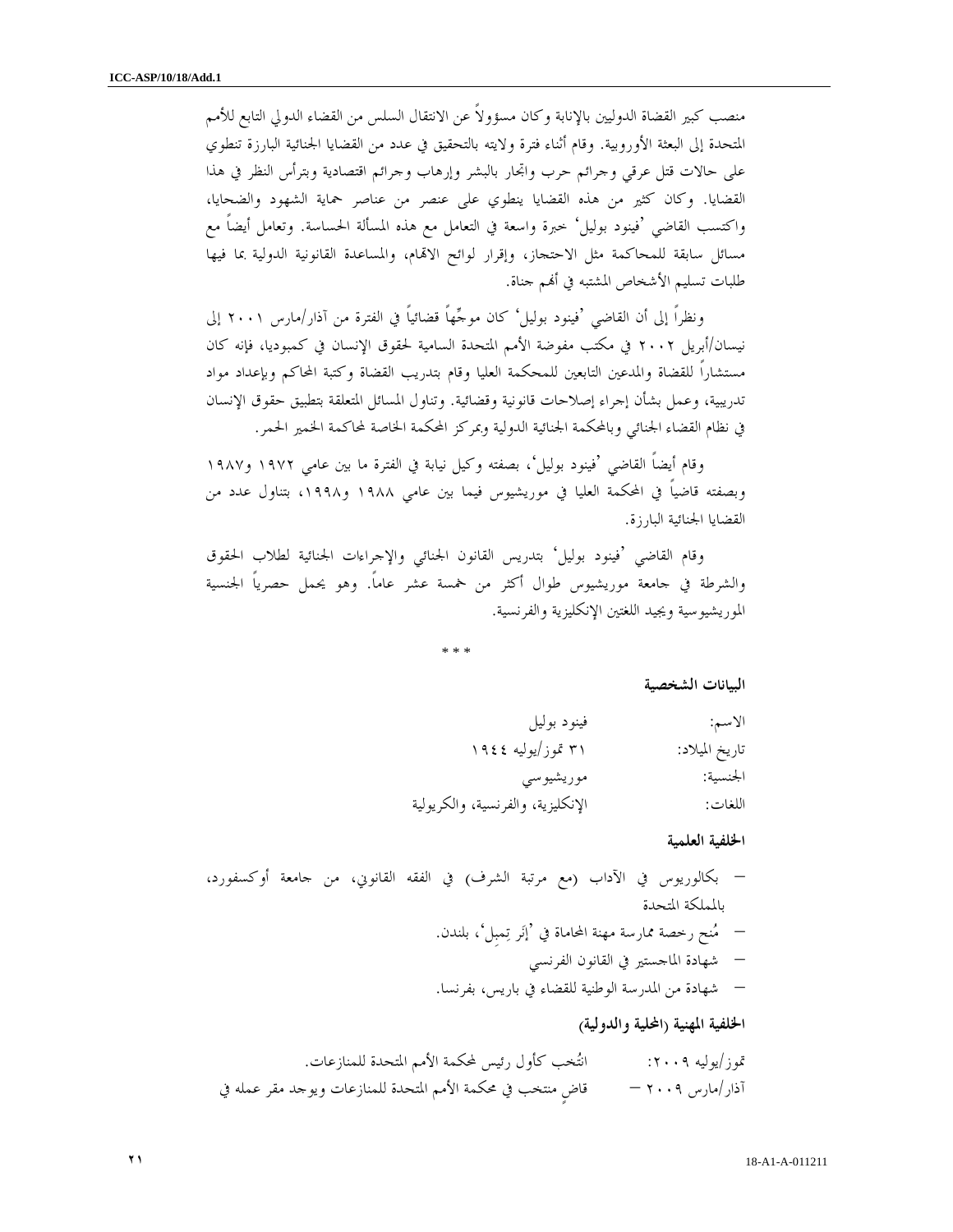منصب كبير القضاة الدوليين بالإنابة وكان مسؤولاً عن الانتقال السلس من القضاء الدولي التابع للأمم المتحدة إلى البعثة الأوروبية. وقام أثناء فترة ولايته بالتحقيق في عدد من القضايا الجنائية البارزة تنطوي على حالات قتل عرقي وجرائم حرب واتجار بالبشر وإرهاب وجرائم اقتصادية وبترأس النظر في هذا القضايا. وكان كثير من هذه القضايا ينطوي على عنصر من عناصر حماية الشهود والضحايا، واكتسب القاضي 'فينود بوليل' خبرة واسعة في التعامل مع هذه المسألة الحساسة. وتعامل أيضاً مع مسائل سابقة للمحاكمة مثل الاحتجاز، وإقرار لوائح الاتهام، والمساعدة القانونية الدولية بما فيها طلبات تسليم الأشخاص المشتبه في أنهم جناة.

ونظراً إلى أن القاضي 'فينود بوليل' كان موجِّهاً قضائياً في الفترة من آذار/مارس ٢٠٠١ إلى نيسان/أبريل ٢٠٠٢ في مكتب مفوضة الأمم المتحدة السامية لحقوق الإنسان في كمبوديا، فإنه كان مستشاراً للقضاة والمدعين التابعين للمحكمة العليا وقام بتدريب القضاة وكتبة المحاكم وبإعداد مواد تدريبية، وعمل بشأن إجراء إصلاحات قانونية وقضائية. وتناول المسائل المتعلقة بتطبيق حقوق الإنسان في نظام القضاء الجنائي وبالمحكمة الجنائية الدولية وبمركز المحكمة الخاصة لمحاكمة الخمير الحمر.

وقام أيضاً القاضي 'فينود بوليل'، بصفته وكيل نيابة في الفترة ما بين عامي ١٩٧٢ و١٩٨٧ وبصفته قاضياً في المحكمة العليا في موريشيوس فيما بين عامي ١٩٨٨ و١٩٩٨، بتناول عدد من القضايا الجنائية البارزة.

وقام القاضي 'فينود بوليل' بتدريس القانون الجنائي والإجراءات الجنائية لطلاب الحقوق والشرطة في جامعة موريشيوس طوال أكثر من خمسة عشر عاماً. وهو يحمل حصرياً الجنسية الموريشيوسية ويجيد اللغتين الإنكليزية والفرنسية.

\* \* \*

**البيانات الشخصية**

| | |
|---|---|
| الاسم: | فينود بوليل |
| تاريخ الميلاد: | ٣١ تموز/يوليه ١٩٤٤ |
| الجنسية: | موريشيوسي |
| اللغات: | الإنكليزية، والفرنسية، والكريولية |

**الخلفية العلمية**

- بكالوريوس في الآداب (مع مرتبة الشرف) في الفقه القانوني، من جامعة أوكسفورد، بالمملكة المتحدة
- مُنح رخصة ممارسة مهنة المحاماة في 'إنَر تِمبل'، بلندن.
- شهادة الماجستير في القانون الفرنسي
- شهادة من المدرسة الوطنية للقضاء في باريس، بفرنسا.

**الخلفية المهنية (المحلية والدولية)**

| | |
|---|---|
| تموز/يوليه ٢٠٠٩: | انتُخب كأول رئيس لمحكمة الأمم المتحدة للمنازعات. |
| آذار/مارس ٢٠٠٩ – | قاضٍ منتخب في محكمة الأمم المتحدة للمنازعات ويوجد مقر عمله في |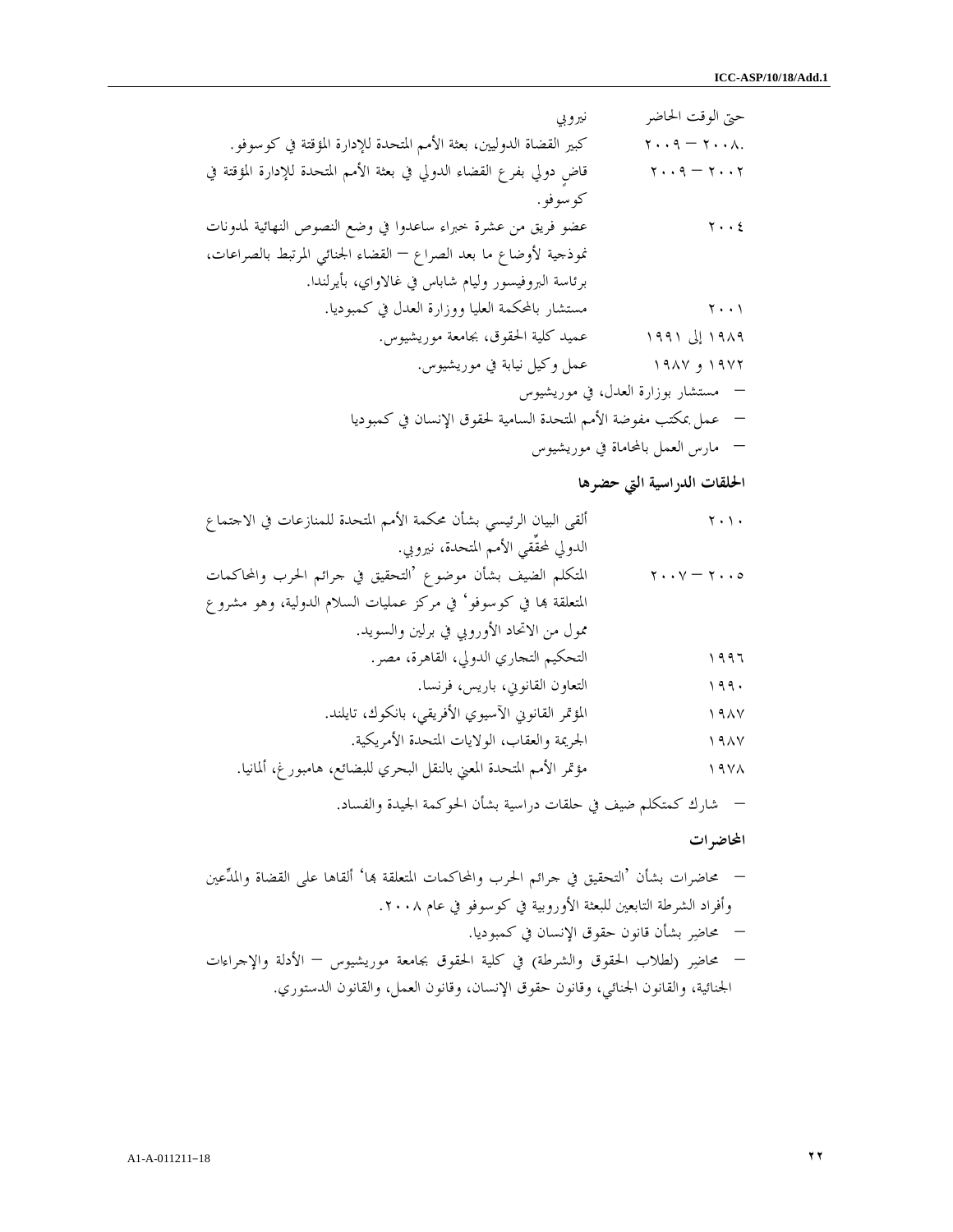| | |
|---|---|
| حتى الوقت الحاضر | نيروبي |
| ٢٠٠٨ – ٢٠٠٩. | كبير القضاة الدوليين، بعثة الأمم المتحدة للإدارة المؤقتة في كوسوفو. |
| ٢٠٠٢ – ٢٠٠٩ | قاضٍ دولي بفرع القضاء الدولي في بعثة الأمم المتحدة للإدارة المؤقتة في كوسوفو. |
| ٢٠٠٤ | عضو فريق من عشرة خبراء ساعدوا في وضع النصوص النهائية لمدونات نموذجية لأوضاع ما بعد الصراع – القضاء الجنائي المرتبط بالصراعات، برئاسة البروفيسور وليام شاباس في غالاواي، بأيرلندا. |
| ٢٠٠١ | مستشار بالمحكمة العليا ووزارة العدل في كمبوديا. |
| ١٩٨٩ إلى ١٩٩١ | عميد كلية الحقوق، بجامعة موريشيوس. |
| ١٩٧٢ و ١٩٨٧ | عمل وكيل نيابة في موريشيوس. |

- مستشار بوزارة العدل، في موريشيوس
- عمل بمكتب مفوضة الأمم المتحدة السامية لحقوق الإنسان في كمبوديا
- مارس العمل بالمحاماة في موريشيوس

**الحلقات الدراسية التي حضرها**

| | |
|---|---|
| ٢٠١٠ | ألقى البيان الرئيسي بشأن محكمة الأمم المتحدة للمنازعات في الاجتماع الدولي لمحقّقي الأمم المتحدة، نيروبي. |
| ٢٠٠٥ – ٢٠٠٧ | المتكلم الضيف بشأن موضوع 'التحقيق في جرائم الحرب والمحاكمات المتعلقة بها في كوسوفو' في مركز عمليات السلام الدولية، وهو مشروع ممول من الاتحاد الأوروبي في برلين والسويد. |
| ١٩٩٦ | التحكيم التجاري الدولي، القاهرة، مصر. |
| ١٩٩٠ | التعاون القانوني، باريس، فرنسا. |
| ١٩٨٧ | المؤتمر القانوني الآسيوي الأفريقي، بانكوك، تايلند. |
| ١٩٨٧ | الجريمة والعقاب، الولايات المتحدة الأمريكية. |
| ١٩٧٨ | مؤتمر الأمم المتحدة المعني بالنقل البحري للبضائع، هامبورغ، ألمانيا. |

- شارك كمتكلم ضيف في حلقات دراسية بشأن الحوكمة الجيدة والفساد.

**المحاضرات**

- محاضرات بشأن 'التحقيق في جرائم الحرب والمحاكمات المتعلقة بها' ألقاها على القضاة والمدّعين وأفراد الشرطة التابعين للبعثة الأوروبية في كوسوفو في عام ٢٠٠٨.
- محاضِر بشأن قانون حقوق الإنسان في كمبوديا.
- محاضِر (لطلاب الحقوق والشرطة) في كلية الحقوق بجامعة موريشيوس – الأدلة والإجراءات الجنائية، والقانون الجنائي، وقانون حقوق الإنسان، وقانون العمل، والقانون الدستوري.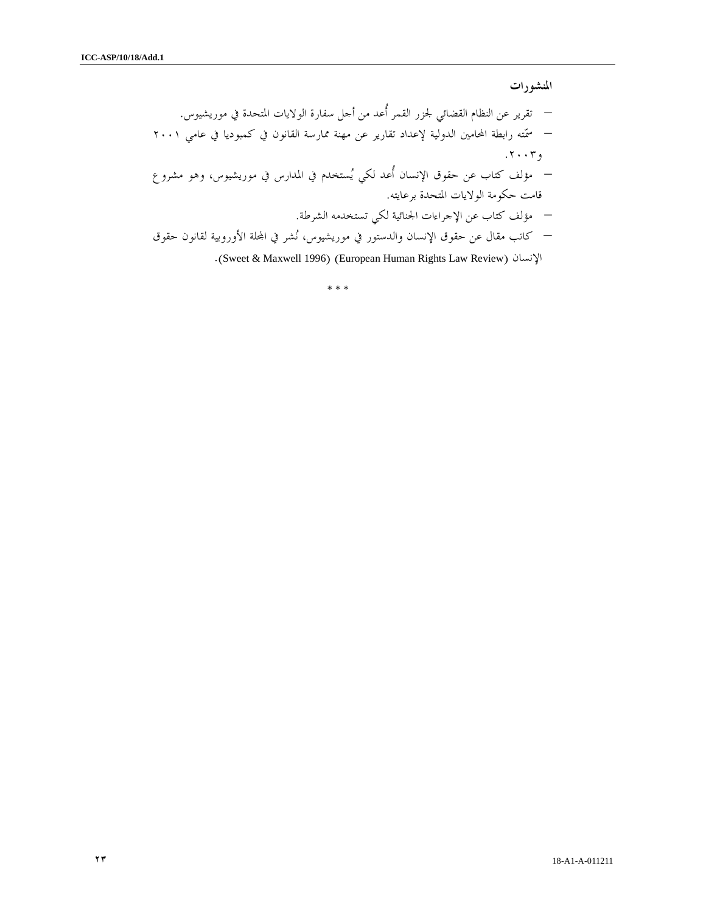**المنشورات**

- تقرير عن النظام القضائي لجزر القمر أُعد من أجل سفارة الولايات المتحدة في موريشيوس.
- سمّته رابطة المحامين الدولية لإعداد تقارير عن مهنة ممارسة القانون في كمبوديا في عامي ٢٠٠١ و٢٠٠٣.
- مؤلف كتاب عن حقوق الإنسان أُعد لكي يُستخدم في المدارس في موريشيوس، وهو مشروع قامت حكومة الولايات المتحدة برعايته.
- مؤلف كتاب عن الإجراءات الجنائية لكي تستخدمه الشرطة.
- كاتب مقال عن حقوق الإنسان والدستور في موريشيوس، نُشر في المجلة الأوروبية لقانون حقوق الإنسان (European Human Rights Law Review) (Sweet & Maxwell 1996).

\* \* \*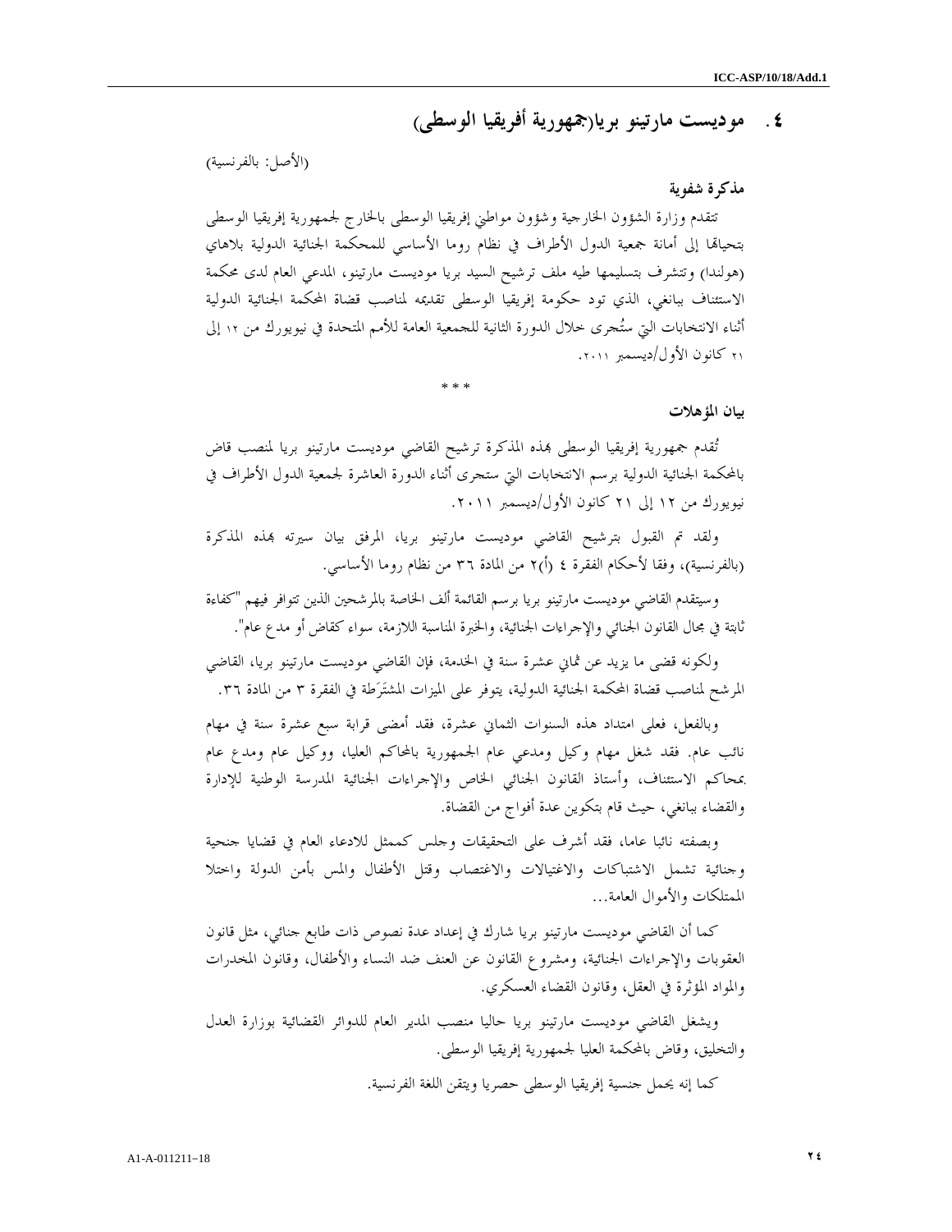## ٤ . موديست مارتينو بريا(جمهورية أفريقيا الوسطى)

(الأصل: بالفرنسية)

**مذكرة شفوية**

تتقدم وزارة الشؤون الخارجية وشؤون مواطني إفريقيا الوسطى بالخارج لجمهورية إفريقيا الوسطى بتحياتها إلى أمانة جمعية الدول الأطراف في نظام روما الأساسي للمحكمة الجنائية الدولية بلاهاي (هولندا) وتتشرف بتسليمها طيه ملف ترشيح السيد بريا موديست مارتينو، المدعي العام لدى محكمة الاستئناف ببانغي، الذي تود حكومة إفريقيا الوسطى تقديمه لمناصب قضاة المحكمة الجنائية الدولية أثناء الانتخابات التي ستُجرى خلال الدورة الثانية للجمعية العامة للأمم المتحدة في نيويورك من ١٢ إلى ٢١ كانون الأول/ديسمبر ٢٠١١.

* * *

**بيان المؤهلات**

تُقدم جمهورية إفريقيا الوسطى بهذه المذكرة ترشيح القاضي موديست مارتينو بريا لمنصب قاض بالمحكمة الجنائية الدولية برسم الانتخابات التي ستجرى أثناء الدورة العاشرة لجمعية الدول الأطراف في نيويورك من ١٢ إلى ٢١ كانون الأول/ديسمبر ٢٠١١.

ولقد تم القبول بترشيح القاضي موديست مارتينو بريا، المرفق بيان سيرته بهذه المذكرة (بالفرنسية)، وفقا لأحكام الفقرة ٤ (أ)٢ من المادة ٣٦ من نظام روما الأساسي.

وسيتقدم القاضي موديست مارتينو بريا برسم القائمة ألف الخاصة بالمرشحين الذين تتوافر فيهم "كفاءة ثابتة في مجال القانون الجنائي والإجراءات الجنائية، والخبرة المناسبة اللازمة، سواء كقاض أو مدع عام".

ولكونه قضى ما يزيد عن ثماني عشرة سنة في الخدمة، فإن القاضي موديست مارتينو بريا، القاضي المرشح لمناصب قضاة المحكمة الجنائية الدولية، يتوفر على الميزات المشتَرَطة في الفقرة ٣ من المادة ٣٦.

وبالفعل، فعلى امتداد هذه السنوات الثماني عشرة، فقد أمضى قرابة سبع عشرة سنة في مهام نائب عام. فقد شغل مهام وكيل ومدعي عام الجمهورية بالمحاكم العليا، ووكيل عام ومدع عام بمحاكم الاستئناف، وأستاذ القانون الجنائي الخاص والإجراءات الجنائية المدرسة الوطنية للإدارة والقضاء ببانغي، حيث قام بتكوين عدة أفواج من القضاة.

وبصفته نائبا عاما، فقد أشرف على التحقيقات وجلس كممثل للادعاء العام في قضايا جنحية وجنائية تشمل الاشتباكات والاغتيالات والاغتصاب وقتل الأطفال والمس بأمن الدولة واختلا الممتلكات والأموال العامة...

كما أن القاضي موديست مارتينو بريا شارك في إعداد عدة نصوص ذات طابع جنائي، مثل قانون العقوبات والإجراءات الجنائية، ومشروع القانون عن العنف ضد النساء والأطفال، وقانون المخدرات والمواد المؤثرة في العقل، وقانون القضاء العسكري.

ويشغل القاضي موديست مارتينو بريا حاليا منصب المدير العام للدوائر القضائية بوزارة العدل والتخليق، وقاض بالمحكمة العليا لجمهورية إفريقيا الوسطى.

كما إنه يحمل جنسية إفريقيا الوسطى حصريا ويتقن اللغة الفرنسية.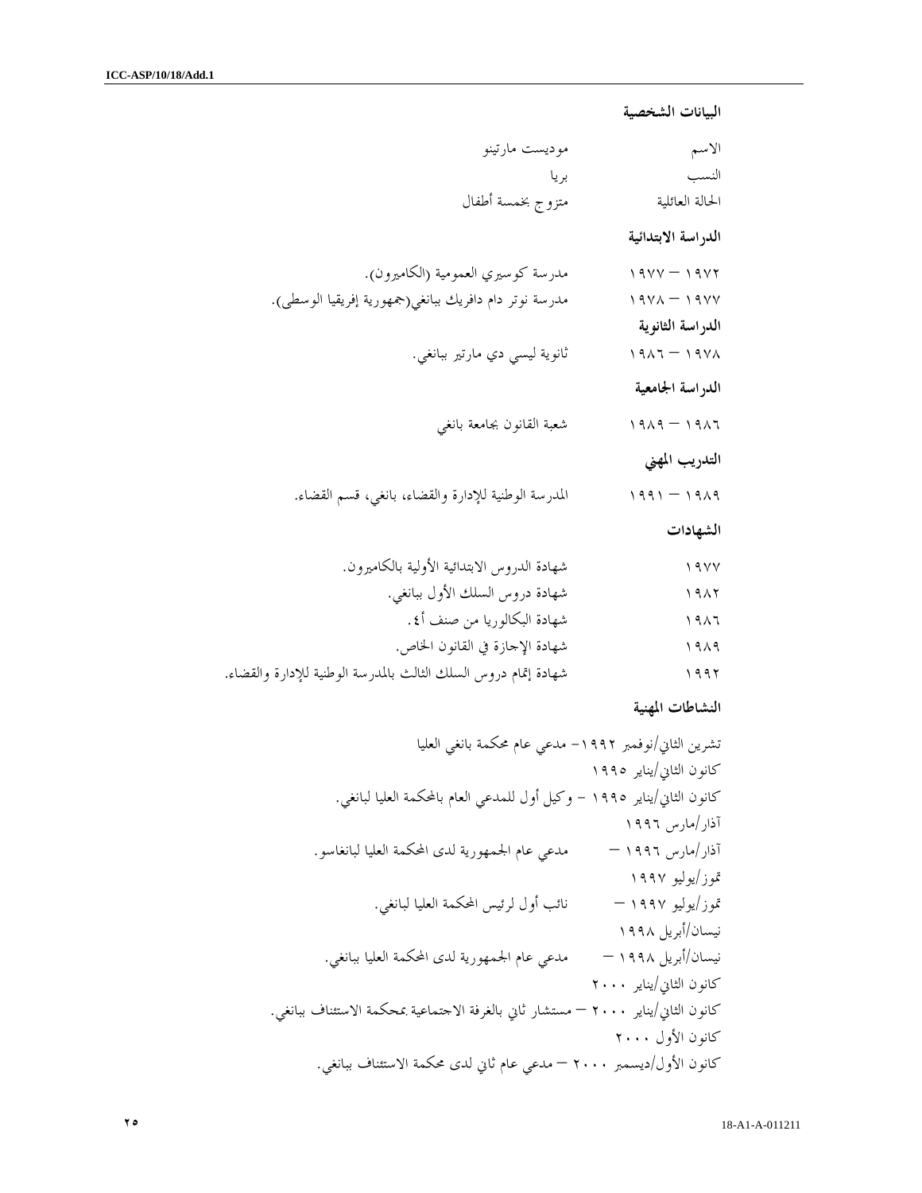**البيانات الشخصية**

| | |
|---|---|
| الاسم | موديست مارتينو |
| النسب | بريا |
| الحالة العائلية | متزوج بخمسة أطفال |

**الدراسة الابتدائية**

| | |
|---|---|
| ١٩٧٢ – ١٩٧٧ | مدرسة كوسيري العمومية (الكاميرون). |
| ١٩٧٧ – ١٩٧٨ | مدرسة نوتر دام دافريك ببانغي(جمهورية إفريقيا الوسطى). |

**الدراسة الثانوية**

| | |
|---|---|
| ١٩٧٨ – ١٩٨٦ | ثانوية ليسي دي مارتير ببانغي. |

**الدراسة الجامعية**

| | |
|---|---|
| ١٩٨٦ – ١٩٨٩ | شعبة القانون بجامعة بانغي |

**التدريب المهني**

| | |
|---|---|
| ١٩٨٩ – ١٩٩١ | المدرسة الوطنية للإدارة والقضاء، بانغي، قسم القضاء. |

**الشهادات**

| | |
|---|---|
| ١٩٧٧ | شهادة الدروس الابتدائية الأولية بالكاميرون. |
| ١٩٨٢ | شهادة دروس السلك الأول ببانغي. |
| ١٩٨٦ | شهادة البكالوريا من صنف أ٤. |
| ١٩٨٩ | شهادة الإجازة في القانون الخاص. |
| ١٩٩٢ | شهادة إتمام دروس السلك الثالث بالمدرسة الوطنية للإدارة والقضاء. |

**النشاطات المهنية**

تشرين الثاني/نوفمبر ١٩٩٢– مدعي عام محكمة بانغي العليا
كانون الثاني/يناير ١٩٩٥

كانون الثاني/يناير ١٩٩٥ – وكيل أول للمدعي العام بالمحكمة العليا لبانغي.
آذار/مارس ١٩٩٦

آذار/مارس ١٩٩٦ – مدعي عام الجمهورية لدى المحكمة العليا لبانغاسو.
تموز/يوليو ١٩٩٧

تموز/يوليو ١٩٩٧ – نائب أول لرئيس المحكمة العليا لبانغي.
نيسان/أبريل ١٩٩٨

نيسان/أبريل ١٩٩٨ – مدعي عام الجمهورية لدى المحكمة العليا ببانغي.
كانون الثاني/يناير ٢٠٠٠

كانون الثاني/يناير ٢٠٠٠ – مستشار ثاني بالغرفة الاجتماعية بمحكمة الاستئناف ببانغي.
كانون الأول ٢٠٠٠

كانون الأول/ديسمبر ٢٠٠٠ – مدعي عام ثاني لدى محكمة الاستئناف ببانغي.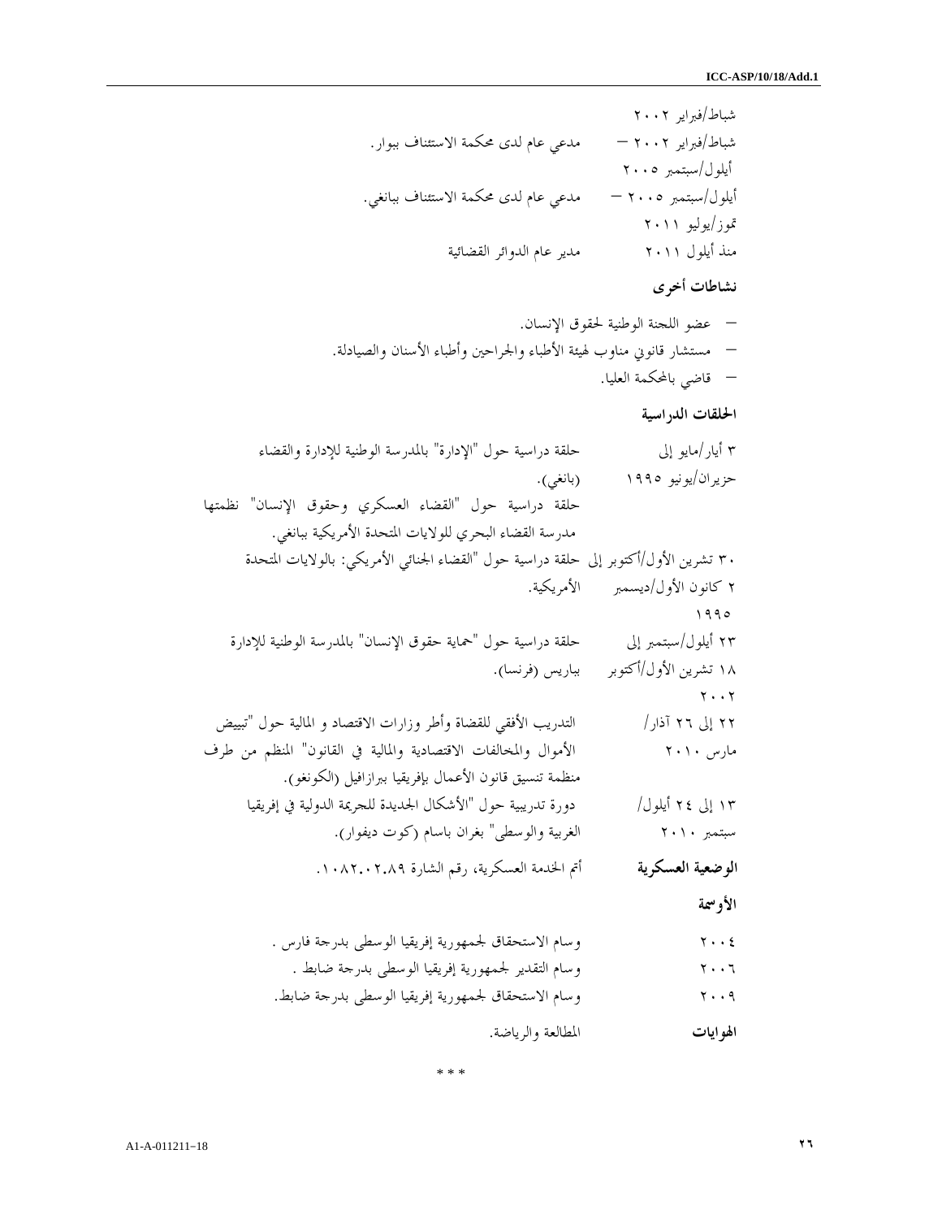شباط/فبراير ٢٠٠٢

شباط/فبراير ٢٠٠٢ – أيلول/سبتمبر ٢٠٠٥ مدعي عام لدى محكمة الاستئناف ببوار.

أيلول/سبتمبر ٢٠٠٥ – تموز/يوليو ٢٠١١ مدعي عام لدى محكمة الاستئناف ببانغي.

منذ أيلول ٢٠١١ مدير عام الدوائر القضائية

**نشاطات أخرى**

– عضو اللجنة الوطنية لحقوق الإنسان.

– مستشار قانوني مناوب لهيئة الأطباء والجراحين وأطباء الأسنان والصيادلة.

– قاضي بالمحكمة العليا.

**الحلقات الدراسية**

٣ أيار/مايو إلى حزيران/يونيو ١٩٩٥ حلقة دراسية حول "الإدارة" بالمدرسة الوطنية للإدارة والقضاء (بانغي).

حلقة دراسية حول "القضاء العسكري وحقوق الإنسان" نظمتها مدرسة القضاء البحري للولايات المتحدة الأمريكية ببانغي.

٣٠ تشرين الأول/أكتوبر إلى ٢ كانون الأول/ديسمبر ١٩٩٥ حلقة دراسية حول "القضاء الجنائي الأمريكي: بالولايات المتحدة الأمريكية.

٢٣ أيلول/سبتمبر إلى ١٨ تشرين الأول/أكتوبر ٢٠٠٢ حلقة دراسية حول "حماية حقوق الإنسان" بالمدرسة الوطنية للإدارة بباريس (فرنسا).

٢٢ إلى ٢٦ آذار/مارس ٢٠١٠ التدريب الأفقي للقضاة وأطر وزارات الاقتصاد و المالية حول "تبييض الأموال والمخالفات الاقتصادية والمالية في القانون" المنظم من طرف منظمة تنسيق قانون الأعمال بإفريقيا ببرازافيل (الكونغو).

١٣ إلى ٢٤ أيلول/سبتمبر ٢٠١٠ دورة تدريبية حول "الأشكال الجديدة للجريمة الدولية في إفريقيا الغربية والوسطى" بغران باسام (كوت ديفوار).

**الوضعية العسكرية** أتم الخدمة العسكرية، رقم الشارة ١٠٨٢.٠٢.٨٩.

**الأوسمة**

٢٠٠٤ وسام الاستحقاق لجمهورية إفريقيا الوسطى بدرجة فارس .

٢٠٠٦ وسام التقدير لجمهورية إفريقيا الوسطى بدرجة ضابط .

٢٠٠٩ وسام الاستحقاق لجمهورية إفريقيا الوسطى بدرجة ضابط.

**الهوايات** المطالعة والرياضة.

* * *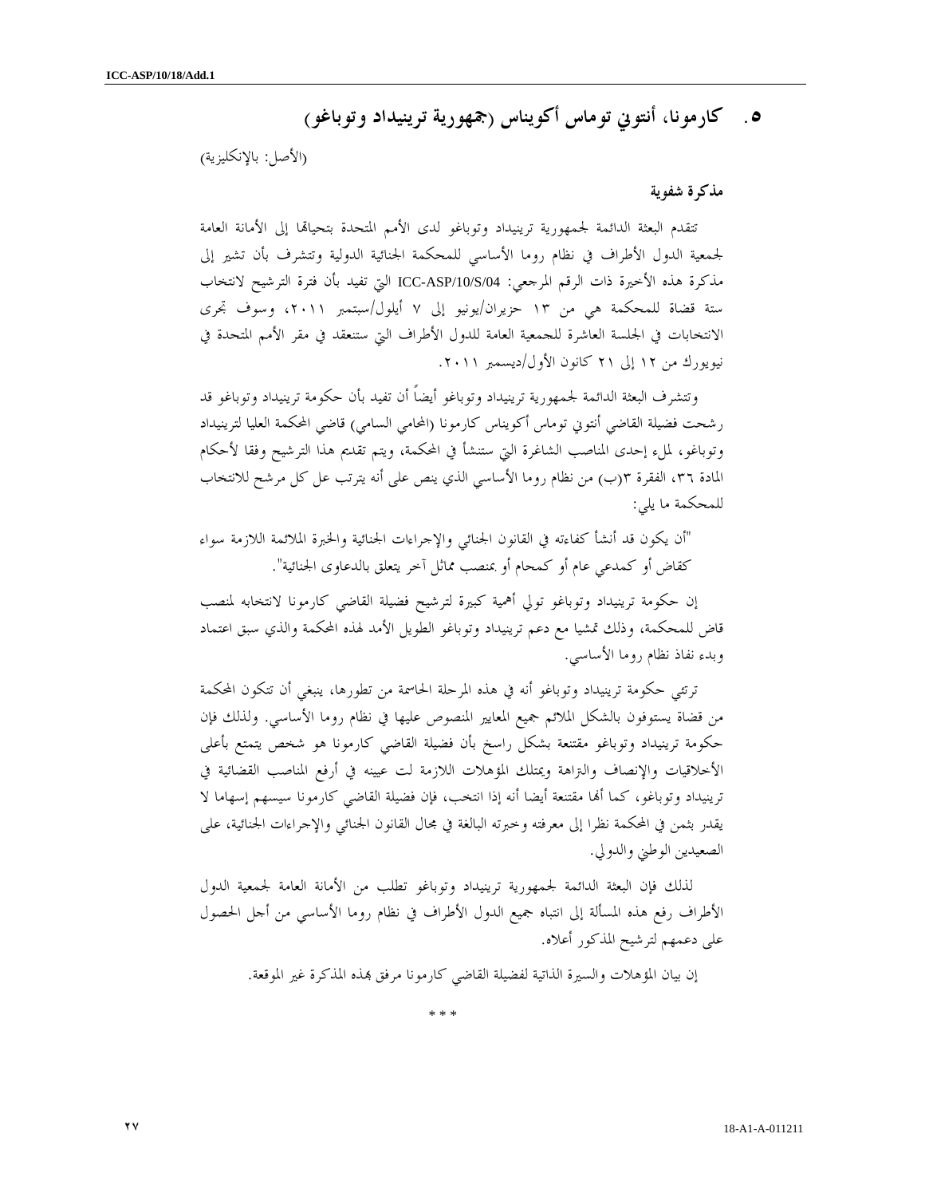## ٥ . كارمونا، أنتوني توماس أكويناس (جمهورية ترينيداد وتوباغو)

(الأصل: بالإنكليزية)

**مذكرة شفوية**

تتقدم البعثة الدائمة لجمهورية ترينيداد وتوباغو لدى الأمم المتحدة بتحياتها إلى الأمانة العامة لجمعية الدول الأطراف في نظام روما الأساسي للمحكمة الجنائية الدولية وتتشرف بأن تشير إلى مذكرة هذه الأخيرة ذات الرقم المرجعي: ICC-ASP/10/S/04 التي تفيد بأن فترة الترشيح لانتخاب ستة قضاة للمحكمة هي من ١٣ حزيران/يونيو إلى ٧ أيلول/سبتمبر ٢٠١١، وسوف تجرى الانتخابات في الجلسة العاشرة للجمعية العامة للدول الأطراف التي ستنعقد في مقر الأمم المتحدة في نيويورك من ١٢ إلى ٢١ كانون الأول/ديسمبر ٢٠١١.

وتتشرف البعثة الدائمة لجمهورية ترينيداد وتوباغو أيضاً أن تفيد بأن حكومة ترينيداد وتوباغو قد رشحت فضيلة القاضي أنتوني توماس أكويناس كارمونا (المحامي السامي) قاضي المحكمة العليا لترينيداد وتوباغو، لملء إحدى المناصب الشاغرة التي ستنشأ في المحكمة، ويتم تقديم هذا الترشيح وفقا لأحكام المادة ٣٦، الفقرة ٣(ب) من نظام روما الأساسي الذي ينص على أنه يترتب عل كل مرشح للانتخاب للمحكمة ما يلي:

"أن يكون قد أنشأ كفاءته في القانون الجنائي والإجراءات الجنائية والخبرة الملائمة اللازمة سواء كقاض أو كمدعي عام أو كمحام أو بمنصب مماثل آخر يتعلق بالدعاوى الجنائية".

إن حكومة ترينيداد وتوباغو تولي أهمية كبيرة لترشيح فضيلة القاضي كارمونا لانتخابه لمنصب قاض للمحكمة، وذلك تمشيا مع دعم ترينيداد وتوباغو الطويل الأمد لهذه المحكمة والذي سبق اعتماد وبدء نفاذ نظام روما الأساسي.

ترتئي حكومة ترينيداد وتوباغو أنه في هذه المرحلة الحاسمة من تطورها، ينبغي أن تتكون المحكمة من قضاة يستوفون بالشكل الملائم جميع المعايير المنصوص عليها في نظام روما الأساسي. ولذلك فإن حكومة ترينيداد وتوباغو مقتنعة بشكل راسخ بأن فضيلة القاضي كارمونا هو شخص يتمتع بأعلى الأخلاقيات والإنصاف والنزاهة ويمتلك المؤهلات اللازمة لت عيينه في أرفع المناصب القضائية في ترينيداد وتوباغو، كما أنها مقتنعة أيضا أنه إذا انتخب، فإن فضيلة القاضي كارمونا سيسهم إسهاما لا يقدر بثمن في المحكمة نظرا إلى معرفته وخبرته البالغة في مجال القانون الجنائي والإجراءات الجنائية، على الصعيدين الوطني والدولي.

لذلك فإن البعثة الدائمة لجمهورية ترينيداد وتوباغو تطلب من الأمانة العامة لجمعية الدول الأطراف رفع هذه المسألة إلى انتباه جميع الدول الأطراف في نظام روما الأساسي من أجل الحصول على دعمهم لترشيح المذكور أعلاه.

إن بيان المؤهلات والسيرة الذاتية لفضيلة القاضي كارمونا مرفق بهذه المذكرة غير الموقعة.

* * *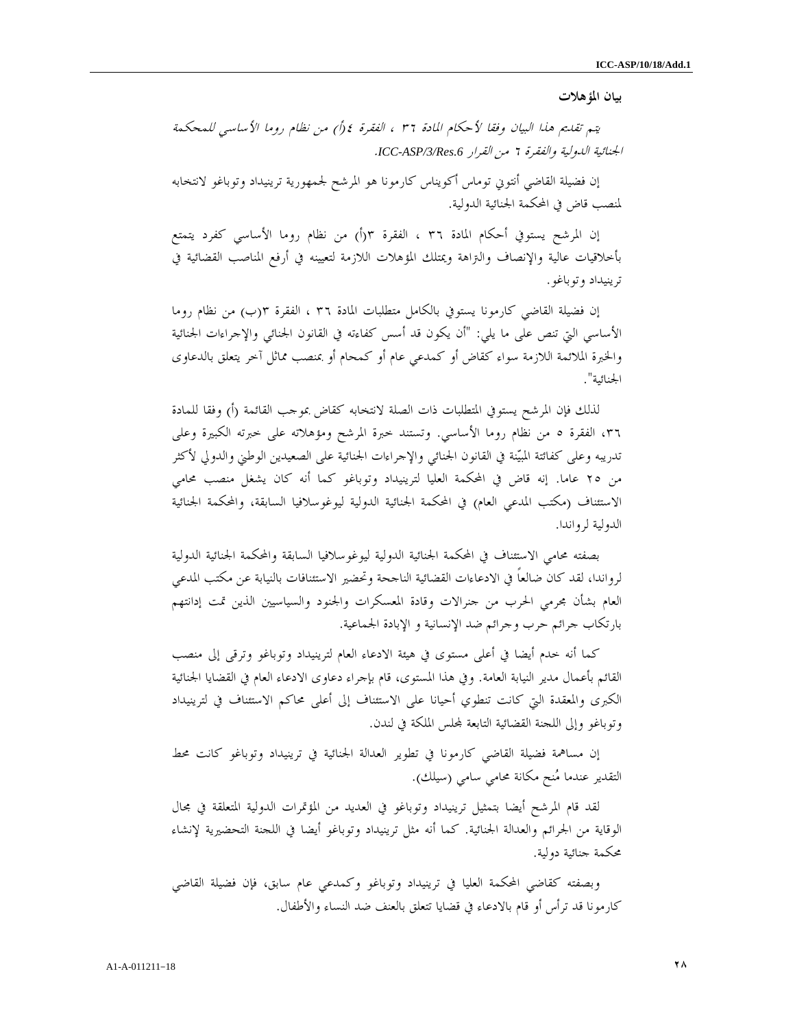**بيان المؤهلات**

*يتم تقديم هذا البيان وفقا لأحكام المادة ٣٦ ، الفقرة ٤(أ) من نظام روما الأساسي للمحكمة الجنائية الدولية والفقرة ٦ من القرار ICC-ASP/3/Res.6.*

إن فضيلة القاضي أنتوني توماس أكويناس كارمونا هو المرشح لجمهورية ترينيداد وتوباغو لانتخابه لمنصب قاض في المحكمة الجنائية الدولية.

إن المرشح يستوفي أحكام المادة ٣٦ ، الفقرة ٣(أ) من نظام روما الأساسي كفرد يتمتع بأخلاقيات عالية والإنصاف والنزاهة ويمتلك المؤهلات اللازمة لتعيينه في أرفع المناصب القضائية في ترينيداد وتوباغو.

إن فضيلة القاضي كارمونا يستوفي بالكامل متطلبات المادة ٣٦ ، الفقرة ٣(ب) من نظام روما الأساسي التي تنص على ما يلي: "أن يكون قد أسس كفاءته في القانون الجنائي والإجراءات الجنائية والخبرة الملائمة اللازمة سواء كقاض أو كمدعي عام أو كمحام أو بمنصب مماثل آخر يتعلق بالدعاوى الجنائية".

لذلك فإن المرشح يستوفي المتطلبات ذات الصلة لانتخابه كقاض بموجب القائمة (أ) وفقا للمادة ٣٦، الفقرة ٥ من نظام روما الأساسي. وتستند خبرة المرشح ومؤهلاته على خبرته الكبيرة وعلى تدريبه وعلى كفائتة المبيّنة في القانون الجنائي والإجراءات الجنائية على الصعيدين الوطني والدولي لأكثر من ٢٥ عاما. إنه قاض في المحكمة العليا لترينيداد وتوباغو كما أنه كان يشغل منصب محامي الاستئناف (مكتب المدعي العام) في المحكمة الجنائية الدولية ليوغوسلافيا السابقة، والمحكمة الجنائية الدولية لرواندا.

بصفته محامي الاستئناف في المحكمة الجنائية الدولية ليوغوسلافيا السابقة والمحكمة الجنائية الدولية لرواندا، لقد كان ضالعاً في الادعاءات القضائية الناجحة وتحضير الاستئنافات بالنيابة عن مكتب المدعي العام بشأن مجرمي الحرب من جنرالات وقادة المعسكرات والجنود والسياسيين الذين تمت إدانتهم بارتكاب جرائم حرب وجرائم ضد الإنسانية و الإبادة الجماعية.

كما أنه خدم أيضا في أعلى مستوى في هيئة الادعاء العام لترينيداد وتوباغو وترقى إلى منصب القائم بأعمال مدير النيابة العامة. وفي هذا المستوى، قام بإجراء دعاوى الادعاء العام في القضايا الجنائية الكبرى والمعقدة التي كانت تنطوي أحيانا على الاستئناف إلى أعلى محاكم الاستئناف في لترينيداد وتوباغو وإلى اللجنة القضائية التابعة لمجلس الملكة في لندن.

إن مساهمة فضيلة القاضي كارمونا في تطوير العدالة الجنائية في ترينيداد وتوباغو كانت محط التقدير عندما مُنح مكانة محامي سامي (سيلك).

لقد قام المرشح أيضا بتمثيل ترينيداد وتوباغو في العديد من المؤتمرات الدولية المتعلقة في مجال الوقاية من الجرائم والعدالة الجنائية. كما أنه مثل ترينيداد وتوباغو أيضا في اللجنة التحضيرية لإنشاء محكمة جنائية دولية.

وبصفته كقاضي المحكمة العليا في ترينيداد وتوباغو وكمدعي عام سابق، فإن فضيلة القاضي كارمونا قد ترأس أو قام بالادعاء في قضايا تتعلق بالعنف ضد النساء والأطفال.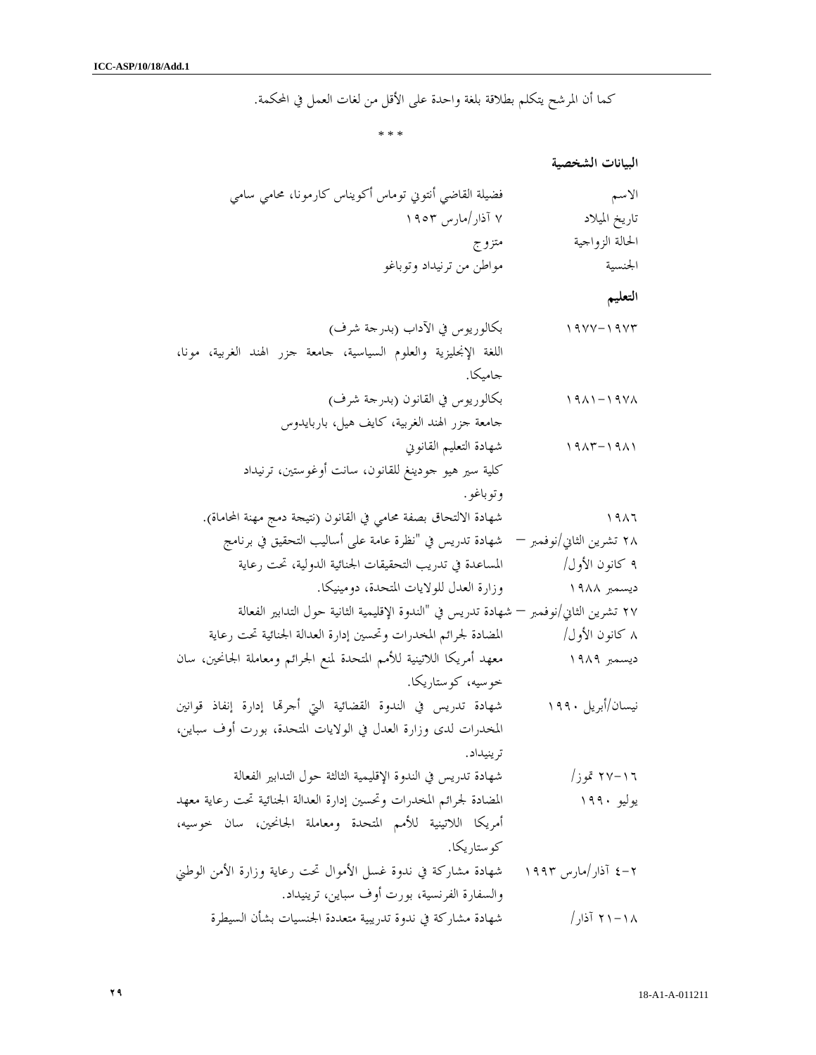كما أن المرشح يتكلم بطلاقة بلغة واحدة على الأقل من لغات العمل في المحكمة.

\* \* \*

**البيانات الشخصية**

| | |
|---|---|
| الاسم | فضيلة القاضي أنتوني توماس أكويناس كارمونا، محامي سامي |
| تاريخ الميلاد | ٧ آذار/مارس ١٩٥٣ |
| الحالة الزواجية | متزوج |
| الجنسية | مواطن من ترنيداد وتوباغو |

**التعليم**

| | |
|---|---|
| ١٩٧٣-١٩٧٧ | بكالوريوس في الآداب (بدرجة شرف) اللغة الإنجليزية والعلوم السياسية، جامعة جزر الهند الغربية، مونا، جامايكا. |
| ١٩٧٨-١٩٨١ | بكالوريوس في القانون (بدرجة شرف) جامعة جزر الهند الغربية، كايف هيل، باربايدوس |
| ١٩٨١-١٩٨٣ | شهادة التعليم القانوني كلية سير هيو جودينغ للقانون، سانت أوغوستين، ترنيداد وتوباغو. |
| ١٩٨٦ | شهادة الالتحاق بصفة محامي في القانون (نتيجة دمج مهنة المحاماة). |
| ٢٨ تشرين الثاني/نوفمبر – ٩ كانون الأول/ديسمبر ١٩٨٨ | شهادة تدريس في "نظرة عامة على أساليب التحقيق في برنامج المساعدة في تدريب التحقيقات الجنائية الدولية، تحت رعاية وزارة العدل للولايات المتحدة، دومينيكا. |
| ٢٧ تشرين الثاني/نوفمبر – ٨ كانون الأول/ديسمبر ١٩٨٩ | شهادة تدريس في "الندوة الإقليمية الثانية حول التدابير الفعالة المضادة لجرائم المخدرات وتحسين إدارة العدالة الجنائية تحت رعاية معهد أمريكا اللاتينية للأمم المتحدة لمنع الجرائم ومعاملة الجانحين، سان خوسيه، كوستاريكا. |
| نيسان/أبريل ١٩٩٠ | شهادة تدريس في الندوة القضائية التي أجرتها إدارة إنفاذ قوانين المخدرات لدى وزارة العدل في الولايات المتحدة، بورت أوف سباين، ترينيداد. |
| ١٦-٢٧ تموز/يوليو ١٩٩٠ | شهادة تدريس في الندوة الإقليمية الثالثة حول التدابير الفعالة المضادة لجرائم المخدرات وتحسين إدارة العدالة الجنائية تحت رعاية معهد أمريكا اللاتينية للأمم المتحدة ومعاملة الجانحين، سان خوسيه، كوستاريكا. |
| ٢-٤ آذار/مارس ١٩٩٣ | شهادة مشاركة في ندوة غسل الأموال تحت رعاية وزارة الأمن الوطني والسفارة الفرنسية، بورت أوف سباين، ترينيداد. |
| ١٨-٢١ آذار/ | شهادة مشاركة في ندوة تدريبية متعددة الجنسيات بشأن السيطرة |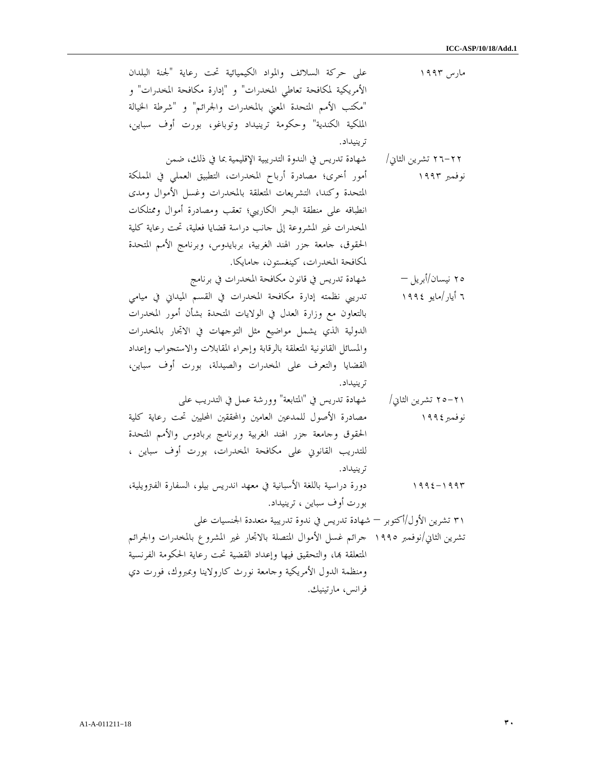| | |
|---|---|
| مارس ١٩٩٣ | على حركة السلائف والمواد الكيميائية تحت رعاية "لجنة البلدان الأمريكية لمكافحة تعاطي المخدرات" و "إدارة مكافحة المخدرات" و "مكتب الأمم المتحدة المعني بالمخدرات والجرائم" و "شرطة الخيالة الملكية الكندية" وحكومة ترينيداد وتوباغو، بورت أوف سباين، ترينيداد. |
| ٢٢-٢٦ تشرين الثاني/نوفمبر ١٩٩٣ | شهادة تدريس في الندوة التدريبية الإقليمية بما في ذلك، ضمن أمور أخرى؛ مصادرة أرباح المخدرات، التطبيق العملي في المملكة المتحدة وكندا، التشريعات المتعلقة بالمخدرات وغسل الأموال ومدى انطباقه على منطقة البحر الكاريبي؛ تعقب ومصادرة أموال وممتلكات المخدرات غير المشروعة إلى جانب دراسة قضايا فعلية، تحت رعاية كلية الحقوق، جامعة جزر الهند الغربية، بربايدوس، وبرنامج الأمم المتحدة لمكافحة المخدرات، كينغستون، جامايكا. |
| ٢٥ نيسان/أبريل – ٦ أيار/مايو ١٩٩٤ | شهادة تدريس في قانون مكافحة المخدرات في برنامج تدريبي نظمته إدارة مكافحة المخدرات في القسم الميداني في ميامي بالتعاون مع وزارة العدل في الولايات المتحدة بشأن أمور المخدرات الدولية الذي يشمل مواضيع مثل التوجهات في الاتجار بالمخدرات والمسائل القانونية المتعلقة بالرقابة وإجراء المقابلات والاستجواب وإعداد القضايا والتعرف على المخدرات والصيدلة، بورت أوف سباين، ترينيداد. |
| ٢١-٢٥ تشرين الثاني/نوفمبر١٩٩٤ | شهادة تدريس في "المتابعة" وورشة عمل في التدريب على مصادرة الأصول للمدعين العامين والمحققين المحليين تحت رعاية كلية الحقوق وجامعة جزر الهند الغربية وبرنامج بربادوس والأمم المتحدة للتدريب القانوني على مكافحة المخدرات، بورت أوف سباين ، ترينيداد. |
| ١٩٩٣-١٩٩٤ | دورة دراسية باللغة الأسبانية في معهد اندريس بيلو، السفارة الفنزويلية، بورت أوف سباين ، ترينيداد. |
| ٣١ تشرين الأول/أكتوبر – تشرين الثاني/نوفمبر ١٩٩٥ | شهادة تدريس في ندوة تدريبية متعددة الجنسيات على جرائم غسل الأموال المتصلة بالاتجار غير المشروع بالمخدرات والجرائم المتعلقة بها، والتحقيق فيها وإعداد القضية تحت رعاية الحكومة الفرنسية ومنظمة الدول الأمريكية وجامعة نورث كارولاينا وبمبروك، فورت دي فرانس، مارتينيك. |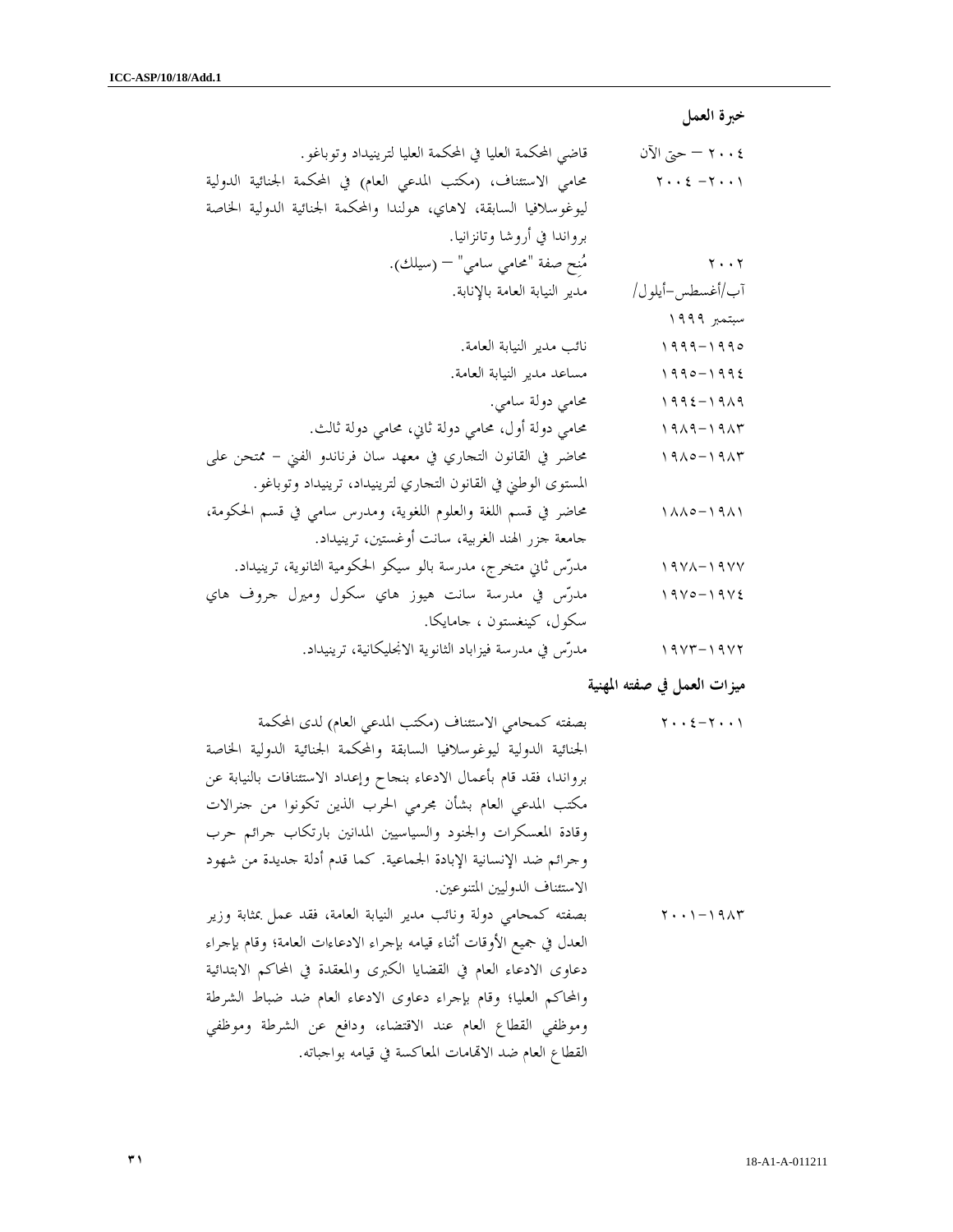## خبرة العمل

| | |
|---|---|
| ٢٠٠٤ – حتى الآن | قاضي المحكمة العليا في المحكمة العليا لترينيداد وتوباغو. |
| ٢٠٠١ -٢٠٠٤ | محامي الاستئناف، (مكتب المدعي العام) في المحكمة الجنائية الدولية ليوغوسلافيا السابقة، لاهاي، هولندا والمحكمة الجنائية الدولية الخاصة برواندا في أروشا وتانزانيا. |
| ٢٠٠٢ | مُنِح صفة "محامي سامي" – (سيلك). |
| آب/أغسطس–أيلول/سبتمبر ١٩٩٩ | مدير النيابة العامة بالإنابة. |
| ١٩٩٥–١٩٩٩ | نائب مدير النيابة العامة. |
| ١٩٩٤–١٩٩٥ | مساعد مدير النيابة العامة. |
| ١٩٨٩–١٩٩٤ | محامي دولة سامي. |
| ١٩٨٣–١٩٨٩ | محامي دولة أول، محامي دولة ثاني، محامي دولة ثالث. |
| ١٩٨٣–١٩٨٥ | محاضر في القانون التجاري في معهد سان فرناندو الفني – ممتحن على المستوى الوطني في القانون التجاري لترينيداد، ترينيداد وتوباغو. |
| ١٩٨١–١٨٨٥ | محاضر في قسم اللغة والعلوم اللغوية، ومدرس سامي في قسم الحكومة، جامعة جزر الهند الغربية، سانت أوغستين، ترينيداد. |
| ١٩٧٧–١٩٧٨ | مدرّس ثاني متخرج، مدرسة بالو سيكو الحكومية الثانوية، ترينيداد. |
| ١٩٧٤–١٩٧٥ | مدرّس في مدرسة سانت هيوز هاي سكول وميرل جروف هاي سكول، كينغستون ، جامايكا. |
| ١٩٧٢–١٩٧٣ | مدرّس في مدرسة فيزاباد الثانوية الانجليكانية، ترينيداد. |

## ميزات العمل في صفته المهنية

| | |
|---|---|
| ٢٠٠١–٢٠٠٤ | بصفته كمحامي الاستئناف (مكتب المدعي العام) لدى المحكمة الجنائية الدولية ليوغوسلافيا السابقة والمحكمة الجنائية الدولية الخاصة برواندا، فقد قام بأعمال الادعاء بنجاح وإعداد الاستئنافات بالنيابة عن مكتب المدعي العام بشأن مجرمي الحرب الذين تكونوا من جنرالات وقادة المعسكرات والجنود والسياسيين المدانين بارتكاب جرائم حرب وجرائم ضد الإنسانية الإبادة الجماعية. كما قدم أدلة جديدة من شهود الاستئناف الدوليين المتنوعين. |
| ١٩٨٣–٢٠٠١ | بصفته كمحامي دولة ونائب مدير النيابة العامة، فقد عمل بمثابة وزير العدل في جميع الأوقات أثناء قيامه بإجراء الادعاءات العامة؛ وقام بإجراء دعاوى الادعاء العام في القضايا الكبرى والمعقدة في المحاكم الابتدائية والمحاكم العليا؛ وقام بإجراء دعاوى الادعاء العام ضد ضباط الشرطة وموظفي القطاع العام عند الاقتضاء، ودافع عن الشرطة وموظفي القطاع العام ضد الاتهامات المعاكسة في قيامه بواجباته. |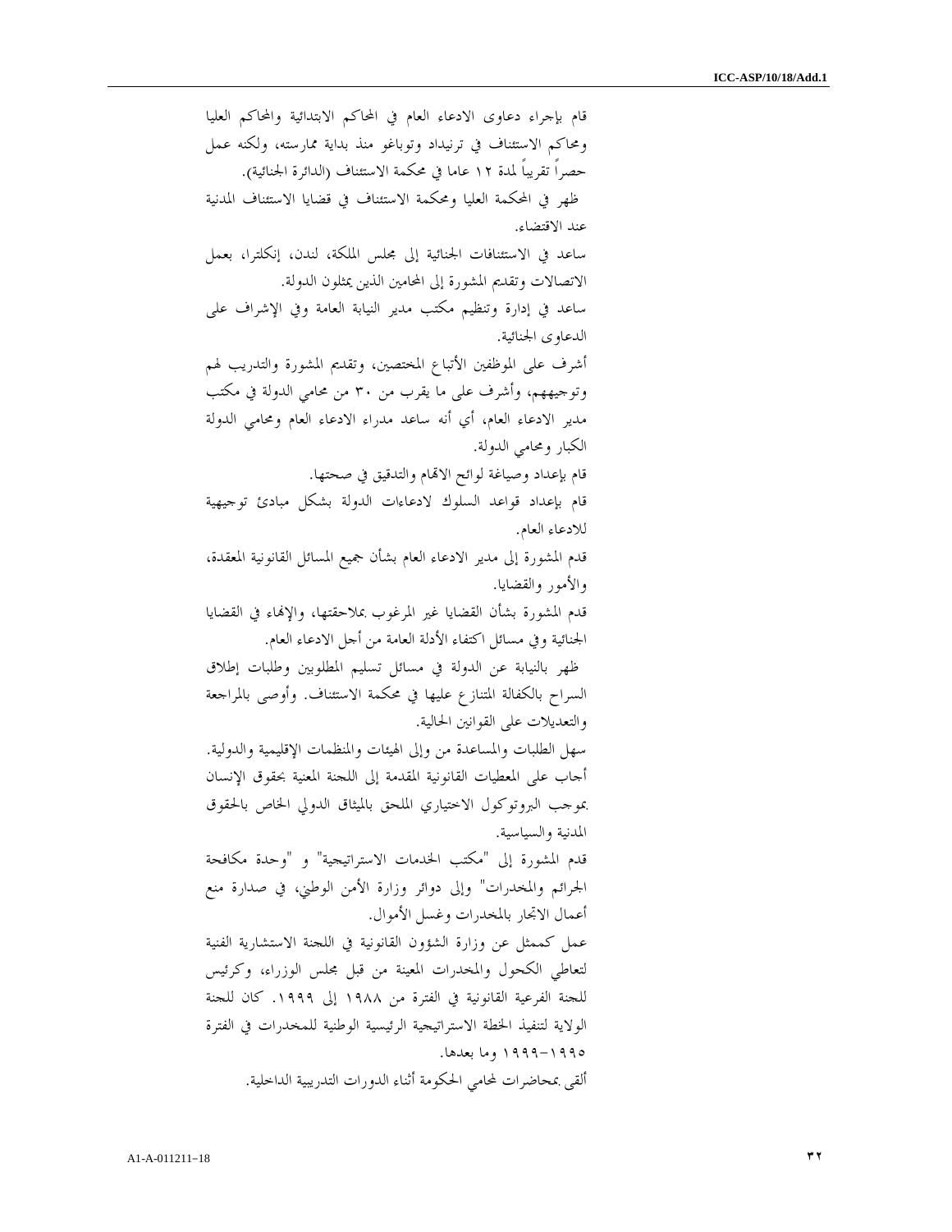قام بإجراء دعاوى الادعاء العام في المحاكم الابتدائية والمحاكم العليا ومحاكم الاستئناف في ترنيداد وتوباغو منذ بداية ممارسته، ولكنه عمل حصراً تقريباً لمدة ١٢ عاما في محكمة الاستئناف (الدائرة الجنائية).

ظهر في المحكمة العليا ومحكمة الاستئناف في قضايا الاستئناف المدنية عند الاقتضاء.

ساعد في الاستئنافات الجنائية إلى مجلس الملكة، لندن، إنكلترا، بعمل الاتصالات وتقديم المشورة إلى المحامين الذين يمثلون الدولة.

ساعد في إدارة وتنظيم مكتب مدير النيابة العامة وفي الإشراف على الدعاوى الجنائية.

أشرف على الموظفين الأتباع المختصين، وتقديم المشورة والتدريب لهم وتوجيههم، وأشرف على ما يقرب من ٣٠ من محامي الدولة في مكتب مدير الادعاء العام، أي أنه ساعد مدراء الادعاء العام ومحامي الدولة الكبار ومحامي الدولة.

قام بإعداد وصياغة لوائح الاتهام والتدقيق في صحتها.

قام بإعداد قواعد السلوك لادعاءات الدولة بشكل مبادئ توجيهية للادعاء العام.

قدم المشورة إلى مدير الادعاء العام بشأن جميع المسائل القانونية المعقدة، والأمور والقضايا.

قدم المشورة بشأن القضايا غير المرغوب بملاحقتها، والإنهاء في القضايا الجنائية وفي مسائل اكتفاء الأدلة العامة من أجل الادعاء العام.

ظهر بالنيابة عن الدولة في مسائل تسليم المطلوبين وطلبات إطلاق السراح بالكفالة المتنازع عليها في محكمة الاستئناف. وأوصى بالمراجعة والتعديلات على القوانين الحالية.

سهل الطلبات والمساعدة من وإلى الهيئات والمنظمات الإقليمية والدولية.

أجاب على المعطيات القانونية المقدمة إلى اللجنة المعنية بحقوق الإنسان بموجب البروتوكول الاختياري الملحق بالميثاق الدولي الخاص بالحقوق المدنية والسياسية.

قدم المشورة إلى "مكتب الخدمات الاستراتيجية" و "وحدة مكافحة الجرائم والمخدرات" وإلى دوائر وزارة الأمن الوطني، في صدارة منع أعمال الاتجار بالمخدرات وغسل الأموال.

عمل كممثل عن وزارة الشؤون القانونية في اللجنة الاستشارية الفنية لتعاطي الكحول والمخدرات المعينة من قبل مجلس الوزراء، وكرئيس للجنة الفرعية القانونية في الفترة من ١٩٨٨ إلى ١٩٩٩. كان للجنة الولاية لتنفيذ الخطة الاستراتيجية الرئيسية الوطنية للمخدرات في الفترة ١٩٩٥-١٩٩٩ وما بعدها.

ألقى بمحاضرات لمحامي الحكومة أثناء الدورات التدريبية الداخلية.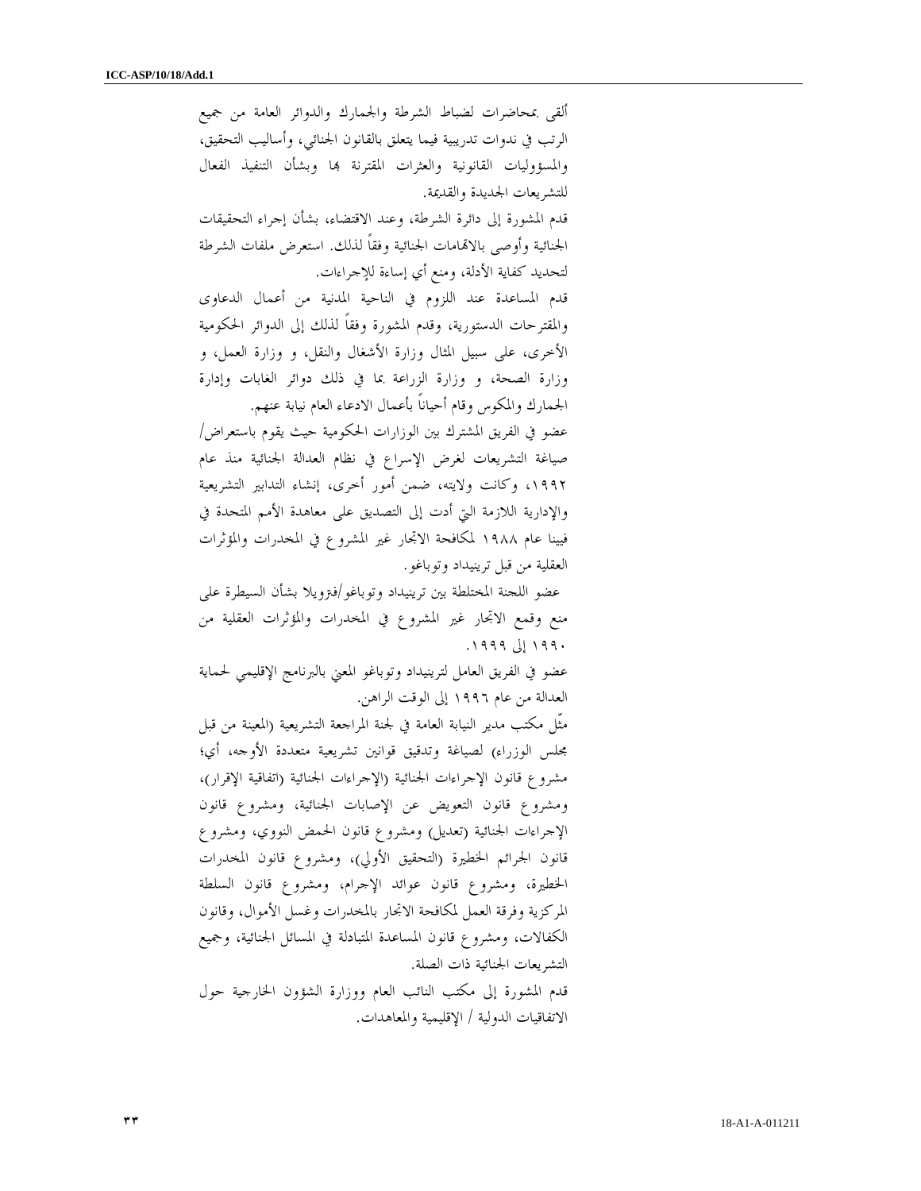ألقى بمحاضرات لضباط الشرطة والجمارك والدوائر العامة من جميع الرتب في ندوات تدريبية فيما يتعلق بالقانون الجنائي، وأساليب التحقيق، والمسؤوليات القانونية والعثرات المقترنة بها وبشأن التنفيذ الفعال للتشريعات الجديدة والقديمة.

قدم المشورة إلى دائرة الشرطة، وعند الاقتضاء، بشأن إجراء التحقيقات الجنائية وأوصى بالاتهامات الجنائية وفقاً لذلك. استعرض ملفات الشرطة لتحديد كفاية الأدلة، ومنع أي إساءة للإجراءات.

قدم المساعدة عند اللزوم في الناحية المدنية من أعمال الدعاوى والمقترحات الدستورية، وقدم المشورة وفقاً لذلك إلى الدوائر الحكومية الأخرى، على سبيل المثال وزارة الأشغال والنقل، و وزارة العمل، و وزارة الصحة، و وزارة الزراعة بما في ذلك دوائر الغابات وإدارة الجمارك والمكوس وقام أحياناً بأعمال الادعاء العام نيابة عنهم.

عضو في الفريق المشترك بين الوزارات الحكومية حيث يقوم باستعراض/ صياغة التشريعات لغرض الإسراع في نظام العدالة الجنائية منذ عام ١٩٩٢، وكانت ولايته، ضمن أمور أخرى، إنشاء التدابير التشريعية والإدارية اللازمة التي أدت إلى التصديق على معاهدة الأمم المتحدة في فيينا عام ١٩٨٨ لمكافحة الاتجار غير المشروع في المخدرات والمؤثرات العقلية من قبل ترينيداد وتوباغو.

عضو اللجنة المختلطة بين ترينيداد وتوباغو/فنزويلا بشأن السيطرة على منع وقمع الاتجار غير المشروع في المخدرات والمؤثرات العقلية من ١٩٩٠ إلى ١٩٩٩.

عضو في الفريق العامل لترينيداد وتوباغو المعني بالبرنامج الإقليمي لحماية العدالة من عام ١٩٩٦ إلى الوقت الراهن.

مثّل مكتب مدير النيابة العامة في لجنة المراجعة التشريعية (المعينة من قبل مجلس الوزراء) لصياغة وتدقيق قوانين تشريعية متعددة الأوجه، أي؛ مشروع قانون الإجراءات الجنائية (الإجراءات الجنائية (اتفاقية الإقرار)، ومشروع قانون التعويض عن الإصابات الجنائية، ومشروع قانون الإجراءات الجنائية (تعديل) ومشروع قانون الحمض النووي، ومشروع قانون الجرائم الخطيرة (التحقيق الأولي)، ومشروع قانون المخدرات الخطيرة، ومشروع قانون عوائد الإجرام، ومشروع قانون السلطة المركزية وفرقة العمل لمكافحة الاتجار بالمخدرات وغسل الأموال، وقانون الكفالات، ومشروع قانون المساعدة المتبادلة في المسائل الجنائية، وجميع التشريعات الجنائية ذات الصلة.

قدم المشورة إلى مكتب النائب العام ووزارة الشؤون الخارجية حول الاتفاقيات الدولية / الإقليمية والمعاهدات.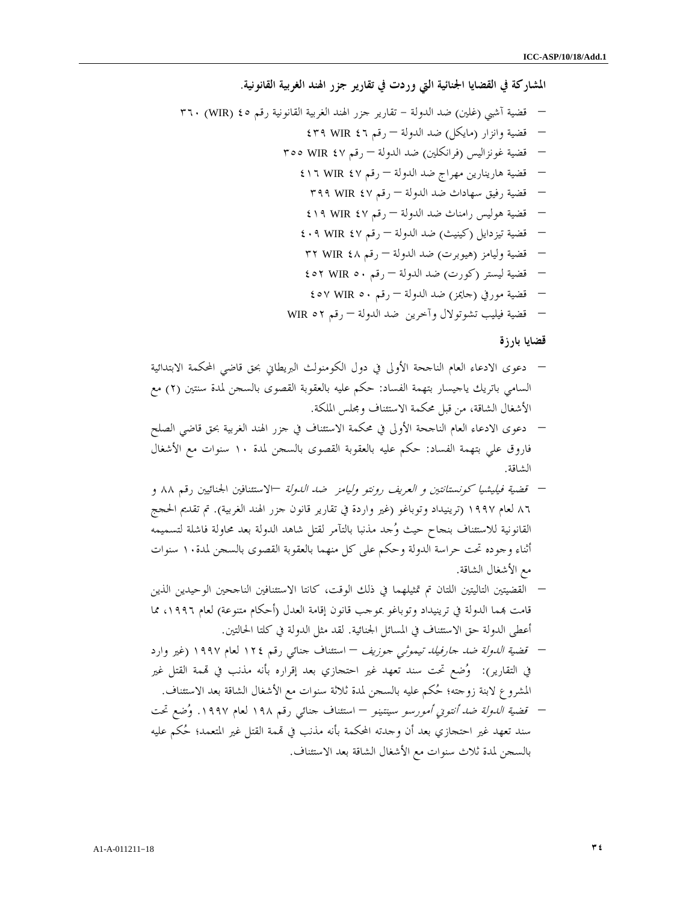**المشاركة في القضايا الجنائية التي وردت في تقارير جزر الهند الغربية القانونية.**

- قضية آشبي (غلين) ضد الدولة – تقارير جزر الهند الغربية القانونية رقم ٤٥ (WIR) ٣٦٠
- قضية وانزار (مايكل) ضد الدولة – رقم ٤٦ WIR ٤٣٩
- قضية غونزاليس (فرانكلين) ضد الدولة – رقم ٤٧ WIR ٣٥٥
- قضية هارينارين مهراج ضد الدولة – رقم ٤٧ WIR ٤١٦
- قضية رفيق سهاداث ضد الدولة – رقم ٤٧ WIR ٣٩٩
- قضية هوليس رامناث ضد الدولة – رقم ٤٧ WIR ٤١٩
- قضية تيزدايل (كينيث) ضد الدولة – رقم ٤٧ WIR ٤٠٩
- قضية وليامز (هيوبرت) ضد الدولة – رقم ٤٨ WIR ٣٢
- قضية ليستر (كورت) ضد الدولة – رقم ٥٠ WIR ٤٥٢
- قضية مورفي (جايمز) ضد الدولة – رقم ٥٠ WIR ٤٥٧
- قضية فيليب تشوتولال وآخرين ضد الدولة – رقم ٥٢ WIR

**قضايا بارزة**

- دعوى الادعاء العام الناجحة الأولى في دول الكومنولث البريطاني بحق قاضي المحكمة الابتدائية السامي باتريك ياجيسار بتهمة الفساد: حكم عليه بالعقوبة القصوى بالسجن لمدة سنتين (٢) مع الأشغال الشاقة، من قبل محكمة الاستئناف ومجلس الملكة.
- دعوى الادعاء العام الناجحة الأولى في محكمة الاستئناف في جزر الهند الغربية بحق قاضي الصلح فاروق علي بتهمة الفساد: حكم عليه بالعقوبة القصوى بالسجن لمدة ١٠ سنوات مع الأشغال الشاقة.
- *قضية فيليشيا كونستانتين و العريف رونتو وليامز ضد الدولة* –الاستئنافين الجنائيين رقم ٨٨ و ٨٦ لعام ١٩٩٧ (ترينيداد وتوباغو (غير واردة في تقارير قانون جزر الهند الغربية). تم تقديم الحجج القانونية للاستئناف بنجاح حيث وُجد مذنبا بالتآمر لقتل شاهد الدولة بعد محاولة فاشلة لتسميمه أثناء وجوده تحت حراسة الدولة وحكم على كل منهما بالعقوبة القصوى بالسجن لمدة١٠ سنوات مع الأشغال الشاقة.
- القضيتين التاليتين اللتان تم تمثيلهما في ذلك الوقت، كانتا الاستئنافين الناجحين الوحيدين الذين قامت بهما الدولة في ترينيداد وتوباغو بموجب قانون إقامة العدل (أحكام متنوعة) لعام ١٩٩٦، مما أعطى الدولة حق الاستئناف في المسائل الجنائية. لقد مثل الدولة في كلتا الحالتين.
- *قضية الدولة ضد جارفيلد تيموثي جوزيف* – استئناف جنائي رقم ١٢٤ لعام ١٩٩٧ (غير وارد في التقارير): وُضع تحت سند تعهد غير احتجازي بعد إقراره بأنه مذنب في تهمة القتل غير المشروع لابنة زوجته؛ حُكم عليه بالسجن لمدة ثلاثة سنوات مع الأشغال الشاقة بعد الاستئناف.
- *قضية الدولة ضد أنتوني أمورسو سينتينو* – استئناف جنائي رقم ١٩٨ لعام ١٩٩٧. وُضع تحت سند تعهد غير احتجازي بعد أن وجدته المحكمة بأنه مذنب في تهمة القتل غير المتعمد؛ حُكم عليه بالسجن لمدة ثلاث سنوات مع الأشغال الشاقة بعد الاستئناف.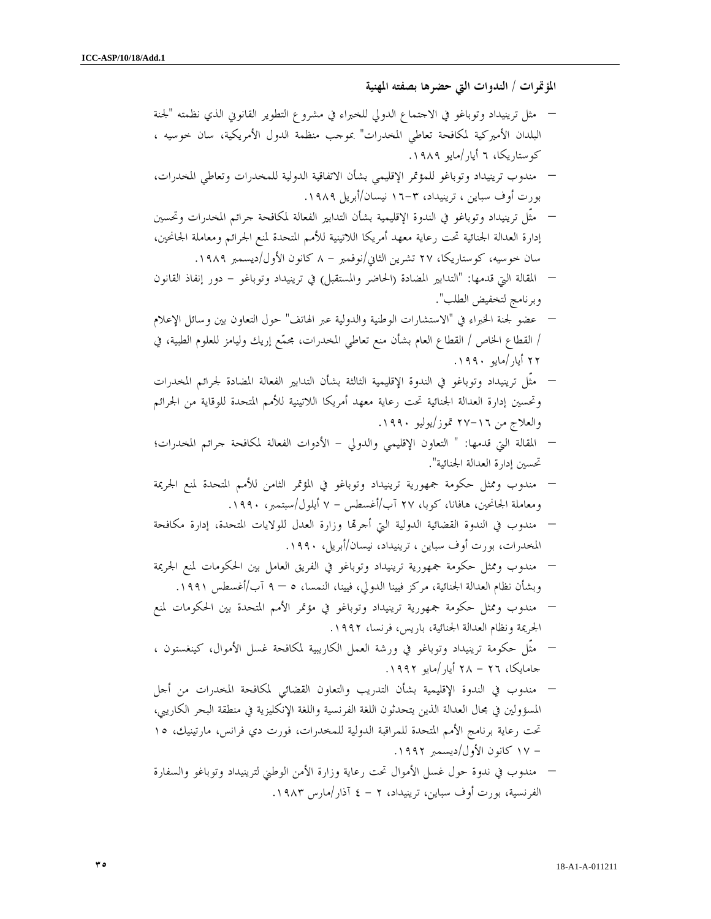**المؤتمرات / الندوات التي حضرها بصفته المهنية**

- مثل ترينيداد وتوباغو في الاجتماع الدولي للخبراء في مشروع التطوير القانوني الذي نظمته "لجنة البلدان الأميركية لمكافحة تعاطي المخدرات" بموجب منظمة الدول الأمريكية، سان خوسيه ، كوستاريكا، ٦ أيار/مايو ١٩٨٩.
- مندوب ترينيداد وتوباغو للمؤتمر الإقليمي بشأن الاتفاقية الدولية للمخدرات وتعاطي المخدرات، بورت أوف سباين ، ترينيداد، ٣-١٦ نيسان/أبريل ١٩٨٩.
- مثّل ترينيداد وتوباغو في الندوة الإقليمية بشأن التدابير الفعالة لمكافحة جرائم المخدرات وتحسين إدارة العدالة الجنائية تحت رعاية معهد أمريكا اللاتينية للأمم المتحدة لمنع الجرائم ومعاملة الجانحين، سان خوسيه، كوستاريكا، ٢٧ تشرين الثاني/نوفمبر – ٨ كانون الأول/ديسمبر ١٩٨٩.
- المقالة التي قدمها: "التدابير المضادة (الحاضر والمستقبل) في ترينيداد وتوباغو – دور إنفاذ القانون وبرنامج لتخفيض الطلب".
- عضو لجنة الخبراء في "الاستشارات الوطنية والدولية عبر الهاتف" حول التعاون بين وسائل الإعلام / القطاع الخاص / القطاع العام بشأن منع تعاطي المخدرات، مجمّع إريك وليامز للعلوم الطبية، في ٢٢ أيار/مايو ١٩٩٠.
- مثّل ترينيداد وتوباغو في الندوة الإقليمية الثالثة بشأن التدابير الفعالة المضادة لجرائم المخدرات وتحسين إدارة العدالة الجنائية تحت رعاية معهد أمريكا اللاتينية للأمم المتحدة للوقاية من الجرائم والعلاج من ١٦-٢٧ تموز/يوليو ١٩٩٠.
- المقالة التي قدمها: " التعاون الإقليمي والدولي – الأدوات الفعالة لمكافحة جرائم المخدرات؛ تحسين إدارة العدالة الجنائية".
- مندوب وممثل حكومة جمهورية ترينيداد وتوباغو في المؤتمر الثامن للأمم المتحدة لمنع الجريمة ومعاملة الجانحين، هافانا، كوبا، ٢٧ آب/أغسطس – ٧ أيلول/سبتمبر، ١٩٩٠.
- مندوب في الندوة القضائية الدولية التي أجرتها وزارة العدل للولايات المتحدة، إدارة مكافحة المخدرات، بورت أوف سباين ، ترينيداد، نيسان/أبريل، ١٩٩٠.
- مندوب وممثل حكومة جمهورية ترينيداد وتوباغو في الفريق العامل بين الحكومات لمنع الجريمة وبشأن نظام العدالة الجنائية، مركز فيينا الدولي، فيينا، النمسا، ٥ – ٩ آب/أغسطس ١٩٩١.
- مندوب وممثل حكومة جمهورية ترينيداد وتوباغو في مؤتمر الأمم المتحدة بين الحكومات لمنع الجريمة ونظام العدالة الجنائية، باريس، فرنسا، ١٩٩٢.
- مثّل حكومة ترينيداد وتوباغو في ورشة العمل الكاريبية لمكافحة غسل الأموال، كينغستون ، جامايكا، ٢٦ – ٢٨ أيار/مايو ١٩٩٢.
- مندوب في الندوة الإقليمية بشأن التدريب والتعاون القضائي لمكافحة المخدرات من أجل المسؤولين في مجال العدالة الذين يتحدثون اللغة الفرنسية واللغة الإنكليزية في منطقة البحر الكاريبي، تحت رعاية برنامج الأمم المتحدة للمراقبة الدولية للمخدرات، فورت دي فرانس، مارتينيك، ١٥ – ١٧ كانون الأول/ديسمبر ١٩٩٢.
- مندوب في ندوة حول غسل الأموال تحت رعاية وزارة الأمن الوطني لترينيداد وتوباغو والسفارة الفرنسية، بورت أوف سباين، ترينيداد، ٢ – ٤ آذار/مارس ١٩٨٣.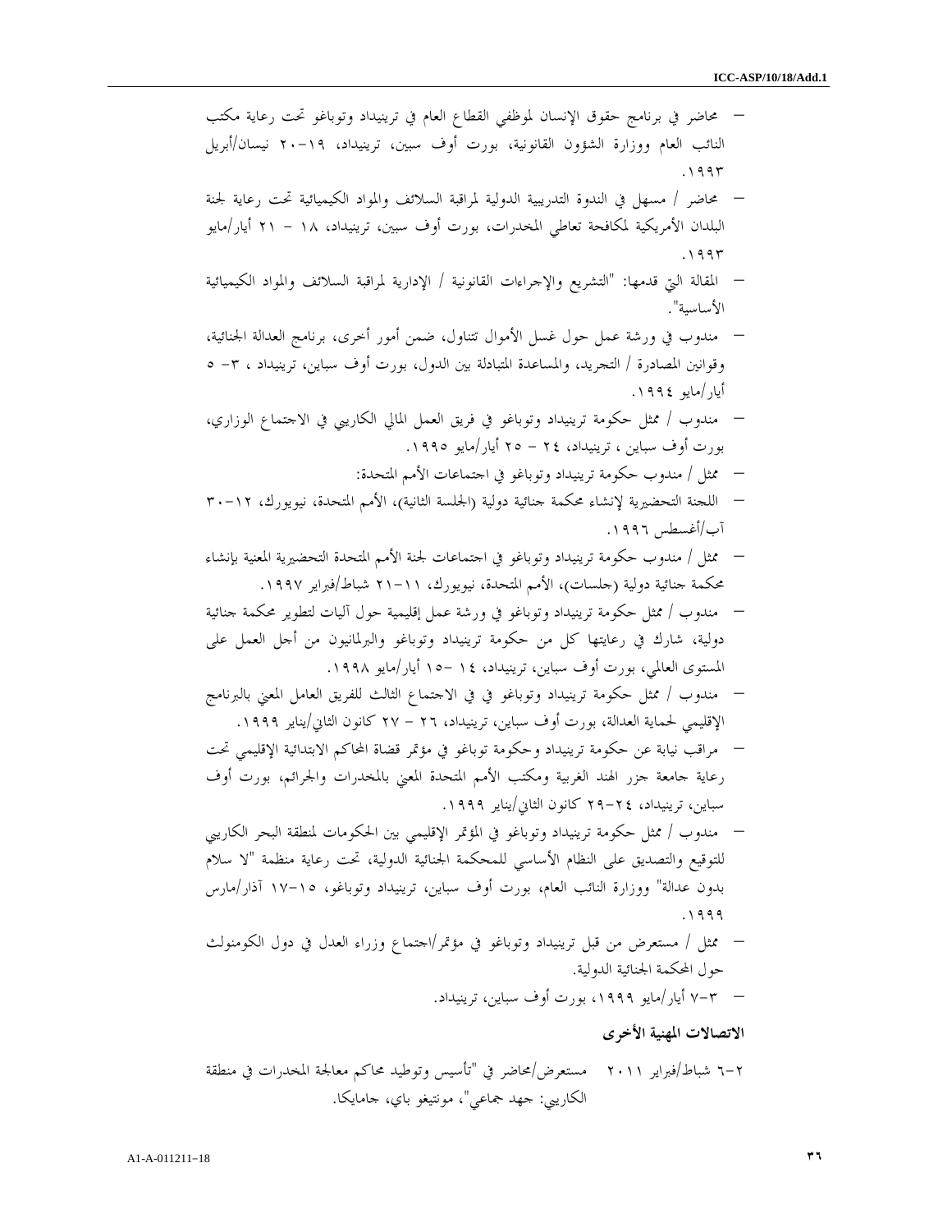- محاضر في برنامج حقوق الإنسان لموظفي القطاع العام في ترينيداد وتوباغو تحت رعاية مكتب النائب العام ووزارة الشؤون القانونية، بورت أوف سبين، ترينيداد، ١٩-٢٠ نيسان/أبريل ١٩٩٣.
- محاضر / مسهل في الندوة التدريبية الدولية لمراقبة السلائف والمواد الكيميائية تحت رعاية لجنة البلدان الأمريكية لمكافحة تعاطي المخدرات، بورت أوف سبين، ترينيداد، ١٨ - ٢١ أيار/مايو ١٩٩٣.
- المقالة التي قدمها: "التشريع والإجراءات القانونية / الإدارية لمراقبة السلائف والمواد الكيميائية الأساسية".
- مندوب في ورشة عمل حول غسل الأموال تتناول، ضمن أمور أخرى، برنامج العدالة الجنائية، وقوانين المصادرة / التجريد، والمساعدة المتبادلة بين الدول، بورت أوف سباين، ترينيداد ، ٣- ٥ أيار/مايو ١٩٩٤.
- مندوب / ممثل حكومة ترينيداد وتوباغو في فريق العمل المالي الكاريبي في الاجتماع الوزاري، بورت أوف سباين ، ترينيداد، ٢٤ - ٢٥ أيار/مايو ١٩٩٥.
- ممثل / مندوب حكومة ترينيداد وتوباغو في اجتماعات الأمم المتحدة:
- اللجنة التحضيرية لإنشاء محكمة جنائية دولية (الجلسة الثانية)، الأمم المتحدة، نيويورك، ١٢-٣٠ آب/أغسطس ١٩٩٦.
- ممثل / مندوب حكومة ترينيداد وتوباغو في اجتماعات لجنة الأمم المتحدة التحضيرية المعنية بإنشاء محكمة جنائية دولية (جلسات)، الأمم المتحدة، نيويورك، ١١-٢١ شباط/فبراير ١٩٩٧.
- مندوب / ممثل حكومة ترينيداد وتوباغو في ورشة عمل إقليمية حول آليات لتطوير محكمة جنائية دولية، شارك في رعايتها كل من حكومة ترينيداد وتوباغو والبرلمانيون من أجل العمل على المستوى العالمي، بورت أوف سباين، ترينيداد، ١٤ -١٥ أيار/مايو ١٩٩٨.
- مندوب / ممثل حكومة ترينيداد وتوباغو في الاجتماع الثالث للفريق العامل المعني بالبرنامج الإقليمي لحماية العدالة، بورت أوف سباين، ترينيداد، ٢٦ - ٢٧ كانون الثاني/يناير ١٩٩٩.
- مراقب نيابة عن حكومة ترينيداد وحكومة توباغو في مؤتمر قضاة المحاكم الابتدائية الإقليمي تحت رعاية جامعة جزر الهند الغربية ومكتب الأمم المتحدة المعني بالمخدرات والجرائم، بورت أوف سباين، ترينيداد، ٢٤-٢٩ كانون الثاني/يناير ١٩٩٩.
- مندوب / ممثل حكومة ترينيداد وتوباغو في المؤتمر الإقليمي بين الحكومات لمنطقة البحر الكاريبي للتوقيع والتصديق على النظام الأساسي للمحكمة الجنائية الدولية، تحت رعاية منظمة "لا سلام بدون عدالة" ووزارة النائب العام، بورت أوف سباين، ترينيداد وتوباغو، ١٥-١٧ آذار/مارس ١٩٩٩.
- ممثل / مستعرض من قبل ترينيداد وتوباغو في مؤتمر/اجتماع وزراء العدل في دول الكومنولث حول المحكمة الجنائية الدولية.
- ٣-٧ أيار/مايو ١٩٩٩، بورت أوف سباين، ترينيداد.

### الاتصالات المهنية الأخرى

٢-٦ شباط/فبراير ٢٠١١ مستعرض/محاضر في "تأسيس وتوطيد محاكم معالجة المخدرات في منطقة الكاريبي: جهد جماعي"، مونتيغو باي، جامايكا.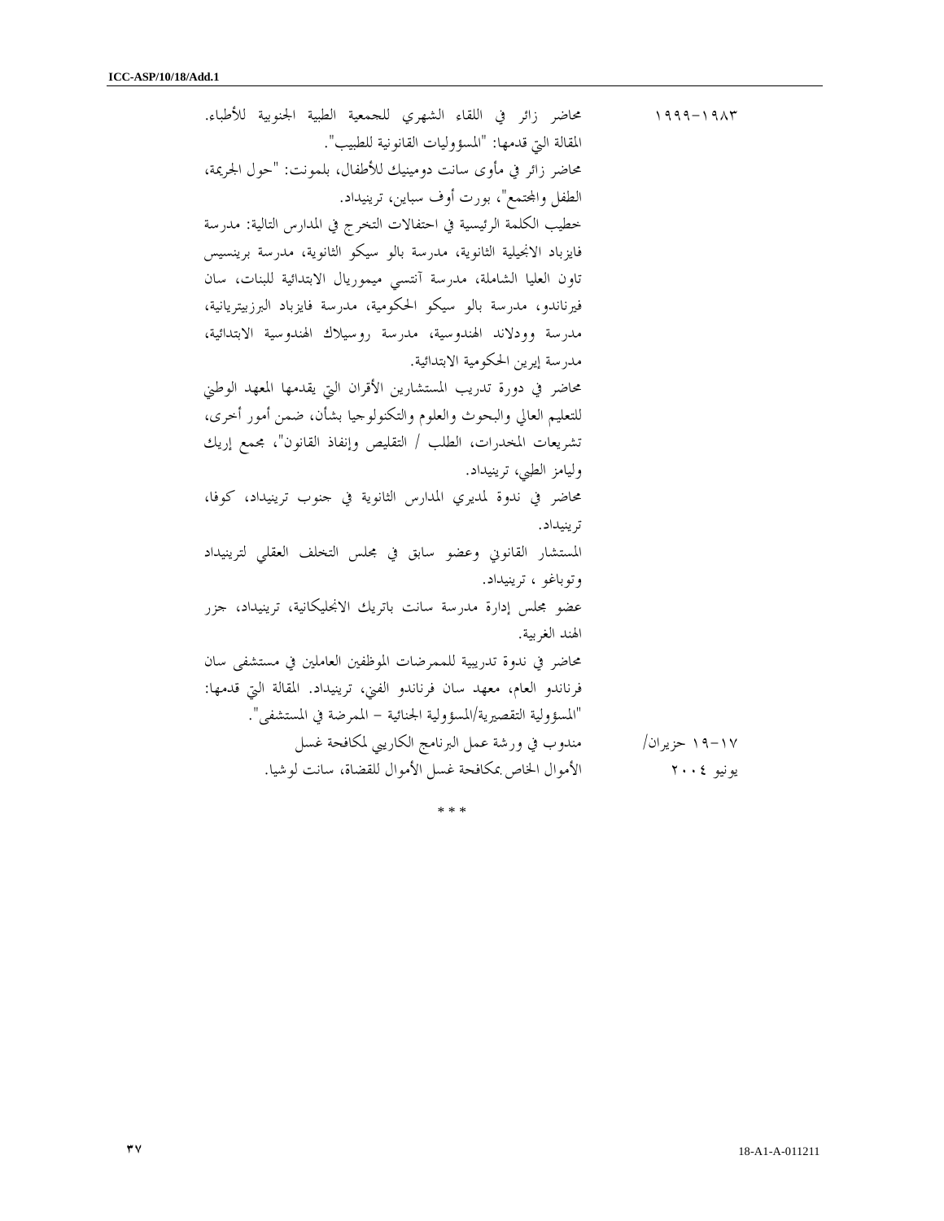| | |
|---|---|
| ١٩٨٣-١٩٩٩ | محاضر زائر في اللقاء الشهري للجمعية الطبية الجنوبية للأطباء. المقالة التي قدمها: "المسؤوليات القانونية للطبيب".<br>محاضر زائر في مأوى سانت دومينيك للأطفال، بلمونت: "حول الجريمة، الطفل والمجتمع"، بورت أوف سباين، ترينيداد.<br>خطيب الكلمة الرئيسية في احتفالات التخرج في المدارس التالية: مدرسة فايزباد الانجيلية الثانوية، مدرسة بالو سيكو الثانوية، مدرسة برينسيس تاون العليا الشاملة، مدرسة آنتسي ميموريال الابتدائية للبنات، سان فيرناندو، مدرسة بالو سيكو الحكومية، مدرسة فايزباد البرزبيترية، مدرسة وودلاند الهندوسية، مدرسة روسيلاك الهندوسية الابتدائية، مدرسة إيرين الحكومية الابتدائية.<br>محاضر في دورة تدريب المستشارين الأقران التي يقدمها المعهد الوطني للتعليم العالي والبحوث والعلوم والتكنولوجيا بشأن، ضمن أمور أخرى، تشريعات المخدرات، الطلب / التقليص وإنفاذ القانون"، مجمع إريك وليامز الطبي، ترينيداد.<br>محاضر في ندوة لمديري المدارس الثانوية في جنوب ترينيداد، كوفا، ترينيداد.<br>المستشار القانوني وعضو سابق في مجلس التخلف العقلي لترينيداد وتوباغو ، ترينيداد.<br>عضو مجلس إدارة مدرسة سانت باتريك الانجليكانية، ترينيداد، جزر الهند الغربية.<br>محاضر في ندوة تدريبية للممرضات الموظفين العاملين في مستشفى سان فرناندو العام، معهد سان فرناندو الفني، ترينيداد. المقالة التي قدمها: "المسؤولية التقصيرية/المسؤولية الجنائية – الممرضة في المستشفى". |
| ١٧-١٩ حزيران/ يونيو ٢٠٠٤ | مندوب في ورشة عمل البرنامج الكاريبي لمكافحة غسل الأموال الخاص بمكافحة غسل الأموال للقضاة، سانت لوشيا. |

* * *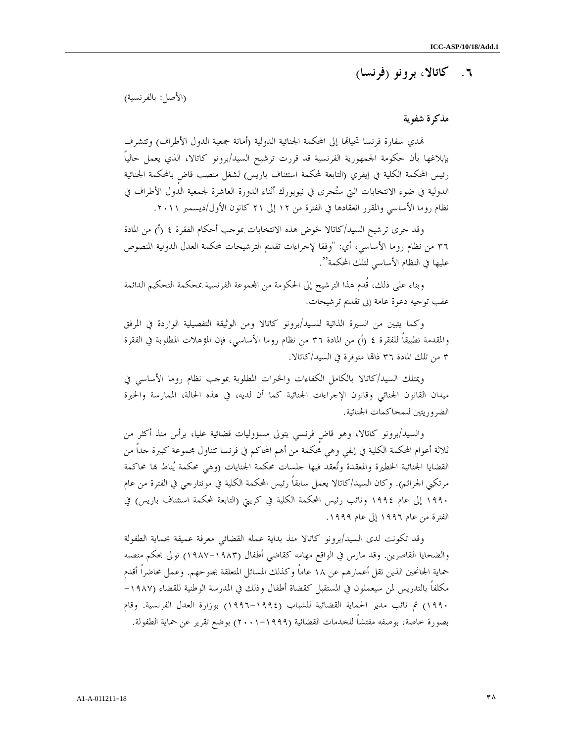## ٦. كاتالا، برونو (فرنسا)

(الأصل: بالفرنسية)

**مذكرة شفوية**

تهدي سفارة فرنسا تحياتها إلى المحكمة الجنائية الدولية (أمانة جمعية الدول الأطراف) وتتشرف بإبلاغها بأن حكومة الجمهورية الفرنسية قد قررت ترشيح السيد/برونو كاتالا، الذي يعمل حالياً رئيس المحكمة الكلية في إيفري (التابعة لمحكمة استئناف باريس) لشغل منصب قاضٍ بالمحكمة الجنائية الدولية في ضوء الانتخابات التي ستُجرى في نيويورك أثناء الدورة العاشرة لجمعية الدول الأطراف في نظام روما الأساسي والمقرر انعقادها في الفترة من ١٢ إلى ٢١ كانون الأول/ديسمبر ٢٠١١.

وقد جرى ترشيح السيد/كاتالا لخوض هذه الانتخابات بموجب أحكام الفقرة ٤ (أ) من المادة ٣٦ من نظام روما الأساسي، أي: "وفقا لإجراءات تقديم الترشيحات لمحكمة العدل الدولية المنصوص عليها في النظام الأساسي لتلك المحكمة".

وبناء على ذلك، قُدم هذا الترشيح إلى الحكومة من المجموعة الفرنسية بمحكمة التحكيم الدائمة عقب توجيه دعوة عامة إلى تقديم ترشيحات.

وكما يتبين من السيرة الذاتية للسيد/برونو كاتالا ومن الوثيقة التفصيلية الواردة في المرفق والمقدمة تطبيقاً للفقرة ٤ (أ) من المادة ٣٦ من نظام روما الأساسي، فإن المؤهلات المطلوبة في الفقرة ٣ من تلك المادة ٣٦ ذاتها متوفرة في السيد/كاتالا.

ويمتلك السيد/كاتالا بالكامل الكفاءات والخبرات المطلوبة بموجب نظام روما الأساسي في ميدان القانون الجنائي وقانون الإجراءات الجنائية كما أن لديه، في هذه الحالة، الممارسة والخبرة الضروريتين للمحاكمات الجنائية.

والسيد/برونو كاتالا، وهو قاضٍ فرنسي يتولى مسؤوليات قضائية عليا، يرأس منذ أكثر من ثلاثة أعوام المحكمة الكلية في إيفري وهي محكمة من أهم المحاكم في فرنسا تتناول مجموعة كبيرة جداً من القضايا الجنائية الخطيرة والمعقدة وتُعقد فيها جلسات محكمة الجنايات (وهي محكمة يُناط بها محاكمة مرتكبي الجرائم). وكان السيد/كاتالا يعمل سابقاً رئيس المحكمة الكلية في مونتارجي في الفترة من عام ١٩٩٠ إلى عام ١٩٩٤ ونائب رئيس المحكمة الكلية في كريتي (التابعة لمحكمة استئناف باريس) في الفترة من عام ١٩٩٦ إلى عام ١٩٩٩.

وقد تكونت لدى السيد/برونو كاتالا منذ بداية عمله القضائي معرفة عميقة بحماية الطفولة والضحايا القاصرين. وقد مارس في الواقع مهامه كقاضي أطفال (١٩٨٣-١٩٨٧) تولى بحكم منصبه حماية الجانحين الذين تقل أعمارهم عن ١٨ عاماً وكذلك المسائل المتعلقة بجنوحهم. وعمل محاضراً أقدم مكلفاً بالتدريس لمن سيعملون في المستقبل كقضاة أطفال وذلك في المدرسة الوطنية للقضاء (١٩٨٧-١٩٩٠) ثم نائب مدير الحماية القضائية للشباب (١٩٩٤-١٩٩٦) بوزارة العدل الفرنسية. وقام بصورة خاصة، بوصفه مفتشاً للخدمات القضائية (١٩٩٩-٢٠٠١) بوضع تقرير عن حماية الطفولة.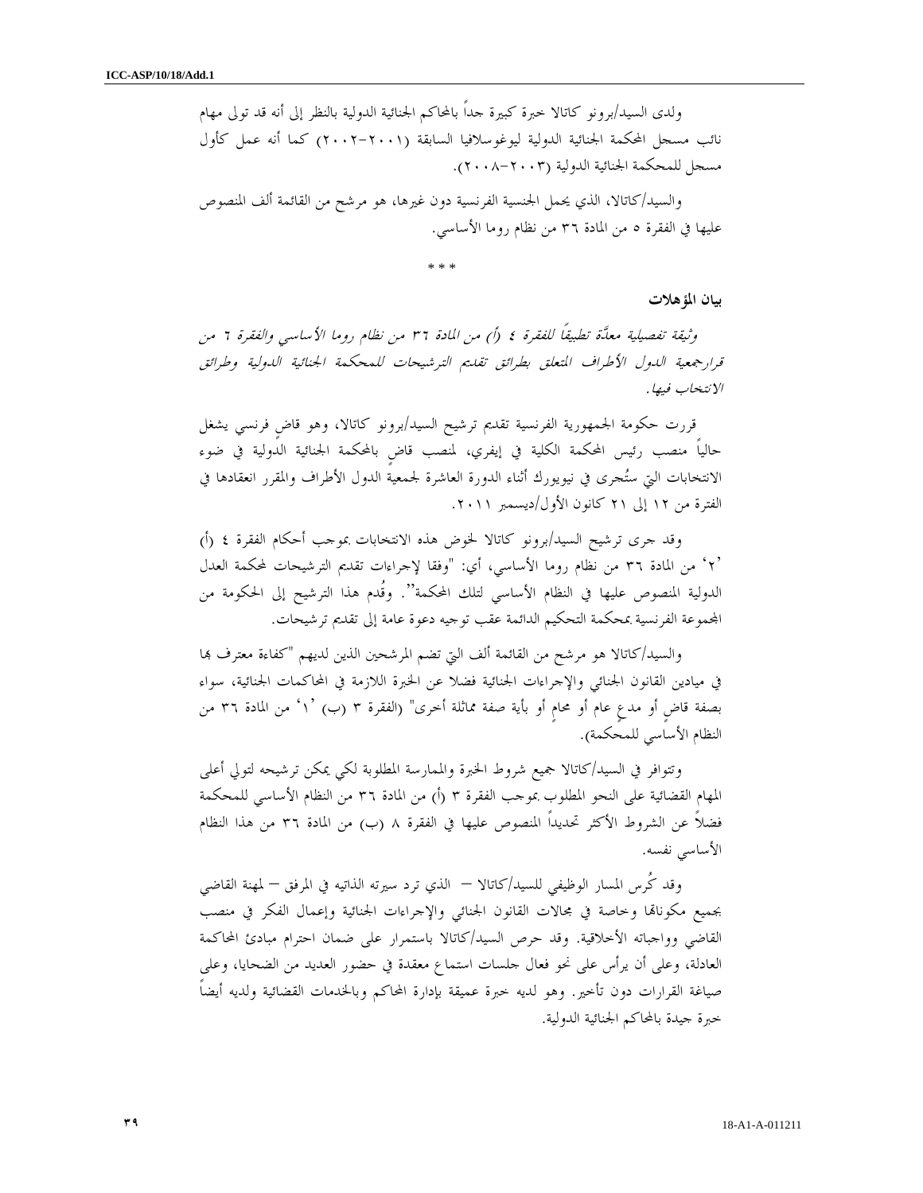ولدى السيد/برونو كاتالا خبرة كبيرة جداً بالمحاكم الجنائية الدولية بالنظر إلى أنه قد تولى مهام نائب مسجل المحكمة الجنائية الدولية ليوغوسلافيا السابقة (٢٠٠١-٢٠٠٢) كما أنه عمل كأول مسجل للمحكمة الجنائية الدولية (٢٠٠٣-٢٠٠٨).

والسيد/كاتالا، الذي يحمل الجنسية الفرنسية دون غيرها، هو مرشح من القائمة ألف المنصوص عليها في الفقرة ٥ من المادة ٣٦ من نظام روما الأساسي.

\* \* \*

**بيان المؤهلات**

*وثيقة تفصيلية معدَّة تطبيقاً للفقرة ٤ (أ) من المادة ٣٦ من نظام روما الأساسي والفقرة ٦ من قرارجمعية الدول الأطراف المتعلق بطرائق تقديم الترشيحات للمحكمة الجنائية الدولية وطرائق الانتخاب فيها.*

قررت حكومة الجمهورية الفرنسية تقديم ترشيح السيد/برونو كاتالا، وهو قاضٍ فرنسي يشغل حالياً منصب رئيس المحكمة الكلية في إيفري، لمنصب قاضٍ بالمحكمة الجنائية الدولية في ضوء الانتخابات التي ستُجرى في نيويورك أثناء الدورة العاشرة لجمعية الدول الأطراف والمقرر انعقادها في الفترة من ١٢ إلى ٢١ كانون الأول/ديسمبر ٢٠١١.

وقد جرى ترشيح السيد/برونو كاتالا لخوض هذه الانتخابات بموجب أحكام الفقرة ٤ (أ) '٢' من المادة ٣٦ من نظام روما الأساسي، أي: "وفقا لإجراءات تقديم الترشيحات لمحكمة العدل الدولية المنصوص عليها في النظام الأساسي لتلك المحكمة". وقُدم هذا الترشيح إلى الحكومة من المجموعة الفرنسية بمحكمة التحكيم الدائمة عقب توجيه دعوة عامة إلى تقديم ترشيحات.

والسيد/كاتالا هو مرشح من القائمة ألف التي تضم المرشحين الذين لديهم "كفاءة معترف بها في ميادين القانون الجنائي والإجراءات الجنائية فضلا عن الخبرة اللازمة في المحاكمات الجنائية، سواء بصفة قاضٍ أو مدعٍ عام أو محامٍ أو بأية صفة مماثلة أخرى" (الفقرة ٣ (ب) '١' من المادة ٣٦ من النظام الأساسي للمحكمة).

وتتوافر في السيد/كاتالا جميع شروط الخبرة والممارسة المطلوبة لكي يمكن ترشيحه لتولي أعلى المهام القضائية على النحو المطلوب بموجب الفقرة ٣ (أ) من المادة ٣٦ من النظام الأساسي للمحكمة فضلاً عن الشروط الأكثر تحديداً المنصوص عليها في الفقرة ٨ (ب) من المادة ٣٦ من هذا النظام الأساسي نفسه.

وقد كُرس المسار الوظيفي للسيد/كاتالا — الذي ترد سيرته الذاتية في المرفق — لمهنة القاضي بجميع مكوناتها وخاصة في مجالات القانون الجنائي والإجراءات الجنائية وإعمال الفكر في منصب القاضي وواجباته الأخلاقية. وقد حرص السيد/كاتالا باستمرار على ضمان احترام مبادئ المحاكمة العادلة، وعلى أن يرأس على نحو فعال جلسات استماع معقدة في حضور العديد من الضحايا، وعلى صياغة القرارات دون تأخير. وهو لديه خبرة عميقة بإدارة المحاكم وبالخدمات القضائية ولديه أيضاً خبرة جيدة بالمحاكم الجنائية الدولية.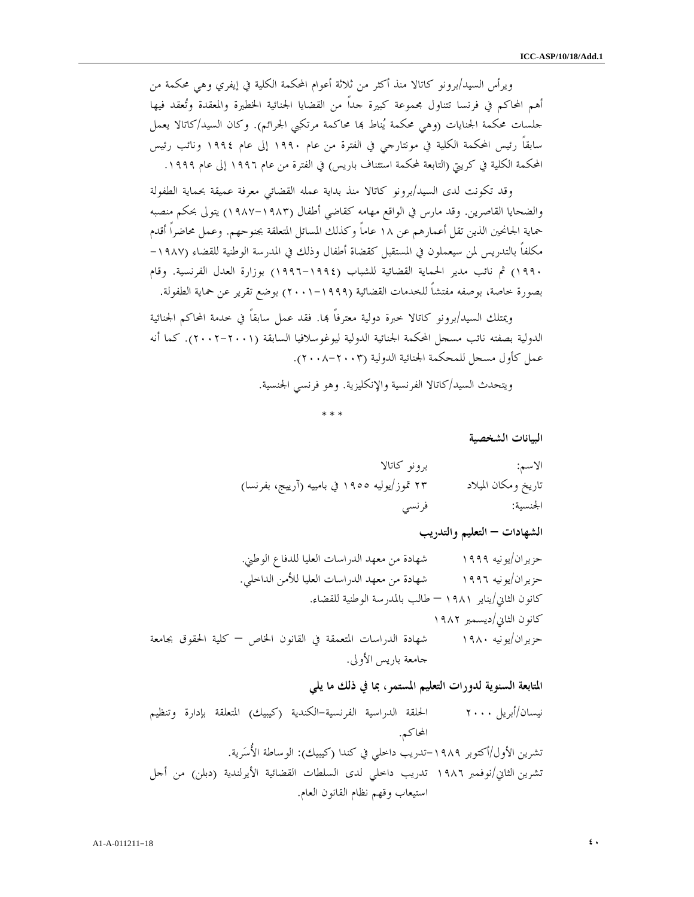ويرأس السيد/برونو كاتالا منذ أكثر من ثلاثة أعوام المحكمة الكلية في إيفري وهي محكمة من أهم المحاكم في فرنسا تتناول مجموعة كبيرة جداً من القضايا الجنائية الخطيرة والمعقدة وتُعقد فيها جلسات محكمة الجنايات (وهي محكمة يُناط بها محاكمة مرتكبي الجرائم). وكان السيد/كاتالا يعمل سابقاً رئيس المحكمة الكلية في مونتارجي في الفترة من عام ١٩٩٠ إلى عام ١٩٩٤ ونائب رئيس المحكمة الكلية في كريتي (التابعة لمحكمة استئناف باريس) في الفترة من عام ١٩٩٦ إلى عام ١٩٩٩.

وقد تكونت لدى السيد/برونو كاتالا منذ بداية عمله القضائي معرفة عميقة بحماية الطفولة والضحايا القاصرين. وقد مارس في الواقع مهامه كقاضي أطفال (١٩٨٣-١٩٨٧) يتولى بحكم منصبه حماية الجانحين الذين تقل أعمارهم عن ١٨ عاماً وكذلك المسائل المتعلقة بجنوحهم. وعمل محاضراً أقدم مكلفاً بالتدريس لمن سيعملون في المستقبل كقضاة أطفال وذلك في المدرسة الوطنية للقضاء (١٩٨٧-١٩٩٠) ثم نائب مدير الحماية القضائية للشباب (١٩٩٤-١٩٩٦) بوزارة العدل الفرنسية. وقام بصورة خاصة، بوصفه مفتشاً للخدمات القضائية (١٩٩٩-٢٠٠١) بوضع تقرير عن حماية الطفولة.

ويمتلك السيد/برونو كاتالا خبرة دولية معترفاً بها. فقد عمل سابقاً في خدمة المحاكم الجنائية الدولية بصفته نائب مسجل المحكمة الجنائية الدولية ليوغوسلافيا السابقة (٢٠٠١-٢٠٠٢). كما أنه عمل كأول مسجل للمحكمة الجنائية الدولية (٢٠٠٣-٢٠٠٨).

ويتحدث السيد/كاتالا الفرنسية والإنكليزية. وهو فرنسي الجنسية.

* * *

**البيانات الشخصية**

الاسم: برونو كاتالا

تاريخ ومكان الميلاد ٢٣ تموز/يوليه ١٩٥٥ في باميه (آرييج، بفرنسا)

الجنسية: فرنسي

**الشهادات – التعليم والتدريب**

حزيران/يونيه ١٩٩٩ شهادة من معهد الدراسات العليا للدفاع الوطني.

حزيران/يونيه ١٩٩٦ شهادة من معهد الدراسات العليا للأمن الداخلي.

كانون الثاني/يناير ١٩٨١ – طالب بالمدرسة الوطنية للقضاء.

كانون الثاني/ديسمبر ١٩٨٢

حزيران/يونيه ١٩٨٠ شهادة الدراسات المتعمقة في القانون الخاص – كلية الحقوق بجامعة جامعة باريس الأولى.

**المتابعة السنوية لدورات التعليم المستمر، بما في ذلك ما يلي**

نيسان/أبريل ٢٠٠٠ الحلقة الدراسية الفرنسية-الكندية (كيبيك) المتعلقة بإدارة وتنظيم المحاكم.

تشرين الأول/أكتوبر ١٩٨٩-تدريب داخلي في كندا (كيبيك): الوساطة الأُسَرية.

تشرين الثاني/نوفمبر ١٩٨٦ تدريب داخلي لدى السلطات القضائية الأيرلندية (دبلن) من أجل استيعاب وفهم نظام القانون العام.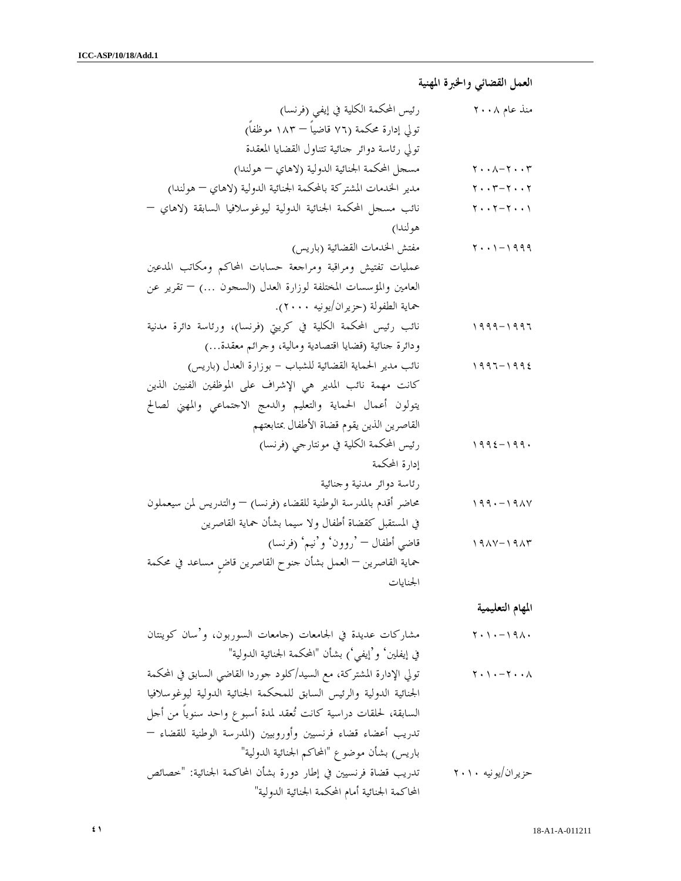## العمل القضائي والخبرة المهنية

| | |
|---|---|
| منذ عام ٢٠٠٨ | رئيس المحكمة الكلية في إيفري (فرنسا)<br>تولي إدارة محكمة (٧٦ قاضياً – ١٨٣ موظفاً)<br>تولي رئاسة دوائر جنائية تتناول القضايا المعقدة |
| ٢٠٠٣–٢٠٠٨ | مسجل المحكمة الجنائية الدولية (لاهاي – هولندا) |
| ٢٠٠٢–٢٠٠٣ | مدير الخدمات المشتركة بالمحكمة الجنائية الدولية (لاهاي – هولندا) |
| ٢٠٠١–٢٠٠٢ | نائب مسجل المحكمة الجنائية الدولية ليوغوسلافيا السابقة (لاهاي – هولندا) |
| ١٩٩٩–٢٠٠١ | مفتش الخدمات القضائية (باريس)<br>عمليات تفتيش ومراقبة ومراجعة حسابات المحاكم ومكاتب المدعين العامين والمؤسسات المختلفة لوزارة العدل (السجون ...) – تقرير عن حماية الطفولة (حزيران/يونيه ٢٠٠٠). |
| ١٩٩٦–١٩٩٩ | نائب رئيس المحكمة الكلية في كريتي (فرنسا)، ورئاسة دائرة مدنية ودائرة جنائية (قضايا اقتصادية ومالية، وجرائم معقدة...) |
| ١٩٩٤–١٩٩٦ | نائب مدير الحماية القضائية للشباب - بوزارة العدل (باريس)<br>كانت مهمة نائب المدير هي الإشراف على الموظفين الفنيين الذين يتولون أعمال الحماية والتعليم والدمج الاجتماعي والمهني لصالح القاصرين الذين يقوم قضاة الأطفال بمتابعتهم |
| ١٩٩٠–١٩٩٤ | رئيس المحكمة الكلية في مونتارجي (فرنسا)<br>إدارة المحكمة<br>رئاسة دوائر مدنية وجنائية |
| ١٩٨٧–١٩٩٠ | محاضر أقدم بالمدرسة الوطنية للقضاء (فرنسا) – والتدريس لمن سيعملون في المستقبل كقضاة أطفال ولا سيما بشأن حماية القاصرين |
| ١٩٨٣–١٩٨٧ | قاضي أطفال – 'روون' و'نيم' (فرنسا)<br>حماية القاصرين – العمل بشأن جنوح القاصرين قاضٍ مساعد في محكمة الجنايات |

## المهام التعليمية

| | |
|---|---|
| ١٩٨٠–٢٠١٠ | مشاركات عديدة في الجامعات (جامعات السوربون، و'سان كوينتان في إيفلين' و'إيفري') بشأن "المحكمة الجنائية الدولية" |
| ٢٠٠٨–٢٠١٠ | تولي الإدارة المشتركة، مع السيد/كلود جوردا القاضي السابق في المحكمة الجنائية الدولية والرئيس السابق للمحكمة الجنائية الدولية ليوغوسلافيا السابقة، لحلقات دراسية كانت تُعقد لمدة أسبوع واحد سنوياً من أجل تدريب أعضاء قضاء فرنسيين وأوروبيين (المدرسة الوطنية للقضاء – باريس) بشأن موضوع "المحاكم الجنائية الدولية" |
| حزيران/يونيه ٢٠١٠ | تدريب قضاة فرنسيين في إطار دورة بشأن المحاكمة الجنائية: "خصائص المحاكمة الجنائية أمام المحكمة الجنائية الدولية" |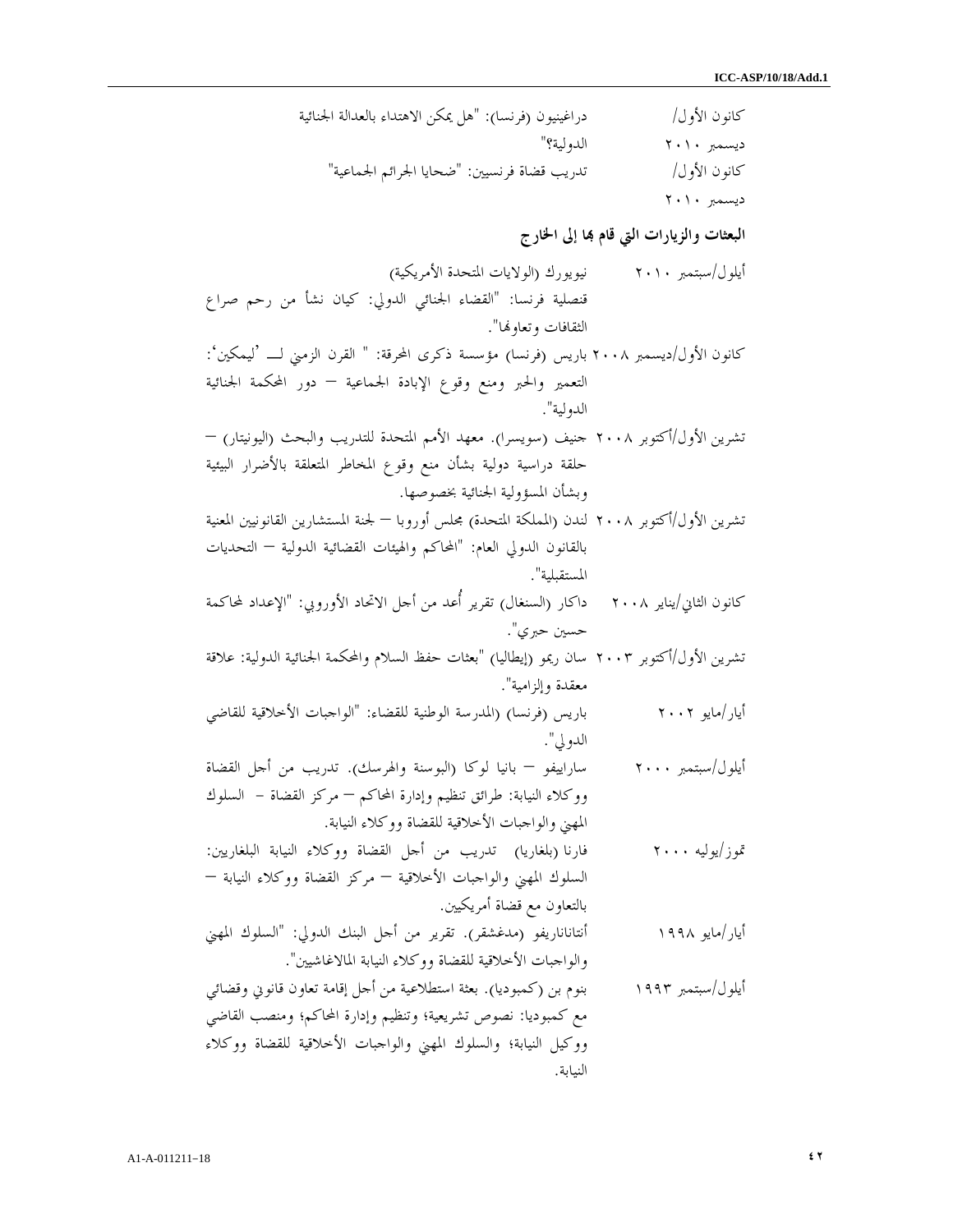| | |
|---|---|
| كانون الأول/ ديسمبر ٢٠١٠ | دراغينيون (فرنسا): "هل يمكن الاهتداء بالعدالة الجنائية الدولية؟" |
| كانون الأول/ ديسمبر ٢٠١٠ | تدريب قضاة فرنسيين: "ضحايا الجرائم الجماعية" |

**البعثات والزيارات التي قام بها إلى الخارج**

| | |
|---|---|
| أيلول/سبتمبر ٢٠١٠ | نيويورك (الولايات المتحدة الأمريكية) قنصلية فرنسا: "القضاء الجنائي الدولي: كيان نشأ من رحم صراع الثقافات وتعاونها". |
| كانون الأول/ديسمبر ٢٠٠٨ | باريس (فرنسا) مؤسسة ذكرى المحرقة: " القرن الزمني لــ 'ليمكين': التعمير والحبر ومنع وقوع الإبادة الجماعية – دور المحكمة الجنائية الدولية". |
| تشرين الأول/أكتوبر ٢٠٠٨ | جنيف (سويسرا). معهد الأمم المتحدة للتدريب والبحث (اليونيتار) – حلقة دراسية دولية بشأن منع وقوع المخاطر المتعلقة بالأضرار البيئية وبشأن المسؤولية الجنائية بخصوصها. |
| تشرين الأول/أكتوبر ٢٠٠٨ | لندن (المملكة المتحدة) مجلس أوروبا – لجنة المستشارين القانونيين المعنية بالقانون الدولي العام: "المحاكم والهيئات القضائية الدولية – التحديات المستقبلية". |
| كانون الثاني/يناير ٢٠٠٨ | داكار (السنغال) تقرير أُعد من أجل الاتحاد الأوروبي: "الإعداد لمحاكمة حسين حبري". |
| تشرين الأول/أكتوبر ٢٠٠٣ | سان ريمو (إيطاليا) "بعثات حفظ السلام والمحكمة الجنائية الدولية: علاقة معقدة وإلزامية". |
| أيار/مايو ٢٠٠٢ | باريس (فرنسا) (المدرسة الوطنية للقضاء: "الواجبات الأخلاقية للقاضي الدولي". |
| أيلول/سبتمبر ٢٠٠٠ | سارايفو – بانيا لوكا (البوسنة والهرسك). تدريب من أجل القضاة ووكلاء النيابة: طرائق تنظيم وإدارة المحاكم – مركز القضاة - السلوك المهني والواجبات الأخلاقية للقضاة ووكلاء النيابة. |
| تموز/يوليه ٢٠٠٠ | فارنا (بلغاريا) تدريب من أجل القضاة ووكلاء النيابة البلغاريين: السلوك المهني والواجبات الأخلاقية – مركز القضاة ووكلاء النيابة – بالتعاون مع قضاة أمريكيين. |
| أيار/مايو ١٩٩٨ | أنتاناناريفو (مدغشقر). تقرير من أجل البنك الدولي: "السلوك المهني والواجبات الأخلاقية للقضاة ووكلاء النيابة المالاغاشيين". |
| أيلول/سبتمبر ١٩٩٣ | بنوم بن (كمبوديا). بعثة استطلاعية من أجل إقامة تعاون قانوني وقضائي مع كمبوديا: نصوص تشريعية؛ وتنظيم وإدارة المحاكم؛ ومنصب القاضي ووكيل النيابة؛ والسلوك المهني والواجبات الأخلاقية للقضاة ووكلاء النيابة. |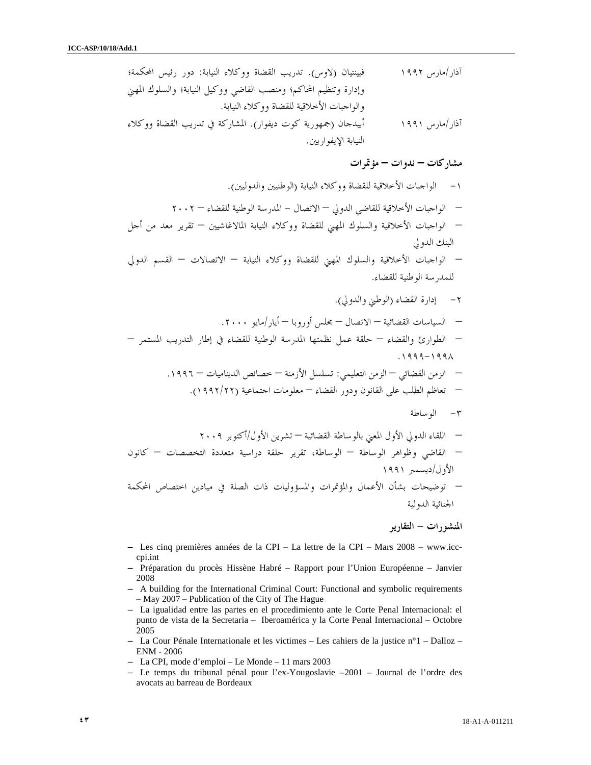| | |
|---|---|
| آذار/مارس ١٩٩٢ | فيينتيان (لاوس). تدريب القضاة ووكلاء النيابة: دور رئيس المحكمة؛ وإدارة وتنظيم المحاكم؛ ومنصب القاضي ووكيل النيابة؛ والسلوك المهني والواجبات الأخلاقية للقضاة ووكلاء النيابة. |
| آذار/مارس ١٩٩١ | أبيدجان (جمهورية كوت ديفوار). المشاركة في تدريب القضاة ووكلاء النيابة الإيفواريين. |

### مشاركات – ندوات – مؤتمرات

١- الواجبات الأخلاقية للقضاة ووكلاء النيابة (الوطنيين والدوليين).

- الواجبات الأخلاقية للقاضي الدولي – الاتصال - المدرسة الوطنية للقضاء – ٢٠٠٢
- الواجبات الأخلاقية والسلوك المهني للقضاة ووكلاء النيابة الملاغاشيين – تقرير معد من أجل البنك الدولي
- الواجبات الأخلاقية والسلوك المهني للقضاة ووكلاء النيابة – الاتصالات – القسم الدولي للمدرسة الوطنية للقضاء.

٢- إدارة القضاء (الوطني والدولي).

- السياسات القضائية – الاتصال – مجلس أوروبا – أيار/مايو ٢٠٠٠.
- الطوارئ والقضاء – حلقة عمل نظمتها المدرسة الوطنية للقضاء في إطار التدريب المستمر – ١٩٩٨-١٩٩٩.
- الزمن القضائي – الزمن التعليمي: تسلسل الأزمنة – خصائص الديناميات – ١٩٩٦.
- تعاظم الطلب على القانون ودور القضاء – معلومات اجتماعية (١٩٩٢/٢٢).

٣- الوساطة

- اللقاء الدولي الأول المعني بالوساطة القضائية – تشرين الأول/أكتوبر ٢٠٠٩
- القاضي وظواهر الوساطة – الوساطة، تقرير حلقة دراسية متعددة التخصصات – كانون الأول/ديسمبر ١٩٩١
- توضيحات بشأن الأعمال والمؤتمرات والمسؤوليات ذات الصلة في ميادين اختصاص المحكمة الجنائية الدولية

### المنشورات – التقارير

- Les cinq premières années de la CPI – La lettre de la CPI – Mars 2008 – www.icc-cpi.int
- Préparation du procès Hissène Habré – Rapport pour l'Union Européenne – Janvier 2008
- A building for the International Criminal Court: Functional and symbolic requirements – May 2007 – Publication of the City of The Hague
- La igualidad entre las partes en el procedimiento ante le Corte Penal Internacional: el punto de vista de la Secretaria – Iberoamérica y la Corte Penal Internacional – Octobre 2005
- La Cour Pénale Internationale et les victimes – Les cahiers de la justice n°1 – Dalloz – ENM - 2006
- La CPI, mode d'emploi – Le Monde – 11 mars 2003
- Le temps du tribunal pénal pour l'ex-Yougoslavie –2001 – Journal de l'ordre des avocats au barreau de Bordeaux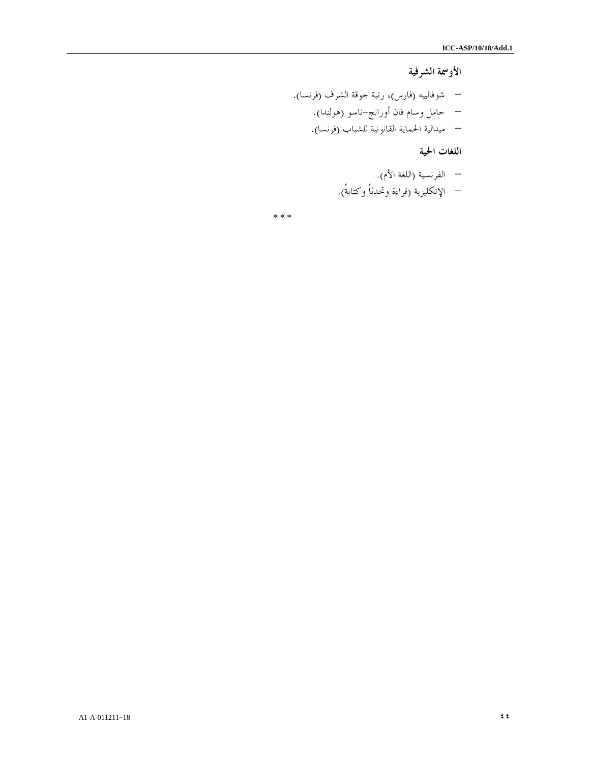### الأوسمة الشرفية

- شوفالييه (فارس)، رتبة جوقة الشرف (فرنسا).
- حامل وسام فان أورانج-ناسو (هولندا).
- ميدالية الحماية القانونية للشباب (فرنسا).

### اللغات الحية

- الفرنسية (اللغة الأم).
- الإنكليزية (قراءة وتحدثاً وكتابةً).

* * *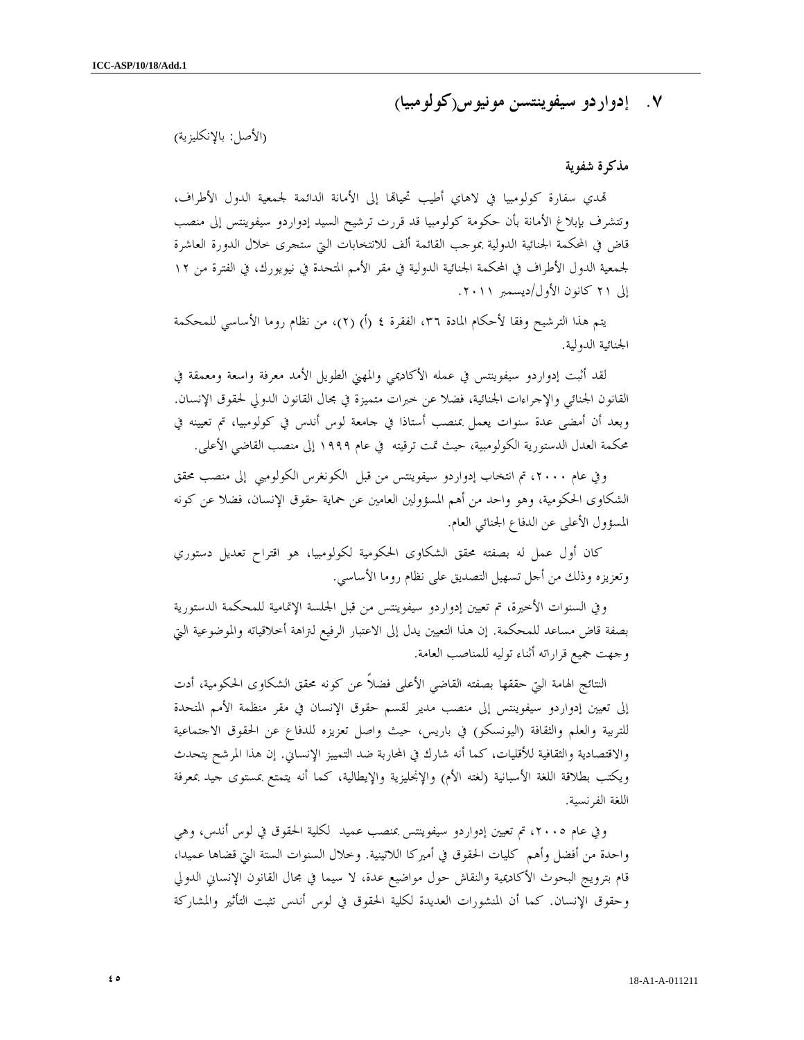## ٧. إدواردو سيفوينتسن مونيوس(كولومبيا)

(الأصل: بالإنكليزية)

**مذكرة شفوية**

تهدي سفارة كولومبيا في لاهاي أطيب تحياتها إلى الأمانة الدائمة لجمعية الدول الأطراف، وتتشرف بإبلاغ الأمانة بأن حكومة كولومبيا قد قررت ترشيح السيد إدواردو سيفوينتس إلى منصب قاض في المحكمة الجنائية الدولية بموجب القائمة ألف للانتخابات التي ستجرى خلال الدورة العاشرة لجمعية الدول الأطراف في المحكمة الجنائية الدولية في مقر الأمم المتحدة في نيويورك، في الفترة من ١٢ إلى ٢١ كانون الأول/ديسمبر ٢٠١١.

يتم هذا الترشيح وفقا لأحكام المادة ٣٦، الفقرة ٤ (أ) (٢)، من نظام روما الأساسي للمحكمة الجنائية الدولية.

لقد أثبت إدواردو سيفوينتس في عمله الأكاديمي والمهني الطويل الأمد معرفة واسعة ومعمقة في القانون الجنائي والإجراءات الجنائية، فضلا عن خبرات متميزة في مجال القانون الدولي لحقوق الإنسان. وبعد أن أمضى عدة سنوات يعمل بمنصب أستاذا في جامعة لوس أندس في كولومبيا، تم تعيينه في محكمة العدل الدستورية الكولومبية، حيث تمت ترقيته في عام ١٩٩٩ إلى منصب القاضي الأعلى.

وفي عام ٢٠٠٠، تم انتخاب إدواردو سيفوينتس من قبل الكونغرس الكولومبي إلى منصب محقق الشكاوى الحكومية، وهو واحد من أهم المسؤولين العاملين عن حماية حقوق الإنسان، فضلا عن كونه المسؤول الأعلى عن الدفاع الجنائي العام.

كان أول عمل له بصفته محقق الشكاوى الحكومية لكولومبيا، هو اقتراح تعديل دستوري وتعزيزه وذلك من أجل تسهيل التصديق على نظام روما الأساسي.

وفي السنوات الأخيرة، تم تعيين إدواردو سيفوينتس من قبل الجلسة الإتمامية للمحكمة الدستورية بصفة قاض مساعد للمحكمة. إن هذا التعيين يدل إلى الاعتبار الرفيع لنزاهة أخلاقياته والموضوعية التي وجهت جميع قراراته أثناء توليه للمناصب العامة.

النتائج الهامة التي حققها بصفته القاضي الأعلى فضلاً عن كونه محقق الشكاوى الحكومية، أدت إلى تعيين إدواردو سيفوينتس إلى منصب مدير لقسم حقوق الإنسان في مقر منظمة الأمم المتحدة للتربية والعلم والثقافة (اليونسكو) في باريس، حيث واصل تعزيزه للدفاع عن الحقوق الاجتماعية والاقتصادية والثقافية للأقليات، كما أنه شارك في المحاربة ضد التمييز الإنساني. إن هذا المرشح يتحدث ويكتب بطلاقة اللغة الأسبانية (لغته الأم) والإنجليزية والإيطالية، كما أنه يتمتع بمستوى جيد بمعرفة اللغة الفرنسية.

وفي عام ٢٠٠٥، تم تعيين إدواردو سيفوينتس بمنصب عميد لكلية الحقوق في لوس أندس، وهي واحدة من أفضل وأهم كليات الحقوق في أميركا اللاتينية. وخلال السنوات الستة التي قضاها عميدا، قام بترويج البحوث الأكاديمية والنقاش حول مواضيع عدة، لا سيما في مجال القانون الإنساني الدولي وحقوق الإنسان. كما أن المنشورات العديدة لكلية الحقوق في لوس أندس تثبت التأثير والمشاركة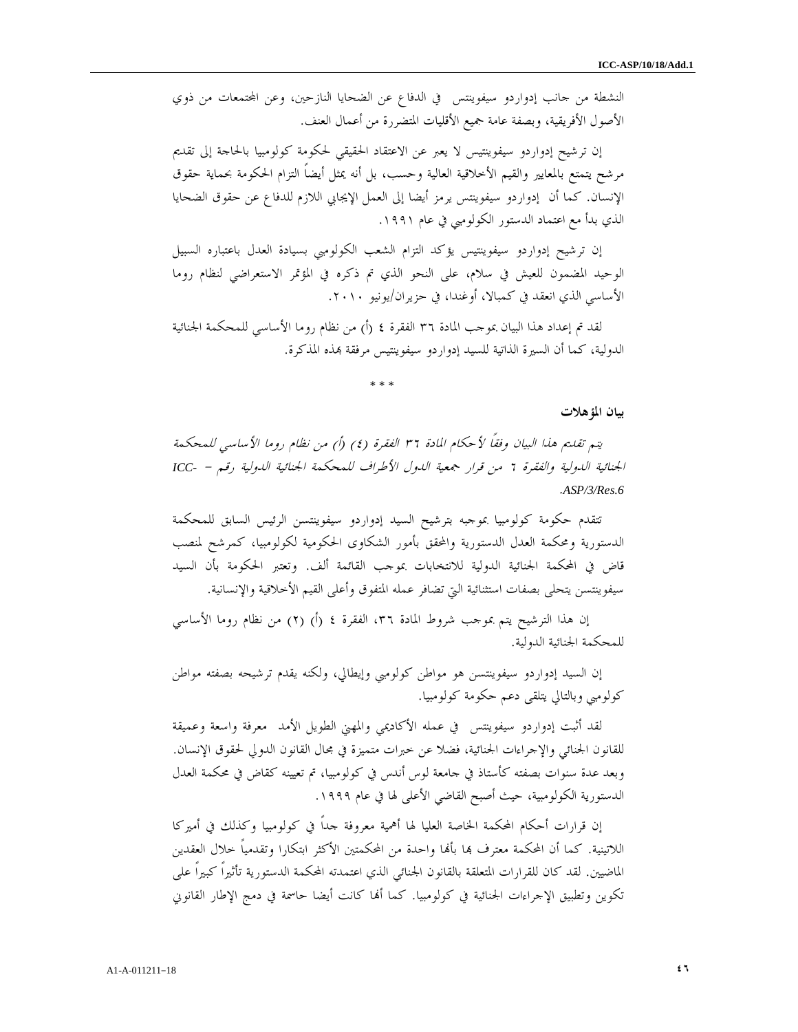النشطة من جانب إدواردو سيفوينتس في الدفاع عن الضحايا النازحين، وعن المجتمعات من ذوي الأصول الأفريقية، وبصفة عامة جميع الأقليات المتضررة من أعمال العنف.

إن ترشيح إدواردو سيفوينتيس لا يعبر عن الاعتقاد الحقيقي لحكومة كولومبيا بالحاجة إلى تقديم مرشح يتمتع بالمعايير والقيم الأخلاقية العالية وحسب، بل أنه يمثل أيضاً التزام الحكومة بحماية حقوق الإنسان. كما أن إدواردو سيفوينتس يرمز أيضا إلى العمل الإيجابي اللازم للدفاع عن حقوق الضحايا الذي بدأ مع اعتماد الدستور الكولومبي في عام ١٩٩١.

إن ترشيح إدواردو سيفوينتيس يؤكد التزام الشعب الكولومبي بسيادة العدل باعتباره السبيل الوحيد المضمون للعيش في سلام، على النحو الذي تم ذكره في المؤتمر الاستعراضي لنظام روما الأساسي الذي انعقد في كمبالا، أوغندا، في حزيران/يونيو ٢٠١٠.

لقد تم إعداد هذا البيان بموجب المادة ٣٦ الفقرة ٤ (أ) من نظام روما الأساسي للمحكمة الجنائية الدولية، كما أن السيرة الذاتية للسيد إدواردو سيفوينتيس مرفقة بهذه المذكرة.

* * *

**بيان المؤهلات**

*يتم تقديم هذا البيان وفقاً لأحكام المادة ٣٦ الفقرة (٤) (أ) من نظام روما الأساسي للمحكمة الجنائية الدولية والفقرة ٦ من قرار جمعية الدول الأطراف للمحكمة الجنائية الدولية رقم – ICC-ASP/3/Res.6.*

تتقدم حكومة كولومبيا بموجبه بترشيح السيد إدواردو سيفوينتسن الرئيس السابق للمحكمة الدستورية ومحكمة العدل الدستورية والمحقق بأمور الشكاوى الحكومية لكولومبيا، كمرشح لمنصب قاض في المحكمة الجنائية الدولية للانتخابات بموجب القائمة ألف. وتعتبر الحكومة بأن السيد سيفوينتسن يتحلى بصفات استثنائية التي تضافر عمله المتفوق وأعلى القيم الأخلاقية والإنسانية.

إن هذا الترشيح يتم بموجب شروط المادة ٣٦، الفقرة ٤ (أ) (٢) من نظام روما الأساسي للمحكمة الجنائية الدولية.

إن السيد إدواردو سيفوينتسن هو مواطن كولومبي وإيطالي، ولكنه يقدم ترشيحه بصفته مواطن كولومبي وبالتالي يتلقى دعم حكومة كولومبيا.

لقد أثبت إدواردو سيفوينتس في عمله الأكاديمي والمهني الطويل الأمد معرفة واسعة وعميقة للقانون الجنائي والإجراءات الجنائية، فضلا عن خبرات متميزة في مجال القانون الدولي لحقوق الإنسان. وبعد عدة سنوات بصفته كأستاذ في جامعة لوس أندس في كولومبيا، تم تعيينه كقاض في محكمة العدل الدستورية الكولومبية، حيث أصبح القاضي الأعلى لها في عام ١٩٩٩.

إن قرارات أحكام المحكمة الخاصة العليا لها أهمية معروفة جداً في كولومبيا وكذلك في أميركا اللاتينية. كما أن المحكمة معترف بها بأنها واحدة من المحكمتين الأكثر ابتكارا وتقدمياً خلال العقدين الماضيين. لقد كان للقرارات المتعلقة بالقانون الجنائي الذي اعتمدته المحكمة الدستورية تأثيراً كبيراً على تكوين وتطبيق الإجراءات الجنائية في كولومبيا. كما أنها كانت أيضا حاسمة في دمج الإطار القانوني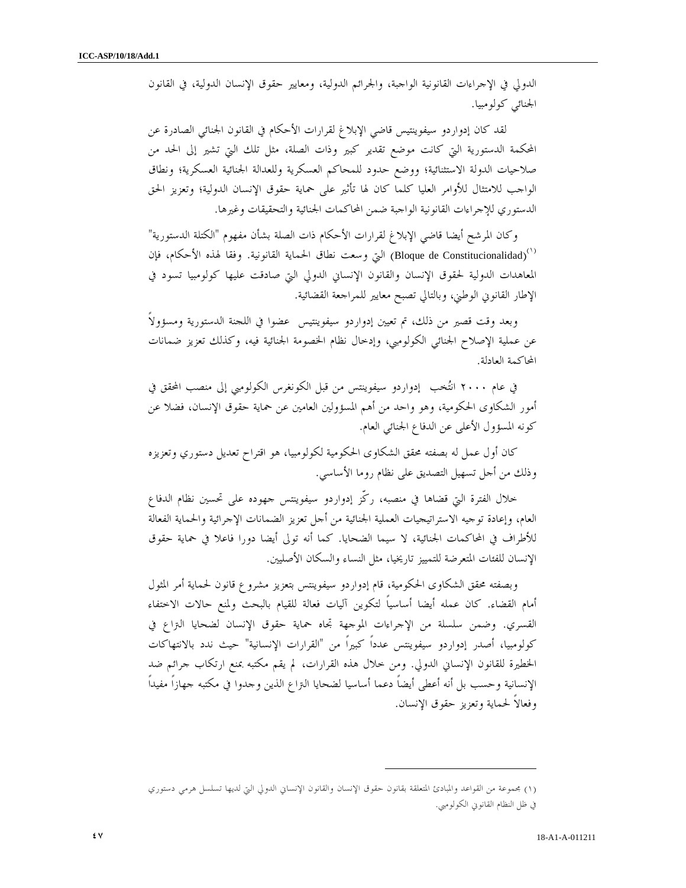الدولي في الإجراءات القانونية الواجبة، والجرائم الدولية، ومعايير حقوق الإنسان الدولية، في القانون الجنائي كولومبيا.

لقد كان إدواردو سيفوينتيس قاضي الإبلاغ لقرارات الأحكام في القانون الجنائي الصادرة عن المحكمة الدستورية التي كانت موضع تقدير كبير وذات الصلة، مثل تلك التي تشير إلى الحد من صلاحيات الدولة الاستثنائية؛ ووضع حدود للمحاكم العسكرية وللعدالة الجنائية العسكرية؛ ونطاق الواجب للامتثال للأوامر العليا كلما كان لها تأثير على حماية حقوق الإنسان الدولية؛ وتعزيز الحق الدستوري للإجراءات القانونية الواجبة ضمن المحاكمات الجنائية والتحقيقات وغيرها.

وكان المرشح أيضا قاضي الإبلاغ لقرارات الأحكام ذات الصلة بشأن مفهوم "الكتلة الدستورية" (Bloque de Constitucionalidad)[1] التي وسعت نطاق الحماية القانونية. وفقا لهذه الأحكام، فإن المعاهدات الدولية لحقوق الإنسان والقانون الإنساني الدولي التي صادقت عليها كولومبيا تسود في الإطار القانوني الوطني، وبالتالي تصبح معايير للمراجعة القضائية.

وبعد وقت قصير من ذلك، تم تعيين إدواردو سيفوينتيس عضوا في اللجنة الدستورية ومسؤولاً عن عملية الإصلاح الجنائي الكولومبي، وإدخال نظام الخصومة الجنائية فيه، وكذلك تعزيز ضمانات المحاكمة العادلة.

في عام ٢٠٠٠ انتُخب إدواردو سيفوينتس من قبل الكونغرس الكولومبي إلى منصب المحقق في أمور الشكاوى الحكومية، وهو واحد من أهم المسؤولين العامين عن حماية حقوق الإنسان، فضلا عن كونه المسؤول الأعلى عن الدفاع الجنائي العام.

كان أول عمل له بصفته محقق الشكاوى الحكومية لكولومبيا، هو اقتراح تعديل دستوري وتعزيزه وذلك من أجل تسهيل التصديق على نظام روما الأساسي.

خلال الفترة التي قضاها في منصبه، ركّز إدواردو سيفوينتس جهوده على تحسين نظام الدفاع العام، وإعادة توجيه الاستراتيجيات العملية الجنائية من أجل تعزيز الضمانات الإجرائية والحماية الفعالة للأطراف في المحاكمات الجنائية، لا سيما الضحايا. كما أنه تولى أيضا دورا فاعلا في حماية حقوق الإنسان للفئات المتعرضة للتمييز تاريخيا، مثل النساء والسكان الأصليين.

وبصفته محقق الشكاوى الحكومية، قام إدواردو سيفوينتس بتعزيز مشروع قانون لحماية أمر المثول أمام القضاء. كان عمله أيضا أساسياً لتكوين آليات فعالة للقيام بالبحث ولمنع حالات الاختفاء القسري. وضمن سلسلة من الإجراءات الموجهة تجاه حماية حقوق الإنسان لضحايا النزاع في كولومبيا، أصدر إدواردو سيفوينتس عدداً كبيراً من "القرارات الإنسانية" حيث ندد بالانتهاكات الخطيرة للقانون الإنساني الدولي. ومن خلال هذه القرارات، لم يقم مكتبه بمنع ارتكاب جرائم ضد الإنسانية وحسب بل أنه أعطى أيضاً دعما أساسيا لضحايا النزاع الذين وجدوا في مكتبه جهازاً مفيداً وفعالاً لحماية وتعزيز حقوق الإنسان.

---

[1] مجموعة من القواعد والمبادئ المتعلقة بقانون حقوق الإنسان والقانون الإنساني الدولي التي لديها تسلسل هرمي دستوري في ظل النظام القانوني الكولومبي.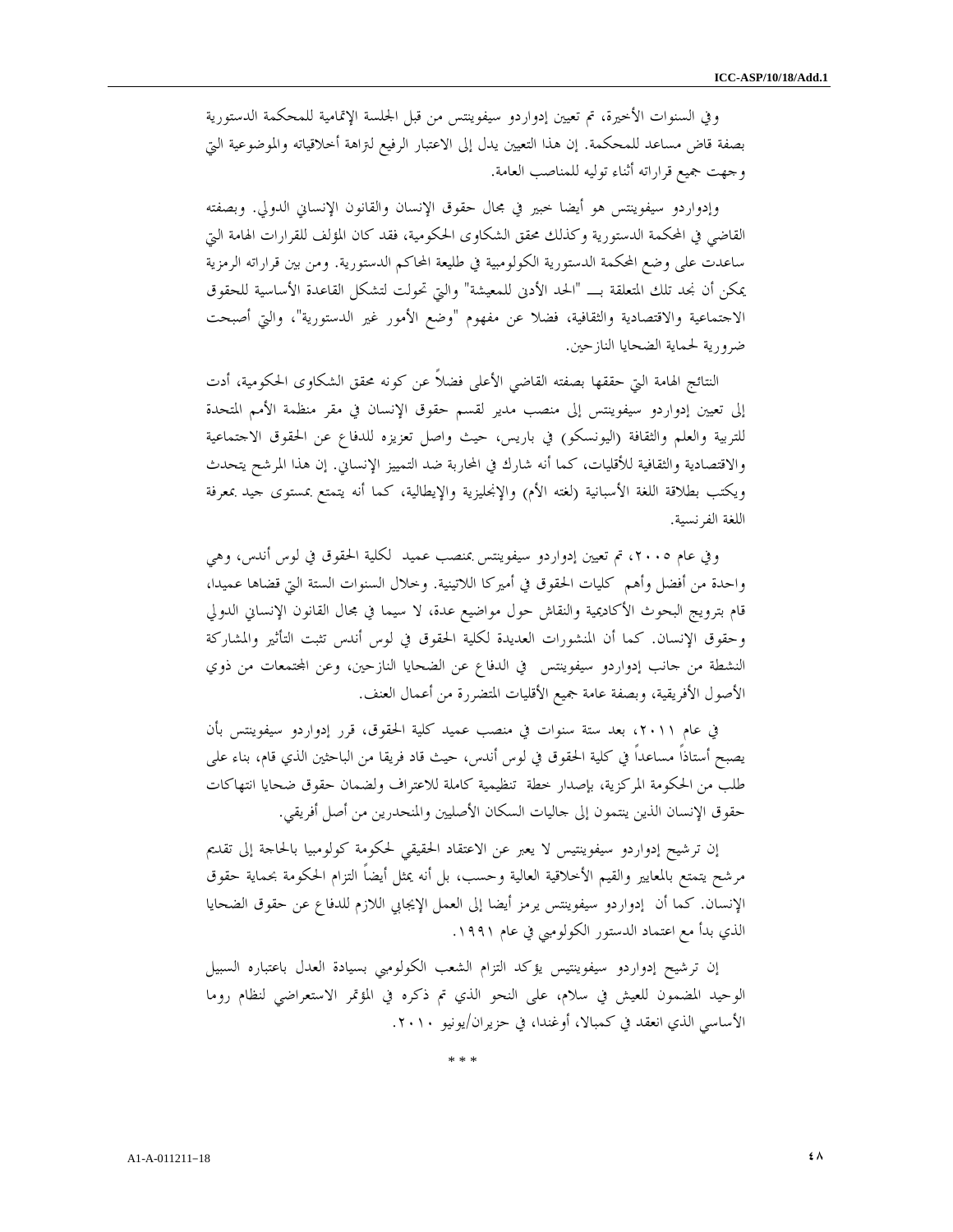وفي السنوات الأخيرة، تم تعيين إدواردو سيفوينتس من قبل الجلسة الإتمامية للمحكمة الدستورية بصفة قاض مساعد للمحكمة. إن هذا التعيين يدل إلى الاعتبار الرفيع لنزاهة أخلاقياته والموضوعية التي وجهت جميع قراراته أثناء توليه للمناصب العامة.

وإدواردو سيفوينتس هو أيضا خبير في مجال حقوق الإنسان والقانون الإنساني الدولي. وبصفته القاضي في المحكمة الدستورية وكذلك محقق الشكاوى الحكومية، فقد كان المؤلف للقرارات الهامة التي ساعدت على وضع المحكمة الدستورية الكولومبية في طليعة المحاكم الدستورية. ومن بين قراراته الرمزية يمكن أن نجد تلك المتعلقة بـــ "الحد الأدنى للمعيشة" والتي تحولت لتشكل القاعدة الأساسية للحقوق الاجتماعية والاقتصادية والثقافية، فضلا عن مفهوم "وضع الأمور غير الدستورية"، والتي أصبحت ضرورية لحماية الضحايا النازحين.

النتائج الهامة التي حققها بصفته القاضي الأعلى فضلاً عن كونه محقق الشكاوى الحكومية، أدت إلى تعيين إدواردو سيفوينتس إلى منصب مدير لقسم حقوق الإنسان في مقر منظمة الأمم المتحدة للتربية والعلم والثقافة (اليونسكو) في باريس، حيث واصل تعزيزه للدفاع عن الحقوق الاجتماعية والاقتصادية والثقافية للأقليات، كما أنه شارك في المحاربة ضد التمييز الإنساني. إن هذا المرشح يتحدث ويكتب بطلاقة اللغة الأسبانية (لغته الأم) والإنجليزية والإيطالية، كما أنه يتمتع بمستوى جيد بمعرفة اللغة الفرنسية.

وفي عام ٢٠٠٥، تم تعيين إدواردو سيفوينتس بمنصب عميد لكلية الحقوق في لوس أندس، وهي واحدة من أفضل وأهم كليات الحقوق في أميركا اللاتينية. وخلال السنوات الستة التي قضاها عميدا، قام بترويج البحوث الأكاديمية والنقاش حول مواضيع عدة، لا سيما في مجال القانون الإنساني الدولي وحقوق الإنسان. كما أن المنشورات العديدة لكلية الحقوق في لوس أندس تثبت التأثير والمشاركة النشطة من جانب إدواردو سيفوينتس في الدفاع عن الضحايا النازحين، وعن المجتمعات من ذوي الأصول الأفريقية، وبصفة عامة جميع الأقليات المتضررة من أعمال العنف.

في عام ٢٠١١، بعد ستة سنوات في منصب عميد كلية الحقوق، قرر إدواردو سيفوينتس بأن يصبح أستاذاً مساعداً في كلية الحقوق في لوس أندس، حيث قاد فريقا من الباحثين الذي قام، بناء على طلب من الحكومة المركزية، بإصدار خطة تنظيمية كاملة للاعتراف ولضمان حقوق ضحايا انتهاكات حقوق الإنسان الذين ينتمون إلى جاليات السكان الأصليين والمنحدرين من أصل أفريقي.

إن ترشيح إدواردو سيفوينتيس لا يعبر عن الاعتقاد الحقيقي لحكومة كولومبيا بالحاجة إلى تقديم مرشح يتمتع بالمعايير والقيم الأخلاقية العالية وحسب، بل أنه يمثل أيضاً التزام الحكومة بحماية حقوق الإنسان. كما أن إدواردو سيفوينتس يرمز أيضا إلى العمل الإيجابي اللازم للدفاع عن حقوق الضحايا الذي بدأ مع اعتماد الدستور الكولومبي في عام ١٩٩١.

إن ترشيح إدواردو سيفوينتيس يؤكد التزام الشعب الكولومبي بسيادة العدل باعتباره السبيل الوحيد المضمون للعيش في سلام، على النحو الذي تم ذكره في المؤتمر الاستعراضي لنظام روما الأساسي الذي انعقد في كمبالا، أوغندا، في حزيران/يونيو ٢٠١٠.

\* \* \*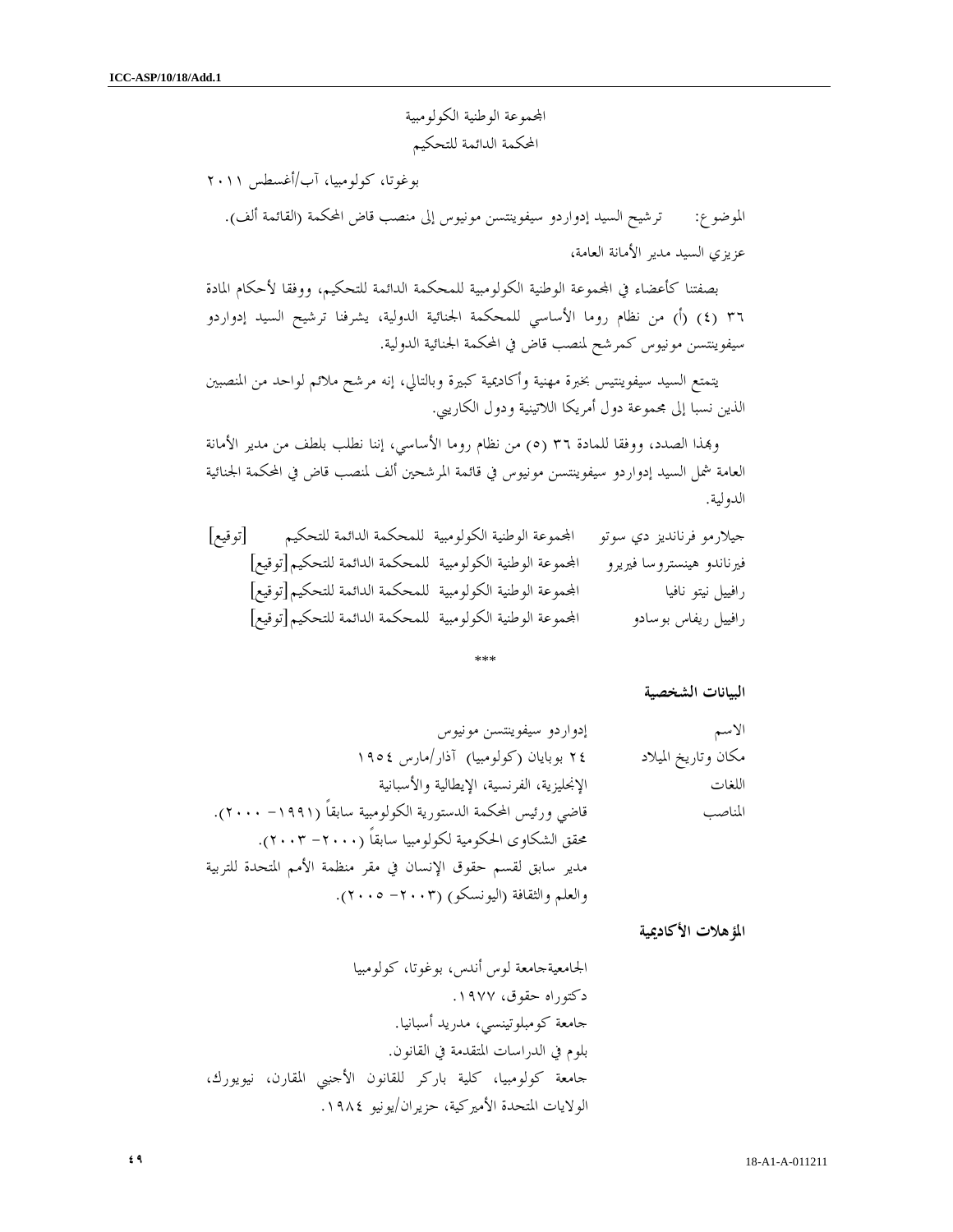المجموعة الوطنية الكولومبية

المحكمة الدائمة للتحكيم

بوغوتا، كولومبيا، آب/أغسطس ٢٠١١

الموضوع: ترشيح السيد إدواردو سيفوينتسن مونيوس إلى منصب قاض المحكمة (القائمة ألف).

عزيزي السيد مدير الأمانة العامة،

بصفتنا كأعضاء في المجموعة الوطنية الكولومبية للمحكمة الدائمة للتحكيم، ووفقا لأحكام المادة ٣٦ (٤) (أ) من نظام روما الأساسي للمحكمة الجنائية الدولية، يشرفنا ترشيح السيد إدواردو سيفوينتسن مونيوس كمرشح لمنصب قاض في المحكمة الجنائية الدولية.

يتمتع السيد سيفوينتيس بخبرة مهنية وأكاديمية كبيرة وبالتالي، إنه مرشح ملائم لواحد من المنصبين الذين نسبا إلى مجموعة دول أمريكا اللاتينية ودول الكاريبي.

وبهذا الصدد، ووفقا للمادة ٣٦ (٥) من نظام روما الأساسي، إننا نطلب بلطف من مدير الأمانة العامة شمل السيد إدواردو سيفوينتسن مونيوس في قائمة المرشحين ألف لمنصب قاض في المحكمة الجنائية الدولية.

| | | |
|---|---|---|
| جيلارمو فرنانديز دي سوتو | المجموعة الوطنية الكولومبية للمحكمة الدائمة للتحكيم | [توقيع] |
| فيرناندو هينستروسا فيريرو | المجموعة الوطنية الكولومبية للمحكمة الدائمة للتحكيم | [توقيع] |
| رافييل نيتو نافيا | المجموعة الوطنية الكولومبية للمحكمة الدائمة للتحكيم | [توقيع] |
| رافييل ريفاس بوسادو | المجموعة الوطنية الكولومبية للمحكمة الدائمة للتحكيم | [توقيع] |

***

## البيانات الشخصية

| | |
|---|---|
| الاسم | إدواردو سيفوينتسن مونيوس |
| مكان وتاريخ الميلاد | ٢٤ بوبايان (كولومبيا) آذار/مارس ١٩٥٤ |
| اللغات | الإنجليزية، الفرنسية، الإيطالية والأسبانية |
| المناصب | قاضي ورئيس المحكمة الدستورية الكولومبية سابقاً (١٩٩١– ٢٠٠٠). |
| | محقق الشكاوى الحكومية لكولومبيا سابقاً (٢٠٠٠– ٢٠٠٣). |
| | مدير سابق لقسم حقوق الإنسان في مقر منظمة الأمم المتحدة للتربية والعلم والثقافة (اليونسكو) (٢٠٠٣– ٢٠٠٥). |

## المؤهلات الأكاديمية

الجامعيةجامعة لوس أندس، بوغوتا، كولومبيا

دكتوراه حقوق، ١٩٧٧.

جامعة كومبلوتينسي، مدريد أسبانيا.

بلوم في الدراسات المتقدمة في القانون.

جامعة كولومبيا، كلية باركر للقانون الأجنبي المقارن، نيويورك، الولايات المتحدة الأميركية، حزيران/يونيو ١٩٨٤.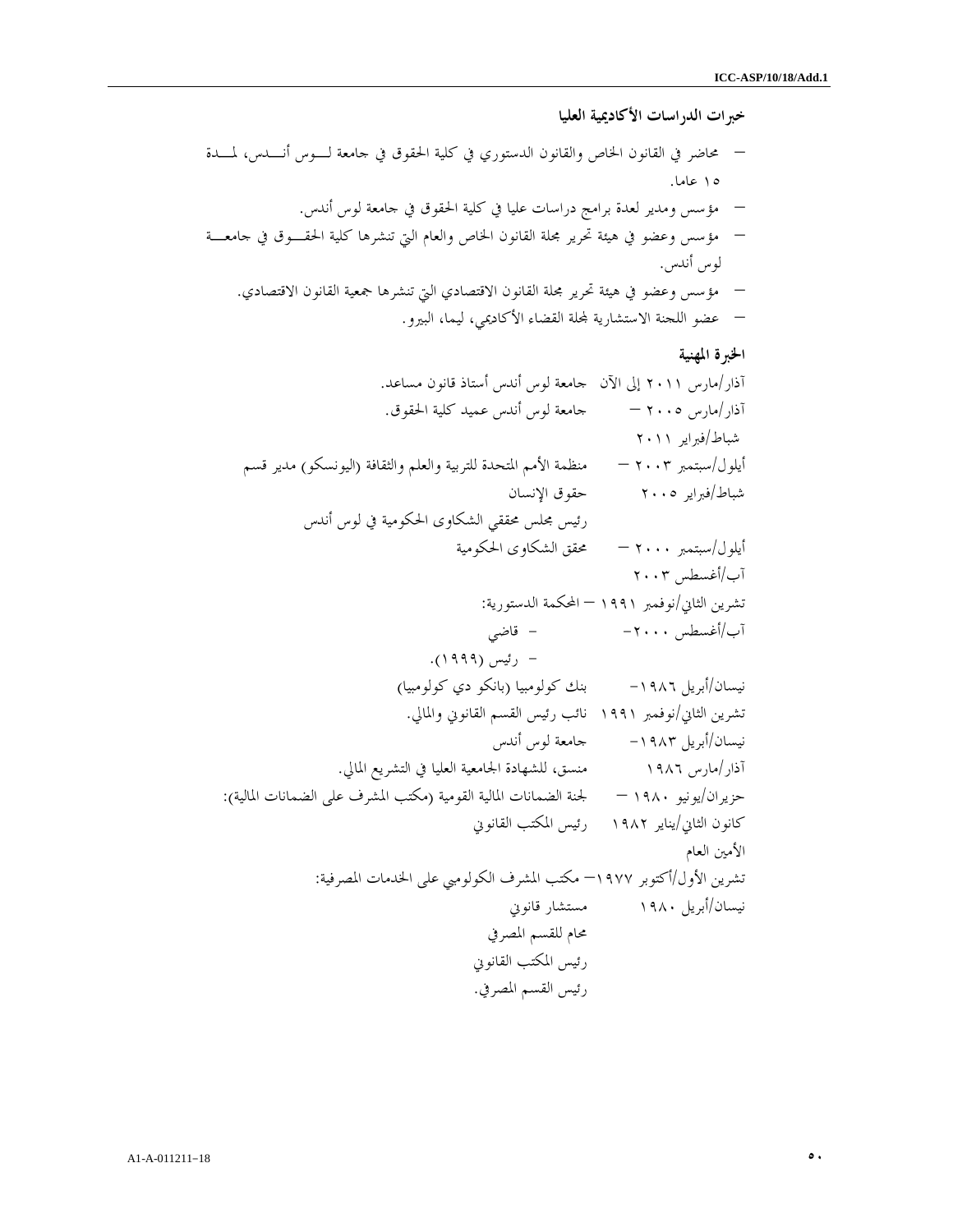### خبرات الدراسات الأكاديمية العليا

- محاضر في القانون الخاص والقانون الدستوري في كلية الحقوق في جامعة لوس أندس، لمدة ١٥ عاما.
- مؤسس ومدير لعدة برامج دراسات عليا في كلية الحقوق في جامعة لوس أندس.
- مؤسس وعضو في هيئة تحرير مجلة القانون الخاص والعام التي تنشرها كلية الحقوق في جامعة لوس أندس.
- مؤسس وعضو في هيئة تحرير مجلة القانون الاقتصادي التي تنشرها جمعية القانون الاقتصادي.
- عضو اللجنة الاستشارية لمجلة القضاء الأكاديمي، ليما، البيرو.

### الخبرة المهنية

| الفترة | الخبرة |
|---|---|
| آذار/مارس ٢٠١١ إلى الآن | جامعة لوس أندس أستاذ قانون مساعد. |
| آذار/مارس ٢٠٠٥ – شباط/فبراير ٢٠١١ | جامعة لوس أندس عميد كلية الحقوق. |
| أيلول/سبتمبر ٢٠٠٣ – شباط/فبراير ٢٠٠٥ | منظمة الأمم المتحدة للتربية والعلم والثقافة (اليونسكو) مدير قسم حقوق الإنسان |
| | رئيس مجلس محققي الشكاوى الحكومية في لوس أندس |
| أيلول/سبتمبر ٢٠٠٠ – آب/أغسطس ٢٠٠٣ | محقق الشكاوى الحكومية |
| تشرين الثاني/نوفمبر ١٩٩١ – آب/أغسطس ٢٠٠٠ | المحكمة الدستورية:<br>- قاضي<br>- رئيس (١٩٩٩). |
| نيسان/أبريل ١٩٨٦ – تشرين الثاني/نوفمبر ١٩٩١ | بنك كولومبيا (بانكو دي كولومبيا)<br>نائب رئيس القسم القانوني والمالي. |
| نيسان/أبريل ١٩٨٣ – آذار/مارس ١٩٨٦ | جامعة لوس أندس<br>منسق، للشهادة الجامعية العليا في التشريع المالي. |
| حزيران/يونيو ١٩٨٠ – كانون الثاني/يناير ١٩٨٢ | لجنة الضمانات المالية القومية (مكتب المشرف على الضمانات المالية):<br>رئيس المكتب القانوني<br>الأمين العام |
| تشرين الأول/أكتوبر ١٩٧٧ – نيسان/أبريل ١٩٨٠ | مكتب المشرف الكولومبي على الخدمات المصرفية:<br>مستشار قانوني<br>محام للقسم المصرفي<br>رئيس المكتب القانوني<br>رئيس القسم المصرفي. |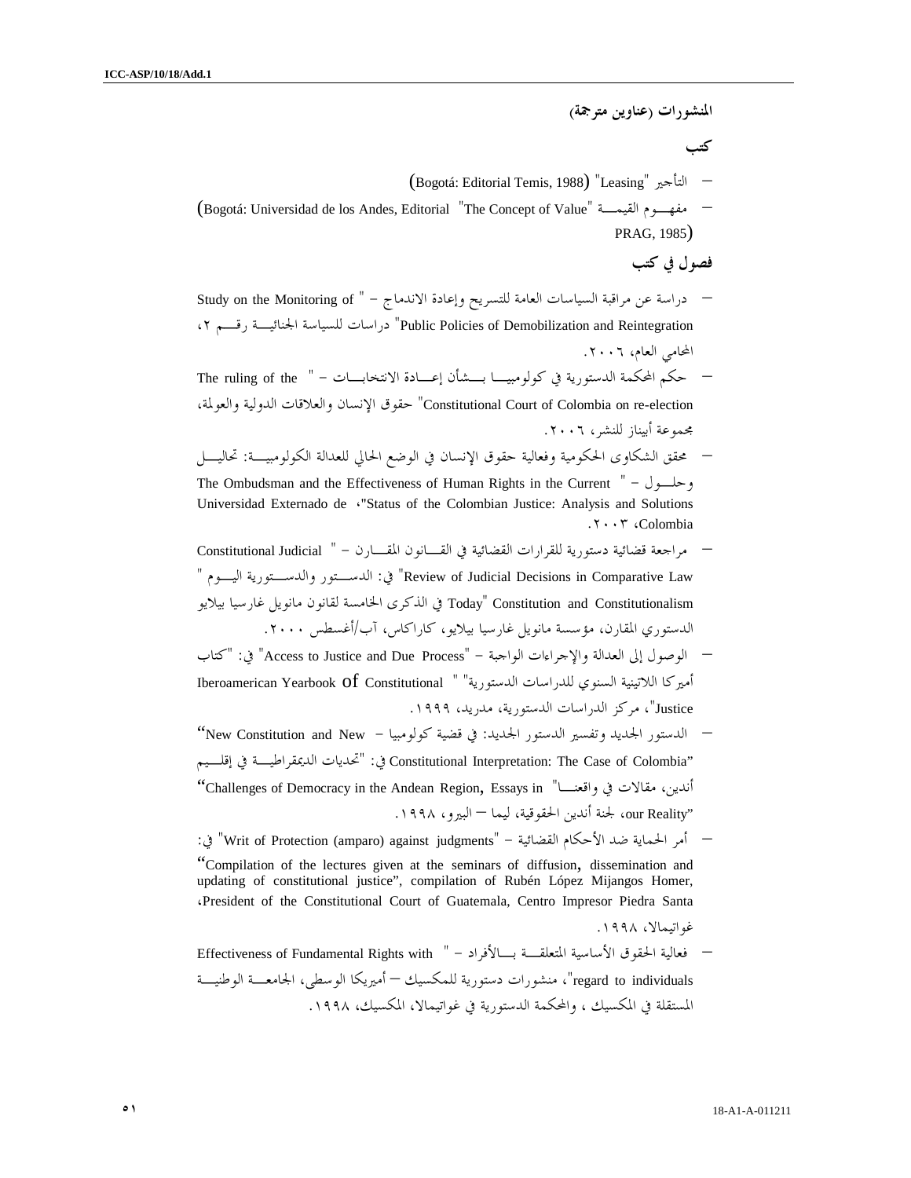**المنشورات (عناوين مترجمة)**

**كتب**

- التأجير "Leasing" (Bogotá: Editorial Temis, 1988)
- مفهوم القيمة "The Concept of Value" (Bogotá: Universidad de los Andes, Editorial PRAG, 1985)

**فصول في كتب**

- دراسة عن مراقبة السياسات العامة للتسريح وإعادة الاندماج – "Study on the Monitoring of Public Policies of Demobilization and Reintegration" دراسات للسياسة الجنائية رقم ٢، المحامي العام، ٢٠٠٦.
- حكم المحكمة الدستورية في كولومبيا بشأن إعادة الانتخابات – "The ruling of the Constitutional Court of Colombia on re-election" حقوق الإنسان والعلاقات الدولية والعولمة، مجموعة أبيناز للنشر، ٢٠٠٦.
- محقق الشكاوى الحكومية وفعالية حقوق الإنسان في الوضع الحالي للعدالة الكولومبية: تحاليل وحلول – "The Ombudsman and the Effectiveness of Human Rights in the Current Status of the Colombian Justice: Analysis and Solutions"، Universidad Externado de Colombia، ٢٠٠٣.
- مراجعة قضائية دستورية للقرارات القضائية في القانون المقارن – "Constitutional Judicial Review of Judicial Decisions in Comparative Law" في: الدستور والدستورية اليوم "Constitution and Constitutionalism Today" في الذكرى الخامسة لقانون مانويل غارسيا بيلايو الدستوري المقارن، مؤسسة مانويل غارسيا بيلايو، كاراكاس، آب/أغسطس ٢٠٠٠.
- الوصول إلى العدالة والإجراءات الواجبة – "Access to Justice and Due Process" في: "كتاب أميركا اللاتينية السنوي للدراسات الدستورية" "Iberoamerican Yearbook of Constitutional Justice"، مركز الدراسات الدستورية، مدريد، ١٩٩٩.
- الدستور الجديد وتفسير الدستور الجديد: في قضية كولومبيا – "New Constitution and New Constitutional Interpretation: The Case of Colombia" في: "تحديات الديمقراطية في إقليم أندين، مقالات في واقعنا" "Challenges of Democracy in the Andean Region, Essays in our Reality"، لجنة أندين الحقوقية، ليما – البيرو، ١٩٩٨.
- أمر الحماية ضد الأحكام القضائية – "Writ of Protection (amparo) against judgments" في: "Compilation of the lectures given at the seminars of diffusion, dissemination and updating of constitutional justice", compilation of Rubén López Mijangos Homer, President of the Constitutional Court of Guatemala, Centro Impresor Piedra Santa، غواتيمالا، ١٩٩٨.
- فعالية الحقوق الأساسية المتعلقة بالأفراد – "Effectiveness of Fundamental Rights with regard to individuals"، منشورات دستورية للمكسيك – أميريكا الوسطى، الجامعة الوطنية المستقلة في المكسيك، والمحكمة الدستورية في غواتيمالا، المكسيك، ١٩٩٨.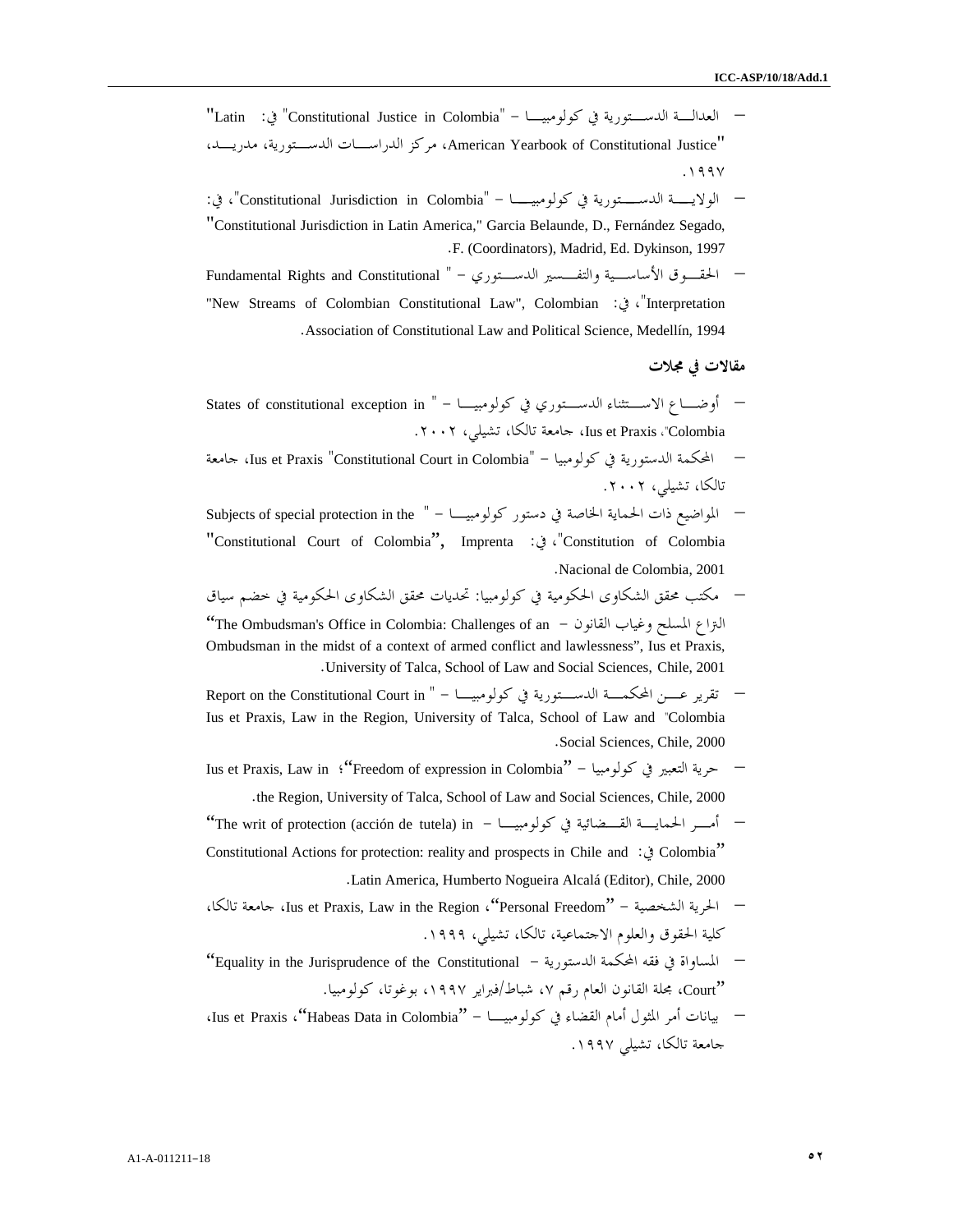- العدالة الدستورية في كولومبيا - "Constitutional Justice in Colombia" في: "Latin American Yearbook of Constitutional Justice"، مركز الدراسات الدستورية، مدريد، ١٩٩٧.

- الولاية الدستورية في كولومبيا - "Constitutional Jurisdiction in Colombia"، في: "Constitutional Jurisdiction in Latin America," Garcia Belaunde, D., Fernández Segado, F. (Coordinators), Madrid, Ed. Dykinson, 1997.

- الحقوق الأساسية والتفسير الدستوري - "Fundamental Rights and Constitutional Interpretation"، في: "New Streams of Colombian Constitutional Law", Colombian Association of Constitutional Law and Political Science, Medellín, 1994.

## مقالات في مجلات

- أوضاع الاستثناء الدستوري في كولومبيا - "States of constitutional exception in Colombia"، Ius et Praxis، جامعة تالكا، تشيلي، ٢٠٠٢.

- المحكمة الدستورية في كولومبيا - "Constitutional Court in Colombia" Ius et Praxis، جامعة تالكا، تشيلي، ٢٠٠٢.

- المواضيع ذات الحماية الخاصة في دستور كولومبيا - "Subjects of special protection in the Constitution of Colombia"، في: "Constitutional Court of Colombia", Imprenta Nacional de Colombia, 2001.

- مكتب محقق الشكاوى الحكومية في كولومبيا: تحديات محقق الشكاوى الحكومية في خضم سياق النزاع المسلح وغياب القانون - "The Ombudsman's Office in Colombia: Challenges of an Ombudsman in the midst of a context of armed conflict and lawlessness", Ius et Praxis, University of Talca, School of Law and Social Sciences, Chile, 2001.

- تقرير عن المحكمة الدستورية في كولومبيا - "Report on the Constitutional Court in Colombia" Ius et Praxis, Law in the Region, University of Talca, School of Law and Social Sciences, Chile, 2000.

- حرية التعبير في كولومبيا - "Freedom of expression in Colombia"؛ Ius et Praxis, Law in the Region, University of Talca, School of Law and Social Sciences, Chile, 2000.

- أمر الحماية القضائية في كولومبيا - "The writ of protection (acción de tutela) in Colombia" في: Constitutional Actions for protection: reality and prospects in Chile and Latin America, Humberto Nogueira Alcalá (Editor), Chile, 2000.

- الحرية الشخصية - "Personal Freedom"، Ius et Praxis, Law in the Region، جامعة تالكا، كلية الحقوق والعلوم الاجتماعية، تالكا، تشيلي، ١٩٩٩.

- المساواة في فقه المحكمة الدستورية - "Equality in the Jurisprudence of the Constitutional Court"، مجلة القانون العام رقم ٧، شباط/فبراير ١٩٩٧، بوغوتا، كولومبيا.

- بيانات أمر المثول أمام القضاء في كولومبيا - "Habeas Data in Colombia"، Ius et Praxis، جامعة تالكا، تشيلي ١٩٩٧.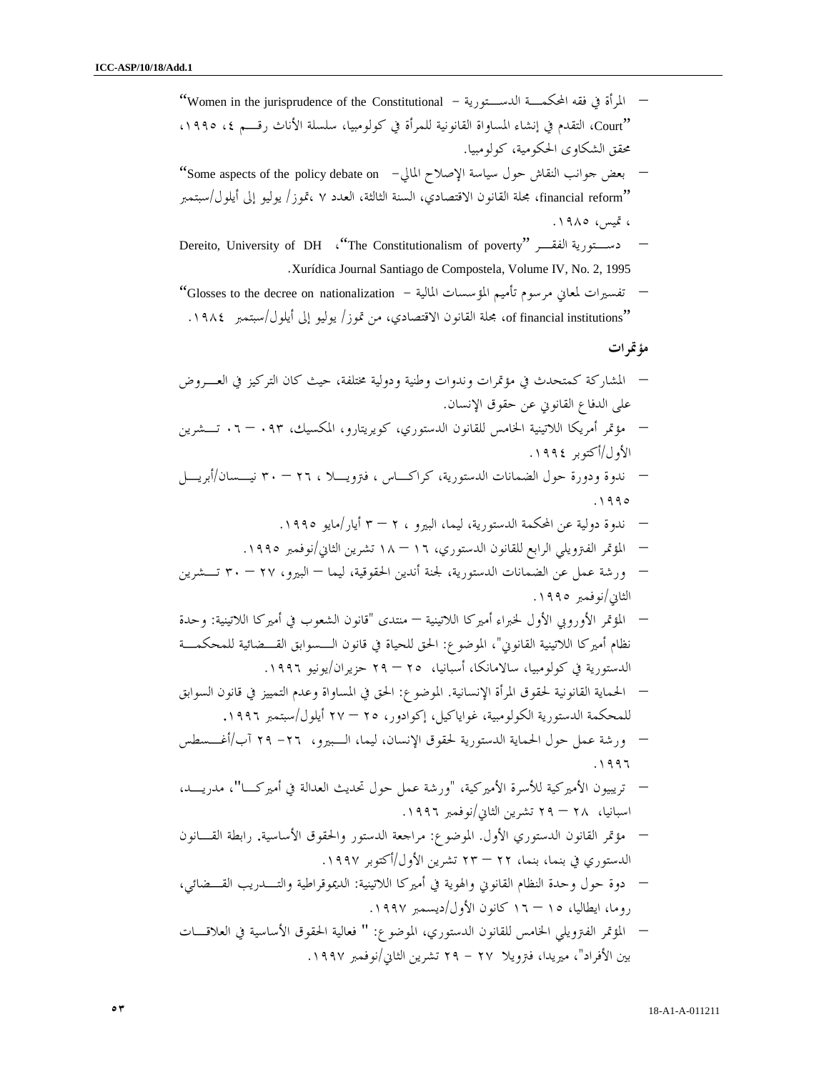- المرأة في فقه المحكمة الدستورية – "Women in the jurisprudence of the Constitutional Court"، التقدم في إنشاء المساواة القانونية للمرأة في كولومبيا، سلسلة الأناث رقم ٤، ١٩٩٥، محقق الشكاوى الحكومية، كولومبيا.
- بعض جوانب النقاش حول سياسة الإصلاح المالي– "Some aspects of the policy debate on financial reform"، مجلة القانون الاقتصادي، السنة الثالثة، العدد ٧ ،تموز/ يوليو إلى أيلول/سبتمبر ، تميس، ١٩٨٥.
- دستورية الفقر "The Constitutionalism of poverty"، Dereito, University of DH Xurídica Journal Santiago de Compostela, Volume IV, No. 2, 1995.
- تفسيرات لمعاني مرسوم تأميم المؤسسات المالية – "Glosses to the decree on nationalization of financial institutions"، مجلة القانون الاقتصادي، من تموز/ يوليو إلى أيلول/سبتمبر ١٩٨٤.

**مؤتمرات**

- المشاركة كمتحدث في مؤتمرات وندوات وطنية ودولية مختلفة، حيث كان التركيز في العروض على الدفاع القانوني عن حقوق الإنسان.
- مؤتمر أمريكا اللاتينية الخامس للقانون الدستوري، كويريتارو، المكسيك، ٠٩٣ – ٠٦ تشرين الأول/أكتوبر ١٩٩٤.
- ندوة ودورة حول الضمانات الدستورية، كراكاس ، فنزويلا ، ٢٦ – ٣٠ نيسان/أبريل ١٩٩٥.
- ندوة دولية عن المحكمة الدستورية، ليما، البيرو ، ٢ – ٣ أيار/مايو ١٩٩٥.
- المؤتمر الفنزويلي الرابع للقانون الدستوري، ١٦ – ١٨ تشرين الثاني/نوفمبر ١٩٩٥.
- ورشة عمل عن الضمانات الدستورية، لجنة أندين الحقوقية، ليما – البيرو، ٢٧ – ٣٠ تشرين الثاني/نوفمبر ١٩٩٥.
- المؤتمر الأوروبي الأول لخبراء أميركا اللاتينية – منتدى "قانون الشعوب في أميركا اللاتينية: وحدة نظام أميركا اللاتينية القانوني"، الموضوع: الحق للحياة في قانون السوابق القضائية للمحكمة الدستورية في كولومبيا، سالامانكا، أسبانيا، ٢٥ – ٢٩ حزيران/يونيو ١٩٩٦.
- الحماية القانونية لحقوق المرأة الإنسانية. الموضوع: الحق في المساواة وعدم التمييز في قانون السوابق للمحكمة الدستورية الكولومبية، غواياكيل، إكوادور، ٢٥ – ٢٧ أيلول/سبتمبر ١٩٩٦.
- ورشة عمل حول الحماية الدستورية لحقوق الإنسان، ليما، البيرو، ٢٦– ٢٩ آب/أغسطس ١٩٩٦.
- تريبيون الأميركية للأسرة الأميركية، "ورشة عمل حول تحديث العدالة في أميركا"، مدريد، اسبانيا، ٢٨ – ٢٩ تشرين الثاني/نوفمبر ١٩٩٦.
- مؤتمر القانون الدستوري الأول. الموضوع: مراجعة الدستور والحقوق الأساسية. رابطة القانون الدستوري في بنما، بنما، ٢٢ – ٢٣ تشرين الأول/أكتوبر ١٩٩٧.
- دوة حول وحدة النظام القانوني والهوية في أميركا اللاتينية: الديموقراطية والتدريب القضائي، روما، ايطاليا، ١٥ – ١٦ كانون الأول/ديسمبر ١٩٩٧.
- المؤتمر الفنزويلي الخامس للقانون الدستوري، الموضوع: " فعالية الحقوق الأساسية في العلاقات بين الأفراد"، ميريدا، فنزويلا ٢٧ - ٢٩ تشرين الثاني/نوفمبر ١٩٩٧.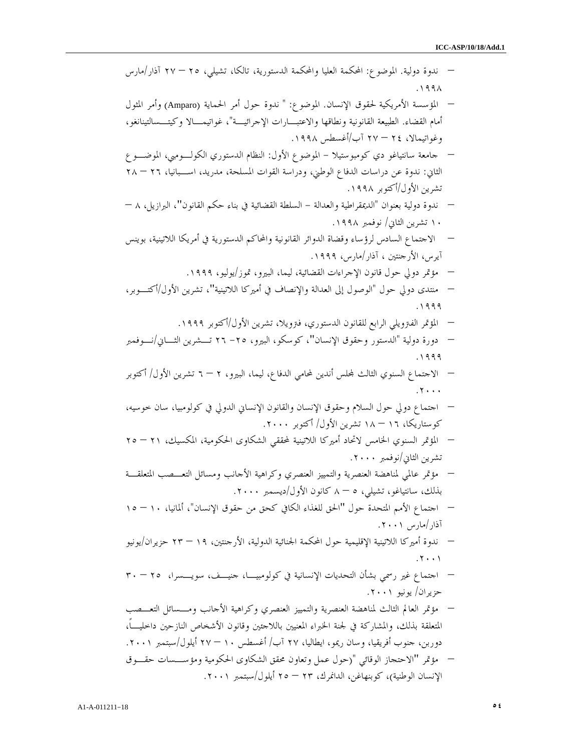- ندوة دولية. الموضوع: المحكمة العليا والمحكمة الدستورية، تالكا، تشيلي، ٢٥ – ٢٧ آذار/مارس ١٩٩٨.
- المؤسسة الأمريكية لحقوق الإنسان. الموضوع: " ندوة حول أمر الحماية (Amparo) وأمر المثول أمام القضاء. الطبيعة القانونية ونطاقها والاعتبارات الإجرائية"، غواتيمالا وكيتسالتينانغو، وغواتيمالا، ٢٤ – ٢٧ آب/أغسطس ١٩٩٨.
- جامعة سانتياغو دي كومبوستيلا – الموضوع الأول: النظام الدستوري الكولومبي، الموضوع الثاني: ندوة عن دراسات الدفاع الوطني، ودراسة القوات المسلحة، مدريد، اسبانيا، ٢٦ – ٢٨ تشرين الأول/أكتوبر ١٩٩٨.
- ندوة دولية بعنوان "الديمقراطية والعدالة – السلطة القضائية في بناء حكم القانون"، البرازيل، ٨ – ١٠ تشرين الثاني/ نوفمبر ١٩٩٨.
- الاجتماع السادس لرؤساء وقضاة الدوائر القانونية والمحاكم الدستورية في أمريكا اللاتينية، بوينس آيرس، الأرجنتين ، آذار/مارس، ١٩٩٩.
- مؤتمر دولي حول قانون الإجراءات القضائية، ليما، البيرو، تموز/يوليو، ١٩٩٩.
- منتدى دولي حول "الوصول إلى العدالة والإنصاف في أميركا اللاتينية"، تشرين الأول/أكتوبر، ١٩٩٩.
- المؤتمر الفنزويلي الرابع للقانون الدستوري، فنزويلا، تشرين الأول/أكتوبر ١٩٩٩.
- دورة دولية "الدستور وحقوق الإنسان"، كوسكو، البيرو، ٢٥– ٢٦ تشرين الثاني/نوفمبر ١٩٩٩.
- الاجتماع السنوي الثالث لمجلس أندين لمحامي الدفاع، ليما، البيرو، ٢ – ٦ تشرين الأول/ أكتوبر ٢٠٠٠.
- اجتماع دولي حول السلام وحقوق الإنسان والقانون الإنساني الدولي في كولومبيا، سان خوسيه، كوستاريكا، ١٦ – ١٨ تشرين الأول/ أكتوبر ٢٠٠٠.
- المؤتمر السنوي الخامس لاتحاد أميركا اللاتينية لمحققي الشكاوى الحكومية، المكسيك، ٢١ – ٢٥ تشرين الثاني/نوفمبر ٢٠٠٠.
- مؤتمر عالمي لمناهضة العنصرية والتمييز العنصري وكراهية الأجانب ومسائل التعصب المتعلقة بذلك، سانتياغو، تشيلي، ٥ – ٨ كانون الأول/ديسمبر ٢٠٠٠.
- اجتماع الأمم المتحدة حول "الحق للغذاء الكافي كحق من حقوق الإنسان"، ألمانيا، ١٠ – ١٥ آذار/مارس ٢٠٠١.
- ندوة أميركا اللاتينية الإقليمية حول المحكمة الجنائية الدولية، الأرجنتين، ١٩ – ٢٣ حزيران/يونيو ٢٠٠١.
- اجتماع غير رسمي بشأن التحديات الإنسانية في كولومبيا، جنيف، سويسرا، ٢٥ – ٣٠ حزيران/ يونيو ٢٠٠١.
- مؤتمر العالم الثالث لمناهضة العنصرية والتمييز العنصري وكراهية الأجانب ومسائل التعصب المتعلقة بذلك، والمشاركة في لجنة الخبراء المعنيين باللاجئين وقانون الأشخاص النازحين داخلياً، دوربن، جنوب أفريقيا، وسان ريمو، ايطاليا، ٢٧ آب/ أغسطس ١٠ – ٢٧ أيلول/سبتمبر ٢٠٠١.
- مؤتمر "الاحتجاز الوقائي "(حول عمل وتعاون محقق الشكاوى الحكومية ومؤسسات حقوق الإنسان الوطنية)، كوبنهاغن، الدانمرك، ٢٣ – ٢٥ أيلول/سبتمبر ٢٠٠١.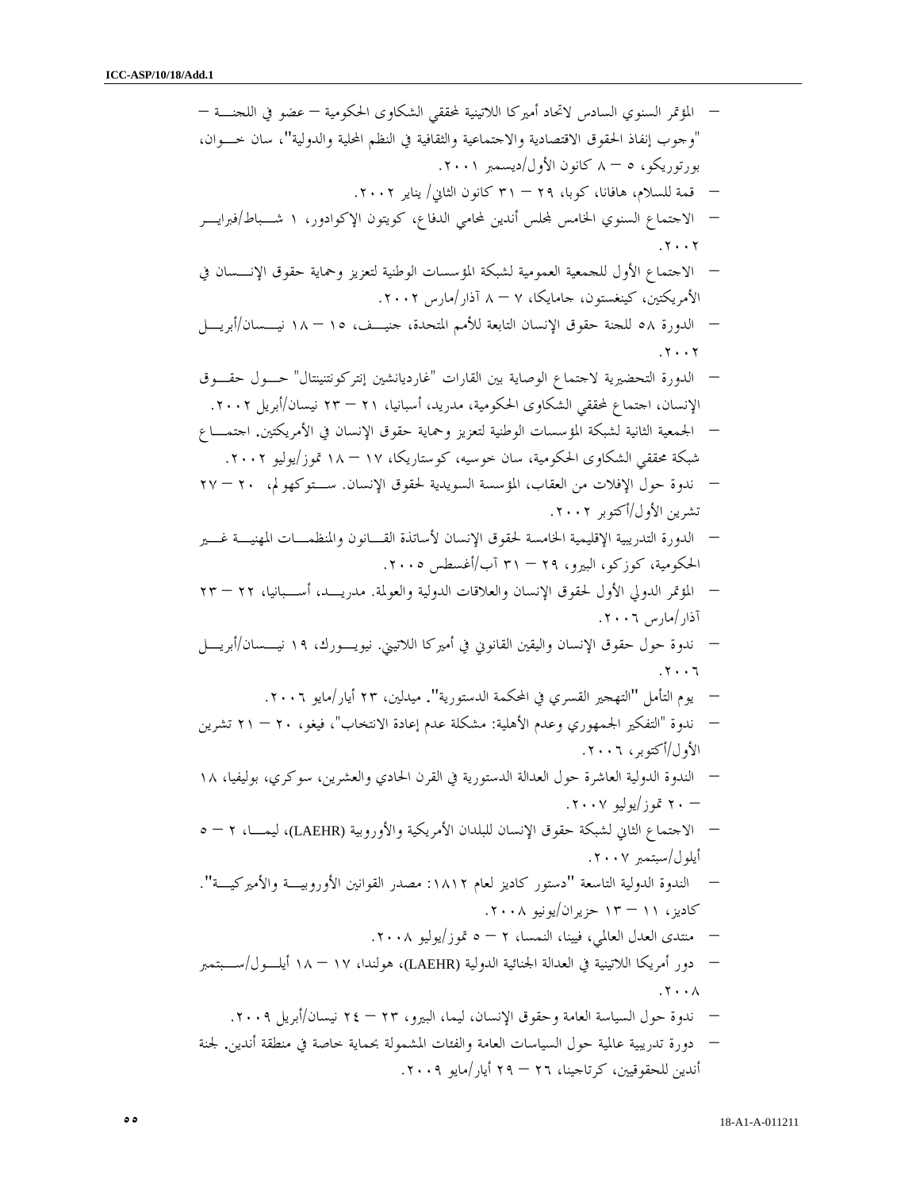- المؤتمر السنوي السادس لاتحاد أميركا اللاتينية لمحققي الشكاوى الحكومية – عضو في اللجنة – "وجوب إنفاذ الحقوق الاقتصادية والاجتماعية والثقافية في النظم المحلية والدولية"، سان خوان، بورتوريكو، ٥ – ٨ كانون الأول/ديسمبر ٢٠٠١.
- قمة للسلام، هافانا، كوبا، ٢٩ – ٣١ كانون الثاني/ يناير ٢٠٠٢.
- الاجتماع السنوي الخامس لمجلس أندين لمحامي الدفاع، كويتون الإكوادور، ١ شباط/فبراير ٢٠٠٢.
- الاجتماع الأول للجمعية العمومية لشبكة المؤسسات الوطنية لتعزيز وحماية حقوق الإنسان في الأمريكتين، كينغستون، جامايكا، ٧ – ٨ آذار/مارس ٢٠٠٢.
- الدورة ٥٨ للجنة حقوق الإنسان التابعة للأمم المتحدة، جنيف، ١٥ – ١٨ نيسان/أبريل ٢٠٠٢.
- الدورة التحضيرية لاجتماع الوصاية بين القارات "غارديانشين إنتركونتيننتال" حول حقوق الإنسان، اجتماع لمحققي الشكاوى الحكومية، مدريد، أسبانيا، ٢١ – ٢٣ نيسان/أبريل ٢٠٠٢.
- الجمعية الثانية لشبكة المؤسسات الوطنية لتعزيز وحماية حقوق الإنسان في الأمريكتين. اجتماع شبكة محققي الشكاوى الحكومية، سان خوسيه، كوستاريكا، ١٧ – ١٨ تموز/يوليو ٢٠٠٢.
- ندوة حول الإفلات من العقاب، المؤسسة السويدية لحقوق الإنسان. ستوكهولم، ٢٠ – ٢٧ تشرين الأول/أكتوبر ٢٠٠٢.
- الدورة التدريبية الإقليمية الخامسة لحقوق الإنسان لأساتذة القانون والمنظمات المهنية غير الحكومية، كوزكو، البيرو، ٢٩ – ٣١ آب/أغسطس ٢٠٠٥.
- المؤتمر الدولي الأول لحقوق الإنسان والعلاقات الدولية والعولمة. مدريد، أسبانيا، ٢٢ – ٢٣ آذار/مارس ٢٠٠٦.
- ندوة حول حقوق الإنسان واليقين القانوني في أميركا اللاتيني. نيويورك، ١٩ نيسان/أبريل ٢٠٠٦.
- يوم التأمل "التهجير القسري في المحكمة الدستورية". ميدلين، ٢٣ أيار/مايو ٢٠٠٦.
- ندوة "التفكير الجمهوري وعدم الأهلية: مشكلة عدم إعادة الانتخاب"، فيغو، ٢٠ – ٢١ تشرين الأول/أكتوبر، ٢٠٠٦.
- الندوة الدولية العاشرة حول العدالة الدستورية في القرن الحادي والعشرين، سوكري، بوليفيا، ١٨ – ٢٠ تموز/يوليو ٢٠٠٧.
- الاجتماع الثاني لشبكة حقوق الإنسان للبلدان الأمريكية والأوروبية (LAEHR)، ليما، ٢ – ٥ أيلول/سبتمبر ٢٠٠٧.
- الندوة الدولية التاسعة "دستور كاديز لعام ١٨١٢: مصدر القوانين الأوروبية والأميركية". كاديز، ١١ – ١٣ حزيران/يونيو ٢٠٠٨.
- منتدى العدل العالمي، فيينا، النمسا، ٢ – ٥ تموز/يوليو ٢٠٠٨.
- دور أمريكا اللاتينية في العدالة الجنائية الدولية (LAEHR)، هولندا، ١٧ – ١٨ أيلول/سبتمبر ٢٠٠٨.
- ندوة حول السياسة العامة وحقوق الإنسان، ليما، البيرو، ٢٣ – ٢٤ نيسان/أبريل ٢٠٠٩.
- دورة تدريبية عالمية حول السياسات العامة والفئات المشمولة بحماية خاصة في منطقة أندين. لجنة أندين للحقوقيين، كرتاجينا، ٢٦ – ٢٩ أيار/مايو ٢٠٠٩.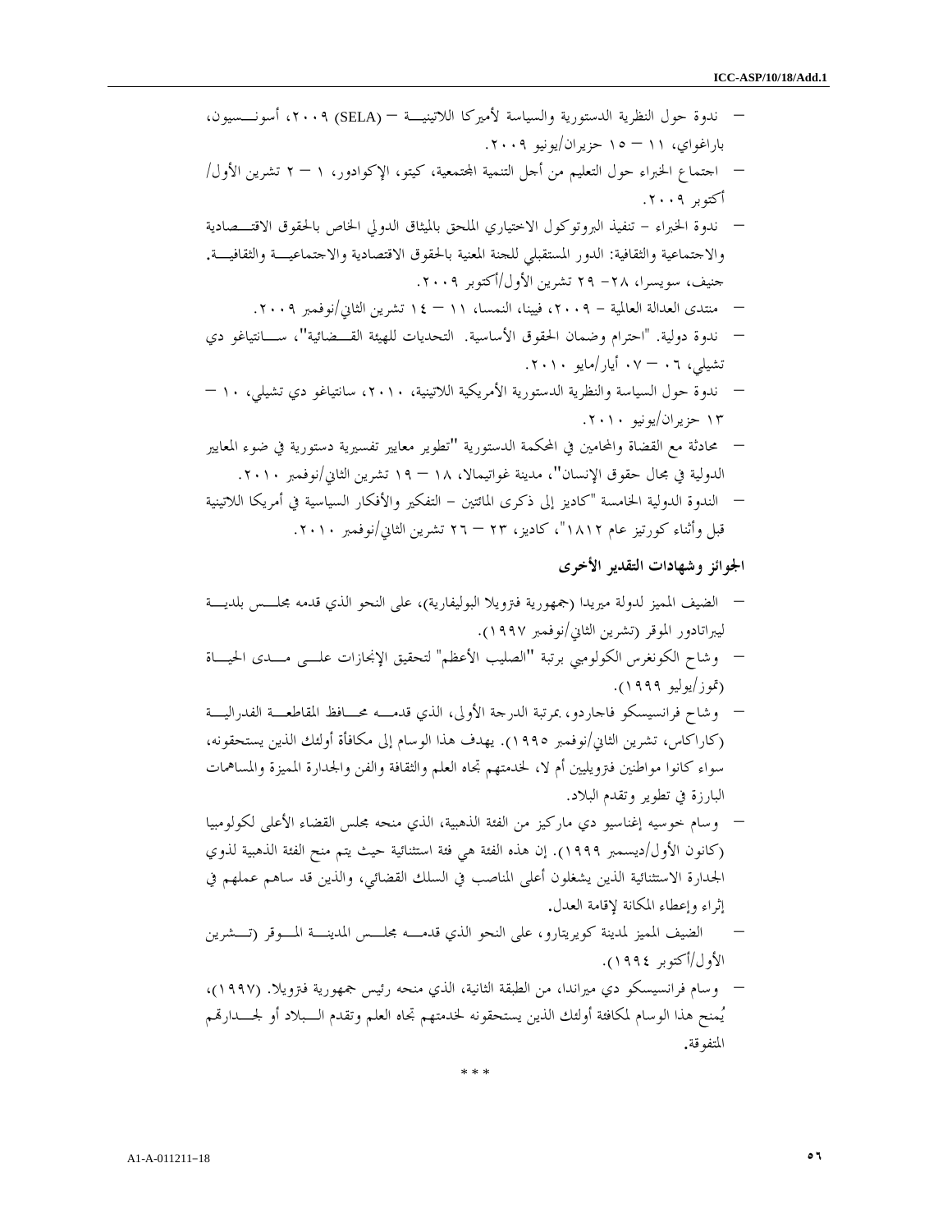- ندوة حول النظرية الدستورية والسياسة لأميركا اللاتينية – (SELA) ٢٠٠٩، أسونسيون، باراغواي، ١١ – ١٥ حزيران/يونيو ٢٠٠٩.
- اجتماع الخبراء حول التعليم من أجل التنمية المجتمعية، كيتو، الإكوادور، ١ – ٢ تشرين الأول/أكتوبر ٢٠٠٩.
- ندوة الخبراء - تنفيذ البروتوكول الاختياري الملحق بالميثاق الدولي الخاص بالحقوق الاقتصادية والاجتماعية والثقافية: الدور المستقبلي للجنة المعنية بالحقوق الاقتصادية والاجتماعية والثقافية. جنيف، سويسرا، ٢٨- ٢٩ تشرين الأول/أكتوبر ٢٠٠٩.
- منتدى العدالة العالمية - ٢٠٠٩، فيينا، النمسا، ١١ – ١٤ تشرين الثاني/نوفمبر ٢٠٠٩.
- ندوة دولية. "احترام وضمان الحقوق الأساسية. التحديات للهيئة القضائية"، سانتياغو دي تشيلي، ٠٦ – ٠٧ أيار/مايو ٢٠١٠.
- ندوة حول السياسة والنظرية الدستورية الأمريكية اللاتينية، ٢٠١٠، سانتياغو دي تشيلي، ١٠ – ١٣ حزيران/يونيو ٢٠١٠.
- محادثة مع القضاة والمحامين في المحكمة الدستورية "تطوير معايير تفسيرية دستورية في ضوء المعايير الدولية في مجال حقوق الإنسان"، مدينة غواتيمالا، ١٨ – ١٩ تشرين الثاني/نوفمبر ٢٠١٠.
- الندوة الدولية الخامسة "كاديز إلى ذكرى المائتين - التفكير والأفكار السياسية في أمريكا اللاتينية قبل وأثناء كورتيز عام ١٨١٢"، كاديز، ٢٣ – ٢٦ تشرين الثاني/نوفمبر ٢٠١٠.

**الجوائز وشهادات التقدير الأخرى**

- الضيف المميز لدولة ميريدا (جمهورية فنزويلا البوليفارية)، على النحو الذي قدمه مجلس بلدية ليبراتادور الموقر (تشرين الثاني/نوفمبر ١٩٩٧).
- وشاح الكونغرس الكولومبي برتبة "الصليب الأعظم" لتحقيق الإنجازات على مدى الحياة (تموز/يوليو ١٩٩٩).
- وشاح فرانسيسكو فاجاردو، بمرتبة الدرجة الأولى، الذي قدمه محافظ المقاطعة الفدرالية (كاراكاس، تشرين الثاني/نوفمبر ١٩٩٥). يهدف هذا الوسام إلى مكافأة أولئك الذين يستحقونه، سواء كانوا مواطنين فنزويليين أم لا، لخدمتهم تجاه العلم والثقافة والفن والجدارة المميزة والمساهمات البارزة في تطوير وتقدم البلاد.
- وسام خوسيه إغناسيو دي ماركيز من الفئة الذهبية، الذي منحه مجلس القضاء الأعلى لكولومبيا (كانون الأول/ديسمبر ١٩٩٩). إن هذه الفئة هي فئة استثنائية حيث يتم منح الفئة الذهبية لذوي الجدارة الاستثنائية الذين يشغلون أعلى المناصب في السلك القضائي، والذين قد ساهم عملهم في إثراء وإعطاء المكانة لإقامة العدل.
- الضيف المميز لمدينة كويريتارو، على النحو الذي قدمه مجلس المدينة الموقر (تشرين الأول/أكتوبر ١٩٩٤).
- وسام فرانسيسكو دي ميراندا، من الطبقة الثانية، الذي منحه رئيس جمهورية فنزويلا. (١٩٩٧)، يُمنح هذا الوسام لمكافئة أولئك الذين يستحقونه لخدمتهم تجاه العلم وتقدم البلاد أو لجدارتهم المتفوقة.

\* \* \*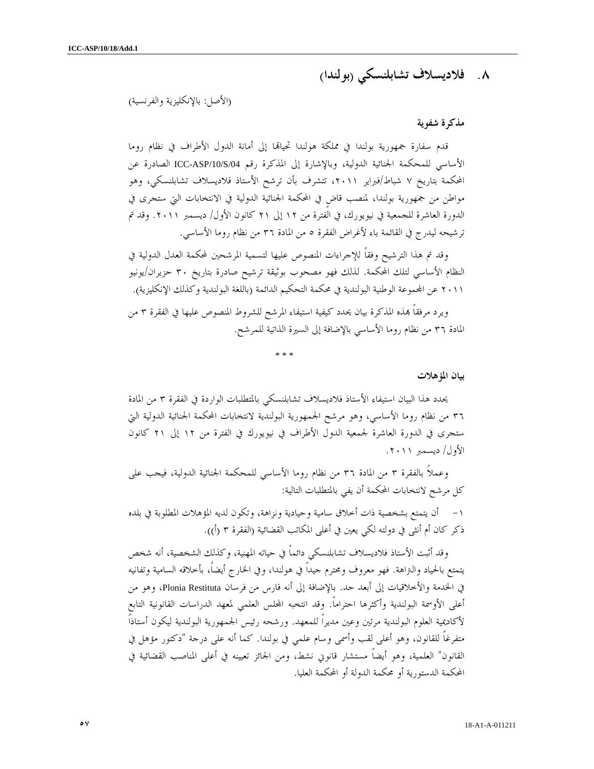## ٨. فلاديسلاف تشابلنسكي (بولندا)

(الأصل: بالإنكليزية والفرنسية)

### مذكرة شفوية

قدم سفارة جمهورية بولندا في مملكة هولندا تحياتها إلى أمانة الدول الأطراف في نظام روما الأساسي للمحكمة الجنائية الدولية، وبالإشارة إلى المذكرة رقم ICC-ASP/10/S/04 الصادرة عن المحكمة بتاريخ ٧ شباط/فبراير ٢٠١١، تتشرف بأن ترشح الأستاذ فلاديسلاف تشابلنسكي، وهو مواطن من جمهورية بولندا، لمنصب قاضٍ في المحكمة الجنائية الدولية في الانتخابات التي ستجرى في الدورة العاشرة للجمعية في نيويورك، في الفترة من ١٢ إلى ٢١ كانون الأول/ ديسمبر ٢٠١١. وقد تم ترشيحه ليدرج في القائمة باء لأغراض الفقرة ٥ من المادة ٣٦ من نظام روما الأساسي.

وقد تم هذا الترشيح وفقاً للإجراءات المنصوص عليها لتسمية المرشحين لمحكمة العدل الدولية في النظام الأساسي لتلك المحكمة. لذلك فهو مصحوب بوثيقة ترشيح صادرة بتاريخ ٣٠ حزيران/يونيو ٢٠١١ عن المجموعة الوطنية البولندية في محكمة التحكيم الدائمة (باللغة البولندية وكذلك الإنكليزية).

ويرد مرفقاً بهذه المذكرة بيان يحدد كيفية استيفاء المرشح للشروط المنصوص عليها في الفقرة ٣ من المادة ٣٦ من نظام روما الأساسي بالإضافة إلى السيرة الذاتية للمرشح.

\* \* \*

### بيان المؤهلات

يحدد هذا البيان استيفاء الأستاذ فلاديسلاف تشابلنسكي بالمتطلبات الواردة في الفقرة ٣ من المادة ٣٦ من نظام روما الأساسي، وهو مرشح الجمهورية البولندية لانتخابات المحكمة الجنائية الدولية التي ستجرى في الدورة العاشرة لجمعية الدول الأطراف في نيويورك في الفترة من ١٢ إلى ٢١ كانون الأول/ ديسمبر ٢٠١١.

وعملاً بالفقرة ٣ من المادة ٣٦ من نظام روما الأساسي للمحكمة الجنائية الدولية، فيجب على كل مرشح لانتخابات المحكمة أن يفي بالمتطلبات التالية:

١- أن يتمتع بشخصية ذات أخلاق سامية وحيادية ونزاهة، وتكون لديه المؤهلات المطلوبة في بلده ذكر كان أم أنثى في دولته لكي يعين في أعلى المكاتب القضائية (الفقرة ٣ (أ)).

وقد أثبت الأستاذ فلاديسلاف تشابلنسكي دائماً في حياته المهنية، وكذلك الشخصية، أنه شخص يتمتع بالحياد والنزاهة. فهو معروف ومحترم جيداً في هولندا، وفي الخارج أيضاً، بأخلاقه السامية وتفانيه في الخدمة والأخلاقيات إلى أبعد حد. بالإضافة إلى أنه فارس من فرسان Plonia Restituta، وهو من أعلى الأوسمة البولندية وأكثرها احتراماً. وقد انتخبه المجلس العلمي لمعهد الدراسات القانونية التابع لأكاديمية العلوم البولندية مرتين وعين مديراً للمعهد. ورشحه رئيس الجمهورية البولندية ليكون أستاذاً متفرغاً للقانون، وهو أعلى لقب وأسمى وسام علمي في بولندا. كما أنه على درجة "دكتور مؤهل في القانون" العلمية، وهو أيضاً مستشار قانوني نشط، ومن الجائز تعيينه في أعلى المناصب القضائية في المحكمة الدستورية أو محكمة الدولة أو المحكمة العليا.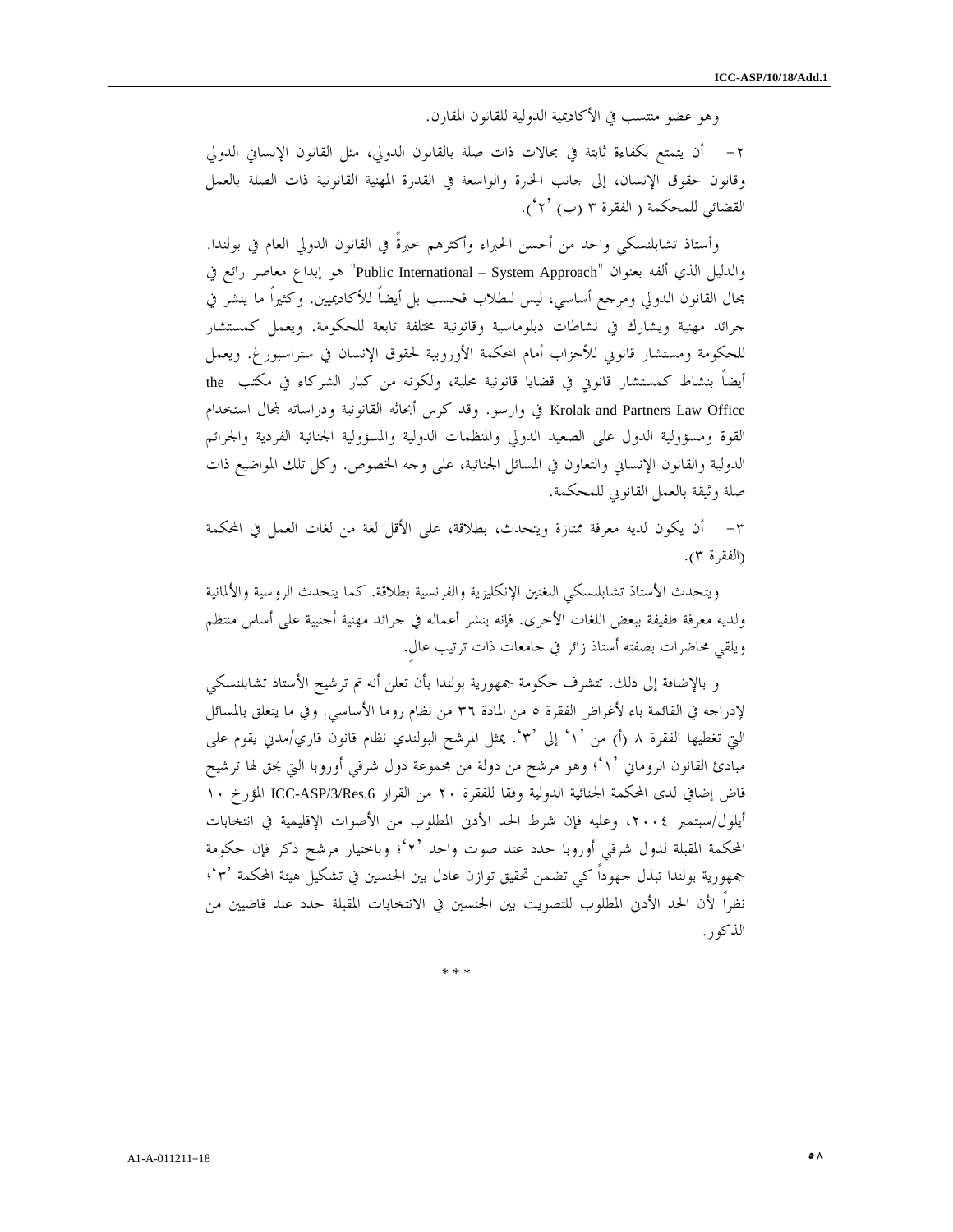وهو عضو منتسب في الأكاديمية الدولية للقانون المقارن.

٢- أن يتمتع بكفاءة ثابتة في مجالات ذات صلة بالقانون الدولي، مثل القانون الإنساني الدولي وقانون حقوق الإنسان، إلى جانب الخبرة والواسعة في القدرة المهنية القانونية ذات الصلة بالعمل القضائي للمحكمة ( الفقرة ٣ (ب) '٢').

وأستاذ تشابلنسكي واحد من أحسن الخبراء وأكثرهم خبرةً في القانون الدولي العام في بولندا. والدليل الذي ألفه بعنوان "Public International – System Approach" هو إبداع معاصر رائع في مجال القانون الدولي ومرجع أساسي، ليس للطلاب فحسب بل أيضاً للأكاديميين. وكثيراً ما ينشر في جرائد مهنية ويشارك في نشاطات دبلوماسية وقانونية مختلفة تابعة للحكومة. ويعمل كمستشار للحكومة ومستشار قانوني للأحزاب أمام المحكمة الأوروبية لحقوق الإنسان في ستراسبورغ. ويعمل أيضاً بنشاط كمستشار قانوني في قضايا قانونية محلية، ولكونه من كبار الشركاء في مكتب the Krolak and Partners Law Office في وارسو. وقد كرس أبحاثه القانونية ودراساته لمجال استخدام القوة ومسؤولية الدول على الصعيد الدولي والمنظمات الدولية والمسؤولية الجنائية الفردية والجرائم الدولية والقانون الإنساني والتعاون في المسائل الجنائية، على وجه الخصوص. وكل تلك المواضيع ذات صلة وثيقة بالعمل القانوني للمحكمة.

٣- أن يكون لديه معرفة ممتازة ويتحدث، بطلاقة، على الأقل لغة من لغات العمل في المحكمة (الفقرة ٣).

ويتحدث الأستاذ تشابلنسكي اللغتين الإنكليزية والفرنسية بطلاقة. كما يتحدث الروسية والألمانية ولديه معرفة طفيفة ببعض اللغات الأخرى. فإنه ينشر أعماله في جرائد مهنية أجنبية على أساس منتظم ويلقي محاضرات بصفته أستاذ زائر في جامعات ذات ترتيب عالٍ.

و بالإضافة إلى ذلك، تتشرف حكومة جمهورية بولندا بأن تعلن أنه تم ترشيح الأستاذ تشابلنسكي لإدراجه في القائمة باء لأغراض الفقرة ٥ من المادة ٣٦ من نظام روما الأساسي. وفي ما يتعلق بالمسائل التي تغطيها الفقرة ٨ (أ) من '١' إلى '٣'، يمثل المرشح البولندي نظام قانون قاري/مدني يقوم على مبادئ القانون الروماني '١'؛ وهو مرشح من دولة من مجموعة دول شرقي أوروبا التي يحق لها ترشيح قاض إضافي لدى المحكمة الجنائية الدولية وفقا للفقرة ٢٠ من القرار ICC-ASP/3/Res.6 المؤرخ ١٠ أيلول/سبتمبر ٢٠٠٤، وعليه فإن شرط الحد الأدنى المطلوب من الأصوات الإقليمية في انتخابات المحكمة المقبلة لدول شرقي أوروبا حدد عند صوت واحد '٢'؛ وباختيار مرشح ذكر فإن حكومة جمهورية بولندا تبذل جهوداً كي تضمن تحقيق توازن عادل بين الجنسين في تشكيل هيئة المحكمة '٣'؛ نظراً لأن الحد الأدنى المطلوب للتصويت بين الجنسين في الانتخابات المقبلة حدد عند قاضيين من الذكور.

\* \* \*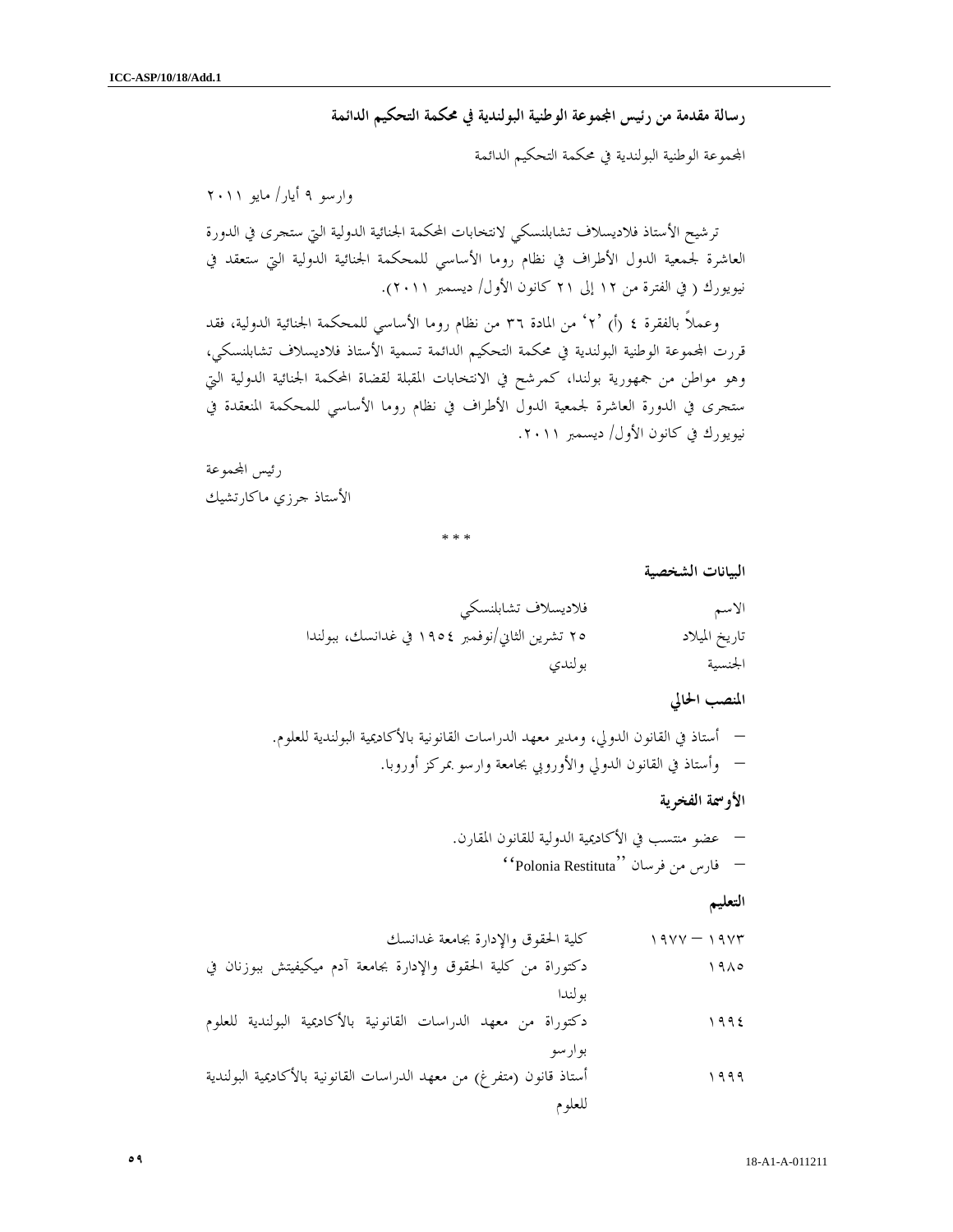## رسالة مقدمة من رئيس المجموعة الوطنية البولندية في محكمة التحكيم الدائمة

المجموعة الوطنية البولندية في محكمة التحكيم الدائمة

وارسو ٩ أيار/ مايو ٢٠١١

ترشيح الأستاذ فلاديسلاف تشابلنسكي لانتخابات المحكمة الجنائية الدولية التي ستجرى في الدورة العاشرة لجمعية الدول الأطراف في نظام روما الأساسي للمحكمة الجنائية الدولية التي ستعقد في نيويورك ( في الفترة من ١٢ إلى ٢١ كانون الأول/ ديسمبر ٢٠١١).

وعملاً بالفقرة ٤ (أ) '٢' من المادة ٣٦ من نظام روما الأساسي للمحكمة الجنائية الدولية، فقد قررت المجموعة الوطنية البولندية في محكمة التحكيم الدائمة تسمية الأستاذ فلاديسلاف تشابلنسكي، وهو مواطن من جمهورية بولندا، كمرشح في الانتخابات المقبلة لقضاة المحكمة الجنائية الدولية التي ستجرى في الدورة العاشرة لجمعية الدول الأطراف في نظام روما الأساسي للمحكمة المنعقدة في نيويورك في كانون الأول/ ديسمبر ٢٠١١.

رئيس المجموعة
الأستاذ جرزي ماكارتشيك

\* \* \*

### البيانات الشخصية

| | |
|---|---|
| الاسم | فلاديسلاف تشابلنسكي |
| تاريخ الميلاد | ٢٥ تشرين الثاني/نوفمبر ١٩٥٤ في غدانسك، ببولندا |
| الجنسية | بولندي |

### المنصب الحالي

- أستاذ في القانون الدولي، ومدير معهد الدراسات القانونية بالأكاديمية البولندية للعلوم.
- وأستاذ في القانون الدولي والأوروبي بجامعة وارسو بمركز أوروبا.

### الأوسمة الفخرية

- عضو منتسب في الأكاديمية الدولية للقانون المقارن.
- فارس من فرسان ''Polonia Restituta''

### التعليم

| | |
|---|---|
| ١٩٧٣ – ١٩٧٧ | كلية الحقوق والإدارة بجامعة غدانسك |
| ١٩٨٥ | دكتوراة من كلية الحقوق والإدارة بجامعة آدم ميكيفيتش ببوزنان في بولندا |
| ١٩٩٤ | دكتوراة من معهد الدراسات القانونية بالأكاديمية البولندية للعلوم بوارسو |
| ١٩٩٩ | أستاذ قانون (متفرغ) من معهد الدراسات القانونية بالأكاديمية البولندية للعلوم |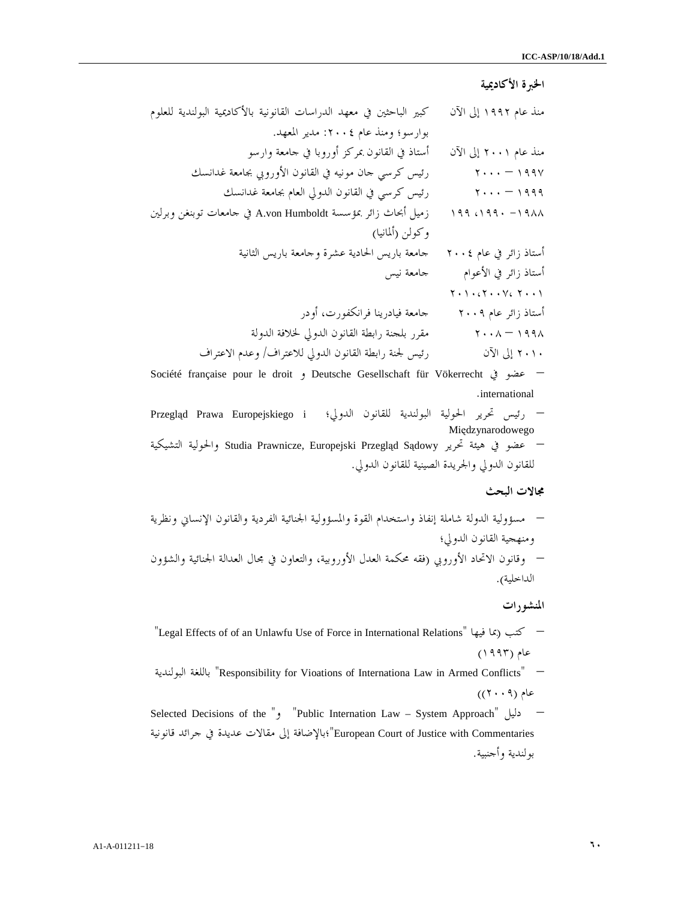### الخبرة الأكاديمية

| | |
|---|---|
| منذ عام ١٩٩٢ إلى الآن | كبير الباحثين في معهد الدراسات القانونية بالأكاديمية البولندية للعلوم بوارسو؛ ومنذ عام ٢٠٠٤: مدير المعهد. |
| منذ عام ٢٠٠١ إلى الآن | أستاذ في القانون بمركز أوروبا في جامعة وارسو |
| ١٩٩٧ – ٢٠٠٠ | رئيس كرسي جان مونيه في القانون الأوروبي بجامعة غدانسك |
| ١٩٩٩ – ٢٠٠٠ | رئيس كرسي في القانون الدولي العام بجامعة غدانسك |
| ١٩٨٨ – ١٩٩٠، ١٩٩ | زميل أبحاث زائر بمؤسسة A.von Humboldt في جامعات توبنغن وبرلين وكولن (ألمانيا) |
| أستاذ زائر في عام ٢٠٠٤ | جامعة باريس الحادية عشرة وجامعة باريس الثانية |
| أستاذ زائر في الأعوام ٢٠٠١، ٢٠٠٧، ٢٠١٠ | جامعة نيس |
| أستاذ زائر عام ٢٠٠٩ | جامعة فيادرينا فرانكفورت، أودر |
| ١٩٩٨ – ٢٠٠٨ | مقرر بلجنة رابطة القانون الدولي لخلافة الدولة |
| ٢٠١٠ إلى الآن | رئيس لجنة رابطة القانون الدولي للاعتراف/ وعدم الاعتراف |

- عضو في Deutsche Gesellschaft für Vökerrecht و Société française pour le droit international.
- رئيس تحرير الحولية البولندية للقانون الدولي؛ Przegląd Prawa Europejskiego i Międzynarodowego
- عضو في هيئة تحرير Studia Prawnicze, Europejski Przegląd Sądowy والحولية التشيكية للقانون الدولي والجريدة الصينية للقانون الدولي.

### مجالات البحث

- مسؤولية الدولة شاملة إنفاذ واستخدام القوة والمسؤولية الجنائية الفردية والقانون الإنساني ونظرية ومنهجية القانون الدولي؛
- وقانون الاتحاد الأوروبي (فقه محكمة العدل الأوروبية، والتعاون في مجال العدالة الجنائية والشؤون الداخلية).

### المنشورات

- كتب (بما فيها "Legal Effects of of an Unlawfu Use of Force in International Relations" عام (١٩٩٣)
- "Responsibility for Vioations of Internationa Law in Armed Conflicts" باللغة البولندية عام (٢٠٠٩))
- دليل "Public Internation Law – System Approach" و" Selected Decisions of the European Court of Justice with Commentaries"؛بالإضافة إلى مقالات عديدة في جرائد قانونية بولندية وأجنبية.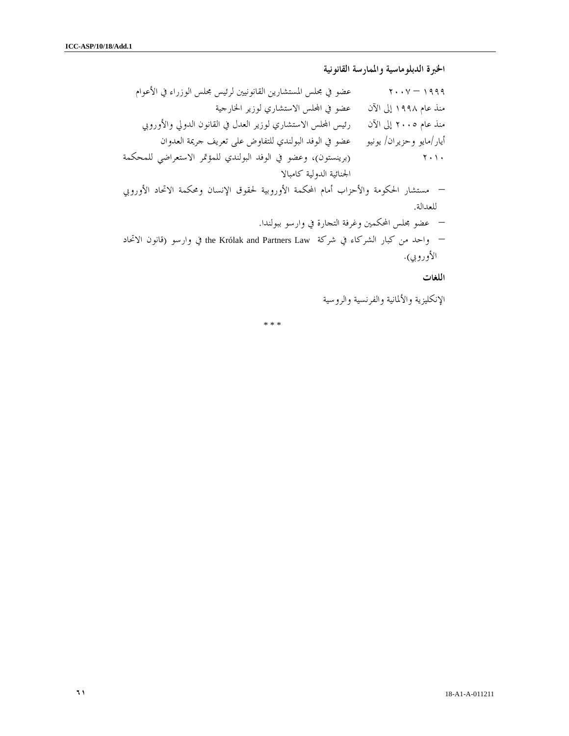**الخبرة الدبلوماسية والممارسة القانونية**

| | |
|---|---|
| ١٩٩٩ – ٢٠٠٧ | عضو في مجلس المستشارين القانونيين لرئيس مجلس الوزراء في الأعوام |
| منذ عام ١٩٩٨ إلى الآن | عضو في المجلس الاستشاري لوزير الخارجية |
| منذ عام ٢٠٠٥ إلى الآن | رئيس المجلس الاستشاري لوزير العدل في القانون الدولي والأوروبي |
| أيار/مايو وحزيران/ يونيو ٢٠١٠ | عضو في الوفد البولندي للتفاوض على تعريف جريمة العدوان (برينستون)، وعضو في الوفد البولندي للمؤتمر الاستعراضي للمحكمة الجنائية الدولية كامبالا |

– مستشار الحكومة والأحزاب أمام المحكمة الأوروبية لحقوق الإنسان ومحكمة الاتحاد الأوروبي للعدالة.

– عضو مجلس المحكمين وغرفة التجارة في وارسو ببولندا.

– واحد من كبار الشركاء في شركة the Królak and Partners Law في وارسو (قانون الاتحاد الأوروبي).

**اللغات**

الإنكليزية والألمانية والفرنسية والروسية

* * *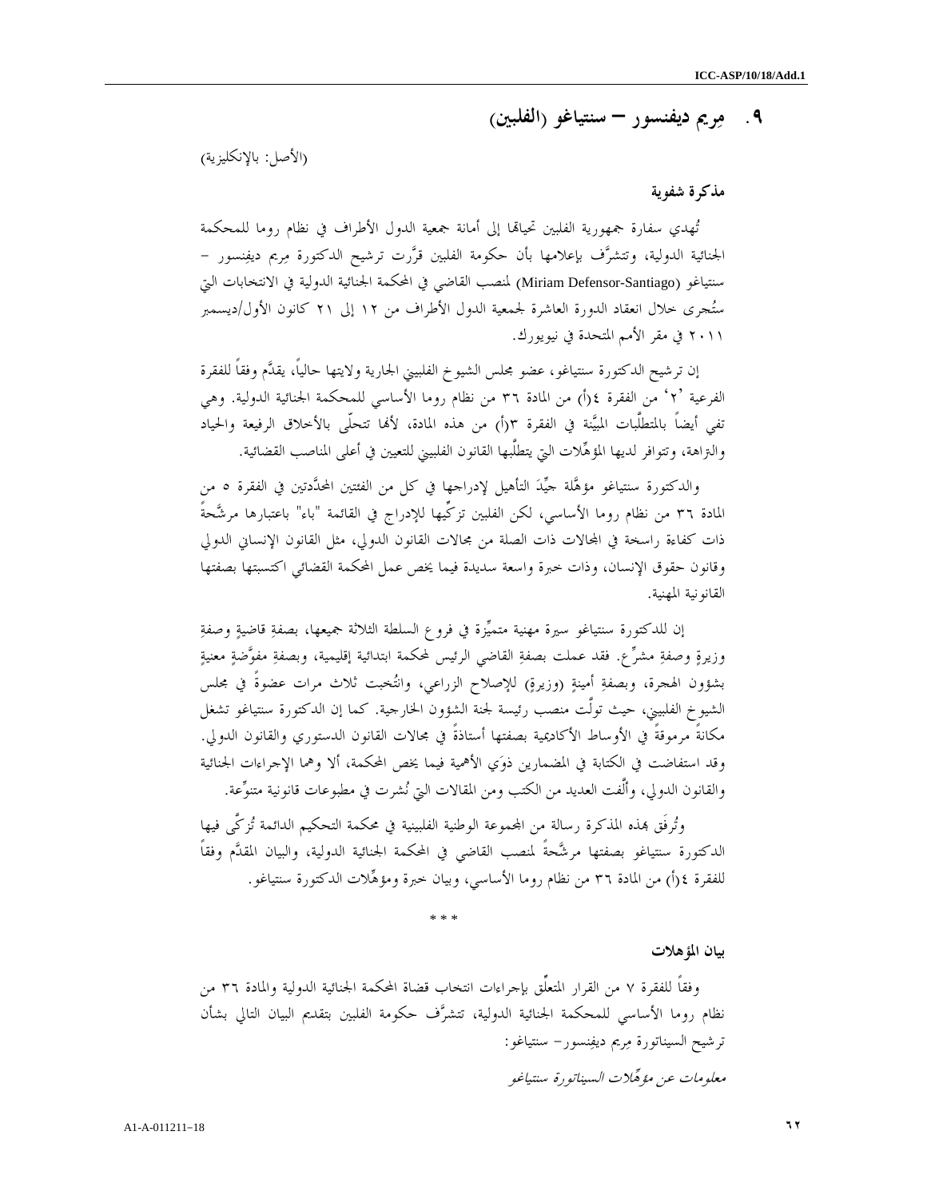## ٩. مِريم ديفنسور – سنتياغو (الفلبين)

(الأصل: بالإنكليزية)

**مذكرة شفوية**

تُهدي سفارة جمهورية الفلبين تحياتها إلى أمانة جمعية الدول الأطراف في نظام روما للمحكمة الجنائية الدولية، وتتشرَّف بإعلامها بأن حكومة الفلبين قرَّرت ترشيح الدكتورة مِريم ديفِنسور – سنتياغو (Miriam Defensor-Santiago) لمنصب القاضي في المحكمة الجنائية الدولية في الانتخابات التي ستُجرى خلال انعقاد الدورة العاشرة لجمعية الدول الأطراف من ١٢ إلى ٢١ كانون الأول/ديسمبر ٢٠١١ في مقر الأمم المتحدة في نيويورك.

إن ترشيح الدكتورة سنتياغو، عضو مجلس الشيوخ الفلبيني الجارية ولايتها حالياً، يقدَّم وفقاً للفقرة الفرعية '٢' من الفقرة ٤(أ) من المادة ٣٦ من نظام روما الأساسي للمحكمة الجنائية الدولية. وهي تفي أيضاً بالمتطلَّبات المبيَّنة في الفقرة ٣(أ) من هذه المادة، لأنها تتحلّى بالأخلاق الرفيعة والحياد والنزاهة، وتتوافر لديها المؤهِّلات التي يتطلَّبها القانون الفلبيني للتعيين في أعلى المناصب القضائية.

والدكتورة سنتياغو مؤهَّلة جيِّدَ التأهيل لإدراجها في كل من الفئتين المحدَّدتين في الفقرة ٥ من المادة ٣٦ من نظام روما الأساسي، لكن الفلبين تزكِّيها للإدراج في القائمة "باء" باعتبارها مرشَّحةً ذات كفاءة راسخة في المجالات ذات الصلة من مجالات القانون الدولي، مثل القانون الإنساني الدولي وقانون حقوق الإنسان، وذات خبرة واسعة سديدة فيما يخص عمل المحكمة القضائي اكتسبتها بصفتها القانونية المهنية.

إن للدكتورة سنتياغو سيرة مهنية متميِّزة في فروع السلطة الثلاثة جميعها، بصفةِ قاضيةٍ وصفةِ وزيرةٍ وصفةِ مشرِّع. فقد عملت بصفةِ القاضي الرئيس لمحكمة ابتدائية إقليمية، وبصفةِ مفوَّضةٍ معنيةٍ بشؤون الهجرة، وبصفةِ أمينةٍ (وزيرةٍ) للإصلاح الزراعي، وانتُخبت ثلاث مرات عضوةً في مجلس الشيوخ الفلبيني، حيث تولَّت منصب رئيسة لجنة الشؤون الخارجية. كما إن الدكتورة سنتياغو تشغل مكانةً مرموقةً في الأوساط الأكاديمية بصفتها أستاذةً في مجالات القانون الدستوري والقانون الدولي. وقد استفاضت في الكتابة في المضمارين ذوَي الأهمية فيما يخص المحكمة، ألا وهما الإجراءات الجنائية والقانون الدولي، وألَّفت العديد من الكتب ومن المقالات التي نُشرت في مطبوعات قانونية متنوِّعة.

وتُرفَق بهذه المذكرة رسالة من المجموعة الوطنية الفلبينية في محكمة التحكيم الدائمة تُزكِّي فيها الدكتورة سنتياغو بصفتها مرشَّحةً لمنصب القاضي في المحكمة الجنائية الدولية، والبيان المقدَّم وفقاً للفقرة ٤(أ) من المادة ٣٦ من نظام روما الأساسي، وبيان خبرة ومؤهِّلات الدكتورة سنتياغو.

\* \* \*

**بيان المؤهلات**

وفقاً للفقرة ٧ من القرار المتعلِّق بإجراءات انتخاب قضاة المحكمة الجنائية الدولية والمادة ٣٦ من نظام روما الأساسي للمحكمة الجنائية الدولية، تتشرَّف حكومة الفلبين بتقديم البيان التالي بشأن ترشيح السيناتورة مِريم ديفِنسور– سنتياغو:

*معلومات عن مؤهِّلات السيناتورة سنتياغو*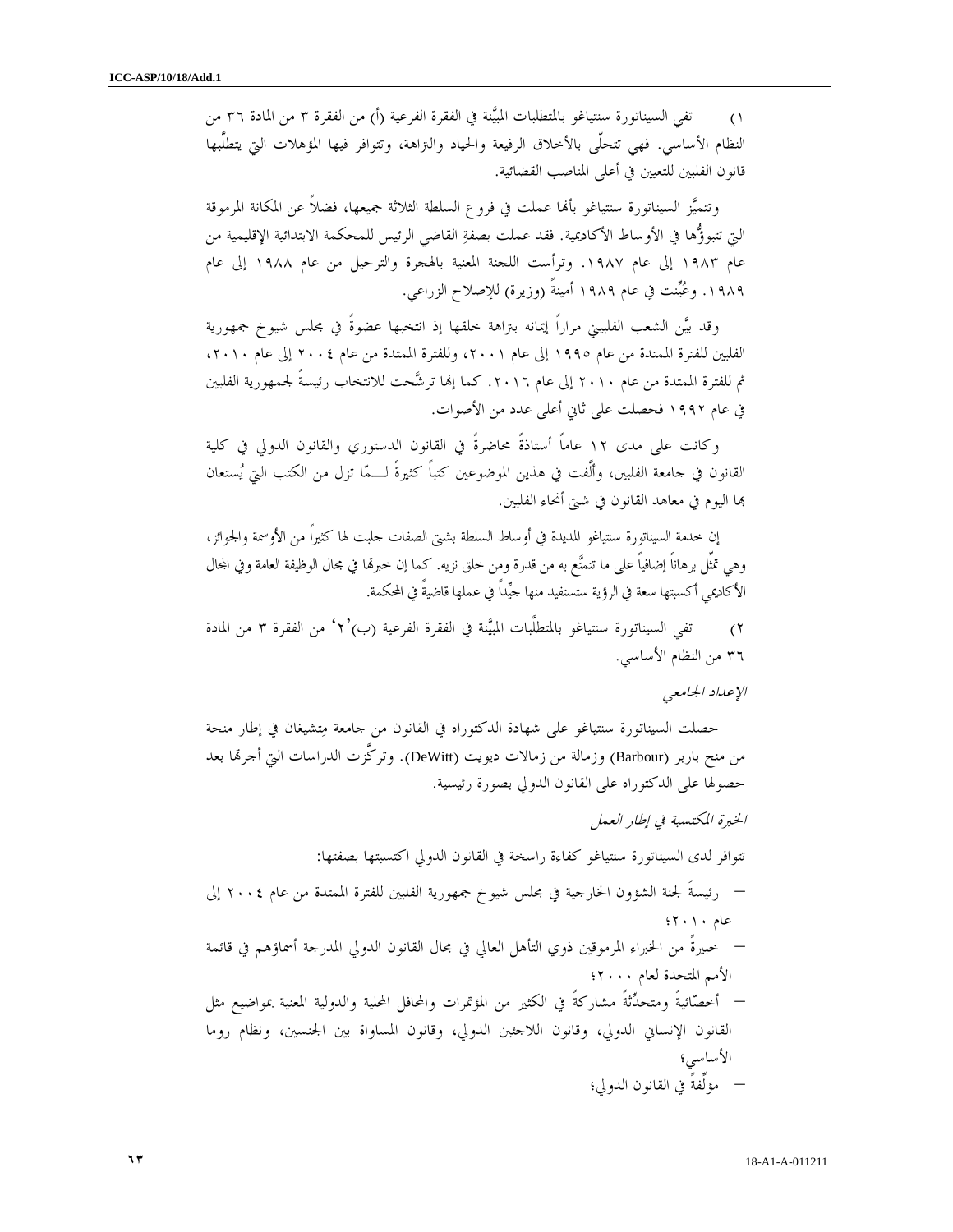١) تفي السيناتورة سنتياغو بالمتطلبات المبيَّنة في الفقرة الفرعية (أ) من الفقرة ٣ من المادة ٣٦ من النظام الأساسي. فهي تتحلّى بالأخلاق الرفيعة والحياد والنزاهة، وتتوافر فيها المؤهلات التي يتطلّبها قانون الفلبين للتعيين في أعلى المناصب القضائية.

وتتميَّز السيناتورة سنتياغو بأنها عملت في فروع السلطة الثلاثة جميعها، فضلاً عن المكانة المرموقة التي تتبوؤها في الأوساط الأكاديمية. فقد عملت بصفةِ القاضي الرئيس للمحكمة الابتدائية الإقليمية من عام ١٩٨٣ إلى عام ١٩٨٧. وترأست اللجنة المعنية بالهجرة والترحيل من عام ١٩٨٨ إلى عام ١٩٨٩. وعُيِّنت في عام ١٩٨٩ أمينةً (وزيرة) للإصلاح الزراعي.

وقد بيَّن الشعب الفلبيني مراراً إيمانه بنزاهة خلقها إذ انتخبها عضوةً في مجلس شيوخ جمهورية الفلبين للفترة الممتدة من عام ١٩٩٥ إلى عام ٢٠٠١، وللفترة الممتدة من عام ٢٠٠٤ إلى عام ٢٠١٠، ثم للفترة الممتدة من عام ٢٠١٠ إلى عام ٢٠١٦. كما إنها ترشَّحت للانتخاب رئيسةً لجمهورية الفلبين في عام ١٩٩٢ فحصلت على ثاني أعلى عدد من الأصوات.

وكانت على مدى ١٢ عاماً أستاذةً محاضرةً في القانون الدستوري والقانون الدولي في كلية القانون في جامعة الفلبين، وألَّفت في هذين الموضوعين كتباً كثيرةً لـمّا تزل من الكتب التي يُستعان بها اليوم في معاهد القانون في شتى أنحاء الفلبين.

إن خدمة السيناتورة سنتياغو المديدة في أوساط السلطة بشتى الصفات جلبت لها كثيراً من الأوسمة والجوائز، وهي تمثّل برهاناً إضافياً على ما تتمتّع به من قدرة ومن خلق نزيه. كما إن خبرتها في مجال الوظيفة العامة وفي المجال الأكاديمي أكسبتها سعة في الرؤية ستستفيد منها جيِّداً في عملها قاضيةً في المحكمة.

٢) تفي السيناتورة سنتياغو بالمتطلَّبات المبيَّنة في الفقرة الفرعية (ب)'٢' من الفقرة ٣ من المادة ٣٦ من النظام الأساسي.

*الإعداد الجامعي*

حصلت السيناتورة سنتياغو على شهادة الدكتوراه في القانون من جامعة مِتشيغان في إطار منحة من منح باربر (Barbour) وزمالة من زمالات ديويت (DeWitt). وتركَّزت الدراسات التي أجرتها بعد حصولها على الدكتوراه على القانون الدولي بصورة رئيسية.

*الخبرة المكتسبة في إطار العمل*

تتوافر لدى السيناتورة سنتياغو كفاءة راسخة في القانون الدولي اكتسبتها بصفتها:

- رئيسةَ لجنة الشؤون الخارجية في مجلس شيوخ جمهورية الفلبين للفترة الممتدة من عام ٢٠٠٤ إلى عام ٢٠١٠؛
- خبيرةً من الخبراء المرموقين ذوي التأهل العالي في مجال القانون الدولي المدرجة أسماؤهم في قائمة الأمم المتحدة لعام ٢٠٠٠؛
- أخصّائيةً ومتحدِّثةً مشاركةً في الكثير من المؤتمرات والمحافل المحلية والدولية المعنية بمواضيع مثل القانون الإنساني الدولي، وقانون اللاجئين الدولي، وقانون المساواة بين الجنسين، ونظام روما الأساسي؛
- مؤلِّفةً في القانون الدولي؛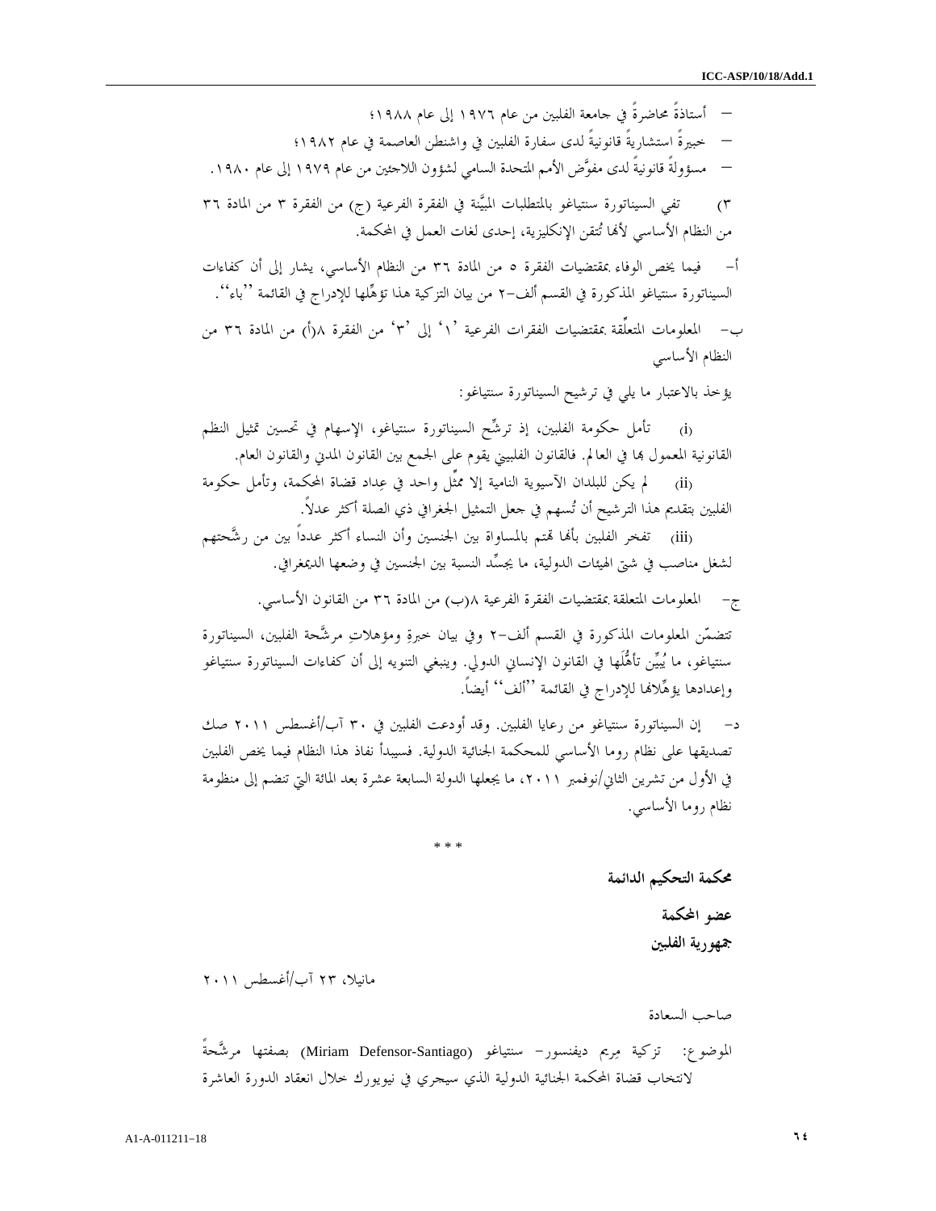- أستاذةً محاضرةً في جامعة الفلبين من عام ١٩٧٦ إلى عام ١٩٨٨؛
- خبيرةً استشاريةً قانونيةً لدى سفارة الفلبين في واشنطن العاصمة في عام ١٩٨٢؛
- مسؤولةً قانونيةً لدى مفوَّض الأمم المتحدة السامي لشؤون اللاجئين من عام ١٩٧٩ إلى عام ١٩٨٠.

٣) تفي السيناتورة سنتياغو بالمتطلبات المبيَّنة في الفقرة الفرعية (ج) من الفقرة ٣ من المادة ٣٦ من النظام الأساسي لأنها تُتقن الإنكليزية، إحدى لغات العمل في المحكمة.

أ- فيما يخص الوفاء بمقتضيات الفقرة ٥ من المادة ٣٦ من النظام الأساسي، يشار إلى أن كفاءات السيناتورة سنتياغو المذكورة في القسم ألف-٢ من بيان التزكية هذا تؤهِّلها للإدراج في القائمة "باء".

ب- المعلومات المتعلِّقة بمقتضيات الفقرات الفرعية '١' إلى '٣' من الفقرة ٨(أ) من المادة ٣٦ من النظام الأساسي

يؤخذ بالاعتبار ما يلي في ترشيح السيناتورة سنتياغو:

(i) تأمل حكومة الفلبين، إذ ترشِّح السيناتورة سنتياغو، الإسهام في تحسين تمثيل النظم القانونية المعمول بها في العالم. فالقانون الفلبيني يقوم على الجمع بين القانون المدني والقانون العام.

(ii) لم يكن للبلدان الآسيوية النامية إلا ممثِّل واحد في عِداد قضاة المحكمة، وتأمل حكومة الفلبين بتقديم هذا الترشيح أن تُسهم في جعل التمثيل الجغرافي ذي الصلة أكثر عدلاً.

(iii) تفخر الفلبين بأنها تهتم بالمساواة بين الجنسين وأن النساء أكثر عدداً بين من رشَّحتهم لشغل مناصب في شتى الهيئات الدولية، ما يجسِّد النسبة بين الجنسين في وضعها الديمغرافي.

ج- المعلومات المتعلقة بمقتضيات الفقرة الفرعية ٨(ب) من المادة ٣٦ من القانون الأساسي.

تتضمّن المعلومات المذكورة في القسم ألف-٢ وفي بيان خبرةِ ومؤهلاتِ مرشَّحة الفلبين، السيناتورة سنتياغو، ما يُبيِّن تأهُّلَها في القانون الإنساني الدولي. وينبغي التنويه إلى أن كفاءات السيناتورة سنتياغو وإعدادها يؤهِّلانها للإدراج في القائمة "ألف" أيضاً.

د- إن السيناتورة سنتياغو من رعايا الفلبين. وقد أودعت الفلبين في ٣٠ آب/أغسطس ٢٠١١ صك تصديقها على نظام روما الأساسي للمحكمة الجنائية الدولية. فسيبدأ نفاذ هذا النظام فيما يخص الفلبين في الأول من تشرين الثاني/نوفمبر ٢٠١١، ما يجعلها الدولة السابعة عشرة بعد المائة التي تنضم إلى منظومة نظام روما الأساسي.

\* \* \*

**محكمة التحكيم الدائمة**

**عضو المحكمة**

**جمهورية الفلبين**

مانيلا، ٢٣ آب/أغسطس ٢٠١١

صاحب السعادة

الموضوع: تزكية مِريم ديفنسور- سنتياغو (Miriam Defensor-Santiago) بصفتها مرشَّحةً لانتخاب قضاة المحكمة الجنائية الدولية الذي سيجري في نيويورك خلال انعقاد الدورة العاشرة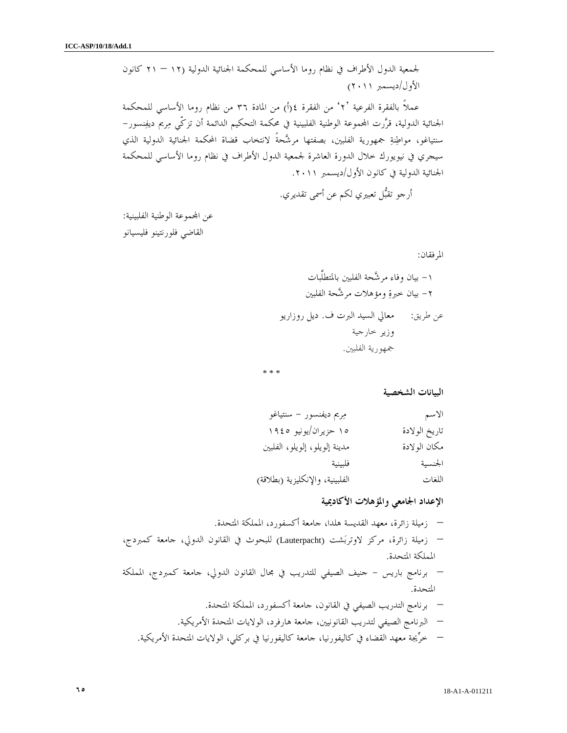لجمعية الدول الأطراف في نظام روما الأساسي للمحكمة الجنائية الدولية (١٢ – ٢١ كانون الأول/ديسمبر ٢٠١١)

عملاً بالفقرة الفرعية '٢' من الفقرة ٤(أ) من المادة ٣٦ من نظام روما الأساسي للمحكمة الجنائية الدولية، قرَّرت المجموعة الوطنية الفلبينية في محكمة التحكيم الدائمة أن تزكّي مِريم ديفِنسور-سنتياغو، مواطِنةِ جمهورية الفلبين، بصفتها مرشَّحةً لانتخاب قضاة المحكمة الجنائية الدولية الذي سيجري في نيويورك خلال الدورة العاشرة لجمعية الدول الأطراف في نظام روما الأساسي للمحكمة الجنائية الدولية في كانون الأول/ديسمبر ٢٠١١.

أرجو تقبُّل تعبيري لكم عن أسمى تقديري.

عن المجموعة الوطنية الفلبينية:
القاضي فلورنتينو فليسيانو

المرفقان:

١- بيان وفاء مرشَّحة الفلبين بالمتطلَّبات
٢- بيان خبرةِ ومؤهلات مرشَّحة الفلبين

عن طريق: معالي السيد البرت ف. ديل روزاريو
وزير خارجية
جمهورية الفلبين.

\* \* \*

**البيانات الشخصية**

| | |
|---|---|
| الاسم | مِريم ديفنسور – سنتياغو |
| تاريخ الولادة | ١٥ حزيران/يونيو ١٩٤٥ |
| مكان الولادة | مدينة إلويلو، إلويلو، الفلبين |
| الجنسية | فلبينية |
| اللغات | الفلبينية، والإنكليزية (بطلاقة) |

**الإعداد الجامعي والمؤهلات الأكاديمية**

- زميلة زائرة، معهد القديسة هلدا، جامعة أكسفورد، المملكة المتحدة.
- زميلة زائرة، مركز لاوترپَشت (Lauterpacht) للبحوث في القانون الدولي، جامعة كمبردج، المملكة المتحدة.
- برنامج باريس – جنيف الصيفي للتدريب في مجال القانون الدولي، جامعة كمبردج، المملكة المتحدة.
- برنامج التدريب الصيفي في القانون، جامعة أكسفورد، المملكة المتحدة.
- البرنامج الصيفي لتدريب القانونيين، جامعة هارفرد، الولايات المتحدة الأمريكية.
- خرِّيجة معهد القضاء في كاليفورنيا، جامعة كاليفورنيا في بركلي، الولايات المتحدة الأمريكية.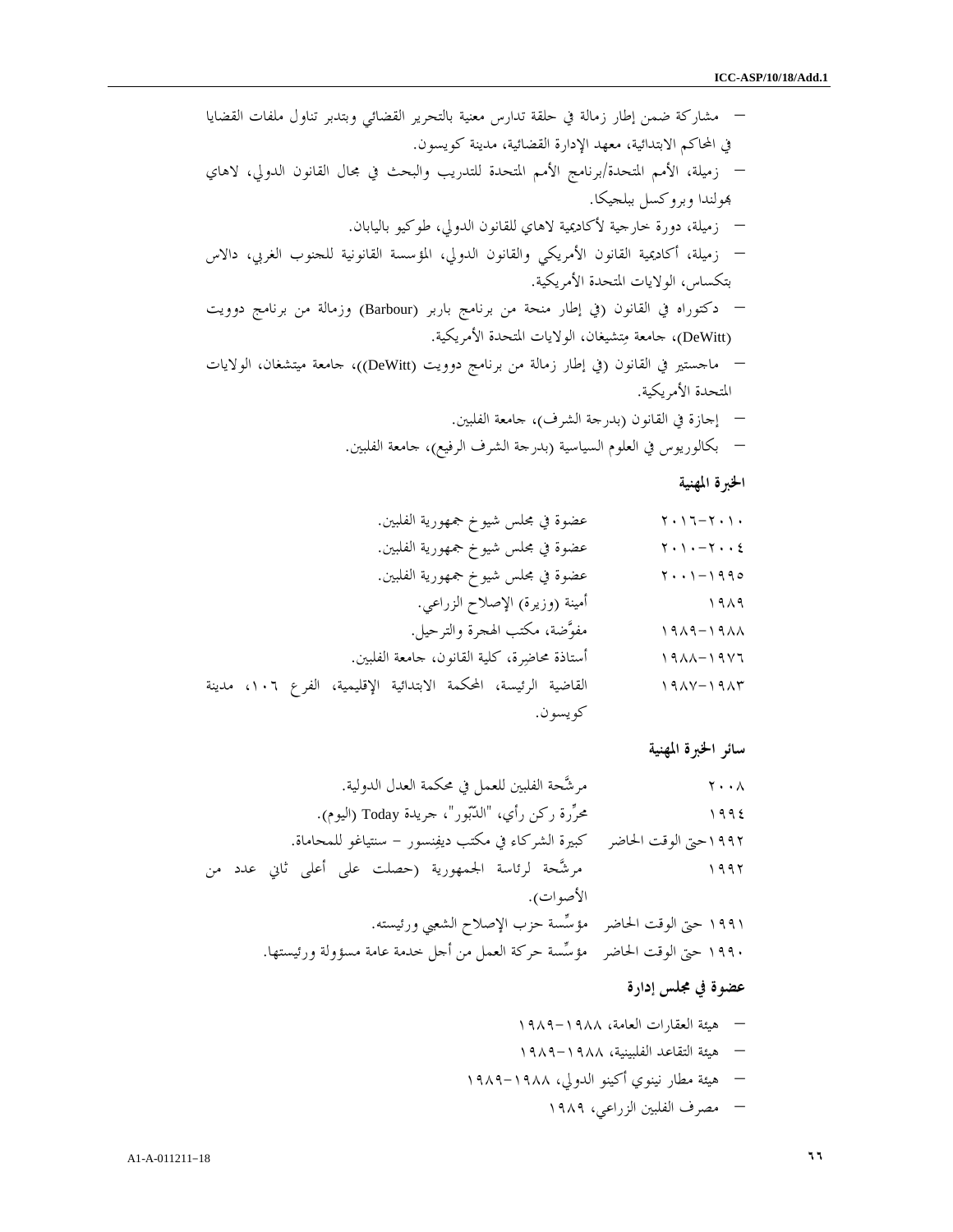- مشاركة ضمن إطار زمالة في حلقة تدارس معنية بالتحرير القضائي وبتدبر تناول ملفات القضايا في المحاكم الابتدائية، معهد الإدارة القضائية، مدينة كويسون.
- زميلة، الأمم المتحدة/برنامج الأمم المتحدة للتدريب والبحث في مجال القانون الدولي، لاهاي بهولندا وبروكسل ببلجيكا.
- زميلة، دورة خارجية لأكاديمية لاهاي للقانون الدولي، طوكيو باليابان.
- زميلة، أكاديمية القانون الأمريكي والقانون الدولي، المؤسسة القانونية للجنوب الغربي، دالاس بتكساس، الولايات المتحدة الأمريكية.
- دكتوراه في القانون (في إطار منحة من برنامج باربر (Barbour) وزمالة من برنامج دوويت (DeWitt)، جامعة مِتشيغان، الولايات المتحدة الأمريكية.
- ماجستير في القانون (في إطار زمالة من برنامج دوويت (DeWitt))، جامعة ميتشغان، الولايات المتحدة الأمريكية.
- إجازة في القانون (بدرجة الشرف)، جامعة الفلبين.
- بكالوريوس في العلوم السياسية (بدرجة الشرف الرفيع)، جامعة الفلبين.

**الخبرة المهنية**

| | |
|---|---|
| ٢٠١٠-٢٠١٦ | عضوة في مجلس شيوخ جمهورية الفلبين. |
| ٢٠٠٤-٢٠١٠ | عضوة في مجلس شيوخ جمهورية الفلبين. |
| ١٩٩٥-٢٠٠١ | عضوة في مجلس شيوخ جمهورية الفلبين. |
| ١٩٨٩ | أمينة (وزيرة) الإصلاح الزراعي. |
| ١٩٨٨-١٩٨٩ | مفوَّضة، مكتب الهجرة والترحيل. |
| ١٩٧٦-١٩٨٨ | أستاذة محاضِرة، كلية القانون، جامعة الفلبين. |
| ١٩٨٣-١٩٨٧ | القاضية الرئيسة، المحكمة الابتدائية الإقليمية، الفرع ١٠٦، مدينة كويسون. |

**سائر الخبرة المهنية**

| | |
|---|---|
| ٢٠٠٨ | مرشَّحة الفلبين للعمل في محكمة العدل الدولية. |
| ١٩٩٤ | محرِّرة ركن رأي، "الدّبّور"، جريدة Today (اليوم). |
| ١٩٩٢حتى الوقت الحاضر | كبيرة الشركاء في مكتب ديفنسور - سنتياغو للمحاماة. |
| ١٩٩٢ | مرشَّحة لرئاسة الجمهورية (حصلت على أعلى ثاني عدد من الأصوات). |
| ١٩٩١ حتى الوقت الحاضر | مؤسِّسة حزب الإصلاح الشعبي ورئيسته. |
| ١٩٩٠ حتى الوقت الحاضر | مؤسِّسة حركة العمل من أجل خدمة عامة مسؤولة ورئيستها. |

**عضوة في مجلس إدارة**

- هيئة العقارات العامة، ١٩٨٨-١٩٨٩
- هيئة التقاعد الفلبينية، ١٩٨٨-١٩٨٩
- هيئة مطار نينوي أكينو الدولي، ١٩٨٨-١٩٨٩
- مصرف الفلبين الزراعي، ١٩٨٩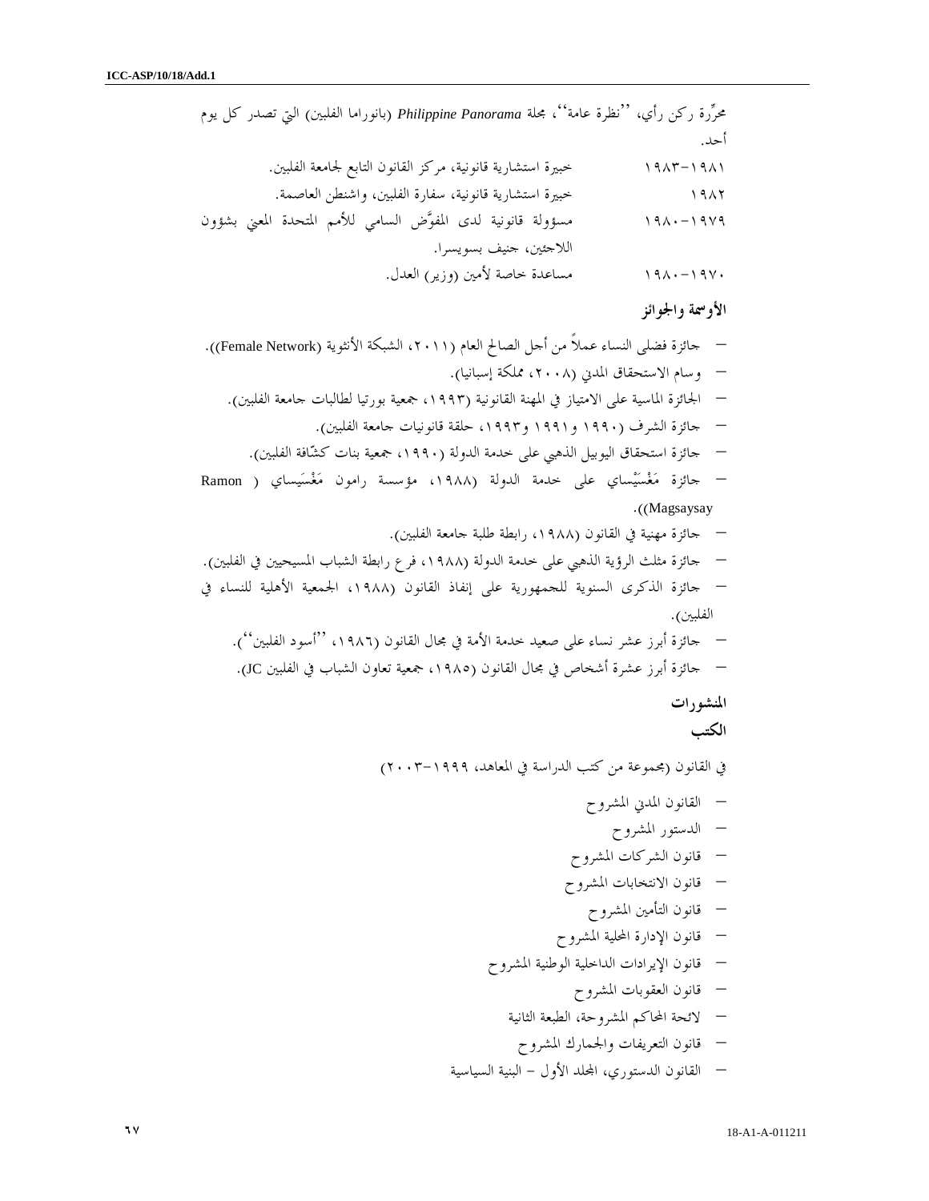محرِّرة ركن رأي، ''نظرة عامة''، مجلة *Philippine Panorama* (بانوراما الفلبين) التي تصدر كل يوم أحد.

| | |
|---|---|
| ١٩٨١-١٩٨٣ | خبيرة استشارية قانونية، مركز القانون التابع لجامعة الفلبين. |
| ١٩٨٢ | خبيرة استشارية قانونية، سفارة الفلبين، واشنطن العاصمة. |
| ١٩٧٩-١٩٨٠ | مسؤولة قانونية لدى المفوَّض السامي للأمم المتحدة المعني بشؤون اللاجئين، جنيف بسويسرا. |
| ١٩٧٠-١٩٨٠ | مساعدة خاصة لأمين (وزير) العدل. |

### الأوسمة والجوائز

- جائزة فضلى النساء عملاً من أجل الصالح العام (٢٠١١، الشبكة الأنثوية (Female Network)).
- وسام الاستحقاق المدني (٢٠٠٨، مملكة إسبانيا).
- الجائزة الماسية على الامتياز في المهنة القانونية (١٩٩٣، جمعية بورتيا لطالبات جامعة الفلبين).
- جائزة الشرف (١٩٩٠ و١٩٩١ و١٩٩٣، حلقة قانونيات جامعة الفلبين).
- جائزة استحقاق اليوبيل الذهبي على خدمة الدولة (١٩٩٠، جمعية بنات كشّافة الفلبين).
- جائزة مَغْسَيْساي على خدمة الدولة (١٩٨٨، مؤسسة رامون مَغْسَيساي (Ramon Magsaysay)).
- جائزة مهنية في القانون (١٩٨٨، رابطة طلبة جامعة الفلبين).
- جائزة مثلث الرؤية الذهبي على خدمة الدولة (١٩٨٨، فرع رابطة الشباب المسيحيين في الفلبين).
- جائزة الذكرى السنوية للجمهورية على إنفاذ القانون (١٩٨٨، الجمعية الأهلية للنساء في الفلبين).
- جائزة أبرز عشر نساء على صعيد خدمة الأمة في مجال القانون (١٩٨٦، ''أسود الفلبين'').
- جائزة أبرز عشرة أشخاص في مجال القانون (١٩٨٥، جمعية تعاون الشباب في الفلبين JC).

### المنشورات

#### الكتب

في القانون (مجموعة من كتب الدراسة في المعاهد، ١٩٩٩-٢٠٠٣)

- القانون المدني المشروح
- الدستور المشروح
- قانون الشركات المشروح
- قانون الانتخابات المشروح
- قانون التأمين المشروح
- قانون الإدارة المحلية المشروح
- قانون الإيرادات الداخلية الوطنية المشروح
- قانون العقوبات المشروح
- لائحة المحاكم المشروحة، الطبعة الثانية
- قانون التعريفات والجمارك المشروح
- القانون الدستوري، المجلد الأول - البنية السياسية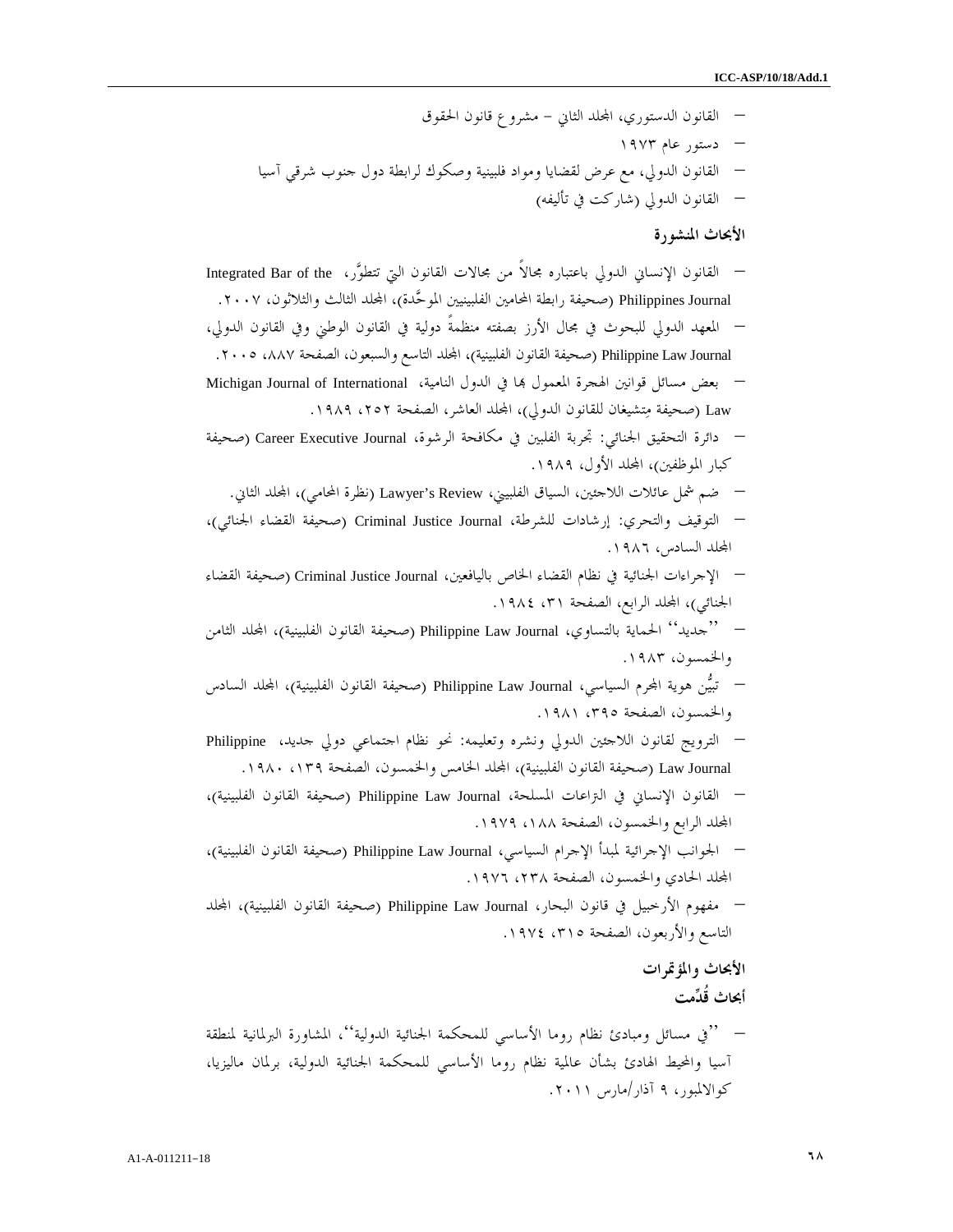- القانون الدستوري، المجلد الثاني – مشروع قانون الحقوق
- دستور عام ١٩٧٣
- القانون الدولي، مع عرض لقضايا ومواد فلبينية وصكوك لرابطة دول جنوب شرقي آسيا
- القانون الدولي (شاركت في تأليفه)

### الأبحاث المنشورة

- القانون الإنساني الدولي باعتباره مجالاً من مجالات القانون التي تتطوَّر، Integrated Bar of the Philippines Journal (صحيفة رابطة المحامين الفلبينيين الموحَّدة)، المجلد الثالث والثلاثون، ٢٠٠٧.
- المعهد الدولي للبحوث في مجال الأرز بصفته منظمةً دولية في القانون الوطني وفي القانون الدولي، Philippine Law Journal (صحيفة القانون الفلبينية)، المجلد التاسع والسبعون، الصفحة ٨٨٧، ٢٠٠٥.
- بعض مسائل قوانين الهجرة المعمول بها في الدول النامية، Michigan Journal of International Law (صحيفة مِتشيغان للقانون الدولي)، المجلد العاشر، الصفحة ٢٥٢، ١٩٨٩.
- دائرة التحقيق الجنائي: تجربة الفلبين في مكافحة الرشوة، Career Executive Journal (صحيفة كبار الموظفين)، المجلد الأول، ١٩٨٩.
- ضم شمل عائلات اللاجئين، السياق الفلبيني، Lawyer's Review (نظرة المحامي)، المجلد الثاني.
- التوقيف والتحري: إرشادات للشرطة، Criminal Justice Journal (صحيفة القضاء الجنائي)، المجلد السادس، ١٩٨٦.
- الإجراءات الجنائية في نظام القضاء الخاص باليافعين، Criminal Justice Journal (صحيفة القضاء الجنائي)، المجلد الرابع، الصفحة ٣١، ١٩٨٤.
- ''جديد'' الحماية بالتساوي، Philippine Law Journal (صحيفة القانون الفلبينية)، المجلد الثامن والخمسون، ١٩٨٣.
- تبيُّن هوية المجرم السياسي، Philippine Law Journal (صحيفة القانون الفلبينية)، المجلد السادس والخمسون، الصفحة ٣٩٥، ١٩٨١.
- الترويج لقانون اللاجئين الدولي ونشره وتعليمه: نحو نظام اجتماعي دولي جديد، Philippine Law Journal (صحيفة القانون الفلبينية)، المجلد الخامس والخمسون، الصفحة ١٣٩، ١٩٨٠.
- القانون الإنساني في النزاعات المسلحة، Philippine Law Journal (صحيفة القانون الفلبينية)، المجلد الرابع والخمسون، الصفحة ١٨٨، ١٩٧٩.
- الجوانب الإجرائية لمبدأ الإجرام السياسي، Philippine Law Journal (صحيفة القانون الفلبينية)، المجلد الحادي والخمسون، الصفحة ٢٣٨، ١٩٧٦.
- مفهوم الأرخبيل في قانون البحار، Philippine Law Journal (صحيفة القانون الفلبينية)، المجلد التاسع والأربعون، الصفحة ٣١٥، ١٩٧٤.

### الأبحاث والمؤتمرات

#### أبحاث قُدِّمت

- ''في مسائل ومبادئ نظام روما الأساسي للمحكمة الجنائية الدولية''، المشاورة البرلمانية لمنطقة آسيا والمحيط الهادئ بشأن عالمية نظام روما الأساسي للمحكمة الجنائية الدولية، برلمان ماليزيا، كوالالمبور، ٩ آذار/مارس ٢٠١١.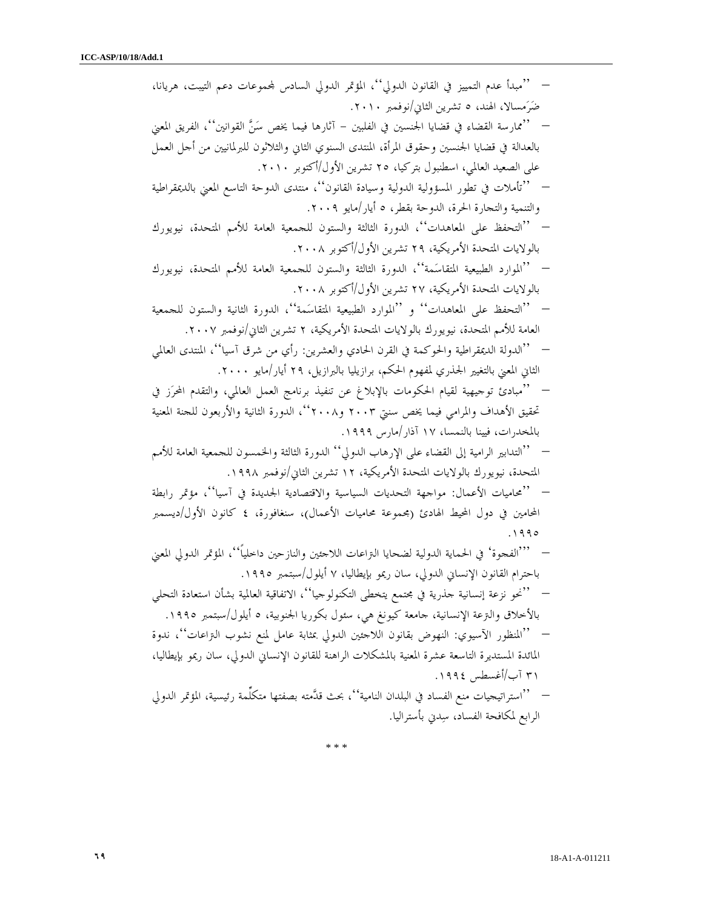- ''مبدأ عدم التمييز في القانون الدولي''، المؤتمر الدولي السادس لمجموعات دعم التيبت، هريانا، ضَرَمسالا، الهند، ٥ تشرين الثاني/نوفمبر ٢٠١٠.
- ''ممارسة القضاء في قضايا الجنسين في الفلبين - آثارها فيما يخص سَنَّ القوانين''، الفريق المعني بالعدالة في قضايا الجنسين وحقوق المرأة، المنتدى السنوي الثاني والثلاثون للبرلمانيين من أجل العمل على الصعيد العالمي، اسطنبول بتركيا، ٢٥ تشرين الأول/أكتوبر ٢٠١٠.
- ''تأملات في تطور المسؤولية الدولية وسيادة القانون''، منتدى الدوحة التاسع المعني بالديمقراطية والتنمية والتجارة الحرة، الدوحة بقطر، ٥ أيار/مايو ٢٠٠٩.
- ''التحفظ على المعاهدات''، الدورة الثالثة والستون للجمعية العامة للأمم المتحدة، نيويورك بالولايات المتحدة الأمريكية، ٢٩ تشرين الأول/أكتوبر ٢٠٠٨.
- ''الموارد الطبيعية المتقاسَمة''، الدورة الثالثة والستون للجمعية العامة للأمم المتحدة، نيويورك بالولايات المتحدة الأمريكية، ٢٧ تشرين الأول/أكتوبر ٢٠٠٨.
- ''التحفظ على المعاهدات'' و ''الموارد الطبيعية المتقاسَمة''، الدورة الثانية والستون للجمعية العامة للأمم المتحدة، نيويورك بالولايات المتحدة الأمريكية، ٢ تشرين الثاني/نوفمبر ٢٠٠٧.
- ''الدولة الديمقراطية والحوكمة في القرن الحادي والعشرين: رأي من شرق آسيا''، المنتدى العالمي الثاني المعني بالتغيير الجذري لمفهوم الحكم، برازيليا بالبرازيل، ٢٩ أيار/مايو ٢٠٠٠.
- ''مبادئ توجيهية لقيام الحكومات بالإبلاغ عن تنفيذ برنامج العمل العالمي، والتقدم المحرَز في تحقيق الأهداف والمرامي فيما يخص سنتي ٢٠٠٣ و٢٠٠٨''، الدورة الثانية والأربعون للجنة المعنية بالمخدرات، فيينا بالنمسا، ١٧ آذار/مارس ١٩٩٩.
- ''التدابير الرامية إلى القضاء على الإرهاب الدولي'' الدورة الثالثة والخمسون للجمعية العامة للأمم المتحدة، نيويورك بالولايات المتحدة الأمريكية، ١٢ تشرين الثاني/نوفمبر ١٩٩٨.
- ''محاميات الأعمال: مواجهة التحديات السياسية والاقتصادية الجديدة في آسيا''، مؤتمر رابطة المحامين في دول المحيط الهادئ (مجموعة محاميات الأعمال)، سنغافورة، ٤ كانون الأول/ديسمبر ١٩٩٥.
- '''الفجوة' في الحماية الدولية لضحايا النزاعات اللاجئين والنازحين داخلياً''، المؤتمر الدولي المعني باحترام القانون الإنساني الدولي، سان ريمو بإيطاليا، ٧ أيلول/سبتمبر ١٩٩٥.
- ''نحو نزعة إنسانية جذرية في مجتمع يتخطى التكنولوجيا''، الاتفاقية العالمية بشأن استعادة التحلي بالأخلاق والنزعة الإنسانية، جامعة كيونغ هي، سئول بكوريا الجنوبية، ٥ أيلول/سبتمبر ١٩٩٥.
- ''المنظور الآسيوي: النهوض بقانون اللاجئين الدولي بمثابة عامل لمنع نشوب النزاعات''، ندوة المائدة المستديرة التاسعة عشرة المعنية بالمشكلات الراهنة للقانون الإنساني الدولي، سان ريمو بإيطاليا، ٣١ آب/أغسطس ١٩٩٤.
- ''استراتيجيات منع الفساد في البلدان النامية''، بحث قدَّمته بصفتها متكلِّمة رئيسية، المؤتمر الدولي الرابع لمكافحة الفساد، سِدني بأستراليا.

\* \* \*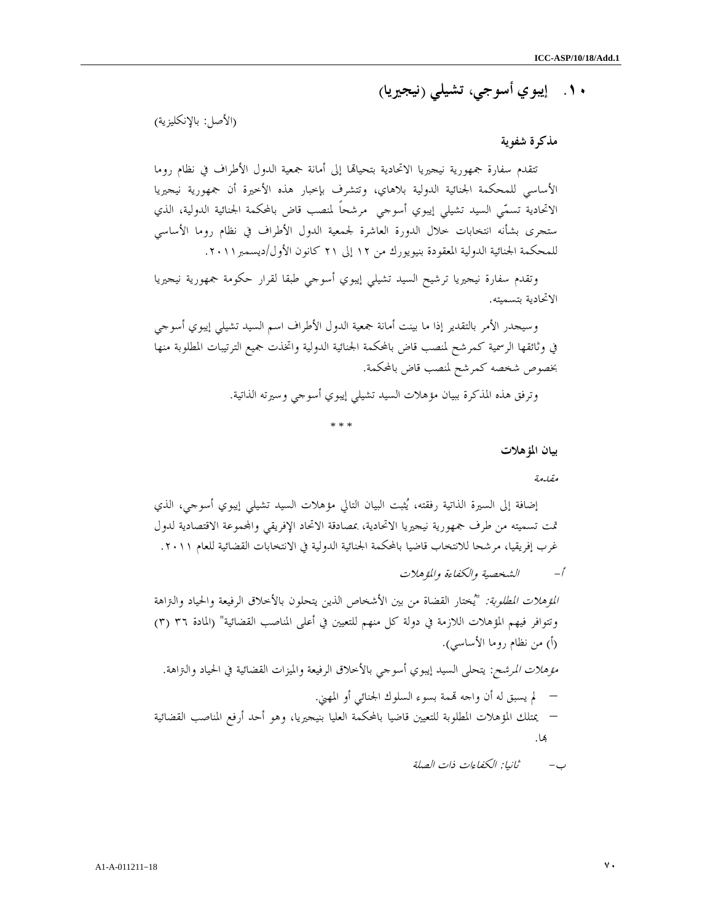## ١٠. إيبوي أسوجي، تشيلي (نيجيريا)

(الأصل: بالإنكليزية)

**مذكرة شفوية**

تتقدم سفارة جمهورية نيجيريا الاتحادية بتحياتها إلى أمانة جمعية الدول الأطراف في نظام روما الأساسي للمحكمة الجنائية الدولية بلاهاي، وتتشرف بإخبار هذه الأخيرة أن جمهورية نيجيريا الاتحادية تسمّي السيد تشيلي إيبوي أسوجي مرشحاً لمنصب قاض بالمحكمة الجنائية الدولية، الذي ستجرى بشأنه انتخابات خلال الدورة العاشرة لجمعية الدول الأطراف في نظام روما الأساسي للمحكمة الجنائية الدولية المعقودة بنيويورك من ١٢ إلى ٢١ كانون الأول/ديسمبر ٢٠١١.

وتقدم سفارة نيجيريا ترشيح السيد تشيلي إيبوي أسوجي طبقا لقرار حكومة جمهورية نيجيريا الاتحادية بتسميته.

وسيجدر الأمر بالتقدير إذا ما بينت أمانة جمعية الدول الأطراف اسم السيد تشيلي إيبوي أسوجي في وثائقها الرسمية كمرشح لمنصب قاض بالمحكمة الجنائية الدولية واتخذت جميع الترتيبات المطلوبة منها بخصوص شخصه كمرشح لمنصب قاض بالمحكمة.

وترفق هذه المذكرة ببيان مؤهلات السيد تشيلي إيبوي أسوجي وسيرته الذاتية.

* * *

**بيان المؤهلات**

*مقدمة*

إضافة إلى السيرة الذاتية رفقته، يُثبت البيان التالي مؤهلات السيد تشيلي إيبوي أسوجي، الذي تمت تسميته من طرف جمهورية نيجيريا الاتحادية، بمصادقة الاتحاد الإفريقي والمجموعة الاقتصادية لدول غرب إفريقيا، مرشحا للانتخاب قاضيا بالمحكمة الجنائية الدولية في الانتخابات القضائية للعام ٢٠١١.

أ- *الشخصية والكفاءة والمؤهلات*

*المؤهلات المطلوبة:* "يُختار القضاة من بين الأشخاص الذين يتحلون بالأخلاق الرفيعة والحياد والنزاهة وتتوافر فيهم المؤهلات اللازمة في دولة كل منهم للتعيين في أعلى المناصب القضائية" (المادة ٣٦ (٣) (أ) من نظام روما الأساسي).

*مؤهلات المرشح:* يتحلى السيد إيبوي أسوجي بالأخلاق الرفيعة والميزات القضائية في الحياد والنزاهة.

- لم يسبق له أن واجه تهمة بسوء السلوك الجنائي أو المهني.
- يمتلك المؤهلات المطلوبة للتعيين قاضيا بالمحكمة العليا بنيجيريا، وهو أحد أرفع المناصب القضائية بها.

ب- *ثانيا: الكفاءات ذات الصلة*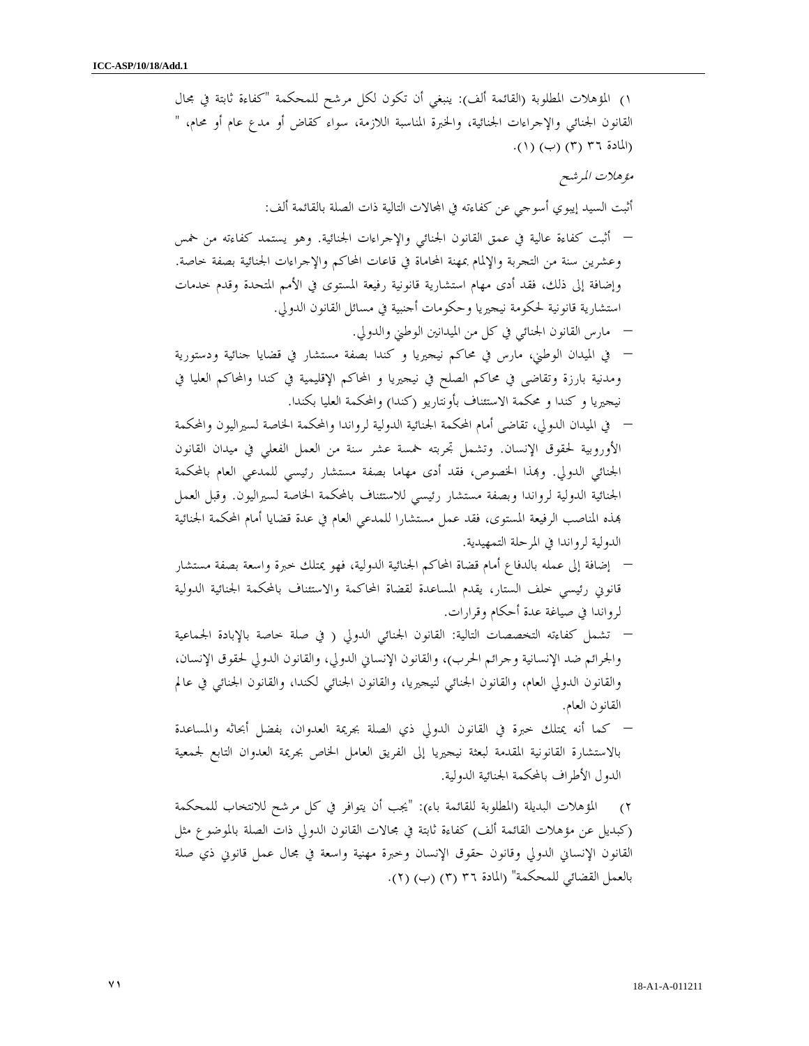١) المؤهلات المطلوبة (القائمة ألف): ينبغي أن تكون لكل مرشح للمحكمة "كفاءة ثابتة في مجال القانون الجنائي والإجراءات الجنائية، والخبرة المناسبة اللازمة، سواء كقاض أو مدع عام أو محام، " (المادة ٣٦ (٣) (ب) (١)).

*مؤهلات المرشح*

أثبت السيد إيبوي أسوجي عن كفاءته في المجالات التالية ذات الصلة بالقائمة ألف:

- أثبت كفاءة عالية في عمق القانون الجنائي والإجراءات الجنائية. وهو يستمد كفاءته من خمس وعشرين سنة من التجربة والإلمام بمهنة المحاماة في قاعات المحاكم والإجراءات الجنائية بصفة خاصة. وإضافة إلى ذلك، فقد أدى مهام استشارية قانونية رفيعة المستوى في الأمم المتحدة وقدم خدمات استشارية قانونية لحكومة نيجيريا وحكومات أجنبية في مسائل القانون الدولي.
- مارس القانون الجنائي في كل من الميادين الوطني والدولي.
- في الميدان الوطني، مارس في محاكم نيجيريا و كندا بصفة مستشار في قضايا جنائية ودستورية ومدنية بارزة وتقاضى في محاكم الصلح في نيجيريا و المحاكم الإقليمية في كندا والمحاكم العليا في نيجيريا و كندا و محكمة الاستئناف بأونتاريو (كندا) والمحكمة العليا بكندا.
- في الميدان الدولي، تقاضى أمام المحكمة الجنائية الدولية لرواندا والمحكمة الخاصة لسيراليون والمحكمة الأوروبية لحقوق الإنسان. وتشمل تجربته خمسة عشر سنة من العمل الفعلي في ميدان القانون الجنائي الدولي. وبهذا الخصوص، فقد أدى مهاما بصفة مستشار رئيسي للمدعي العام بالمحكمة الجنائية الدولية لرواندا وبصفة مستشار رئيسي للاستئناف بالمحكمة الخاصة لسيراليون. وقبل العمل بهذه المناصب الرفيعة المستوى، فقد عمل مستشارا للمدعي العام في عدة قضايا أمام المحكمة الجنائية الدولية لرواندا في المرحلة التمهيدية.
- إضافة إلى عمله بالدفاع أمام قضاة المحاكم الجنائية الدولية، فهو يمتلك خبرة واسعة بصفة مستشار قانوني رئيسي خلف الستار، يقدم المساعدة لقضاة المحاكمة والاستئناف بالمحكمة الجنائية الدولية لرواندا في صياغة عدة أحكام وقرارات.
- تشمل كفاءته التخصصات التالية: القانون الجنائي الدولي ( في صلة خاصة بالإبادة الجماعية والجرائم ضد الإنسانية وجرائم الحرب)، والقانون الإنساني الدولي، والقانون الدولي لحقوق الإنسان، والقانون الدولي العام، والقانون الجنائي لنيجيريا، والقانون الجنائي لكندا، والقانون الجنائي في عالم القانون العام.
- كما أنه يمتلك خبرة في القانون الدولي ذي الصلة بجريمة العدوان، بفضل أبحاثه والمساعدة بالاستشارة القانونية المقدمة لبعثة نيجيريا إلى الفريق العامل الخاص بجريمة العدوان التابع لجمعية الدول الأطراف بالمحكمة الجنائية الدولية.

٢) المؤهلات البديلة (المطلوبة للقائمة باء): "يجب أن يتوافر في كل مرشح للانتخاب للمحكمة (كبديل عن مؤهلات القائمة ألف) كفاءة ثابتة في مجالات القانون الدولي ذات الصلة بالموضوع مثل القانون الإنساني الدولي وقانون حقوق الإنسان وخبرة مهنية واسعة في مجال عمل قانوني ذي صلة بالعمل القضائي للمحكمة" (المادة ٣٦ (٣) (ب) (٢)).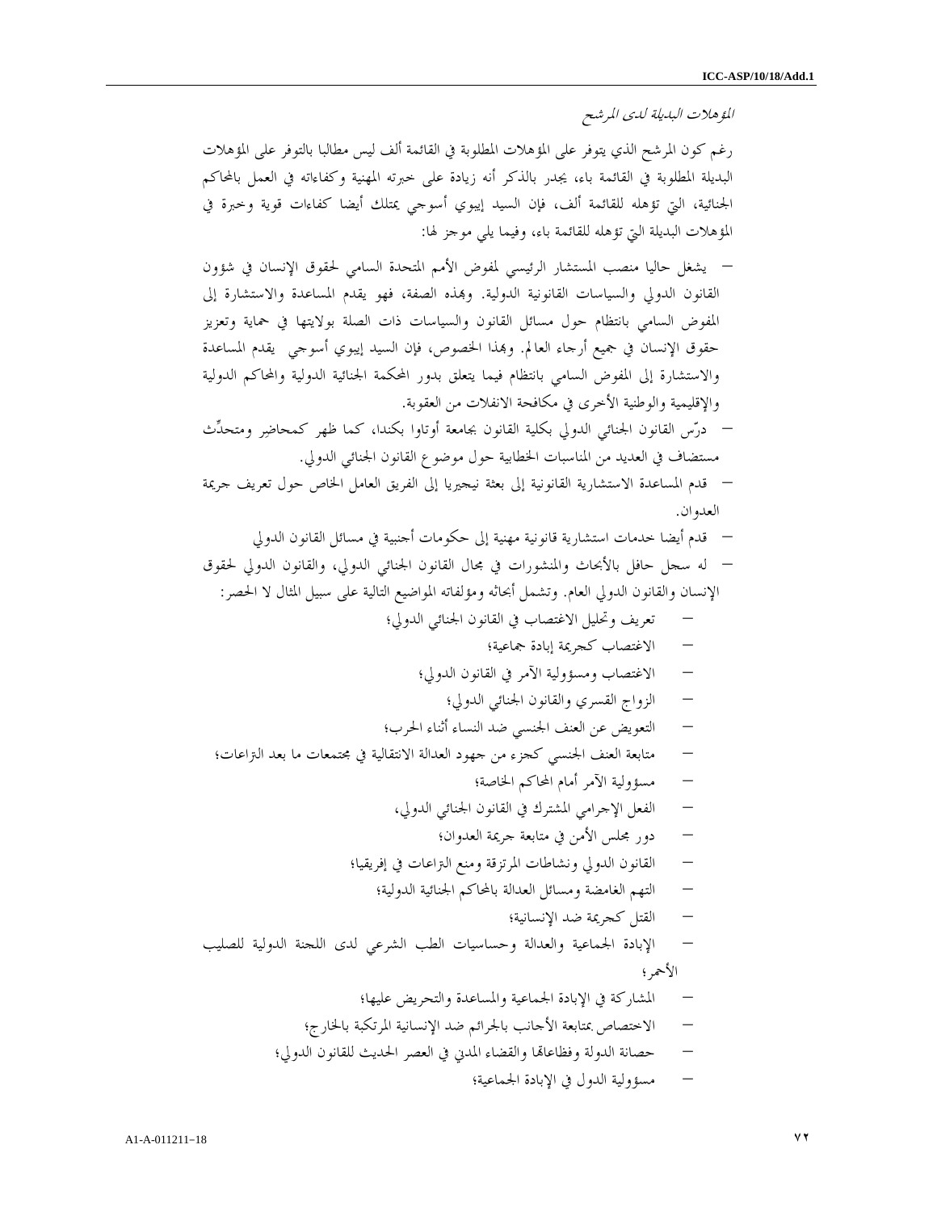*المؤهلات البديلة لدى المرشح*

رغم كون المرشح الذي يتوفر على المؤهلات المطلوبة في القائمة ألف ليس مطالبا بالتوفر على المؤهلات البديلة المطلوبة في القائمة باء، يجدر بالذكر أنه زيادة على خبرته المهنية وكفاءاته في العمل بالمحاكم الجنائية، التي تؤهله للقائمة ألف، فإن السيد إيبوي أسوجي يمتلك أيضا كفاءات قوية وخبرة في المؤهلات البديلة التي تؤهله للقائمة باء، وفيما يلي موجز لها:

- يشغل حاليا منصب المستشار الرئيسي لمفوض الأمم المتحدة السامي لحقوق الإنسان في شؤون القانون الدولي والسياسات القانونية الدولية. وبهذه الصفة، فهو يقدم المساعدة والاستشارة إلى المفوض السامي بانتظام حول مسائل القانون والسياسات ذات الصلة بولايتها في حماية وتعزيز حقوق الإنسان في جميع أرجاء العالم. وبهذا الخصوص، فإن السيد إيبوي أسوجي يقدم المساعدة والاستشارة إلى المفوض السامي بانتظام فيما يتعلق بدور المحكمة الجنائية الدولية والمحاكم الدولية والإقليمية والوطنية الأخرى في مكافحة الانفلات من العقوبة.
- درّس القانون الجنائي الدولي بكلية القانون بجامعة أوتاوا بكندا، كما ظهر كمحاضِر ومتحدِّث مستضاف في العديد من المناسبات الخطابية حول موضوع القانون الجنائي الدولي.
- قدم المساعدة الاستشارية القانونية إلى بعثة نيجيريا إلى الفريق العامل الخاص حول تعريف جريمة العدوان.
- قدم أيضا خدمات استشارية قانونية مهنية إلى حكومات أجنبية في مسائل القانون الدولي
- له سجل حافل بالأبحاث والمنشورات في مجال القانون الجنائي الدولي، والقانون الدولي لحقوق الإنسان والقانون الدولي العام. وتشمل أبحاثه ومؤلفاته المواضيع التالية على سبيل المثال لا الحصر:
  - تعريف وتحليل الاغتصاب في القانون الجنائي الدولي؛
  - الاغتصاب كجريمة إبادة جماعية؛
  - الاغتصاب ومسؤولية الآمر في القانون الدولي؛
  - الزواج القسري والقانون الجنائي الدولي؛
  - التعويض عن العنف الجنسي ضد النساء أثناء الحرب؛
  - متابعة العنف الجنسي كجزء من جهود العدالة الانتقالية في مجتمعات ما بعد النزاعات؛
  - مسؤولية الآمر أمام المحاكم الخاصة؛
  - الفعل الإجرامي المشترك في القانون الجنائي الدولي،
  - دور مجلس الأمن في متابعة جريمة العدوان؛
  - القانون الدولي ونشاطات المرتزقة ومنع النزاعات في إفريقيا؛
  - التهم الغامضة ومسائل العدالة بالمحاكم الجنائية الدولية؛
  - القتل كجريمة ضد الإنسانية؛
  - الإبادة الجماعية والعدالة وحساسيات الطب الشرعي لدى اللجنة الدولية للصليب الأحمر؛
  - المشاركة في الإبادة الجماعية والمساعدة والتحريض عليها؛
  - الاختصاص بمتابعة الأجانب بالجرائم ضد الإنسانية المرتكبة بالخارج؛
  - حصانة الدولة وفظاعاتها والقضاء المدني في العصر الحديث للقانون الدولي؛
  - مسؤولية الدول في الإبادة الجماعية؛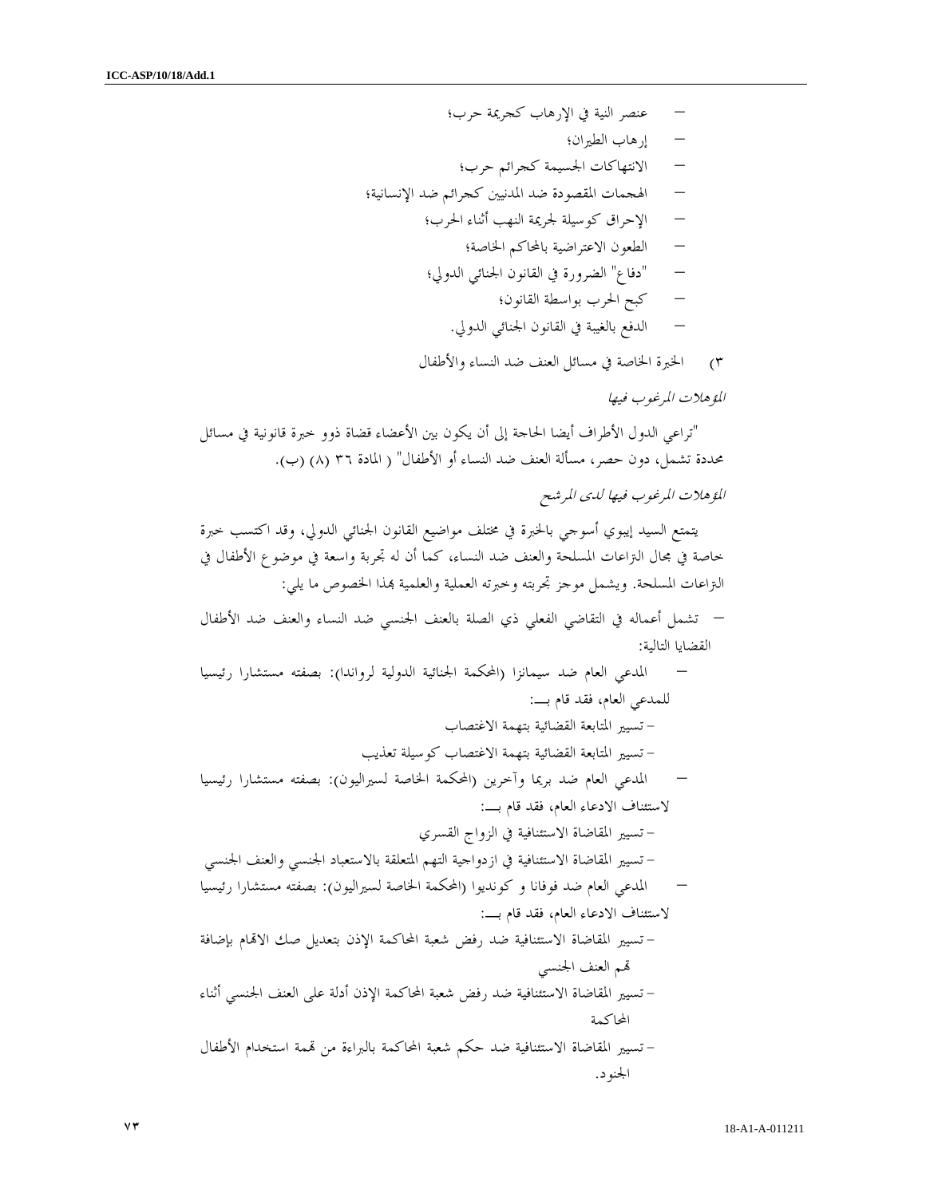- عنصر النية في الإرهاب كجريمة حرب؛
- إرهاب الطيران؛
- الانتهاكات الجسيمة كجرائم حرب؛
- الهجمات المقصودة ضد المدنيين كجرائم ضد الإنسانية؛
- الإحراق كوسيلة لجريمة النهب أثناء الحرب؛
- الطعون الاعتراضية بالمحاكم الخاصة؛
- "دفاع" الضرورة في القانون الجنائي الدولي؛
- كبح الحرب بواسطة القانون؛
- الدفع بالغيبة في القانون الجنائي الدولي.

٣) الخبرة الخاصة في مسائل العنف ضد النساء والأطفال

*المؤهلات المرغوب فيها*

"تراعي الدول الأطراف أيضا الحاجة إلى أن يكون بين الأعضاء قضاة ذوو خبرة قانونية في مسائل محددة تشمل، دون حصر، مسألة العنف ضد النساء أو الأطفال" ( المادة ٣٦ (٨) (ب).

*المؤهلات المرغوب فيها لدى المرشح*

يتمتع السيد إيبوي أسوجي بالخبرة في مختلف مواضيع القانون الجنائي الدولي، وقد اكتسب خبرة خاصة في مجال النزاعات المسلحة والعنف ضد النساء، كما أن له تجربة واسعة في موضوع الأطفال في النزاعات المسلحة. ويشمل موجز تجربته وخبرته العملية والعلمية بهذا الخصوص ما يلي:

- تشمل أعماله في التقاضي الفعلي ذي الصلة بالعنف الجنسي ضد النساء والعنف ضد الأطفال القضايا التالية:
  - المدعي العام ضد سيمانزا (المحكمة الجنائية الدولية لرواندا): بصفته مستشارا رئيسيا للمدعي العام، فقد قام بـــ:
    - تسيير المتابعة القضائية بتهمة الاغتصاب
    - تسيير المتابعة القضائية بتهمة الاغتصاب كوسيلة تعذيب
  - المدعي العام ضد بريما وآخرين (المحكمة الخاصة لسيراليون): بصفته مستشارا رئيسيا لاستئناف الادعاء العام، فقد قام بـــ:
    - تسيير المقاضاة الاستئنافية في الزواج القسري
    - تسيير المقاضاة الاستئنافية في ازدواجية التهم المتعلقة بالاستعباد الجنسي والعنف الجنسي
  - المدعي العام ضد فوفانا و كونديوا (المحكمة الخاصة لسيراليون): بصفته مستشارا رئيسيا لاستئناف الادعاء العام، فقد قام بـــ:
    - تسيير المقاضاة الاستئنافية ضد رفض شعبة المحاكمة الإذن بتعديل صك الاتهام بإضافة تهم العنف الجنسي
    - تسيير المقاضاة الاستئنافية ضد رفض شعبة المحاكمة الإذن أدلة على العنف الجنسي أثناء المحاكمة
    - تسيير المقاضاة الاستئنافية ضد حكم شعبة المحاكمة بالبراءة من تهمة استخدام الأطفال الجنود.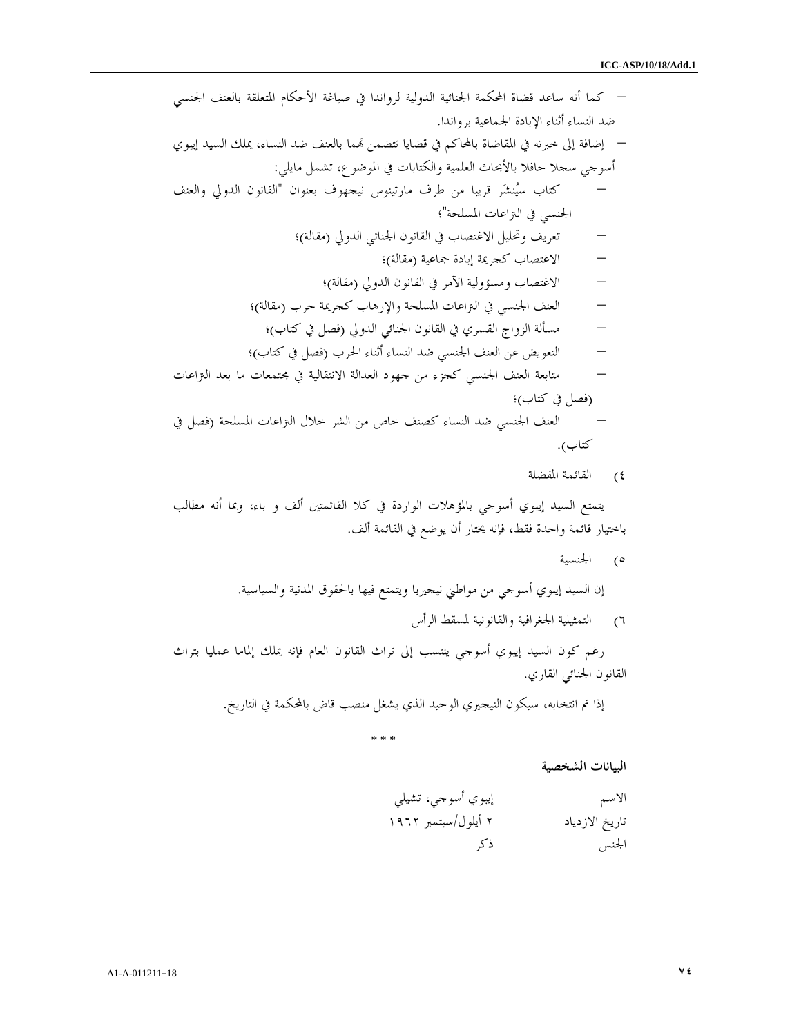- كما أنه ساعد قضاة المحكمة الجنائية الدولية لرواندا في صياغة الأحكام المتعلقة بالعنف الجنسي ضد النساء أثناء الإبادة الجماعية برواندا.
- إضافة إلى خبرته في المقاضاة بالمحاكم في قضايا تتضمن تهما بالعنف ضد النساء، يملك السيد إيبوي أسوجي سجلا حافلا بالأبحاث العلمية والكتابات في الموضوع، تشمل مايلي:
  - كتاب سيُنشَر قريبا من طرف مارتينوس نيجهوف بعنوان "القانون الدولي والعنف الجنسي في النزاعات المسلحة"؛
  - تعريف وتحليل الاغتصاب في القانون الجنائي الدولي (مقالة)؛
  - الاغتصاب كجريمة إبادة جماعية (مقالة)؛
  - الاغتصاب ومسؤولية الآمر في القانون الدولي (مقالة)؛
  - العنف الجنسي في النزاعات المسلحة والإرهاب كجريمة حرب (مقالة)؛
  - مسألة الزواج القسري في القانون الجنائي الدولي (فصل في كتاب)؛
  - التعويض عن العنف الجنسي ضد النساء أثناء الحرب (فصل في كتاب)؛
  - متابعة العنف الجنسي كجزء من جهود العدالة الانتقالية في مجتمعات ما بعد النزاعات (فصل في كتاب)؛
  - العنف الجنسي ضد النساء كصنف خاص من الشر خلال النزاعات المسلحة (فصل في كتاب).

٤) القائمة المفضلة

يتمتع السيد إيبوي أسوجي بالمؤهلات الواردة في كلا القائمتين ألف و باء، وبما أنه مطالب باختيار قائمة واحدة فقط، فإنه يختار أن يوضع في القائمة ألف.

٥) الجنسية

إن السيد إيبوي أسوجي من مواطني نيجيريا ويتمتع فيها بالحقوق المدنية والسياسية.

٦) التمثيلية الجغرافية والقانونية لمسقط الرأس

رغم كون السيد إيبوي أسوجي ينتسب إلى تراث القانون العام فإنه يملك إلماما عمليا بتراث القانون الجنائي القاري.

إذا تم انتخابه، سيكون النيجيري الوحيد الذي يشغل منصب قاض بالمحكمة في التاريخ.

\* \* \*

**البيانات الشخصية**

| | |
|---|---|
| الاسم | إيبوي أسوجي، تشيلي |
| تاريخ الازدياد | ٢ أيلول/سبتمبر ١٩٦٢ |
| الجنس | ذكر |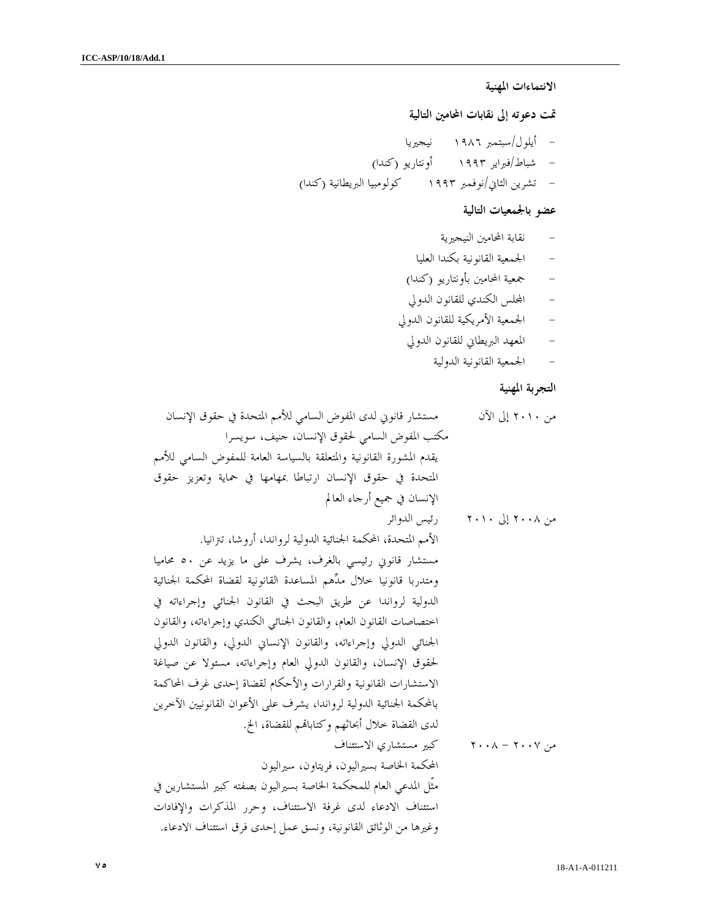**الانتماءات المهنية**

**تمت دعوته إلى نقابات المحامين التالية**

- أيلول/سبتمبر ١٩٨٦ نيجيريا
- شباط/فبراير ١٩٩٣ أونتاريو (كندا)
- تشرين الثاني/نوفمبر ١٩٩٣ كولومبيا البريطانية (كندا)

**عضو بالجمعيات التالية**

- نقابة المحامين النيجيرية
- الجمعية القانونية بكندا العليا
- جمعية المحامين بأونتاريو (كندا)
- المجلس الكندي للقانون الدولي
- الجمعية الأمريكية للقانون الدولي
- المعهد البريطاني للقانون الدولي
- الجمعية القانونية الدولية

**التجربة المهنية**

من ٢٠١٠ إلى الآن مستشار قانوني لدى المفوض السامي للأمم المتحدة في حقوق الإنسان

مكتب المفوض السامي لحقوق الإنسان، جنيف، سويسرا

يقدم المشورة القانونية والمتعلقة بالسياسة العامة للمفوض السامي للأمم المتحدة في حقوق الإنسان ارتباطا بمهامها في حماية وتعزيز حقوق الإنسان في جميع أرجاء العالم

من ٢٠٠٨ إلى ٢٠١٠ رئيس الدوائر

الأمم المتحدة، المحكمة الجنائية الدولية لرواندا، أروشا، تنزانيا.

مستشار قانوني رئيسي بالغرف، يشرف على ما يزيد عن ٥٠ محاميا ومتدربا قانونيا خلال مدِّهم المساعدة القانونية لقضاة المحكمة الجنائية الدولية لرواندا عن طريق البحث في القانون الجنائي وإجراءاته في اختصاصات القانون العام، والقانون الجنائي الكندي وإجراءاته، والقانون الجنائي الدولي وإجراءاته، والقانون الإنساني الدولي، والقانون الدولي لحقوق الإنسان، والقانون الدولي العام وإجراءاته، مسئولا عن صياغة الاستشارات القانونية والقرارات والأحكام لقضاة إحدى غرف المحاكمة بالمحكمة الجنائية الدولية لرواندا، يشرف على الأعوان القانونيين الآخرين لدى القضاة خلال أبحاثهم وكتاباتهم للقضاة، الخ.

من ٢٠٠٧ – ٢٠٠٨ كبير مستشاري الاستئناف

المحكمة الخاصة بسيراليون، فريتاون، سيراليون

مثّل المدعي العام للمحكمة الخاصة بسيراليون بصفته كبير المستشارين في استئناف الادعاء لدى غرفة الاستئناف، وحرر المذكرات والإفادات وغيرها من الوثائق القانونية، ونسق عمل إحدى فرق استئناف الادعاء.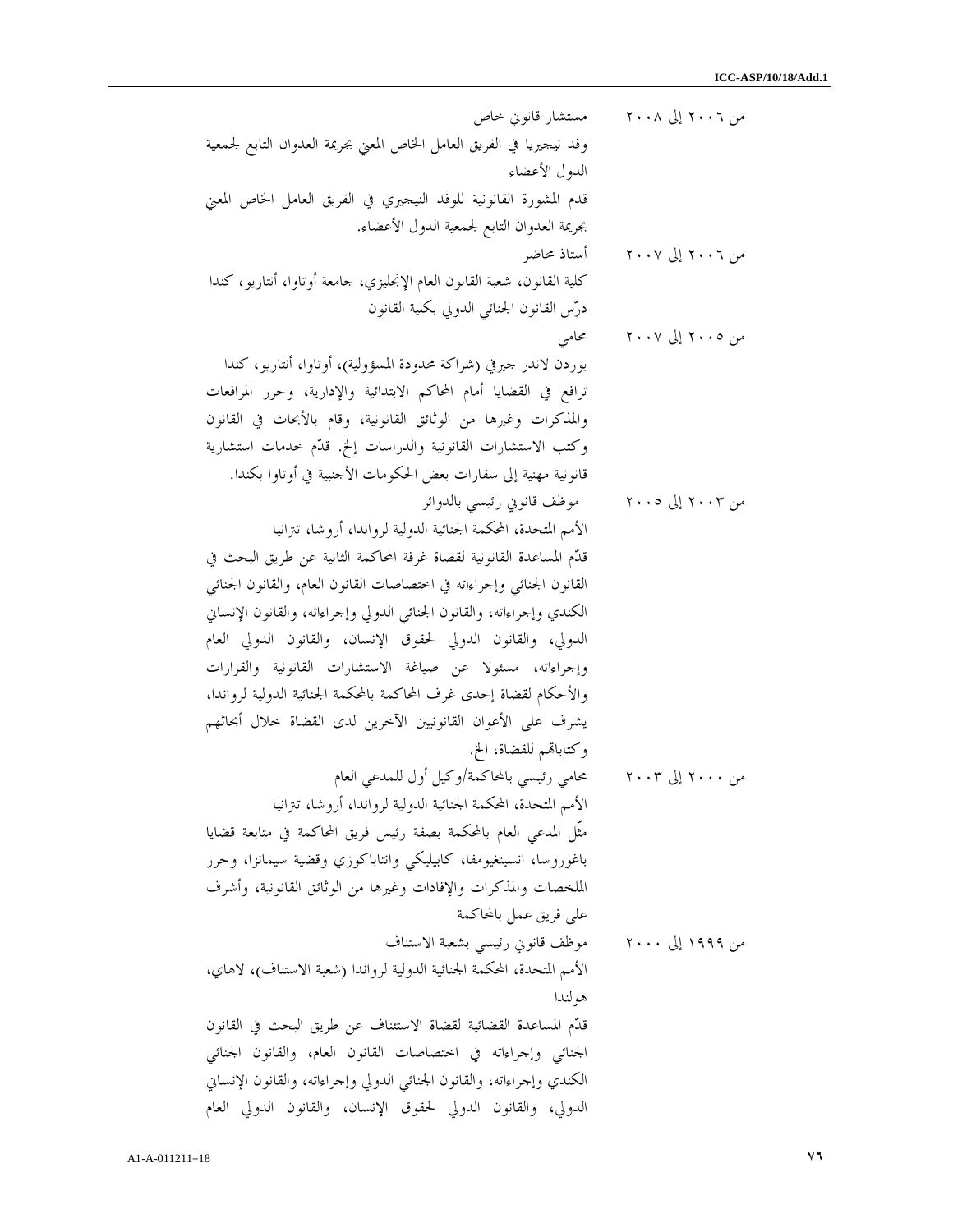من ٢٠٠٦ إلى ٢٠٠٨ مستشار قانوني خاص

وفد نيجيريا في الفريق العامل الخاص المعني بجريمة العدوان التابع لجمعية الدول الأعضاء

قدم المشورة القانونية للوفد النيجيري في الفريق العامل الخاص المعني بجريمة العدوان التابع لجمعية الدول الأعضاء.

من ٢٠٠٦ إلى ٢٠٠٧ أستاذ محاضر

كلية القانون، شعبة القانون العام الإنجليزي، جامعة أوتاوا، أنتاريو، كندا

درّس القانون الجنائي الدولي بكلية القانون

من ٢٠٠٥ إلى ٢٠٠٧ محامي

بوردن لاندر جيرفي (شراكة محدودة المسؤولية)، أوتاوا، أنتاريو، كندا

ترافع في القضايا أمام المحاكم الابتدائية والإدارية، وحرر المرافعات والمذكرات وغيرها من الوثائق القانونية، وقام بالأبحاث في القانون وكتب الاستشارات القانونية والدراسات إلخ. قدّم خدمات استشارية قانونية مهنية إلى سفارات بعض الحكومات الأجنبية في أوتاوا بكندا.

من ٢٠٠٣ إلى ٢٠٠٥ موظف قانوني رئيسي بالدوائر

الأمم المتحدة، المحكمة الجنائية الدولية لرواندا، أروشا، تنزانيا

قدّم المساعدة القانونية لقضاة غرفة المحاكمة الثانية عن طريق البحث في القانون الجنائي وإجراءاته في اختصاصات القانون العام، والقانون الجنائي الكندي وإجراءاته، والقانون الجنائي الدولي وإجراءاته، والقانون الإنساني الدولي، والقانون الدولي لحقوق الإنسان، والقانون الدولي العام وإجراءاته، مسئولا عن صياغة الاستشارات القانونية والقرارات والأحكام لقضاة إحدى غرف المحاكمة بالمحكمة الجنائية الدولية لرواندا، يشرف على الأعوان القانونيين الآخرين لدى القضاة خلال أبحاثهم وكتاباتهم للقضاة، الخ.

من ٢٠٠٠ إلى ٢٠٠٣ محامي رئيسي بالمحاكمة/وكيل أول للمدعي العام

الأمم المتحدة، المحكمة الجنائية الدولية لرواندا، أروشا، تنزانيا

مثّل المدعي العام بالمحكمة بصفة رئيس فريق المحاكمة في متابعة قضايا باغوروسا، انسينغيومفا، كابيليكي وانتاباكوزي وقضية سيمانزا، وحرر الملخصات والمذكرات والإفادات وغيرها من الوثائق القانونية، وأشرف على فريق عمل بالمحاكمة

من ١٩٩٩ إلى ٢٠٠٠ موظف قانوني رئيسي بشعبة الاستناف

الأمم المتحدة، المحكمة الجنائية الدولية لرواندا (شعبة الاستناف)، لاهاي، هولندا

قدّم المساعدة القضائية لقضاة الاستئناف عن طريق البحث في القانون الجنائي وإجراءاته في اختصاصات القانون العام، والقانون الجنائي الكندي وإجراءاته، والقانون الجنائي الدولي وإجراءاته، والقانون الإنساني الدولي، والقانون الدولي لحقوق الإنسان، والقانون الدولي العام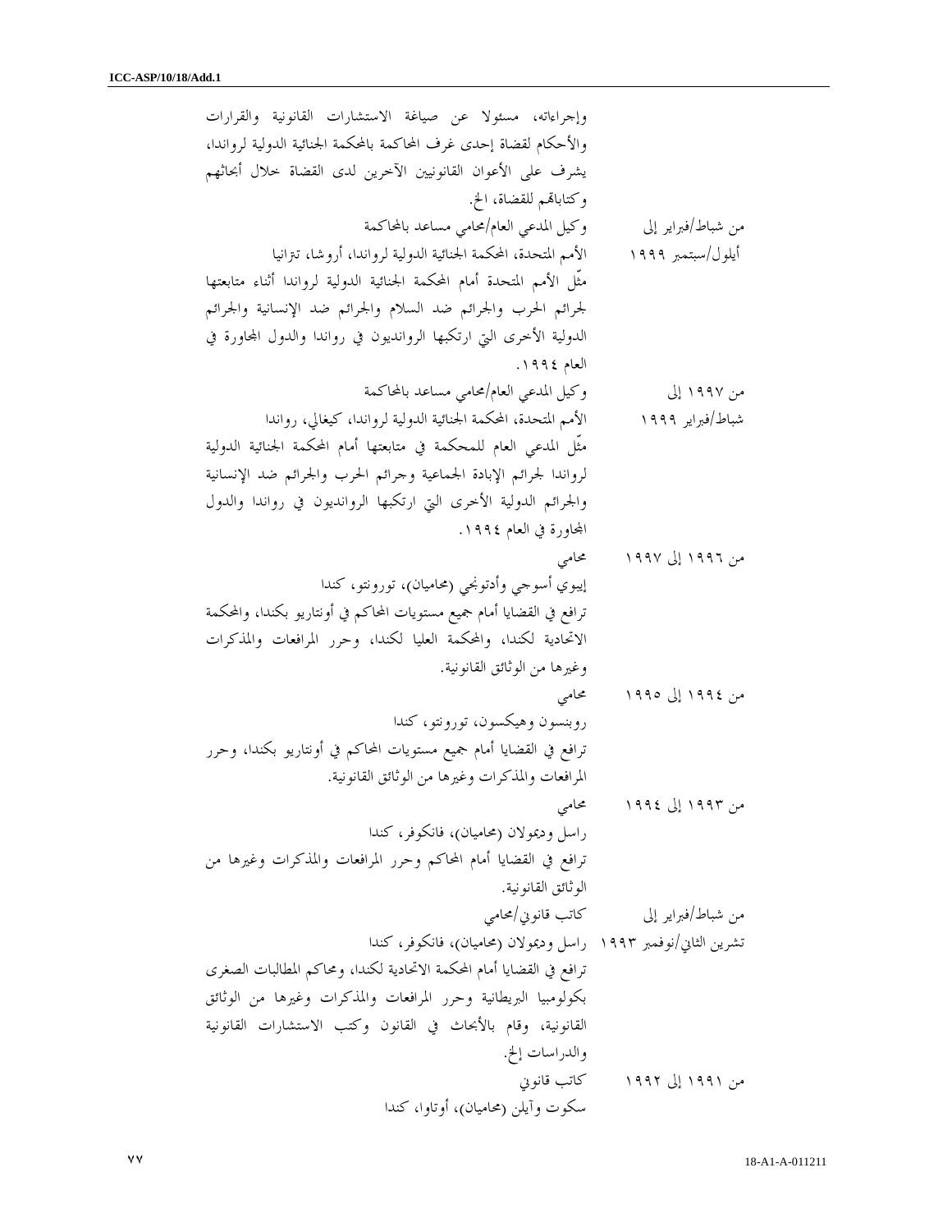وإجراءاته، مسئولا عن صياغة الاستشارات القانونية والقرارات والأحكام لقضاة إحدى غرف المحاكمة بالمحكمة الجنائية الدولية لرواندا، يشرف على الأعوان القانونيين الآخرين لدى القضاة خلال أبحاثهم وكتاباتهم للقضاة، الخ.

من شباط/فبراير إلى أيلول/سبتمبر ١٩٩٩ — وكيل المدعي العام/محامي مساعد بالمحاكمة
الأمم المتحدة، المحكمة الجنائية الدولية لرواندا، أروشا، تنزانيا
مثّل الأمم المتحدة أمام المحكمة الجنائية الدولية لرواندا أثناء متابعتها لجرائم الحرب والجرائم ضد السلام والجرائم ضد الإنسانية والجرائم الدولية الأخرى التي ارتكبها الروانديون في رواندا والدول المجاورة في العام ١٩٩٤.

من ١٩٩٧ إلى شباط/فبراير ١٩٩٩ — وكيل المدعي العام/محامي مساعد بالمحاكمة
الأمم المتحدة، المحكمة الجنائية الدولية لرواندا، كيغالي، رواندا
مثّل المدعي العام للمحكمة في متابعتها أمام المحكمة الجنائية الدولية لرواندا لجرائم الإبادة الجماعية وجرائم الحرب والجرائم ضد الإنسانية والجرائم الدولية الأخرى التي ارتكبها الروانديون في رواندا والدول المجاورة في العام ١٩٩٤.

من ١٩٩٦ إلى ١٩٩٧ — محامي
إيبوي أسوجي وأدتونجي (محاميان)، تورونتو، كندا
ترافع في القضايا أمام جميع مستويات المحاكم في أونتاريو بكندا، والمحكمة الاتحادية لكندا، والمحكمة العليا لكندا، وحرر المرافعات والمذكرات وغيرها من الوثائق القانونية.

من ١٩٩٤ إلى ١٩٩٥ — محامي
روبنسون وهيكسون، تورونتو، كندا
ترافع في القضايا أمام جميع مستويات المحاكم في أونتاريو بكندا، وحرر المرافعات والمذكرات وغيرها من الوثائق القانونية.

من ١٩٩٣ إلى ١٩٩٤ — محامي
راسل وديمولان (محاميان)، فانكوفر، كندا
ترافع في القضايا أمام المحاكم وحرر المرافعات والمذكرات وغيرها من الوثائق القانونية.

من شباط/فبراير إلى تشرين الثاني/نوفمبر ١٩٩٣ — كاتب قانوني/محامي
راسل وديمولان (محاميان)، فانكوفر، كندا
ترافع في القضايا أمام المحكمة الاتحادية لكندا، ومحاكم المطالبات الصغرى بكولومبيا البريطانية وحرر المرافعات والمذكرات وغيرها من الوثائق القانونية، وقام بالأبحاث في القانون وكتب الاستشارات القانونية والدراسات إلخ.

من ١٩٩١ إلى ١٩٩٢ — كاتب قانوني
سكوت وآيلن (محاميان)، أوتاوا، كندا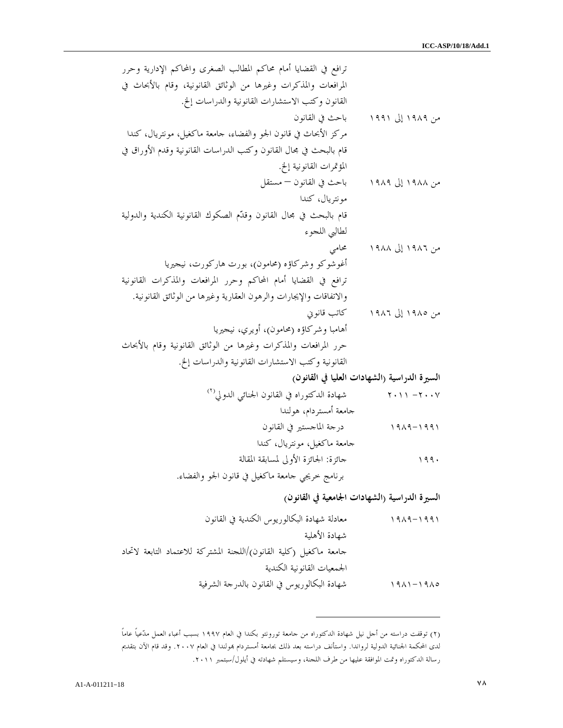ترافع في القضايا أمام محاكم المطالب الصغرى والمحاكم الإدارية وحرر المرافعات والمذكرات وغيرها من الوثائق القانونية، وقام بالأبحاث في القانون وكتب الاستشارات القانونية والدراسات إلخ.

من ١٩٨٩ إلى ١٩٩١ باحث في القانون

مركز الأبحاث في قانون الجو والفضاء، جامعة ماكغيل، مونتريال، كندا

قام بالبحث في مجال القانون وكتب الدراسات القانونية وقدم الأوراق في المؤتمرات القانونية إلخ.

من ١٩٨٨ إلى ١٩٨٩ باحث في القانون – مستقل

مونتريال، كندا

قام بالبحث في مجال القانون وقدّم الصكوك القانونية الكندية والدولية لطالبي اللجوء

من ١٩٨٦ إلى ١٩٨٨ محامي

أغوشوكو وشركاؤه (محامون)، بورت هاركورت، نيجيريا

ترافع في القضايا أمام المحاكم وحرر المرافعات والمذكرات القانونية والاتفاقات والإيجارات والرهون العقارية وغيرها من الوثائق القانونية.

من ١٩٨٥ إلى ١٩٨٦ كاتب قانوني

أهامبا وشركاؤه (محامون)، أويري، نيجيريا

حرر المرافعات والمذكرات وغيرها من الوثائق القانونية وقام بالأبحاث القانونية وكتب الاستشارات القانونية والدراسات إلخ.

**السيرة الدراسية (الشهادات العليا في القانون)**

٢٠٠٧– ٢٠١١ شهادة الدكتوراه في القانون الجنائي الدولي[٢]

جامعة أمستردام، هولندا

١٩٩١–١٩٨٩ درجة الماجستير في القانون

جامعة ماكغيل، مونتريال، كندا

١٩٩٠ جائزة: الجائزة الأولى لمسابقة المقالة

برنامج خريجي جامعة ماكغيل في قانون الجو والفضاء.

**السيرة الدراسية (الشهادات الجامعية في القانون)**

١٩٩١–١٩٨٩ معادلة شهادة البكالوريوس الكندية في القانون

شهادة الأهلية

جامعة ماكغيل (كلية القانون)/اللجنة المشتركة للاعتماد التابعة لاتحاد الجمعيات القانونية الكندية

١٩٨٥–١٩٨١ شهادة البكالوريوس في القانون بالدرجة الشرفية

---

(٢) توقفت دراسته من أجل نيل شهادة الدكتوراه من جامعة تورونتو بكندا في العام ١٩٩٧ بسبب أعباء العمل مدّعياً عاماً لدى المحكمة الجنائية الدولية لرواندا. واستأنف دراسته بعد ذلك بجامعة أمستردام بهولندا في العام ٢٠٠٧. وقد قام الآن بتقديم رسالة الدكتوراه وتمت الموافقة عليها من طرف اللجنة، وسيستلم شهادته في أيلول/سبتمبر ٢٠١١.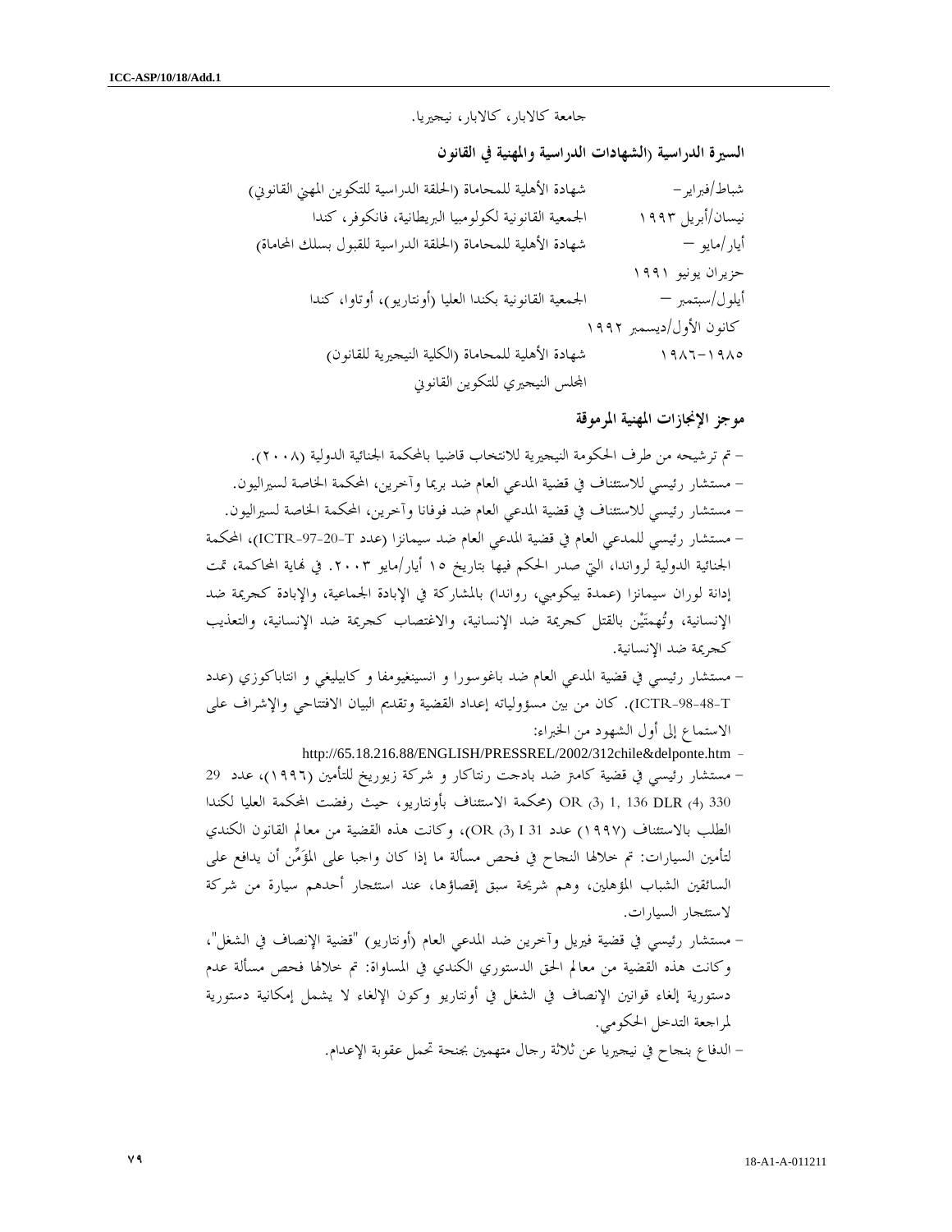جامعة كالابار، كالابار، نيجيريا.

### السيرة الدراسية (الشهادات الدراسية والمهنية في القانون)

| | |
|---|---|
| شباط/فبراير – نيسان/أبريل ١٩٩٣ | شهادة الأهلية للمحاماة (الحلقة الدراسية للتكوين المهني القانوني) الجمعية القانونية لكولومبيا البريطانية، فانكوفر، كندا |
| أيار/مايو – حزيران يونيو ١٩٩١ | شهادة الأهلية للمحاماة (الحلقة الدراسية للقبول بسلك المحاماة) |
| أيلول/سبتمبر – كانون الأول/ديسمبر ١٩٩٢ | الجمعية القانونية بكندا العليا (أونتاريو)، أوتاوا، كندا |
| ١٩٨٥–١٩٨٦ | شهادة الأهلية للمحاماة (الكلية النيجيرية للقانون) المجلس النيجيري للتكوين القانوني |

### موجز الإنجازات المهنية المرموقة

- تم ترشيحه من طرف الحكومة النيجيرية للانتخاب قاضيا بالمحكمة الجنائية الدولية (٢٠٠٨).
- مستشار رئيسي للاستئناف في قضية المدعي العام ضد بريما وآخرين، المحكمة الخاصة لسيراليون.
- مستشار رئيسي للاستئناف في قضية المدعي العام ضد فوفانا وآخرين، المحكمة الخاصة لسيراليون.
- مستشار رئيسي للمدعي العام في قضية المدعي العام ضد سيمانزا (عدد ICTR-97-20-T)، المحكمة الجنائية الدولية لرواندا، التي صدر الحكم فيها بتاريخ ١٥ أيار/مايو ٢٠٠٣. في نهاية المحاكمة، تمت إدانة لوران سيمانزا (عمدة بيكومبي، رواندا) بالمشاركة في الإبادة الجماعية، والإبادة كجريمة ضد الإنسانية، وتُهمتَيْن بالقتل كجريمة ضد الإنسانية، والاغتصاب كجريمة ضد الإنسانية، والتعذيب كجريمة ضد الإنسانية.
- مستشار رئيسي في قضية المدعي العام ضد باغوسورا و انسينغيومفا و كابيليغي و انتاباكوزي (عدد ICTR-98-48-T). كان من بين مسؤولياته إعداد القضية وتقديم البيان الافتتاحي والإشراف على الاستماع إلى أول الشهود من الخبراء:
- http://65.18.216.88/ENGLISH/PRESSREL/2002/312chile&delponte.htm
- مستشار رئيسي في قضية كامتر ضد بادجت رنتاكار و شركة زيوريخ للتأمين (١٩٩٦)، عدد 29 OR (3) 1, 136 DLR (4) 330 (محكمة الاستئناف بأونتاريو، حيث رفضت المحكمة العليا لكندا الطلب بالاستئناف (١٩٩٧) عدد 31 I (3) OR)، وكانت هذه القضية من معالم القانون الكندي لتأمين السيارات: تم خلالها النجاح في فحص مسألة ما إذا كان واجبا على المؤَمِّن أن يدافع على السائقين الشباب المؤهلين، وهم شريحة سبق إقصاؤها، عند استئجار أحدهم سيارة من شركة لاستئجار السيارات.
- مستشار رئيسي في قضية فيريل وآخرين ضد المدعي العام (أونتاريو) "قضية الإنصاف في الشغل"، وكانت هذه القضية من معالم الحق الدستوري الكندي في المساواة: تم خلالها فحص مسألة عدم دستورية إلغاء قوانين الإنصاف في الشغل في أونتاريو وكون الإلغاء لا يشمل إمكانية دستورية لمراجعة التدخل الحكومي.
- الدفاع بنجاح في نيجيريا عن ثلاثة رجال متهمين بجنحة تحمل عقوبة الإعدام.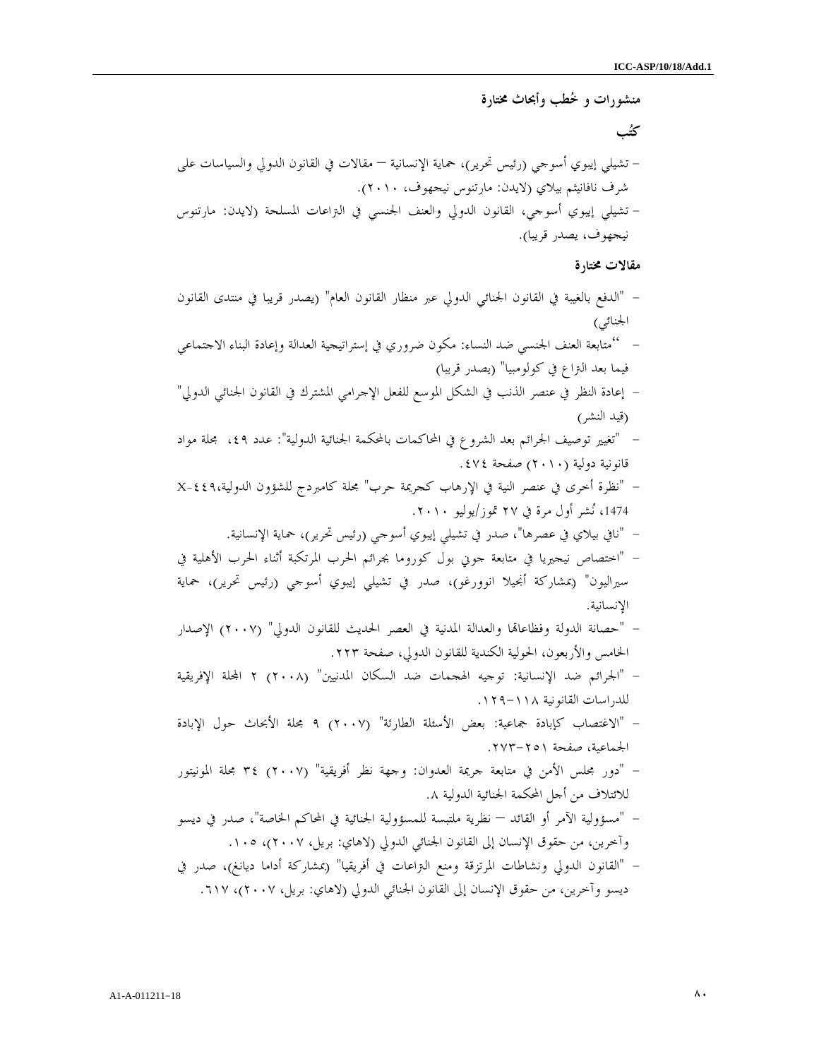## منشورات و خُطب وأبحاث مختارة

### كتُب

- تشيلي إيبوي أسوجي (رئيس تحرير)، حماية الإنسانية – مقالات في القانون الدولي والسياسات على شرف نافانيثم بيلاي (لايدن: مارتنوس نيجهوف، ٢٠١٠).
- تشيلي إيبوي أسوجي، القانون الدولي والعنف الجنسي في النزاعات المسلحة (لايدن: مارتنوس نيجهوف، يصدر قريبا).

### مقالات مختارة

- "الدفع بالغيبة في القانون الجنائي الدولي عبر منظار القانون العام" (يصدر قريبا في منتدى القانون الجنائي)
- "متابعة العنف الجنسي ضد النساء: مكون ضروري في إستراتيجية العدالة وإعادة البناء الاجتماعي فيما بعد النزاع في كولومبيا" (يصدر قريبا)
- إعادة النظر في عنصر الذنب في الشكل الموسع للفعل الإجرامي المشترك في القانون الجنائي الدولي" (قيد النشر)
- "تغيير توصيف الجرائم بعد الشروع في المحاكمات بالمحكمة الجنائية الدولية": عدد ٤٩، مجلة مواد قانونية دولية (٢٠١٠) صفحة ٤٧٤.
- "نظرة أخرى في عنصر النية في الإرهاب كجريمة حرب" مجلة كامبردج للشؤون الدولية،٤٤٩-X 1474، نُشر أول مرة في ٢٧ تموز/يوليو ٢٠١٠.
- "نافي بيلاي في عصرها"، صدر في تشيلي إيبوي أسوجي (رئيس تحرير)، حماية الإنسانية.
- "اختصاص نيجيريا في متابعة جوني بول كوروما بجرائم الحرب المرتكبة أثناء الحرب الأهلية في سيراليون" (بمشاركة أنجيلا انوورغو)، صدر في تشيلي إيبوي أسوجي (رئيس تحرير)، حماية الإنسانية.
- "حصانة الدولة وفظاعاتها والعدالة المدنية في العصر الحديث للقانون الدولي" (٢٠٠٧) الإصدار الخامس والأربعون، الحولية الكندية للقانون الدولي، صفحة ٢٢٣.
- "الجرائم ضد الإنسانية: توجيه الهجمات ضد السكان المدنيين" (٢٠٠٨) ٢ المجلة الإفريقية للدراسات القانونية ١١٨-١٢٩.
- "الاغتصاب كإبادة جماعية: بعض الأسئلة الطارئة" (٢٠٠٧) ٩ مجلة الأبحاث حول الإبادة الجماعية، صفحة ٢٥١-٢٧٣.
- "دور مجلس الأمن في متابعة جريمة العدوان: وجهة نظر أفريقية" (٢٠٠٧) ٣٤ مجلة المونيتور للائتلاف من أجل المحكمة الجنائية الدولية ٨.
- "مسؤولية الآمر أو القائد – نظرية ملتبسة للمسؤولية الجنائية في المحاكم الخاصة"، صدر في ديسو وآخرين، من حقوق الإنسان إلى القانون الجنائي الدولي (لاهاي: بريل، ٢٠٠٧)، ١٠٥.
- "القانون الدولي ونشاطات المرتزقة ومنع النزاعات في أفريقيا" (بمشاركة أداما ديانغ)، صدر في ديسو وآخرين، من حقوق الإنسان إلى القانون الجنائي الدولي (لاهاي: بريل، ٢٠٠٧)، ٦١٧.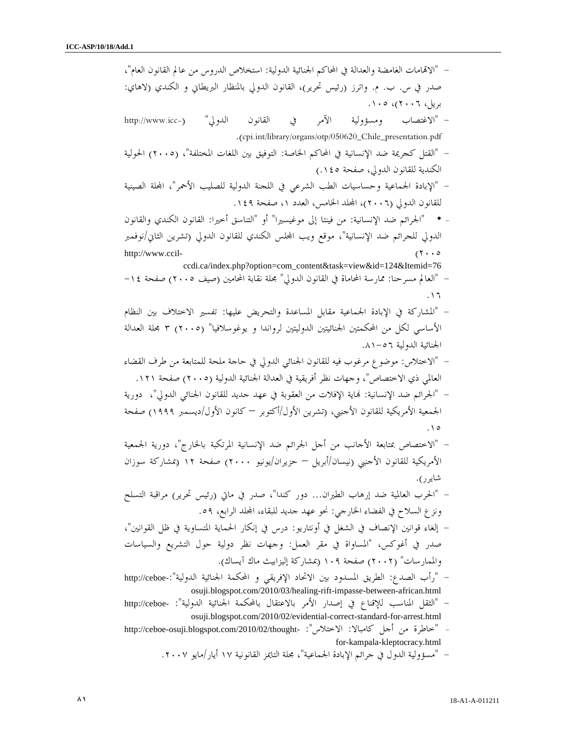- "الاتهامات الغامضة والعدالة في المحاكم الجنائية الدولية: استخلاص الدروس من عالم القانون العام"، صدر في س. ب. م. واترز (رئيس تحرير)، القانون الدولي بالمنظار البريطاني و الكندي (لاهاي: بريل، ٢٠٠٦)، ١٠٥.
- "الاغتصاب ومسؤولية الآمر في القانون الدولي" (http://www.icc-cpi.int/library/organs/otp/050620_Chile_presentation.pdf).
- "القتل كجريمة ضد الإنسانية في المحاكم الخاصة: التوفيق بين اللغات المختلفة"، (٢٠٠٥) الحولية الكندية للقانون الدولي، صفحة ١٤٥.)
- "الإبادة الجماعية وحساسيات الطب الشرعي في اللجنة الدولية للصليب الأحمر"، المجلة الصينية للقانون الدولي (٢٠٠٦)، المجلد الخامس، العدد ١، صفحة ١٤٩.
- • "الجرائم ضد الإنسانية: من فيتنا إلى موغيسيرا" أو "التناسق أخيرا: القانون الكندي والقانون الدولي للجرائم ضد الإنسانية"، موقع ويب المجلس الكندي للقانون الدولي (تشرين الثاني/نوفمبر ٢٠٠٥) http://www.ccil-ccdi.ca/index.php?option=com_content&task=view&id=124&Itemid=76
- "العالم مسرحنا: ممارسة المحاماة في القانون الدولي" مجلة نقابة المحامين (صيف ٢٠٠٥) صفحة ١٤-١٦.
- "المشاركة في الإبادة الجماعية مقابل المساعدة والتحريض عليها: تفسير الاختلاف بين النظام الأساسي لكل من المحكمتين الجنائيتين الدوليتين لرواندا و يوغوسلافيا" (٢٠٠٥) ٣ مجلة العدالة الجنائية الدولية ٥٦-٨١.
- "الاختلاس: موضوع مرغوب فيه للقانون الجنائي الدولي في حاجة ملحة للمتابعة من طرف القضاء العالمي ذي الاختصاص"، وجهات نظر أفريقية في العدالة الجنائية الدولية (٢٠٠٥) صفحة ١٢١.
- "الجرائم ضد الإنسانية: نهاية الإفلات من العقوبة في عهد جديد للقانون الجنائي الدولي"، دورية الجمعية الأمريكية للقانون الأجنبي، (تشرين الأول/أكتوبر – كانون الأول/ديسمبر ١٩٩٩) صفحة ١٥.
- "الاختصاص بمتابعة الأجانب من أجل الجرائم ضد الإنسانية المرتكبة بالخارج"، دورية الجمعية الأمريكية للقانون الأجنبي (نيسان/أبريل – حزيران/يونيو ٢٠٠٠) صفحة ١٢ (بمشاركة سوزان شاير).
- "الحرب العالمية ضد إرهاب الطيران... دور كندا"، صدر في ماتي (رئيس تحرير) مراقبة التسلح ونزع السلاح في الفضاء الخارجي: نحو عهد جديد للبقاء، المجلد الرابع، ٥٩.
- إلغاء قوانين الإنصاف في الشغل في أونتاريو: درس في إنكار الحماية المتساوية في ظل القوانين"، صدر في أغوكس، "المساواة في مقر العمل: وجهات نظر دولية حول التشريع والسياسات والممارسات" (٢٠٠٢) صفحة ١٠٩ (بمشاركة إليزابيث ماك آيساك).
- "رأب الصدع: الطريق المسدود بين الاتحاد الإفريقي و المحكمة الجنائية الدولية":-http://ceboe-osuji.blogspot.com/2010/03/healing-rift-impasse-between-african.html
- "الثقل المناسب للإقناع في إصدار الأمر بالاعتقال بالمحكمة الجنائية الدولية": -http://ceboe-osuji.blogspot.com/2010/02/evidential-correct-standard-for-arrest.html
- "خاطرة من أجل كامبالا: الاختلاس": -http://ceboe-osuji.blogspot.com/2010/02/thought-for-kampala-kleptocracy.html
- "مسؤولية الدول في جرائم الإبادة الجماعية"، مجلة التايمز القانونية ١٧ أيار/مايو ٢٠٠٧.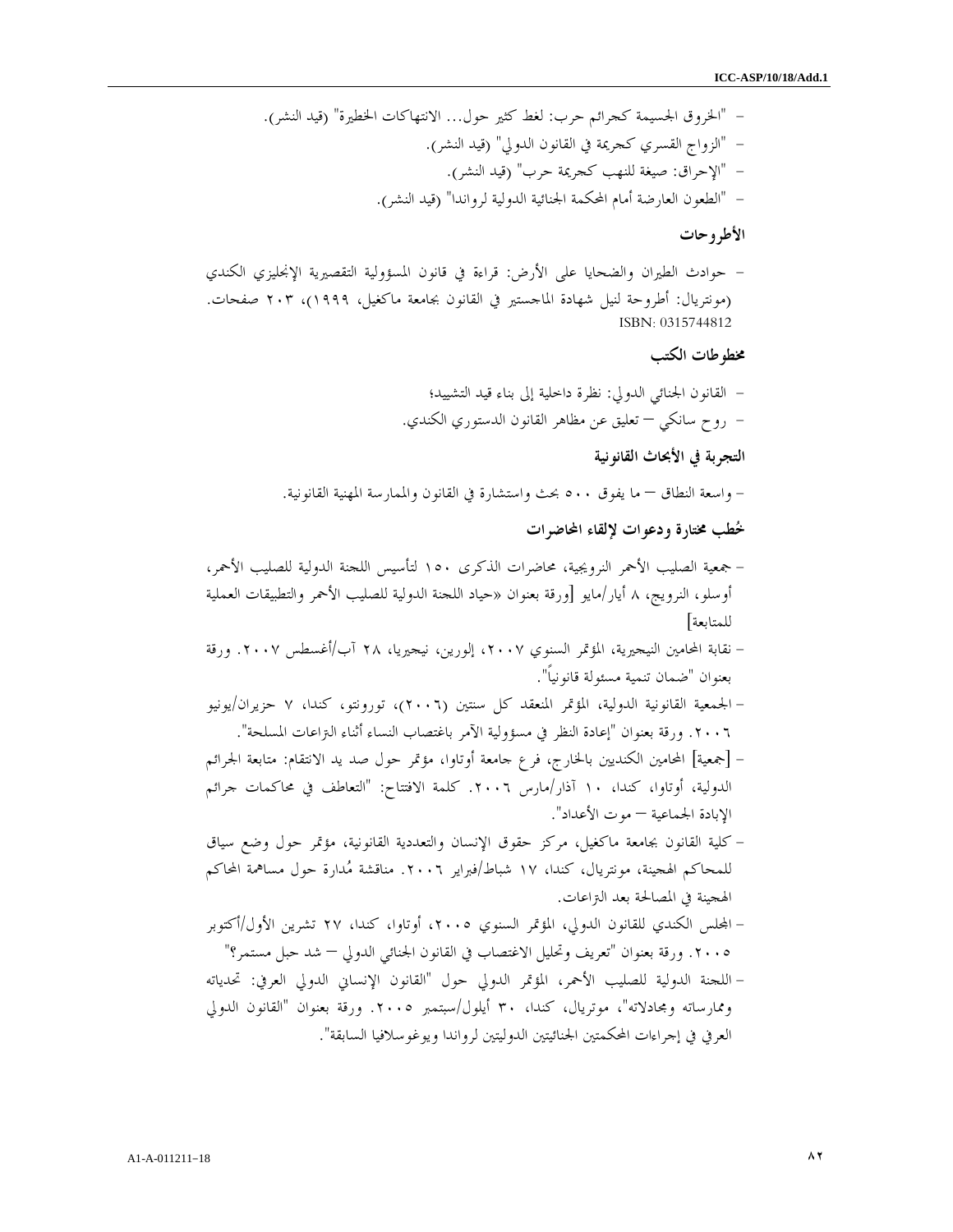- "الخروق الجسيمة كجرائم حرب: لغط كثير حول... الانتهاكات الخطيرة" (قيد النشر).
- "الزواج القسري كجريمة في القانون الدولي" (قيد النشر).
- "الإحراق: صيغة للنهب كجريمة حرب" (قيد النشر).
- "الطعون العارضة أمام المحكمة الجنائية الدولية لرواندا" (قيد النشر).

### الأطروحات

- حوادث الطيران والضحايا على الأرض: قراءة في قانون المسؤولية التقصيرية الإنجليزي الكندي (مونتريال: أطروحة لنيل شهادة الماجستير في القانون بجامعة ماكغيل، ١٩٩٩)، ٢٠٣ صفحات. ISBN: 0315744812

### مخطوطات الكتب

- القانون الجنائي الدولي: نظرة داخلية إلى بناء قيد التشييد؛
- روح سانكي – تعليق عن مظاهر القانون الدستوري الكندي.

### التجربة في الأبحاث القانونية

- واسعة النطاق – ما يفوق ٥٠٠ بحث واستشارة في القانون والممارسة المهنية القانونية.

### خُطب مختارة ودعوات لإلقاء المحاضرات

- جمعية الصليب الأحمر النرويجية، محاضرات الذكرى ١٥٠ لتأسيس اللجنة الدولية للصليب الأحمر، أوسلو، النرويج، ٨ أيار/مايو [ورقة بعنوان «حياد اللجنة الدولية للصليب الأحمر والتطبيقات العملية للمتابعة]
- نقابة المحامين النيجيرية، المؤتمر السنوي ٢٠٠٧، إلورين، نيجيريا، ٢٨ آب/أغسطس ٢٠٠٧. ورقة بعنوان "ضمان تنمية مسئولة قانونياً".
- الجمعية القانونية الدولية، المؤتمر المنعقد كل سنتين (٢٠٠٦)، تورونتو، كندا، ٧ حزيران/يونيو ٢٠٠٦. ورقة بعنوان "إعادة النظر في مسؤولية الآمر باغتصاب النساء أثناء التراعات المسلحة".
- [جمعية] المحامين الكنديين بالخارج، فرع جامعة أوتاوا، مؤتمر حول صد يد الانتقام: متابعة الجرائم الدولية، أوتاوا، كندا، ١٠ آذار/مارس ٢٠٠٦. كلمة الافتتاح: "التعاطف في محاكمات جرائم الإبادة الجماعية – موت الأعداد".
- كلية القانون بجامعة ماكغيل، مركز حقوق الإنسان والتعددية القانونية، مؤتمر حول وضع سياق للمحاكم الهجينة، مونتريال، كندا، ١٧ شباط/فبراير ٢٠٠٦. مناقشة مُدارة حول مساهمة المحاكم الهجينة في المصالحة بعد التراعات.
- المجلس الكندي للقانون الدولي، المؤتمر السنوي ٢٠٠٥، أوتاوا، كندا، ٢٧ تشرين الأول/أكتوبر ٢٠٠٥. ورقة بعنوان "تعريف وتحليل الاغتصاب في القانون الجنائي الدولي – شد حبل مستمر؟"
- اللجنة الدولية للصليب الأحمر، المؤتمر الدولي حول "القانون الإنساني الدولي العرفي: تحدياته وممارساته ومجادلاته"، موتريال، كندا، ٣٠ أيلول/سبتمبر ٢٠٠٥. ورقة بعنوان "القانون الدولي العرفي في إجراءات المحكمتين الجنائيتين الدوليتين لرواندا ويوغوسلافيا السابقة".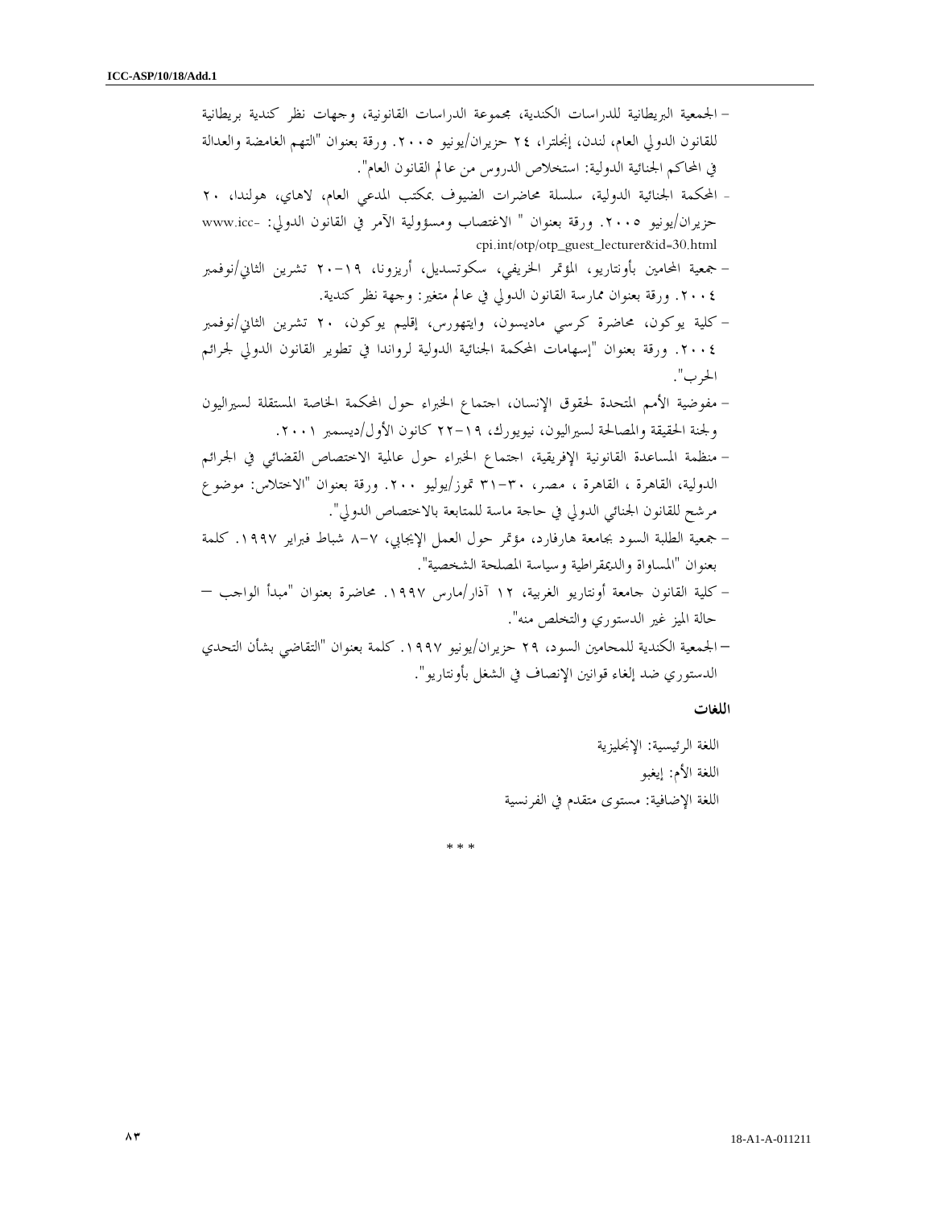- الجمعية البريطانية للدراسات الكندية، مجموعة الدراسات القانونية، وجهات نظر كندية بريطانية للقانون الدولي العام، لندن، إنجلترا، ٢٤ حزيران/يونيو ٢٠٠٥. ورقة بعنوان "التهم الغامضة والعدالة في المحاكم الجنائية الدولية: استخلاص الدروس من عالم القانون العام".
- المحكمة الجنائية الدولية، سلسلة محاضرات الضيوف بمكتب المدعي العام، لاهاي، هولندا، ٢٠ حزيران/يونيو ٢٠٠٥. ورقة بعنوان " الاغتصاب ومسؤولية الآمر في القانون الدولي: www.icc-cpi.int/otp/otp_guest_lecturer&id=30.html
- جمعية المحامين بأونتاريو، المؤتمر الخريفي، سكوتسديل، أريزونا، ١٩-٢٠ تشرين الثاني/نوفمبر ٢٠٠٤. ورقة بعنوان ممارسة القانون الدولي في عالم متغير: وجهة نظر كندية.
- كلية يوكون، محاضرة كرسي ماديسون، وايتهورس، إقليم يوكون، ٢٠ تشرين الثاني/نوفمبر ٢٠٠٤. ورقة بعنوان "إسهامات المحكمة الجنائية الدولية لرواندا في تطوير القانون الدولي لجرائم الحرب".
- مفوضية الأمم المتحدة لحقوق الإنسان، اجتماع الخبراء حول المحكمة الخاصة المستقلة لسيراليون ولجنة الحقيقة والمصالحة لسيراليون، نيويورك، ١٩-٢٢ كانون الأول/ديسمبر ٢٠٠١.
- منظمة المساعدة القانونية الإفريقية، اجتماع الخبراء حول عالمية الاختصاص القضائي في الجرائم الدولية، القاهرة ، القاهرة ، مصر، ٣٠-٣١ تموز/يوليو ٢٠٠. ورقة بعنوان "الاختلاس: موضوع مرشح للقانون الجنائي الدولي في حاجة ماسة للمتابعة بالاختصاص الدولي".
- جمعية الطلبة السود بجامعة هارفارد، مؤتمر حول العمل الإيجابي، ٧-٨ شباط فبراير ١٩٩٧. كلمة بعنوان "المساواة والديمقراطية وسياسة المصلحة الشخصية".
- كلية القانون جامعة أونتاريو الغربية، ١٢ آذار/مارس ١٩٩٧. محاضرة بعنوان "مبدأ الواجب — حالة الميز غير الدستوري والتخلص منه".
- الجمعية الكندية للمحامين السود، ٢٩ حزيران/يونيو ١٩٩٧. كلمة بعنوان "التقاضي بشأن التحدي الدستوري ضد إلغاء قوانين الإنصاف في الشغل بأونتاريو".

**اللغات**

اللغة الرئيسية: الإنجليزية

اللغة الأم: إيغبو

اللغة الإضافية: مستوى متقدم في الفرنسية

* * *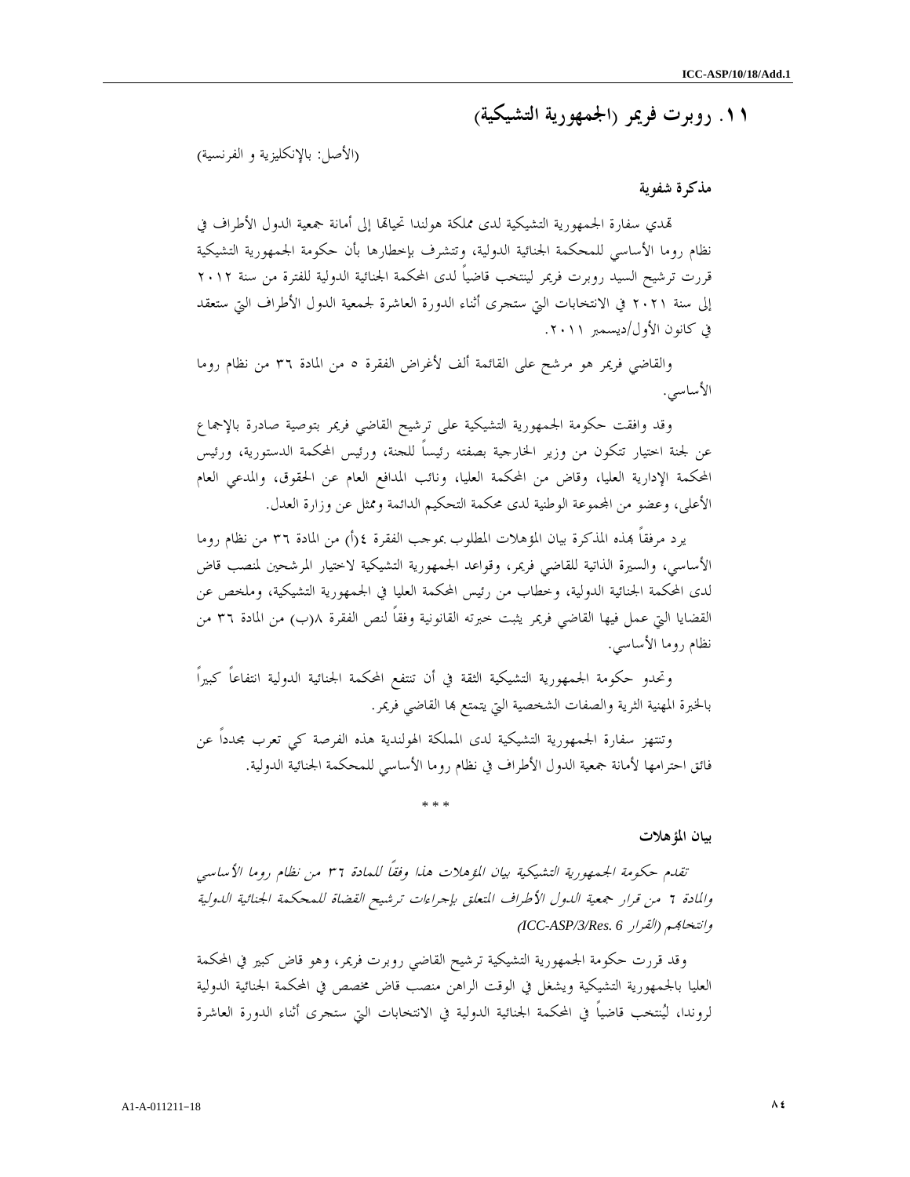## ١١. روبرت فريمر (الجمهورية التشيكية)

(الأصل: بالإنكليزية و الفرنسية)

**مذكرة شفوية**

تهدي سفارة الجمهورية التشيكية لدى مملكة هولندا تحياتها إلى أمانة جمعية الدول الأطراف في نظام روما الأساسي للمحكمة الجنائية الدولية، وتتشرف بإخطارها بأن حكومة الجمهورية التشيكية قررت ترشيح السيد روبرت فريمر لينتخب قاضياً لدى المحكمة الجنائية الدولية للفترة من سنة ٢٠١٢ إلى سنة ٢٠٢١ في الانتخابات التي ستجرى أثناء الدورة العاشرة لجمعية الدول الأطراف التي ستعقد في كانون الأول/ديسمبر ٢٠١١.

والقاضي فريمر هو مرشح على القائمة ألف لأغراض الفقرة ٥ من المادة ٣٦ من نظام روما الأساسي.

وقد وافقت حكومة الجمهورية التشيكية على ترشيح القاضي فريمر بتوصية صادرة بالإجماع عن لجنة اختيار تتكون من وزير الخارجية بصفته رئيساً للجنة، ورئيس المحكمة الدستورية، ورئيس المحكمة الإدارية العليا، وقاض من المحكمة العليا، ونائب المدافع العام عن الحقوق، والمدعي العام الأعلى، وعضو من المجموعة الوطنية لدى محكمة التحكيم الدائمة وممثل عن وزارة العدل.

يرد مرفقاً بهذه المذكرة بيان المؤهلات المطلوب بموجب الفقرة ٤(أ) من المادة ٣٦ من نظام روما الأساسي، والسيرة الذاتية للقاضي فريمر، وقواعد الجمهورية التشيكية لاختيار المرشحين لمنصب قاض لدى المحكمة الجنائية الدولية، وخطاب من رئيس المحكمة العليا في الجمهورية التشيكية، وملخص عن القضايا التي عمل فيها القاضي فريمر يثبت خبرته القانونية وفقاً لنص الفقرة ٨(ب) من المادة ٣٦ من نظام روما الأساسي.

وتحدو حكومة الجمهورية التشيكية الثقة في أن تنتفع المحكمة الجنائية الدولية انتفاعاً كبيراً بالخبرة المهنية الثرية والصفات الشخصية التي يتمتع بها القاضي فريمر.

وتنتهز سفارة الجمهورية التشيكية لدى المملكة الهولندية هذه الفرصة كي تعرب مجدداً عن فائق احترامها لأمانة جمعية الدول الأطراف في نظام روما الأساسي للمحكمة الجنائية الدولية.

\* \* \*

**بيان المؤهلات**

*تقدم حكومة الجمهورية التشيكية بيان المؤهلات هذا وفقاً للمادة ٣٦ من نظام روما الأساسي والمادة ٦ من قرار جمعية الدول الأطراف المتعلق بإجراءات ترشيح القضاة للمحكمة الجنائية الدولية وانتخابهم (القرار ICC-ASP/3/Res. 6)*

وقد قررت حكومة الجمهورية التشيكية ترشيح القاضي روبرت فريمر، وهو قاض كبير في المحكمة العليا بالجمهورية التشيكية ويشغل في الوقت الراهن منصب قاض مخصص في المحكمة الجنائية الدولية لروندا، ليُنتخب قاضياً في المحكمة الجنائية الدولية في الانتخابات التي ستجرى أثناء الدورة العاشرة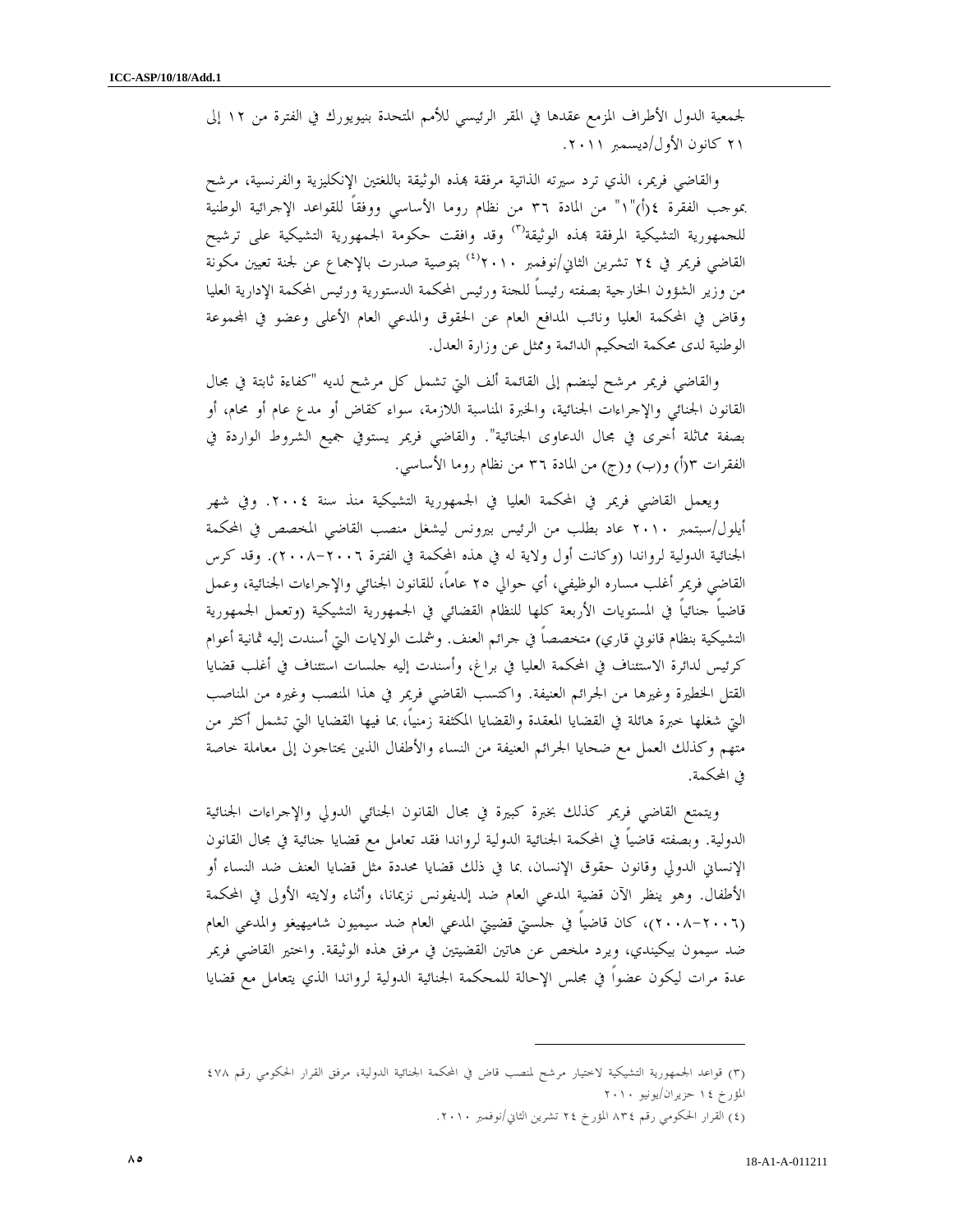لجمعية الدول الأطراف المزمع عقدها في المقر الرئيسي للأمم المتحدة بنيويورك في الفترة من ١٢ إلى ٢١ كانون الأول/ديسمبر ٢٠١١.

والقاضي فريمر، الذي ترد سيرته الذاتية مرفقة بهذه الوثيقة باللغتين الإنكليزية والفرنسية، مرشح بموجب الفقرة ٤(أ)"١" من المادة ٣٦ من نظام روما الأساسي ووفقاً للقواعد الإجرائية الوطنية للجمهورية التشيكية المرفقة بهذه الوثيقة[٣] وقد وافقت حكومة الجمهورية التشيكية على ترشيح القاضي فريمر في ٢٤ تشرين الثاني/نوفمبر ٢٠١٠[٤] بتوصية صدرت بالإجماع عن لجنة تعيين مكونة من وزير الشؤون الخارجية بصفته رئيساً للجنة ورئيس المحكمة الدستورية ورئيس المحكمة الإدارية العليا وقاض في المحكمة العليا ونائب المدافع العام عن الحقوق والمدعي العام الأعلى وعضو في المجموعة الوطنية لدى محكمة التحكيم الدائمة وممثل عن وزارة العدل.

والقاضي فريمر مرشح لينضم إلى القائمة ألف التي تشمل كل مرشح لديه "كفاءة ثابتة في مجال القانون الجنائي والإجراءات الجنائية، والخبرة المناسبة اللازمة، سواء كقاض أو مدع عام أو محام، أو بصفة مماثلة أخرى في مجال الدعاوى الجنائية". والقاضي فريمر يستوفي جميع الشروط الواردة في الفقرات ٣(أ) و(ب) و(ج) من المادة ٣٦ من نظام روما الأساسي.

ويعمل القاضي فريمر في المحكمة العليا في الجمهورية التشيكية منذ سنة ٢٠٠٤. وفي شهر أيلول/سبتمبر ٢٠١٠ عاد بطلب من الرئيس بيرونس ليشغل منصب القاضي المخصص في المحكمة الجنائية الدولية لرواندا (وكانت أول ولاية له في هذه المحكمة في الفترة ٢٠٠٦-٢٠٠٨). وقد كرس القاضي فريمر أغلب مساره الوظيفي، أي حوالي ٢٥ عاماً، للقانون الجنائي والإجراءات الجنائية، وعمل قاضياً جنائياً في المستويات الأربعة كلها للنظام القضائي في الجمهورية التشيكية (وتعمل الجمهورية التشيكية بنظام قانوني قاري) متخصصاً في جرائم العنف. وشملت الولايات التي أسندت إليه ثمانية أعوام كرئيس لدائرة الاستئناف في المحكمة العليا في براغ، وأسندت إليه جلسات استئناف في أغلب قضايا القتل الخطيرة وغيرها من الجرائم العنيفة. واكتسب القاضي فريمر في هذا المنصب وغيره من المناصب التي شغلها خبرة هائلة في القضايا المعقدة والقضايا المكثفة زمنياً، بما فيها القضايا التي تشمل أكثر من متهم وكذلك العمل مع ضحايا الجرائم العنيفة من النساء والأطفال الذين يحتاجون إلى معاملة خاصة في المحكمة.

ويتمتع القاضي فريمر كذلك بخبرة كبيرة في مجال القانون الجنائي الدولي والإجراءات الجنائية الدولية. وبصفته قاضياً في المحكمة الجنائية الدولية لرواندا فقد تعامل مع قضايا جنائية في مجال القانون الإنساني الدولي وقانون حقوق الإنسان، بما في ذلك قضايا محددة مثل قضايا العنف ضد النساء أو الأطفال. وهو ينظر الآن قضية المدعي العام ضد إلديفونس نزيمانا، وأثناء ولايته الأولى في المحكمة (٢٠٠٦-٢٠٠٨)، كان قاضياً في جلستي قضيتي المدعي العام ضد سيميون شاميهيغو والمدعي العام ضد سيمون بيكنيدي، ويرد ملخص عن هاتين القضيتين في مرفق هذه الوثيقة. واختير القاضي فريمر عدة مرات ليكون عضواً في مجلس الإحالة للمحكمة الجنائية الدولية لرواندا الذي يتعامل مع قضايا

---

(٣) قواعد الجمهورية التشيكية لاختيار مرشح لمنصب قاض في المحكمة الجنائية الدولية، مرفق القرار الحكومي رقم ٤٧٨ المؤرخ ١٤ حزيران/يونيو ٢٠١٠

(٤) القرار الحكومي رقم ٨٣٤ المؤرخ ٢٤ تشرين الثاني/نوفمبر ٢٠١٠.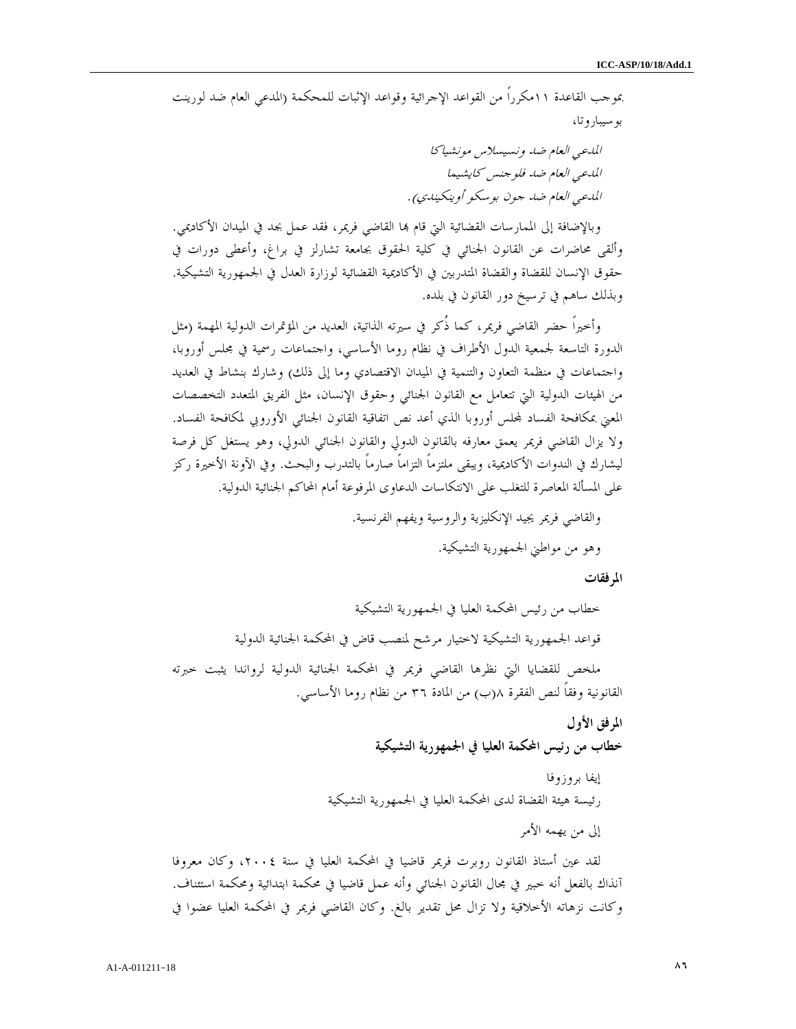بموجب القاعدة ١١مكرراً من القواعد الإجرائية وقواعد الإثبات للمحكمة (المدعي العام ضد لورينت بوسيباروتا،

*المدعي العام ضد ونسيسلاس مونشياكا*
*المدعي العام ضد فلوجنس كايشيما*
*المدعي العام ضد جون بوسكو أوينكيندي)*.

وبالإضافة إلى الممارسات القضائية التي قام بها القاضي فريمر، فقد عمل بجد في الميدان الأكاديمي. وألقى محاضرات عن القانون الجنائي في كلية الحقوق بجامعة تشارلز في براغ، وأعطى دورات في حقوق الإنسان للقضاة والقضاة المتدربين في الأكاديمية القضائية لوزارة العدل في الجمهورية التشيكية. وبذلك ساهم في ترسيخ دور القانون في بلده.

وأخيراً حضر القاضي فريمر، كما ذُكر في سيرته الذاتية، العديد من المؤتمرات الدولية المهمة (مثل الدورة التاسعة لجمعية الدول الأطراف في نظام روما الأساسي، واجتماعات رسمية في مجلس أوروبا، واجتماعات في منظمة التعاون والتنمية في الميدان الاقتصادي وما إلى ذلك) وشارك بنشاط في العديد من الهيئات الدولية التي تتعامل مع القانون الجنائي وحقوق الإنسان، مثل الفريق المتعدد التخصصات المعني بمكافحة الفساد لمجلس أوروبا الذي أعد نص اتفاقية القانون الجنائي الأوروبي لمكافحة الفساد. ولا يزال القاضي فريمر يعمق معارفه بالقانون الدولي والقانون الجنائي الدولي، وهو يستغل كل فرصة ليشارك في الندوات الأكاديمية، ويبقى ملتزماً التزاماً صارماً بالتدرب والبحث. وفي الآونة الأخيرة ركز على المسألة المعاصرة للتغلب على الانتكاسات الدعاوى المرفوعة أمام المحاكم الجنائية الدولية.

والقاضي فريمر يجيد الإنكليزية والروسية ويفهم الفرنسية.

وهو من مواطني الجمهورية التشيكية.

**المرفقات**

خطاب من رئيس المحكمة العليا في الجمهورية التشيكية

قواعد الجمهورية التشيكية لاختيار مرشح لمنصب قاض في المحكمة الجنائية الدولية

ملخص للقضايا التي نظرها القاضي فريمر في المحكمة الجنائية الدولية لرواندا يثبت خبرته القانونية وفقاً لنص الفقرة ٨(ب) من المادة ٣٦ من نظام روما الأساسي.

## المرفق الأول
## خطاب من رئيس المحكمة العليا في الجمهورية التشيكية

إيفا بروزوفا
رئيسة هيئة القضاة لدى المحكمة العليا في الجمهورية التشيكية

إلى من يهمه الأمر

لقد عين أستاذ القانون روبرت فريمر قاضيا في المحكمة العليا في سنة ٢٠٠٤، وكان معروفا آنذاك بالفعل أنه خبير في مجال القانون الجنائي وأنه عمل قاضيا في محكمة ابتدائية ومحكمة استئناف. وكانت نزهاته الأخلاقية ولا تزال محل تقدير بالغ. وكان القاضي فريمر في المحكمة العليا عضوا في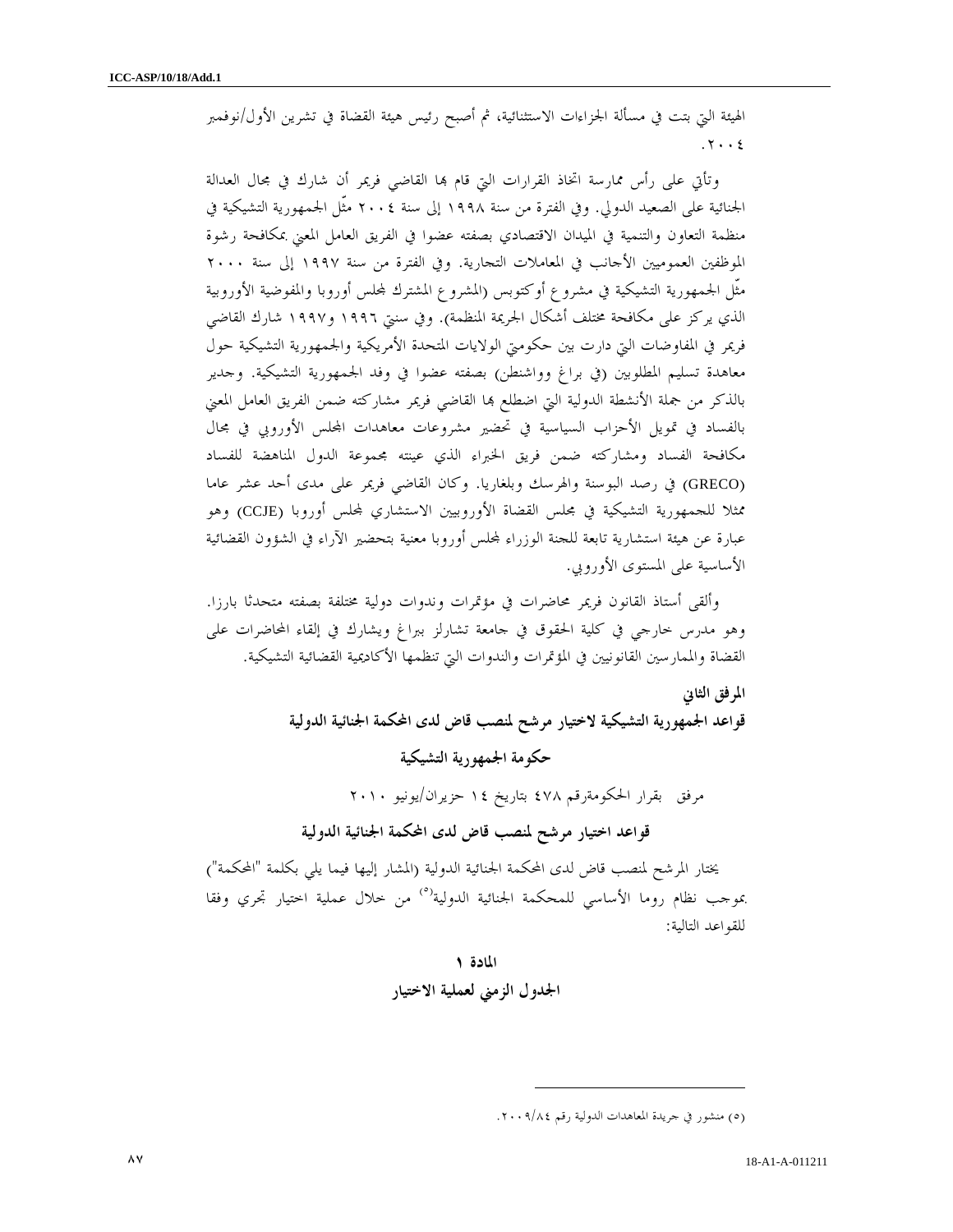الهيئة التي بتت في مسألة الجزاءات الاستثنائية، ثم أصبح رئيس هيئة القضاة في تشرين الأول/نوفمبر ٢٠٠٤.

وتأتي على رأس ممارسة اتخاذ القرارات التي قام بها القاضي فريمر أن شارك في مجال العدالة الجنائية على الصعيد الدولي. وفي الفترة من سنة ١٩٩٨ إلى سنة ٢٠٠٤ مثّل الجمهورية التشيكية في منظمة التعاون والتنمية في الميدان الاقتصادي بصفته عضوا في الفريق العامل المعني بمكافحة رشوة الموظفين العموميين الأجانب في المعاملات التجارية. وفي الفترة من سنة ١٩٩٧ إلى سنة ٢٠٠٠ مثّل الجمهورية التشيكية في مشروع أوكتوبس (المشروع المشترك لمجلس أوروبا والمفوضية الأوروبية الذي يركز على مكافحة مختلف أشكال الجريمة المنظمة). وفي سنتي ١٩٩٦ و١٩٩٧ شارك القاضي فريمر في المفاوضات التي دارت بين حكومتي الولايات المتحدة الأمريكية والجمهورية التشيكية حول معاهدة تسليم المطلوبين (في براغ وواشنطن) بصفته عضوا في وفد الجمهورية التشيكية. وجدير بالذكر من جملة الأنشطة الدولية التي اضطلع بها القاضي فريمر مشاركته ضمن الفريق العامل المعني بالفساد في تمويل الأحزاب السياسية في تحضير مشروعات معاهدات المجلس الأوروبي في مجال مكافحة الفساد ومشاركته ضمن فريق الخبراء الذي عينته مجموعة الدول المناهضة للفساد (GRECO) في رصد البوسنة والهرسك وبلغاريا. وكان القاضي فريمر على مدى أحد عشر عاما ممثلا للجمهورية التشيكية في مجلس القضاة الأوروبيين الاستشاري لمجلس أوروبا (CCJE) وهو عبارة عن هيئة استشارية تابعة للجنة الوزراء لمجلس أوروبا معنية بتحضير الآراء في الشؤون القضائية الأساسية على المستوى الأوروبي.

وألقى أستاذ القانون فريمر محاضرات في مؤتمرات وندوات دولية مختلفة بصفته متحدثا بارزا. وهو مدرس خارجي في كلية الحقوق في جامعة تشارلز ببراغ ويشارك في إلقاء المحاضرات على القضاة والممارسين القانونيين في المؤتمرات والندوات التي تنظمها الأكاديمية القضائية التشيكية.

## المرفق الثاني

## قواعد الجمهورية التشيكية لاختيار مرشح لمنصب قاض لدى المحكمة الجنائية الدولية

### حكومة الجمهورية التشيكية

مرفق بقرار الحكومةرقم ٤٧٨ بتاريخ ١٤ حزيران/يونيو ٢٠١٠

### قواعد اختيار مرشح لمنصب قاض لدى المحكمة الجنائية الدولية

يختار المرشح لمنصب قاض لدى المحكمة الجنائية الدولية (المشار إليها فيما يلي بكلمة "المحكمة") بموجب نظام روما الأساسي للمحكمة الجنائية الدولية(٥) من خلال عملية اختيار تجري وفقا للقواعد التالية:

#### المادة ١

#### الجدول الزمني لعملية الاختيار

---

(٥) منشور في جريدة المعاهدات الدولية رقم ٢٠٠٩/٨٤.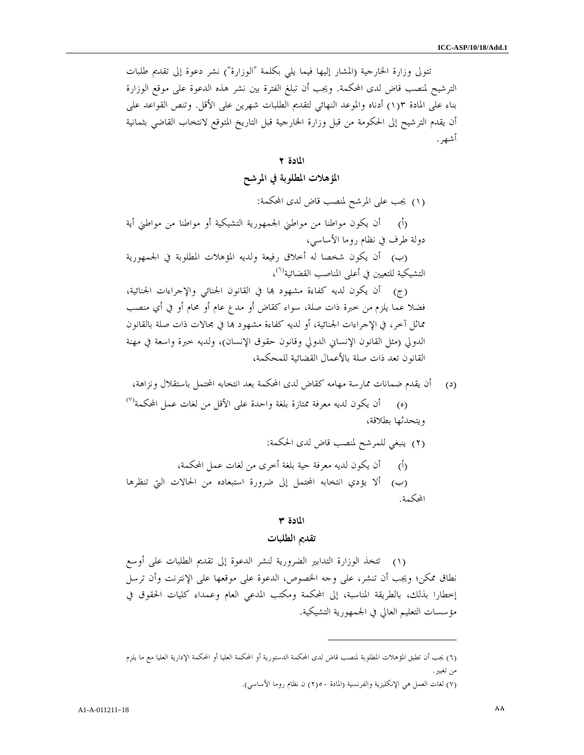تتولى وزارة الخارجية (المشار إليها فيما يلي بكلمة "الوزارة") نشر دعوة إلى تقديم طلبات الترشيح لمنصب قاض لدى المحكمة. ويجب أن تبلغ الفترة بين نشر هذه الدعوة على موقع الوزارة بناء على المادة ٣(١) أدناه والموعد النهائي لتقديم الطلبات شهرين على الأقل. وتنص القواعد على أن يقدم الترشيح إلى الحكومة من قبل وزارة الخارجية قبل التاريخ المتوقع لانتخاب القاضي بثمانية أشهر.

## المادة ٢

## المؤهلات المطلوبة في المرشح

(١) يجب على المرشح لمنصب قاض لدى المحكمة:

(أ) أن يكون مواطنا من مواطني الجمهورية التشيكية أو مواطنا من مواطني أية دولة طرف في نظام روما الأساسي،

(ب) أن يكون شخصا له أخلاق رفيعة ولديه المؤهلات المطلوبة في الجمهورية التشيكية للتعيين في أعلى المناصب القضائية[٦]،

(ج) أن يكون لديه كفاءة مشهود بها في القانون الجنائي والإجراءات الجنائية، فضلا عما يلزم من خبرة ذات صلة، سواء كقاض أو مدع عام أو محام أو في أي منصب مماثل آخر، في الإجراءات الجنائية، أو لديه كفاءة مشهود بها في مجالات ذات صلة بالقانون الدولي (مثل القانون الإنساني الدولي وقانون حقوق الإنسان)، ولديه خبرة واسعة في مهنة القانون تعد ذات صلة بالأعمال القضائية للمحكمة،

(د) أن يقدم ضمانات ممارسة مهامه كقاض لدى المحكمة بعد انتخابه المحتمل باستقلال ونزاهة،

(ه) أن يكون لديه معرفة ممتازة بلغة واحدة على الأقل من لغات عمل المحكمة[٧] ويتحدثها بطلاقة،

(٢) ينبغي للمرشح لمنصب قاض لدى المحكمة:

(أ) أن يكون لديه معرفة حية بلغة أخرى من لغات عمل المحكمة،

(ب) ألا يؤدي انتخابه المحتمل إلى ضرورة استبعاده من الحالات التي تنظرها المحكمة.

## المادة ٣

## تقديم الطلبات

(١) تتخذ الوزارة التدابير الضرورية لنشر الدعوة إلى تقديم الطلبات على أوسع نطاق ممكن؛ ويجب أن تنشر، على وجه الخصوص، الدعوة على موقعها على الإنترنت وأن ترسل إخطارا بذلك، بالطريقة المناسبة، إلى المحكمة ومكتب المدعي العام وعمداء كليات الحقوق في مؤسسات التعليم العالي في الجمهورية التشيكية.

---

(٦) يجب أن تطبق المؤهلات المطلوبة لمنصب قاض لدى المحكمة الدستورية أو المحكمة العليا أو المحكمة الإدارية العليا مع ما يلزم من تغيير.

(٧) لغات العمل هي الإنكليزية والفرنسية (المادة ٥٠(٢) ن نظام روما الأساسي).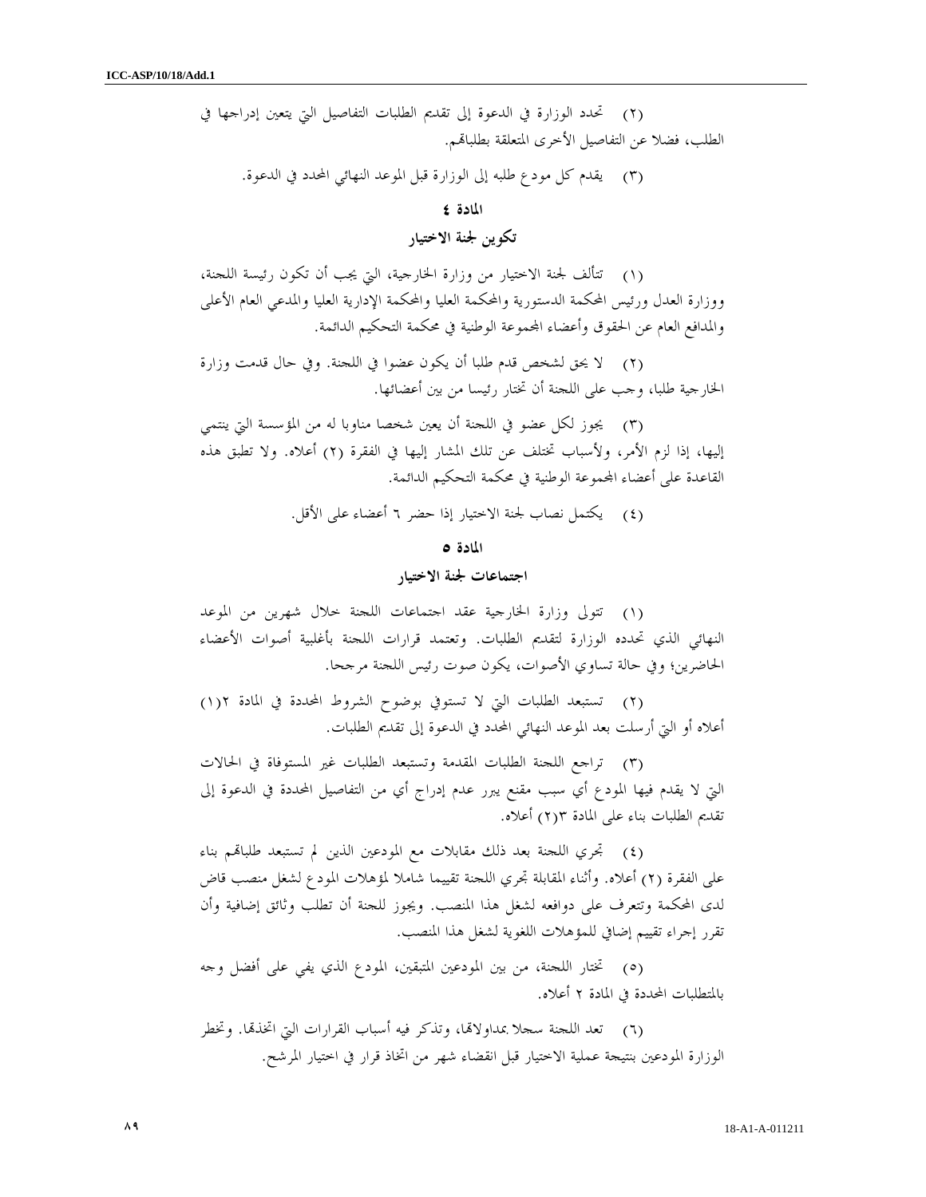(٢) تحدد الوزارة في الدعوة إلى تقديم الطلبات التفاصيل التي يتعين إدراجها في الطلب، فضلا عن التفاصيل الأخرى المتعلقة بطلباتهم.

(٣) يقدم كل مودع طلبه إلى الوزارة قبل الموعد النهائي المحدد في الدعوة.

### المادة ٤

### تكوين لجنة الاختيار

(١) تتألف لجنة الاختيار من وزارة الخارجية، التي يجب أن تكون رئيسة اللجنة، ووزارة العدل ورئيس المحكمة الدستورية والمحكمة العليا والمحكمة الإدارية العليا والمدعي العام الأعلى والمدافع العام عن الحقوق وأعضاء المجموعة الوطنية في محكمة التحكيم الدائمة.

(٢) لا يحق لشخص قدم طلبا أن يكون عضوا في اللجنة. وفي حال قدمت وزارة الخارجية طلبا، وجب على اللجنة أن تختار رئيسا من بين أعضائها.

(٣) يجوز لكل عضو في اللجنة أن يعين شخصا مناوبا له من المؤسسة التي ينتمي إليها، إذا لزم الأمر، ولأسباب تختلف عن تلك المشار إليها في الفقرة (٢) أعلاه. ولا تطبق هذه القاعدة على أعضاء المجموعة الوطنية في محكمة التحكيم الدائمة.

(٤) يكتمل نصاب لجنة الاختيار إذا حضر ٦ أعضاء على الأقل.

### المادة ٥

### اجتماعات لجنة الاختيار

(١) تتولى وزارة الخارجية عقد اجتماعات اللجنة خلال شهرين من الموعد النهائي الذي تحدده الوزارة لتقديم الطلبات. وتعتمد قرارات اللجنة بأغلبية أصوات الأعضاء الحاضرين؛ وفي حالة تساوي الأصوات، يكون صوت رئيس اللجنة مرجحا.

(٢) تستبعد الطلبات التي لا تستوفي بوضوح الشروط المحددة في المادة ٢(١) أعلاه أو التي أرسلت بعد الموعد النهائي المحدد في الدعوة إلى تقديم الطلبات.

(٣) تراجع اللجنة الطلبات المقدمة وتستبعد الطلبات غير المستوفاة في الحالات التي لا يقدم فيها المودع أي سبب مقنع يبرر عدم إدراج أي من التفاصيل المحددة في الدعوة إلى تقديم الطلبات بناء على المادة ٣(٢) أعلاه.

(٤) تجري اللجنة بعد ذلك مقابلات مع المودعين الذين لم تستبعد طلباتهم بناء على الفقرة (٢) أعلاه. وأثناء المقابلة تجري اللجنة تقييما شاملا لمؤهلات المودع لشغل منصب قاض لدى المحكمة وتتعرف على دوافعه لشغل هذا المنصب. ويجوز للجنة أن تطلب وثائق إضافية وأن تقرر إجراء تقييم إضافي للمؤهلات اللغوية لشغل هذا المنصب.

(٥) تختار اللجنة، من بين المودعين المتبقين، المودع الذي يفي على أفضل وجه بالمتطلبات المحددة في المادة ٢ أعلاه.

(٦) تعد اللجنة سجلا بمداولاتها، وتذكر فيه أسباب القرارات التي اتخذتها. وتخطر الوزارة المودعين بنتيجة عملية الاختيار قبل انقضاء شهر من اتخاذ قرار في اختيار المرشح.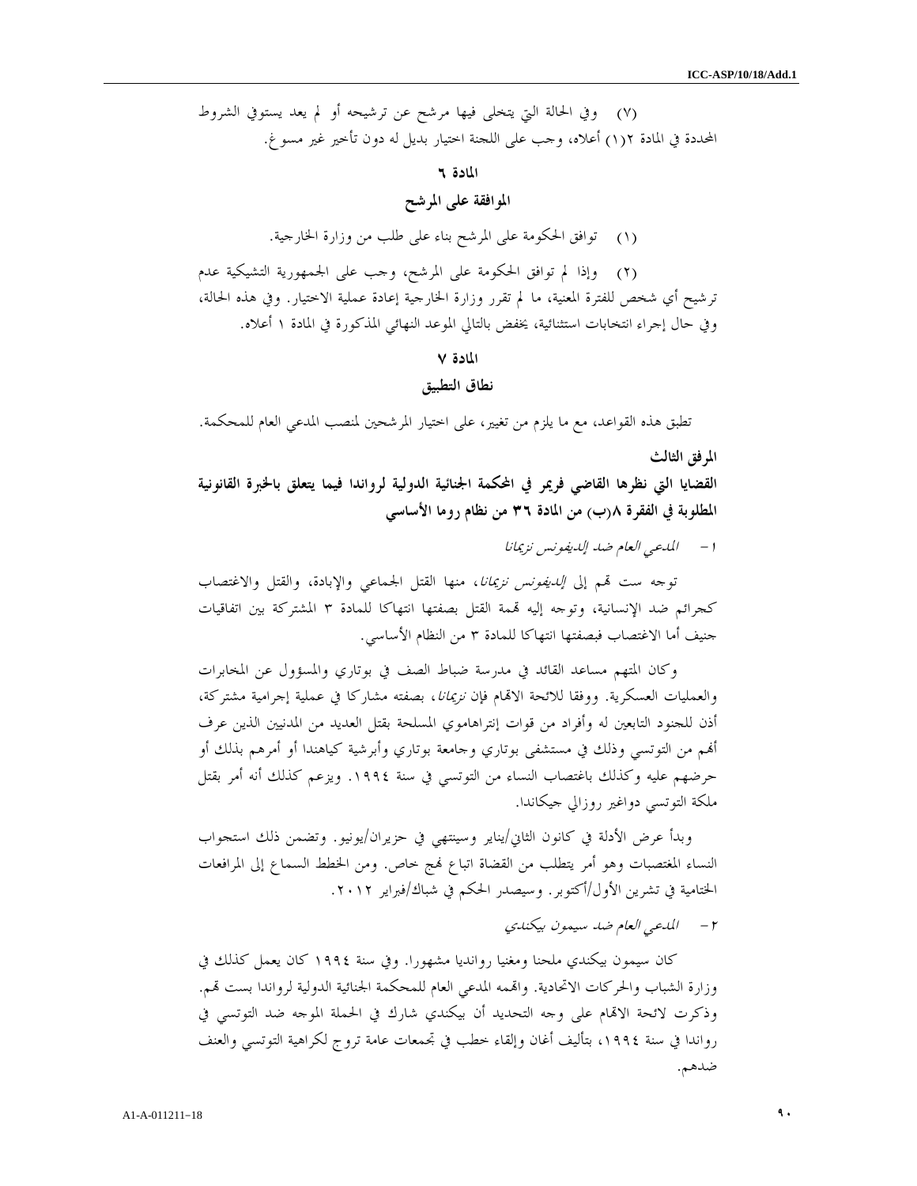(٧) وفي الحالة التي يتخلى فيها مرشح عن ترشيحه أو لم يعد يستوفي الشروط المحددة في المادة ٢(١) أعلاه، وجب على اللجنة اختيار بديل له دون تأخير غير مسوغ.

### المادة ٦

### الموافقة على المرشح

(١) توافق الحكومة على المرشح بناء على طلب من وزارة الخارجية.

(٢) وإذا لم توافق الحكومة على المرشح، وجب على الجمهورية التشيكية عدم ترشيح أي شخص للفترة المعنية، ما لم تقرر وزارة الخارجية إعادة عملية الاختيار. وفي هذه الحالة، وفي حال إجراء انتخابات استثنائية، يخفض بالتالي الموعد النهائي المذكورة في المادة ١ أعلاه.

### المادة ٧

### نطاق التطبيق

تطبق هذه القواعد، مع ما يلزم من تغيير، على اختيار المرشحين لمنصب المدعي العام للمحكمة.

## المرفق الثالث

## القضايا التي نظرها القاضي فريمر في المحكمة الجنائية الدولية لرواندا فيما يتعلق بالخبرة القانونية المطلوبة في الفقرة ٨(ب) من المادة ٣٦ من نظام روما الأساسي

١ - *المدعي العام ضد إلديفونس نزيمانا*

توجه ست تهم إلى *إلديفونس نزيمانا*، منها القتل الجماعي والإبادة، والقتل والاغتصاب كجرائم ضد الإنسانية، وتوجه إليه تهمة القتل بصفتها انتهاكا للمادة ٣ المشتركة بين اتفاقيات جنيف أما الاغتصاب فبصفتها انتهاكا للمادة ٣ من النظام الأساسي.

وكان المتهم مساعد القائد في مدرسة ضباط الصف في بوتاري والمسؤول عن المخابرات والعمليات العسكرية. ووفقا للائحة الاتهام فإن *نزيمانا*، بصفته مشاركا في عملية إجرامية مشتركة، أذن للجنود التابعين له وأفراد من قوات إنتراهاموي المسلحة بقتل العديد من المدنيين الذين عرف أنهم من التوتسي وذلك في مستشفى بوتاري وجامعة بوتاري وأبرشية كياهندا أو أمرهم بذلك أو حرضهم عليه وكذلك باغتصاب النساء من التوتسي في سنة ١٩٩٤. ويزعم كذلك أنه أمر بقتل ملكة التوتسي دواغير روزالي جيكاندا.

وبدأ عرض الأدلة في كانون الثاني/يناير وسينتهي في حزيران/يونيو. وتضمن ذلك استجواب النساء المغتصبات وهو أمر يتطلب من القضاة اتباع نهج خاص. ومن الخطط السماع إلى المرافعات الختامية في تشرين الأول/أكتوبر. وسيصدر الحكم في شباط/فبراير ٢٠١٢.

٢ - *المدعي العام ضد سيمون بيكندي*

كان سيمون بيكندي ملحنا ومغنيا روانديا مشهورا. وفي سنة ١٩٩٤ كان يعمل كذلك في وزارة الشباب والحركات الاتحادية. واتهمه المدعي العام للمحكمة الجنائية الدولية لرواندا بست تهم. وذكرت لائحة الاتهام على وجه التحديد أن بيكندي شارك في الحملة الموجه ضد التوتسي في رواندا في سنة ١٩٩٤، بتأليف أغان وإلقاء خطب في تجمعات عامة تروج لكراهية التوتسي والعنف ضدهم.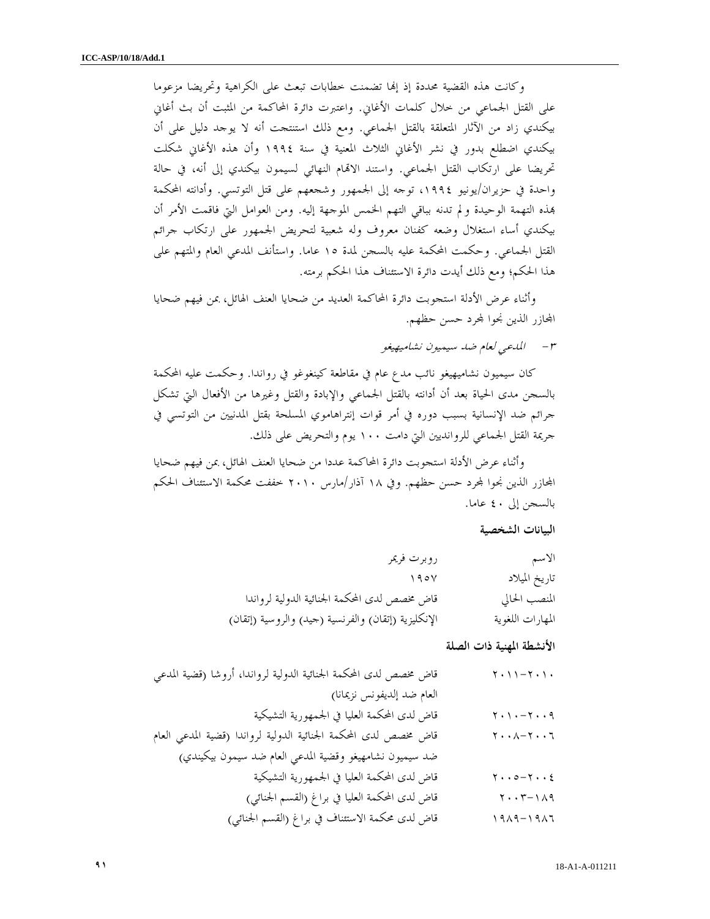وكانت هذه القضية محددة إذ إنها تضمنت خطابات تبعث على الكراهية وتحريضا مزعوما على القتل الجماعي من خلال كلمات الأغاني. واعتبرت دائرة المحاكمة من المثبت أن بث أغاني بيكندي زاد من الآثار المتعلقة بالقتل الجماعي. ومع ذلك استنتجت أنه لا يوجد دليل على أن بيكندي اضطلع بدور في نشر الأغاني الثلاث المعنية في سنة ١٩٩٤ وأن هذه الأغاني شكلت تحريضا على ارتكاب القتل الجماعي. واستند الاتهام النهائي لسيمون بيكندي إلى أنه، في حالة واحدة في حزيران/يونيو ١٩٩٤، توجه إلى الجمهور وشجعهم على قتل التوتسي. وأدانته المحكمة بهذه التهمة الوحيدة ولم تدنه بباقي التهم الخمس الموجهة إليه. ومن العوامل التي فاقمت الأمر أن بيكندي أساء استغلال وضعه كفنان معروف وله شعبية لتحريض الجمهور على ارتكاب جرائم القتل الجماعي. وحكمت المحكمة عليه بالسجن لمدة ١٥ عاما. واستأنف المدعي العام والمتهم على هذا الحكم؛ ومع ذلك أيدت دائرة الاستئناف هذا الحكم برمته.

وأثناء عرض الأدلة استجوبت دائرة المحاكمة العديد من ضحايا العنف الهائل، بمن فيهم ضحايا المجازر الذين نجوا بمجرد حسن حظهم.

٣ - *المدعي العام ضد سيميون نشاميهيغو*

كان سيميون نشاميهيغو نائب مدع عام في مقاطعة كينغوغو في رواندا. وحكمت عليه المحكمة بالسجن مدى الحياة بعد أن أدانته بالقتل الجماعي والإبادة والقتل وغيرها من الأفعال التي تشكل جرائم ضد الإنسانية بسبب دوره في أمر قوات إنتراهاموي المسلحة بقتل المدنيين من التوتسي في جريمة القتل الجماعي للروانديين التي دامت ١٠٠ يوم والتحريض على ذلك.

وأثناء عرض الأدلة استجوبت دائرة المحاكمة عددا من ضحايا العنف الهائل، بمن فيهم ضحايا المجازر الذين نجوا بمجرد حسن حظهم. وفي ١٨ آذار/مارس ٢٠١٠ خففت محكمة الاستئناف الحكم بالسجن إلى ٤٠ عاما.

**البيانات الشخصية**

| | |
|---|---|
| الاسم | روبرت فريمر |
| تاريخ الميلاد | ١٩٥٧ |
| المنصب الحالي | قاض مخصص لدى المحكمة الجنائية الدولية لرواندا |
| المهارات اللغوية | الإنكليزية (إتقان) والفرنسية (جيد) والروسية (إتقان) |

**الأنشطة المهنية ذات الصلة**

| | |
|---|---|
| ٢٠١٠-٢٠١١ | قاض مخصص لدى المحكمة الجنائية الدولية لرواندا، أروشا (قضية المدعي العام ضد إلديفونس نزيمانا) |
| ٢٠٠٩-٢٠١٠ | قاض لدى المحكمة العليا في الجمهورية التشيكية |
| ٢٠٠٦-٢٠٠٨ | قاض مخصص لدى المحكمة الجنائية الدولية لرواندا (قضية المدعي العام ضد سيميون نشامهيغو وقضية المدعي العام ضد سيمون بيكيندي) |
| ٢٠٠٤-٢٠٠٥ | قاض لدى المحكمة العليا في الجمهورية التشيكية |
| ١٨٩-٢٠٠٣ | قاض لدى المحكمة العليا في براغ (القسم الجنائي) |
| ١٩٨٦-١٩٨٩ | قاض لدى محكمة الاستئناف في براغ (القسم الجنائي) |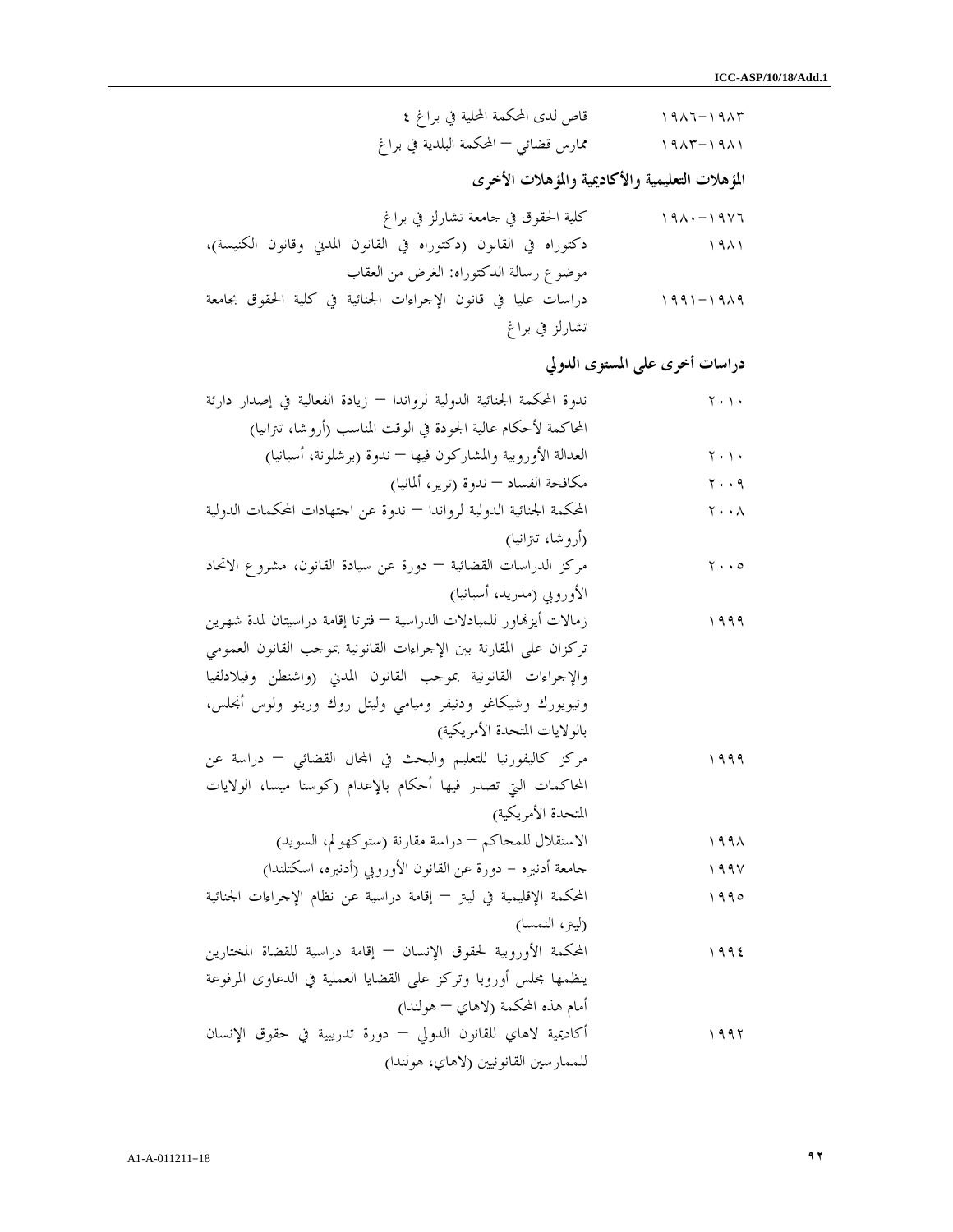| | |
|---|---|
| ١٩٨٣-١٩٨٦ | قاض لدى المحكمة المحلية في براغ ٤ |
| ١٩٨١-١٩٨٣ | ممارس قضائي – المحكمة البلدية في براغ |

## المؤهلات التعليمية والأكاديمية والمؤهلات الأخرى

| | |
|---|---|
| ١٩٧٦-١٩٨٠ | كلية الحقوق في جامعة تشارلز في براغ |
| ١٩٨١ | دكتوراه في القانون (دكتوراه في القانون المدني وقانون الكنيسة)، موضوع رسالة الدكتوراه: الغرض من العقاب |
| ١٩٨٩-١٩٩١ | دراسات عليا في قانون الإجراءات الجنائية في كلية الحقوق بجامعة تشارلز في براغ |

## دراسات أخرى على المستوى الدولي

| | |
|---|---|
| ٢٠١٠ | ندوة المحكمة الجنائية الدولية لرواندا – زيادة الفعالية في إصدار دائرة المحاكمة لأحكام عالية الجودة في الوقت المناسب (أروشا، تنزانيا) |
| ٢٠١٠ | العدالة الأوروبية والمشاركون فيها – ندوة (برشلونة، أسبانيا) |
| ٢٠٠٩ | مكافحة الفساد – ندوة (ترير، ألمانيا) |
| ٢٠٠٨ | المحكمة الجنائية الدولية لرواندا – ندوة عن اجتهادات المحكمات الدولية (أروشا، تنزانيا) |
| ٢٠٠٥ | مركز الدراسات القضائية – دورة عن سيادة القانون، مشروع الاتحاد الأوروبي (مدريد، أسبانيا) |
| ١٩٩٩ | زمالات أيزنهاور للمبادلات الدراسية – فترتا إقامة دراسيتان لمدة شهرين تركزان على المقارنة بين الإجراءات القانونية بموجب القانون العمومي والإجراءات القانونية بموجب القانون المدني (واشنطن وفيلادلفيا ونيويورك وشيكاغو ودنيفر وميامي وليتل روك ورينو ولوس أنجلس، بالولايات المتحدة الأمريكية) |
| ١٩٩٩ | مركز كاليفورنيا للتعليم والبحث في المجال القضائي – دراسة عن المحاكمات التي تصدر فيها أحكام بالإعدام (كوستا ميسا، الولايات المتحدة الأمريكية) |
| ١٩٩٨ | الاستقلال للمحاكم – دراسة مقارنة (ستوكهولم، السويد) |
| ١٩٩٧ | جامعة أدنبره - دورة عن القانون الأوروبي (أدنبره، اسكتلندا) |
| ١٩٩٥ | المحكمة الإقليمية في ليتز – إقامة دراسية عن نظام الإجراءات الجنائية (ليتز، النمسا) |
| ١٩٩٤ | المحكمة الأوروبية لحقوق الإنسان – إقامة دراسية للقضاة المختارين ينظمها مجلس أوروبا وتركز على القضايا العملية في الدعاوى المرفوعة أمام هذه المحكمة (لاهاي – هولندا) |
| ١٩٩٢ | أكاديمية لاهاي للقانون الدولي – دورة تدريبية في حقوق الإنسان للممارسين القانونيين (لاهاي، هولندا) |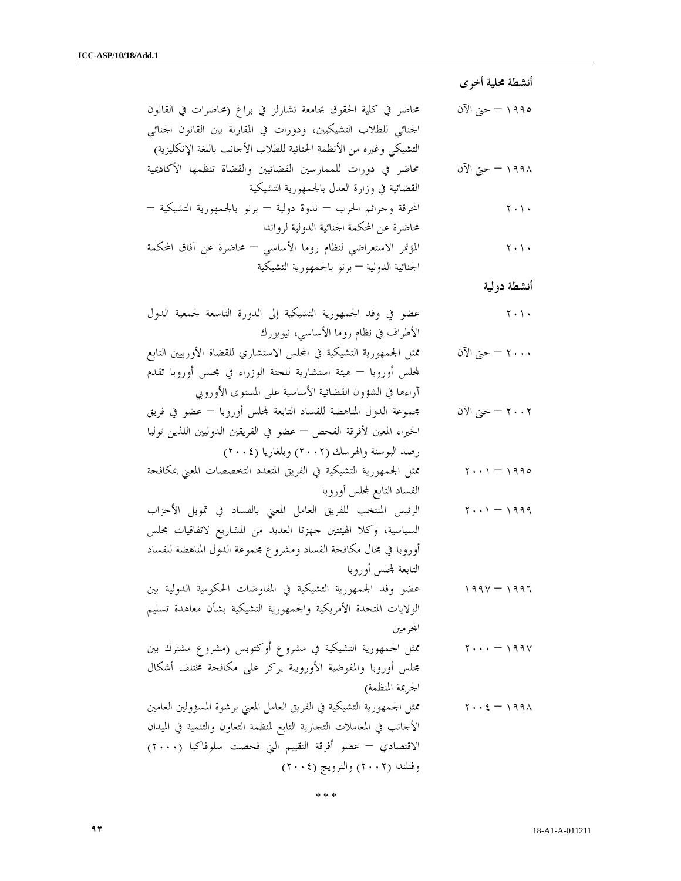**أنشطة محلية أخرى**

١٩٩٥ – حتى الآن — محاضر في كلية الحقوق بجامعة تشارلز في براغ (محاضرات في القانون الجنائي للطلاب التشيكيين، ودورات في المقارنة بين القانون الجنائي التشيكي وغيره من الأنظمة الجنائية للطلاب الأجانب باللغة الإنكليزية)

١٩٩٨ – حتى الآن — محاضر في دورات للممارسين القضائيين والقضاة تنظمها الأكاديمية القضائية في وزارة العدل بالجمهورية التشيكية

٢٠١٠ — المحرقة وجرائم الحرب – ندوة دولية – برنو بالجمهورية التشيكية – محاضرة عن المحكمة الجنائية الدولية لرواندا

٢٠١٠ — المؤتمر الاستعراضي لنظام روما الأساسي – محاضرة عن آفاق المحكمة الجنائية الدولية – برنو بالجمهورية التشيكية

**أنشطة دولية**

٢٠١٠ — عضو في وفد الجمهورية التشيكية إلى الدورة التاسعة لجمعية الدول الأطراف في نظام روما الأساسي، نيويورك

٢٠٠٠ – حتى الآن — ممثل الجمهورية التشيكية في المجلس الاستشاري للقضاة الأوروبيين التابع لمجلس أوروبا – هيئة استشارية للجنة الوزراء في مجلس أوروبا تقدم آراءها في الشؤون القضائية الأساسية على المستوى الأوروبي

٢٠٠٢ – حتى الآن — مجموعة الدول المناهضة للفساد التابعة لمجلس أوروبا – عضو في فريق الخبراء المعين لأفرقة الفحص – عضو في الفريقين الدوليين اللذين توليا رصد البوسنة والهرسك (٢٠٠٢) وبلغاريا (٢٠٠٤)

١٩٩٥ – ٢٠٠١ — ممثل الجمهورية التشيكية في الفريق المتعدد التخصصات المعني بمكافحة الفساد التابع لمجلس أوروبا

١٩٩٩ – ٢٠٠١ — الرئيس المنتخب للفريق العامل المعني بالفساد في تمويل الأحزاب السياسية، وكلا الهيئتين جهزتا العديد من المشاريع لاتفاقيات مجلس أوروبا في مجال مكافحة الفساد ومشروع مجموعة الدول المناهضة للفساد التابعة لمجلس أوروبا

١٩٩٦ – ١٩٩٧ — عضو وفد الجمهورية التشيكية في المفاوضات الحكومية الدولية بين الولايات المتحدة الأمريكية والجمهورية التشيكية بشأن معاهدة تسليم المجرمين

١٩٩٧ – ٢٠٠٠ — ممثل الجمهورية التشيكية في مشروع أوكتوبس (مشروع مشترك بين مجلس أوروبا والمفوضية الأوروبية يركز على مكافحة مختلف أشكال الجريمة المنظمة)

١٩٩٨ – ٢٠٠٤ — ممثل الجمهورية التشيكية في الفريق العامل المعني برشوة المسؤولين العامين الأجانب في المعاملات التجارية التابع لمنظمة التعاون والتنمية في الميدان الاقتصادي – عضو أفرقة التقييم التي فحصت سلوفاكيا (٢٠٠٠) وفنلندا (٢٠٠٢) والنرويج (٢٠٠٤)

\* \* \*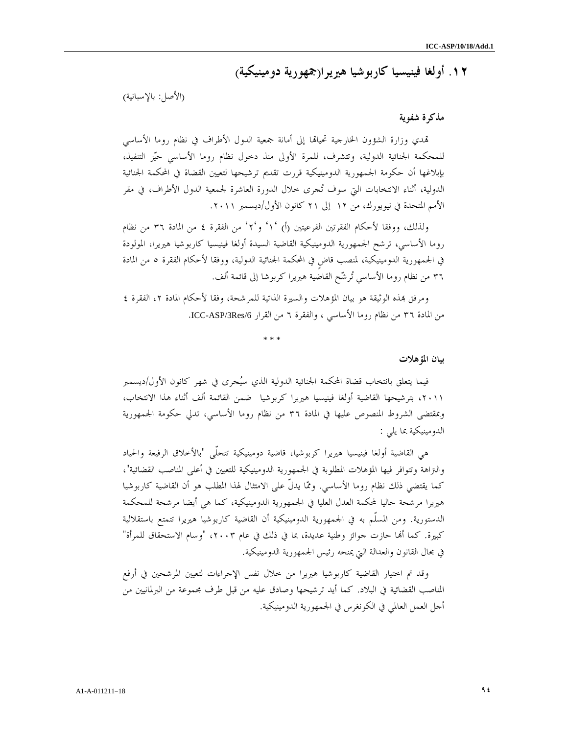## ١٢. أولغا فينيسيا كاربوشيا هيريرا(جمهورية دومينيكية)

(الأصل: بالإسبانية)

### مذكرة شفوية

تهدي وزارة الشؤون الخارجية تحياتها إلى أمانة جمعية الدول الأطراف في نظام روما الأساسي للمحكمة الجنائية الدولية، وتتشرف، للمرة الأولى منذ دخول نظام روما الأساسي حيّز التنفيذ، بإبلاغها أن حكومة الجمهورية الدومينيكية قررت تقديم ترشيحها لتعيين القضاة في المحكمة الجنائية الدولية، أثناء الانتخابات التي سوف تُجرى خلال الدورة العاشرة لجمعية الدول الأطراف، في مقر الأمم المتحدة في نيويورك، من ١٢ إلى ٢١ كانون الأول/ديسمبر ٢٠١١.

ولذلك، ووفقا لأحكام الفقرتين الفرعيتين (أ) '١' و'٢' من الفقرة ٤ من المادة ٣٦ من نظام روما الأساسي، ترشح الجمهورية الدومينيكية القاضية السيدة أولغا فينيسيا كاربوشيا هيريرا، المولودة في الجمهورية الدومينيكية، لمنصب قاضٍ في المحكمة الجنائية الدولية، ووفقا لأحكام الفقرة ٥ من المادة ٣٦ من نظام روما الأساسي تُرشّح القاضية هيريرا كربوشا إلى قائمة ألف.

ومرفق بهذه الوثيقة هو بيان المؤهلات والسيرة الذاتية للمرشحة، وفقا لأحكام المادة ٢، الفقرة ٤ من المادة ٣٦ من نظام روما الأساسي ، والفقرة ٦ من القرار ICC-ASP/3Res/6.

\* \* \*

### بيان المؤهلات

فيما يتعلق بانتخاب قضاة المحكمة الجنائية الدولية الذي سيُجرى في شهر كانون الأول/ديسمبر ٢٠١١، بترشيحها القاضية أولغا فينيسيا هيريرا كربوشيا ضمن القائمة ألف أثناء هذا الانتخاب، وبمقتضى الشروط المنصوص عليها في المادة ٣٦ من نظام روما الأساسي، تدلي حكومة الجمهورية الدومينيكية بما يلي :

هي القاضية أولغا فينيسيا هيريرا كربوشيا، قاضية دومينيكية تتحلّى "بالأخلاق الرفيعة والحياد والنزاهة وتتوافر فيها المؤهلات المطلوبة في الجمهورية الدومينيكية للتعيين في أعلى المناصب القضائية"، كما يقتضي ذلك نظام روما الأساسي. وممّا يدلّ على الامتثال لهذا المطلب هو أن القاضية كاربوشيا هيريرا مرشحة حاليا لمحكمة العدل العليا في الجمهورية الدومينيكية، كما هي أيضا مرشحة للمحكمة الدستورية. ومن المسلّم به في الجمهورية الدومينيكية أن القاضية كاربوشيا هيريرا تتمتع باستقلالية كبيرة. كما أنها حازت جوائز وطنية عديدة، بما في ذلك في عام ٢٠٠٣، "وسام الاستحقاق للمرأة" في مجال القانون والعدالة التي يمنحه رئيس الجمهورية الدومينيكية.

وقد تم اختيار القاضية كاربوشيا هيريرا من خلال نفس الإجراءات لتعيين المرشحين في أرفع المناصب القضائية في البلاد. كما أيد ترشيحها وصادق عليه من قبل طرف مجموعة من البرلمانيين من أجل العمل العالمي في الكونغرس في الجمهورية الدومينيكية.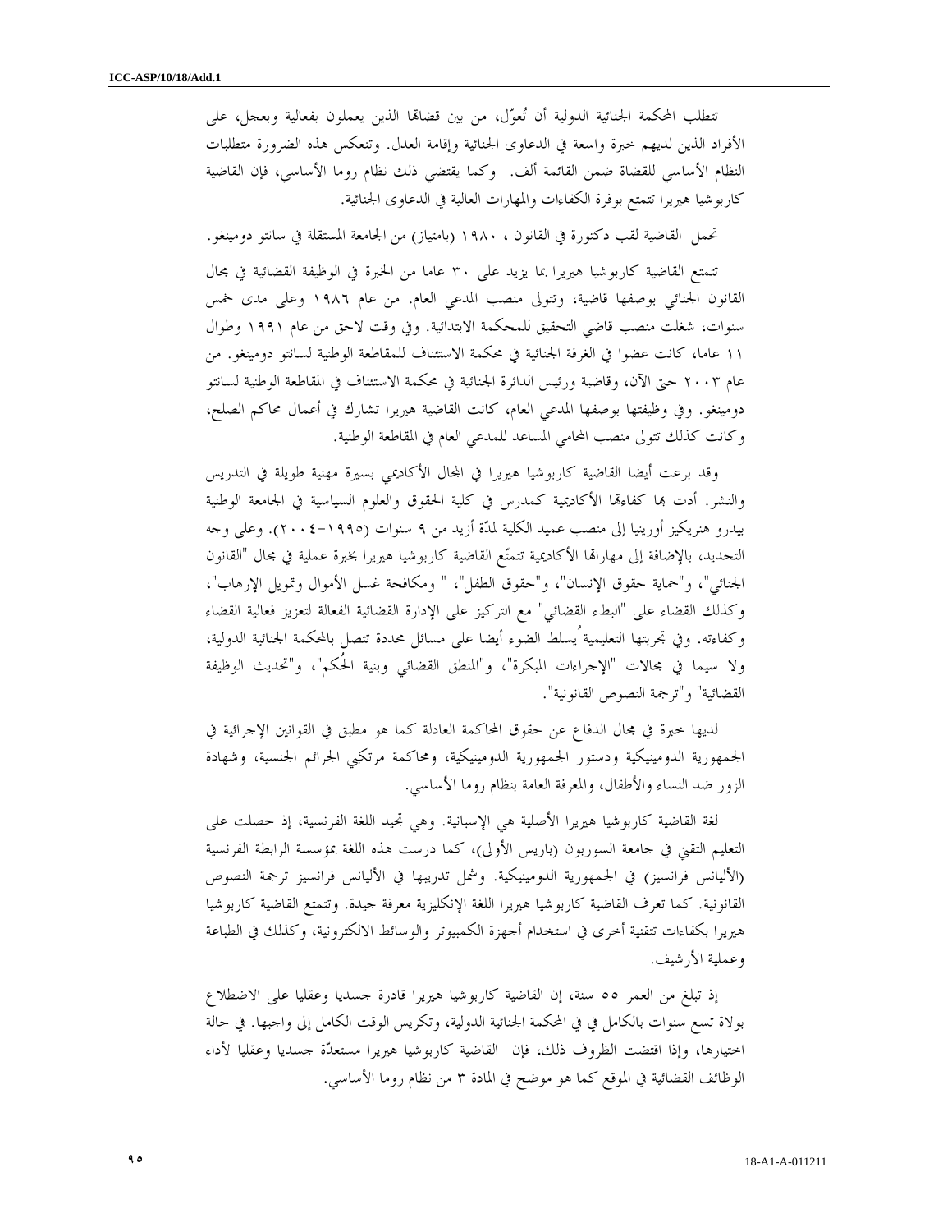تتطلب المحكمة الجنائية الدولية أن تُعوّل، من بين قضاتها الذين يعملون بفعالية وبعجل، على الأفراد الذين لديهم خبرة واسعة في الدعاوى الجنائية وإقامة العدل. وتنعكس هذه الضرورة متطلبات النظام الأساسي للقضاة ضمن القائمة ألف. وكما يقتضي ذلك نظام روما الأساسي، فإن القاضية كاربوشيا هيريرا تتمتع بوفرة الكفاءات والمهارات العالية في الدعاوى الجنائية.

تحمل القاضية لقب دكتورة في القانون ، ١٩٨٠ (بامتياز) من الجامعة المستقلة في سانتو دومينغو.

تتمتع القاضية كاربوشيا هيريرا بما يزيد على ٣٠ عاما من الخبرة في الوظيفة القضائية في مجال القانون الجنائي بوصفها قاضية، وتتولى منصب المدعي العام. من عام ١٩٨٦ وعلى مدى خمس سنوات، شغلت منصب قاضي التحقيق للمحكمة الابتدائية. وفي وقت لاحق من عام ١٩٩١ وطوال ١١ عاما، كانت عضوا في الغرفة الجنائية في محكمة الاستئناف للمقاطعة الوطنية لسانتو دومينغو. من عام ٢٠٠٣ حتى الآن، وقاضية ورئيس الدائرة الجنائية في محكمة الاستئناف في المقاطعة الوطنية لسانتو دومينغو. وفي وظيفتها بوصفها المدعي العام، كانت القاضية هيريرا تشارك في أعمال محاكم الصلح، وكانت كذلك تتولى منصب المحامي المساعد للمدعي العام في المقاطعة الوطنية.

وقد برعت أيضا القاضية كاربوشيا هيريرا في المجال الأكاديمي بسيرة مهنية طويلة في التدريس والنشر. أدت بها كفاءتها الأكاديمية كمدرس في كلية الحقوق والعلوم السياسية في الجامعة الوطنية بيدرو هنريكيز أورينيا إلى منصب عميد الكلية لمدّة أزيد من ٩ سنوات (١٩٩٥-٢٠٠٤). وعلى وجه التحديد، بالإضافة إلى مهاراتها الأكاديمية تتمتّع القاضية كاربوشيا هيريرا بخبرة عملية في مجال "القانون الجنائي"، و"حماية حقوق الإنسان"، و"حقوق الطفل"، " ومكافحة غسل الأموال وتمويل الإرهاب"، وكذلك القضاء على "البطء القضائي" مع التركيز على الإدارة القضائية الفعالة لتعزيز فعالية القضاء وكفاءته. وفي تجربتها التعليمية يُسلط الضوء أيضا على مسائل محددة تتصل بالمحكمة الجنائية الدولية، ولا سيما في مجالات "الإجراءات المبكرة"، و"المنطق القضائي وبنية الحُكم"، و"تحديث الوظيفة القضائية" و"ترجمة النصوص القانونية".

لديها خبرة في مجال الدفاع عن حقوق المحاكمة العادلة كما هو مطبق في القوانين الإجرائية في الجمهورية الدومينيكية ودستور الجمهورية الدومينيكية، ومحاكمة مرتكبي الجرائم الجنسية، وشهادة الزور ضد النساء والأطفال، والمعرفة العامة بنظام روما الأساسي.

لغة القاضية كاربوشيا هيريرا الأصلية هي الإسبانية. وهي تجيد اللغة الفرنسية، إذ حصلت على التعليم التقني في جامعة السوربون (باريس الأولى)، كما درست هذه اللغة بمؤسسة الرابطة الفرنسية (الأليانس فرانسيز) في الجمهورية الدومينيكية. وشمل تدريبها في الأليانس فرانسيز ترجمة النصوص القانونية. كما تعرف القاضية كاربوشيا هيريرا اللغة الإنكليزية معرفة جيدة. وتتمتع القاضية كاربوشيا هيريرا بكفاءات تتقنية أخرى في استخدام أجهزة الكمبيوتر والوسائط الالكترونية، وكذلك في الطباعة وعملية الأرشيف.

إذ تبلغ من العمر ٥٥ سنة، إن القاضية كاربوشيا هيريرا قادرة جسديا وعقليا على الاضطلاع بولاة تسع سنوات بالكامل في في المحكمة الجنائية الدولية، وتكريس الوقت الكامل إلى واجبها. في حالة اختيارها، وإذا اقتضت الظروف ذلك، فإن القاضية كاربوشيا هيريرا مستعدّة جسديا وعقليا لأداء الوظائف القضائية في الموقع كما هو موضح في المادة ٣ من نظام روما الأساسي.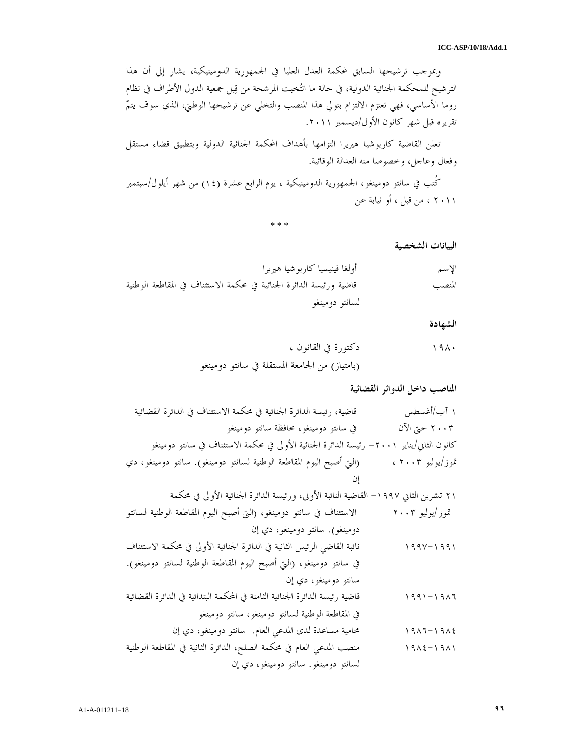وبموجب ترشيحها السابق لمحكمة العدل العليا في الجمهورية الدومينيكية، يشار إلى أن هذا الترشيح للمحكمة الجنائية الدولية، في حالة ما انتُخبت المرشحة من قِبل جمعية الدول الأطراف في نظام روما الأساسي، فهي تعتزم الالتزام بتولي هذا المنصب والتخلي عن ترشيحها الوطني، الذي سوف يتمّ تقريره قبل شهر كانون الأول/ديسمبر ٢٠١١.

تعلن القاضية كاربوشيا هيريرا التزامها بأهداف المحكمة الجنائية الدولية وبتطبيق قضاء مستقل وفعال وعاجل، وخصوصا منه العدالة الوقائية.

كُتب في سانتو دومينغو، الجمهورية الدومينيكية ، يوم الرابع عشرة (١٤) من شهر أيلول/سبتمبر ٢٠١١ ، من قبل ، أو نيابة عن

\* \* \*

**البيانات الشخصية**

| | |
|---|---|
| الإسم | أولغا فينيسيا كاربوشيا هيريرا |
| المنصب | قاضية ورئيسة الدائرة الجنائية في محكمة الاستئناف في المقاطعة الوطنية لسانتو دومينغو |

**الشهادة**

| | |
|---|---|
| ١٩٨٠ | دكتورة في القانون ، (بامتياز) من الجامعة المستقلة في سانتو دومينغو |

**المناصب داخل الدوائر القضائية**

| | |
|---|---|
| ١ آب/أغسطس ٢٠٠٣ حتى الآن | قاضية، رئيسة الدائرة الجنائية في محكمة الاستئناف في الدائرة القضائية في سانتو دومينغو، محافظة سانتو دومينغو |
| كانون الثاني/يناير ٢٠٠١– تموز/يوليو ٢٠٠٣ ، | رئيسة الدائرة الجنائية الأولى في محكمة الاستئناف في سانتو دومينغو (التي أصبح اليوم المقاطعة الوطنية لسانتو دومينغو). سانتو دومينغو، دي إن |
| ٢١ تشرين الثاني ١٩٩٧– تموز/يوليو ٢٠٠٣ | القاضية النائبة الأولى، ورئيسة الدائرة الجنائية الأولى في محكمة الاستئناف في سانتو دومينغو، (التي أصبح اليوم المقاطعة الوطنية لسانتو دومينغو). سانتو دومينغو، دي إن |
| ١٩٩١–١٩٩٧ | نائبة القاضي الرئيس الثانية في الدائرة الجنائية الأولى في محكمة الاستئناف في سانتو دومينغو، (التي أصبح اليوم المقاطعة الوطنية لسانتو دومينغو). سانتو دومينغو، دي إن |
| ١٩٨٦–١٩٩١ | قاضية رئيسة الدائرة الجنائية الثامنة في المحكمة البتدائية في الدائرة القضائية في المقاطعة الوطنية لسانتو دومينغو، سانتو دومينغو |
| ١٩٨٤–١٩٨٦ | محامية مساعدة لدى المدعي العام. سانتو دومينغو، دي إن |
| ١٩٨١–١٩٨٤ | منصب المدعي العام في محكمة الصلح، الدائرة الثانية في المقاطعة الوطنية لسانتو دومينغو. سانتو دومينغو، دي إن |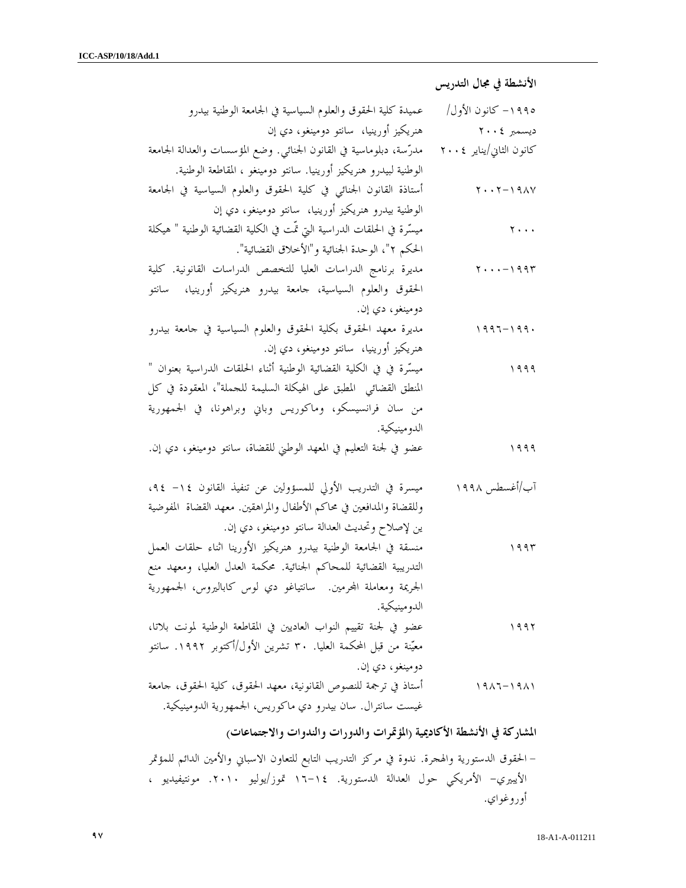### الأنشطة في مجال التدريس

| | |
|---|---|
| ١٩٩٥- كانون الأول/ ديسمبر ٢٠٠٤ | عميدة كلية الحقوق والعلوم السياسية في الجامعة الوطنية بيدرو هنريكيز أورينيا، سانتو دومينغو، دي إن |
| كانون الثاني/يناير ٢٠٠٤ | مدرّسة، دبلوماسية في القانون الجنائي. وضع المؤسسات والعدالة الجامعة الوطنية لبيدرو هنريكيز أورينيا. سانتو دومينغو ، المقاطعة الوطنية. |
| ١٩٨٧-٢٠٠٢ | أستاذة القانون الجنائي في كلية الحقوق والعلوم السياسية في الجامعة الوطنية بيدرو هنريكيز أورينيا، سانتو دومينغو، دي إن |
| ٢٠٠٠ | ميسّرة في الحلقات الدراسية التي تمّت في الكلية القضائية الوطنية " هيكلة الحكم ٢"، الوحدة الجنائية و"الأخلاق القضائية". |
| ١٩٩٣-٢٠٠٠ | مديرة برنامج الدراسات العليا للتخصص الدراسات القانونية. كلية الحقوق والعلوم السياسية، جامعة بيدرو هنريكيز أورينيا، سانتو دومينغو، دي إن. |
| ١٩٩٠-١٩٩٦ | مديرة معهد الحقوق بكلية الحقوق والعلوم السياسية في جامعة بيدرو هنريكيز أورينيا، سانتو دومينغو، دي إن. |
| ١٩٩٩ | ميسّرة في في الكلية القضائية الوطنية أثناء الحلقات الدراسية بعنوان " المنطق القضائي المطبق على الهيكلة السليمة للجملة"، المعقودة في كل من سان فرانسيسكو، وماكوريس وباني وبراهونا، في الجمهورية الدومينيكية. |
| ١٩٩٩ | عضو في لجنة التعليم في المعهد الوطني للقضاة، سانتو دومينغو، دي إن. |
| آب/أغسطس ١٩٩٨ | ميسرة في التدريب الأولي للمسؤولين عن تنفيذ القانون ١٤- ٩٤، وللقضاة والمدافعين في محاكم الأطفال والمراهقين. معهد القضاة المفوضية ين لإصلاح وتحديث العدالة سانتو دومينغو، دي إن. |
| ١٩٩٣ | منسقة في الجامعة الوطنية بيدرو هنريكيز الأورينا اثناء حلقات العمل التدريبية القضائية للمحاكم الجنائية. محكمة العدل العليا، ومعهد منع الجريمة ومعاملة المجرمين. سانتياغو دي لوس كاباليروس، الجمهورية الدومينيكية. |
| ١٩٩٢ | عضو في لجنة تقييم النواب العاديين في المقاطعة الوطنية لمونت بلاتا، معيّنة من قبل المحكمة العليا. ٣٠ تشرين الأول/أكتوبر ١٩٩٢. سانتو دومينغو، دي إن. |
| ١٩٨١-١٩٨٦ | أستاذ في ترجمة للنصوص القانونية، معهد الحقوق، كلية الحقوق، جامعة غيست سانترال. سان بيدرو دي ماكوريس، الجمهورية الدومينيكية. |

### المشاركة في الأنشطة الأكاديمية (المؤتمرات والدورات والندوات والاجتماعات)

- الحقوق الدستورية والهجرة. ندوة في مركز التدريب التابع للتعاون الاسباني والأمين الدائم للمؤتمر الأيبيري- الأمريكي حول العدالة الدستورية. ١٤-١٦ تموز/يوليو ٢٠١٠. مونتيفيديو ، أوروغواي.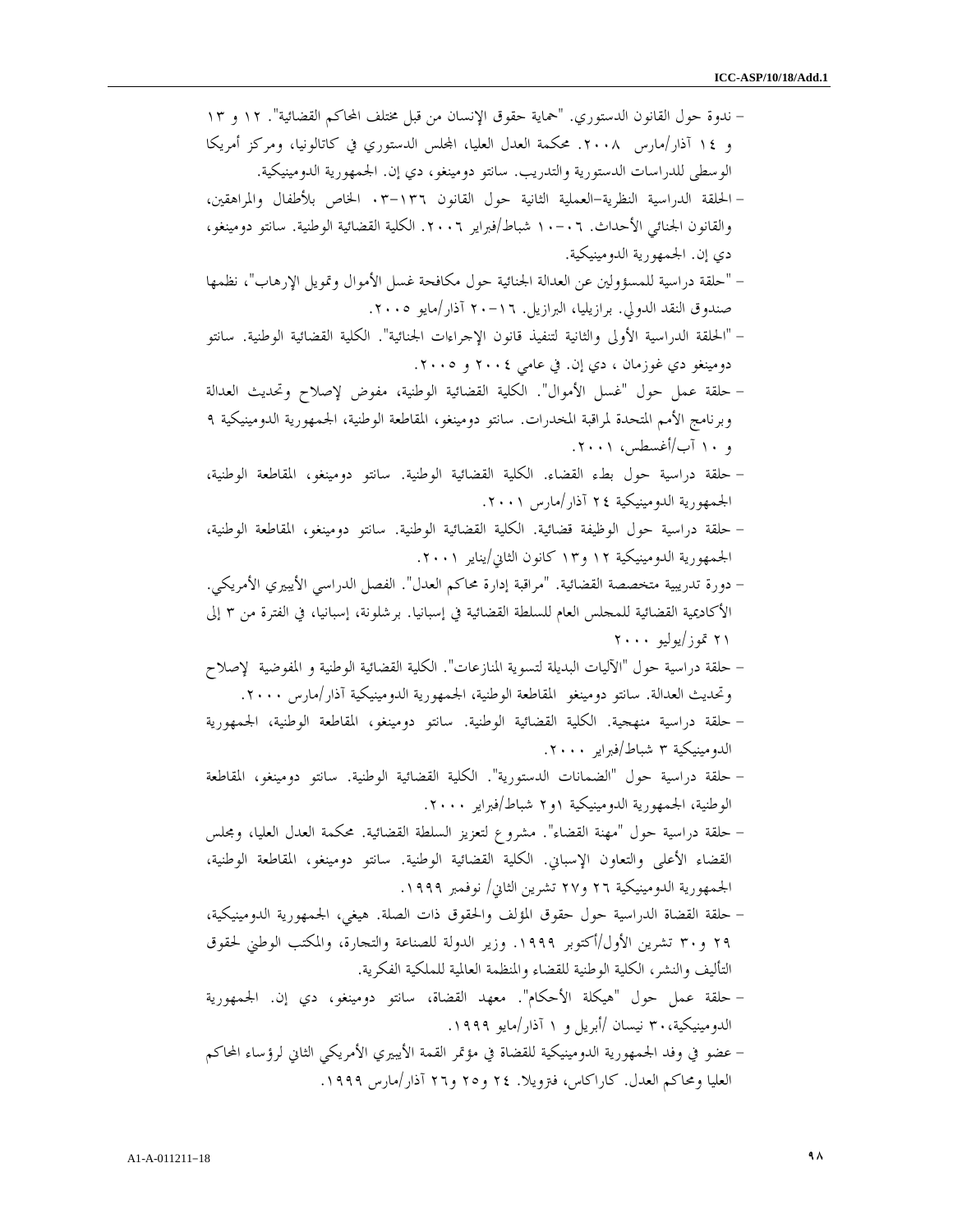- ندوة حول القانون الدستوري. "حماية حقوق الإنسان من قبل مختلف المحاكم القضائية". ١٢ و ١٣ و ١٤ آذار/مارس ٢٠٠٨. محكمة العدل العليا، المجلس الدستوري في كاتالونيا، ومركز أمريكا الوسطى للدراسات الدستورية والتدريب. سانتو دومينغو، دي إن. الجمهورية الدومينيكية.
- الحلقة الدراسية النظرية-العملية الثانية حول القانون ١٣٦-٠٣ الخاص بالأطفال والمراهقين، والقانون الجنائي الأحداث. ٠٦-١٠ شباط/فبراير ٢٠٠٦. الكلية القضائية الوطنية. سانتو دومينغو، دي إن. الجمهورية الدومينيكية.
- "حلقة دراسية للمسؤولين عن العدالة الجنائية حول مكافحة غسل الأموال وتمويل الإرهاب"، نظمها صندوق النقد الدولي. برازيليا، البرازيل. ١٦-٢٠ آذار/مايو ٢٠٠٥.
- "الحلقة الدراسية الأولى والثانية لتنفيذ قانون الإجراءات الجنائية". الكلية القضائية الوطنية. سانتو دومينغو دي غوزمان ، دي إن. في عامي ٢٠٠٤ و ٢٠٠٥.
- حلقة عمل حول "غسل الأموال". الكلية القضائية الوطنية، مفوض لإصلاح وتحديث العدالة وبرنامج الأمم المتحدة لمراقبة المخدرات. سانتو دومينغو، المقاطعة الوطنية، الجمهورية الدومينيكية ٩ و ١٠ آب/أغسطس، ٢٠٠١.
- حلقة دراسية حول بطء القضاء. الكلية القضائية الوطنية. سانتو دومينغو، المقاطعة الوطنية، الجمهورية الدومينيكية ٢٤ آذار/مارس ٢٠٠١.
- حلقة دراسية حول الوظيفة قضائية. الكلية القضائية الوطنية. سانتو دومينغو، المقاطعة الوطنية، الجمهورية الدومينيكية ١٢ و١٣ كانون الثاني/يناير ٢٠٠١.
- دورة تدريبية متخصصة القضائية. "مراقبة إدارة محاكم العدل". الفصل الدراسي الأيبيري الأمريكي. الأكاديمية القضائية للمجلس العام للسلطة القضائية في إسبانيا. برشلونة، إسبانيا، في الفترة من ٣ إلى ٢١ تموز/يوليو ٢٠٠٠
- حلقة دراسية حول "الآليات البديلة لتسوية المنازعات". الكلية القضائية الوطنية و المفوضية لإصلاح وتحديث العدالة. سانتو دومينغو المقاطعة الوطنية، الجمهورية الدومينيكية آذار/مارس ٢٠٠٠.
- حلقة دراسية منهجية. الكلية القضائية الوطنية. سانتو دومينغو، المقاطعة الوطنية، الجمهورية الدومينيكية ٣ شباط/فبراير ٢٠٠٠.
- حلقة دراسية حول "الضمانات الدستورية". الكلية القضائية الوطنية. سانتو دومينغو، المقاطعة الوطنية، الجمهورية الدومينيكية ١و٢ شباط/فبراير ٢٠٠٠.
- حلقة دراسية حول "مهنة القضاء". مشروع لتعزيز السلطة القضائية. محكمة العدل العليا، ومجلس القضاء الأعلى والتعاون الإسباني. الكلية القضائية الوطنية. سانتو دومينغو، المقاطعة الوطنية، الجمهورية الدومينيكية ٢٦ و٢٧ تشرين الثاني/ نوفمبر ١٩٩٩.
- حلقة القضاة الدراسية حول حقوق المؤلف والحقوق ذات الصلة. هيغي، الجمهورية الدومينيكية، ٢٩ و٣٠ تشرين الأول/أكتوبر ١٩٩٩. وزير الدولة للصناعة والتجارة، والمكتب الوطني لحقوق التأليف والنشر، الكلية الوطنية للقضاء والمنظمة العالمية للملكية الفكرية.
- حلقة عمل حول "هيكلة الأحكام". معهد القضاة، سانتو دومينغو، دي إن. الجمهورية الدومينيكية،٣٠ نيسان /أبريل و ١ آذار/مايو ١٩٩٩.
- عضو في وفد الجمهورية الدومينيكية للقضاة في مؤتمر القمة الأيبيري الأمريكي الثاني لرؤساء المحاكم العليا ومحاكم العدل. كاراكاس، فنزويلا. ٢٤ و٢٥ و٢٦ آذار/مارس ١٩٩٩.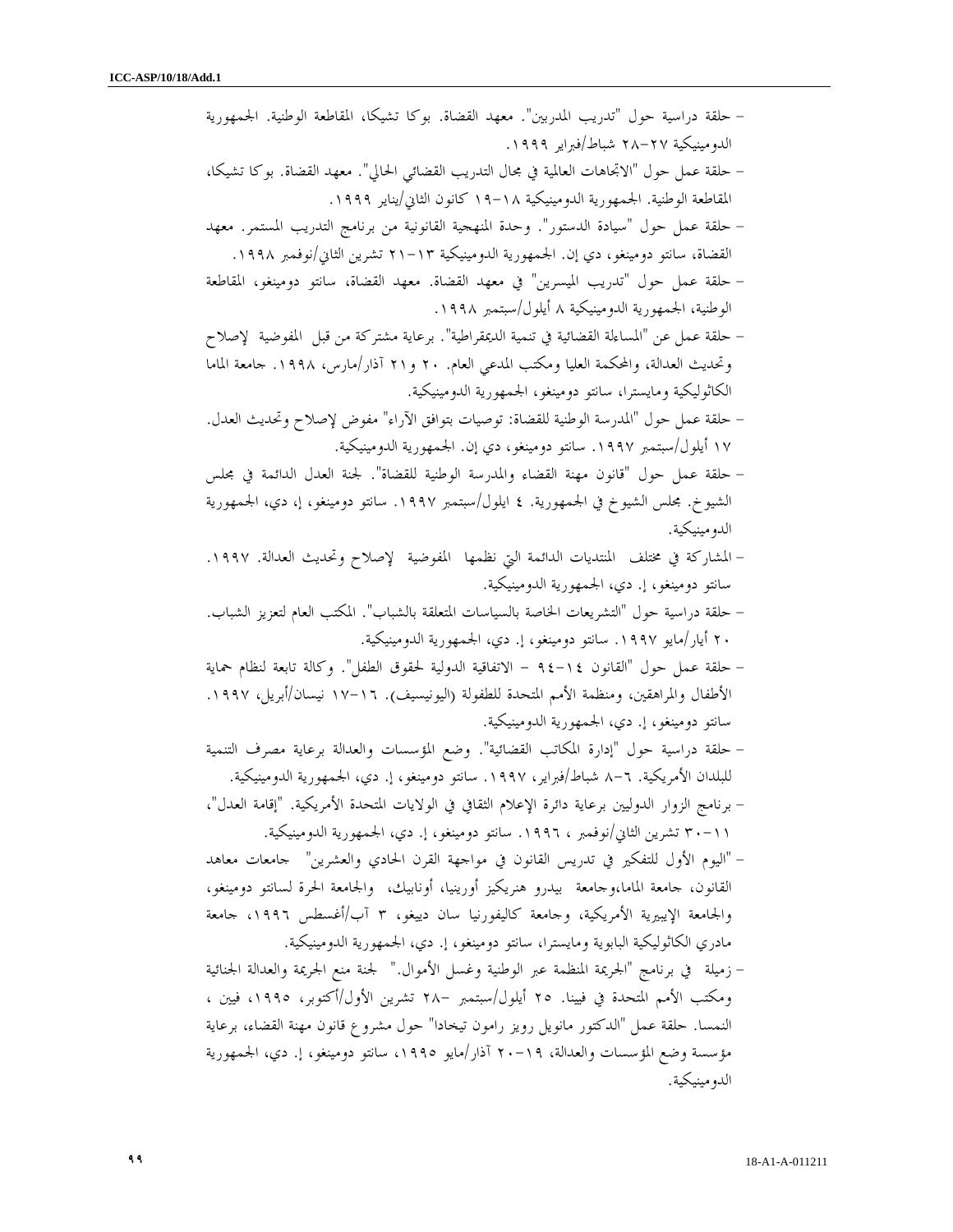- حلقة دراسية حول "تدريب المدربين". معهد القضاة. بوكا تشيكا، المقاطعة الوطنية. الجمهورية الدومينيكية ٢٧-٢٨ شباط/فبراير ١٩٩٩.
- حلقة عمل حول "الاتجاهات العالمية في مجال التدريب القضائي الحالي". معهد القضاة. بوكا تشيكا، المقاطعة الوطنية. الجمهورية الدومينيكية ١٨-١٩ كانون الثاني/يناير ١٩٩٩.
- حلقة عمل حول "سيادة الدستور". وحدة المنهجية القانونية من برنامج التدريب المستمر. معهد القضاة، سانتو دومينغو، دي إن. الجمهورية الدومينيكية ١٣-٢١ تشرين الثاني/نوفمبر ١٩٩٨.
- حلقة عمل حول "تدريب الميسرين" في معهد القضاة. معهد القضاة، سانتو دومينغو، المقاطعة الوطنية، الجمهورية الدومينيكية ٨ أيلول/سبتمبر ١٩٩٨.
- حلقة عمل عن "المساءلة القضائية في تنمية الديمقراطية". برعاية مشتركة من قبل المفوضية لإصلاح وتحديث العدالة، والمحكمة العليا ومكتب المدعي العام. ٢٠ و٢١ آذار/مارس، ١٩٩٨. جامعة الماما الكاثوليكية ومايسترا، سانتو دومينغو، الجمهورية الدومينيكية.
- حلقة عمل حول "المدرسة الوطنية للقضاة: توصيات بتوافق الآراء" مفوض لإصلاح وتحديث العدل. ١٧ أيلول/سبتمبر ١٩٩٧. سانتو دومينغو، دي إن. الجمهورية الدومينيكية.
- حلقة عمل حول "قانون مهنة القضاء والمدرسة الوطنية للقضاة". لجنة العدل الدائمة في مجلس الشيوخ. مجلس الشيوخ في الجمهورية. ٤ ايلول/سبتمبر ١٩٩٧. سانتو دومينغو، إ، دي، الجمهورية الدومينيكية.
- المشاركة في مختلف المنتديات الدائمة التي نظمها المفوضية لإصلاح وتحديث العدالة. ١٩٩٧. سانتو دومينغو، إ. دي، الجمهورية الدومينيكية.
- حلقة دراسية حول "التشريعات الخاصة بالسياسات المتعلقة بالشباب". المكتب العام لتعزيز الشباب. ٢٠ أيار/مايو ١٩٩٧. سانتو دومينغو، إ. دي، الجمهورية الدومينيكية.
- حلقة عمل حول "القانون ١٤-٩٤ - الاتفاقية الدولية لحقوق الطفل". وكالة تابعة لنظام حماية الأطفال والمراهقين، ومنظمة الأمم المتحدة للطفولة (اليونيسيف). ١٦-١٧ نيسان/أبريل، ١٩٩٧. سانتو دومينغو، إ. دي، الجمهورية الدومينيكية.
- حلقة دراسية حول "إدارة المكاتب القضائية". وضع المؤسسات والعدالة برعاية مصرف التنمية للبلدان الأمريكية. ٦-٨ شباط/فبراير، ١٩٩٧. سانتو دومينغو، إ. دي، الجمهورية الدومينيكية.
- برنامج الزوار الدوليين برعاية دائرة الإعلام الثقافي في الولايات المتحدة الأمريكية. "إقامة العدل"، ١١-٣٠ تشرين الثاني/نوفمبر ، ١٩٩٦. سانتو دومينغو، إ. دي، الجمهورية الدومينيكية.
- "اليوم الأول للتفكير في تدريس القانون في مواجهة القرن الحادي والعشرين" جامعات معاهد القانون، جامعة الماما،وجامعة بيدرو هنريكيز أورينيا، أونابيك، والجامعة الحرة لسانتو دومينغو، والجامعة الإيبيرية الأمريكية، وجامعة كاليفورنيا سان دييغو، ٣ آب/أغسطس ١٩٩٦، جامعة مادري الكاثوليكية البابوية ومايسترا، سانتو دومينغو، إ. دي، الجمهورية الدومينيكية.
- زميلة في برنامج "الجريمة المنظمة عبر الوطنية وغسل الأموال." لجنة منع الجريمة والعدالة الجنائية ومكتب الأمم المتحدة في فيينا. ٢٥ أيلول/سبتمبر -٢٨ تشرين الأول/أكتوبر، ١٩٩٥، فيين ، النمسا. حلقة عمل "الدكتور مانويل رويز رامون تيخادا" حول مشروع قانون مهنة القضاء، برعاية مؤسسة وضع المؤسسات والعدالة، ١٩-٢٠ آذار/مايو ١٩٩٥، سانتو دومينغو، إ. دي، الجمهورية الدومينيكية.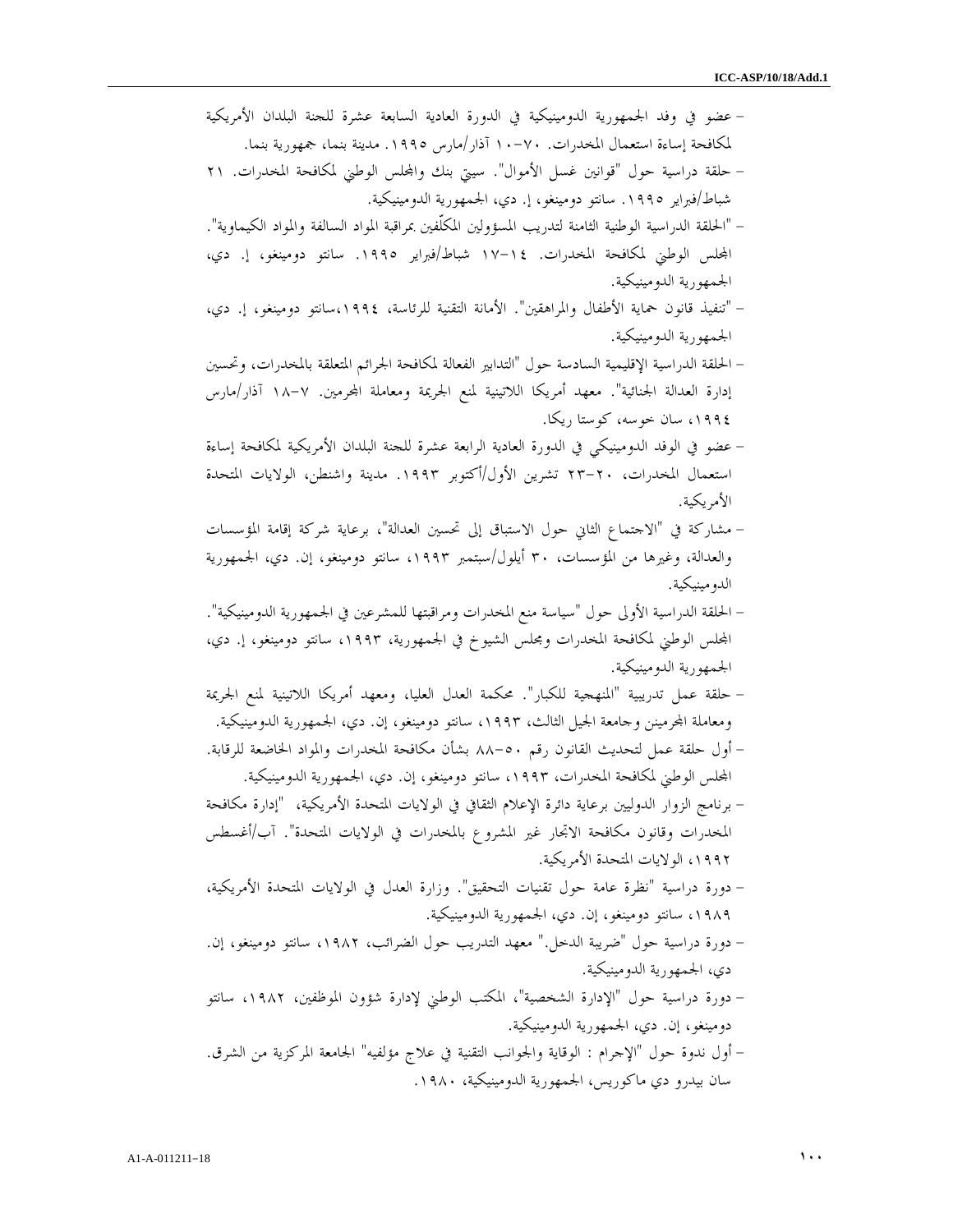- عضو في وفد الجمهورية الدومينيكية في الدورة العادية السابعة عشرة للجنة البلدان الأمريكية لمكافحة إساءة استعمال المخدرات. ٧-١٠ آذار/مارس ١٩٩٥. مدينة بنما، جمهورية بنما.
- حلقة دراسية حول "قوانين غسل الأموال". سيتي بنك والمجلس الوطني لمكافحة المخدرات. ٢١ شباط/فبراير ١٩٩٥. سانتو دومينغو، إ. دي، الجمهورية الدومينيكية.
- "الحلقة الدراسية الوطنية الثامنة لتدريب المسؤولين المكلّفين بمراقبة المواد السالفة والمواد الكيماوية". المجلس الوطني لمكافحة المخدرات. ١٤-١٧ شباط/فبراير ١٩٩٥. سانتو دومينغو، إ. دي، الجمهورية الدومينيكية.
- "تنفيذ قانون حماية الأطفال والمراهقين". الأمانة التقنية للرئاسة، ١٩٩٤،سانتو دومينغو، إ. دي، الجمهورية الدومينيكية.
- الحلقة الدراسية الإقليمية السادسة حول "التدابير الفعالة لمكافحة الجرائم المتعلقة بالمخدرات، وتحسين إدارة العدالة الجنائية". معهد أمريكا اللاتينية لمنع الجريمة ومعاملة المجرمين. ٧-١٨ آذار/مارس ١٩٩٤، سان خوسه، كوستا ريكا.
- عضو في الوفد الدومينيكي في الدورة العادية الرابعة عشرة للجنة البلدان الأمريكية لمكافحة إساءة استعمال المخدرات، ٢٠-٢٣ تشرين الأول/أكتوبر ١٩٩٣. مدينة واشنطن، الولايات المتحدة الأمريكية.
- مشاركة في "الاجتماع الثاني حول الاستباق إلى تحسين العدالة"، برعاية شركة إقامة المؤسسات والعدالة، وغيرها من المؤسسات، ٣٠ أيلول/سبتمبر ١٩٩٣، سانتو دومينغو، إن. دي، الجمهورية الدومينيكية.
- الحلقة الدراسية الأولى حول "سياسة منع المخدرات ومراقبتها للمشرعين في الجمهورية الدومينيكية". المجلس الوطني لمكافحة المخدرات ومجلس الشيوخ في الجمهورية، ١٩٩٣، سانتو دومينغو، إ. دي، الجمهورية الدومينيكية.
- حلقة عمل تدريبية "المنهجية للكبار". محكمة العدل العليا، ومعهد أمريكا اللاتينية لمنع الجريمة ومعاملة المجرمين وجامعة الجيل الثالث، ١٩٩٣، سانتو دومينغو، إن. دي، الجمهورية الدومينيكية.
- أول حلقة عمل لتحديث القانون رقم ٥٠-٨٨ بشأن مكافحة المخدرات والمواد الخاضعة للرقابة. المجلس الوطني لمكافحة المخدرات، ١٩٩٣، سانتو دومينغو، إن. دي، الجمهورية الدومينيكية.
- برنامج الزوار الدوليين برعاية دائرة الإعلام الثقافي في الولايات المتحدة الأمريكية، "إدارة مكافحة المخدرات وقانون مكافحة الاتجار غير المشروع بالمخدرات في الولايات المتحدة". آب/أغسطس ١٩٩٢، الولايات المتحدة الأمريكية.
- دورة دراسية "نظرة عامة حول تقنيات التحقيق". وزارة العدل في الولايات المتحدة الأمريكية، ١٩٨٩، سانتو دومينغو، إن. دي، الجمهورية الدومينيكية.
- دورة دراسية حول "ضريبة الدخل." معهد التدريب حول الضرائب، ١٩٨٢، سانتو دومينغو، إن. دي، الجمهورية الدومينيكية.
- دورة دراسية حول "الإدارة الشخصية"، المكتب الوطني لإدارة شؤون الموظفين، ١٩٨٢، سانتو دومينغو، إن. دي، الجمهورية الدومينيكية.
- أول ندوة حول "الإجرام : الوقاية والجوانب التقنية في علاج مؤلفيه" الجامعة المركزية من الشرق. سان بيدرو دي ماكوريس، الجمهورية الدومينيكية، ١٩٨٠.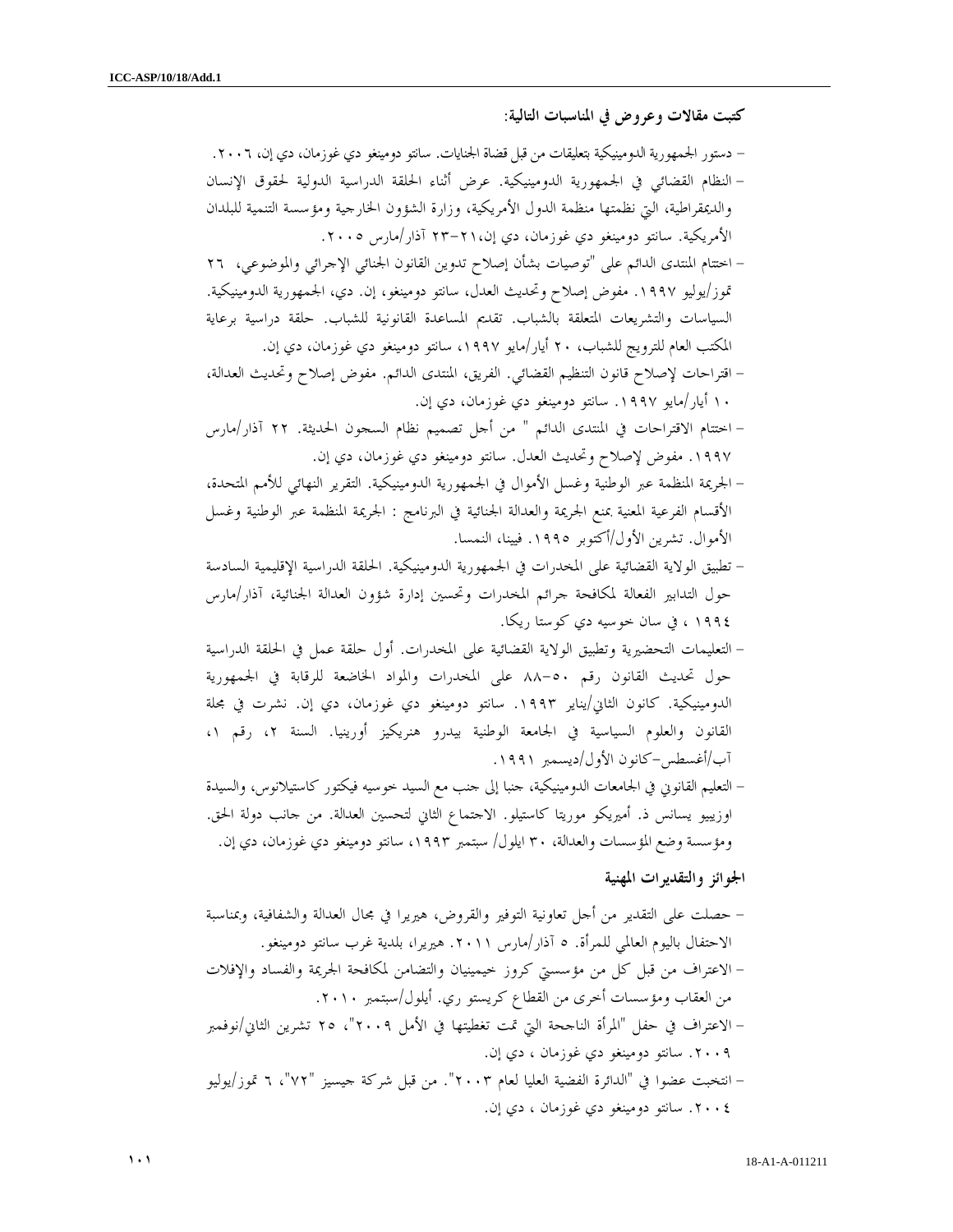**كتبت مقالات وعروض في المناسبات التالية:**

- دستور الجمهورية الدومينيكية بتعليقات من قبل قضاة الجنايات. سانتو دومينغو دي غوزمان، دي إن، ٢٠٠٦.
- النظام القضائي في الجمهورية الدومينيكية. عرض أثناء الحلقة الدراسية الدولية لحقوق الإنسان والديمقراطية، التي نظمتها منظمة الدول الأمريكية، وزارة الشؤون الخارجية ومؤسسة التنمية للبلدان الأمريكية. سانتو دومينغو دي غوزمان، دي إن،٢١-٢٣ آذار/مارس ٢٠٠٥.
- اختتام المنتدى الدائم على "توصيات بشأن إصلاح تدوين القانون الجنائي الإجرائي والموضوعي، ٢٦ تموز/يوليو ١٩٩٧. مفوض إصلاح وتحديث العدل، سانتو دومينغو، إن. دي، الجمهورية الدومينيكية. السياسات والتشريعات المتعلقة بالشباب. تقديم المساعدة القانونية للشباب. حلقة دراسية برعاية المكتب العام للترويج للشباب، ٢٠ أيار/مايو ١٩٩٧، سانتو دومينغو دي غوزمان، دي إن.
- اقتراحات لإصلاح قانون التنظيم القضائي. الفريق، المنتدى الدائم. مفوض إصلاح وتحديث العدالة، ١٠ أيار/مايو ١٩٩٧. سانتو دومينغو دي غوزمان، دي إن.
- اختتام الاقتراحات في المنتدى الدائم " من أجل تصميم نظام السجون الحديثة. ٢٢ آذار/مارس ١٩٩٧. مفوض لإصلاح وتحديث العدل. سانتو دومينغو دي غوزمان، دي إن.
- الجريمة المنظمة عبر الوطنية وغسل الأموال في الجمهورية الدومينيكية. التقرير النهائي للأمم المتحدة، الأقسام الفرعية المعنية بمنع الجريمة والعدالة الجنائية في البرنامج : الجريمة المنظمة عبر الوطنية وغسل الأموال. تشرين الأول/أكتوبر ١٩٩٥. فيينا، النمسا.
- تطبيق الولاية القضائية على المخدرات في الجمهورية الدومينيكية. الحلقة الدراسية الإقليمية السادسة حول التدابير الفعالة لمكافحة جرائم المخدرات وتحسين إدارة شؤون العدالة الجنائية، آذار/مارس ١٩٩٤ ، في سان خوسيه دي كوستا ريكا.
- التعليمات التحضيرية وتطبيق الولاية القضائية على المخدرات. أول حلقة عمل في الحلقة الدراسية حول تحديث القانون رقم ٥٠-٨٨ على المخدرات والمواد الخاضعة للرقابة في الجمهورية الدومينيكية. كانون الثاني/يناير ١٩٩٣. سانتو دومينغو دي غوزمان، دي إن. نشرت في مجلة القانون والعلوم السياسية في الجامعة الوطنية بيدرو هنريكيز أورينيا. السنة ٢، رقم ١، آب/أغسطس-كانون الأول/ديسمبر ١٩٩١.
- التعليم القانوني في الجامعات الدومينيكية، جنبا إلى جنب مع السيد خوسيه فيكتور كاستيلانوس، والسيدة اوزيبيو يسانس ذ. أميريكو موريتا كاستيلو. الاجتماع الثاني لتحسين العدالة. من جانب دولة الحق. ومؤسسة وضع المؤسسات والعدالة، ٣٠ ايلول/ سبتمبر ١٩٩٣، سانتو دومينغو دي غوزمان، دي إن.

**الجوائز والتقديرات المهنية**

- حصلت على التقدير من أجل تعاونية التوفير والقروض، هيريرا في مجال العدالة والشفافية، وبمناسبة الاحتفال باليوم العالمي للمرأة. ٥ آذار/مارس ٢٠١١. هيريرا، بلدية غرب سانتو دومينغو.
- الاعتراف من قبل كل من مؤسستي كروز خيمينيان والتضامن لمكافحة الجريمة والفساد والإفلات من العقاب ومؤسسات أخرى من القطاع كريستو ري. أيلول/سبتمبر ٢٠١٠.
- الاعتراف في حفل "المرأة الناجحة التي تمت تغطيتها في الأمل ٢٠٠٩"، ٢٥ تشرين الثاني/نوفمبر ٢٠٠٩. سانتو دومينغو دي غوزمان ، دي إن.
- انتخبت عضوا في "الدائرة الفضية العليا لعام ٢٠٠٣". من قبل شركة جيسيز "٧٢"، ٦ تموز/يوليو ٢٠٠٤. سانتو دومينغو دي غوزمان ، دي إن.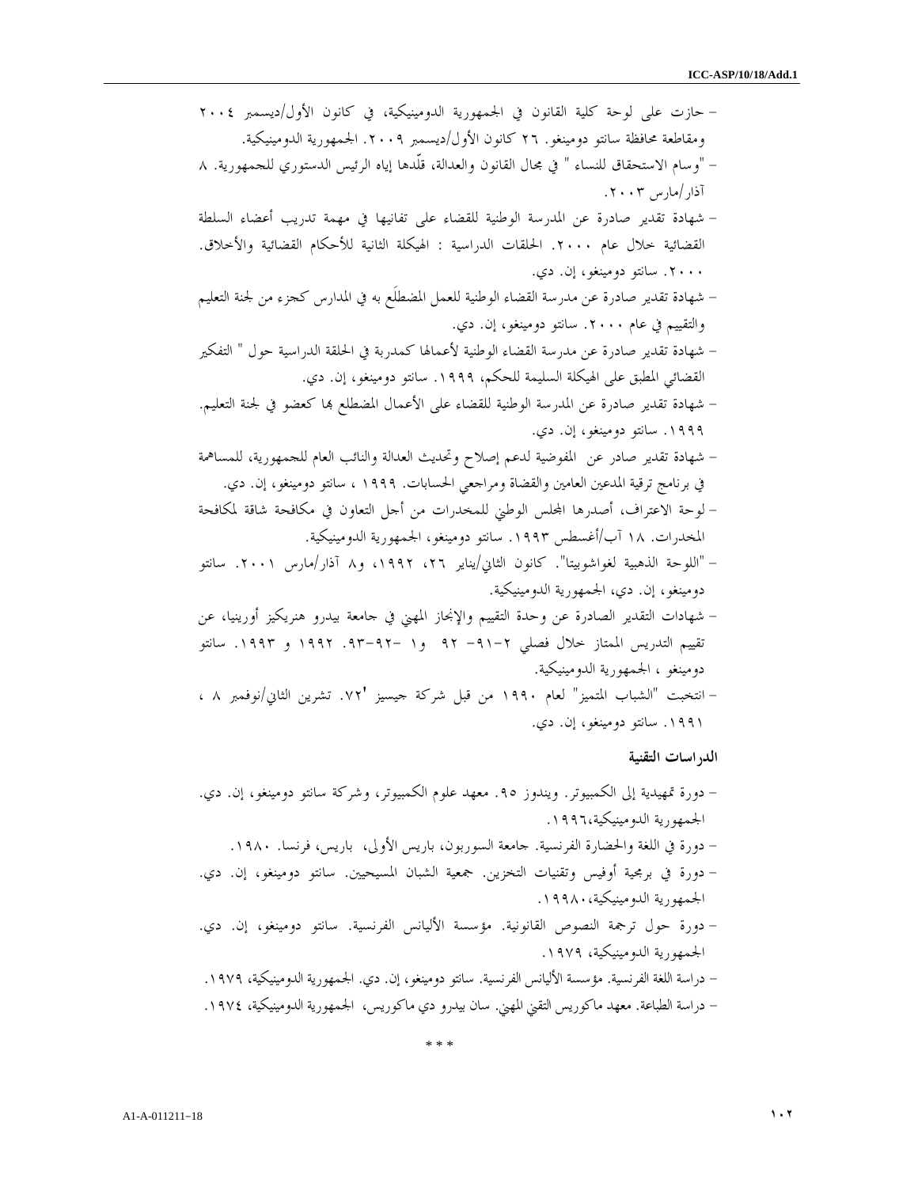- حازت على لوحة كلية القانون في الجمهورية الدومينيكية، في كانون الأول/ديسمبر ٢٠٠٤ ومقاطعة محافظة سانتو دومينغو. ٢٦ كانون الأول/ديسمبر ٢٠٠٩. الجمهورية الدومينيكية.
- "وسام الاستحقاق للنساء " في مجال القانون والعدالة، قلّدها إياه الرئيس الدستوري للجمهورية. ٨ آذار/مارس ٢٠٠٣.
- شهادة تقدير صادرة عن المدرسة الوطنية للقضاء على تفانيها في مهمة تدريب أعضاء السلطة القضائية خلال عام ٢٠٠٠. الحلقات الدراسية : الهيكلة الثانية للأحكام القضائية والأخلاق. ٢٠٠٠. سانتو دومينغو، إن. دي.
- شهادة تقدير صادرة عن مدرسة القضاء الوطنية للعمل المضطلَع به في المدارس كجزء من لجنة التعليم والتقييم في عام ٢٠٠٠. سانتو دومينغو، إن. دي.
- شهادة تقدير صادرة عن مدرسة القضاء الوطنية لأعمالها كمدربة في الحلقة الدراسية حول " التفكير القضائي المطبق على الهيكلة السليمة للحكم، ١٩٩٩. سانتو دومينغو، إن. دي.
- شهادة تقدير صادرة عن المدرسة الوطنية للقضاء على الأعمال المضطلع بها كعضو في لجنة التعليم. ١٩٩٩. سانتو دومينغو، إن. دي.
- شهادة تقدير صادر عن المفوضية لدعم إصلاح وتحديث العدالة والنائب العام للجمهورية، للمساهمة في برنامج ترقية المدعين العامين والقضاة ومراجعي الحسابات. ١٩٩٩ ، سانتو دومينغو، إن. دي.
- لوحة الاعتراف، أصدرها المجلس الوطني للمخدرات من أجل التعاون في مكافحة شاقة لمكافحة المخدرات. ١٨ آب/أغسطس ١٩٩٣. سانتو دومينغو، الجمهورية الدومينيكية.
- "اللوحة الذهبية لغواشوبيتا". كانون الثاني/يناير ٢٦، ١٩٩٢، و٨ آذار/مارس ٢٠٠١. سانتو دومينغو، إن. دي، الجمهورية الدومينيكية.
- شهادات التقدير الصادرة عن وحدة التقييم والإنجاز المهني في جامعة بيدرو هنريكيز أورينيا، عن تقييم التدريس الممتاز خلال فصلي ٢-٩١- ٩٢ و١ -٩٢-٩٣. ١٩٩٢ و ١٩٩٣. سانتو دومينغو ، الجمهورية الدومينيكية.
- انتخبت "الشباب المتميز" لعام ١٩٩٠ من قبل شركة جيسيز '٧٢. تشرين الثاني/نوفمبر ٨ ، ١٩٩١. سانتو دومينغو، إن. دي.

**الدراسات التقنية**

- دورة تمهيدية إلى الكمبيوتر. ويندوز ٩٥. معهد علوم الكمبيوتر، وشركة سانتو دومينغو، إن. دي. الجمهورية الدومينيكية،١٩٩٦.
- دورة في اللغة والحضارة الفرنسية. جامعة السوربون، باريس الأولى، باريس، فرنسا. ١٩٨٠.
- دورة في برمجية أوفيس وتقنيات التخزين. جمعية الشبان المسيحيين. سانتو دومينغو، إن. دي. الجمهورية الدومينيكية،١٩٩٨٠.
- دورة حول ترجمة النصوص القانونية. مؤسسة الأليانس الفرنسية. سانتو دومينغو، إن. دي. الجمهورية الدومينيكية، ١٩٧٩.
- دراسة اللغة الفرنسية. مؤسسة الأليانس الفرنسية. سانتو دومينغو، إن. دي. الجمهورية الدومينيكية، ١٩٧٩.
- دراسة الطباعة. معهد ماكوريس التقني المهني. سان بيدرو دي ماكوريس، الجمهورية الدومينيكية، ١٩٧٤.

* * *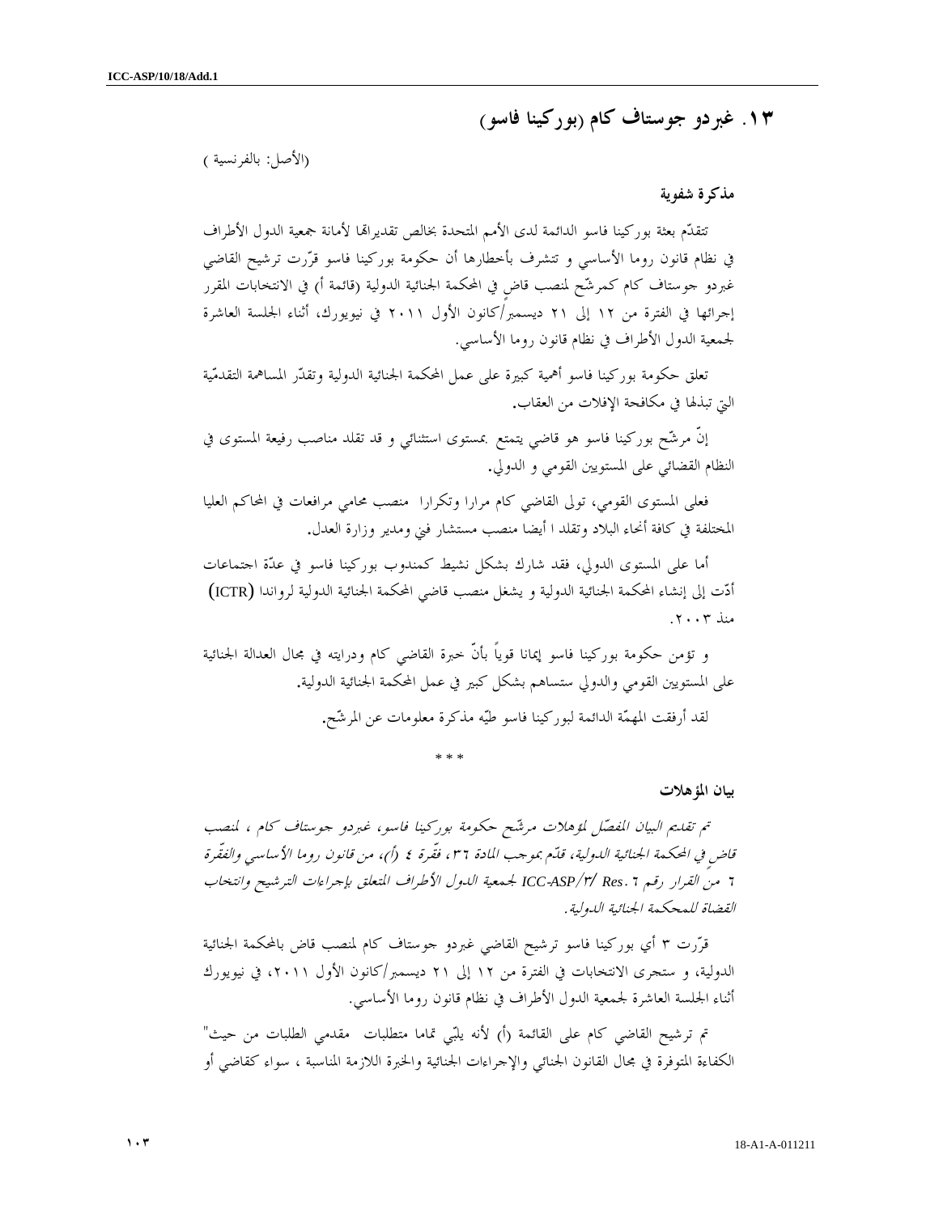## ١٣. غبردو جوستاف كام (بوركينا فاسو)

(الأصل: بالفرنسية )

### مذكرة شفوية

تتقدّم بعثة بوركينا فاسو الدائمة لدى الأمم المتحدة بخالص تقديراهتا لأمانة جمعية الدول الأطراف في نظام قانون روما الأساسي و تتشرف بأخطارها أن حكومة بوركينا فاسو قرّرت ترشيح القاضي غبردو جوستاف كام كمرشّح لمنصب قاضٍ في المحكمة الجنائية الدولية (قائمة أ) في الانتخابات المقرر إجرائها في الفترة من ١٢ إلى ٢١ ديسمبر/كانون الأول ٢٠١١ في نيويورك، أثناء الجلسة العاشرة لجمعية الدول الأطراف في نظام قانون روما الأساسي.

تعلق حكومة بوركينا فاسو أهمية كبيرة على عمل المحكمة الجنائية الدولية وتقدّر المساهمة التقدمّية التي تبذلها في مكافحة الإفلات من العقاب.

إنّ مرشّح بوركينا فاسو هو قاضي يتمتع بمستوى استثنائي و قد تقلد مناصب رفيعة المستوى في النظام القضائي على المستويين القومي و الدولي.

فعلى المستوى القومي، تولى القاضي كام مرارا وتكرارا منصب محامي مرافعات في المحاكم العليا المختلفة في كافة أنحاء البلاد وتقلد ا أيضا منصب مستشار فني ومدير وزارة العدل.

أما على المستوى الدولي، فقد شارك بشكل نشيط كمندوب بوركينا فاسو في عدّة اجتماعات أدّت إلى إنشاء المحكمة الجنائية الدولية و يشغل منصب قاضي المحكمة الجنائية الدولية لرواندا (ICTR) منذ ٢٠٠٣.

و تؤمن حكومة بوركينا فاسو إيمانا قوياً بأنّ خبرة القاضي كام ودرايته في مجال العدالة الجنائية على المستويين القومي والدولي ستساهم بشكل كبير في عمل المحكمة الجنائية الدولية.

لقد أرفقت المهمّة الدائمة لبوركينا فاسو طيّه مذكرة معلومات عن المرشّح.

\* \* \*

### بيان المؤهلات

*تم تقديم البيان المفصّل لمؤهلات مرشّح حكومة بوركينا فاسو، غبردو جوستاف كام ، لمنصب قاضٍ في المحكمة الجنائية الدولية، قدّم بموجب المادة ٣٦، فقّرة ٤ (أ)، من قانون روما الأساسي والفقّرة ٦ من القرار رقم ICC-ASP/٣/ Res. ٦ لجمعية الدول الأطراف المتعلق بإجراءات الترشيح وانتخاب القضاة للمحكمة الجنائية الدولية.*

قرّرت ٣ أي بوركينا فاسو ترشيح القاضي غبردو جوستاف كام لمنصب قاض بالمحكمة الجنائية الدولية، و ستجرى الانتخابات في الفترة من ١٢ إلى ٢١ ديسمبر/كانون الأول ٢٠١١، في نيويورك أثناء الجلسة العاشرة لجمعية الدول الأطراف في نظام قانون روما الأساسي.

تم ترشيح القاضي كام على القائمة (أ) لأنه يلبّي تماما متطلبات مقدمي الطلبات من حيث" الكفاءة المتوفرة في مجال القانون الجنائي والإجراءات الجنائية والخبرة اللازمة المناسبة ، سواء كقاضي أو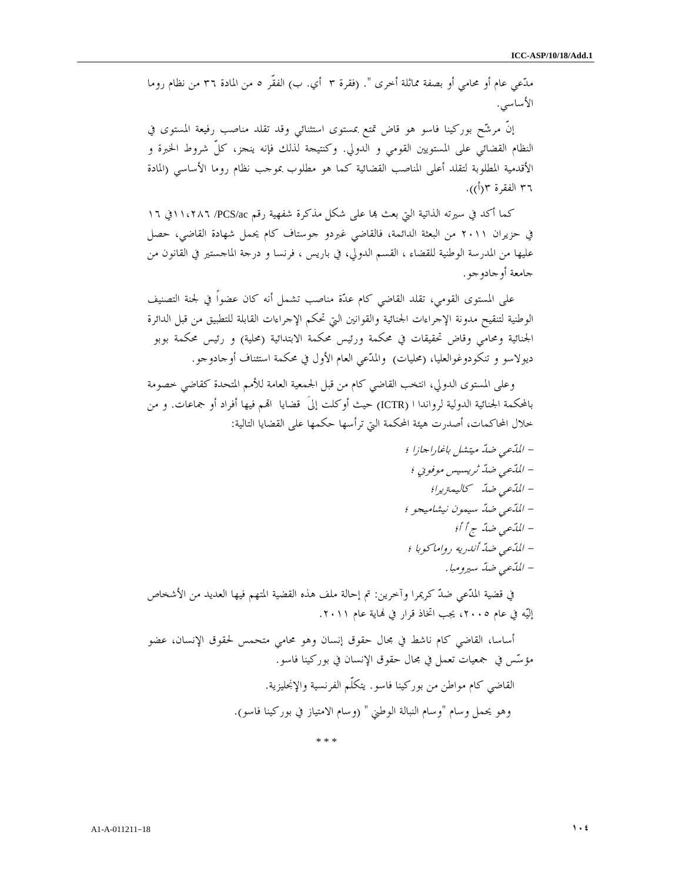مدّعي عام أو محامي أو بصفة مماثلة أخرى ". (فقرة ٣ أي. ب) الفقّر ٥ من المادة ٣٦ من نظام روما الأساسي.

إنّ مرشّح بوركينا فاسو هو قاض تمتع بمستوى استثنائي وقد تقلد مناصب رفيعة المستوى في النظام القضائي على المستويين القومي و الدولي. وكنتيجة لذلك فإنه ينجز، كلّ شروط الخبرة و الأقدمية المطلوبة لتقلد أعلى المناصب القضائية كما هو مطلوب بموجب نظام روما الأساسي (المادة ٣٦ الفقرة ٣(أ)).

كما أكد في سيرته الذاتية التي بعث بها على شكل مذكرة شفهية رقم PCS/ac /٢٨٦،١١في ١٦ في حزيران ٢٠١١ من البعثة الدائمة، فالقاضي غبردو جوستاف كام يحمل شهادة القاضي، حصل عليها من المدرسة الوطنية للقضاء ، القسم الدولي، في باريس ، فرنسا و درجة الماجستير في القانون من جامعة أوجادوجو.

على المستوى القومي، تقلد القاضي كام عدّة مناصب تشمل أنه كان عضواً في لجنة التصنيف الوطنية لتنقيح مدونة الإجراءات الجنائية والقوانين التي تحكم الإجراءات القابلة للتطبيق من قبل الدائرة الجنائية ومحامي وقاض تحقيقات في محكمة ورئيس محكمة الابتدائية (محلية) و رئيس محكمة بوبو ديولاسو و تنكودوغوالعليا، (محليات) والمدّعي العام الأول في محكمة استئناف أوجادوجو.

وعلى المستوى الدولي، انتخب القاضي كام من قبل الجمعية العامة للأمم المتحدة كقاضي خصومة بالمحكمة الجنائية الدولية لرواندا ا (ICTR) حيث أوكلت إليَ قضايا اتّهم فيها أفراد أو جماعات. و من خلال المحاكمات، أصدرت هيئة المحكمة التي ترأسها حكمها على القضايا التالية:

- *المدّعي ضدّ ميتشل باغاراجازا ؛*
- *المدّعي ضدّ ثريسيس موفوني ؛*
- *المدّعي ضدّ كاليمتريرا؛*
- *المدّعي ضدّ سيمون نيشاميجو ؛*
- *المدّعي ضدّ ج أ أ؛*
- *المدّعي ضدّ أندريه رواماكوبا ؛*
- *المدّعي ضدّ سيرومبا.*

في قضية المدّعي ضدّ كريمرا وآخرين: تم إحالة ملف هذه القضية المتهم فيها العديد من الأشخاص إليّه في عام ٢٠٠٥، يجب اتخاذ قرار في نهاية عام ٢٠١١.

أساسا، القاضي كام ناشط في مجال حقوق إنسان وهو محامي متحمس لحقوق الإنسان، عضو مؤسّس في جمعيات تعمل في مجال حقوق الإنسان في بوركينا فاسو.

القاضي كام مواطن من بوركينا فاسو. يتكلّم الفرنسية والإنجليزية.

وهو يحمل وسام "وسام النبالة الوطني " (وسام الامتياز في بوركينا فاسو).

\* \* \*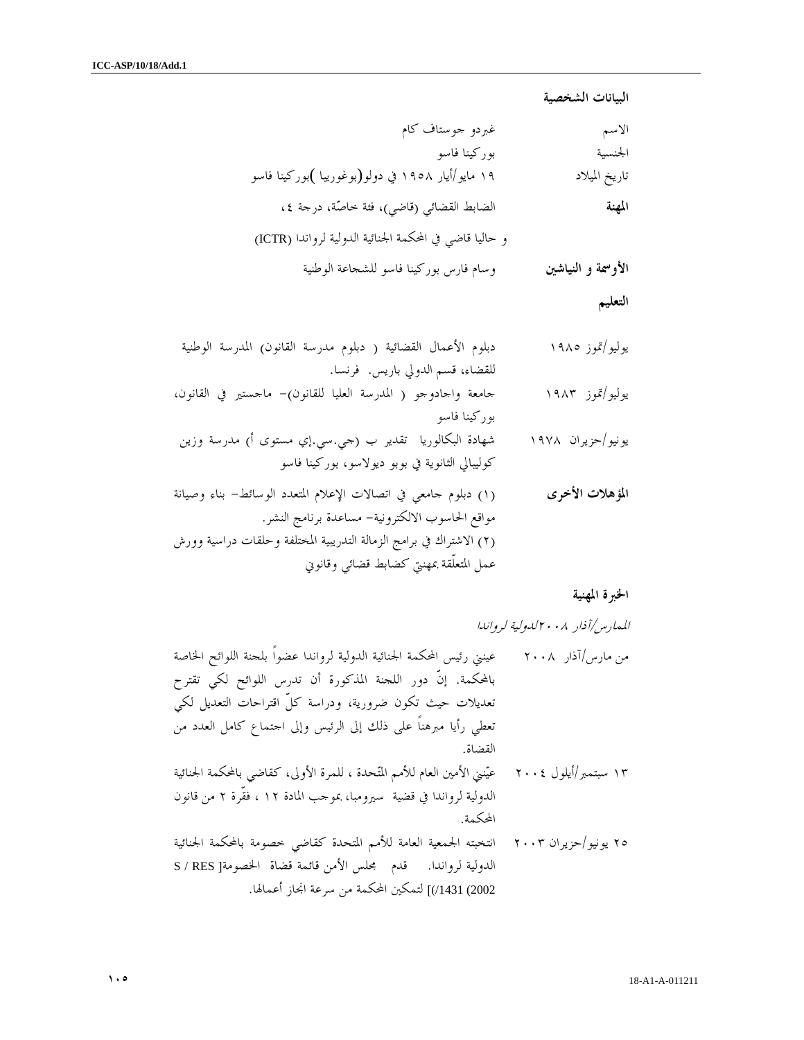**البيانات الشخصية**

| | |
|---|---|
| الاسم | غبردو جوستاف كام |
| الجنسية | بوركينا فاسو |
| تاريخ الميلاد | ١٩ مايو/أيار ١٩٥٨ في دولو(بوغوريبا )بوركينا فاسو |
| **المهنة** | الضابط القضائي (قاضي)، فئة خاصّة، درجة ٤، |
| | و حاليا قاضي في المحكمة الجنائية الدولية لرواندا (ICTR) |
| **الأوسمة و النياشين** | وسام فارس بوركينا فاسو للشجاعة الوطنية |

**التعليم**

| | |
|---|---|
| يوليو/تموز ١٩٨٥ | دبلوم الأعمال القضائية ( دبلوم مدرسة القانون) المدرسة الوطنية للقضاء، قسم الدولي باريس. فرنسا. |
| يوليو/تموز ١٩٨٣ | جامعة واجادوجو ( المدرسة العليا للقانون)- ماجستير في القانون، بوركينا فاسو |
| يونيو/حزيران ١٩٧٨ | شهادة البكالوريا تقدير ب (جي.سي.إي مستوى أ) مدرسة وزين كوليبالي الثانوية في بوبو ديولاسو، بوركينا فاسو |
| **المؤهلات الأخرى** | (١) دبلوم جامعي في اتصالات الإعلام المتعدد الوسائط- بناء وصيانة مواقع الحاسوب الالكترونية- مساعدة برنامج النشر. (٢) الاشتراك في برامج الزمالة التدريبية المختلفة وحلقات دراسية وورش عمل المتعلّقة بمهنتي كضابط قضائي وقانوني |

**الخبرة المهنية**

*المارس/آذار ٢٠٠٨الدولية لرواندا*

| | |
|---|---|
| من مارس/آذار ٢٠٠٨ | عينني رئيس المحكمة الجنائية الدولية لرواندا عضواً بلجنة اللوائح الخاصة بالمحكمة. إنّ دور اللجنة المذكورة أن تدرس اللوائح لكي تقترح تعديلات حيث تكون ضرورية، ودراسة كلّ اقتراحات التعديل لكي تعطي رأيا مبرهناً على ذلك إلى الرئيس وإلى اجتماع كامل العدد من القضاة. |
| ١٣ سبتمبر/أيلول ٢٠٠٤ | عيّنني الأمين العام للأمم المتّحدة ، للمرة الأولى، كقاضي بالمحكمة الجنائية الدولية لرواندا في قضية سيرومبا، بموجب المادة ١٢ ، فقّرة ٢ من قانون المحكمة. |
| ٢٥ يونيو/حزيران ٢٠٠٣ | انتخبته الجمعية العامة للأمم المتحدة كقاضي خصومة بالمحكمة الجنائية الدولية لرواندا. قدم مجلس الأمن قائمة قضاة الخصومة[ S / RES 2002) 1431/)] لتمكين المحكمة من سرعة انجاز أعمالها. |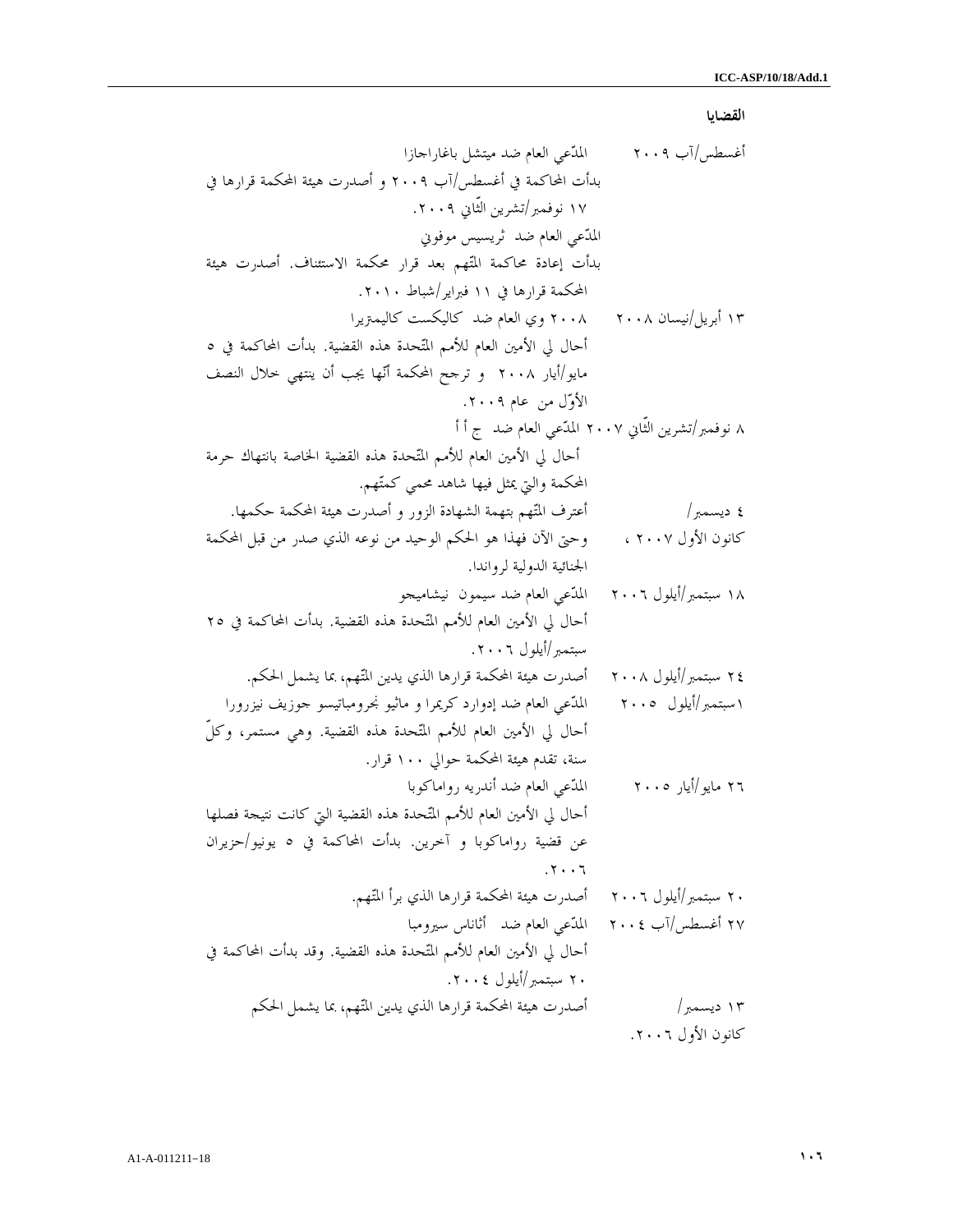**القضايا**

أغسطس/آب ٢٠٠٩ المدّعي العام ضد ميتشل باغاراجازا

بدأت المحاكمة في أغسطس/آب ٢٠٠٩ و أصدرت هيئة المحكمة قرارها في ١٧ نوفمبر/تشرين الثّاني ٢٠٠٩.

المدّعي العام ضد ثريسيس موفوني

بدأت إعادة محاكمة المتّهم بعد قرار محكمة الاستئناف. أصدرت هيئة المحكمة قرارها في ١١ فبراير/شباط ٢٠١٠.

١٣ أبريل/نيسان ٢٠٠٨ ٢٠٠٨ وي العام ضد كاليكست كاليمتريرا

أحال لي الأمين العام للأمم المتّحدة هذه القضية. بدأت المحاكمة في ٥ مايو/أيار ٢٠٠٨ و ترجح المحكمة أنّها يجب أن ينتهي خلال النصف الأوّل من عام ٢٠٠٩.

٨ نوفمبر/تشرين الثّاني ٢٠٠٧ المدّعي العام ضد ج أ أ

أحال لي الأمين العام للأمم المتّحدة هذه القضية الخاصة بانتهاك حرمة المحكمة والتي يمثل فيها شاهد محمي كمتّهم.

٤ ديسمبر/ كانون الأول ٢٠٠٧ ، أعترف المتّهم بتهمة الشهادة الزور و أصدرت هيئة المحكمة حكمها. وحتى الآن فهذا هو الحكم الوحيد من نوعه الذي صدر من قبل المحكمة الجنائية الدولية لرواندا.

١٨ سبتمبر/أيلول ٢٠٠٦ المدّعي العام ضد سيمون نيشاميجو

أحال لي الأمين العام للأمم المتّحدة هذه القضية. بدأت المحاكمة في ٢٥ سبتمبر/أيلول ٢٠٠٦.

٢٤ سبتمبر/أيلول ٢٠٠٨ أصدرت هيئة المحكمة قرارها الذي يدين المتّهم، بما يشمل الحكم.

١سبتمبر/أيلول ٢٠٠٥ المدّعي العام ضد إدوارد كريمرا و ماثيو نجرومباتيسو جوزيف نيزرورا

أحال لي الأمين العام للأمم المتّحدة هذه القضية. وهي مستمر، وكلّ سنة، تقدم هيئة المحكمة حوالي ١٠٠ قرار.

٢٦ مايو/أيار ٢٠٠٥ المدّعي العام ضد أندريه رواماكوبا

أحال لي الأمين العام للأمم المتّحدة هذه القضية التي كانت نتيجة فصلها عن قضية رواماكوبا و آخرين. بدأت المحاكمة في ٥ يونيو/حزيران ٢٠٠٦.

٢٠ سبتمبر/أيلول ٢٠٠٦ أصدرت هيئة المحكمة قرارها الذي برأ المتّهم.

٢٧ أغسطس/آب ٢٠٠٤ المدّعي العام ضد أثاناس سيرومبا

أحال لي الأمين العام للأمم المتّحدة هذه القضية. وقد بدأت المحاكمة في ٢٠ سبتمبر/أيلول ٢٠٠٤.

١٣ ديسمبر/ كانون الأول ٢٠٠٦. أصدرت هيئة المحكمة قرارها الذي يدين المتّهم، بما يشمل الحكم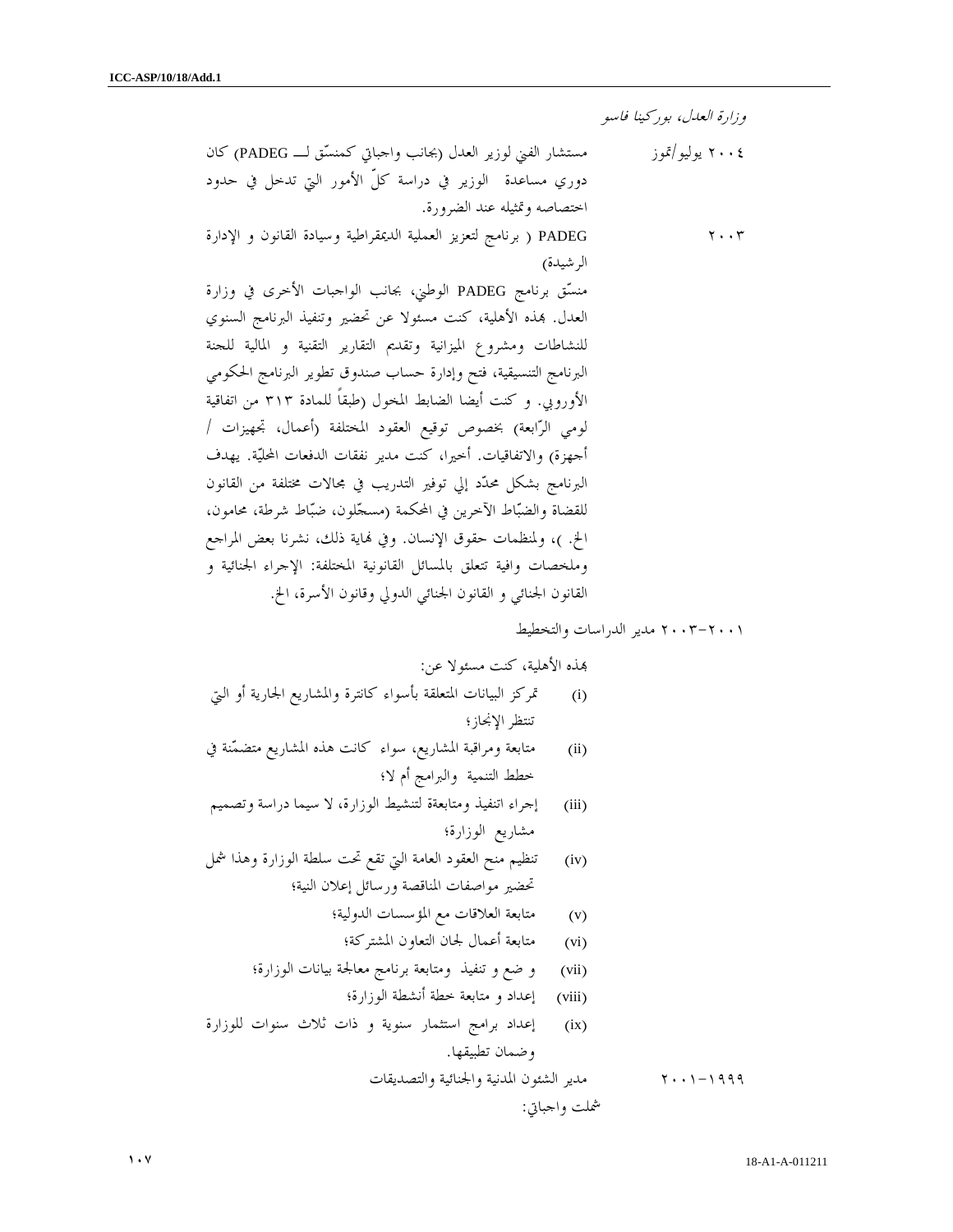*وزارة العدل، بوركينا فاسو*

٢٠٠٤ يوليو/تموز — مستشار الفني لوزير العدل (بجانب واجباتي كمنسّق لـــ PADEG) كان دوري مساعدة الوزير في دراسة كلّ الأمور التي تدخل في حدود اختصاصه وتمثيله عند الضرورة.

٢٠٠٣ — PADEG ( برنامج لتعزيز العملية الديمقراطية وسيادة القانون و الإدارة الرشيدة)

منسّق برنامج PADEG الوطني، بجانب الواجبات الأخرى في وزارة العدل. بهذه الأهلية، كنت مسئولا عن تحضير وتنفيذ البرنامج السنوي للنشاطات ومشروع الميزانية وتقديم التقارير التقنية و المالية للجنة البرنامج التنسيقية، فتح وإدارة حساب صندوق تطوير البرنامج الحكومي الأوروبي. و كنت أيضا الضابط المخول (طبقاً للمادة ٣١٣ من اتفاقية لومي الرّابعة) بخصوص توقيع العقود المختلفة (أعمال، تجهيزات / أجهزة) والاتفاقيات. أخيرا، كنت مدير نفقات الدفعات المحليّة. يهدف البرنامج بشكل محدّد إلي توفير التدريب في مجالات مختلفة من القانون للقضاة والضبّاط الآخرين في المحكمة (مسجّلون، ضبّاط شرطة، محامون، الخ. )، ولمنظمات حقوق الإنسان. وفي نهاية ذلك، نشرنا بعض المراجع وملخصات وافية تتعلق بالمسائل القانونية المختلفة: الإجراء الجنائية و القانون الجنائي و القانون الجنائي الدولي وقانون الأسرة، الخ.

٢٠٠١-٢٠٠٣ مدير الدراسات والتخطيط

بهذه الأهلية، كنت مسئولا عن:

(i) تمركز البيانات المتعلقة بأسواء كانترة والمشاريع الجارية أو التي تنتظر الإنجاز؛

(ii) متابعة ومراقبة المشاريع، سواء كانت هذه المشاريع متضمّنة في خطط التنمية والبرامج أم لا؛

(iii) إجراء اتنفيذ ومتابعة لتنشيط الوزارة، لا سيما دراسة وتصميم مشاريع الوزارة؛

(iv) تنظيم منح العقود العامة التي تقع تحت سلطة الوزارة وهذا شمل تحضير مواصفات المناقصة ورسائل إعلان النية؛

(v) متابعة العلاقات مع المؤسسات الدولية؛

(vi) متابعة أعمال لجان التعاون المشتركة؛

(vii) و ضع و تنفيذ ومتابعة برنامج معالجة بيانات الوزارة؛

(viii) إعداد و متابعة خطة أنشطة الوزارة؛

(ix) إعداد برامج استثمار سنوية و ذات ثلاث سنوات للوزارة وضمان تطبيقها.

١٩٩٩-٢٠٠١ — مدير الشئون المدنية والجنائية والتصديقات

شملت واجباتي: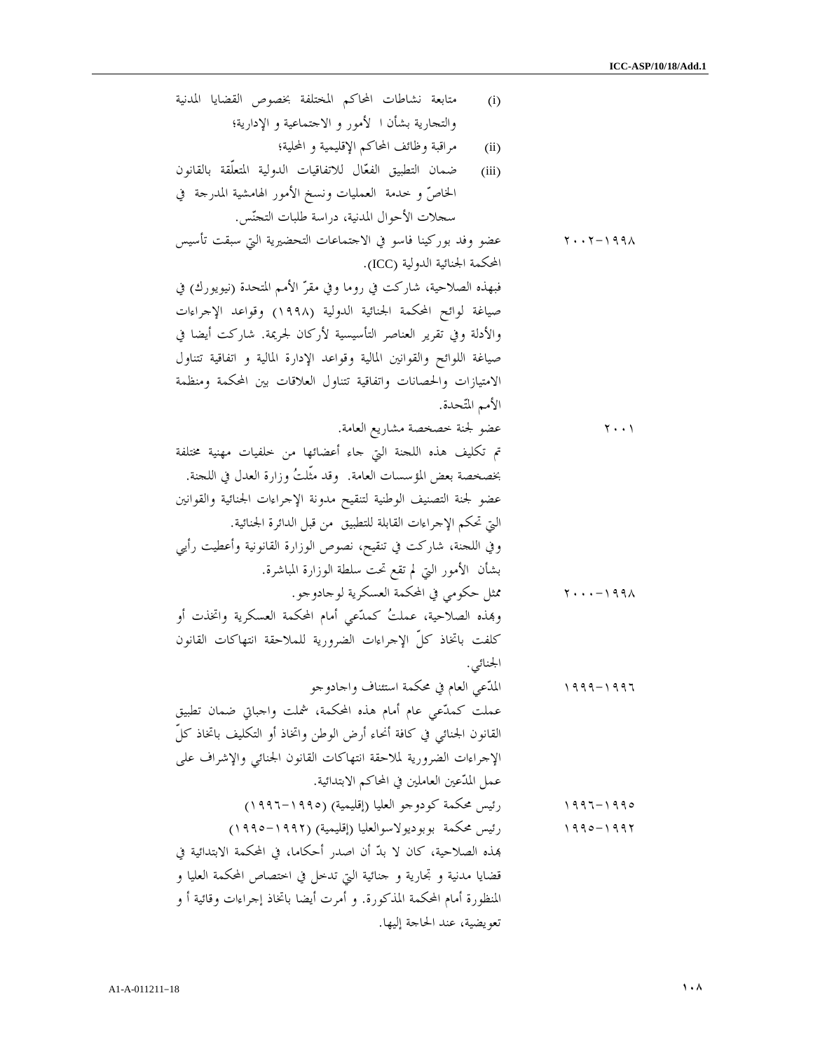(i) متابعة نشاطات المحاكم المختلفة بخصوص القضايا المدنية والتجارية بشأن ا لأمور و الاجتماعية و الإدارية؛

(ii) مراقبة وظائف المحاكم الإقليمية و المحلية؛

(iii) ضمان التطبيق الفعّال للاتفاقيات الدولية المتعلّقة بالقانون الخاصّ و خدمة العمليات ونسخ الأمور الهامشية المدرجة في سجلات الأحوال المدنية، دراسة طلبات التجنّس.

١٩٩٨-٢٠٠٢ عضو وفد بوركينا فاسو في الاجتماعات التحضيرية التي سبقت تأسيس المحكمة الجنائية الدولية (ICC).

فبهذه الصلاحية، شاركت في روما وفي مقرّ الأمم المتحدة (نيويورك) في صياغة لوائح المحكمة الجنائية الدولية (١٩٩٨) وقواعد الإجراءات والأدلة وفي تقرير العناصر التأسيسية لأركان لجريمة. شاركت أيضا في صياغة اللوائح والقوانين المالية وقواعد الإدارة المالية و اتفاقية تتناول الامتيازات والحصانات واتفاقية تتناول العلاقات بين المحكمة ومنظمة الأمم المتّحدة.

٢٠٠١ عضو لجنة خصخصة مشاريع العامة.

تم تكليف هذه اللجنة التي جاء أعضائها من خلفيات مهنية مختلفة بخصخصة بعض المؤسسات العامة. وقد مثّلتُ وزارة العدل في اللجنة.

عضو لجنة التصنيف الوطنية لتنقيح مدونة الإجراءات الجنائية والقوانين التي تحكم الإجراءات القابلة للتطبيق من قبل الدائرة الجنائية.

وفي اللجنة، شاركت في تنقيح، نصوص الوزارة القانونية وأعطيت رأيي بشأن الأمور التي لم تقع تحت سلطة الوزارة المباشرة.

١٩٩٨-٢٠٠٠ ممثل حكومي في المحكمة العسكرية لوجادوجو.

وبهذه الصلاحية، عملتُ كمدّعي أمام المحكمة العسكرية واتخذت أو كلفت باتخاذ كلّ الإجراءات الضرورية للملاحقة انتهاكات القانون الجنائي.

١٩٩٦-١٩٩٩ المدّعي العام في محكمة استئناف واجادوجو

عملت كمدّعي عام أمام هذه المحكمة، شملت واجباتي ضمان تطبيق القانون الجنائي في كافة أنحاء أرض الوطن واتخاذ أو التكليف باتخاذ كلّ الإجراءات الضرورية لملاحقة انتهاكات القانون الجنائي والإشراف على عمل المدّعين العاملين في المحاكم الابتدائية.

١٩٩٥-١٩٩٦ رئيس محكمة كودوجو العليا (إقليمية) (١٩٩٥-١٩٩٦)

١٩٩٢-١٩٩٥ رئيس محكمة بوبوديولاسوالعليا (إقليمية) (١٩٩٢-١٩٩٥)

بهذه الصلاحية، كان لا بدّ أن اصدر أحكاما، في المحكمة الابتدائية في قضايا مدنية و تجارية و جنائية التي تدخل في اختصاص المحكمة العليا و المنظورة أمام المحكمة المذكورة. و أمرت أيضا باتخاذ إجراءات وقائية أ و تعويضية، عند الحاجة إليها.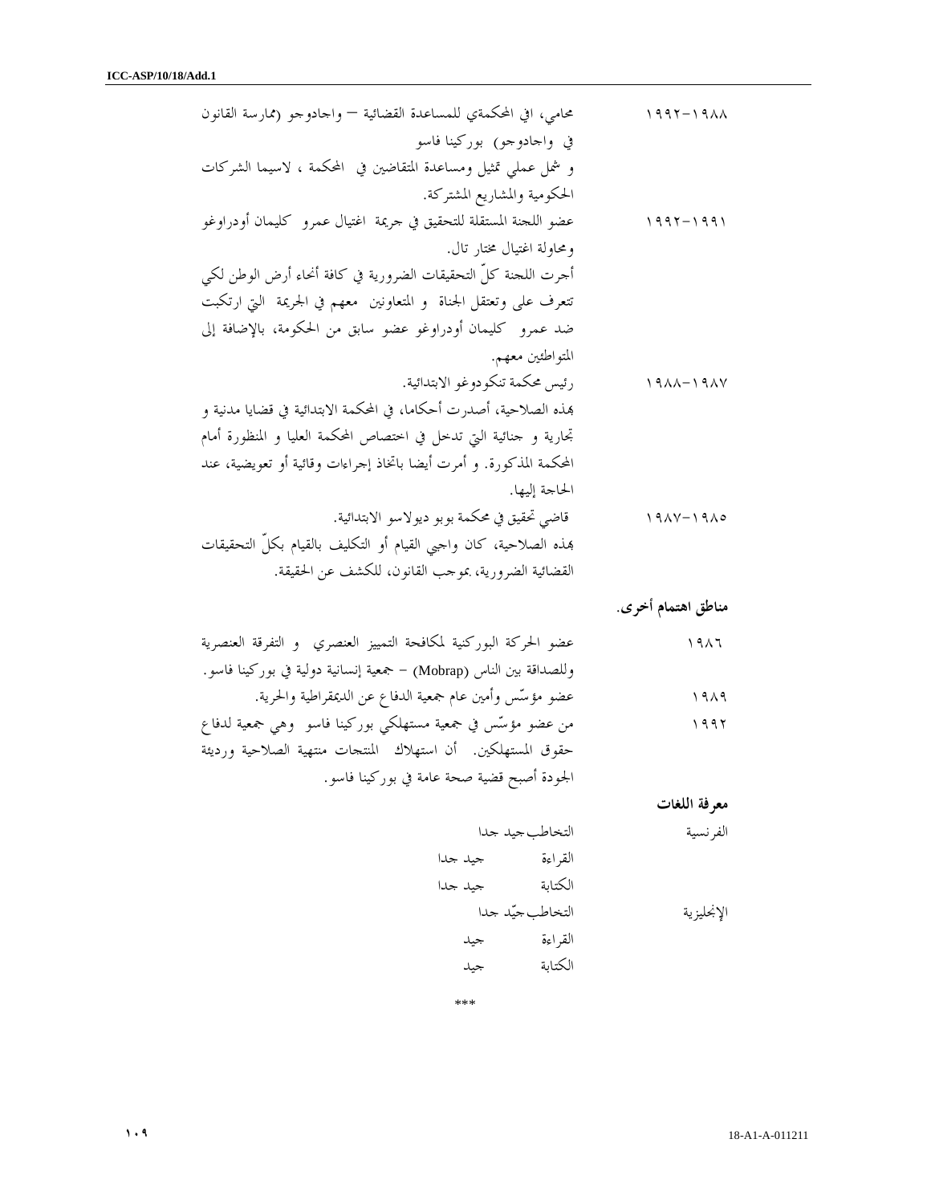| | |
|---|---|
| ١٩٨٨-١٩٩٢ | محامي، افي المحكمةي للمساعدة القضائية – واجادوجو (ممارسة القانون في واجادوجو) بوركينا فاسو<br>و شمل عملي تمثيل ومساعدة المتقاضين في المحكمة ، لاسيما الشركات الحكومية والمشاريع المشتركة. |
| ١٩٩١-١٩٩٢ | عضو اللجنة المستقلة للتحقيق في جريمة اغتيال عمرو كليمان أودراوغو ومحاولة اغتيال مختار تال.<br>أجرت اللجنة كلّ التحقيقات الضرورية في كافة أنحاء أرض الوطن لكي تتعرف على وتعتقل الجناة و المتعاونين معهم في الجريمة التي ارتكبت ضد عمرو كليمان أودراوغو عضو سابق من الحكومة، بالإضافة إلى المتواطئين معهم. |
| ١٩٨٧-١٩٨٨ | رئيس محكمة تنكودوغو الابتدائية.<br>بهذه الصلاحية، أصدرت أحكاما، في المحكمة الابتدائية في قضايا مدنية و تجارية و جنائية التي تدخل في اختصاص المحكمة العليا و المنظورة أمام المحكمة المذكورة. و أمرت أيضا باتخاذ إجراءات وقائية أو تعويضية، عند الحاجة إليها. |
| ١٩٨٥-١٩٨٧ | قاضي تحقيق في محكمة بوبو ديولاسو الابتدائية.<br>بهذه الصلاحية، كان واجبي القيام أو التكليف بالقيام بكلّ التحقيقات القضائية الضرورية، بموجب القانون، للكشف عن الحقيقة. |

**مناطق اهتمام أخرى.**

| | |
|---|---|
| ١٩٨٦ | عضو الحركة البوركنية لمكافحة التمييز العنصري و التفرقة العنصرية وللصداقة بين الناس (Mobrap) – جمعية إنسانية دولية في بوركينا فاسو. |
| ١٩٨٩ | عضو مؤسّس وأمين عام جمعية الدفاع عن الديمقراطية والحرية. |
| ١٩٩٢ | من عضو مؤسّس في جمعية مستهلكي بوركينا فاسو وهي جمعية لدفاع حقوق المستهلكين. أن استهلاك المنتجات منتهية الصلاحية ورديئة الجودة أصبح قضية صحة عامة في بوركينا فاسو. |

**معرفة اللغات**

| | | |
|---|---|---|
| الفرنسية | التخاطب | جيد جدا |
| | القراءة | جيد جدا |
| | الكتابة | جيد جدا |
| الإنجليزية | التخاطب | جيّد جدا |
| | القراءة | جيد |
| | الكتابة | جيد |

***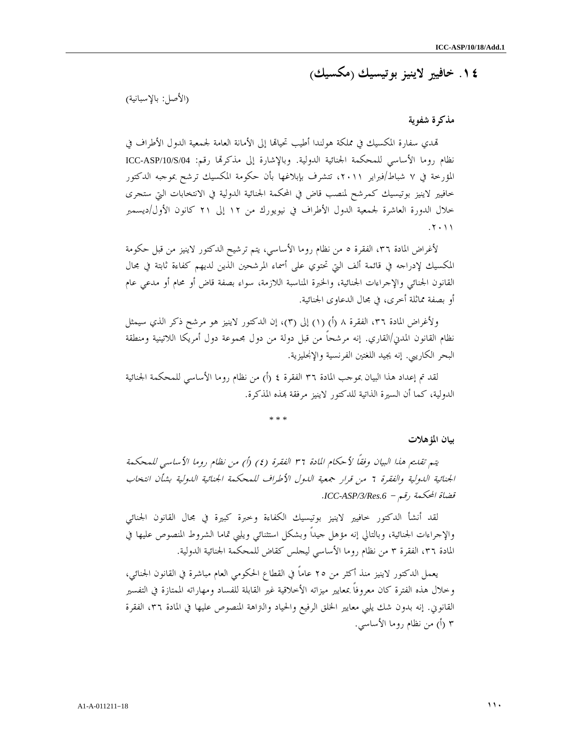## ١٤. خافيير لاينيز بوتيسيك (مكسيك)

(الأصل: بالإسبانية)

**مذكرة شفوية**

تهدي سفارة المكسيك في مملكة هولندا أطيب تحياتها إلى الأمانة العامة لجمعية الدول الأطراف في نظام روما الأساسي للمحكمة الجنائية الدولية. وبالإشارة إلى مذكرتها رقم: ICC-ASP/10/S/04 المؤرخة في ٧ شباط/فبراير ٢٠١١، تتشرف بإبلاغها بأن حكومة المكسيك ترشح بموجبه الدكتور خافيير لاينيز بوتيسيك كمرشح لمنصب قاض في المحكمة الجنائية الدولية في الانتخابات التي ستجرى خلال الدورة العاشرة لجمعية الدول الأطراف في نيويورك من ١٢ إلى ٢١ كانون الأول/ديسمبر ٢٠١١.

لأغراض المادة ٣٦، الفقرة ٥ من نظام روما الأساسي، يتم ترشيح الدكتور لاينيز من قبل حكومة المكسيك لإدراجه في قائمة ألف التي تحتوي على أسماء المرشحين الذين لديهم كفاءة ثابتة في مجال القانون الجنائي والإجراءات الجنائية، والخبرة المناسبة اللازمة، سواء بصفة قاض أو محام أو مدعي عام أو بصفة مماثلة أخرى، في مجال الدعاوى الجنائية.

ولأغراض المادة ٣٦، الفقرة ٨ (أ) (١) إلى (٣)، إن الدكتور لاينيز هو مرشح ذكر الذي سيمثل نظام القانون المدني/القاري. إنه مرشحاً من قبل دولة من دول مجموعة دول أمريكا اللاتينية ومنطقة البحر الكاريبي. إنه يجيد اللغتين الفرنسية والإنجليزية.

لقد تم إعداد هذا البيان بموجب المادة ٣٦ الفقرة ٤ (أ) من نظام روما الأساسي للمحكمة الجنائية الدولية، كما أن السيرة الذاتية للدكتور لاينيز مرفقة بهذه المذكرة.

* * *

**بيان المؤهلات**

*يتم تقديم هذا البيان وفقاً لأحكام المادة ٣٦ الفقرة (٤) (أ) من نظام روما الأساسي للمحكمة الجنائية الدولية والفقرة ٦ من قرار جمعية الدول الأطراف للمحكمة الجنائية الدولية بشأن انتخاب قضاة المحكمة رقم – ICC-ASP/3/Res.6.*

لقد أنشأ الدكتور خافيير لاينيز بوتيسيك الكفاءة وخبرة كبيرة في مجال القانون الجنائي والإجراءات الجنائية، وبالتالي إنه مؤهل جيداً وبشكل استثنائي ويلبي تماما الشروط المنصوص عليها في المادة ٣٦، الفقرة ٣ من نظام روما الأساسي ليجلس كقاض للمحكمة الجنائية الدولية.

يعمل الدكتور لاينيز منذ أكثر من ٢٥ عاماً في القطاع الحكومي العام مباشرة في القانون الجنائي، وخلال هذه الفترة كان معروفاً بمعايير ميزاته الأخلاقية غير القابلة للفساد ومهاراته الممتازة في التفسير القانوني. إنه بدون شك يلبي معايير الخلق الرفيع والحياد والنزاهة المنصوص عليها في المادة ٣٦، الفقرة ٣ (أ) من نظام روما الأساسي.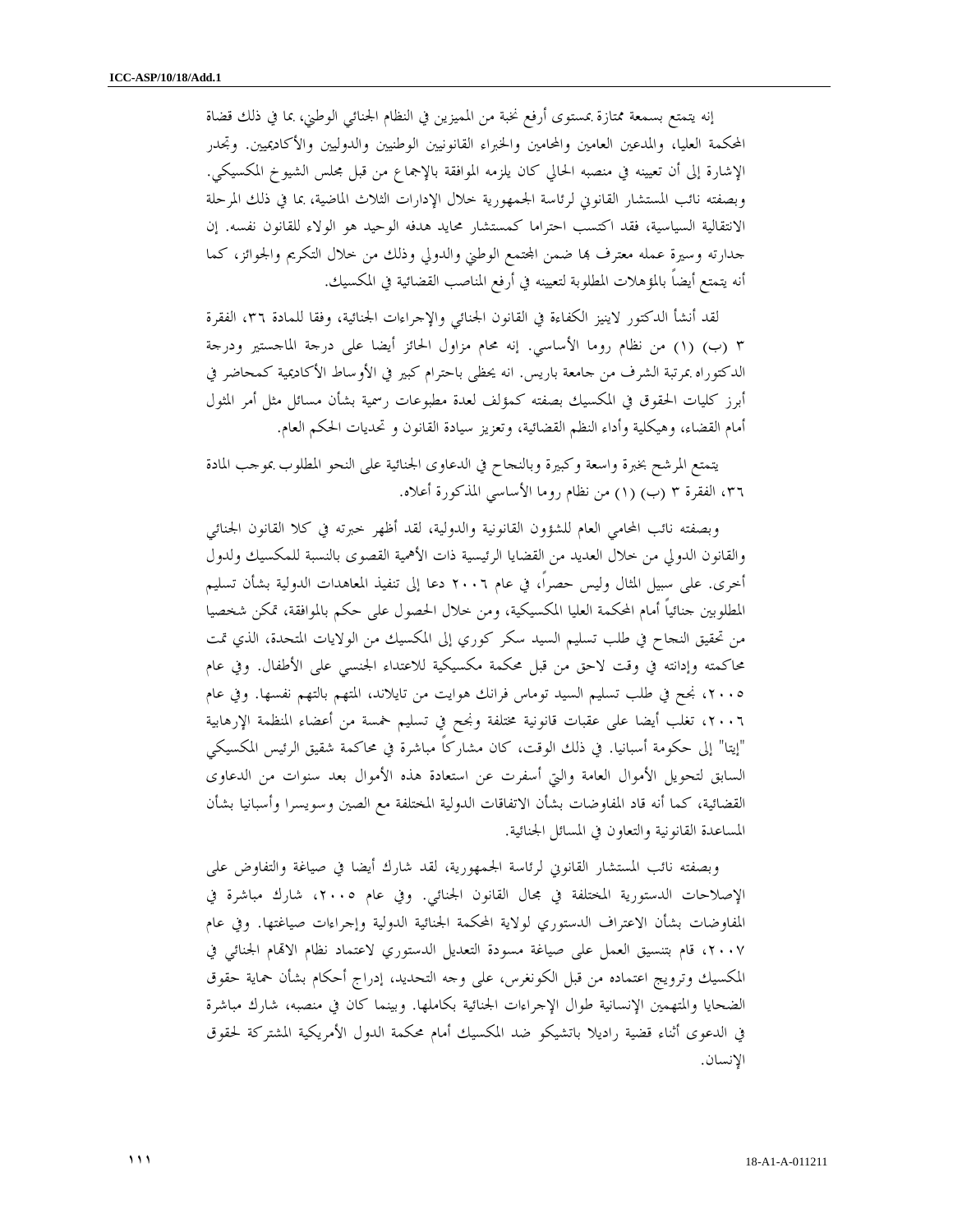إنه يتمتع بسمعة ممتازة بمستوى أرفع نخبة من المميزين في النظام الجنائي الوطني، بما في ذلك قضاة المحكمة العليا، والمدعين العامين والمحامين والخبراء القانونيين الوطنيين والدوليين والأكاديميين. وتجدر الإشارة إلى أن تعيينه في منصبه الحالي كان يلزمه الموافقة بالإجماع من قبل مجلس الشيوخ المكسيكي. وبصفته نائب المستشار القانوني لرئاسة الجمهورية خلال الإدارات الثلاث الماضية، بما في ذلك المرحلة الانتقالية السياسية، فقد اكتسب احتراما كمستشار محايد هدفه الوحيد هو الولاء للقانون نفسه. إن جدارته وسيرة عمله معترف بها ضمن المجتمع الوطني والدولي وذلك من خلال التكريم والجوائز، كما أنه يتمتع أيضاً بالمؤهلات المطلوبة لتعيينه في أرفع المناصب القضائية في المكسيك.

لقد أنشأ الدكتور لابنيز الكفاءة في القانون الجنائي والإجراءات الجنائية، وفقا للمادة ٣٦، الفقرة ٣ (ب) (١) من نظام روما الأساسي. إنه محام مزاول الحائز أيضا على درجة الماجستير ودرجة الدكتوراه بمرتبة الشرف من جامعة باريس. انه يحظى باحترام كبير في الأوساط الأكاديمية كمحاضر في أبرز كليات الحقوق في المكسيك بصفته كمؤلف لعدة مطبوعات رسمية بشأن مسائل مثل أمر المثول أمام القضاء، وهيكلية وأداء النظم القضائية، وتعزيز سيادة القانون و تحديات الحكم العام.

يتمتع المرشح بخبرة واسعة وكبيرة وبالنجاح في الدعاوى الجنائية على النحو المطلوب بموجب المادة ٣٦، الفقرة ٣ (ب) (١) من نظام روما الأساسي المذكورة أعلاه.

وبصفته نائب المحامي العام للشؤون القانونية والدولية، لقد أظهر خبرته في كلا القانون الجنائي والقانون الدولي من خلال العديد من القضايا الرئيسية ذات الأهمية القصوى بالنسبة للمكسيك ولدول أخرى. على سبيل المثال وليس حصراً، في عام ٢٠٠٦ دعا إلى تنفيذ المعاهدات الدولية بشأن تسليم المطلوبين جنائياً أمام المحكمة العليا المكسيكية، ومن خلال الحصول على حكم بالموافقة، تمكن شخصيا من تحقيق النجاح في طلب تسليم السيد سكر كوري إلى المكسيك من الولايات المتحدة، الذي تمت محاكمته وإدانته في وقت لاحق من قبل محكمة مكسيكية للاعتداء الجنسي على الأطفال. وفي عام ٢٠٠٥، نجح في طلب تسليم السيد توماس فرانك هوايت من تايلاند، المتهم بالتهم نفسها. وفي عام ٢٠٠٦، تغلب أيضا على عقبات قانونية مختلفة ونجح في تسليم خمسة من أعضاء المنظمة الإرهابية "إيتا" إلى حكومة أسبانيا. في ذلك الوقت، كان مشاركاً مباشرة في محاكمة شقيق الرئيس المكسيكي السابق لتحويل الأموال العامة والتي أسفرت عن استعادة هذه الأموال بعد سنوات من الدعاوى القضائية، كما أنه قاد المفاوضات بشأن الاتفاقات الدولية المختلفة مع الصين وسويسرا وأسبانيا بشأن المساعدة القانونية والتعاون في المسائل الجنائية.

وبصفته نائب المستشار القانوني لرئاسة الجمهورية، لقد شارك أيضا في صياغة والتفاوض على الإصلاحات الدستورية المختلفة في مجال القانون الجنائي. وفي عام ٢٠٠٥، شارك مباشرة في المفاوضات بشأن الاعتراف الدستوري لولاية المحكمة الجنائية الدولية وإجراءات صياغتها. وفي عام ٢٠٠٧، قام بتنسيق العمل على صياغة مسودة التعديل الدستوري لاعتماد نظام الاتهام الجنائي في المكسيك وترويج اعتماده من قبل الكونغرس، على وجه التحديد، إدراج أحكام بشأن حماية حقوق الضحايا والمتهمين الإنسانية طوال الإجراءات الجنائية بكاملها. وبينما كان في منصبه، شارك مباشرة في الدعوى أثناء قضية راديلا باتشيكو ضد المكسيك أمام محكمة الدول الأمريكية المشتركة لحقوق الإنسان.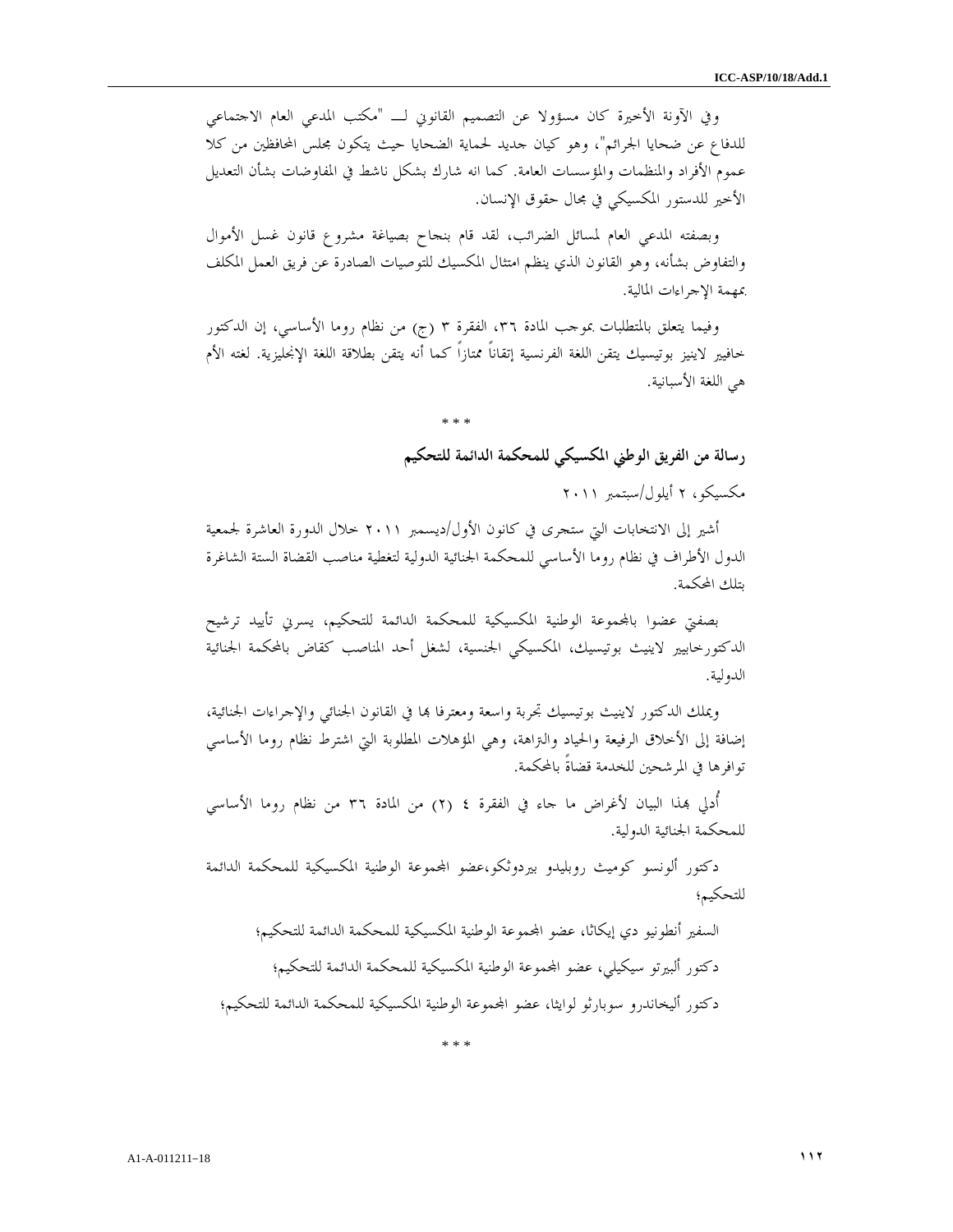وفي الآونة الأخيرة كان مسؤولا عن التصميم القانوني لـــ "مكتب المدعي العام الاجتماعي للدفاع عن ضحايا الجرائم"، وهو كيان جديد لحماية الضحايا حيث يتكون مجلس المحافظين من كلا عموم الأفراد والمنظمات والمؤسسات العامة. كما انه شارك بشكل ناشط في المفاوضات بشأن التعديل الأخير للدستور المكسيكي في مجال حقوق الإنسان.

وبصفته المدعي العام لمسائل الضرائب، لقد قام بنجاح بصياغة مشروع قانون غسل الأموال والتفاوض بشأنه، وهو القانون الذي ينظم امتثال المكسيك للتوصيات الصادرة عن فريق العمل المكلف بمهمة الإجراءات المالية.

وفيما يتعلق بالمتطلبات بموجب المادة ٣٦، الفقرة ٣ (ج) من نظام روما الأساسي، إن الدكتور خافيير لاينيز بوتيسيك يتقن اللغة الفرنسية إتقاناً ممتازاً كما أنه يتقن بطلاقة اللغة الإنجليزية. لغته الأم هي اللغة الأسبانية.

\* \* \*

**رسالة من الفريق الوطني المكسيكي للمحكمة الدائمة للتحكيم**

مكسيكو، ٢ أيلول/سبتمبر ٢٠١١

أشير إلى الانتخابات التي ستجرى في كانون الأول/ديسمبر ٢٠١١ خلال الدورة العاشرة لجمعية الدول الأطراف في نظام روما الأساسي للمحكمة الجنائية الدولية لتغطية مناصب القضاة الستة الشاغرة بتلك المحكمة.

بصفتي عضوا بالمجموعة الوطنية المكسيكية للمحكمة الدائمة للتحكيم، يسرني تأييد ترشيح الدكتورخابيير لاينث بوتيسيك، المكسيكي الجنسية، لشغل أحد المناصب كقاض بالمحكمة الجنائية الدولية.

ويملك الدكتور لاينث بوتيسيك تجربة واسعة ومعترفا بها في القانون الجنائي والإجراءات الجنائية، إضافة إلى الأخلاق الرفيعة والحياد والنزاهة، وهي المؤهلات المطلوبة التي اشترط نظام روما الأساسي توافرها في المرشحين للخدمة قضاةً بالمحكمة.

أُدلي بهذا البيان لأغراض ما جاء في الفقرة ٤ (٢) من المادة ٣٦ من نظام روما الأساسي للمحكمة الجنائية الدولية.

دكتور ألونسو كوميث روبليدو بيردوثكو،عضو المجموعة الوطنية المكسيكية للمحكمة الدائمة للتحكيم؛

السفير أنطونيو دي إيكاثا، عضو المجموعة الوطنية المكسيكية للمحكمة الدائمة للتحكيم؛

دكتور ألبيرتو سيكيلي، عضو المجموعة الوطنية المكسيكية للمحكمة الدائمة للتحكيم؛

دكتور أليخاندرو سوبارثو لوايثا، عضو المجموعة الوطنية المكسيكية للمحكمة الدائمة للتحكيم؛

\* \* \*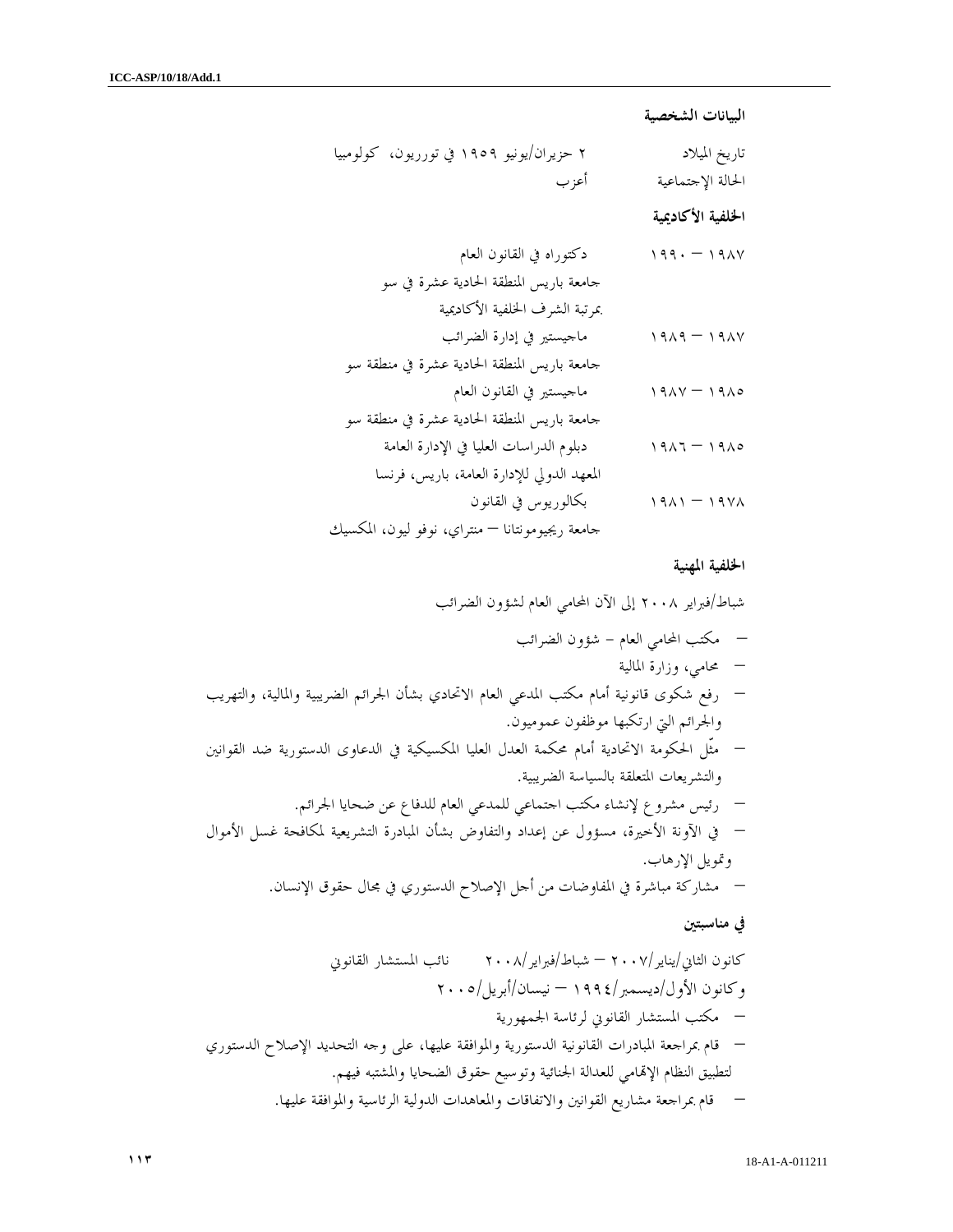**البيانات الشخصية**

| | |
|---|---|
| تاريخ الميلاد | ٢ حزيران/يونيو ١٩٥٩ في توريون، كولومبيا |
| الحالة الإجتماعية | أعزب |

**الخلفية الأكاديمية**

| | |
|---|---|
| ١٩٨٧ – ١٩٩٠ | دكتوراه في القانون العام<br>جامعة باريس المنطقة الحادية عشرة في سو<br>بمرتبة الشرف الخلفية الأكاديمية |
| ١٩٨٧ – ١٩٨٩ | ماجيستير في إدارة الضرائب<br>جامعة باريس المنطقة الحادية عشرة في منطقة سو |
| ١٩٨٥ – ١٩٨٧ | ماجيستير في القانون العام<br>جامعة باريس المنطقة الحادية عشرة في منطقة سو |
| ١٩٨٥ – ١٩٨٦ | دبلوم الدراسات العليا في الإدارة العامة<br>المعهد الدولي للإدارة العامة، باريس، فرنسا |
| ١٩٧٨ – ١٩٨١ | بكالوريوس في القانون<br>جامعة ريجيومونتانا – منتراي، نوفو ليون، المكسيك |

**الخلفية المهنية**

شباط/فبراير ٢٠٠٨ إلى الآن المحامي العام لشؤون الضرائب

- مكتب المحامي العام - شؤون الضرائب
- محامي، وزارة المالية
- رفع شكوى قانونية أمام مكتب المدعي العام الاتحادي بشأن الجرائم الضريبية والمالية، والتهريب والجرائم التي ارتكبها موظفون عموميون.
- مثّل الحكومة الاتحادية أمام محكمة العدل العليا المكسيكية في الدعاوى الدستورية ضد القوانين والتشريعات المتعلقة بالسياسة الضريبية.
- رئيس مشروع لإنشاء مكتب اجتماعي للمدعي العام للدفاع عن ضحايا الجرائم.
- في الآونة الأخيرة، مسؤول عن إعداد والتفاوض بشأن المبادرة التشريعية لمكافحة غسل الأموال وتمويل الإرهاب.
- مشاركة مباشرة في المفاوضات من أجل الإصلاح الدستوري في مجال حقوق الإنسان.

**في مناسبتين**

كانون الثاني/يناير/٢٠٠٧ – شباط/فبراير/٢٠٠٨ نائب المستشار القانوني
وكانون الأول/ديسمبر/١٩٩٤ – نيسان/أبريل/٢٠٠٥

- مكتب المستشار القانوني لرئاسة الجمهورية
- قام بمراجعة المبادرات القانونية الدستورية والموافقة عليها، على وجه التحديد الإصلاح الدستوري لتطبيق النظام الإتهامي للعدالة الجنائية وتوسيع حقوق الضحايا والمشتبه فيهم.
- قام بمراجعة مشاريع القوانين والاتفاقات والمعاهدات الدولية الرئاسية والموافقة عليها.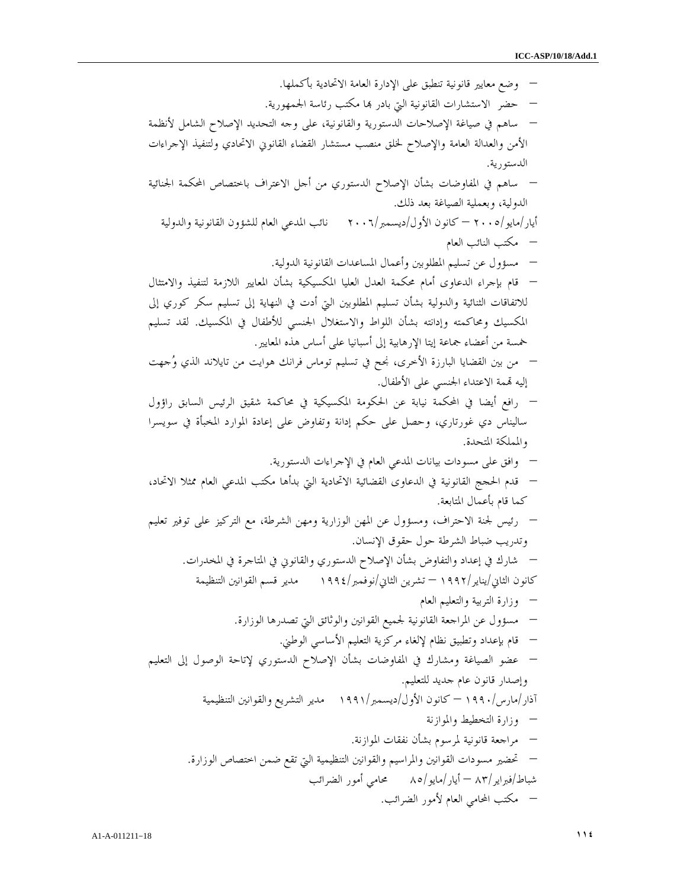- وضع معايير قانونية تنطبق على الإدارة العامة الاتحادية بأكملها.
- حضر الاستشارات القانونية التي بادر بها مكتب رئاسة الجمهورية.
- ساهم في صياغة الإصلاحات الدستورية والقانونية، على وجه التحديد الإصلاح الشامل لأنظمة الأمن والعدالة العامة والإصلاح لخلق منصب مستشار القضاء القانوني الاتحادي ولتنفيذ الإجراءات الدستورية.
- ساهم في المفاوضات بشأن الإصلاح الدستوري من أجل الاعتراف باختصاص المحكمة الجنائية الدولية، وبعملية الصياغة بعد ذلك.

أيار/مايو/٢٠٠٥ – كانون الأول/ديسمبر/٢٠٠٦ نائب المدعي العام للشؤون القانونية والدولية

- مكتب النائب العام
- مسؤول عن تسليم المطلوبين وأعمال المساعدات القانونية الدولية.
- قام بإجراء الدعاوى أمام محكمة العدل العليا المكسيكية بشأن المعايير اللازمة لتنفيذ والامتثال للاتفاقات الثنائية والدولية بشأن تسليم المطلوبين التي أدت في النهاية إلى تسليم سكر كوري إلى المكسيك ومحاكمته وإدانته بشأن اللواط والاستغلال الجنسي للأطفال في المكسيك. لقد تسليم خمسة من أعضاء جماعة إيتا الإرهابية إلى أسبانيا على أساس هذه المعايير.
- من بين القضايا البارزة الأخرى، نجح في تسليم توماس فرانك هوايت من تايلاند الذي وُجهت إليه تهمة الاعتداء الجنسي على الأطفال.
- رافع أيضا في المحكمة نيابة عن الحكومة المكسيكية في محاكمة شقيق الرئيس السابق راؤول ساليناس دي غورتاري، وحصل على حكم إدانة وتفاوض على إعادة الموارد المخبأة في سويسرا والمملكة المتحدة.
- وافق على مسودات بيانات المدعي العام في الإجراءات الدستورية.
- قدم الحجج القانونية في الدعاوى القضائية الاتحادية التي بدأها مكتب المدعي العام ممثلا الاتحاد، كما قام بأعمال المتابعة.
- رئيس لجنة الاحتراف، ومسؤول عن المهن الوزارية ومهن الشرطة، مع التركيز على توفير تعليم وتدريب ضباط الشرطة حول حقوق الإنسان.
- شارك في إعداد والتفاوض بشأن الإصلاح الدستوري والقانوني في المتاجرة في المخدرات.

كانون الثاني/يناير/١٩٩٢ – تشرين الثاني/نوفمبر/١٩٩٤ مدير قسم القوانين التنظيمة

- وزارة التربية والتعليم العام
- مسؤول عن المراجعة القانونية لجميع القوانين والوثائق التي تصدرها الوزارة.
- قام بإعداد وتطبيق نظام لإلغاء مركزية التعليم الأساسي الوطني.
- عضو الصياغة ومشارك في المفاوضات بشأن الإصلاح الدستوري لإتاحة الوصول إلى التعليم وإصدار قانون عام جديد للتعليم.

آذار/مارس/١٩٩٠ – كانون الأول/ديسمبر/١٩٩١ مدير التشريع والقوانين التنظيمية

- وزارة التخطيط والموازنة
- مراجعة قانونية لمرسوم بشأن نفقات الموازنة.
- تحضير مسودات القوانين والمراسيم والقوانين التنظيمية التي تقع ضمن اختصاص الوزارة.

شباط/فبراير/٨٣ – أيار/مايو/٨٥ محامي أمور الضرائب

- مكتب المحامي العام لأمور الضرائب.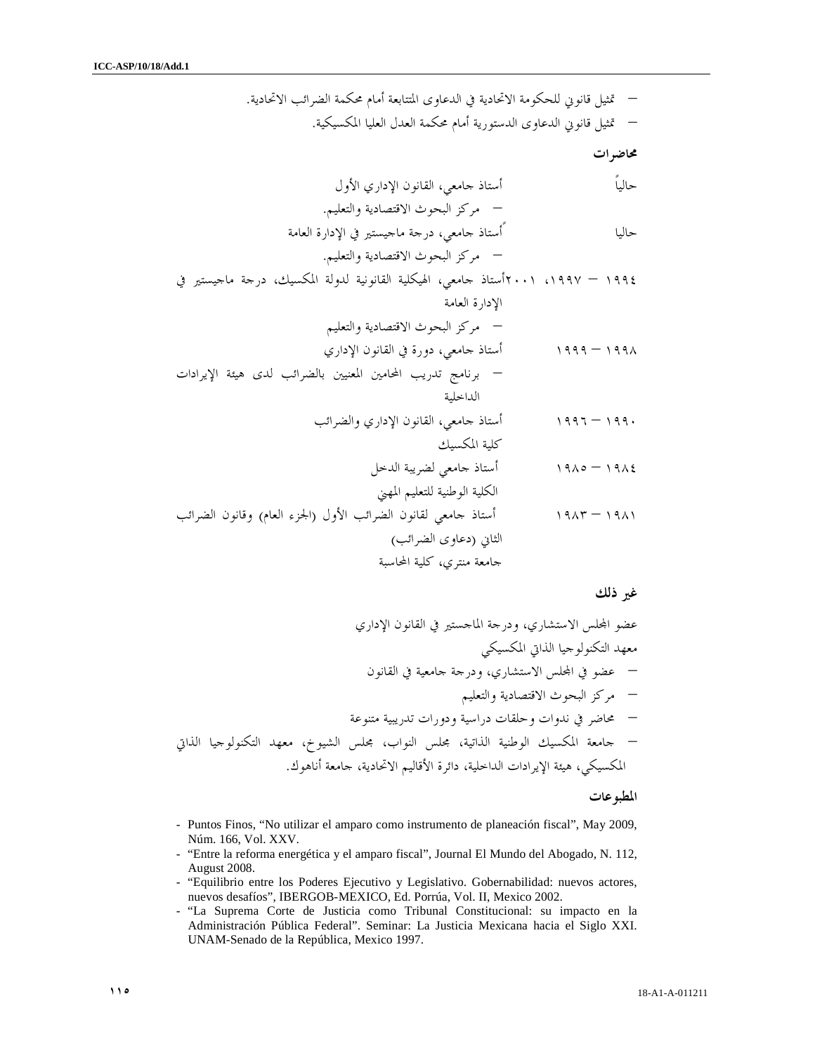- تمثيل قانوني للحكومة الاتحادية في الدعاوى المتتابعة أمام محكمة الضرائب الاتحادية.
- تمثيل قانوني الدعاوى الدستورية أمام محكمة العدل العليا المكسيكية.

**محاضرات**

حالياً أستاذ جامعي، القانون الإداري الأول

- مركز البحوث الاقتصادية والتعليم.

حاليا أستاذ جامعي، درجة ماجيستير في الإدارة العامة

- مركز البحوث الاقتصادية والتعليم.

١٩٩٤ – ١٩٩٧، ٢٠٠١ أستاذ جامعي، الهيكلية القانونية لدولة المكسيك، درجة ماجيستير في الإدارة العامة

- مركز البحوث الاقتصادية والتعليم

١٩٩٨ – ١٩٩٩ أستاذ جامعي، دورة في القانون الإداري

- برنامج تدريب المحامين المعنيين بالضرائب لدى هيئة الإيرادات الداخلية

١٩٩٠ – ١٩٩٦ أستاذ جامعي، القانون الإداري والضرائب
كلية المكسيك

١٩٨٤ – ١٩٨٥ أستاذ جامعي لضريبة الدخل
الكلية الوطنية للتعليم المهني

١٩٨١ – ١٩٨٣ أستاذ جامعي لقانون الضرائب الأول (الجزء العام) وقانون الضرائب الثاني (دعاوى الضرائب)
جامعة منتري، كلية المحاسبة

**غير ذلك**

عضو المجلس الاستشاري، ودرجة الماجستير في القانون الإداري
معهد التكنولوجيا الذاتي المكسيكي

- عضو في المجلس الاستشاري، ودرجة جامعية في القانون
- مركز البحوث الاقتصادية والتعليم
- محاضر في ندوات وحلقات دراسية ودورات تدريبية متنوعة
- جامعة المكسيك الوطنية الذاتية، مجلس النواب، مجلس الشيوخ، معهد التكنولوجيا الذاتي المكسيكي، هيئة الإيرادات الداخلية، دائرة الأقاليم الاتحادية، جامعة أناهوك.

**المطبوعات**

- Puntos Finos, "No utilizar el amparo como instrumento de planeación fiscal", May 2009, Núm. 166, Vol. XXV.
- "Entre la reforma energética y el amparo fiscal", Journal El Mundo del Abogado, N. 112, August 2008.
- "Equilibrio entre los Poderes Ejecutivo y Legislativo. Gobernabilidad: nuevos actores, nuevos desafíos", IBERGOB-MEXICO, Ed. Porrúa, Vol. II, Mexico 2002.
- "La Suprema Corte de Justicia como Tribunal Constitucional: su impacto en la Administración Pública Federal". Seminar: La Justicia Mexicana hacia el Siglo XXI. UNAM-Senado de la República, Mexico 1997.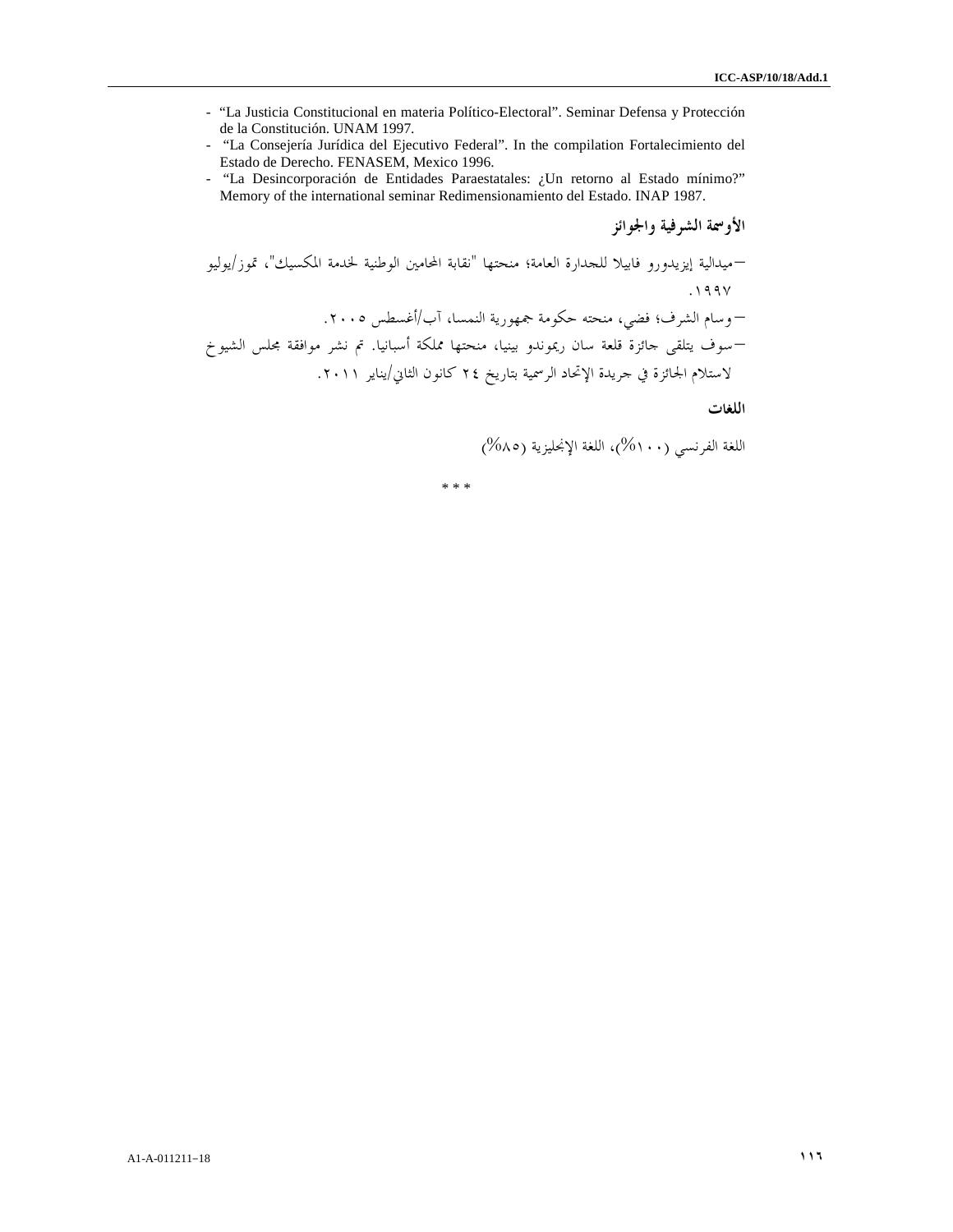- "La Justicia Constitucional en materia Político-Electoral". Seminar Defensa y Protección de la Constitución. UNAM 1997.
- "La Consejería Jurídica del Ejecutivo Federal". In the compilation Fortalecimiento del Estado de Derecho. FENASEM, Mexico 1996.
- "La Desincorporación de Entidades Paraestatales: ¿Un retorno al Estado mínimo?" Memory of the international seminar Redimensionamiento del Estado. INAP 1987.

**الأوسمة الشرفية والجوائز**

–ميدالية إيزيدورو فابيلا للجدارة العامة؛ منحتها "نقابة المحامين الوطنية لخدمة المكسيك"، تموز/يوليو ١٩٩٧.

–وسام الشرف؛ فضي، منحته حكومة جمهورية النمسا، آب/أغسطس ٢٠٠٥.

–سوف يتلقى جائزة قلعة سان ريموندو بينيا، منحتها مملكة أسبانيا. تم نشر موافقة مجلس الشيوخ لاستلام الجائزة في جريدة الإتحاد الرسمية بتاريخ ٢٤ كانون الثاني/يناير ٢٠١١.

**اللغات**

اللغة الفرنسي (١٠٠%)، اللغة الإنجليزية (٨٥%)

* * *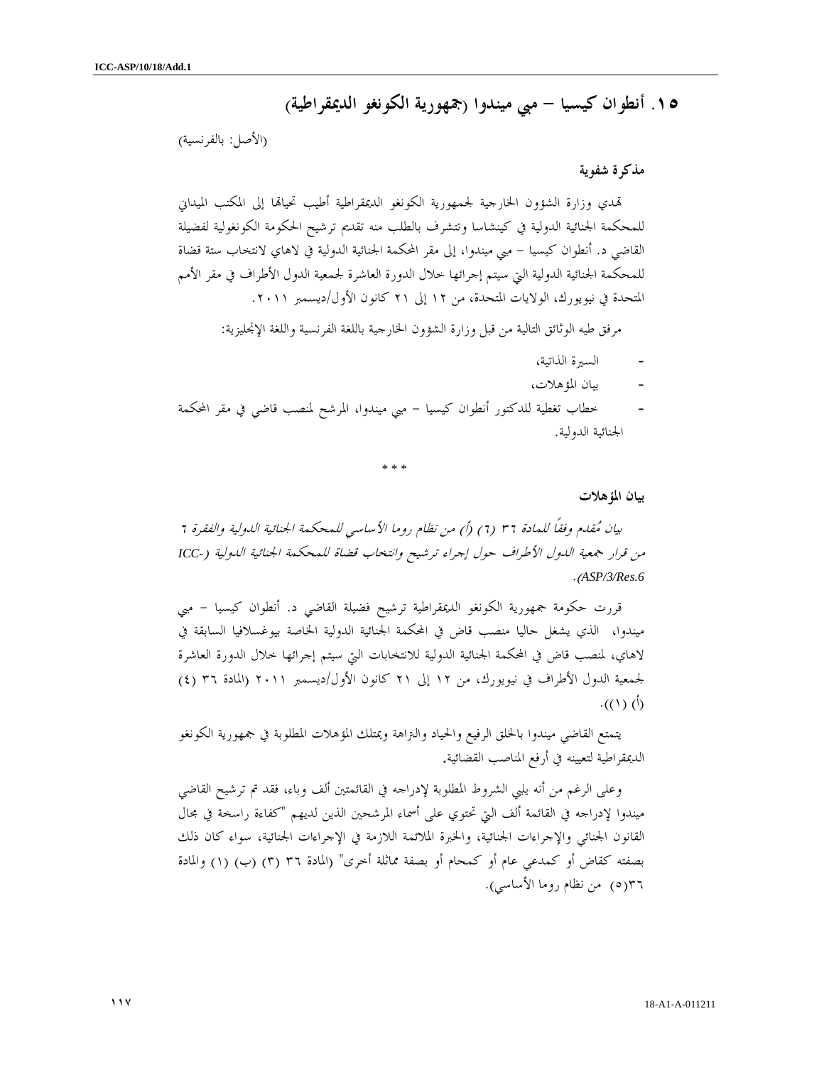## ١٥. أنطوان كيسيا – مبي ميندوا (جمهورية الكونغو الديمقراطية)

(الأصل: بالفرنسية)

**مذكرة شفوية**

تهدي وزارة الشؤون الخارجية لجمهورية الكونغو الديمقراطية أطيب تحياتها إلى المكتب الميداني للمحكمة الجنائية الدولية في كينشاسا وتتشرف بالطلب منه تقديم ترشيح الحكومة الكونغولية لفضيلة القاضي د. أنطوان كيسيا – مبي ميندوا، إلى مقر المحكمة الجنائية الدولية في لاهاي لانتخاب ستة قضاة للمحكمة الجنائية الدولية التي سيتم إجرائها خلال الدورة العاشرة لجمعية الدول الأطراف في مقر الأمم المتحدة في نيويورك، الولايات المتحدة، من ١٢ إلى ٢١ كانون الأول/ديسمبر ٢٠١١.

مرفق طيه الوثائق التالية من قبل وزارة الشؤون الخارجية باللغة الفرنسية واللغة الإنجليزية:

- السيرة الذاتية،
- بيان المؤهلات،
- خطاب تغطية للدكتور أنطوان كيسيا – مبي ميندوا، المرشح لمنصب قاضي في مقر المحكمة الجنائية الدولية.

* * *

**بيان المؤهلات**

*بيان مُقدم وفقًا للمادة ٣٦ (٦) (أ) من نظام روما الأساسي للمحكمة الجنائية الدولية والفقرة ٦ من قرار جمعية الدول الأطراف حول إجراء ترشيح وانتخاب قضاة للمحكمة الجنائية الدولية (ICC-ASP/3/Res.6).*

قررت حكومة جمهورية الكونغو الديمقراطية ترشيح فضيلة القاضي د. أنطوان كيسيا – مبي ميندوا، الذي يشغل حاليا منصب قاض في المحكمة الجنائية الدولية الخاصة بيوغسلافيا السابقة في لاهاي، لمنصب قاض في المحكمة الجنائية الدولية للانتخابات التي سيتم إجرائها خلال الدورة العاشرة لجمعية الدول الأطراف في نيويورك، من ١٢ إلى ٢١ كانون الأول/ديسمبر ٢٠١١ (المادة ٣٦ (٤) (أ) (١)).

يتمتع القاضي ميندوا بالخلق الرفيع والحياد والنزاهة ويمتلك المؤهلات المطلوبة في جمهورية الكونغو الديمقراطية لتعيينه في أرفع المناصب القضائية.

وعلى الرغم من أنه يلبي الشروط المطلوبة لإدراجه في القائمتين ألف وباء، فقد تم ترشيح القاضي ميندوا لإدراجه في القائمة ألف التي تحتوي على أسماء المرشحين الذين لديهم "كفاءة راسخة في مجال القانون الجنائي والإجراءات الجنائية، والخبرة الملائمة اللازمة في الإجراءات الجنائية، سواء كان ذلك بصفته كقاض أو كمدعي عام أو كمحام أو بصفة مماثلة أخرى" (المادة ٣٦ (٣) (ب) (١) والمادة ٣٦(٥) من نظام روما الأساسي).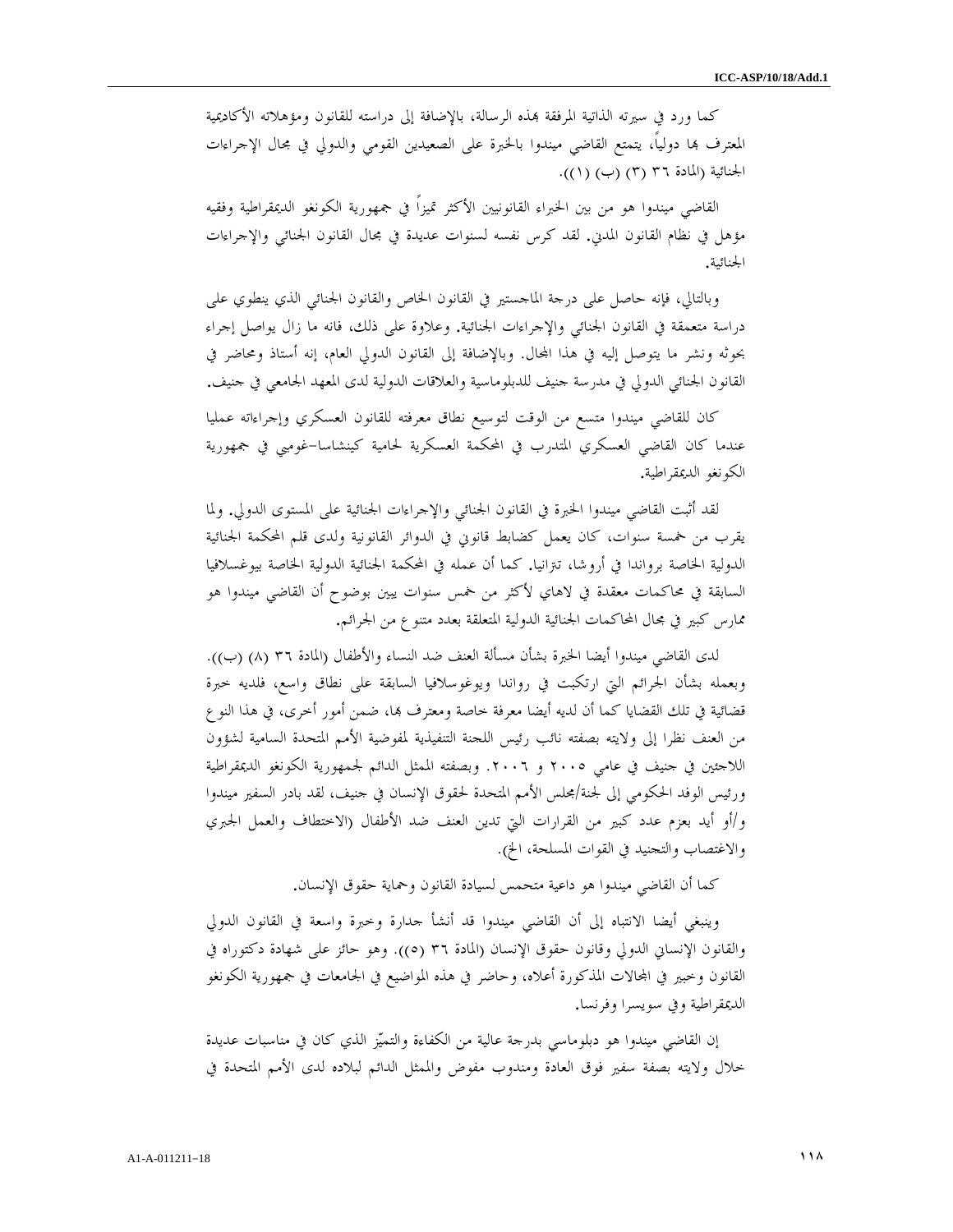كما ورد في سيرته الذاتية المرفقة بهذه الرسالة، بالإضافة إلى دراسته للقانون ومؤهلاته الأكاديمية المعترف بها دولياً، يتمتع القاضي ميندوا بالخبرة على الصعيدين القومي والدولي في مجال الإجراءات الجنائية (المادة ٣٦ (٣) (ب) (١)).

القاضي ميندوا هو من بين الخبراء القانونيين الأكثر تميزاً في جمهورية الكونغو الديمقراطية وفقيه مؤهل في نظام القانون المدني. لقد كرس نفسه لسنوات عديدة في مجال القانون الجنائي والإجراءات الجنائية.

وبالتالي، فإنه حاصل على درجة الماجستير في القانون الخاص والقانون الجنائي الذي ينطوي على دراسة متعمقة في القانون الجنائي والإجراءات الجنائية. وعلاوة على ذلك، فانه ما زال يواصل إجراء بحوثه ونشر ما يتوصل إليه في هذا المجال. وبالإضافة إلى القانون الدولي العام، إنه أستاذ ومحاضر في القانون الجنائي الدولي في مدرسة جنيف للدبلوماسية والعلاقات الدولية لدى المعهد الجامعي في جنيف.

كان للقاضي ميندوا متسع من الوقت لتوسيع نطاق معرفته للقانون العسكري وإجراءاته عمليا عندما كان القاضي العسكري المتدرب في المحكمة العسكرية لحامية كينشاسا-غومبي في جمهورية الكونغو الديمقراطية.

لقد أثبت القاضي ميندوا الخبرة في القانون الجنائي والإجراءات الجنائية على المستوى الدولي. ولما يقرب من خمسة سنوات، كان يعمل كضابط قانوني في الدوائر القانونية ولدى قلم المحكمة الجنائية الدولية الخاصة برواندا في أروشا، تنزانيا. كما أن عمله في المحكمة الجنائية الدولية الخاصة بيوغسلافيا السابقة في محاكمات معقدة في لاهاي لأكثر من خمس سنوات يبين بوضوح أن القاضي ميندوا هو ممارس كبير في مجال المحاكمات الجنائية الدولية المتعلقة بعدد متنوع من الجرائم.

لدى القاضي ميندوا أيضا الخبرة بشأن مسألة العنف ضد النساء والأطفال (المادة ٣٦ (٨) (ب)). وبعمله بشأن الجرائم التي ارتكبت في رواندا ويوغوسلافيا السابقة على نطاق واسع، فلديه خبرة قضائية في تلك القضايا كما أن لديه أيضا معرفة خاصة ومعترف بها، ضمن أمور أخرى، في هذا النوع من العنف نظرا إلى ولايته بصفته نائب رئيس اللجنة التنفيذية لمفوضية الأمم المتحدة السامية لشؤون اللاجئين في جنيف في عامي ٢٠٠٥ و ٢٠٠٦. وبصفته الممثل الدائم لجمهورية الكونغو الديمقراطية ورئيس الوفد الحكومي إلى لجنة/مجلس الأمم المتحدة لحقوق الإنسان في جنيف، لقد بادر السفير ميندوا و/أو أيد بعزم عدد كبير من القرارات التي تدين العنف ضد الأطفال (الاختطاف والعمل الجبري والاغتصاب والتجنيد في القوات المسلحة، الخ).

كما أن القاضي ميندوا هو داعية متحمس لسيادة القانون وحماية حقوق الإنسان.

وينبغي أيضا الانتباه إلى أن القاضي ميندوا قد أنشأ جدارة وخبرة واسعة في القانون الدولي والقانون الإنساني الدولي وقانون حقوق الإنسان (المادة ٣٦ (٥)). وهو حائز على شهادة دكتوراه في القانون وخبير في المجالات المذكورة أعلاه، وحاضر في هذه المواضيع في الجامعات في جمهورية الكونغو الديمقراطية وفي سويسرا وفرنسا.

إن القاضي ميندوا هو دبلوماسي بدرجة عالية من الكفاءة والتميّز الذي كان في مناسبات عديدة خلال ولايته بصفة سفير فوق العادة ومندوب مفوض والممثل الدائم لبلاده لدى الأمم المتحدة في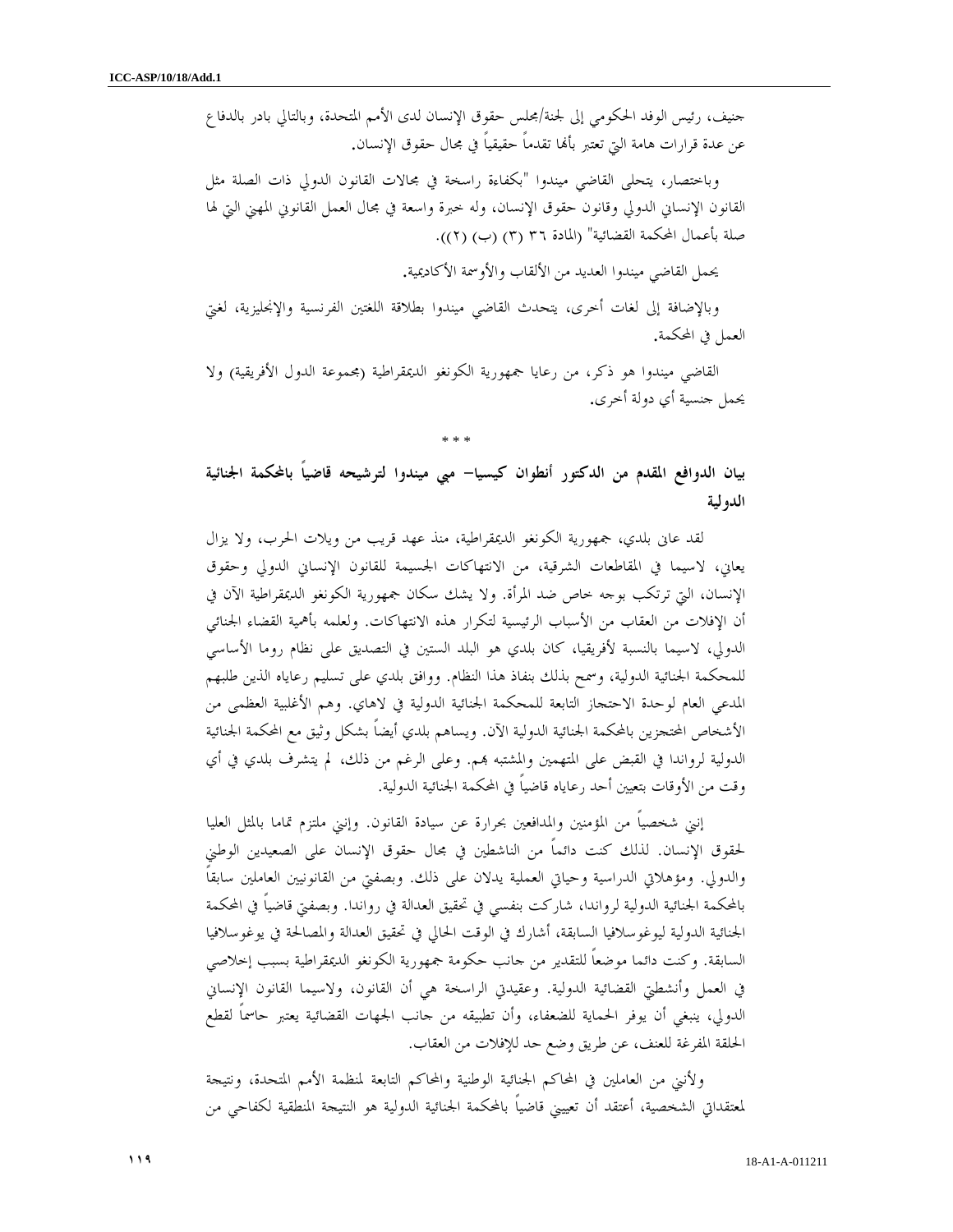جنيف، رئيس الوفد الحكومي إلى لجنة/مجلس حقوق الإنسان لدى الأمم المتحدة، وبالتالي بادر بالدفاع عن عدة قرارات هامة التي تعتبر بأنها تقدماً حقيقياً في مجال حقوق الإنسان.

وباختصار، يتحلى القاضي ميندوا "بكفاءة راسخة في مجالات القانون الدولي ذات الصلة مثل القانون الإنساني الدولي وقانون حقوق الإنسان، وله خبرة واسعة في مجال العمل القانوني المهني التي لها صلة بأعمال المحكمة القضائية" (المادة ٣٦ (٣) (ب) (٢)).

يحمل القاضي ميندوا العديد من الألقاب والأوسمة الأكاديمية.

وبالإضافة إلى لغات أخرى، يتحدث القاضي ميندوا بطلاقة اللغتين الفرنسية والإنجليزية، لغتي العمل في المحكمة.

القاضي ميندوا هو ذكر، من رعايا جمهورية الكونغو الديمقراطية (مجموعة الدول الأفريقية) ولا يحمل جنسية أي دولة أخرى.

\* \* \*

## بيان الدوافع المقدم من الدكتور أنطوان كيسيا- مبي ميندوا لترشيحه قاضياً بالمحكمة الجنائية الدولية

لقد عانى بلدي، جمهورية الكونغو الديمقراطية، منذ عهد قريب من ويلات الحرب، ولا يزال يعاني، لاسيما في المقاطعات الشرقية، من الانتهاكات الجسيمة للقانون الإنساني الدولي وحقوق الإنسان، التي ترتكب بوجه خاص ضد المرأة. ولا يشك سكان جمهورية الكونغو الديمقراطية الآن في أن الإفلات من العقاب من الأسباب الرئيسية لتكرار هذه الانتهاكات. ولعلمه بأهمية القضاء الجنائي الدولي، لاسيما بالنسبة لأفريقيا، كان بلدي هو البلد الستين في التصديق على نظام روما الأساسي للمحكمة الجنائية الدولية، وسمح بذلك بنفاذ هذا النظام. ووافق بلدي على تسليم رعاياه الذين طلبهم المدعي العام لوحدة الاحتجاز التابعة للمحكمة الجنائية الدولية في لاهاي. وهم الأغلبية العظمى من الأشخاص المحتجزين بالمحكمة الجنائية الدولية الآن. ويساهم بلدي أيضاً بشكل وثيق مع المحكمة الجنائية الدولية لرواندا في القبض على المتهمين والمشتبه بهم. وعلى الرغم من ذلك، لم يتشرف بلدي في أي وقت من الأوقات بتعيين أحد رعاياه قاضياً في المحكمة الجنائية الدولية.

إنني شخصياً من المؤمنين والمدافعين بحرارة عن سيادة القانون. وإنني ملتزم تماما بالمثل العليا لحقوق الإنسان. لذلك كنت دائماً من الناشطين في مجال حقوق الإنسان على الصعيدين الوطني والدولي. ومؤهلاتي الدراسية وحياتي العملية يدلان على ذلك. وبصفتي من القانونيين العاملين سابقاً بالمحكمة الجنائية الدولية لرواندا، شاركت بنفسي في تحقيق العدالة في رواندا. وبصفتي قاضياً في المحكمة الجنائية الدولية ليوغوسلافيا السابقة، أشارك في الوقت الحالي في تحقيق العدالة والمصالحة في يوغوسلافيا السابقة. وكنت دائما موضعاً للتقدير من جانب حكومة جمهورية الكونغو الديمقراطية بسبب إخلاصي في العمل وأنشطتي القضائية الدولية. وعقيدتي الراسخة هي أن القانون، ولاسيما القانون الإنساني الدولي، ينبغي أن يوفر الحماية للضعفاء، وأن تطبيقه من جانب الجهات القضائية يعتبر حاسماً لقطع الحلقة المفرغة للعنف، عن طريق وضع حد للإفلات من العقاب.

ولأنني من العاملين في المحاكم الجنائية الوطنية والمحاكم التابعة لمنظمة الأمم المتحدة، ونتيجة لمعتقداتي الشخصية، أعتقد أن تعييني قاضياً بالمحكمة الجنائية الدولية هو النتيجة المنطقية لكفاحي من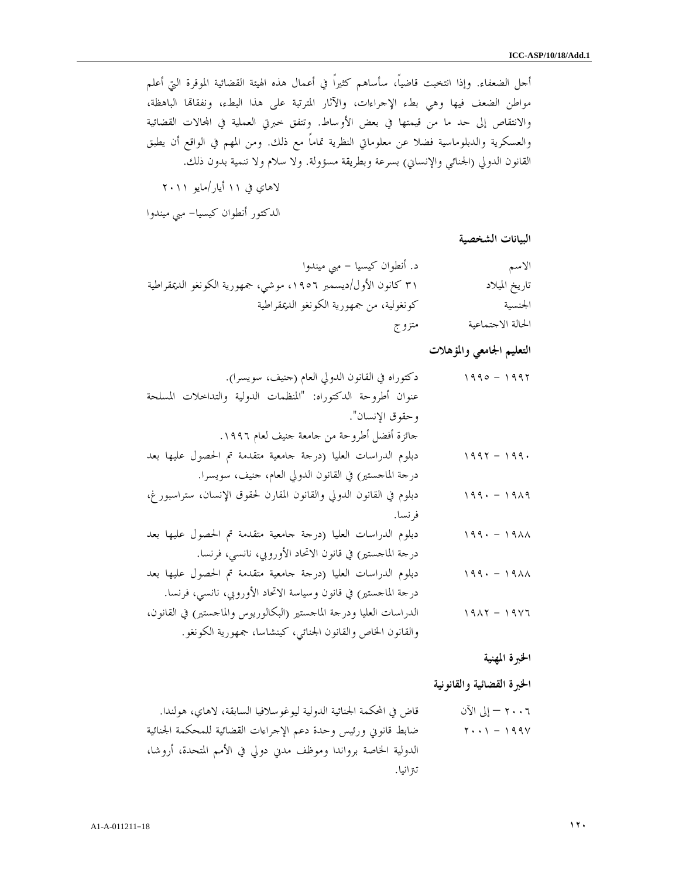أجل الضعفاء. وإذا انتخبت قاضياً، سأساهم كثيراً في أعمال هذه الهيئة القضائية الموقرة التي أعلم مواطن الضعف فيها وهي بطء الإجراءات، والآثار المترتبة على هذا البطء، ونفقاتها الباهظة، والانتقاص إلى حد ما من قيمتها في بعض الأوساط. وتتفق خبرتي العملية في المجالات القضائية والعسكرية والدبلوماسية فضلا عن معلوماتي النظرية تماماً مع ذلك. ومن المهم في الواقع أن يطبق القانون الدولي (الجنائي والإنساني) بسرعة وبطريقة مسؤولة. ولا سلام ولا تنمية بدون ذلك.

لاهاي في ١١ أيار/مايو ٢٠١١

الدكتور أنطوان كيسيا- مبي ميندوا

**البيانات الشخصية**

| | |
|---|---|
| الاسم | د. أنطوان كيسيا – مبي ميندوا |
| تاريخ الميلاد | ٣١ كانون الأول/ديسمبر ١٩٥٦، موشي، جمهورية الكونغو الديمقراطية |
| الجنسية | كونغولية، من جمهورية الكونغو الديمقراطية |
| الحالة الاجتماعية | متزوج |

**التعليم الجامعي والمؤهلات**

| | |
|---|---|
| ١٩٩٢ – ١٩٩٥ | دكتوراه في القانون الدولي العام (جنيف، سويسرا).<br>عنوان أطروحة الدكتوراه: "المنظمات الدولية والتداخلات المسلحة وحقوق الإنسان".<br>جائزة أفضل أطروحة من جامعة جنيف لعام ١٩٩٦. |
| ١٩٩٠ – ١٩٩٢ | دبلوم الدراسات العليا (درجة جامعية متقدمة تم الحصول عليها بعد درجة الماجستير) في القانون الدولي العام، جنيف، سويسرا. |
| ١٩٨٩ – ١٩٩٠ | دبلوم في القانون الدولي والقانون المقارن لحقوق الإنسان، ستراسبورغ، فرنسا. |
| ١٩٨٨ – ١٩٩٠ | دبلوم الدراسات العليا (درجة جامعية متقدمة تم الحصول عليها بعد درجة الماجستير) في قانون الاتحاد الأوروبي، نانسي، فرنسا. |
| ١٩٨٨ – ١٩٩٠ | دبلوم الدراسات العليا (درجة جامعية متقدمة تم الحصول عليها بعد درجة الماجستير) في قانون وسياسة الاتحاد الأوروبي، نانسي، فرنسا. |
| ١٩٧٦ – ١٩٨٢ | الدراسات العليا ودرجة الماجستير (البكالوريوس والماجستير) في القانون، والقانون الخاص والقانون الجنائي، كينشاسا، جمهورية الكونغو. |

**الخبرة المهنية**

**الخبرة القضائية والقانونية**

| | |
|---|---|
| ٢٠٠٦ – إلى الآن | قاض في المحكمة الجنائية الدولية ليوغوسلافيا السابقة، لاهاي، هولندا. |
| ١٩٩٧ – ٢٠٠١ | ضابط قانوني ورئيس وحدة دعم الإجراءات القضائية للمحكمة الجنائية الدولية الخاصة برواندا وموظف مدني دولي في الأمم المتحدة، أروشا، تنزانيا. |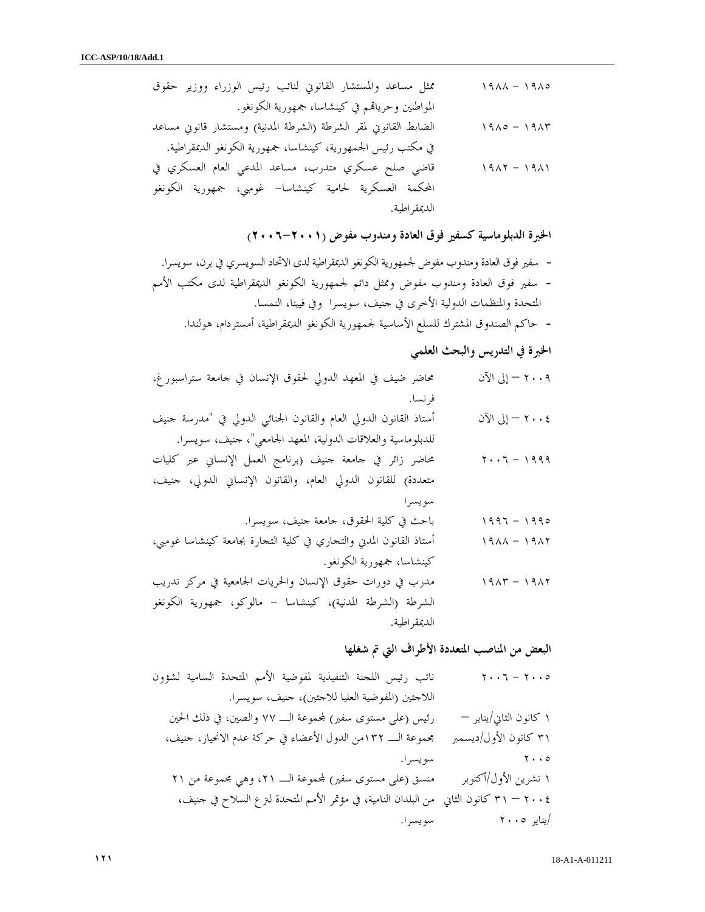| | |
|---|---|
| ١٩٨٥ - ١٩٨٨ | ممثل مساعد والمستشار القانوني لنائب رئيس الوزراء ووزير حقوق المواطنين وحرياتهم في كينشاسا، جمهورية الكونغو. |
| ١٩٨٣ - ١٩٨٥ | الضابط القانوني لمقر الشرطة (الشرطة المدنية) ومستشار قانوني مساعد في مكتب رئيس الجمهورية، كينشاسا، جمهورية الكونغو الديمقراطية. |
| ١٩٨١ - ١٩٨٢ | قاضي صلح عسكري متدرب، مساعد المدعي العام العسكري في المحكمة العسكرية لحامية كينشاسا- غومبي، جمهورية الكونغو الديمقراطية. |

### الخبرة الدبلوماسية كسفير فوق العادة ومندوب مفوض (٢٠٠١-٢٠٠٦)

- سفير فوق العادة ومندوب مفوض لجمهورية الكونغو الديمقراطية لدى الاتحاد السويسري في برن، سويسرا.
- سفير فوق العادة ومندوب مفوض وممثل دائم لجمهورية الكونغو الديمقراطية لدى مكتب الأمم المتحدة والمنظمات الدولية الأخرى في جنيف، سويسرا وفي فيينا، النمسا.
- حاكم الصندوق المشترك للسلع الأساسية لجمهورية الكونغو الديمقراطية، أمستردام، هولندا.

### الخبرة في التدريس والبحث العلمي

| | |
|---|---|
| ٢٠٠٩ – إلى الآن | محاضر ضيف في المعهد الدولي لحقوق الإنسان في جامعة ستراسبورغ، فرنسا. |
| ٢٠٠٤ – إلى الآن | أستاذ القانون الدولي العام والقانون الجنائي الدولي في "مدرسة جنيف للدبلوماسية والعلاقات الدولية، المعهد الجامعي"، جنيف، سويسرا. |
| ١٩٩٩ - ٢٠٠٦ | محاضر زائر في جامعة جنيف (برنامج العمل الإنساني عبر كليات متعددة) للقانون الدولي العام، والقانون الإنساني الدولي، جنيف، سويسرا |
| ١٩٩٥ - ١٩٩٦ | باحث في كلية الحقوق، جامعة جنيف، سويسرا. |
| ١٩٨٢ - ١٩٨٨ | أستاذ القانون المدني والتجاري في كلية التجارة بجامعة كينشاسا غومبي، كينشاسا، جمهورية الكونغو. |
| ١٩٨٢ - ١٩٨٣ | مدرب في دورات حقوق الإنسان والحريات الجامعية في مركز تدريب الشرطة (الشرطة المدنية)، كينشاسا - مالوكو، جمهورية الكونغو الديمقراطية. |

### البعض من المناصب المتعددة الأطراف التي تم شغلها

| | |
|---|---|
| ٢٠٠٥ - ٢٠٠٦ | نائب رئيس اللجنة التنفيذية لمفوضية الأمم المتحدة السامية لشؤون اللاجئين (المفوضية العليا للاجئين)، جنيف، سويسرا. |
| ١ كانون الثاني/يناير – ٣١ كانون الأول/ديسمبر ٢٠٠٥ | رئيس (على مستوى سفير) لمجموعة الـ ٧٧ والصين، في ذلك الحين مجموعة الـ ١٣٢من الدول الأعضاء في حركة عدم الانحياز، جنيف، سويسرا. |
| ١ تشرين الأول/أكتوبر ٢٠٠٤ – ٣١ كانون الثاني/يناير ٢٠٠٥ | منسق (على مستوى سفير) لمجموعة الـ ٢١، وهي مجموعة من ٢١ من البلدان النامية، في مؤتمر الأمم المتحدة لنزع السلاح في جنيف، سويسرا. |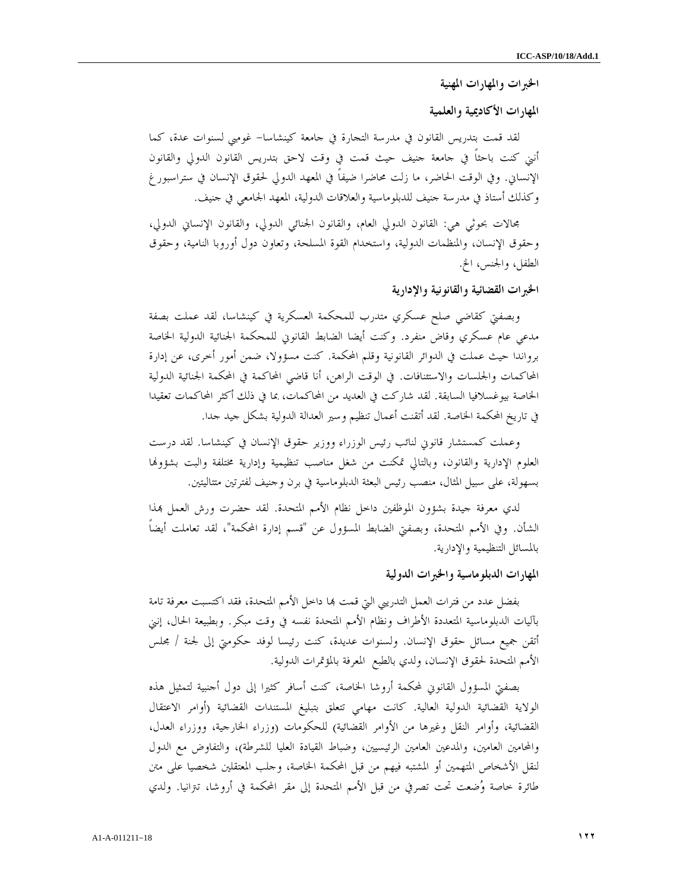## الخبرات والمهارات المهنية

### المهارات الأكاديمية والعلمية

لقد قمت بتدريس القانون في مدرسة التجارة في جامعة كينشاسا- غومبي لسنوات عدة، كما أنني كنت باحثاً في جامعة جنيف حيث قمت في وقت لاحق بتدريس القانون الدولي والقانون الإنساني. وفي الوقت الحاضر، ما زلت محاضرا ضيفاً في المعهد الدولي لحقوق الإنسان في ستراسبورغ وكذلك أستاذ في مدرسة جنيف للدبلوماسية والعلاقات الدولية، المعهد الجامعي في جنيف.

مجالات بحوثي هي: القانون الدولي العام، والقانون الجنائي الدولي، والقانون الإنساني الدولي، وحقوق الإنسان، والمنظمات الدولية، واستخدام القوة المسلحة، وتعاون دول أوروبا النامية، وحقوق الطفل، والجنس، الخ.

### الخبرات القضائية والقانونية والإدارية

وبصفتي كقاضي صلح عسكري متدرب للمحكمة العسكرية في كينشاسا، لقد عملت بصفة مدعي عام عسكري وقاض منفرد. وكنت أيضا الضابط القانوني للمحكمة الجنائية الدولية الخاصة برواندا حيث عملت في الدوائر القانونية وقلم المحكمة. كنت مسؤولا، ضمن أمور أخرى، عن إدارة المحاكمات والجلسات والاستئنافات. في الوقت الراهن، أنا قاضي المحاكمة في المحكمة الجنائية الدولية الخاصة بيوغسلافيا السابقة. لقد شاركت في العديد من المحاكمات، بما في ذلك أكثر المحاكمات تعقيدا في تاريخ المحكمة الخاصة. لقد أتقنت أعمال تنظيم وسير العدالة الدولية بشكل جيد جدا.

وعملت كمستشار قانوني لنائب رئيس الوزراء ووزير حقوق الإنسان في كينشاسا. لقد درست العلوم الإدارية والقانون، وبالتالي تمكنت من شغل مناصب تنظيمية وإدارية مختلفة والبت بشؤونها بسهولة، على سبيل المثال، منصب رئيس البعثة الدبلوماسية في برن وجنيف لفترتين متتاليتين.

لدي معرفة جيدة بشؤون الموظفين داخل نظام الأمم المتحدة. لقد حضرت ورش العمل بهذا الشأن. وفي الأمم المتحدة، وبصفتي الضابط المسؤول عن "قسم إدارة المحكمة"، لقد تعاملت أيضاً بالمسائل التنظيمية والإدارية.

### المهارات الدبلوماسية والخبرات الدولية

بفضل عدد من فترات العمل التدريبي التي قمت بها داخل الأمم المتحدة، فقد اكتسبت معرفة تامة بآليات الدبلوماسية المتعددة الأطراف ونظام الأمم المتحدة نفسه في وقت مبكر. وبطبيعة الحال، إنني أتقن جميع مسائل حقوق الإنسان. ولسنوات عديدة، كنت رئيسا لوفد حكومتي إلى لجنة / مجلس الأمم المتحدة لحقوق الإنسان، ولدي بالطبع المعرفة بالمؤتمرات الدولية.

بصفتي المسؤول القانوني لمحكمة أروشا الخاصة، كنت أسافر كثيرا إلى دول أجنبية لتمثيل هذه الولاية القضائية الدولية العالية. كانت مهامي تتعلق بتبليغ المستندات القضائية (أوامر الاعتقال القضائية، وأوامر النقل وغيرها من الأوامر القضائية) للحكومات (وزراء الخارجية، ووزراء العدل، والمحامين العامين، والمدعين العامين الرئيسيين، وضباط القيادة العليا للشرطة)، والتفاوض مع الدول لنقل الأشخاص المتهمين أو المشتبه فيهم من قبل المحكمة الخاصة، وجلب المعتقلين شخصيا على متن طائرة خاصة وُضعت تحت تصرفي من قبل الأمم المتحدة إلى مقر المحكمة في أروشا، تنزانيا. ولدي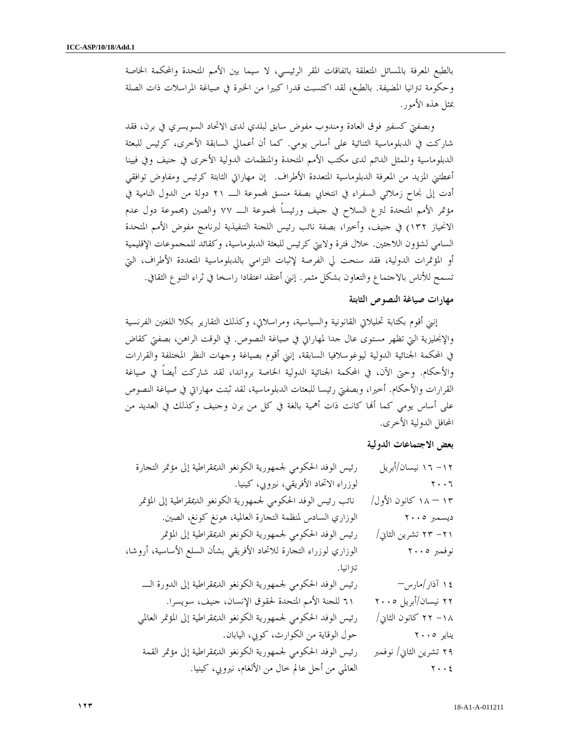بالطبع المعرفة بالمسائل المتعلقة باتفاقات المقر الرئيسي، لا سيما بين الأمم المتحدة والمحكمة الخاصة وحكومة تنزانيا المضيفة. بالطبع، لقد اكتسبت قدرا كبيرا من الخبرة في صياغة المراسلات ذات الصلة بمثل هذه الأمور.

وبصفتي كسفير فوق العادة ومندوب مفوض سابق لبلدي لدى الاتحاد السويسري في برن، فقد شاركت في الدبلوماسية الثنائية على أساس يومي. كما أن أعمالي السابقة الأخرى، كرئيس للبعثة الدبلوماسية والممثل الدائم لدى مكتب الأمم المتحدة والمنظمات الدولية الأخرى في جنيف وفي فيينا أعطتني المزيد من المعرفة الدبلوماسية المتعددة الأطراف. إن مهاراتي الثابتة كرئيس ومفاوض توافقي أدت إلى نجاح زملائي السفراء في انتخابي بصفة منسق لمجموعة الـ ٢١ دولة من الدول النامية في مؤتمر الأمم المتحدة لنزع السلاح في جنيف ورئيساً لمجموعة الـ ٧٧ والصين (مجموعة دول عدم الانحياز ١٣٢) في جنيف، وأخيرا، بصفة نائب رئيس اللجنة التنفيذية لبرنامج مفوض الأمم المتحدة السامي لشؤون اللاجئين. خلال فترة ولايتي كرئيس للبعثة الدبلوماسية، وكقائد للمجموعات الإقليمية أو المؤتمرات الدولية، فقد سنحت لي الفرصة لإثبات التزامي بالدبلوماسية المتعددة الأطراف، التي تسمح للأناس بالاجتماع والتعاون بشكل مثمر. إنني أعتقد اعتقادا راسخا في ثراء التنوع الثقافي.

**مهارات صياغة النصوص الثابتة**

إنني أقوم بكتابة تحليلاتي القانونية والسياسية، ومراسلاتي، وكذلك التقارير بكلا اللغتين الفرنسية والإنجليزية التي تظهر مستوى عال جدا لمهاراتي في صياغة النصوص. في الوقت الراهن، بصفتي كقاض في المحكمة الجنائية الدولية ليوغوسلافيا السابقة، إنني أقوم بصياغة وجهات النظر المختلفة والقرارات والأحكام. وحتى الآن، في المحكمة الجنائية الدولية الخاصة برواندا، لقد شاركت أيضاً في صياغة القرارات والأحكام. أخيرا، وبصفتي رئيسا للبعثات الدبلوماسية، لقد ثبتت مهاراتي في صياغة النصوص على أساس يومي كما أنها كانت ذات أهمية بالغة في كل من برن وجنيف وكذلك في العديد من المحافل الدولية الأخرى.

**بعض الاجتماعات الدولية**

| | |
|---|---|
| ١٢- ١٦ نيسان/أبريل ٢٠٠٦ | رئيس الوفد الحكومي لجمهورية الكونغو الديمقراطية إلى مؤتمر التجارة لوزراء الاتحاد الأفريقي، نيروبي، كينيا. |
| ١٣ – ١٨ كانون الأول/ديسمبر ٢٠٠٥ | نائب رئيس الوفد الحكومي لجمهورية الكونغو الديمقراطية إلى المؤتمر الوزاري السادس لمنظمة التجارة العالمية، هونغ كونغ، الصين. |
| ٢١- ٢٣ تشرين الثاني/نوفمبر ٢٠٠٥ | رئيس الوفد الحكومي لجمهورية الكونغو الديمقراطية إلى المؤتمر الوزاري لوزراء التجارة للاتحاد الأفريقي بشأن السلع الأساسية، أروشا، تنزانيا. |
| ١٤ آذار/مارس– ٢٢ نيسان/أبريل ٢٠٠٥ | رئيس الوفد الحكومي لجمهورية الكونغو الديمقراطية إلى الدورة الـ ٦١ للجنة الأمم المتحدة لحقوق الإنسان، جنيف، سويسرا. |
| ١٨- ٢٢ كانون الثاني/يناير ٢٠٠٥ | رئيس الوفد الحكومي لجمهورية الكونغو الديمقراطية إلى المؤتمر العالمي حول الوقاية من الكوارث، كوبي، اليابان. |
| ٢٩ تشرين الثاني/ نوفمبر ٢٠٠٤ | رئيس الوفد الحكومي لجمهورية الكونغو الديمقراطية إلى مؤتمر القمة العالمي من أجل عالم خال من الألغام، نيروبي، كينيا. |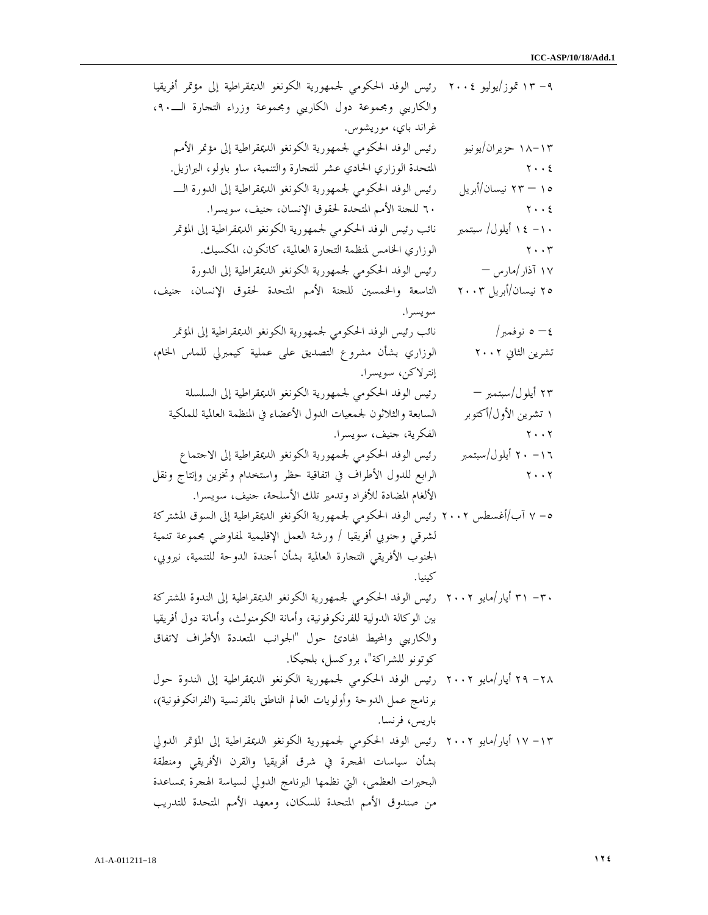| | |
|---|---|
| ٩- ١٣ تموز/يوليو ٢٠٠٤ | رئيس الوفد الحكومي لجمهورية الكونغو الديمقراطية إلى مؤتمر أفريقيا والكاريبي ومجموعة دول الكاريبي ومجموعة وزراء التجارة الـــ٩٠، غراند باي، موريشوس. |
| ١٣-١٨ حزيران/يونيو ٢٠٠٤ | رئيس الوفد الحكومي لجمهورية الكونغو الديمقراطية إلى مؤتمر الأمم المتحدة الوزاري الحادي عشر للتجارة والتنمية، ساو باولو، البرازيل. |
| ١٥ – ٢٣ نيسان/أبريل ٢٠٠٤ | رئيس الوفد الحكومي لجمهورية الكونغو الديمقراطية إلى الدورة الـــ ٦٠ للجنة الأمم المتحدة لحقوق الإنسان، جنيف، سويسرا. |
| ١٠- ١٤ أيلول/ سبتمبر ٢٠٠٣ | نائب رئيس الوفد الحكومي لجمهورية الكونغو الديمقراطية إلى المؤتمر الوزاري الخامس لمنظمة التجارة العالمية، كانكون، المكسيك. |
| ١٧ آذار/مارس – ٢٥ نيسان/أبريل ٢٠٠٣ | رئيس الوفد الحكومي لجمهورية الكونغو الديمقراطية إلى الدورة التاسعة والخمسين للجنة الأمم المتحدة لحقوق الإنسان، جنيف، سويسرا. |
| ٤– ٥ نوفمبر/ تشرين الثاني ٢٠٠٢ | نائب رئيس الوفد الحكومي لجمهورية الكونغو الديمقراطية إلى المؤتمر الوزاري بشأن مشروع التصديق على عملية كيمبرلي للماس الخام، إنترلاكن، سويسرا. |
| ٢٣ أيلول/سبتمبر – ١ تشرين الأول/أكتوبر ٢٠٠٢ | رئيس الوفد الحكومي لجمهورية الكونغو الديمقراطية إلى السلسلة السابعة والثلاثون لجمعيات الدول الأعضاء في المنظمة العالمية للملكية الفكرية، جنيف، سويسرا. |
| ١٦- ٢٠ أيلول/سبتمبر ٢٠٠٢ | رئيس الوفد الحكومي لجمهورية الكونغو الديمقراطية إلى الاجتماع الرابع للدول الأطراف في اتفاقية حظر واستخدام وتخزين وإنتاج ونقل الألغام المضادة للأفراد وتدمير تلك الأسلحة، جنيف، سويسرا. |
| ٥- ٧ آب/أغسطس ٢٠٠٢ | رئيس الوفد الحكومي لجمهورية الكونغو الديمقراطية إلى السوق المشتركة لشرقي وجنوبي أفريقيا / ورشة العمل الإقليمية لمفاوضي مجموعة تنمية الجنوب الأفريقي التجارة العالمية بشأن أجندة الدوحة للتنمية، نيروبي، كينيا. |
| ٣٠- ٣١ أيار/مايو ٢٠٠٢ | رئيس الوفد الحكومي لجمهورية الكونغو الديمقراطية إلى الندوة المشتركة بين الوكالة الدولية للفرنكوفونية، وأمانة الكومنولث، وأمانة دول أفريقيا والكاريبي والمحيط الهادئ حول "الجوانب المتعددة الأطراف لاتفاق كوتونو للشراكة"، بروكسل، بلجيكا. |
| ٢٨- ٢٩ أيار/مايو ٢٠٠٢ | رئيس الوفد الحكومي لجمهورية الكونغو الديمقراطية إلى الندوة حول برنامج عمل الدوحة وأولويات العالم الناطق بالفرنسية (الفرانكوفونية)، باريس، فرنسا. |
| ١٣- ١٧ أيار/مايو ٢٠٠٢ | رئيس الوفد الحكومي لجمهورية الكونغو الديمقراطية إلى المؤتمر الدولي بشأن سياسات الهجرة في شرق أفريقيا والقرن الأفريقي ومنطقة البحيرات العظمى، التي نظمها البرنامج الدولي لسياسة الهجرة بمساعدة من صندوق الأمم المتحدة للسكان، ومعهد الأمم المتحدة للتدريب |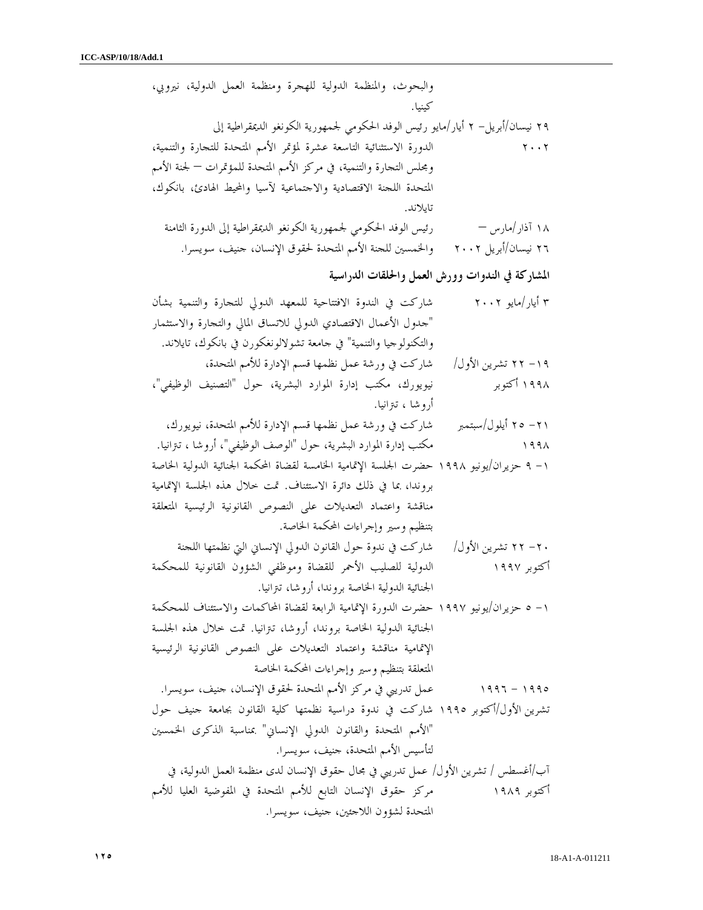والبحوث، والمنظمة الدولية للهجرة ومنظمة العمل الدولية، نيروبي، كينيا.

٢٩ نيسان/أبريل– ٢ أيار/مايو ٢٠٠٢ رئيس الوفد الحكومي لجمهورية الكونغو الديمقراطية إلى الدورة الاستثنائية التاسعة عشرة لمؤتمر الأمم المتحدة للتجارة والتنمية، ومجلس التجارة والتنمية، في مركز الأمم المتحدة للمؤتمرات – لجنة الأمم المتحدة اللجنة الاقتصادية والاجتماعية لآسيا والمحيط الهادئ، بانكوك، تايلاند.

١٨ آذار/مارس – ٢٦ نيسان/أبريل ٢٠٠٢ رئيس الوفد الحكومي لجمهورية الكونغو الديمقراطية إلى الدورة الثامنة والخمسين للجنة الأمم المتحدة لحقوق الإنسان، جنيف، سويسرا.

**المشاركة في الندوات وورش العمل والحلقات الدراسية**

٣ أيار/مايو ٢٠٠٢ شاركت في الندوة الافتتاحية للمعهد الدولي للتجارة والتنمية بشأن "جدول الأعمال الاقتصادي الدولي للاتساق المالي والتجارة والاستثمار والتكنولوجيا والتنمية" في جامعة تشولالونغكورن في بانكوك، تايلاند.

١٩– ٢٢ تشرين الأول/أكتوبر ١٩٩٨ شاركت في ورشة عمل نظمها قسم الإدارة للأمم المتحدة، نيويورك، مكتب إدارة الموارد البشرية، حول "التصنيف الوظيفي"، أروشا ، تنزانيا.

٢١– ٢٥ أيلول/سبتمبر ١٩٩٨ شاركت في ورشة عمل نظمها قسم الإدارة للأمم المتحدة، نيويورك، مكتب إدارة الموارد البشرية، حول "الوصف الوظيفي"، أروشا ، تنزانيا.

١– ٩ حزيران/يونيو ١٩٩٨ حضرت الجلسة الإتمامية الخامسة لقضاة المحكمة الجنائية الدولية الخاصة برواندا، بما في ذلك دائرة الاستئناف. تمت خلال هذه الجلسة الإتمامية مناقشة واعتماد التعديلات على النصوص القانونية الرئيسية المتعلقة بتنظيم وسير وإجراءات المحكمة الخاصة.

٢٠– ٢٢ تشرين الأول/أكتوبر ١٩٩٧ شاركت في ندوة حول القانون الدولي الإنساني التي نظمتها اللجنة الدولية للصليب الأحمر للقضاة وموظفي الشؤون القانونية للمحكمة الجنائية الدولية الخاصة برواندا، أروشا، تنزانيا.

١– ٥ حزيران/يونيو ١٩٩٧ حضرت الدورة الإتمامية الرابعة لقضاة المحاكمات والاستئناف للمحكمة الجنائية الدولية الخاصة برواندا، أروشا، تنزانيا. تمت خلال هذه الجلسة الإتمامية مناقشة واعتماد التعديلات على النصوص القانونية الرئيسية المتعلقة بتنظيم وسير وإجراءات المحكمة الخاصة

١٩٩٥ – ١٩٩٦ عمل تدريبي في مركز الأمم المتحدة لحقوق الإنسان، جنيف، سويسرا.

تشرين الأول/أكتوبر ١٩٩٥ شاركت في ندوة دراسية نظمتها كلية القانون بجامعة جنيف حول "الأمم المتحدة والقانون الدولي الإنساني" بمناسبة الذكرى الخمسين لتأسيس الأمم المتحدة، جنيف، سويسرا.

آب/أغسطس / تشرين الأول/أكتوبر ١٩٨٩ عمل تدريبي في مجال حقوق الإنسان لدى منظمة العمل الدولية، في مركز حقوق الإنسان التابع للأمم المتحدة في المفوضية العليا للأمم المتحدة لشؤون اللاجئين، جنيف، سويسرا.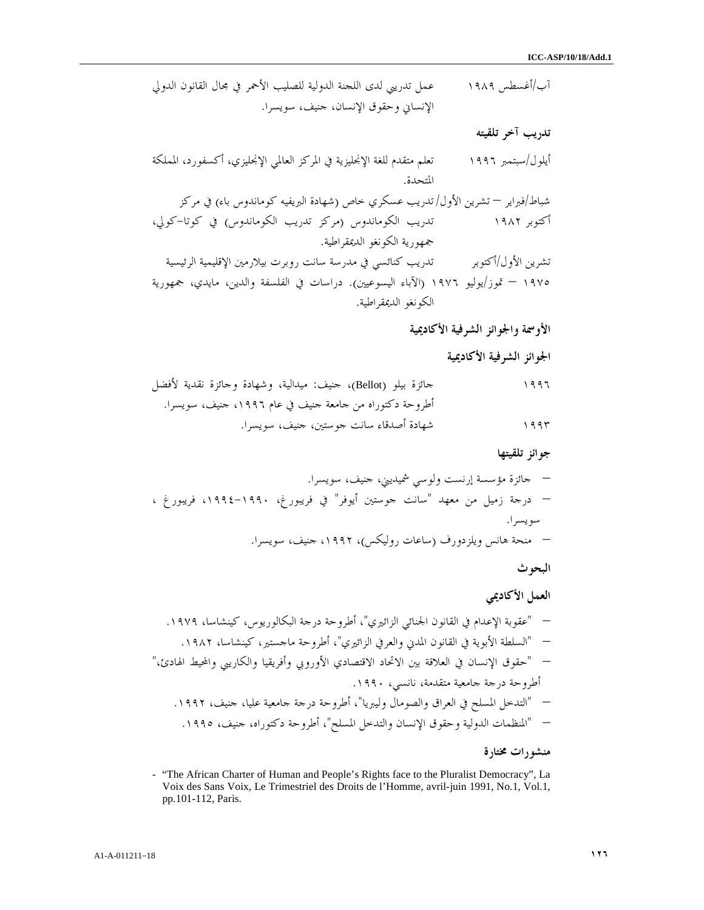آب/أغسطس ١٩٨٩ — عمل تدريبي لدى اللجنة الدولية للصليب الأحمر في مجال القانون الدولي الإنساني وحقوق الإنسان، جنيف، سويسرا.

### تدريب آخر تلقيته

أيلول/سبتمبر ١٩٩٦ — تعلم متقدم للغة الإنجليزية في المركز العالمي الإنجليزي، أكسفورد، المملكة المتحدة.

شباط/فبراير – تشرين الأول/أكتوبر ١٩٨٢ — تدريب عسكري خاص (شهادة البريفيه كوماندوس باء) في مركز تدريب الكوماندوس (مركز تدريب الكوماندوس) في كوتا-كولي، جمهورية الكونغو الديمقراطية.

تشرين الأول/أكتوبر ١٩٧٥ – تموز/يوليو ١٩٧٦ — تدريب كنائسي في مدرسة سانت روبرت بيلارمين الإقليمية الرئيسية (الآباء اليسوعيين). دراسات في الفلسفة والدين، مايدي، جمهورية الكونغو الديمقراطية.

## الأوسمة والجوائز الشرفية الأكاديمية

### الجوائز الشرفية الأكاديمية

١٩٩٦ — جائزة بيلو (Bellot)، جنيف: ميدالية، وشهادة وجائزة نقدية لأفضل أطروحة دكتوراه من جامعة جنيف في عام ١٩٩٦، جنيف، سويسرا.

١٩٩٣ — شهادة أصدقاء سانت جوستين، جنيف، سويسرا.

### جوائز تلقيتها

- جائزة مؤسسة إرنست ولوسي شميديني، جنيف، سويسرا.
- درجة زميل من معهد "سانت جوستين أيوفر" في فريبورغ، ١٩٩٠-١٩٩٤، فريبورغ ، سويسرا.
- منحة هانس ويلزدورف (ساعات روليكس)، ١٩٩٢، جنيف، سويسرا.

## البحوث

### العمل الأكاديمي

- "عقوبة الإعدام في القانون الجنائي الزائيري"، أطروحة درجة البكالوريوس، كينشاسا، ١٩٧٩.
- "السلطة الأبوية في القانون المدني والعرفي الزائيري"، أطروحة ماجستير، كينشاسا، ١٩٨٢.
- "حقوق الإنسان في العلاقة بين الاتحاد الاقتصادي الأوروبي وأفريقيا والكاريبي والمحيط الهادئ،" أطروحة درجة جامعية متقدمة، نانسي، ١٩٩٠.
- "التدخل المسلح في العراق والصومال وليبريا"، أطروحة درجة جامعية عليا، جنيف، ١٩٩٢.
- "المنظمات الدولية وحقوق الإنسان والتدخل المسلح"، أطروحة دكتوراه، جنيف، ١٩٩٥.

### منشورات مختارة

- "The African Charter of Human and People's Rights face to the Pluralist Democracy", La Voix des Sans Voix, Le Trimestriel des Droits de l'Homme, avril-juin 1991, No.1, Vol.1, pp.101-112, Paris.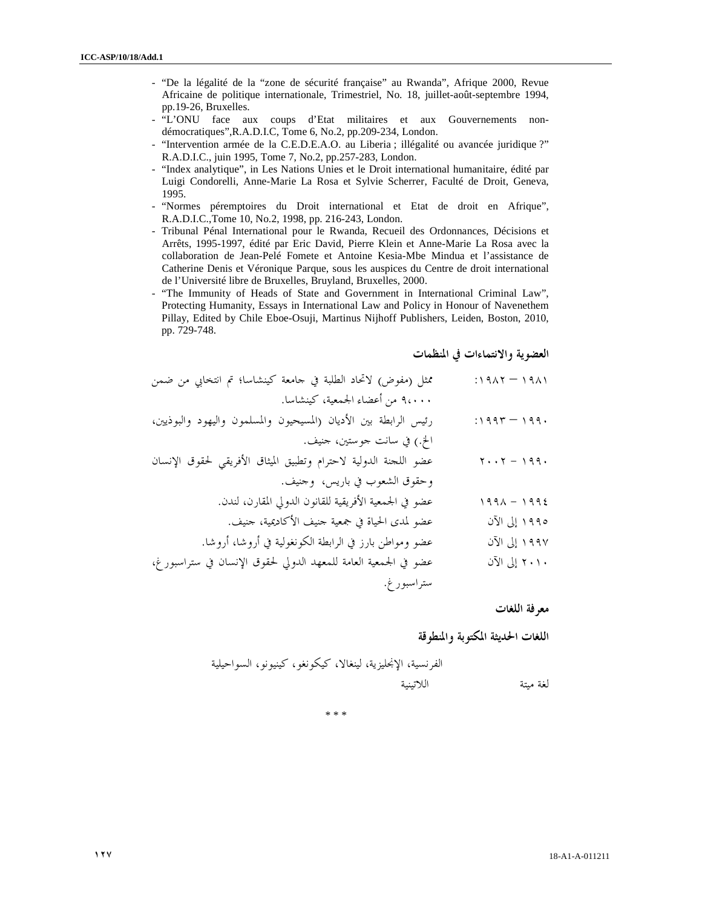- "De la légalité de la "zone de sécurité française" au Rwanda", Afrique 2000, Revue Africaine de politique internationale, Trimestriel, No. 18, juillet-août-septembre 1994, pp.19-26, Bruxelles.
- "L'ONU face aux coups d'Etat militaires et aux Gouvernements non-démocratiques",R.A.D.I.C, Tome 6, No.2, pp.209-234, London.
- "Intervention armée de la C.E.D.E.A.O. au Liberia ; illégalité ou avancée juridique ?" R.A.D.I.C., juin 1995, Tome 7, No.2, pp.257-283, London.
- "Index analytique", in Les Nations Unies et le Droit international humanitaire, édité par Luigi Condorelli, Anne-Marie La Rosa et Sylvie Scherrer, Faculté de Droit, Geneva, 1995.
- "Normes péremptoires du Droit international et Etat de droit en Afrique", R.A.D.I.C.,Tome 10, No.2, 1998, pp. 216-243, London.
- Tribunal Pénal International pour le Rwanda, Recueil des Ordonnances, Décisions et Arrêts, 1995-1997, édité par Eric David, Pierre Klein et Anne-Marie La Rosa avec la collaboration de Jean-Pelé Fomete et Antoine Kesia-Mbe Mindua et l'assistance de Catherine Denis et Véronique Parque, sous les auspices du Centre de droit international de l'Université libre de Bruxelles, Bruyland, Bruxelles, 2000.
- "The Immunity of Heads of State and Government in International Criminal Law", Protecting Humanity, Essays in International Law and Policy in Honour of Navenethem Pillay, Edited by Chile Eboe-Osuji, Martinus Nijhoff Publishers, Leiden, Boston, 2010, pp. 729-748.

## العضوية والانتماءات في المنظمات

| | |
|---|---|
| ١٩٨١ – ١٩٨٢: | ممثل (مفوض) لاتحاد الطلبة في جامعة كينشاسا؛ تم انتخابي من ضمن ٩،٠٠٠ من أعضاء الجمعية، كينشاسا. |
| ١٩٩٠ – ١٩٩٣: | رئيس الرابطة بين الأديان (المسيحيون والمسلمون واليهود والبوذيين، الخ.) في سانت جوستين، جنيف. |
| ١٩٩٠ - ٢٠٠٢ | عضو اللجنة الدولية لاحترام وتطبيق الميثاق الأفريقي لحقوق الإنسان وحقوق الشعوب في باريس، وجنيف. |
| ١٩٩٤ - ١٩٩٨ | عضو في الجمعية الأفريقية للقانون الدولي المقارن، لندن. |
| ١٩٩٥ إلى الآن | عضو لمدى الحياة في جمعية جنيف الأكاديمية، جنيف. |
| ١٩٩٧ إلى الآن | عضو ومواطن بارز في الرابطة الكونغولية في أروشا، أروشا. |
| ٢٠١٠ إلى الآن | عضو في الجمعية العامة للمعهد الدولي لحقوق الإنسان في ستراسبورغ، ستراسبورغ. |

## معرفة اللغات

### اللغات الحديثة المكتوبة والمنطوقة

الفرنسية، الإنجليزية، لينغالا، كيكونغو، كينيونو، السواحيلية

| | |
|---|---|
| لغة ميتة | اللاتينية |

\* \* \*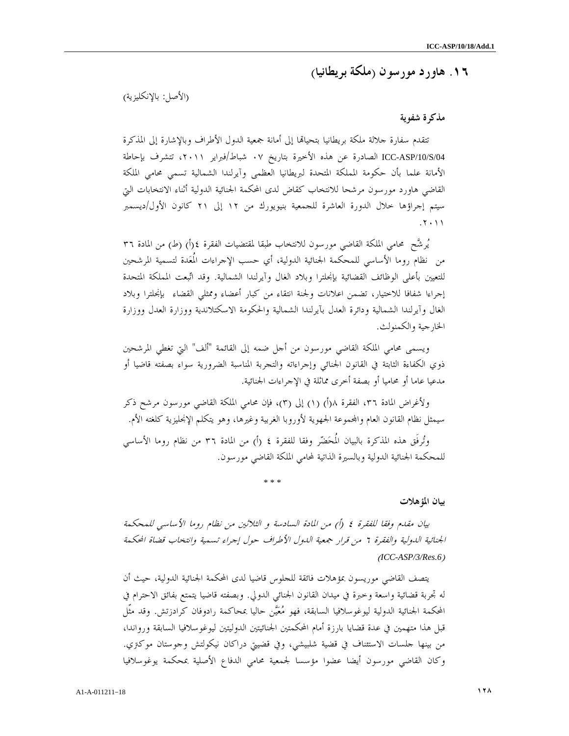## ١٦. هاورد مورسون (ملكة بريطانيا)

(الأصل: بالإنكليزية)

### مذكرة شفوية

تتقدم سفارة جلالة ملكة بريطانيا بتحياتها إلى أمانة جمعية الدول الأطراف وبالإشارة إلى المذكرة ICC-ASP/10/S/04 الصادرة عن هذه الأخيرة بتاريخ ٠٧ شباط/فبراير ٢٠١١، تتشرف بإحاطة الأمانة علما بأن حكومة المملكة المتحدة لبريطانيا العظمى وآيرلندا الشمالية تسمي محامي الملكة القاضي هاورد مورسون مرشحا للانتخاب كقاض لدى المحكمة الجنائية الدولية أثناء الانتخابات التي سيتم إجراؤها خلال الدورة العاشرة للجمعية بنيويورك من ١٢ إلى ٢١ كانون الأول/ديسمبر ٢٠١١.

يُرشَّح محامي الملكة القاضي مورسون للانتخاب طبقا لمقتضيات الفقرة ٤(أ) (ط) من المادة ٣٦ من نظام روما الأساسي للمحكمة الجنائية الدولية، أي حسب الإجراءات المُعَدة لتسمية المرشحين للتعيين بأعلى الوظائف القضائية بإنجلترا وبلاد الغال وآيرلندا الشمالية. وقد اتّبعت المملكة المتحدة إجراءا شفافا للاختيار، تضمن اعلانات ولجنة انتقاء من كبار أعضاء وممثلي القضاء بإنجلترا وبلاد الغال وآيرلندا الشمالية ودائرة العدل بآيرلندا الشمالية والحكومة الاسكتلاندية ووزارة العدل ووزارة الخارجية والكمنولث.

ويسمى محامي الملكة القاضي مورسون من أجل ضمه إلى القائمة "ألف" التي تغطي المرشحين ذوي الكفاءة الثابتة في القانون الجنائي وإجراءاته والتجربة المناسبة الضرورية سواء بصفته قاضيا أو مدعيا عاما أو محاميا أو بصفة أخرى مماثلة في الإجراءات الجنائية.

ولأغراض المادة ٣٦، الفقرة ٨(أ) (١) إلى (٣)، فإن محامي الملكة القاضي مورسون مرشح ذكر سيمثل نظام القانون العام والمجموعة الجهوية لأوروبا الغربية وغيرها، وهو يتكلم الإنجليزية كلغته الأم.

وتُرفَق هذه المذكرة بالبيان المُحَضّر وفقا للفقرة ٤ (أ) من المادة ٣٦ من نظام روما الأساسي للمحكمة الجنائية الدولية وبالسيرة الذاتية لمحامي الملكة القاضي مورسون.

\* \* \*

### بيان المؤهلات

*بيان مقدم وفقا للفقرة ٤ (أ) من المادة السادسة و الثلاثين من نظام روما الأساسي للمحكمة الجنائية الدولية والفقرة ٦ من قرار جمعية الدول الأطراف حول إجراء تسمية وانتخاب قضاة المحكمة (ICC-ASP/3/Res.6)*

يتصف القاضي موريسون بمؤهلات فائقة للجلوس قاضيا لدى المحكمة الجنائية الدولية، حيث أن له تجربة قضائية واسعة وخبرة في ميدان القانون الجنائي الدولي. وبصفته قاضيا يتمتع بفائق الاحترام في المحكمة الجنائية الدولية ليوغوسلافيا السابقة، فهو مُعيَّن حاليا بمحاكمة رادوفان كرادزتش. وقد مثّل قبل هذا متهمين في عدة قضايا بارزة أمام المحكمتين الجنائيتين الدوليتين ليوغوسلافيا السابقة ورواندا، من بينها جلسات الاستئناف في قضية شلبيشي، وفي قضيتي دراكان نيكولتش وجوستان موكتري. وكان القاضي مورسون أيضا عضوا مؤسسا لجمعية محامي الدفاع الأصلية بمحكمة يوغوسلافيا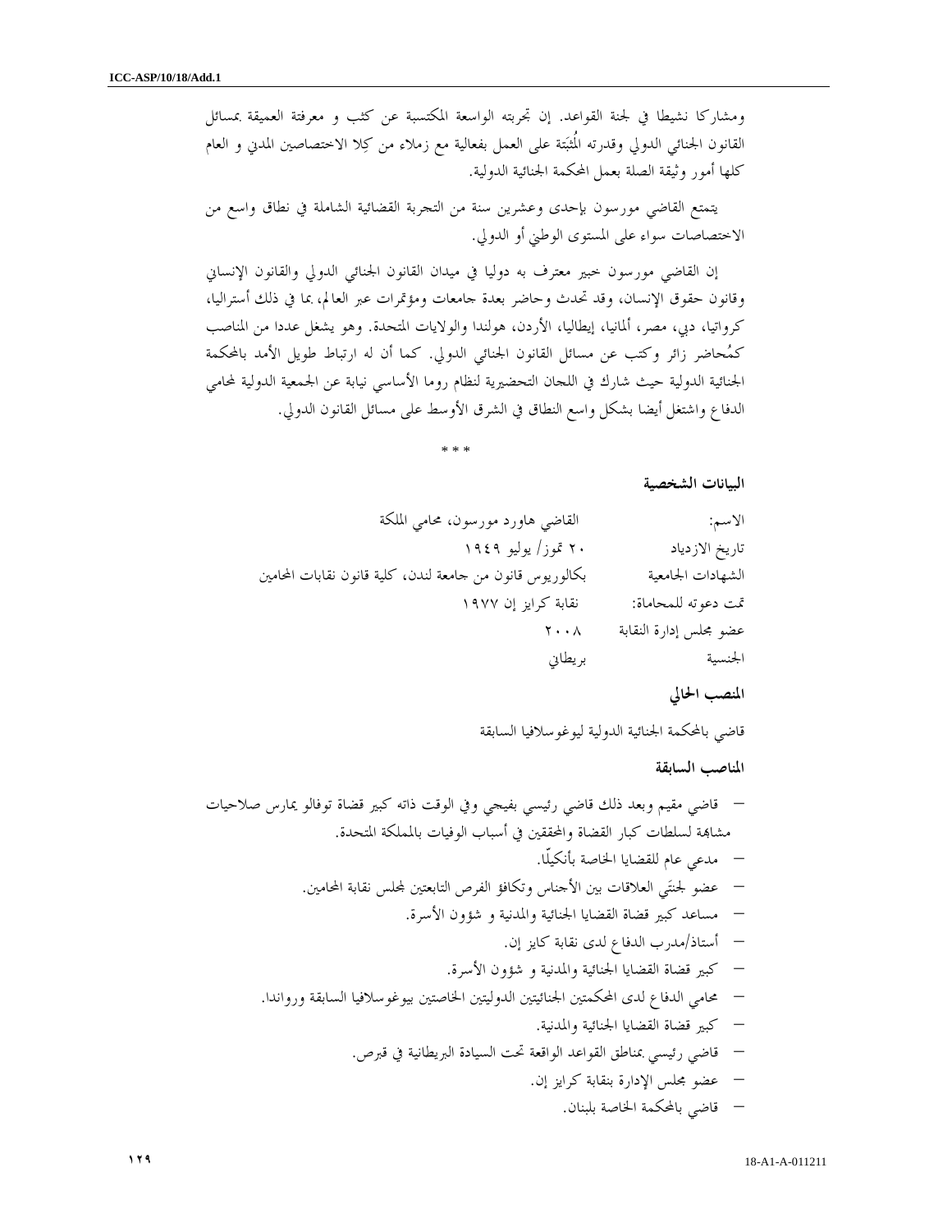ومشاركا نشيطا في لجنة القواعد. إن تجربته الواسعة المكتسبة عن كثب و معرفتة العميقة بمسائل القانون الجنائي الدولي وقدرته المُثبَتة على العمل بفعالية مع زملاء من كِلا الاختصاصين المدني و العام كلها أمور وثيقة الصلة بعمل المحكمة الجنائية الدولية.

يتمتع القاضي مورسون بإحدى وعشرين سنة من التجربة القضائية الشاملة في نطاق واسع من الاختصاصات سواء على المستوى الوطني أو الدولي.

إن القاضي مورسون خبير معترف به دوليا في ميدان القانون الجنائي الدولي والقانون الإنساني وقانون حقوق الإنسان، وقد تحدث وحاضر بعدة جامعات ومؤتمرات عبر العالم، بما في ذلك أستراليا، كرواتيا، دبي، مصر، ألمانيا، إيطاليا، الأردن، هولندا والولايات المتحدة. وهو يشغل عددا من المناصب كمُحاضر زائر وكتب عن مسائل القانون الجنائي الدولي. كما أن له ارتباط طويل الأمد بالمحكمة الجنائية الدولية حيث شارك في اللجان التحضيرية لنظام روما الأساسي نيابة عن الجمعية الدولية لمحامي الدفاع واشتغل أيضا بشكل واسع النطاق في الشرق الأوسط على مسائل القانون الدولي.

\* \* \*

**البيانات الشخصية**

| | |
|---|---|
| الاسم: | القاضي هاورد مورسون، محامي الملكة |
| تاريخ الازدياد | ٢٠ تموز/ يوليو ١٩٤٩ |
| الشهادات الجامعية | بكالوريوس قانون من جامعة لندن، كلية قانون نقابات المحامين |
| تمت دعوته للمحاماة: | نقابة كرايز إن ١٩٧٧ |
| عضو مجلس إدارة النقابة | ٢٠٠٨ |
| الجنسية | بريطاني |

**المنصب الحالي**

قاضي بالمحكمة الجنائية الدولية ليوغوسلافيا السابقة

**المناصب السابقة**

- قاضي مقيم وبعد ذلك قاضي رئيسي بفيجي وفي الوقت ذاته كبير قضاة توفالو يمارس صلاحيات مشابهة لسلطات كبار القضاة والمحققين في أسباب الوفيات بالمملكة المتحدة.
- مدعي عام للقضايا الخاصة بأنكيلّا.
- عضو لجنتَي العلاقات بين الأجناس وتكافؤ الفرص التابعتين لمجلس نقابة المحامين.
- مساعد كبير قضاة القضايا الجنائية والمدنية و شؤون الأسرة.
- أستاذ/مدرب الدفاع لدى نقابة كايز إن.
- كبير قضاة القضايا الجنائية والمدنية و شؤون الأسرة.
- محامي الدفاع لدى المحكمتين الجنائيتين الدوليتين الخاصتين بيوغوسلافيا السابقة ورواندا.
- كبير قضاة القضايا الجنائية والمدنية.
- قاضي رئيسي بمناطق القواعد الواقعة تحت السيادة البريطانية في قبرص.
- عضو مجلس الإدارة بنقابة كرايز إن.
- قاضي بالمحكمة الخاصة بلبنان.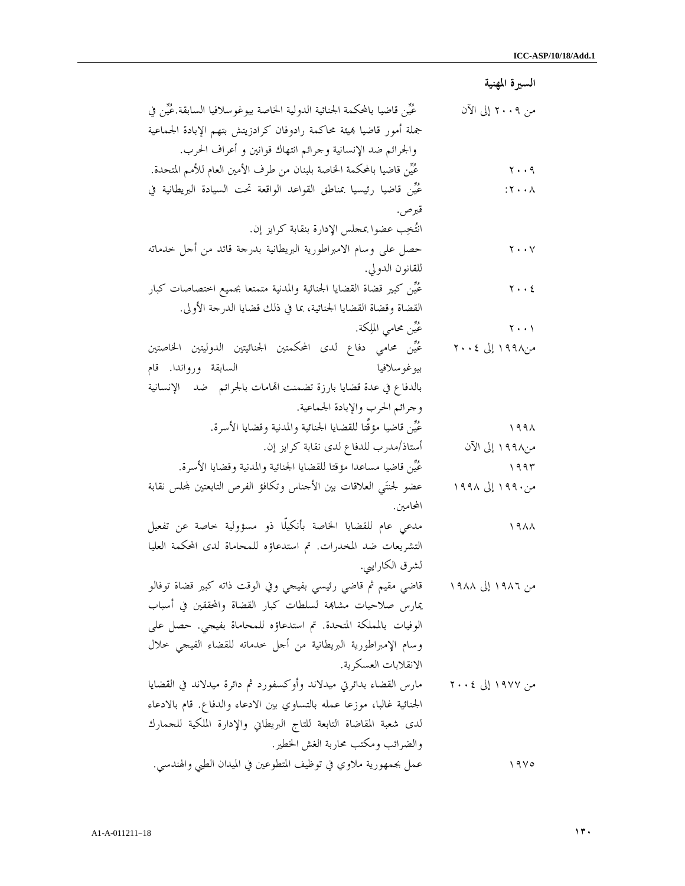**السيرة المهنية**

| | |
|---|---|
| من ٢٠٠٩ إلى الآن | عُيِّن قاضيا بالمحكمة الجنائية الدولية الخاصة بيوغوسلافيا السابقة.عُيِّن في جملة أمور قاضيا بهيئة محاكمة رادوفان كرادزيتش بتهم الإبادة الجماعية والجرائم ضد الإنسانية وجرائم انتهاك قوانين و أعراف الحرب. |
| ٢٠٠٩ | عُيِّن قاضيا بالمحكمة الخاصة بلبنان من طرف الأمين العام للأمم المتحدة. |
| ٢٠٠٨: | عُيِّن قاضيا رئيسيا بمناطق القواعد الواقعة تحت السيادة البريطانية في قبرص. |
| | انتُخِب عضوا بمجلس الإدارة بنقابة كرايز إن. |
| ٢٠٠٧ | حصل على وسام الامبراطورية البريطانية بدرجة قائد من أجل خدماته للقانون الدولي. |
| ٢٠٠٤ | عُيِّن كبير قضاة القضايا الجنائية والمدنية متمتعا بجميع اختصاصات كبار القضاة وقضاة القضايا الجنائية، بما في ذلك قضايا الدرجة الأولى. |
| ٢٠٠١ | عُيِّن محامي الملِكة. |
| من١٩٩٨ إلى ٢٠٠٤ | عُيِّن محامي دفاع لدى المحكمتين الجنائيتين الدوليتين الخاصتين بيوغوسلافيا السابقة ورواندا. قام بالدفاع في عدة قضايا بارزة تضمنت اتهامات بالجرائم ضد الإنسانية وجرائم الحرب والإبادة الجماعية. |
| ١٩٩٨ | عُيِّن قاضيا مؤقّتا للقضايا الجنائية والمدنية وقضايا الأسرة. |
| من١٩٩٨ إلى الآن | أستاذ/مدرب للدفاع لدى نقابة كرايز إن. |
| ١٩٩٣ | عُيِّن قاضيا مساعدا مؤقتا للقضايا الجنائية والمدنية وقضايا الأسرة. |
| من١٩٩٠ إلى ١٩٩٨ | عضو لجنتَي العلاقات بين الأجناس وتكافؤ الفرص التابعتين لمجلس نقابة المحامين. |
| ١٩٨٨ | مدعي عام للقضايا الخاصة بأنكيلّا ذو مسؤولية خاصة عن تفعيل التشريعات ضد المخدرات. تم استدعاؤه للمحاماة لدى المحكمة العليا لشرق الكاراييي. |
| من ١٩٨٦ إلى ١٩٨٨ | قاضي مقيم ثم قاضي رئيسي بفيجي وفي الوقت ذاته كبير قضاة توفالو يمارس صلاحيات مشابهة لسلطات كبار القضاة والمحققين في أسباب الوفيات بالمملكة المتحدة. تم استدعاؤه للمحاماة بفيجي. حصل على وسام الإمبراطورية البريطانية من أجل خدماته للقضاء الفيجي خلال الانقلابات العسكرية. |
| من ١٩٧٧ إلى ٢٠٠٤ | مارس القضاء بدائرتي ميدلاند وأوكسفورد ثم دائرة ميدلاند في القضايا الجنائية غالبا، موزعا عمله بالتساوي بين الادعاء والدفاع. قام بالادعاء لدى شعبة المقاضاة التابعة للتاج البريطاني والإدارة الملكية للجمارك والضرائب ومكتب محاربة الغش الخطير. |
| ١٩٧٥ | عمل بجمهورية ملاوي في توظيف المتطوعين في الميدان الطبي والهندسي. |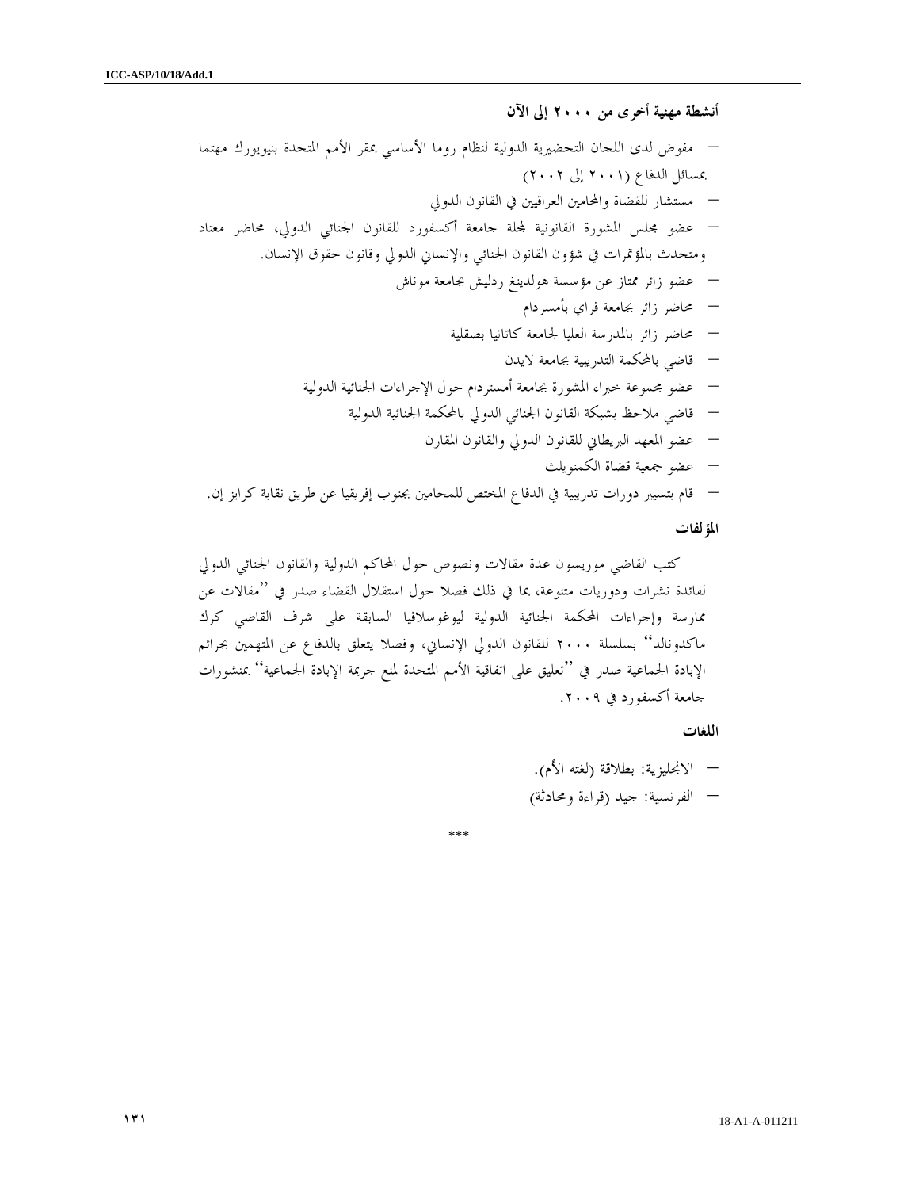### أنشطة مهنية أخرى من ٢٠٠٠ إلى الآن

- مفوض لدى اللجان التحضيرية الدولية لنظام روما الأساسي بمقر الأمم المتحدة بنيويورك مهتما بمسائل الدفاع (٢٠٠١ إلى ٢٠٠٢)
- مستشار للقضاة والمحامين العراقيين في القانون الدولي
- عضو مجلس المشورة القانونية لمجلة جامعة أكسفورد للقانون الجنائي الدولي، محاضر معتاد ومتحدث بالمؤتمرات في شؤون القانون الجنائي والإنساني الدولي وقانون حقوق الإنسان.
- عضو زائر ممتاز عن مؤسسة هولدينغ ردليش بجامعة موناش
- محاضر زائر بجامعة فراي بأمسردام
- محاضر زائر بالمدرسة العليا لجامعة كاتانيا بصقلية
- قاضي بالمحكمة التدريبية بجامعة لايدن
- عضو مجموعة خبراء المشورة بجامعة أمستردام حول الإجراءات الجنائية الدولية
- قاضي ملاحظ بشبكة القانون الجنائي الدولي بالمحكمة الجنائية الدولية
- عضو المعهد البريطاني للقانون الدولي والقانون المقارن
- عضو جمعية قضاة الكمنويلث
- قام بتسيير دورات تدريبية في الدفاع المختص للمحامين بجنوب إفريقيا عن طريق نقابة كرايز إن.

### المؤلفات

كتب القاضي موريسون عدة مقالات ونصوص حول المحاكم الدولية والقانون الجنائي الدولي لفائدة نشرات ودوريات متنوعة، بما في ذلك فصلا حول استقلال القضاء صدر في "مقالات عن ممارسة وإجراءات المحكمة الجنائية الدولية ليوغوسلافيا السابقة على شرف القاضي كرك ماكدونالد" بسلسلة ٢٠٠٠ للقانون الدولي الإنساني، وفصلا يتعلق بالدفاع عن المتهمين بجرائم الإبادة الجماعية صدر في "تعليق على اتفاقية الأمم المتحدة لمنع جريمة الإبادة الجماعية" بمنشورات جامعة أكسفورد في ٢٠٠٩.

### اللغات

- الانجليزية: بطلاقة (لغته الأم).
- الفرنسية: جيد (قراءة ومحادثة)

***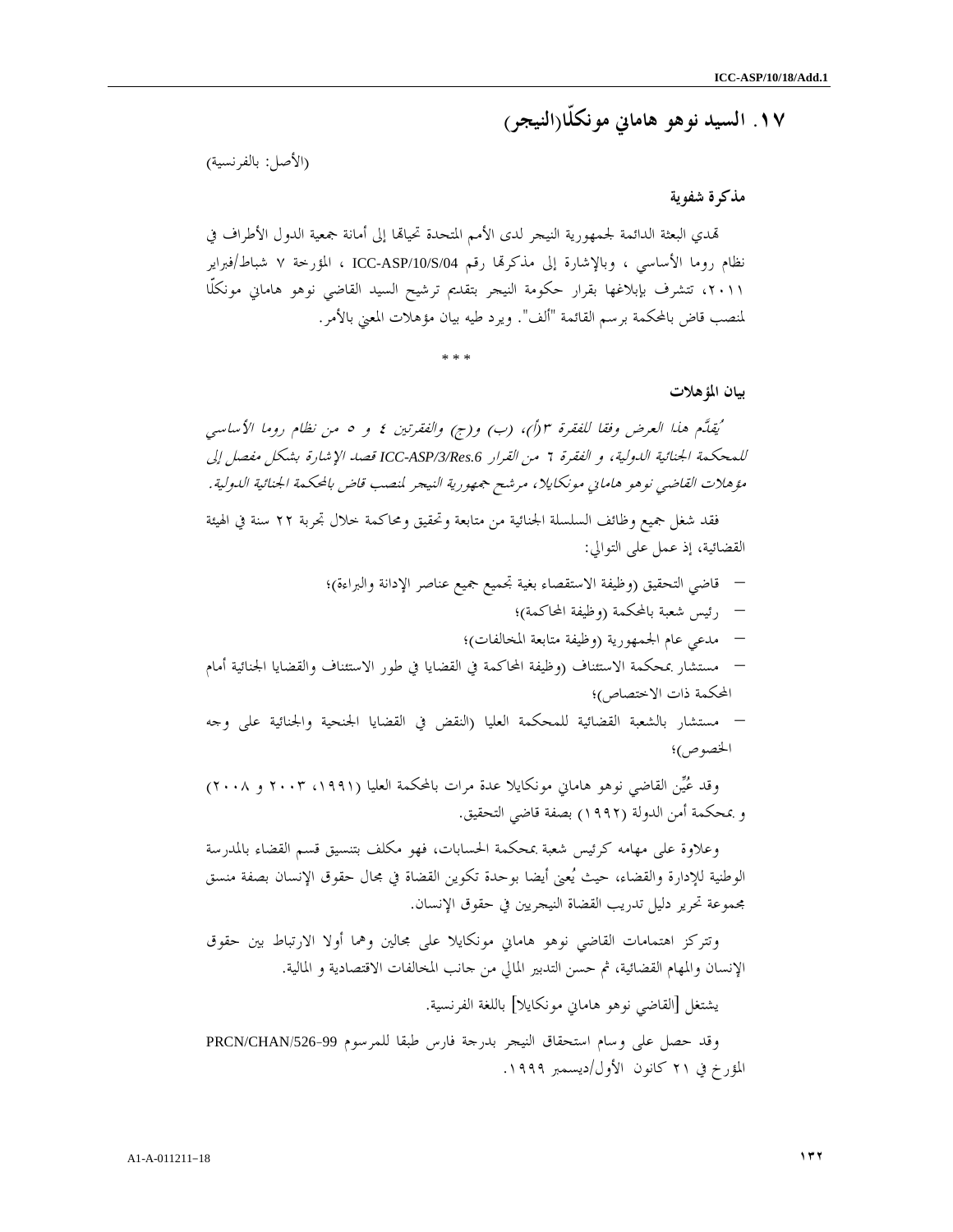## ١٧. السيد نوهو هاماني مونكلّا(النيجر)

(الأصل: بالفرنسية)

**مذكرة شفوية**

تهدي البعثة الدائمة لجمهورية النيجر لدى الأمم المتحدة تحياتها إلى أمانة جمعية الدول الأطراف في نظام روما الأساسي ، وبالإشارة إلى مذكرتها رقم ICC-ASP/10/S/04 ، المؤرخة ٧ شباط/فبراير ٢٠١١، تتشرف بإبلاغها بقرار حكومة النيجر بتقديم ترشيح السيد القاضي نوهو هاماني مونكلّا لمنصب قاض بالمحكمة برسم القائمة "ألف". ويرد طيه بيان مؤهلات المعني بالأمر.

\* \* \*

**بيان المؤهلات**

*يُقدَّم هذا العرض وفقا للفقرة ٣(أ)، (ب) و(ج) والفقرتين ٤ و ٥ من نظام روما الأساسي للمحكمة الجنائية الدولية، و الفقرة ٦ من القرار ICC-ASP/3/Res.6 قصد الإشارة بشكل مفصل إلى مؤهلات القاضي نوهو هاماني مونكايلا، مرشح جمهورية النيجر لمنصب قاض بالمحكمة الجنائية الدولية.*

فقد شغل جميع وظائف السلسلة الجنائية من متابعة وتحقيق ومحاكمة خلال تجربة ٢٢ سنة في الهيئة القضائية، إذ عمل على التوالي:

- قاضي التحقيق (وظيفة الاستقصاء بغية تجميع جميع عناصر الإدانة والبراءة)؛
- رئيس شعبة بالمحكمة (وظيفة المحاكمة)؛
- مدعي عام الجمهورية (وظيفة متابعة المخالفات)؛
- مستشار بمحكمة الاستئناف (وظيفة المحاكمة في القضايا في طور الاستئناف والقضايا الجنائية أمام المحكمة ذات الاختصاص)؛
- مستشار بالشعبة القضائية للمحكمة العليا (النقض في القضايا الجنحية والجنائية على وجه الخصوص)؛

وقد عُيِّن القاضي نوهو هاماني مونكايلا عدة مرات بالمحكمة العليا (١٩٩١، ٢٠٠٣ و ٢٠٠٨) و بمحكمة أمن الدولة (١٩٩٢) بصفة قاضي التحقيق.

وعلاوة على مهامه كرئيس شعبة بمحكمة الحسابات، فهو مكلف بتنسيق قسم القضاء بالمدرسة الوطنية للإدارة والقضاء، حيث يُعنى أيضا بوحدة تكوين القضاة في مجال حقوق الإنسان بصفة منسق مجموعة تحرير دليل تدريب القضاة النيجريين في حقوق الإنسان.

وتتركز اهتمامات القاضي نوهو هاماني مونكايلا على مجالين وهما أولا الارتباط بين حقوق الإنسان والمهام القضائية، ثم حسن التدبير المالي من جانب المخالفات الاقتصادية و المالية.

يشتغل [القاضي نوهو هاماني مونكايلا] باللغة الفرنسية.

وقد حصل على وسام استحقاق النيجر بدرجة فارس طبقا للمرسوم PRCN/CHAN/526-99 المؤرخ في ٢١ كانون الأول/ديسمبر ١٩٩٩.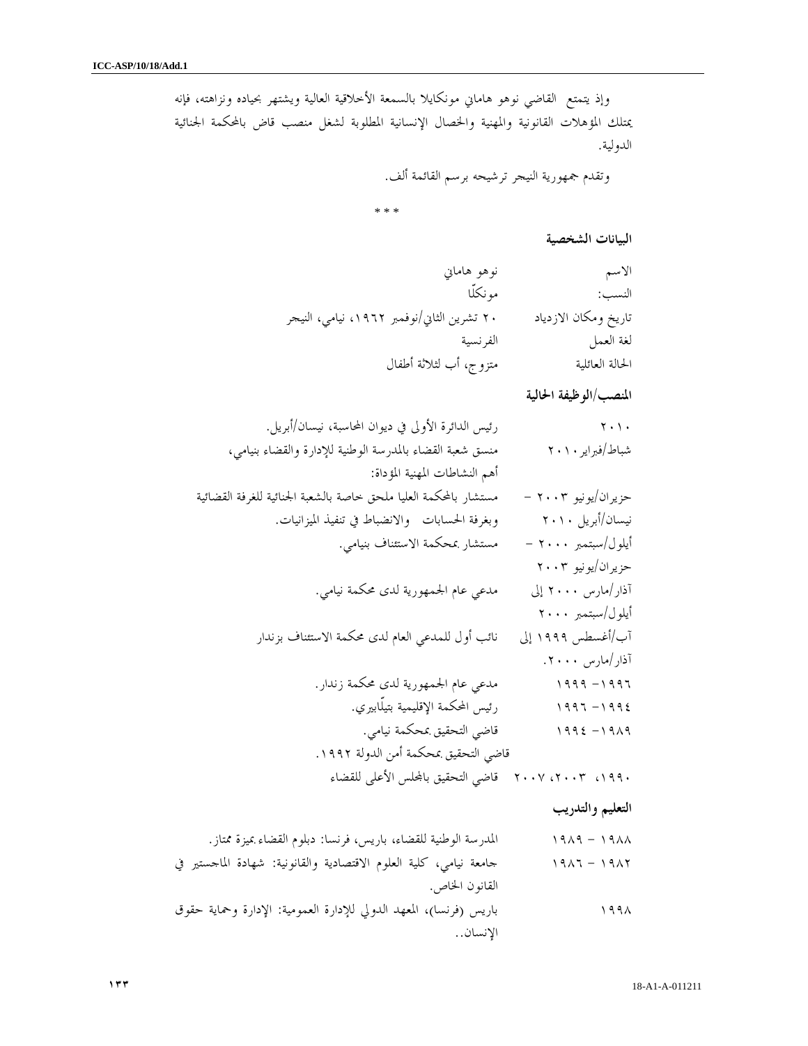وإذ يتمتع القاضي نوهو هاماني مونكايلا بالسمعة الأخلاقية العالية ويشتهر بحياده ونزاهته، فإنه يمتلك المؤهلات القانونية والمهنية والخصال الإنسانية المطلوبة لشغل منصب قاض بالمحكمة الجنائية الدولية.

وتقدم جمهورية النيجر ترشيحه برسم القائمة ألف.

\* \* \*

### البيانات الشخصية

| | |
|---|---|
| الاسم | نوهو هاماني |
| النسب: | مونكّلا |
| تاريخ ومكان الازدياد | ٢٠ تشرين الثاني/نوفمبر ١٩٦٢، نيامي، النيجر |
| لغة العمل | الفرنسية |
| الحالة العائلية | متزوج، أب لثلاثة أطفال |

### المنصب/الوظيفة الحالية

| | |
|---|---|
| ٢٠١٠ | رئيس الدائرة الأولى في ديوان المحاسبة، نيسان/أبريل. |
| شباط/فبراير ٢٠١٠ | منسق شعبة القضاء بالمدرسة الوطنية للإدارة والقضاء بنيامي، |
| | أهم النشاطات المهنية المؤداة: |
| حزيران/يونيو ٢٠٠٣ – نيسان/أبريل ٢٠١٠ | مستشار بالمحكمة العليا ملحق خاصة بالشعبة الجنائية للغرفة القضائية وبغرفة الحسابات والانضباط في تنفيذ الميزانيات. |
| أيلول/سبتمبر ٢٠٠٠ – حزيران/يونيو ٢٠٠٣ | مستشار بمحكمة الاستئناف بنيامي. |
| آذار/مارس ٢٠٠٠ إلى أيلول/سبتمبر ٢٠٠٠ | مدعي عام الجمهورية لدى محكمة نيامي. |
| آب/أغسطس ١٩٩٩ إلى آذار/مارس ٢٠٠٠. | نائب أول للمدعي العام لدى محكمة الاستئناف بزندار |
| ١٩٩٦– ١٩٩٩ | مدعي عام الجمهورية لدى محكمة زندار. |
| ١٩٩٤– ١٩٩٦ | رئيس المحكمة الإقليمية بتيلّابيري. |
| ١٩٨٩– ١٩٩٤ | قاضي التحقيق بمحكمة نيامي. |
| | قاضي التحقيق بمحكمة أمن الدولة ١٩٩٢. |
| ١٩٩٠، ٢٠٠٣، ٢٠٠٧ | قاضي التحقيق بالمجلس الأعلى للقضاء |

### التعليم والتدريب

| | |
|---|---|
| ١٩٨٨ – ١٩٨٩ | المدرسة الوطنية للقضاء، باريس، فرنسا: دبلوم القضاء بميزة ممتاز. |
| ١٩٨٢ – ١٩٨٦ | جامعة نيامي، كلية العلوم الاقتصادية والقانونية: شهادة الماجستير في القانون الخاص. |
| ١٩٩٨ | باريس (فرنسا)، المعهد الدولي للإدارة العمومية: الإدارة وحماية حقوق الإنسان.. |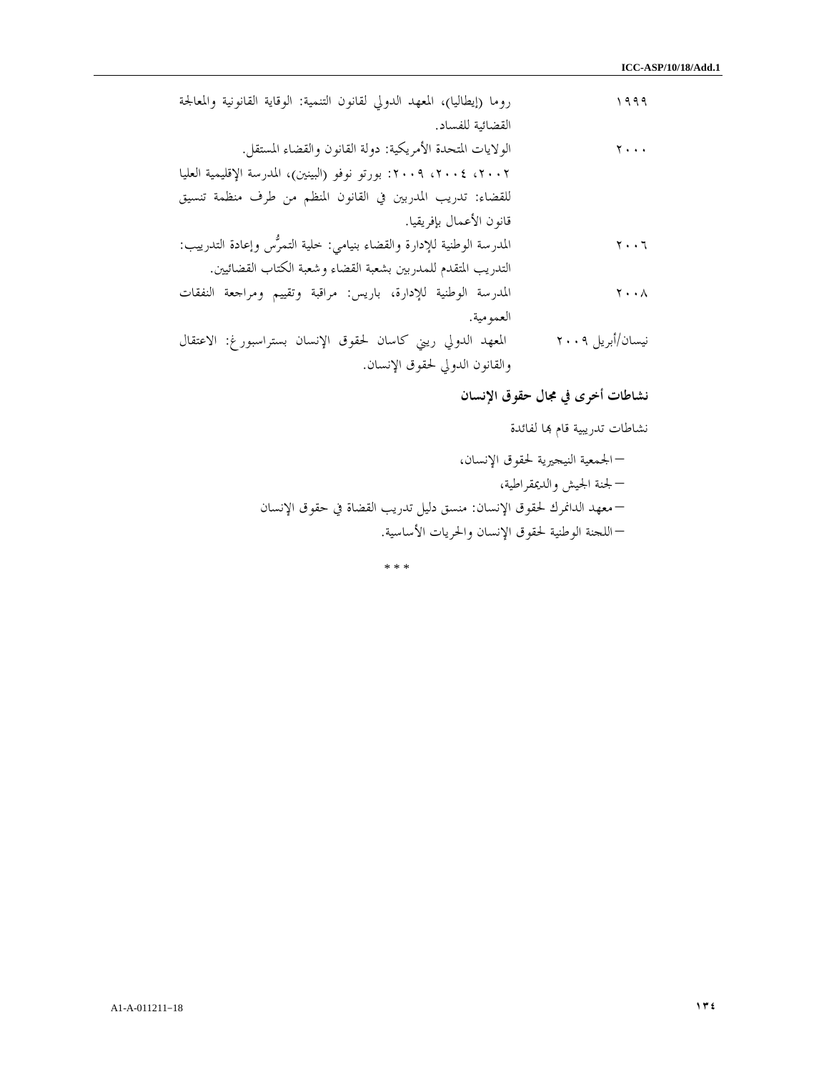| | |
|---|---|
| ١٩٩٩ | روما (إيطاليا)، المعهد الدولي لقانون التنمية: الوقاية القانونية والمعالجة القضائية للفساد. |
| ٢٠٠٠ | الولايات المتحدة الأمريكية: دولة القانون والقضاء المستقل. |
| | ٢٠٠٢، ٢٠٠٤، ٢٠٠٩: بورتو نوفو (البينين)، المدرسة الإقليمية العليا للقضاء: تدريب المدربين في القانون المنظم من طرف منظمة تنسيق قانون الأعمال بإفريقيا. |
| ٢٠٠٦ | المدرسة الوطنية للإدارة والقضاء بنيامي: خلية التمرُّس وإعادة التدريب: التدريب المتقدم للمدربين بشعبة القضاء وشعبة الكتاب القضائيين. |
| ٢٠٠٨ | المدرسة الوطنية للإدارة، باريس: مراقبة وتقييم ومراجعة النفقات العمومية. |
| نيسان/أبريل ٢٠٠٩ | المعهد الدولي ريني كاسان لحقوق الإنسان بستراسبورغ: الاعتقال والقانون الدولي لحقوق الإنسان. |

**نشاطات أخرى في مجال حقوق الإنسان**

نشاطات تدريبية قام بها لفائدة

- الجمعية النيجيرية لحقوق الإنسان،
- لجنة الجيش والديمقراطية،
- معهد الدانمرك لحقوق الإنسان: منسق دليل تدريب القضاة في حقوق الإنسان
- اللجنة الوطنية لحقوق الإنسان والحريات الأساسية.

* * *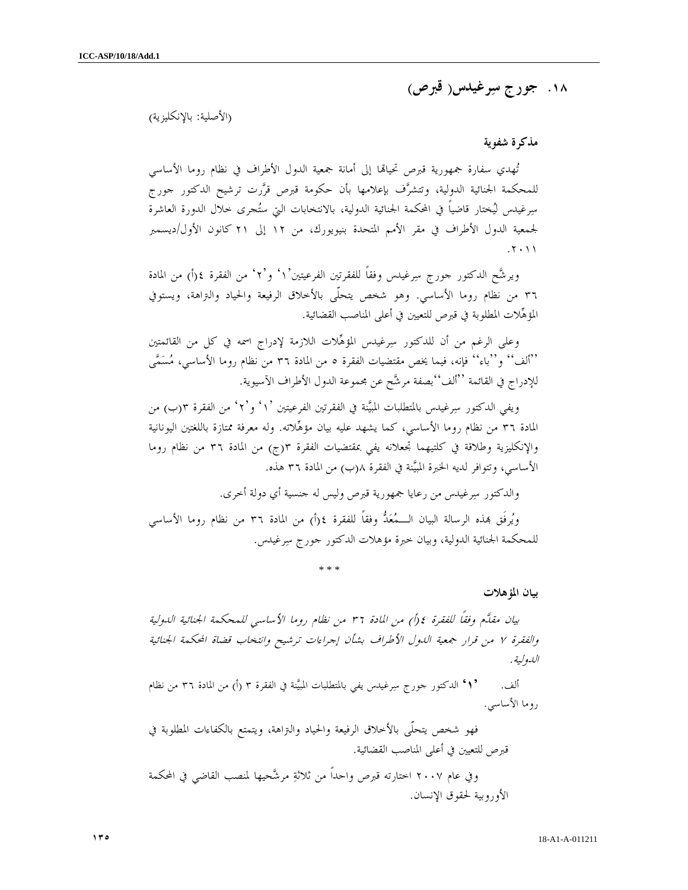## ١٨. جورج سِرغيدس( قبرص)

(الأصلية: بالإنكليزية)

**مذكرة شفوية**

تُهدي سفارة جمهورية قبرص تحياتها إلى أمانة جمعية الدول الأطراف في نظام روما الأساسي للمحكمة الجنائية الدولية، وتتشرَّف بإعلامها بأن حكومة قبرص قرَّرت ترشيح الدكتور جورج سِرغيدس ليُختار قاضياً في المحكمة الجنائية الدولية، بالانتخابات التي ستُجرى خلال الدورة العاشرة لجمعية الدول الأطراف في مقر الأمم المتحدة بنيويورك، من ١٢ إلى ٢١ كانون الأول/ديسمبر ٢٠١١.

ويرشَّح الدكتور جورج سِرغيدس وفقاً للفقرتين الفرعيتين '١' و'٢' من الفقرة ٤(أ) من المادة ٣٦ من نظام روما الأساسي. وهو شخص يتحلّى بالأخلاق الرفيعة والحياد والنزاهة، ويستوفي المؤهِّلات المطلوبة في قبرص للتعيين في أعلى المناصب القضائية.

وعلى الرغم من أن للدكتور سِرغيدس المؤهِّلات اللازمة لإدراج اسمه في كل من القائمتين ''ألف'' و''باء'' فإنه، فيما يخص مقتضيات الفقرة ٥ من المادة ٣٦ من نظام روما الأساسي، مُسَمَّى للإدراج في القائمة ''ألف'' بصفة مرشَّح عن مجموعة الدول الأطراف الآسيوية.

ويفي الدكتور سِرغيدس بالمتطلبات المبيَّنة في الفقرتين الفرعيتين '١' و'٢' من الفقرة ٣(ب) من المادة ٣٦ من نظام روما الأساسي، كما يشهد عليه بيان مؤهِّلاته. وله معرفة ممتازة باللغتين اليونانية والإنكليزية وطلاقة في كلتيهما تجعلانه يفي بمقتضيات الفقرة ٣(ج) من المادة ٣٦ من نظام روما الأساسي، وتتوافر لديه الخبرة المبيَّنة في الفقرة ٨(ب) من المادة ٣٦ هذه.

والدكتور سِرغيدس من رعايا جمهورية قبرص وليس له جنسية أي دولة أخرى.

ويُرفَق بهذه الرسالة البيان الـمُعَدُّ وفقاً للفقرة ٤(أ) من المادة ٣٦ من نظام روما الأساسي للمحكمة الجنائية الدولية، وبيان خبرة مؤهلات الدكتور جورج سِرغيدس.

\* \* \*

**بيان المؤهلات**

*بيان مقدَّم وفقاً للفقرة ٤(أ) من المادة ٣٦ من نظام روما الأساسي للمحكمة الجنائية الدولية والفقرة ٧ من قرار جمعية الدول الأطراف بشأن إجراءات ترشيح وانتخاب قضاة المحكمة الجنائية الدولية.*

ألف. **'١'** الدكتور جورج سِرغيدس يفي بالمتطلبات المبيَّنة في الفقرة ٣ (أ) من المادة ٣٦ من نظام روما الأساسي.

فهو شخص يتحلّى بالأخلاق الرفيعة والحياد والنزاهة، ويتمتع بالكفاءات المطلوبة في قبرص للتعيين في أعلى المناصب القضائية.

وفي عام ٢٠٠٧ اختارته قبرص واحداً من ثلاثةِ مرشَّحيها لمنصب القاضي في المحكمة الأوروبية لحقوق الإنسان.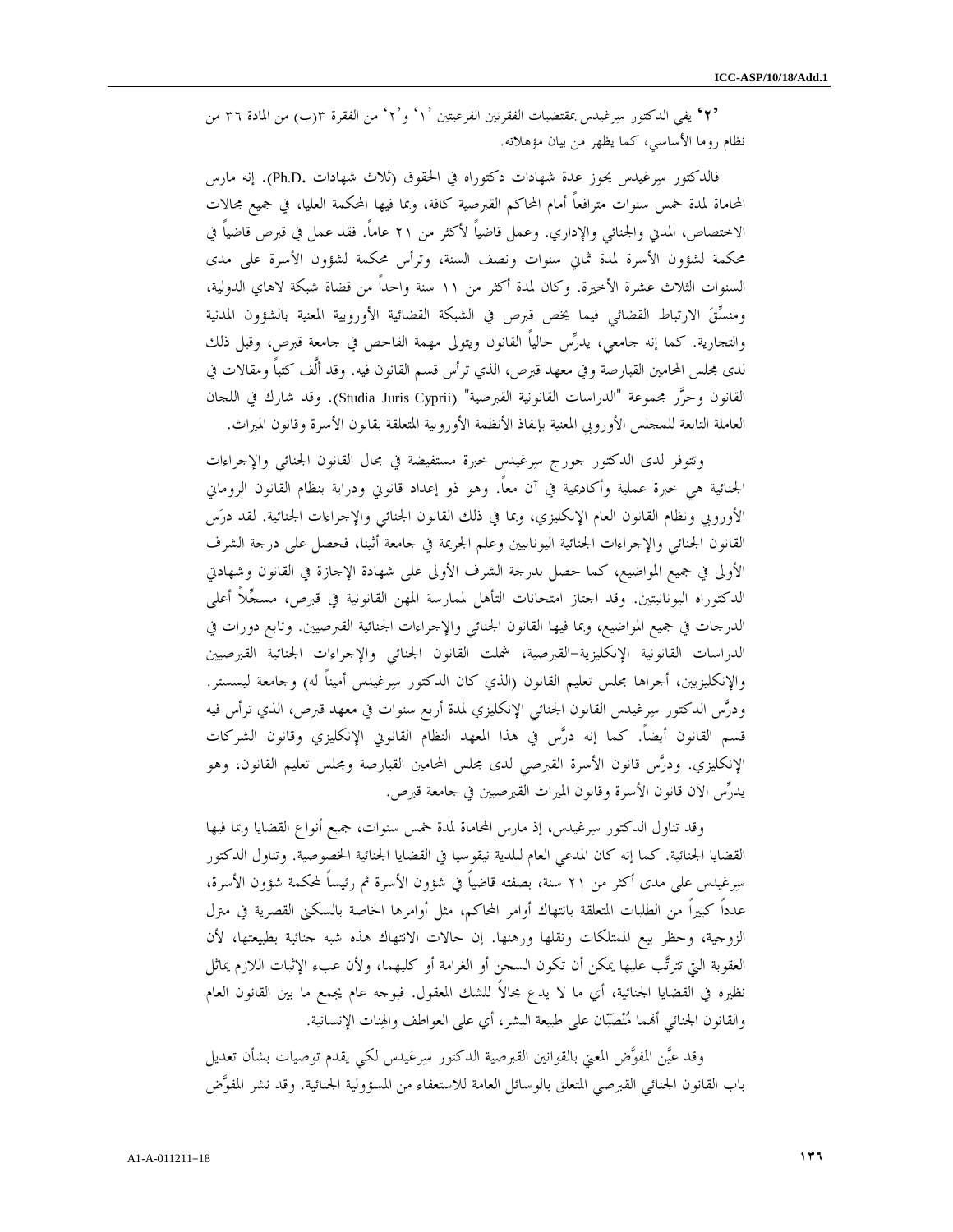**'٢'** يفي الدكتور سِرغيدس بمقتضيات الفقرتين الفرعيتين '١' و'٢' من الفقرة ٣(ب) من المادة ٣٦ من نظام روما الأساسي، كما يظهر من بيان مؤهلاته.

فالدكتور سِرغيدس يحوز عدة شهادات دكتوراه في الحقوق (ثلاث شهادات .Ph.D). إنه مارس المحاماة لمدة خمس سنوات مترافعاً أمام المحاكم القبرصية كافة، وبما فيها المحكمة العليا، في جميع مجالات الاختصاص، المدني والجنائي والإداري. وعمل قاضياً لأكثر من ٢١ عاماً. فقد عمل في قبرص قاضياً في محكمة لشؤون الأسرة لمدة ثماني سنوات ونصف السنة، وترأس محكمة لشؤون الأسرة على مدى السنوات الثلاث عشرة الأخيرة. وكان لمدة أكثر من ١١ سنة واحداً من قضاة شبكة لاهاي الدولية، ومنسِّقَ الارتباط القضائي فيما يخص قبرص في الشبكة القضائية الأوروبية المعنية بالشؤون المدنية والتجارية. كما إنه جامعي، يدرِّس حالياً القانون ويتولى مهمة الفاحص في جامعة قبرص، وقبل ذلك لدى مجلس المحامين القبارصة وفي معهد قبرص، الذي ترأس قسم القانون فيه. وقد ألَّف كتباً ومقالات في القانون وحرَّر مجموعة "الدراسات القانونية القبرصية" (Studia Juris Cyprii). وقد شارك في اللجان العاملة التابعة للمجلس الأوروبي المعنية بإنفاذ الأنظمة الأوروبية المتعلقة بقانون الأسرة وقانون الميراث.

وتتوفر لدى الدكتور جورج سِرغيدس خبرة مستفيضة في مجال القانون الجنائي والإجراءات الجنائية هي خبرة عملية وأكاديمية في آن معاً. وهو ذو إعداد قانوني ودراية بنظام القانون الروماني الأوروبي ونظام القانون العام الإنكليزي، وبما في ذلك القانون الجنائي والإجراءات الجنائية. لقد درَس القانون الجنائي والإجراءات الجنائية اليونانيين وعلم الجريمة في جامعة أثينا، فحصل على درجة الشرف الأولى في جميع المواضيع، كما حصل بدرجة الشرف الأولى على شهادة الإجازة في القانون وشهادتي الدكتوراه اليونانيتين. وقد اجتاز امتحانات التأهل لممارسة المهن القانونية في قبرص، مسجِّلاً أعلى الدرجات في جميع المواضيع، وبما فيها القانون الجنائي والإجراءات الجنائية القبرصيين. وتابع دورات في الدراسات القانونية الإنكليزية-القبرصية، شملت القانون الجنائي والإجراءات الجنائية القبرصيين والإنكليزيين، أجراها مجلس تعليم القانون (الذي كان الدكتور سِرغيدس أميناً له) وجامعة ليسستر. ودرَّس الدكتور سِرغيدس القانون الجنائي الإنكليزي لمدة أربع سنوات في معهد قبرص، الذي ترأس فيه قسم القانون أيضاً. كما إنه درَّس في هذا المعهد النظام القانوني الإنكليزي وقانون الشركات الإنكليزي. ودرَّس قانون الأسرة القبرصي لدى مجلس المحامين القبارصة ومجلس تعليم القانون، وهو يدرِّس الآن قانون الأسرة وقانون الميراث القبرصيين في جامعة قبرص.

وقد تناول الدكتور سِرغيدس، إذ مارس المحاماة لمدة خمس سنوات، جميع أنواع القضايا وبما فيها القضايا الجنائية. كما إنه كان المدعي العام لبلدية نيقوسيا في القضايا الجنائية الخصوصية. وتناول الدكتور سِرغيدس على مدى أكثر من ٢١ سنة، بصفته قاضياً في شؤون الأسرة ثم رئيساً لمحكمة شؤون الأسرة، عدداً كبيراً من الطلبات المتعلقة بانتهاك أوامر المحاكم، مثل أوامرها الخاصة بالسكنى القصرية في منزل الزوجية، وحظر بيع الممتلكات ونقلها ورهنها. إن حالات الانتهاك هذه شبه جنائية بطبيعتها، لأن العقوبة التي تترتَّب عليها يمكن أن تكون السجن أو الغرامة أو كليهما، ولأن عبء الإثبات اللازم يماثل نظيره في القضايا الجنائية، أي ما لا يدع مجالاً للشك المعقول. فبوجه عام يجمع ما بين القانون العام والقانون الجنائي أنهما مُنْصَبّان على طبيعة البشر، أي على العواطف والهِنات الإنسانية.

وقد عيَّن المفوَّض المعني بالقوانين القبرصية الدكتور سِرغيدس لكي يقدم توصيات بشأن تعديل باب القانون الجنائي القبرصي المتعلق بالوسائل العامة للاستعفاء من المسؤولية الجنائية. وقد نشر المفوَّض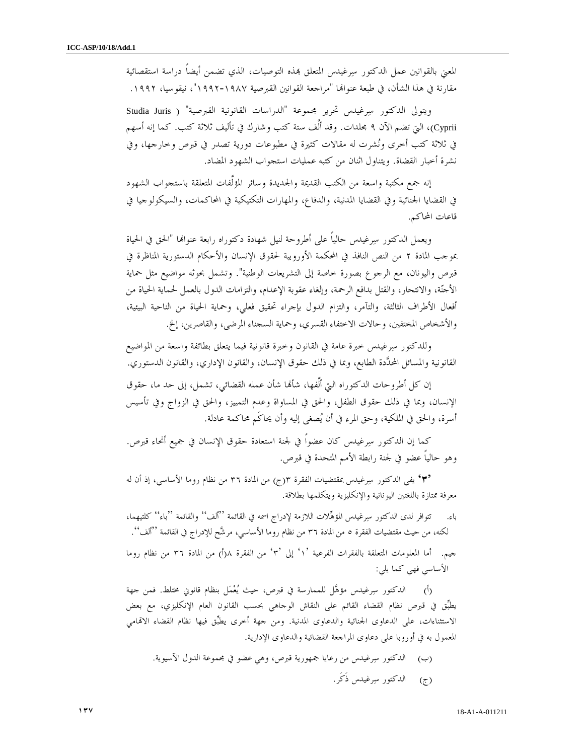المعني بالقوانين عمل الدكتور سِرغيدس المتعلق بهذه التوصيات، الذي تضمن أيضاً دراسة استقصائية مقارنة في هذا الشأن، في طبعة عنوانها "مراجعة القوانين القبرصية ١٩٨٧-١٩٩٢"، نيقوسيا، ١٩٩٢.

ويتولى الدكتور سِرغيدس تحرير مجموعة "الدراسات القانونية القبرصية" (Studia Juris Cyprii)، التي تضم الآن ٩ مجلدات. وقد ألّف ستة كتب وشارك في تأليف ثلاثة كتب. كما إنه أسهم في ثلاثة كتب أخرى ونُشرت له مقالات كثيرة في مطبوعات دورية تصدر في قبرص وخارجها، وفي نشرة أخبار القضاة. ويتناول اثنان من كتبه عمليات استجواب الشهود المضاد.

إنه جمع مكتبة واسعة من الكتب القديمة والجديدة وسائر المؤلَّفات المتعلقة باستجواب الشهود في القضايا الجنائية وفي القضايا المدنية، والدفاع، والمهارات التكتيكية في المحاكمات، والسيكولوجيا في قاعات المحاكم.

ويعمل الدكتور سِرغيدس حالياً على أطروحة لنيل شهادة دكتوراه رابعة عنوانها "الحق في الحياة بموجب المادة ٢ من النص النافذ في المحكمة الأوروبية لحقوق الإنسان والأحكام الدستورية المناظرة في قبرص واليونان، مع الرجوع بصورة خاصة إلى التشريعات الوطنية". وتشمل بحوثه مواضيع مثل حماية الأجنّة، والانتحار، والقتل بدافع الرحمة، وإلغاء عقوبة الإعدام، والتزامات الدول بالعمل لحماية الحياة من أفعال الأطراف الثالثة، والتآمر، والتزام الدول بإجراء تحقيق فعلي، وحماية الحياة من الناحية البيئية، والأشخاص المختفين، وحالات الاختفاء القسري، وحماية السجناء المرضى، والقاصرين، إلخ.

وللدكتور سِرغيدس خبرة عامة في القانون وخبرة قانونية فيما يتعلق بطائفة واسعة من المواضيع القانونية والمسائل المحدَّدة الطابع، وبما في ذلك حقوق الإنسان، والقانون الإداري، والقانون الدستوري.

إن كل أطروحات الدكتوراه التي ألَّفها، شأنها شأن عمله القضائي، تشمل، إلى حد ما، حقوق الإنسان، وبما في ذلك حقوق الطفل، والحق في المساواة وعدم التمييز، والحق في الزواج وفي تأسيس أسرة، والحق في الملكية، وحق المرء في أن يُصغى إليه وأن يحاكَم محاكمة عادلة.

كما إن الدكتور سِرغيدس كان عضواً في لجنة استعادة حقوق الإنسان في جميع أنحاء قبرص. وهو حالياً عضو في لجنة رابطة الأمم المتحدة في قبرص.

'٣' يفي الدكتور سِرغيدس بمقتضيات الفقرة ٣(ج) من المادة ٣٦ من نظام روما الأساسي، إذ أن له معرفة ممتازة باللغتين اليونانية والإنكليزية ويتكلمها بطلاقة.

باء. تتوافر لدى الدكتور سِرغيدس المؤهِّلات اللازمة لإدراج اسمه في القائمة ''ألف'' والقائمة ''باء'' كلتيهما، لكنه، من حيث مقتضيات الفقرة ٥ من المادة ٣٦ من نظام روما الأساسي، مرشَّح للإدراج في القائمة ''ألف''.

جيم. أما المعلومات المتعلقة بالفقرات الفرعية '١' إلى '٣' من الفقرة ٨(أ) من المادة ٣٦ من نظام روما الأساسي فهي كما يلي:

(أ) الدكتور سِرغيدس مؤهَّل للممارسة في قبرص، حيث يُعْمَل بنظام قانوني مختلط. فمن جهة يطبَّق في قبرص نظام القضاء القائم على النقاش الوجاهي بحسب القانون العام الإنكليزي، مع بعض الاستثناءات، على الدعاوى الجنائية والدعاوى المدنية. ومن جهة أخرى يطبَّق فيها نظام القضاء الاتهامي المعمول به في أوروبا على دعاوى المراجعة القضائية والدعاوى الإدارية.

(ب) الدكتور سِرغيدس من رعايا جمهورية قبرص، وهي عضو في مجموعة الدول الآسيوية.

(ج) الدكتور سِرغيدس ذَكَر.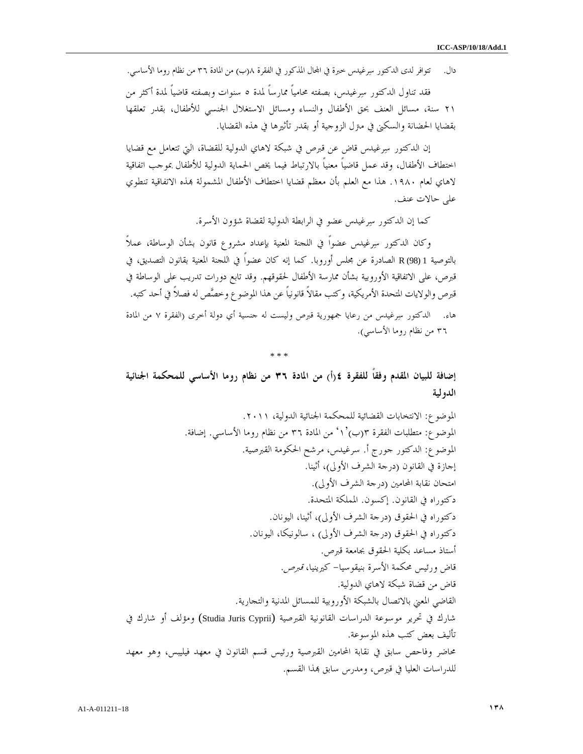دال. تتوافر لدى الدكتور سيرغيدس خبرة في المجال المذكور في الفقرة ٨(ب) من المادة ٣٦ من نظام روما الأساسي.

فقد تناول الدكتور سيرغيدس، بصفته محامياً ممارساً لمدة ٥ سنوات وبصفته قاضياً لمدة أكثر من ٢١ سنة، مسائل العنف بحق الأطفال والنساء ومسائل الاستغلال الجنسي للأطفال، بقدر تعلقها بقضايا الحضانة والسكنى في منزل الزوجية أو بقدر تأثيرها في هذه القضايا.

إن الدكتور سيرغيدس قاض عن قبرص في شبكة لاهاي الدولية للقضاة، التي تتعامل مع قضايا اختطاف الأطفال، وقد عمل قاضياً معنياً بالارتباط فيما يخص الحماية الدولية للأطفال بموجب اتفاقية لاهاي لعام ١٩٨٠. هذا مع العلم بأن معظم قضايا اختطاف الأطفال المشمولة بهذه الاتفاقية تنطوي على حالات عنف.

كما إن الدكتور سيرغيدس عضو في الرابطة الدولية لقضاة شؤون الأسرة.

وكان الدكتور سيرغيدس عضواً في اللجنة المعنية بإعداد مشروع قانون بشأن الوساطة، عملاً بالتوصية R (98) 1 الصادرة عن مجلس أوروبا. كما إنه كان عضواً في اللجنة المعنية بقانون التصديق، في قبرص، على الاتفاقية الأوروبية بشأن ممارسة الأطفال لحقوقهم. وقد تابع دورات تدريب على الوساطة في قبرص والولايات المتحدة الأمريكية، وكتب مقالاً قانونياً عن هذا الموضوع وخصّص له فصلاً في أحد كتبه.

هاء. الدكتور سيرغيدس من رعايا جمهورية قبرص وليست له جنسية أي دولة أخرى (الفقرة ٧ من المادة ٣٦ من نظام روما الأساسي).

\* \* \*

## إضافة للبيان المقدم وفقاً للفقرة ٤(أ) من المادة ٣٦ من نظام روما الأساسي للمحكمة الجنائية الدولية

الموضوع: الانتخابات القضائية للمحكمة الجنائية الدولية، ٢٠١١.

الموضوع: متطلبات الفقرة ٣(ب)'١' من المادة ٣٦ من نظام روما الأساسي. إضافة.

الموضوع: الدكتور جورج أ. سرغيدس، مرشح الحكومة القبرصية.

إجازة في القانون (درجة الشرف الأولى)، أثينا.

امتحان نقابة المحامين (درجة الشرف الأولى).

دكتوراه في القانون. إكسون. المملكة المتحدة.

دكتوراه في الحقوق (درجة الشرف الأولى)، أثينا، اليونان.

دكتوراه في الحقوق (درجة الشرف الأولى) ، سالونيكا، اليونان.

أستاذ مساعد بكلية الحقوق بجامعة قبرص.

قاض ورئيس محكمة الأسرة بنيقوسيا- كيرينيا، *قبرص*.

قاض من قضاة شبكة لاهاي الدولية.

القاضي المعني بالاتصال بالشبكة الأوروبية للمسائل المدنية والتجارية.

شارك في تحرير موسوعة الدراسات القانونية القبرصية (Studia Juris Cyprii) ومؤلف أو شارك في تأليف بعض كتب هذه الموسوعة.

محاضر وفاحص سابق في نقابة المحامين القبرصية ورئيس قسم القانون في معهد فيليبس، وهو معهد للدراسات العليا في قبرص، ومدرس سابق بهذا القسم.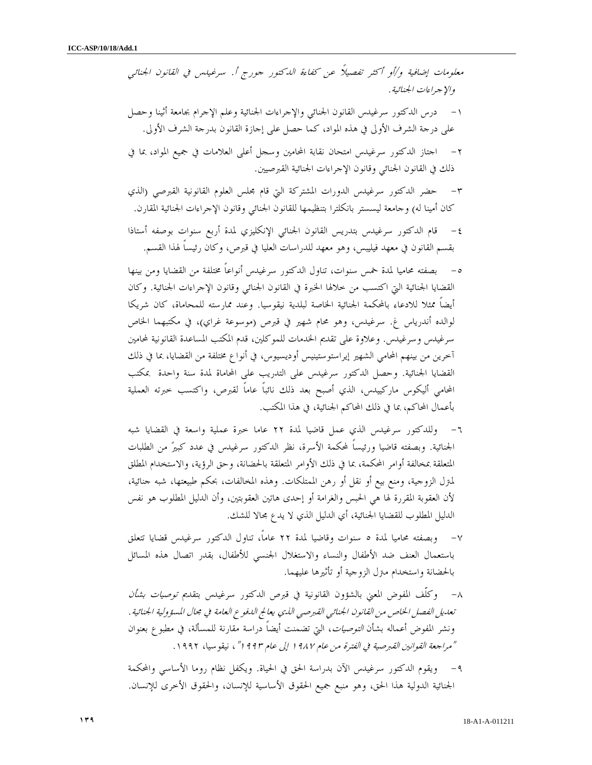*معلومات إضافية و/أو أكثر تفصيلاً عن كفاءة الدكتور جورج أ. سرغيدس في القانون الجنائي والإجراءات الجنائية.*

١- درس الدكتور سرغيدس القانون الجنائي والإجراءات الجنائية وعلم الإجرام بجامعة أثينا وحصل على درجة الشرف الأولى في هذه المواد، كما حصل على إجازة القانون بدرجة الشرف الأولى.

٢- اجتاز الدكتور سرغيدس امتحان نقابة المحامين وسجل أعلى العلامات في جميع المواد، بما في ذلك في القانون الجنائي وقانون الإجراءات الجنائية القبرصيين.

٣- حضر الدكتور سرغيدس الدورات المشتركة التي قام مجلس العلوم القانونية القبرصي (الذي كان أمينا له) وجامعة ليسستر بانكلترا بتنظيمها للقانون الجنائي وقانون الإجراءات الجنائية المقارن.

٤- قام الدكتور سرغيدس بتدريس القانون الجنائي الإنكليزي لمدة أربع سنوات بوصفه أستاذا بقسم القانون في معهد فيليبس، وهو معهد للدراسات العليا في قبرص، وكان رئيساً لهذا القسم.

٥- بصفته محاميا لمدة خمس سنوات، تناول الدكتور سرغيدس أنواعاً مختلفة من القضايا ومن بينها القضايا الجنائية التي اكتسب من خلالها الخبرة في القانون الجنائي وقانون الإجراءات الجنائية. وكان أيضاً ممثلا للادعاء بالمحكمة الجنائية الخاصة لبلدية نيقوسيا. وعند ممارسته للمحاماة، كان شريكا لوالده أندرياس غ. سرغيدس، وهو محام شهير في قبرص (موسوعة غراي)، في مكتبهما الخاص سرغيدس وسرغيدس. وعلاوة على تقديم الخدمات للموكلين، قدم المكتب المساعدة القانونية لمحامين آخرين من بينهم المحامي الشهير إيراستوستينيس أوديسيوس، في أنواع مختلفة من القضايا، بما في ذلك القضايا الجنائية. وحصل الدكتور سرغيدس على التدريب على المحاماة لمدة سنة واحدة بمكتب المحامي أليكوس ماركيدس، الذي أصبح بعد ذلك نائباً عاماً لقبرص، واكتسب خبرته العملية بأعمال المحاكم، بما في ذلك المحاكم الجنائية، في هذا المكتب.

٦- وللدكتور سرغيدس الذي عمل قاضيا لمدة ٢٢ عاما خبرة عملية واسعة في القضايا شبه الجنائية. وبصفته قاضيا ورئيساً لمحكمة الأسرة، نظر الدكتور سرغيدس في عدد كبيرٍ من الطلبات المتعلقة بمخالفة أوامر المحكمة، بما في ذلك الأوامر المتعلقة بالحضانة، وحق الرؤية، والاستخدام المطلق لمنزل الزوجية، ومنع بيع أو نقل أو رهن الممتلكات. وهذه المخالفات، بحكم طبيعتها، شبه جنائية، لأن العقوبة المقررة لها هي الحبس والغرامة أو إحدى هاتين العقوبتين، وأن الدليل المطلوب هو نفس الدليل المطلوب للقضايا الجنائية، أي الدليل الذي لا يدع مجالا للشك.

٧- وبصفته محاميا لمدة ٥ سنوات وقاضيا لمدة ٢٢ عاماً، تناول الدكتور سرغيدس قضايا تتعلق باستعمال العنف ضد الأطفال والنساء والاستغلال الجنسي للأطفال، بقدر اتصال هذه المسائل بالحضانة واستخدام منزل الزوجية أو تأثيرها عليهما.

٨- وكلّف المفوض المعني بالشؤون القانونية في قبرص الدكتور سرغيدس بتقديم *توصيات بشأن تعديل الفصل الخاص من القانون الجنائي القبرصي الذي يعالج الدفوع العامة في مجال المسؤولية الجنائية*. ونشر المفوض أعماله بشأن *التوصيات*، التي تضمنت أيضاً دراسة مقارنة للمسألة، في مطبوع بعنوان *"مراجعة القوانين القبرصية في الفترة من عام ١٩٨٧ إلى عام ١٩٩٣"*، نيقوسيا، ١٩٩٢.

٩- ويقوم الدكتور سرغيدس الآن بدراسة الحق في الحياة. ويكفل نظام روما الأساسي والمحكمة الجنائية الدولية هذا الحق، وهو منبع جميع الحقوق الأساسية للإنسان، والحقوق الأخرى للإنسان.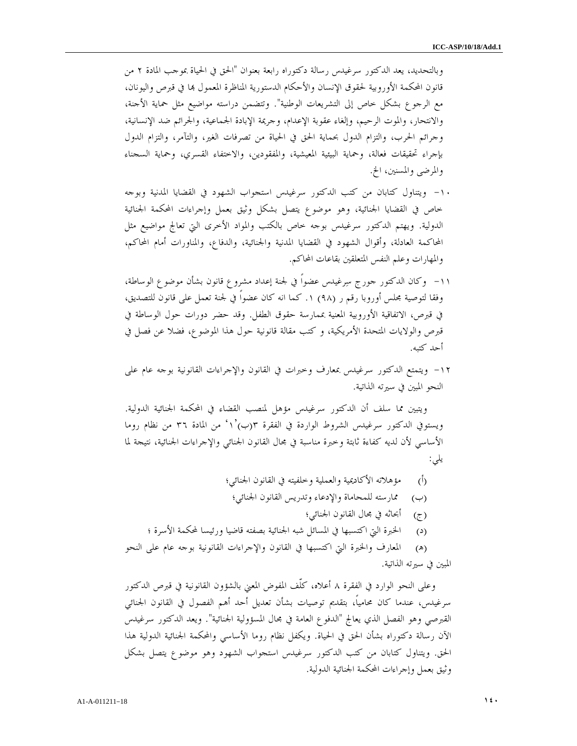وبالتحديد، يعد الدكتور سرغيدس رسالة دكتوراه رابعة بعنوان "الحق في الحياة بموجب المادة ٢ من قانون المحكمة الأوروبية لحقوق الإنسان والأحكام الدستورية المناظرة المعمول بها في قبرص واليونان، مع الرجوع بشكل خاص إلى التشريعات الوطنية". وتتضمن دراسته مواضيع مثل حماية الأجنة، والانتحار، والموت الرحيم، وإلغاء عقوبة الإعدام، وجريمة الإبادة الجماعية، والجرائم ضد الإنسانية، وجرائم الحرب، والتزام الدول بحماية الحق في الحياة من تصرفات الغير، والتآمر، والتزام الدول بإجراء تحقيقات فعالة، وحماية البيئية المعيشية، والمفقودين، والاختفاء القسري، وحماية السجناء والمرضى والمسنين، الخ.

١٠- ويتناول كتابان من كتب الدكتور سرغيدس استجواب الشهود في القضايا المدنية وبوجه خاص في القضايا الجنائية، وهو موضوع يتصل بشكل وثيق بعمل وإجراءات المحكمة الجنائية الدولية. ويهتم الدكتور سرغيدس بوجه خاص بالكتب والمواد الأخرى التي تعالج مواضيع مثل المحاكمة العادلة، وأقوال الشهود في القضايا المدنية والجنائية، والدفاع، والمناورات أمام المحاكم، والمهارات وعلم النفس المتعلقين بقاعات المحاكم.

١١- وكان الدكتور جورج سرغيدس عضواً في لجنة إعداد مشروع قانون بشأن موضوع الوساطة، وفقا لتوصية مجلس أوروبا رقم ر (٩٨) ١. كما انه كان عضواً في لجنة تعمل على قانون للتصديق، في قبرص، الاتفاقية الأوروبية المعنية بممارسة حقوق الطفل. وقد حضر دورات حول الوساطة في قبرص والولايات المتحدة الأمريكية، و كتب مقالة قانونية حول هذا الموضوع، فضلا عن فصل في أحد كتبه.

١٢- ويتمتع الدكتور سرغيدس بمعارف وخبرات في القانون والإجراءات القانونية بوجه عام على النحو المبين في سيرته الذاتية.

ويتبين مما سلف أن الدكتور سرغيدس مؤهل لمنصب القضاء في المحكمة الجنائية الدولية. ويستوفي الدكتور سرغيدس الشروط الواردة في الفقرة ٣(ب)'١' من المادة ٣٦ من نظام روما الأساسي لأن لديه كفاءة ثابتة وخبرة مناسبة في مجال القانون الجنائي والإجراءات الجنائية، نتيجة لما يلي:

(أ) مؤهلاته الأكاديمية والعملية وخلفيته في القانون الجنائي؛

(ب) ممارسته للمحاماة والإدعاء وتدريس القانون الجنائي؛

(ج) أبحاثه في مجال القانون الجنائي؛

(د) الخبرة التي اكتسبها في المسائل شبه الجنائية بصفته قاضيا ورئيسا لمحكمة الأسرة ؛

(هـ) المعارف والخبرة التي اكتسبها في القانون والإجراءات القانونية بوجه عام على النحو المبين في سيرته الذاتية.

وعلى النحو الوارد في الفقرة ٨ أعلاه، كلّف المفوض المعني بالشؤون القانونية في قبرص الدكتور سرغيدس، عندما كان محامياً، بتقديم توصيات بشأن تعديل أحد أهم الفصول في القانون الجنائي القبرصي وهو الفصل الذي يعالج "الدفوع العامة في مجال المسؤولية الجنائية". ويعد الدكتور سرغيدس الآن رسالة دكتوراه بشأن الحق في الحياة. ويكفل نظام روما الأساسي والمحكمة الجنائية الدولية هذا الحق. ويتناول كتابان من كتب الدكتور سرغيدس استجواب الشهود وهو موضوع يتصل بشكل وثيق بعمل وإجراءات المحكمة الجنائية الدولية.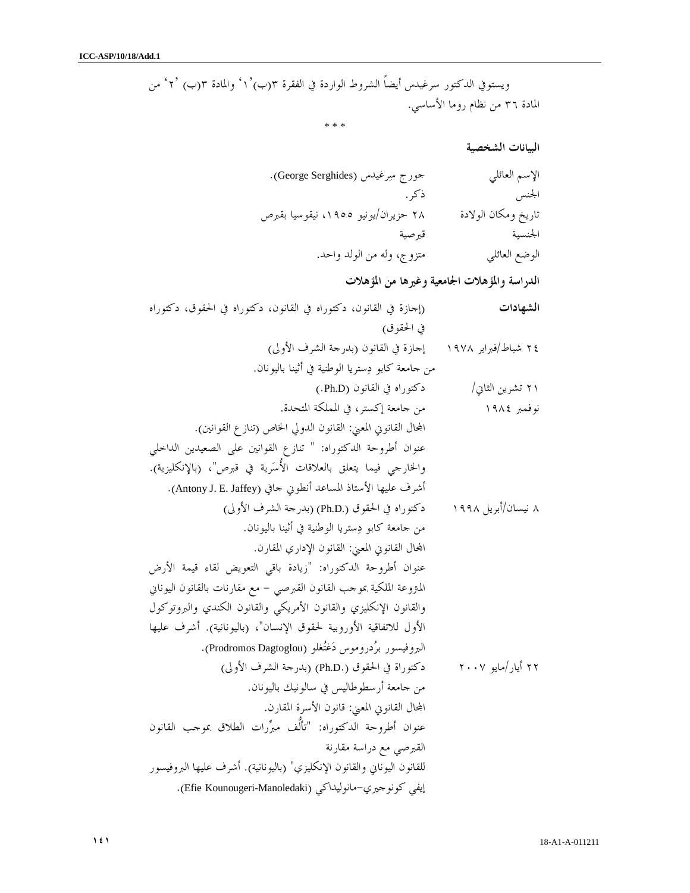ويستوفي الدكتور سرغيدس أيضاً الشروط الواردة في الفقرة ٣(ب)'١' والمادة ٣(ب) '٢' من المادة ٣٦ من نظام روما الأساسي.

* * *

**البيانات الشخصية**

| | |
|---|---|
| الإسم العائلي | جورج سيرغيدس (George Serghides). |
| الجنس | ذكر. |
| تاريخ ومكان الولادة | ٢٨ حزيران/يونيو ١٩٥٥، نيقوسيا بقبرص |
| الجنسية | قبرصية |
| الوضع العائلي | متزوج، وله من الولد واحد. |

**الدراسة والمؤهلات الجامعية وغيرها من المؤهلات**

| | |
|---|---|
| **الشهادات** | (إجازة في القانون، دكتوراه في القانون، دكتوراه في الحقوق، دكتوراه في الحقوق) |
| ٢٤ شباط/فبراير ١٩٧٨ | إجازة في القانون (بدرجة الشرف الأولى) من جامعة كابو دِستريا الوطنية في أثينا باليونان. |
| ٢١ تشرين الثاني/نوفمبر ١٩٨٤ | دكتوراه في القانون (Ph.D.) من جامعة إكستر، في المملكة المتحدة. المجال القانوني المعني: القانون الدولي الخاص (تنازع القوانين). عنوان أطروحة الدكتوراه: " تنازع القوانين على الصعيدين الداخلي والخارجي فيما يتعلق بالعلاقات الأُسَرية في قبرص"، (بالإنكليزية). أشرف عليها الأستاذ المساعد أنطوني جافي (Antony J. E. Jaffey). |
| ٨ نيسان/أبريل ١٩٩٨ | دكتوراه في الحقوق (Ph.D.) (بدرجة الشرف الأولى) من جامعة كابو دِستريا الوطنية في أثينا باليونان. المجال القانوني المعني: القانون الإداري المقارن. عنوان أطروحة الدكتوراه: "زيادة باقي التعويض لقاء قيمة الأرض المنزوعة الملكية بموجب القانون القبرصي – مع مقارنات بالقانون اليوناني والقانون الإنكليزي والقانون الأمريكي والقانون الكندي والبروتوكول الأول للاتفاقية الأوروبية لحقوق الإنسان"، (باليونانية). أشرف عليها البروفيسور برُدروموس دَغتُغلو (Prodromos Dagtoglou). |
| ٢٢ أيار/مايو ٢٠٠٧ | دكتوراة في الحقوق (Ph.D.) (بدرجة الشرف الأولى) من جامعة أرسطوطاليس في سالونيك باليونان. المجال القانوني المعني: قانون الأسرة المقارن. عنوان أطروحة الدكتوراه: "تألُّف مبرِّرات الطلاق بموجب القانون القبرصي مع دراسة مقارنة للقانون اليوناني والقانون الإنكليزي" (باليونانية). أشرف عليها البروفيسور إيفي كونوجيري-مانوليداكي (Efie Kounougeri-Manoledaki). |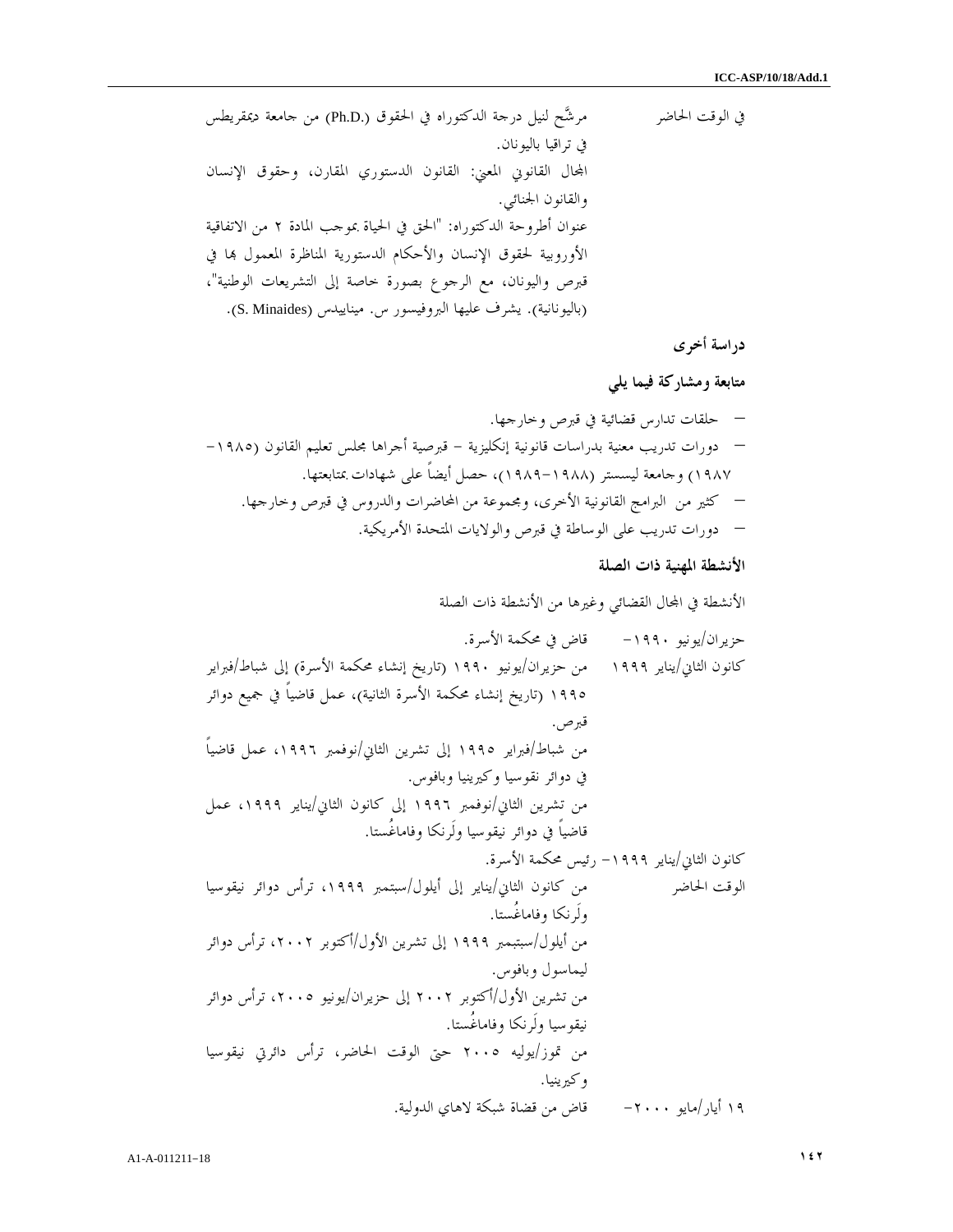في الوقت الحاضر مرشَّح لنيل درجة الدكتوراه في الحقوق (Ph.D.) من جامعة ديمقريطس في تراقيا باليونان.

المجال القانوني المعني: القانون الدستوري المقارن، وحقوق الإنسان والقانون الجنائي.

عنوان أطروحة الدكتوراه: "الحق في الحياة بموجب المادة ٢ من الاتفاقية الأوروبية لحقوق الإنسان والأحكام الدستورية المناظرة المعمول بها في قبرص واليونان، مع الرجوع بصورة خاصة إلى التشريعات الوطنية"، (باليونانية). يشرف عليها البروفيسور س. مينايدس (S. Minaides).

**دراسة أخرى**

**متابعة ومشاركة فيما يلي**

- حلقات تدارس قضائية في قبرص وخارجها.
- دورات تدريب معنية بدراسات قانونية إنكليزية - قبرصية أجراها مجلس تعليم القانون (١٩٨٥-١٩٨٧) وجامعة ليسستر (١٩٨٨-١٩٨٩)، حصل أيضاً على شهادات بمتابعتها.
- كثير من البرامج القانونية الأخرى، ومجموعة من المحاضرات والدروس في قبرص وخارجها.
- دورات تدريب على الوساطة في قبرص والولايات المتحدة الأمريكية.

**الأنشطة المهنية ذات الصلة**

الأنشطة في المجال القضائي وغيرها من الأنشطة ذات الصلة

حزيران/يونيو ١٩٩٠- كانون الثاني/يناير ١٩٩٩ قاض في محكمة الأسرة.

من حزيران/يونيو ١٩٩٠ (تاريخ إنشاء محكمة الأسرة) إلى شباط/فبراير ١٩٩٥ (تاريخ إنشاء محكمة الأسرة الثانية)، عمل قاضياً في جميع دوائر قبرص.

من شباط/فبراير ١٩٩٥ إلى تشرين الثاني/نوفمبر ١٩٩٦، عمل قاضياً في دوائر نقوسيا وكيرينيا وبافوس.

من تشرين الثاني/نوفمبر ١٩٩٦ إلى كانون الثاني/يناير ١٩٩٩، عمل قاضياً في دوائر نيقوسيا ولَرنكا وفاماغُستا.

كانون الثاني/يناير ١٩٩٩- الوقت الحاضر رئيس محكمة الأسرة.

من كانون الثاني/يناير إلى أيلول/سبتمبر ١٩٩٩، ترأس دوائر نيقوسيا ولَرنكا وفاماغُستا.

من أيلول/سبتمبر ١٩٩٩ إلى تشرين الأول/أكتوبر ٢٠٠٢، ترأس دوائر ليماسول وبافوس.

من تشرين الأول/أكتوبر ٢٠٠٢ إلى حزيران/يونيو ٢٠٠٥، ترأس دوائر نيقوسيا ولَرنكا وفاماغُستا.

من تموز/يوليه ٢٠٠٥ حتى الوقت الحاضر، ترأس دائرتي نيقوسيا وكيرينيا.

١٩ أيار/مايو ٢٠٠٠- قاض من قضاة شبكة لاهاي الدولية.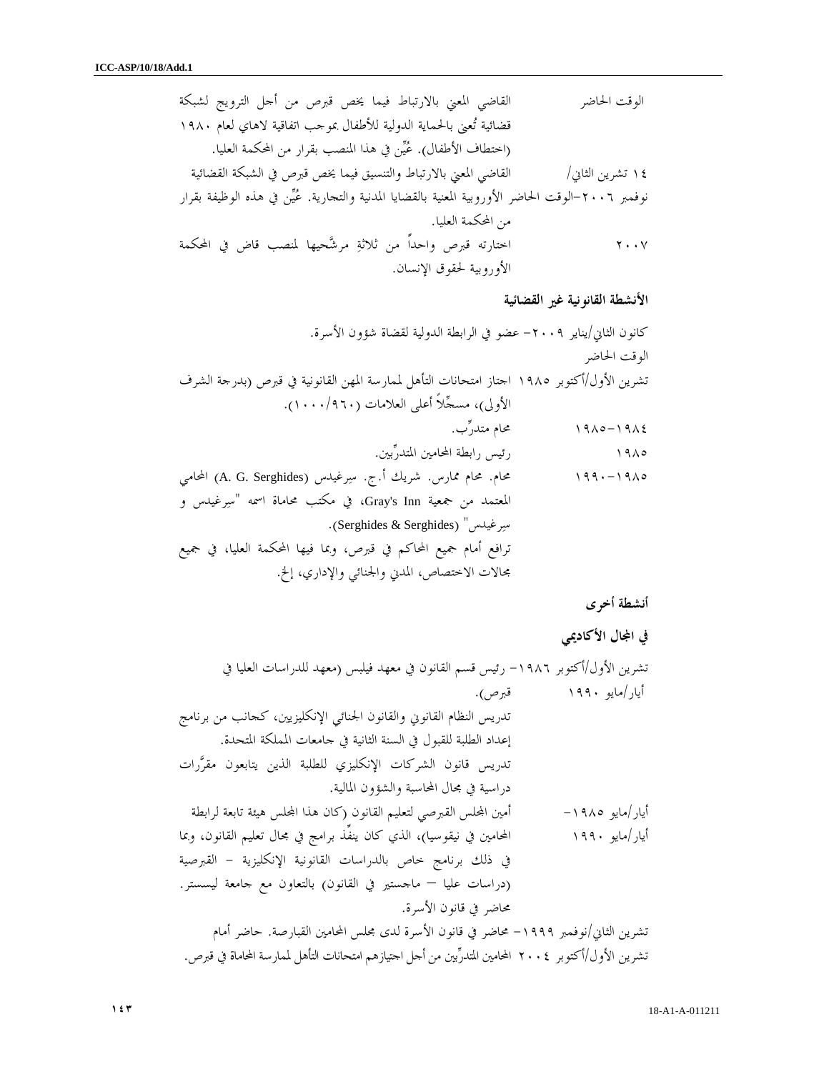الوقت الحاضر — القاضي المعني بالارتباط فيما يخص قبرص من أجل الترويج لشبكة قضائية تُعنى بالحماية الدولية للأطفال بموجب اتفاقية لاهاي لعام ١٩٨٠ (اختطاف الأطفال). عُيِّن في هذا المنصب بقرار من المحكمة العليا.

١٤ تشرين الثاني/نوفمبر ٢٠٠٦–الوقت الحاضر — القاضي المعني بالارتباط والتنسيق فيما يخص قبرص في الشبكة القضائية الأوروبية المعنية بالقضايا المدنية والتجارية. عُيِّن في هذه الوظيفة بقرار من المحكمة العليا.

٢٠٠٧ — اختارته قبرص واحداً من ثلاثةٍ مرشَّحيها لمنصب قاض في المحكمة الأوروبية لحقوق الإنسان.

### الأنشطة القانونية غير القضائية

كانون الثاني/يناير ٢٠٠٩– الوقت الحاضر — عضو في الرابطة الدولية لقضاة شؤون الأسرة.

تشرين الأول/أكتوبر ١٩٨٥ — اجتاز امتحانات التأهل لممارسة المهن القانونية في قبرص (بدرجة الشرف الأولى)، مسجِّلاً أعلى العلامات (٩٦٠/١٠٠٠).

١٩٨٤–١٩٨٥ — محام متدرِّب.

١٩٨٥ — رئيس رابطة المحامين المتدرِّبين.

١٩٨٥–١٩٩٠ — محام. محام ممارس. شريك أ.ج. سِرغيدس (A. G. Serghides) المحامي المعتمد من جمعية Gray's Inn، في مكتب محاماة اسمه "سِرغيدس و سِرغيدس" (Serghides & Serghides).

ترافع أمام جميع المحاكم في قبرص، وبما فيها المحكمة العليا، في جميع مجالات الاختصاص، المدني والجنائي والإداري، إلخ.

### أنشطة أخرى

### في المجال الأكاديمي

تشرين الأول/أكتوبر ١٩٨٦– أيار/مايو ١٩٩٠ — رئيس قسم القانون في معهد فيلبس (معهد للدراسات العليا في قبرص).

تدريس النظام القانوني والقانون الجنائي الإنكليزيين، كجانب من برنامج إعداد الطلبة للقبول في السنة الثانية في جامعات المملكة المتحدة.

تدريس قانون الشركات الإنكليزي للطلبة الذين يتابعون مقرَّرات دراسية في مجال المحاسبة والشؤون المالية.

أيار/مايو ١٩٨٥– أيار/مايو ١٩٩٠ — أمين المجلس القبرصي لتعليم القانون (كان هذا المجلس هيئة تابعة لرابطة المحامين في نيقوسيا)، الذي كان ينفِّذ برامج في مجال تعليم القانون، وبما في ذلك برنامج خاص بالدراسات القانونية الإنكليزية – القبرصية (دراسات عليا – ماجستير في القانون) بالتعاون مع جامعة ليسستر.

محاضر في قانون الأسرة.

تشرين الثاني/نوفمبر ١٩٩٩– محاضر في قانون الأسرة لدى مجلس المحامين القبارصة. حاضر أمام تشرين الأول/أكتوبر ٢٠٠٤ المحامين المتدرِّبين من أجل اجتيازهم امتحانات التأهل لممارسة المحاماة في قبرص.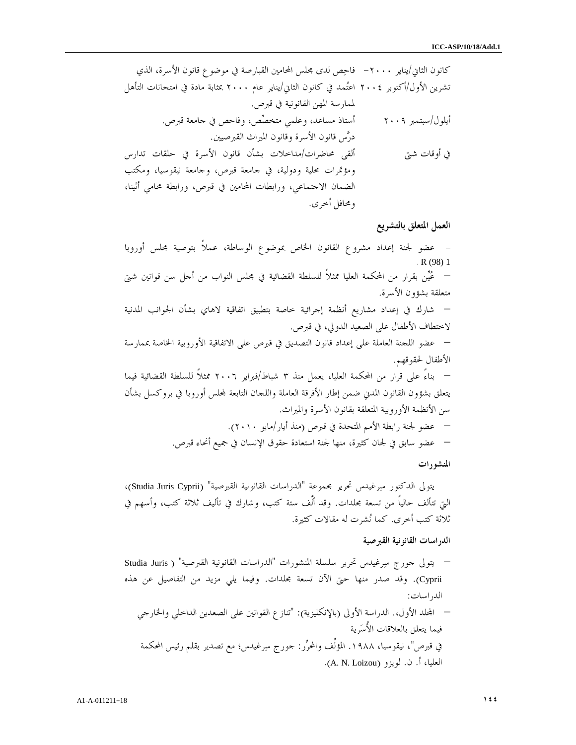كانون الثاني/يناير ٢٠٠٠– تشرين الأول/أكتوبر ٢٠٠٤ فاحص لدى مجلس المحامين القبارصة في موضوع قانون الأسرة، الذي اعتُمد في كانون الثاني/يناير عام ٢٠٠٠ بمثابة مادة في امتحانات التأهل لممارسة المهن القانونية في قبرص.

أيلول/سبتمبر ٢٠٠٩ أستاذ مساعد، وعلمي متخصِّص، وفاحص في جامعة قبرص. درَّس قانون الأسرة وقانون الميراث القبرصيين.

في أوقات شتى ألقى محاضرات/مداخلات بشأن قانون الأسرة في حلقات تدارس ومؤتمرات محلية ودولية، في جامعة قبرص، وجامعة نيقوسيا، ومكتب الضمان الاجتماعي، ورابطات المحامين في قبرص، ورابطة محامي أثينا، ومحافل أخرى.

**العمل المتعلق بالتشريع**

- عضو لجنة إعداد مشروع القانون الخاص بموضوع الوساطة، عملاً بتوصية مجلس أوروبا R (98) 1.
- عُيِّن بقرار من المحكمة العليا ممثلاً للسلطة القضائية في مجلس النواب من أجل سن قوانين شتى متعلقة بشؤون الأسرة.
- شارك في إعداد مشاريع أنظمة إجرائية خاصة بتطبيق اتفاقية لاهاي بشأن الجوانب المدنية لاختطاف الأطفال على الصعيد الدولي، في قبرص.
- عضو اللجنة العاملة على إعداد قانون التصديق في قبرص على الاتفاقية الأوروبية الخاصة بممارسة الأطفال لحقوقهم.
- بناءً على قرار من المحكمة العليا، يعمل منذ ٣ شباط/فبراير ٢٠٠٦ ممثلاً للسلطة القضائية فيما يتعلق بشؤون القانون المدني ضمن إطار الأفرقة العاملة واللجان التابعة لمجلس أوروبا في بروكسل بشأن سن الأنظمة الأوروبية المتعلقة بقانون الأسرة والميراث.
- عضو لجنة رابطة الأمم المتحدة في قبرص (منذ أيار/مايو ٢٠١٠).
- عضو سابق في لجان كثيرة، منها لجنة استعادة حقوق الإنسان في جميع أنحاء قبرص.

**المنشورات**

يتولى الدكتور سِرغيدس تحرير مجموعة "الدراسات القانونية القبرصية" (Studia Juris Cyprii)، التي تتألف حالياً من تسعة مجلدات. وقد ألَّف ستة كتب، وشارك في تأليف ثلاثة كتب، وأسهم في ثلاثة كتب أخرى. كما نُشرت له مقالات كثيرة.

**الدراسات القانونية القبرصية**

- يتولى جورج سِرغيدس تحرير سلسلة المنشورات "الدراسات القانونية القبرصية" (Studia Juris Cyprii). وقد صدر منها حتى الآن تسعة مجلدات. وفيما يلي مزيد من التفاصيل عن هذه الدراسات:
  - المجلد الأول،. الدراسة الأولى (بالإنكليزية): "تنازع القوانين على الصعدين الداخلي والخارجي فيما يتعلق بالعلاقات الأُسَرية في قبرص"، نيقوسيا، ١٩٨٨. المؤلِّف والمحرِّر: جورج سِرغيدس؛ مع تصدير بقلم رئيس المحكمة العليا، أ. ن. لويزو (A. N. Loizou).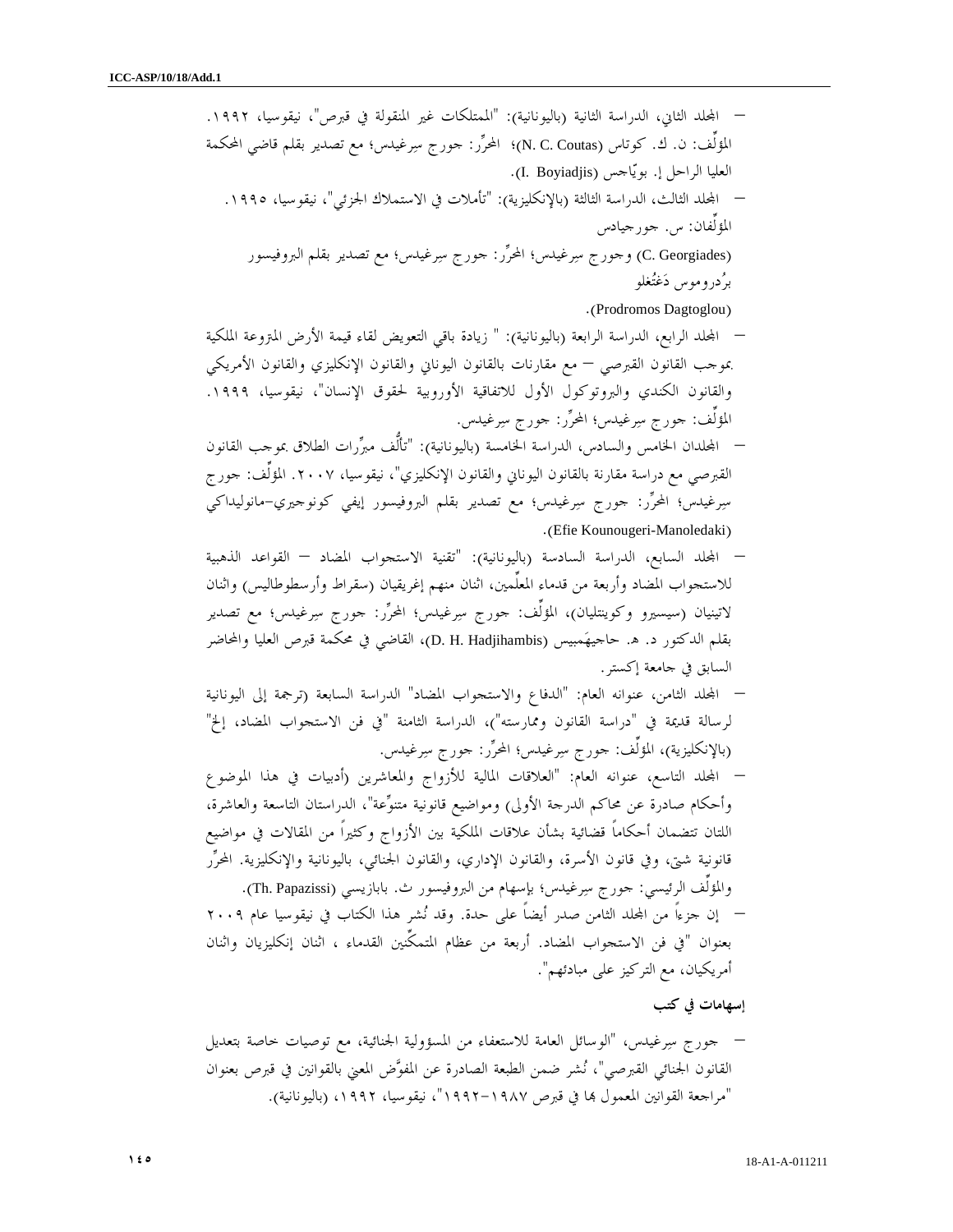- المجلد الثاني، الدراسة الثانية (باليونانية): "الممتلكات غير المنقولة في قبرص"، نيقوسيا، ١٩٩٢. المؤلِّف: ن. ك. كوتاس (N. C. Coutas)؛ المحرِّر: جورج سِرغيدس؛ مع تصدير بقلم قاضي المحكمة العليا الراحل إ. بويّاجس (I. Boyiadjis).
  - المجلد الثالث، الدراسة الثالثة (بالإنكليزية): "تأملات في الاستملاك الجزئي"، نيقوسيا، ١٩٩٥. المؤلِّفان: س. جورجيادس (C. Georgiades) وجورج سِرغيدس؛ المحرِّر: جورج سِرغيدس؛ مع تصدير بقلم البروفيسور برُدروموس دَغتُغلو (Prodromos Dagtoglou).
- المجلد الرابع، الدراسة الرابعة (باليونانية): " زيادة باقي التعويض لقاء قيمة الأرض المتروعة الملكية بموجب القانون القبرصي – مع مقارنات بالقانون اليوناني والقانون الإنكليزي والقانون الأمريكي والقانون الكندي والبروتوكول الأول للاتفاقية الأوروبية لحقوق الإنسان"، نيقوسيا، ١٩٩٩. المؤلِّف: جورج سِرغيدس؛ المحرِّر: جورج سِرغيدس.
- المجلدان الخامس والسادس، الدراسة الخامسة (باليونانية): "تألُّف مبرِّرات الطلاق بموجب القانون القبرصي مع دراسة مقارنة بالقانون اليوناني والقانون الإنكليزي"، نيقوسيا، ٢٠٠٧. المؤلِّف: جورج سِرغيدس؛ المحرِّر: جورج سِرغيدس؛ مع تصدير بقلم البروفيسور إيفي كونوجيري-مانوليداكي (Efie Kounougeri-Manoledaki).
- المجلد السابع، الدراسة السادسة (باليونانية): "تقنية الاستجواب المضاد – القواعد الذهبية للاستجواب المضاد وأربعة من قدماء المعلِّمين، اثنان منهم إغريقيان (سقراط وأرسطوطاليس) واثنان لاتينيان (سيسيرو وكوينتليان)، المؤلِّف: جورج سِرغيدس؛ المحرِّر: جورج سِرغيدس؛ مع تصدير بقلم الدكتور د. هـ. حاجيهَمبيس (D. H. Hadjihambis)، القاضي في محكمة قبرص العليا والمحاضر السابق في جامعة إكستر.
- المجلد الثامن، عنوانه العام: "الدفاع والاستجواب المضاد" الدراسة السابعة (ترجمة إلى اليونانية لرسالة قديمة في "دراسة القانون وممارسته")، الدراسة الثامنة "في فن الاستجواب المضاد، إلخ" (بالإنكليزية)، المؤلِّف: جورج سِرغيدس؛ المحرِّر: جورج سِرغيدس.
- المجلد التاسع، عنوانه العام: "العلاقات المالية للأزواج والمعاشرين (أدبيات في هذا الموضوع وأحكام صادرة عن محاكم الدرجة الأولى) ومواضيع قانونية متنوِّعة"، الدراستان التاسعة والعاشرة، اللتان تتضمنان أحكاماً قضائية بشأن علاقات الملكية بين الأزواج وكثيراً من المقالات في مواضيع قانونية شتى، وفي قانون الأسرة، والقانون الإداري، والقانون الجنائي، باليونانية والإنكليزية. المحرِّر والمؤلِّف الرئيسي: جورج سِرغيدس؛ بإسهام من البروفيسور ث. بابازيسي (Th. Papazissi).
- إن جزءاً من المجلد الثامن صدر أيضاً على حدة. وقد نُشر هذا الكتاب في نيقوسيا عام ٢٠٠٩ بعنوان "في فن الاستجواب المضاد. أربعة من عظام المتمكِّنين القدماء ، اثنان إنكليزيان واثنان أمريكيان، مع التركيز على مبادئهم".

**إسهامات في كتب**

- جورج سِرغيدس، "الوسائل العامة للاستعفاء من المسؤولية الجنائية، مع توصيات خاصة بتعديل القانون الجنائي القبرصي"، نُشر ضمن الطبعة الصادرة عن المفوَّض المعني بالقوانين في قبرص بعنوان "مراجعة القوانين المعمول بها في قبرص ١٩٨٧-١٩٩٢"، نيقوسيا، ١٩٩٢، (باليونانية).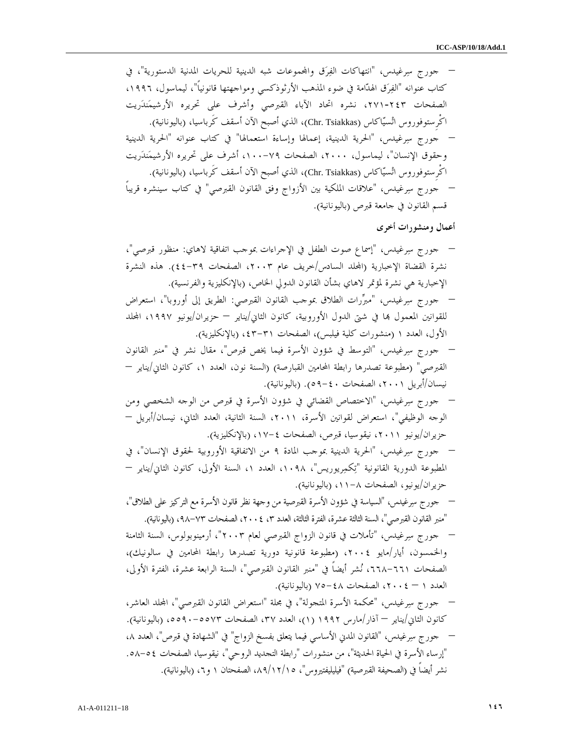- جورج سِرغيدس، "انتهاكات الفِرَق والمجموعات شبه الدينية للحريات المدنية الدستورية"، في كتاب عنوانه "الفِرَق الهدّامة في ضوء المذهب الأرثوذكسي ومواجهتها قانونياً"، ليماسول، ١٩٩٦، الصفحات ٢٤٣-٢٧١، نشره اتحاد الآباء القبرصي وأشرف على تحريره الأرشيمَندَريت اكْرِستوفوروس اتْسيّاكاس (Chr. Tsiakkas)، الذي أصبح الآن أسقف كَرباسيا، (باليونانية).
- جورج سِرغيدس، "الحرية الدينية، إعمالها وإساءة استعمالها" في كتاب عنوانه "الحرية الدينية وحقوق الإنسان"، ليماسول، ٢٠٠٠، الصفحات ٧٩-١٠٠، أشرف على تحريره الأرشيمَندَريت اكْرِستوفوروس اتْسيّاكاس (Chr. Tsiakkas)، الذي أصبح الآن أسقف كَرباسيا، (باليونانية).
- جورج سِرغيدس، "علاقات الملكية بين الأزواج وفق القانون القبرصي" في كتاب سينشره قريباً قسم القانون في جامعة قبرص (باليونانية).

**أعمال ومنشورات أخرى**

- جورج سِرغيدس، "إسماع صوت الطفل في الإجراءات بموجب اتفاقية لاهاي: منظور قبرصي"، نشرة القضاة الإخبارية (المجلد السادس/خريف عام ٢٠٠٣، الصفحات ٣٩-٤٤). هذه النشرة الإخبارية هي نشرة لمؤتمر لاهاي بشأن القانون الدولي الخاص، (بالإنكليزية والفرنسية).
- جورج سِرغيدس، "مبرِّرات الطلاق بموجب القانون القبرصي: الطريق إلى أوروبا"، استعراض للقوانين المعمول بها في شتى الدول الأوروبية، كانون الثاني/يناير – حزيران/يونيو ١٩٩٧، المجلد الأول، العدد ١ (منشورات كلية فيلبس)، الصفحات ٣١-٤٣، (بالإنكليزية).
- جورج سِرغيدس، "التوسط في شؤون الأسرة فيما يخص قبرص"، مقال نشر في "منبر القانون القبرصي" (مطبوعة تصدرها رابطة المحامين القبارصة) (السنة نون، العدد ١، كانون الثاني/يناير – نيسان/أبريل ٢٠٠١، الصفحات ٤٠-٥٩). (باليونانية).
- جورج سِرغيدس، "الاختصاص القضائي في شؤون الأسرة في قبرص من الوجه الشخصي ومن الوجه الوظيفي"، استعراض لقوانين الأسرة، ٢٠١١، السنة الثانية، العدد الثاني، نيسان/أبريل – حزيران/يونيو ٢٠١١، نيقوسيا، قبرص، الصفحات ٤-١٧، (بالإنكليزية).
- جورج سِرغيدس، "الحرية الدينية بموجب المادة ٩ من الاتفاقية الأوروبية لحقوق الإنسان"، في المطبوعة الدورية القانونية "تِكمِريوريس"، ١٠٩٨، العدد ١، السنة الأولى، كانون الثاني/يناير – حزيران/يونيو، الصفحات ٨-١١، (باليونانية).
- جورج سِرغيدس، "السياسة في شؤون الأسرة القبرصية من وجهة نظر قانون الأسرة مع التركيز على الطلاق"، "منبر القانون القبرصي"، السنة الثالثة عشرة، الفترة الثالثة، العدد ٣، ٢٠٠٤، الصفحات ٧٣-٩٨، (باليونانية).
- جورج سِرغيدس، "تأملات في قانون الزواج القبرصي لعام ٢٠٠٣"، أرمينوبولوس، السنة الثامنة والخمسون، أيار/مايو ٢٠٠٤، (مطبوعة قانونية دورية تصدرها رابطة المحامين في سالونيك)، الصفحات ٦٦١-٦٦٨، نُشر أيضاً في "منبر القانون القبرصي"، السنة الرابعة عشرة، الفترة الأولى، العدد ١ – ٢٠٠٤، الصفحات ٤٨-٧٥ (باليونانية).
- جورج سِرغيدس، "محكمة الأسرة المتجولة"، في مجلة "استعراض القانون القبرصي"، المجلد العاشر، كانون الثاني/يناير – آذار/مارس ١٩٩٢ (١)، العدد ٣٧، الصفحات ٥٥٧٣-٥٥٩٠، (باليونانية).
- جورج سِرغيدس، "القانون المدني الأساسي فيما يتعلق بفسخ الزواج" في "الشهادة في قبرص"، العدد ٨، "إرساء الأسرة في الحياة الحديثة"، من منشورات "رابطة التجديد الروحي"، نيقوسيا، الصفحات ٥٤-٥٨. نشر أيضاً في (الصحيفة القبرصية) "فيليفيفتيروس"، ٨٩/١٢/١٥، الصفحتان ١ و٦، (باليونانية).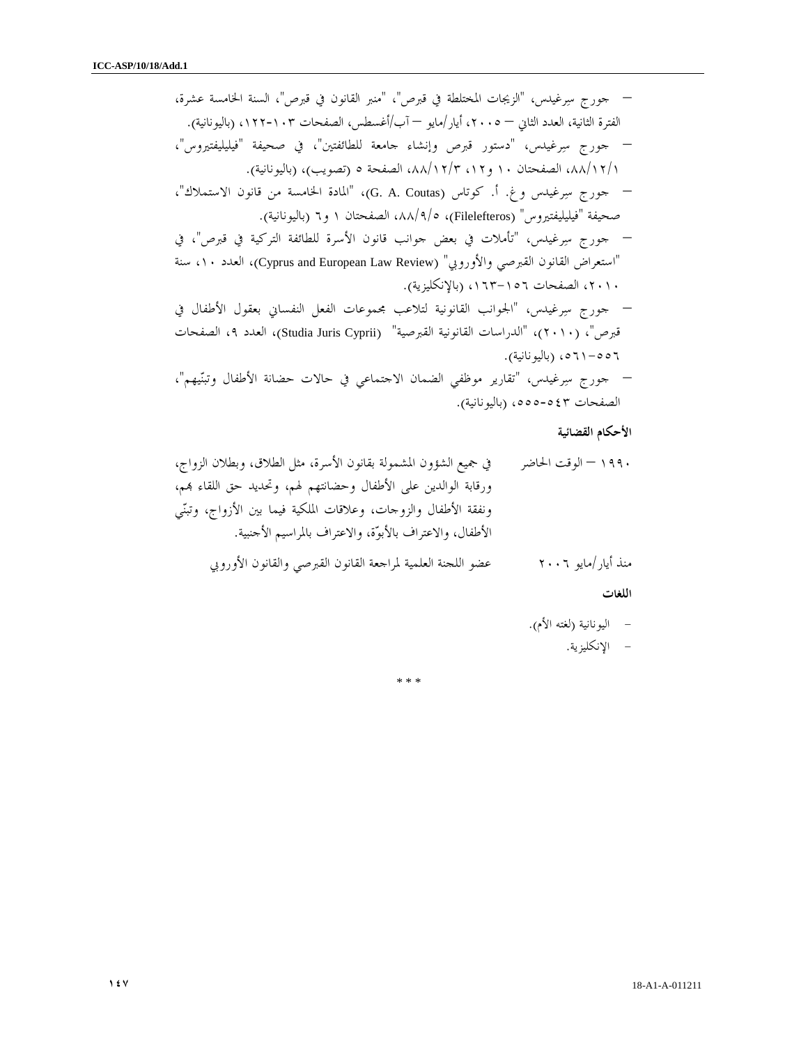- جورج سِرغيدس، "الزيجات المختلطة في قبرص"، "منبر القانون في قبرص"، السنة الخامسة عشرة، الفترة الثانية، العدد الثاني — ٢٠٠٥، أيار/مايو — آب/أغسطس، الصفحات ١٠٣-١٢٢، (باليونانية).
- جورج سِرغيدس، "دستور قبرص وإنشاء جامعة للطائفتين"، في صحيفة "فيليليفتيروس"، ٨٨/١٢/١، الصفحتان ١٠ و١٢، ٨٨/١٢/٣، الصفحة ٥ (تصويب)، (باليونانية).
- جورج سِرغيدس وغ. أ. كوتاس (G. A. Coutas)، "المادة الخامسة من قانون الاستملاك"، صحيفة "فيليليفتيروس" (Filelefteros)، ٨٨/٩/٥، الصفحتان ١ و٦ (باليونانية).
- جورج سِرغيدس، "تأملات في بعض جوانب قانون الأسرة للطائفة التركية في قبرص"، في "استعراض القانون القبرصي والأوروبي" (Cyprus and European Law Review)، العدد ١٠، سنة ٢٠١٠، الصفحات ١٥٦-١٦٣، (بالإنكليزية).
- جورج سِرغيدس، "الجوانب القانونية لتلاعب مجموعات الفعل النفساني بعقول الأطفال في قبرص"، (٢٠١٠)، "الدراسات القانونية القبرصية" (Studia Juris Cyprii)، العدد ٩، الصفحات ٥٥٦-٥٦١، (باليونانية).
- جورج سِرغيدس، "تقارير موظفي الضمان الاجتماعي في حالات حضانة الأطفال وتبنّيهم"، الصفحات ٥٤٣-٥٥٥، (باليونانية).

**الأحكام القضائية**

| | |
|---|---|
| ١٩٩٠ — الوقت الحاضر | في جميع الشؤون المشمولة بقانون الأسرة، مثل الطلاق، وبطلان الزواج، ورقابة الوالدين على الأطفال وحضانتهم لهم، وتحديد حق اللقاء بهم، ونفقة الأطفال والزوجات، وعلاقات الملكية فيما بين الأزواج، وتبنّي الأطفال، والاعتراف بالأبوّة، والاعتراف بالمراسيم الأجنبية. |
| منذ أيار/مايو ٢٠٠٦ | عضو اللجنة العلمية لمراجعة القانون القبرصي والقانون الأوروبي |

**اللغات**

- اليونانية (لغته الأم).
- الإنكليزية.

* * *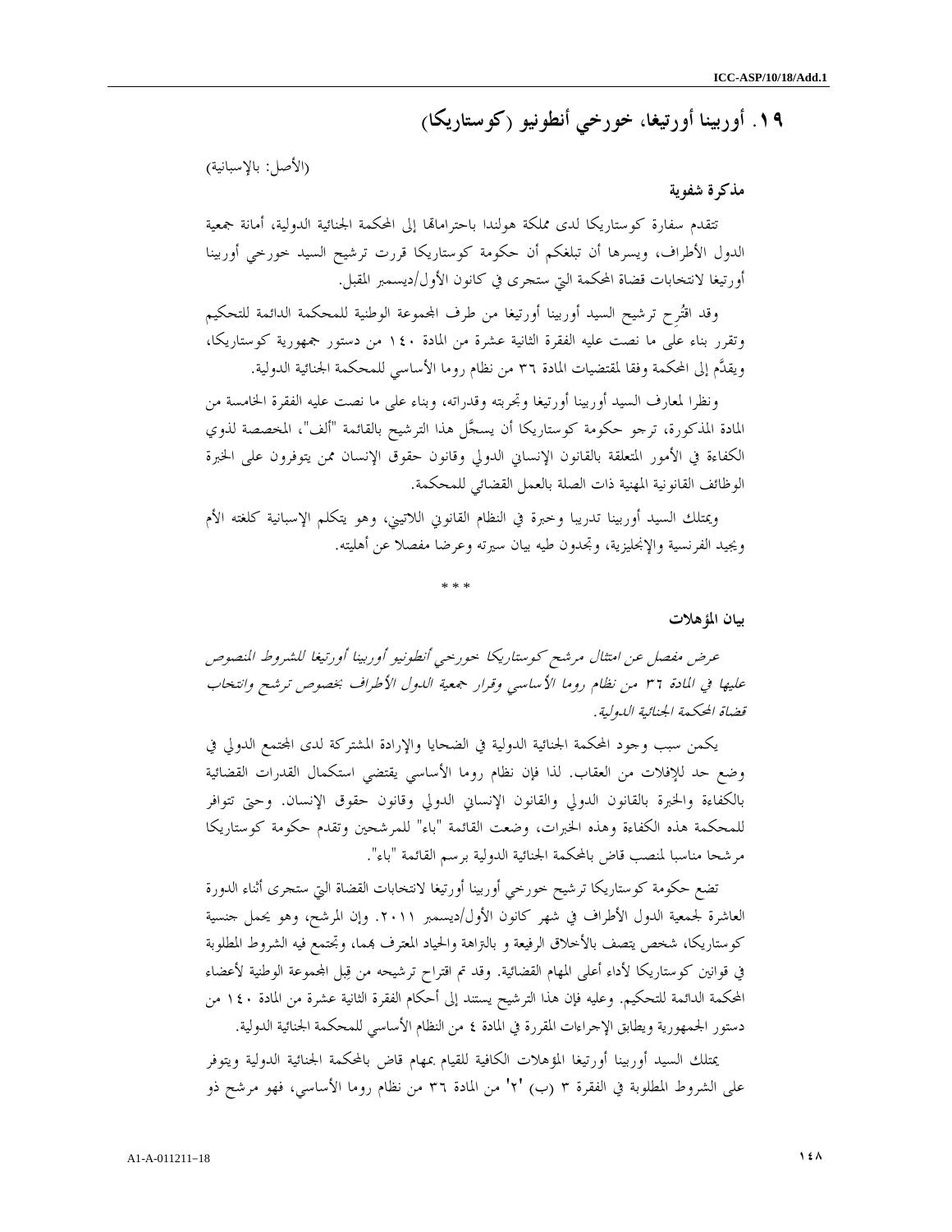## ١٩. أوربينا أورتيغا، خورخي أنطونيو (كوستاريكا)

(الأصل: بالإسبانية)

**مذكرة شفوية**

تتقدم سفارة كوستاريكا لدى مملكة هولندا باحتراماتها إلى المحكمة الجنائية الدولية، أمانة جمعية الدول الأطراف، ويسرها أن تبلغكم أن حكومة كوستاريكا قررت ترشيح السيد خورخي أوربينا أورتيغا لانتخابات قضاة المحكمة التي ستجرى في كانون الأول/ديسمبر المقبل.

وقد اقتُرِح ترشيح السيد أوربينا أورتيغا من طرف المجموعة الوطنية للمحكمة الدائمة للتحكيم وتقرر بناء على ما نصت عليه الفقرة الثانية عشرة من المادة ١٤٠ من دستور جمهورية كوستاريكا، ويقدَّم إلى المحكمة وفقا لمقتضيات المادة ٣٦ من نظام روما الأساسي للمحكمة الجنائية الدولية.

ونظرا لمعارف السيد أوربينا أورتيغا وتجربته وقدراته، وبناء على ما نصت عليه الفقرة الخامسة من المادة المذكورة، ترجو حكومة كوستاريكا أن يسجَّل هذا الترشيح بالقائمة "ألف"، المخصصة لذوي الكفاءة في الأمور المتعلقة بالقانون الإنساني الدولي وقانون حقوق الإنسان ممن يتوفرون على الخبرة الوظائف القانونية المهنية ذات الصلة بالعمل القضائي للمحكمة.

ويمتلك السيد أوربينا تدريبا وخبرة في النظام القانوني اللاتيني، وهو يتكلم الإسبانية كلغته الأم ويجيد الفرنسية والإنجليزية، وتجدون طيه بيان سيرته وعرضا مفصلا عن أهليته.

\* \* \*

**بيان المؤهلات**

*عرض مفصل عن امتثال مرشح كوستاريكا خورخي أنطونيو أوربينا أورتيغا للشروط المنصوص عليها في المادة ٣٦ من نظام روما الأساسي وقرار جمعية الدول الأطراف بخصوص ترشح وانتخاب قضاة المحكمة الجنائية الدولية.*

يكمن سبب وجود المحكمة الجنائية الدولية في الضحايا والإرادة المشتركة لدى المجتمع الدولي في وضع حد للإفلات من العقاب. لذا فإن نظام روما الأساسي يقتضي استكمال القدرات القضائية بالكفاءة والخبرة بالقانون الدولي والقانون الإنساني الدولي وقانون حقوق الإنسان. وحتى تتوافر للمحكمة هذه الكفاءة وهذه الخبرات، وضعت القائمة "باء" للمرشحين وتقدم حكومة كوستاريكا مرشحا مناسبا لمنصب قاض بالمحكمة الجنائية الدولية برسم القائمة "باء".

تضع حكومة كوستاريكا ترشيح خورخي أوربينا أورتيغا لانتخابات القضاة التي ستجرى أثناء الدورة العاشرة لجمعية الدول الأطراف في شهر كانون الأول/ديسمبر ٢٠١١. وإن المرشح، وهو يحمل جنسية كوستاريكا، شخص يتصف بالأخلاق الرفيعة و بالنزاهة والحياد المعترف بهما، وتجتمع فيه الشروط المطلوبة في قوانين كوستاريكا لأداء أعلى المهام القضائية. وقد تم اقتراح ترشيحه من قِبل المجموعة الوطنية لأعضاء المحكمة الدائمة للتحكيم. وعليه فإن هذا الترشيح يستند إلى أحكام الفقرة الثانية عشرة من المادة ١٤٠ من دستور الجمهورية ويطابق الإجراءات المقررة في المادة ٤ من النظام الأساسي للمحكمة الجنائية الدولية.

يمتلك السيد أوربينا أورتيغا المؤهلات الكافية للقيام بمهام قاض بالمحكمة الجنائية الدولية ويتوفر على الشروط المطلوبة في الفقرة ٣ (ب) '٢' من المادة ٣٦ من نظام روما الأساسي، فهو مرشح ذو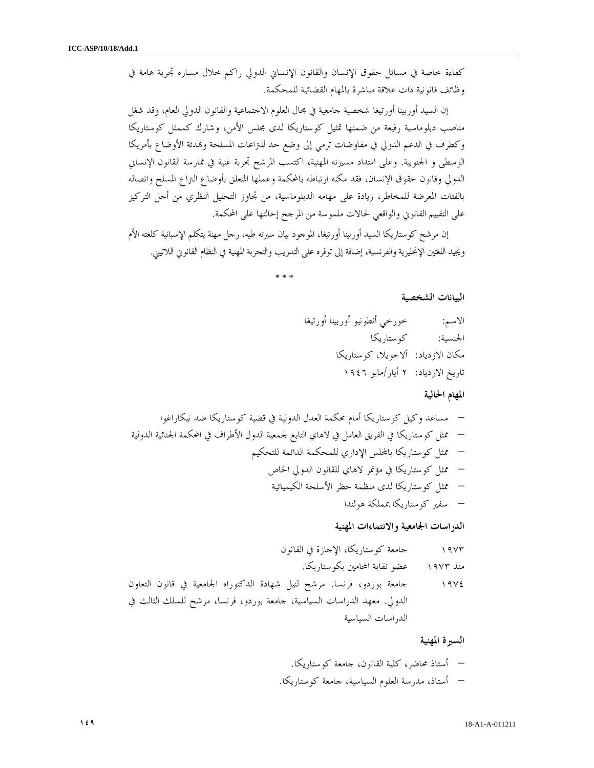كفاءة خاصة في مسائل حقوق الإنسان والقانون الإنساني الدولي راكم خلال مساره تجربة هامة في وظائف قانونية ذات علاقة مباشرة بالمهام القضائية للمحكمة.

إن السيد أوربينا أورتيغا شخصية جامعية في مجال العلوم الاجتماعية والقانون الدولي العام، وقد شغل مناصب دبلوماسية رفيعة من ضمنها تمثيل كوستاريكا لدى مجلس الأمن، وشارك كممثل كوستاريكا وكطرف في الدعم الدولي في مفاوضات ترمي إلى وضع حد للنزاعات المسلحة وتهدئة الأوضاع بأمريكا الوسطى و الجنوبية. وعلى امتداد مسيرته المهنية، اكتسب المرشح تجربة غنية في ممارسة القانون الإنساني الدولي وقانون حقوق الإنسان، فقد مكنه ارتباطه بالمحكمة وعمله المتعلق بأوضاع النزاع المسلح واتصاله بالفئات المعرضة للمخاطر، زيادة على مهامه الدبلوماسية، من تجاوز التحليل النظري من أجل التركيز على التقييم القانوني والواقعي لحالات ملموسة من المرجح إحالتها على المحكمة.

إن مرشح كوستاريكا السيد أوربينا أورتيغا، الموجود بيان سيرته طيه، رجل مهنة يتكلم الإسبانية كلغته الأم ويجيد اللغتين الإنجليزية والفرنسية، إضافة إلى توفره على التدريب والتجربة المهنية في النظام القانوني اللاتيني.

\* \* \*

### البيانات الشخصية

الاسم: خورخي أنطونيو أوربينا أورتيغا

الجنسية: كوستاريكا

مكان الازدياد: ألاخويلا، كوستاريكا

تاريخ الازدياد: ٢ أيار/مايو ١٩٤٦

### المهام الحالية

- مساعد وكيل كوستاريكا أمام محكمة العدل الدولية في قضية كوستاريكا ضد نيكاراغوا
- ممثل كوستاريكا في الفريق العامل في لاهاي التابع لجمعية الدول الأطراف في المحكمة الجنائية الدولية
- ممثل كوستاريكا بالمجلس الإداري للمحكمة الدائمة للتحكيم
- ممثل كوستاريكا في مؤتمر لاهاي للقانون الدولي الخاص
- ممثل كوستاريكا لدى منظمة حظر الأسلحة الكيميائية
- سفير كوستاريكا بمملكة هولندا

### الدراسات الجامعية والانتماءات المهنية

١٩٧٣ جامعة كوستاريكا، الإجازة في القانون

منذ ١٩٧٣ عضو نقابة المحامين بكوستاريكا.

١٩٧٤ جامعة بوردو، فرنسا. مرشح لنيل شهادة الدكتوراه الجامعية في قانون التعاون الدولي. معهد الدراسات السياسية، جامعة بوردو، فرنسا، مرشح للسلك الثالث في الدراسات السياسية

### السيرة المهنية

- أستاذ محاضر، كلية القانون، جامعة كوستاريكا.
- أستاذ، مدرسة العلوم السياسية، جامعة كوستاريكا.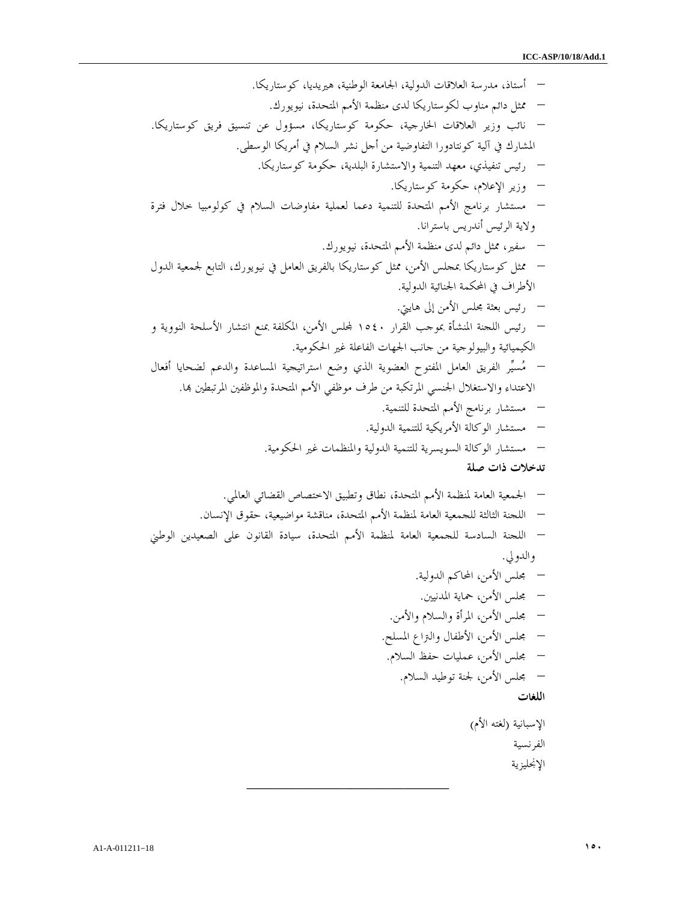- أستاذ، مدرسة العلاقات الدولية، الجامعة الوطنية، هيريديا، كوستاريكا.
- ممثل دائم مناوب لكوستاريكا لدى منظمة الأمم المتحدة، نيويورك.
- نائب وزير العلاقات الخارجية، حكومة كوستاريكا، مسؤول عن تنسيق فريق كوستاريكا. المشارك في آلية كونتادورا التفاوضية من أجل نشر السلام في أمريكا الوسطى.
- رئيس تنفيذي، معهد التنمية والاستشارة البلدية، حكومة كوستاريكا.
- وزير الإعلام، حكومة كوستاريكا.
- مستشار برنامج الأمم المتحدة للتنمية دعما لعملية مفاوضات السلام في كولومبيا خلال فترة ولاية الرئيس أندريس باسترانا.
- سفير، ممثل دائم لدى منظمة الأمم المتحدة، نيويورك.
- ممثل كوستاريكا بمجلس الأمن، ممثل كوستاريكا بالفريق العامل في نيويورك، التابع لجمعية الدول الأطراف في المحكمة الجنائية الدولية.
- رئيس بعثة مجلس الأمن إلى هايتي.
- رئيس اللجنة المنشأة بموجب القرار ١٥٤٠ لمجلس الأمن، المكلفة بمنع انتشار الأسلحة النووية و الكيميائية والبيولوجية من جانب الجهات الفاعلة غير الحكومية.
- مُسيِّر الفريق العامل المفتوح العضوية الذي وضع استراتيجية المساعدة والدعم لضحايا أفعال الاعتداء والاستغلال الجنسي المرتكبة من طرف موظفي الأمم المتحدة والموظفين المرتبطين بها.
- مستشار برنامج الأمم المتحدة للتنمية.
- مستشار الوكالة الأمريكية للتنمية الدولية.
- مستشار الوكالة السويسرية للتنمية الدولية والمنظمات غير الحكومية.

**تدخلات ذات صلة**

- الجمعية العامة لمنظمة الأمم المتحدة، نطاق وتطبيق الاختصاص القضائي العالمي.
- اللجنة الثالثة للجمعية العامة لمنظمة الأمم المتحدة، مناقشة مواضيعية، حقوق الإنسان.
- اللجنة السادسة للجمعية العامة لمنظمة الأمم المتحدة، سيادة القانون على الصعيدين الوطني والدولي.
- مجلس الأمن، المحاكم الدولية.
- مجلس الأمن، حماية المدنيين.
- مجلس الأمن، المرأة والسلام والأمن.
- مجلس الأمن، الأطفال والنزاع المسلح.
- مجلس الأمن، عمليات حفظ السلام.
- مجلس الأمن، لجنة توطيد السلام.

**اللغات**

الإسبانية (لغته الأم)

الفرنسية

الإنجليزية